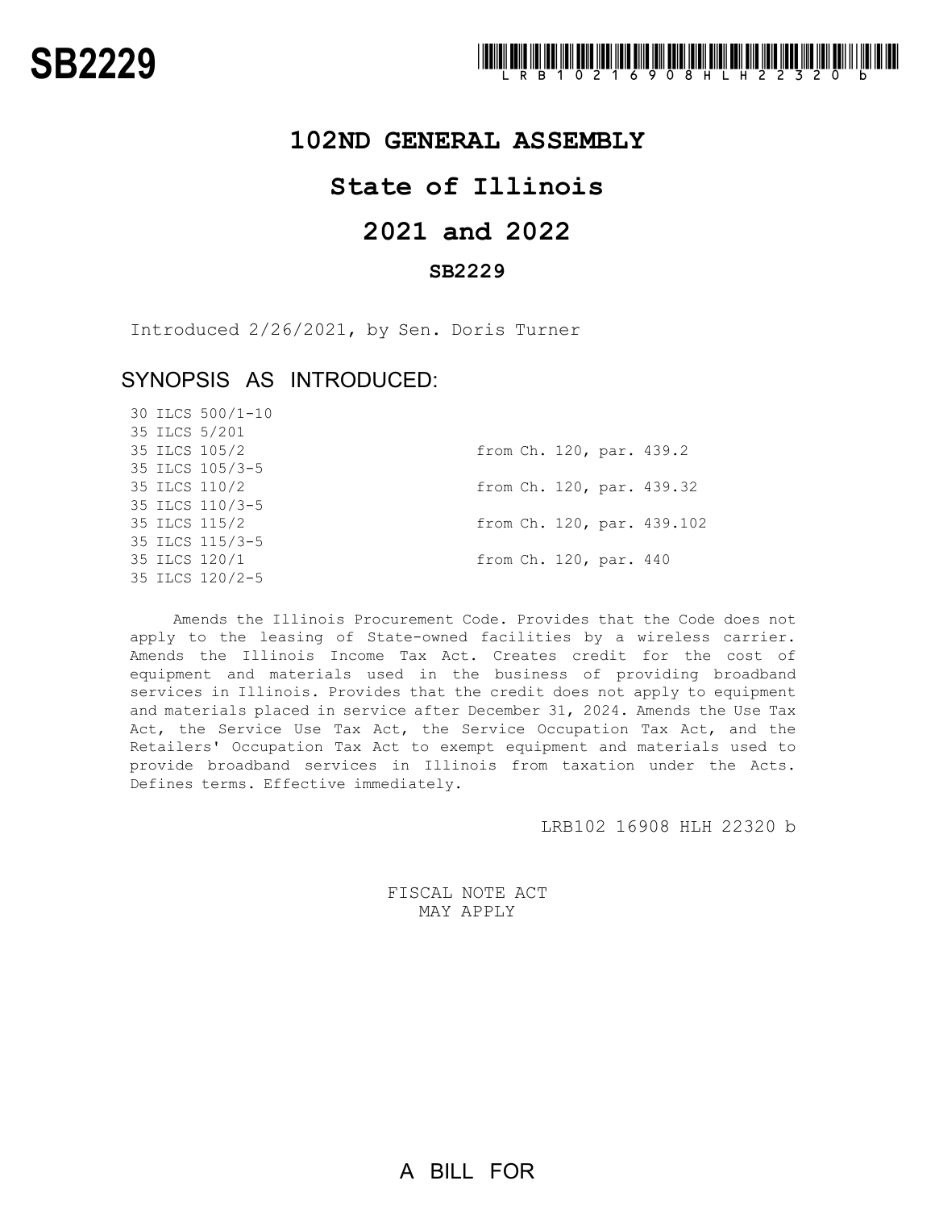**SB2229**

LRB102 16908 HLH 22320 b

# 102ND GENERAL ASSEMBLY

# State of Illinois

# 2021 and 2022

## SB2229

Introduced 2/26/2021, by Sen. Doris Turner

## SYNOPSIS AS INTRODUCED:

| | |
|---|---|
| 30 ILCS 500/1-10 | |
| 35 ILCS 5/201 | |
| 35 ILCS 105/2 | from Ch. 120, par. 439.2 |
| 35 ILCS 105/3-5 | |
| 35 ILCS 110/2 | from Ch. 120, par. 439.32 |
| 35 ILCS 110/3-5 | |
| 35 ILCS 115/2 | from Ch. 120, par. 439.102 |
| 35 ILCS 115/3-5 | |
| 35 ILCS 120/1 | from Ch. 120, par. 440 |
| 35 ILCS 120/2-5 | |

Amends the Illinois Procurement Code. Provides that the Code does not apply to the leasing of State-owned facilities by a wireless carrier. Amends the Illinois Income Tax Act. Creates credit for the cost of equipment and materials used in the business of providing broadband services in Illinois. Provides that the credit does not apply to equipment and materials placed in service after December 31, 2024. Amends the Use Tax Act, the Service Use Tax Act, the Service Occupation Tax Act, and the Retailers' Occupation Tax Act to exempt equipment and materials used to provide broadband services in Illinois from taxation under the Acts. Defines terms. Effective immediately.

LRB102 16908 HLH 22320 b

FISCAL NOTE ACT
MAY APPLY

A BILL FOR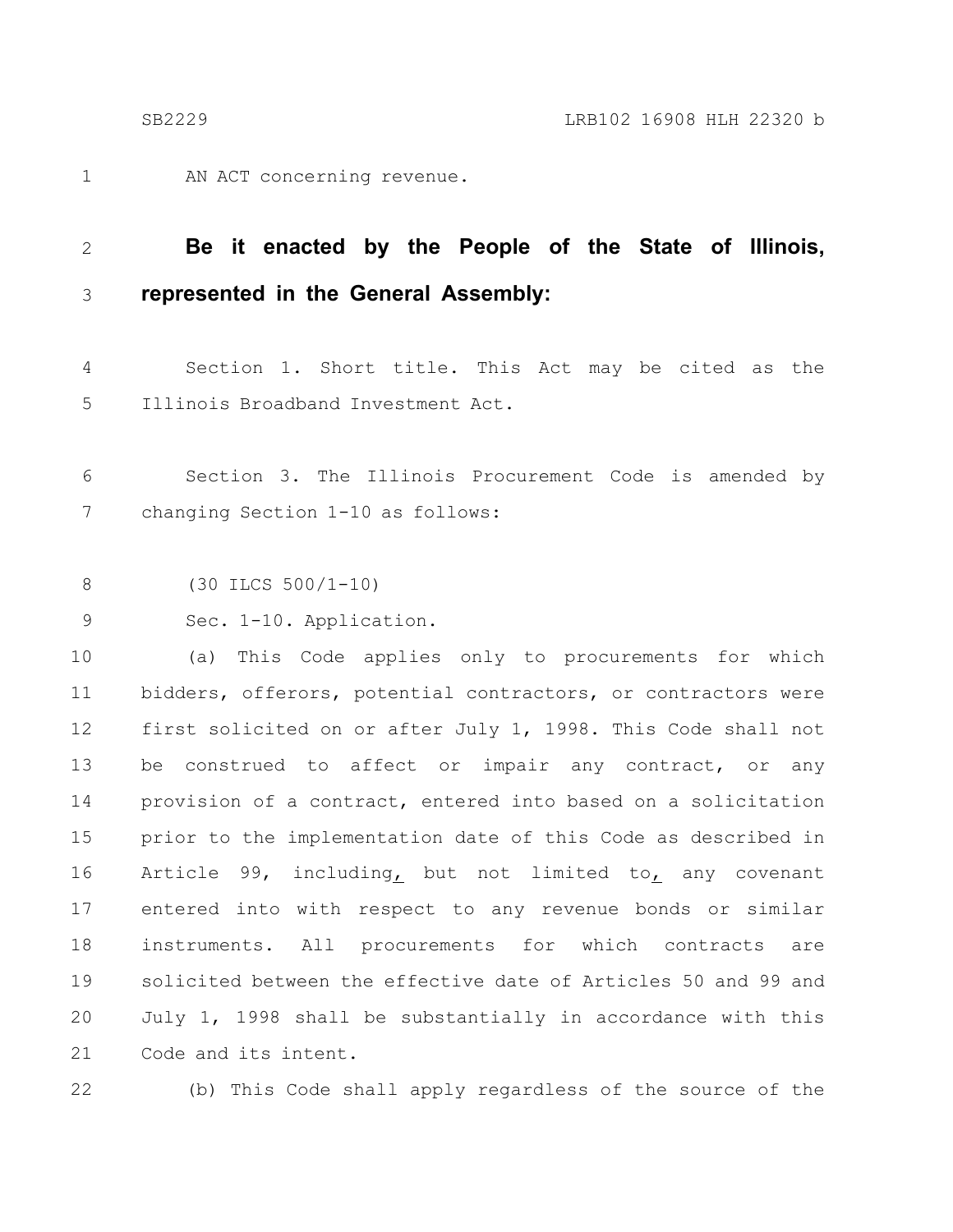AN ACT concerning revenue.

**Be it enacted by the People of the State of Illinois, represented in the General Assembly:**

Section 1. Short title. This Act may be cited as the Illinois Broadband Investment Act.

Section 3. The Illinois Procurement Code is amended by changing Section 1-10 as follows:

(30 ILCS 500/1-10)

Sec. 1-10. Application.

(a) This Code applies only to procurements for which bidders, offerors, potential contractors, or contractors were first solicited on or after July 1, 1998. This Code shall not be construed to affect or impair any contract, or any provision of a contract, entered into based on a solicitation prior to the implementation date of this Code as described in Article 99, including, but not limited to, any covenant entered into with respect to any revenue bonds or similar instruments. All procurements for which contracts are solicited between the effective date of Articles 50 and 99 and July 1, 1998 shall be substantially in accordance with this Code and its intent.

(b) This Code shall apply regardless of the source of the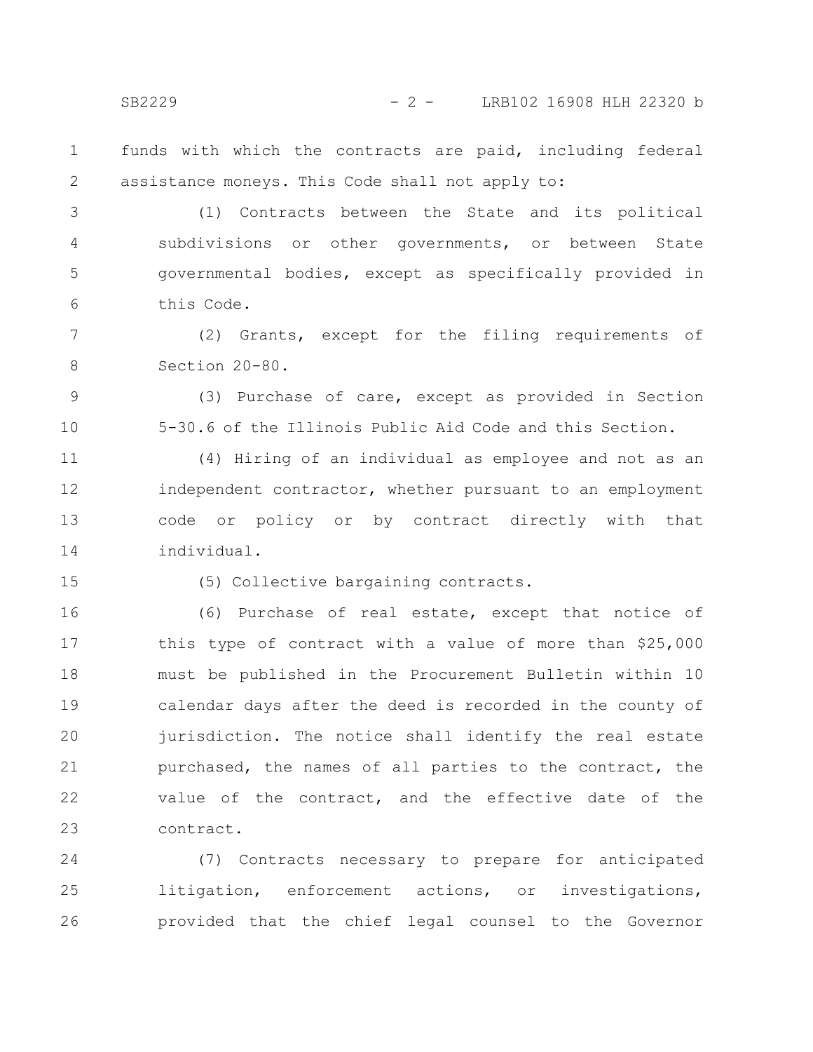funds with which the contracts are paid, including federal assistance moneys. This Code shall not apply to:

(1) Contracts between the State and its political subdivisions or other governments, or between State governmental bodies, except as specifically provided in this Code.

(2) Grants, except for the filing requirements of Section 20-80.

(3) Purchase of care, except as provided in Section 5-30.6 of the Illinois Public Aid Code and this Section.

(4) Hiring of an individual as employee and not as an independent contractor, whether pursuant to an employment code or policy or by contract directly with that individual.

(5) Collective bargaining contracts.

(6) Purchase of real estate, except that notice of this type of contract with a value of more than $25,000 must be published in the Procurement Bulletin within 10 calendar days after the deed is recorded in the county of jurisdiction. The notice shall identify the real estate purchased, the names of all parties to the contract, the value of the contract, and the effective date of the contract.

(7) Contracts necessary to prepare for anticipated litigation, enforcement actions, or investigations, provided that the chief legal counsel to the Governor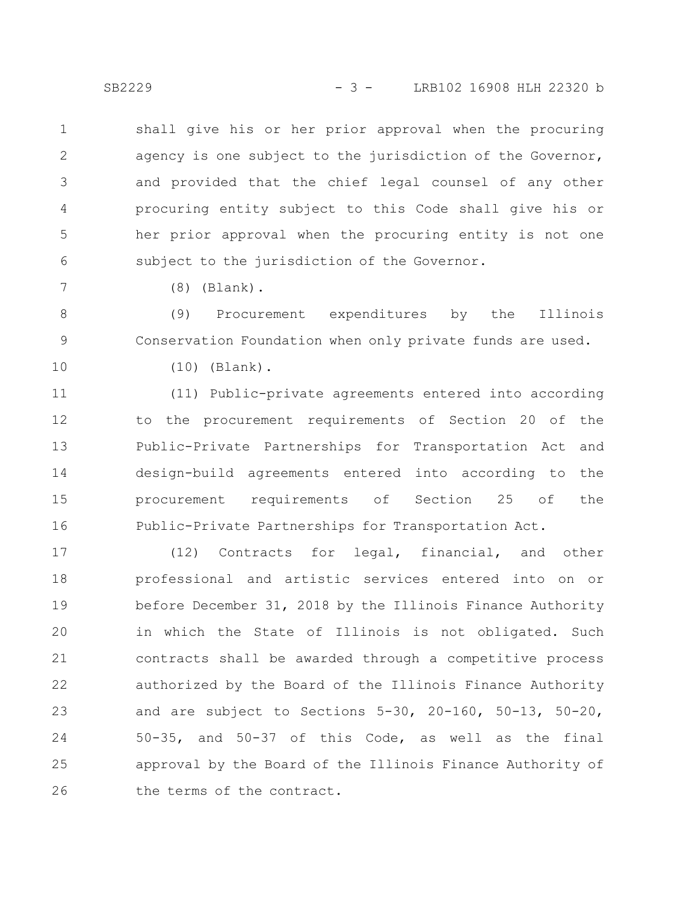shall give his or her prior approval when the procuring agency is one subject to the jurisdiction of the Governor, and provided that the chief legal counsel of any other procuring entity subject to this Code shall give his or her prior approval when the procuring entity is not one subject to the jurisdiction of the Governor.

(8) (Blank).

(9) Procurement expenditures by the Illinois Conservation Foundation when only private funds are used.

(10) (Blank).

(11) Public-private agreements entered into according to the procurement requirements of Section 20 of the Public-Private Partnerships for Transportation Act and design-build agreements entered into according to the procurement requirements of Section 25 of the Public-Private Partnerships for Transportation Act.

(12) Contracts for legal, financial, and other professional and artistic services entered into on or before December 31, 2018 by the Illinois Finance Authority in which the State of Illinois is not obligated. Such contracts shall be awarded through a competitive process authorized by the Board of the Illinois Finance Authority and are subject to Sections 5-30, 20-160, 50-13, 50-20, 50-35, and 50-37 of this Code, as well as the final approval by the Board of the Illinois Finance Authority of the terms of the contract.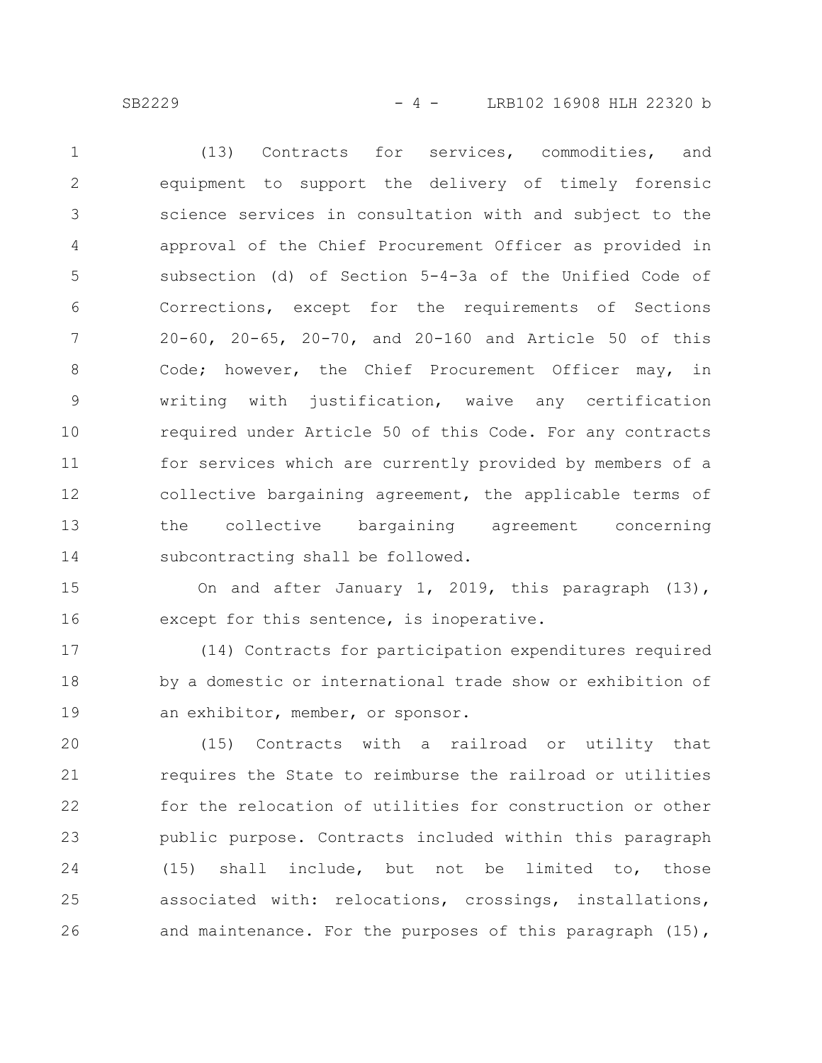(13) Contracts for services, commodities, and equipment to support the delivery of timely forensic science services in consultation with and subject to the approval of the Chief Procurement Officer as provided in subsection (d) of Section 5-4-3a of the Unified Code of Corrections, except for the requirements of Sections 20-60, 20-65, 20-70, and 20-160 and Article 50 of this Code; however, the Chief Procurement Officer may, in writing with justification, waive any certification required under Article 50 of this Code. For any contracts for services which are currently provided by members of a collective bargaining agreement, the applicable terms of the collective bargaining agreement concerning subcontracting shall be followed.

On and after January 1, 2019, this paragraph (13), except for this sentence, is inoperative.

(14) Contracts for participation expenditures required by a domestic or international trade show or exhibition of an exhibitor, member, or sponsor.

(15) Contracts with a railroad or utility that requires the State to reimburse the railroad or utilities for the relocation of utilities for construction or other public purpose. Contracts included within this paragraph (15) shall include, but not be limited to, those associated with: relocations, crossings, installations, and maintenance. For the purposes of this paragraph (15),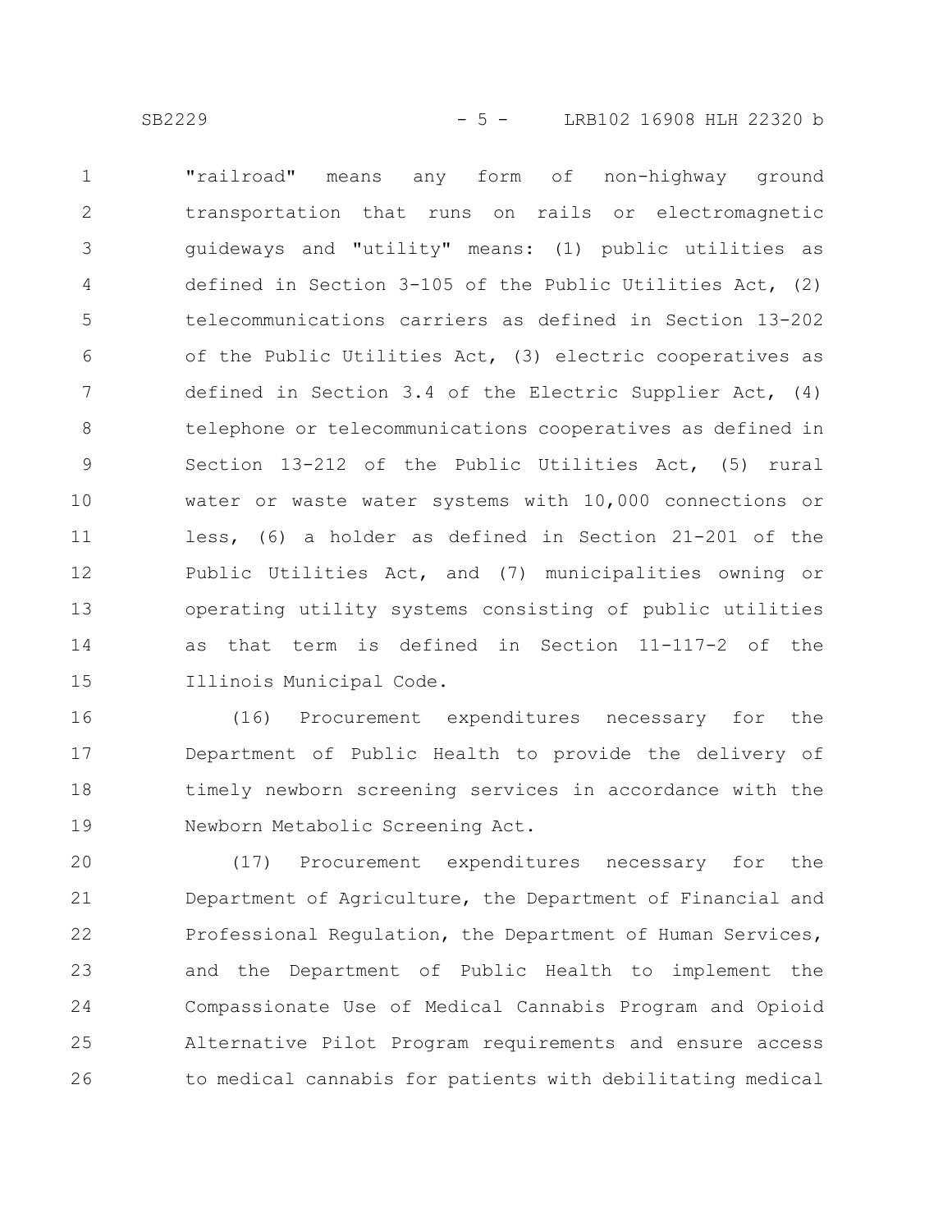"railroad" means any form of non-highway ground transportation that runs on rails or electromagnetic guideways and "utility" means: (1) public utilities as defined in Section 3-105 of the Public Utilities Act, (2) telecommunications carriers as defined in Section 13-202 of the Public Utilities Act, (3) electric cooperatives as defined in Section 3.4 of the Electric Supplier Act, (4) telephone or telecommunications cooperatives as defined in Section 13-212 of the Public Utilities Act, (5) rural water or waste water systems with 10,000 connections or less, (6) a holder as defined in Section 21-201 of the Public Utilities Act, and (7) municipalities owning or operating utility systems consisting of public utilities as that term is defined in Section 11-117-2 of the Illinois Municipal Code.

(16) Procurement expenditures necessary for the Department of Public Health to provide the delivery of timely newborn screening services in accordance with the Newborn Metabolic Screening Act.

(17) Procurement expenditures necessary for the Department of Agriculture, the Department of Financial and Professional Regulation, the Department of Human Services, and the Department of Public Health to implement the Compassionate Use of Medical Cannabis Program and Opioid Alternative Pilot Program requirements and ensure access to medical cannabis for patients with debilitating medical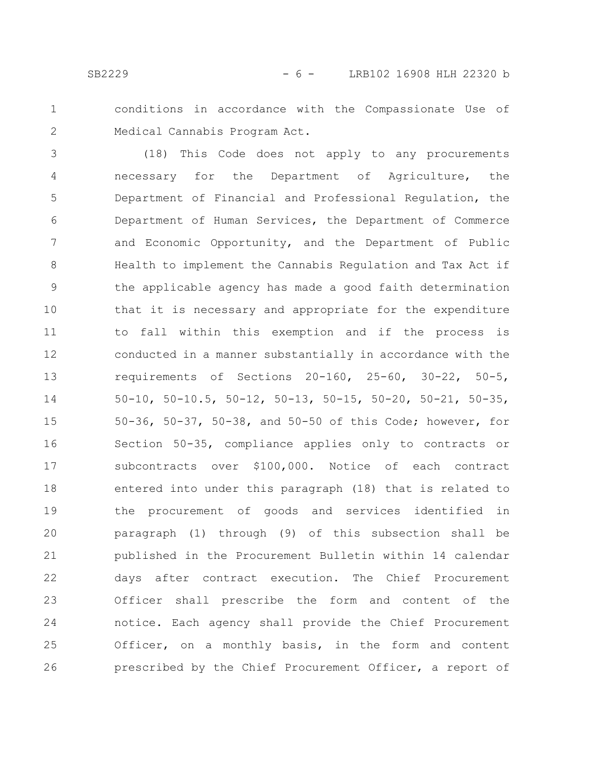conditions in accordance with the Compassionate Use of Medical Cannabis Program Act.

(18) This Code does not apply to any procurements necessary for the Department of Agriculture, the Department of Financial and Professional Regulation, the Department of Human Services, the Department of Commerce and Economic Opportunity, and the Department of Public Health to implement the Cannabis Regulation and Tax Act if the applicable agency has made a good faith determination that it is necessary and appropriate for the expenditure to fall within this exemption and if the process is conducted in a manner substantially in accordance with the requirements of Sections 20-160, 25-60, 30-22, 50-5, 50-10, 50-10.5, 50-12, 50-13, 50-15, 50-20, 50-21, 50-35, 50-36, 50-37, 50-38, and 50-50 of this Code; however, for Section 50-35, compliance applies only to contracts or subcontracts over $100,000. Notice of each contract entered into under this paragraph (18) that is related to the procurement of goods and services identified in paragraph (1) through (9) of this subsection shall be published in the Procurement Bulletin within 14 calendar days after contract execution. The Chief Procurement Officer shall prescribe the form and content of the notice. Each agency shall provide the Chief Procurement Officer, on a monthly basis, in the form and content prescribed by the Chief Procurement Officer, a report of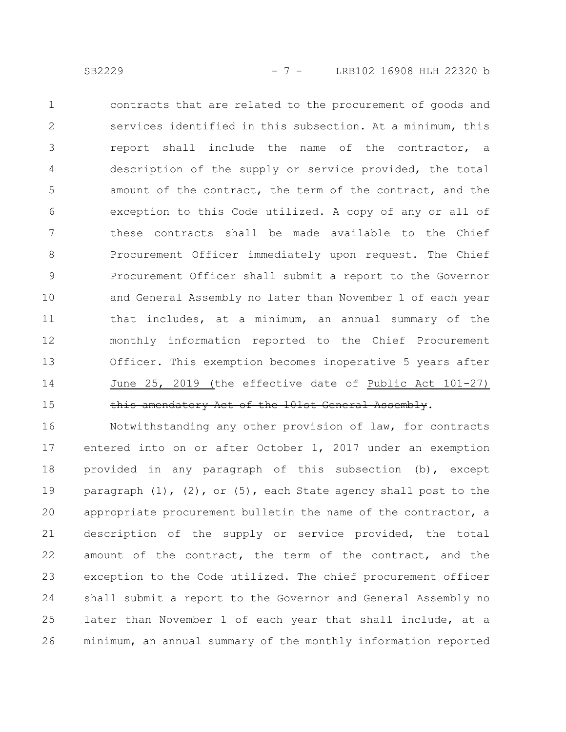contracts that are related to the procurement of goods and services identified in this subsection. At a minimum, this report shall include the name of the contractor, a description of the supply or service provided, the total amount of the contract, the term of the contract, and the exception to this Code utilized. A copy of any or all of these contracts shall be made available to the Chief Procurement Officer immediately upon request. The Chief Procurement Officer shall submit a report to the Governor and General Assembly no later than November 1 of each year that includes, at a minimum, an annual summary of the monthly information reported to the Chief Procurement Officer. This exemption becomes inoperative 5 years after June 25, 2019 (the effective date of Public Act 101-27) ~~this amendatory Act of the 101st General Assembly~~.

Notwithstanding any other provision of law, for contracts entered into on or after October 1, 2017 under an exemption provided in any paragraph of this subsection (b), except paragraph (1), (2), or (5), each State agency shall post to the appropriate procurement bulletin the name of the contractor, a description of the supply or service provided, the total amount of the contract, the term of the contract, and the exception to the Code utilized. The chief procurement officer shall submit a report to the Governor and General Assembly no later than November 1 of each year that shall include, at a minimum, an annual summary of the monthly information reported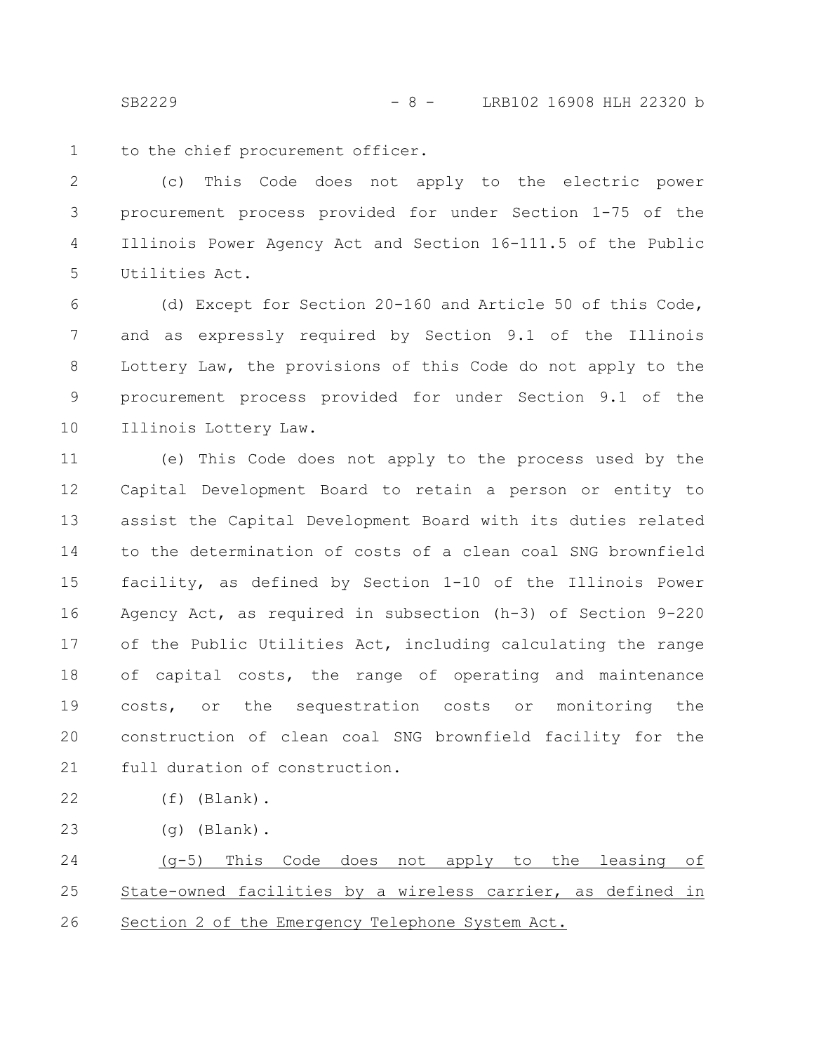to the chief procurement officer.

(c) This Code does not apply to the electric power procurement process provided for under Section 1-75 of the Illinois Power Agency Act and Section 16-111.5 of the Public Utilities Act.

(d) Except for Section 20-160 and Article 50 of this Code, and as expressly required by Section 9.1 of the Illinois Lottery Law, the provisions of this Code do not apply to the procurement process provided for under Section 9.1 of the Illinois Lottery Law.

(e) This Code does not apply to the process used by the Capital Development Board to retain a person or entity to assist the Capital Development Board with its duties related to the determination of costs of a clean coal SNG brownfield facility, as defined by Section 1-10 of the Illinois Power Agency Act, as required in subsection (h-3) of Section 9-220 of the Public Utilities Act, including calculating the range of capital costs, the range of operating and maintenance costs, or the sequestration costs or monitoring the construction of clean coal SNG brownfield facility for the full duration of construction.

(f) (Blank).

(g) (Blank).

<u>(g-5) This Code does not apply to the leasing of State-owned facilities by a wireless carrier, as defined in Section 2 of the Emergency Telephone System Act.</u>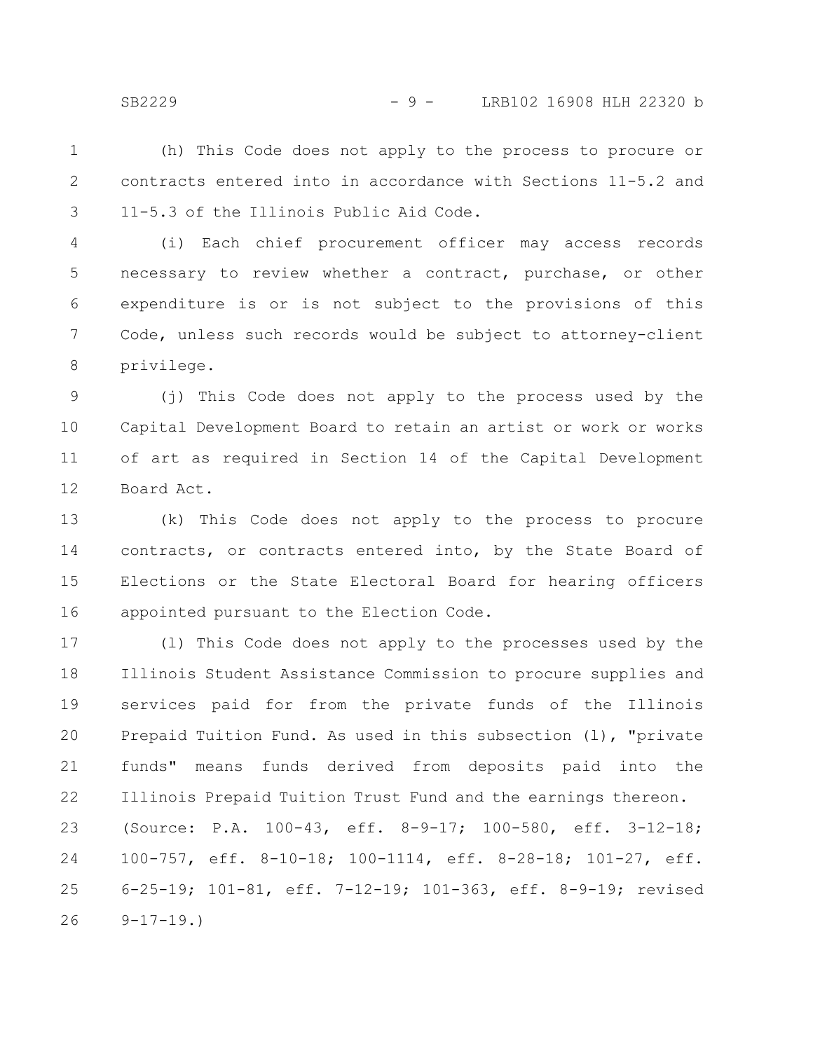(h) This Code does not apply to the process to procure or contracts entered into in accordance with Sections 11-5.2 and 11-5.3 of the Illinois Public Aid Code.

(i) Each chief procurement officer may access records necessary to review whether a contract, purchase, or other expenditure is or is not subject to the provisions of this Code, unless such records would be subject to attorney-client privilege.

(j) This Code does not apply to the process used by the Capital Development Board to retain an artist or work or works of art as required in Section 14 of the Capital Development Board Act.

(k) This Code does not apply to the process to procure contracts, or contracts entered into, by the State Board of Elections or the State Electoral Board for hearing officers appointed pursuant to the Election Code.

(l) This Code does not apply to the processes used by the Illinois Student Assistance Commission to procure supplies and services paid for from the private funds of the Illinois Prepaid Tuition Fund. As used in this subsection (l), "private funds" means funds derived from deposits paid into the Illinois Prepaid Tuition Trust Fund and the earnings thereon.

(Source: P.A. 100-43, eff. 8-9-17; 100-580, eff. 3-12-18; 100-757, eff. 8-10-18; 100-1114, eff. 8-28-18; 101-27, eff. 6-25-19; 101-81, eff. 7-12-19; 101-363, eff. 8-9-19; revised 9-17-19.)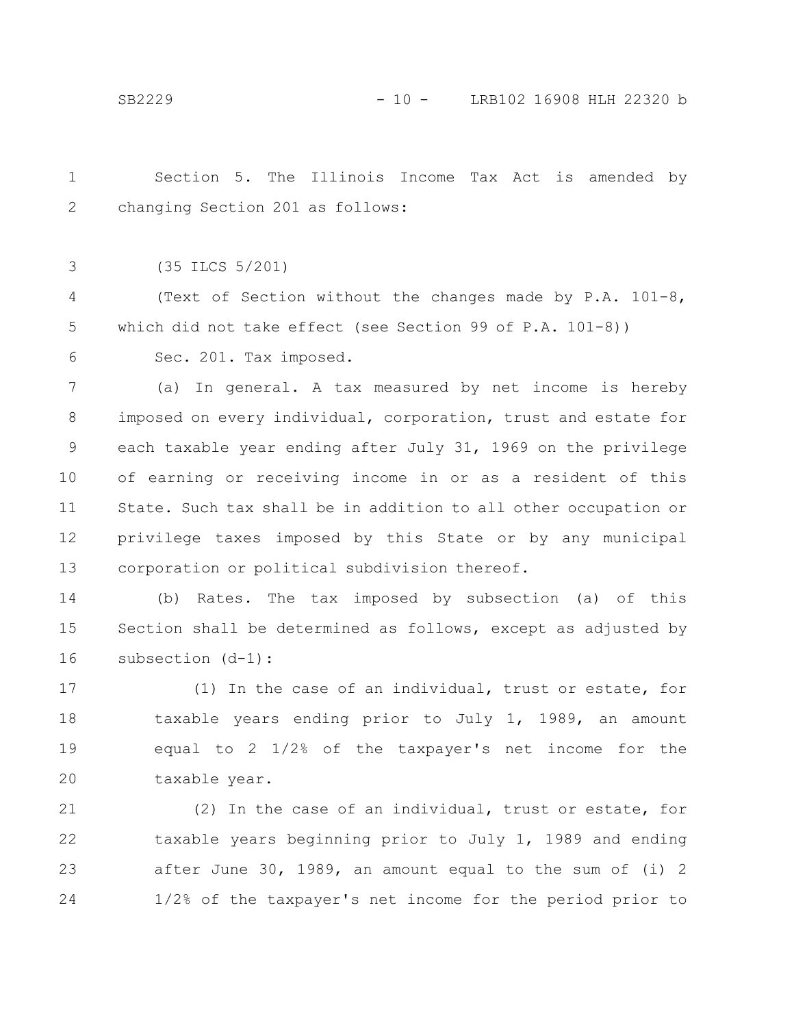Section 5. The Illinois Income Tax Act is amended by changing Section 201 as follows:

(35 ILCS 5/201)

(Text of Section without the changes made by P.A. 101-8, which did not take effect (see Section 99 of P.A. 101-8))

Sec. 201. Tax imposed.

(a) In general. A tax measured by net income is hereby imposed on every individual, corporation, trust and estate for each taxable year ending after July 31, 1969 on the privilege of earning or receiving income in or as a resident of this State. Such tax shall be in addition to all other occupation or privilege taxes imposed by this State or by any municipal corporation or political subdivision thereof.

(b) Rates. The tax imposed by subsection (a) of this Section shall be determined as follows, except as adjusted by subsection (d-1):

(1) In the case of an individual, trust or estate, for taxable years ending prior to July 1, 1989, an amount equal to 2 1/2% of the taxpayer's net income for the taxable year.

(2) In the case of an individual, trust or estate, for taxable years beginning prior to July 1, 1989 and ending after June 30, 1989, an amount equal to the sum of (i) 2 1/2% of the taxpayer's net income for the period prior to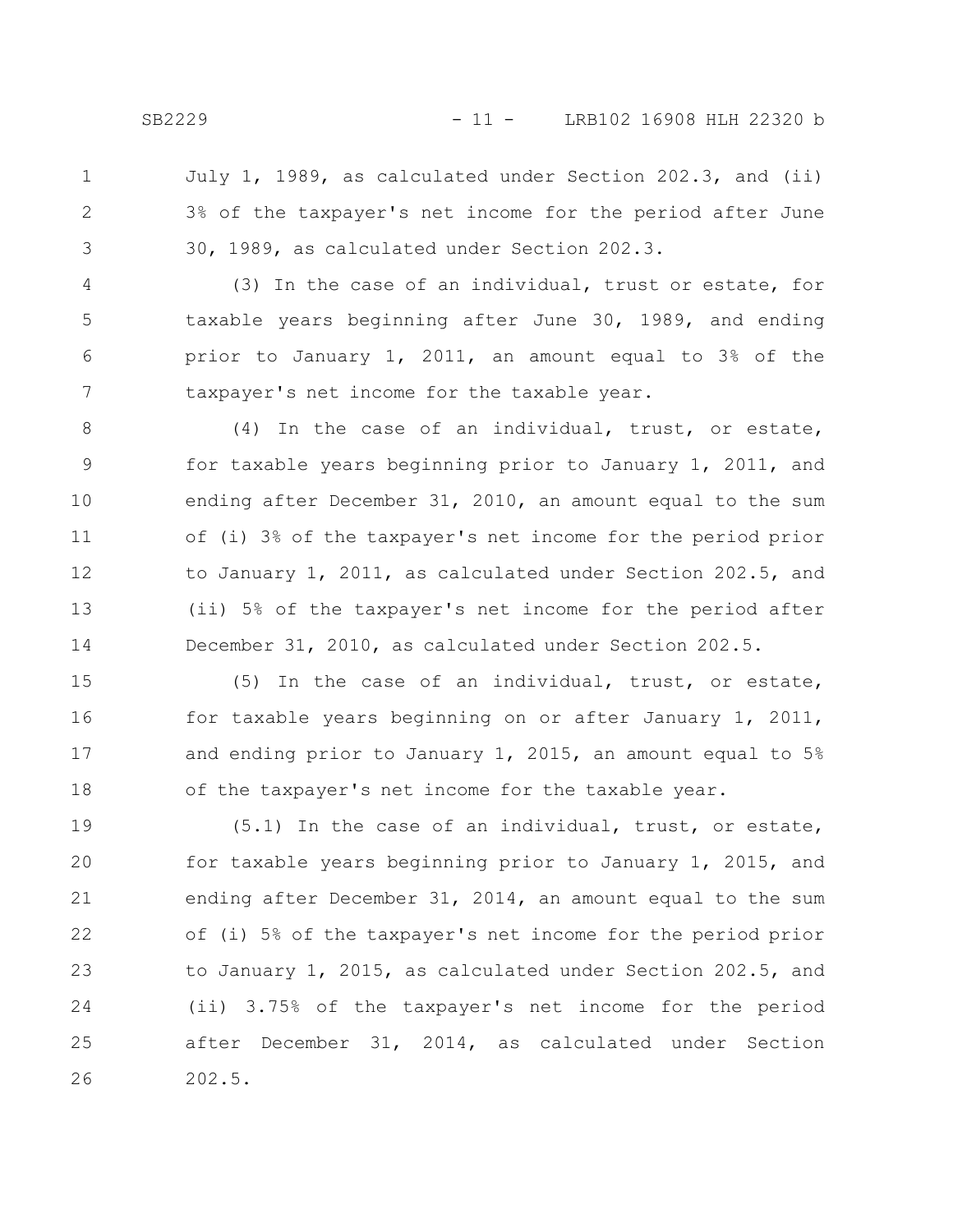July 1, 1989, as calculated under Section 202.3, and (ii) 3% of the taxpayer's net income for the period after June 30, 1989, as calculated under Section 202.3.

(3) In the case of an individual, trust or estate, for taxable years beginning after June 30, 1989, and ending prior to January 1, 2011, an amount equal to 3% of the taxpayer's net income for the taxable year.

(4) In the case of an individual, trust, or estate, for taxable years beginning prior to January 1, 2011, and ending after December 31, 2010, an amount equal to the sum of (i) 3% of the taxpayer's net income for the period prior to January 1, 2011, as calculated under Section 202.5, and (ii) 5% of the taxpayer's net income for the period after December 31, 2010, as calculated under Section 202.5.

(5) In the case of an individual, trust, or estate, for taxable years beginning on or after January 1, 2011, and ending prior to January 1, 2015, an amount equal to 5% of the taxpayer's net income for the taxable year.

(5.1) In the case of an individual, trust, or estate, for taxable years beginning prior to January 1, 2015, and ending after December 31, 2014, an amount equal to the sum of (i) 5% of the taxpayer's net income for the period prior to January 1, 2015, as calculated under Section 202.5, and (ii) 3.75% of the taxpayer's net income for the period after December 31, 2014, as calculated under Section 202.5.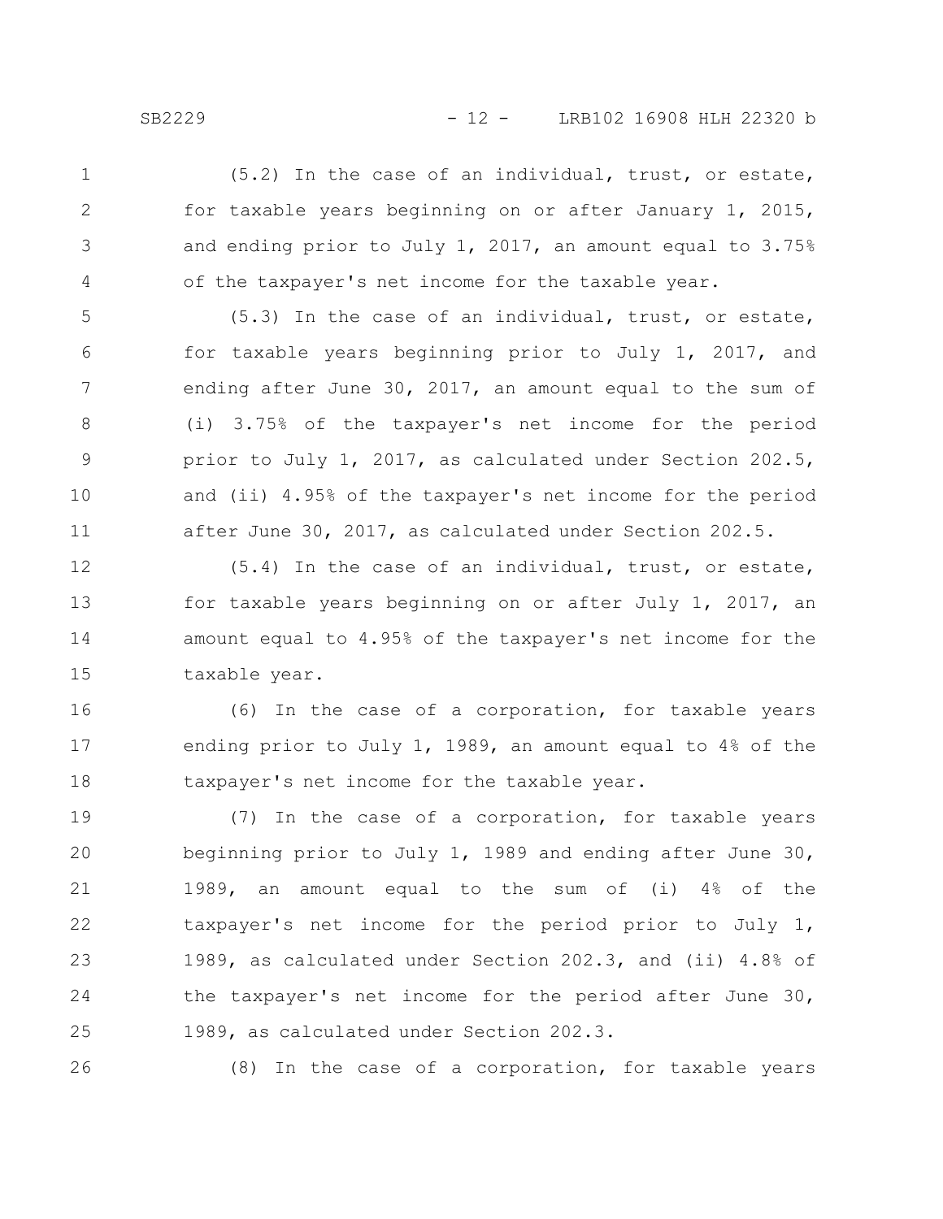(5.2) In the case of an individual, trust, or estate, for taxable years beginning on or after January 1, 2015, and ending prior to July 1, 2017, an amount equal to 3.75% of the taxpayer's net income for the taxable year.

(5.3) In the case of an individual, trust, or estate, for taxable years beginning prior to July 1, 2017, and ending after June 30, 2017, an amount equal to the sum of (i) 3.75% of the taxpayer's net income for the period prior to July 1, 2017, as calculated under Section 202.5, and (ii) 4.95% of the taxpayer's net income for the period after June 30, 2017, as calculated under Section 202.5.

(5.4) In the case of an individual, trust, or estate, for taxable years beginning on or after July 1, 2017, an amount equal to 4.95% of the taxpayer's net income for the taxable year.

(6) In the case of a corporation, for taxable years ending prior to July 1, 1989, an amount equal to 4% of the taxpayer's net income for the taxable year.

(7) In the case of a corporation, for taxable years beginning prior to July 1, 1989 and ending after June 30, 1989, an amount equal to the sum of (i) 4% of the taxpayer's net income for the period prior to July 1, 1989, as calculated under Section 202.3, and (ii) 4.8% of the taxpayer's net income for the period after June 30, 1989, as calculated under Section 202.3.

(8) In the case of a corporation, for taxable years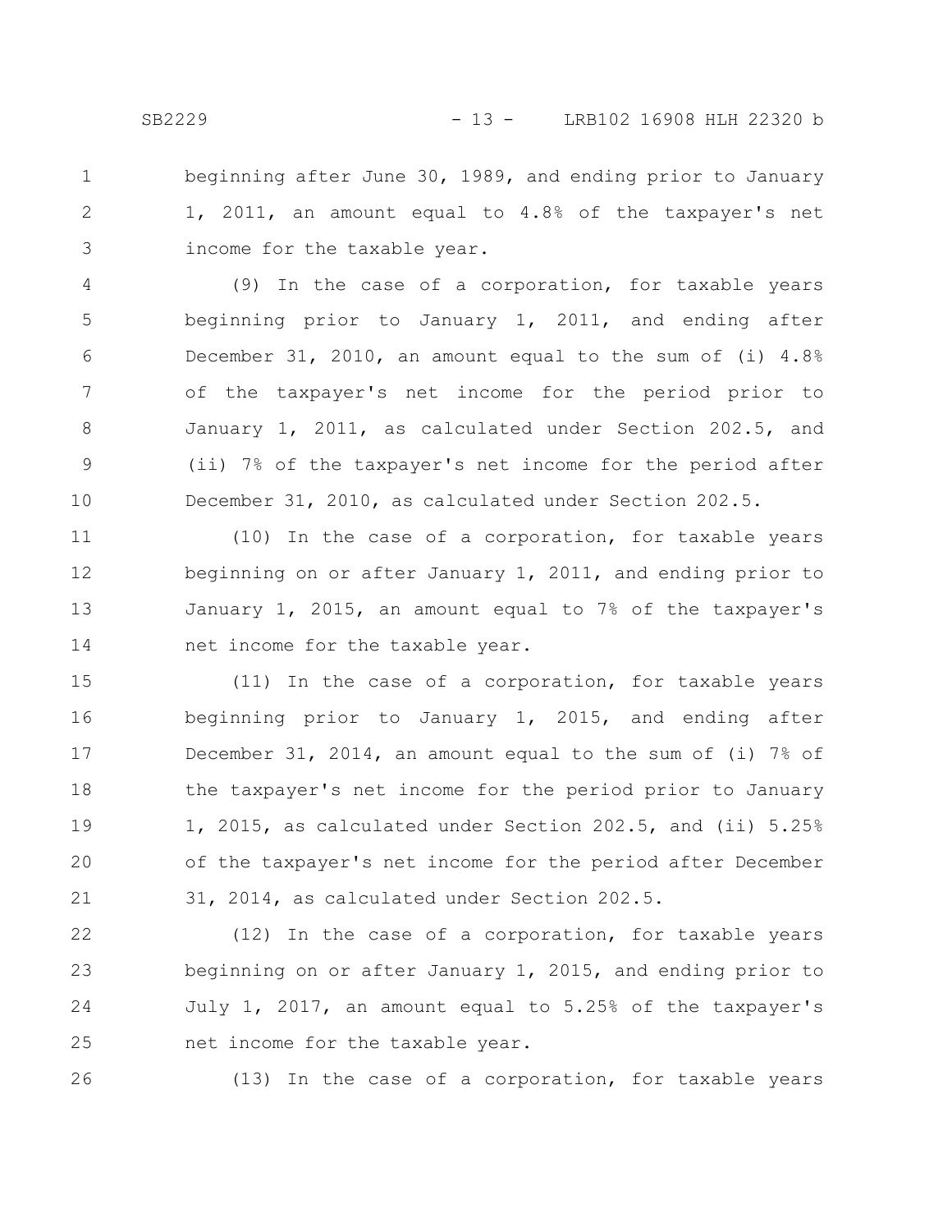beginning after June 30, 1989, and ending prior to January 1, 2011, an amount equal to 4.8% of the taxpayer's net income for the taxable year.

(9) In the case of a corporation, for taxable years beginning prior to January 1, 2011, and ending after December 31, 2010, an amount equal to the sum of (i) 4.8% of the taxpayer's net income for the period prior to January 1, 2011, as calculated under Section 202.5, and (ii) 7% of the taxpayer's net income for the period after December 31, 2010, as calculated under Section 202.5.

(10) In the case of a corporation, for taxable years beginning on or after January 1, 2011, and ending prior to January 1, 2015, an amount equal to 7% of the taxpayer's net income for the taxable year.

(11) In the case of a corporation, for taxable years beginning prior to January 1, 2015, and ending after December 31, 2014, an amount equal to the sum of (i) 7% of the taxpayer's net income for the period prior to January 1, 2015, as calculated under Section 202.5, and (ii) 5.25% of the taxpayer's net income for the period after December 31, 2014, as calculated under Section 202.5.

(12) In the case of a corporation, for taxable years beginning on or after January 1, 2015, and ending prior to July 1, 2017, an amount equal to 5.25% of the taxpayer's net income for the taxable year.

(13) In the case of a corporation, for taxable years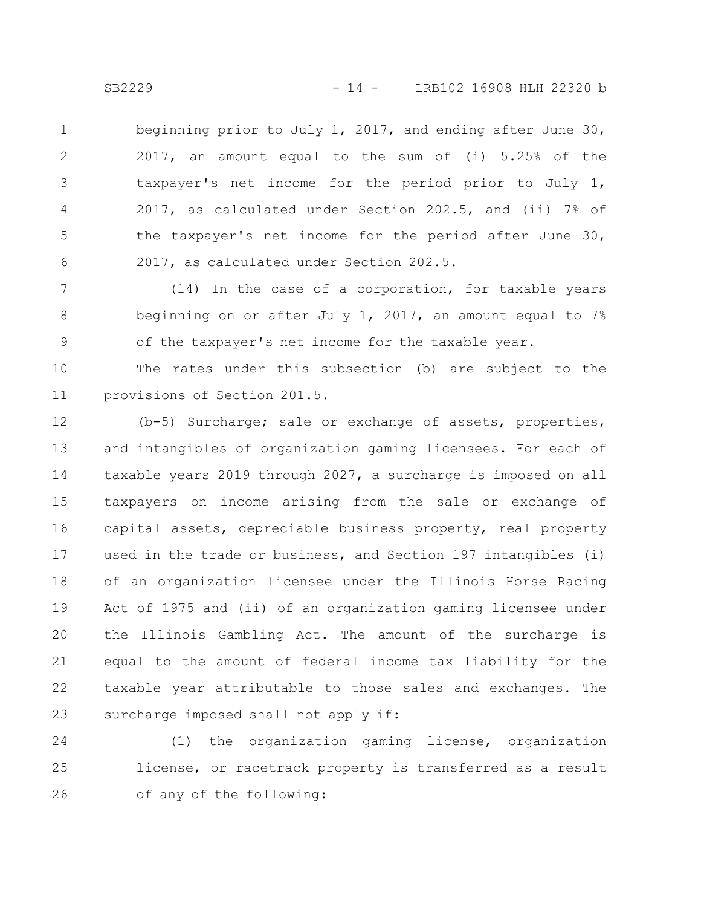beginning prior to July 1, 2017, and ending after June 30, 2017, an amount equal to the sum of (i) 5.25% of the taxpayer's net income for the period prior to July 1, 2017, as calculated under Section 202.5, and (ii) 7% of the taxpayer's net income for the period after June 30, 2017, as calculated under Section 202.5.

(14) In the case of a corporation, for taxable years beginning on or after July 1, 2017, an amount equal to 7% of the taxpayer's net income for the taxable year.

The rates under this subsection (b) are subject to the provisions of Section 201.5.

(b-5) Surcharge; sale or exchange of assets, properties, and intangibles of organization gaming licensees. For each of taxable years 2019 through 2027, a surcharge is imposed on all taxpayers on income arising from the sale or exchange of capital assets, depreciable business property, real property used in the trade or business, and Section 197 intangibles (i) of an organization licensee under the Illinois Horse Racing Act of 1975 and (ii) of an organization gaming licensee under the Illinois Gambling Act. The amount of the surcharge is equal to the amount of federal income tax liability for the taxable year attributable to those sales and exchanges. The surcharge imposed shall not apply if:

(1) the organization gaming license, organization license, or racetrack property is transferred as a result of any of the following: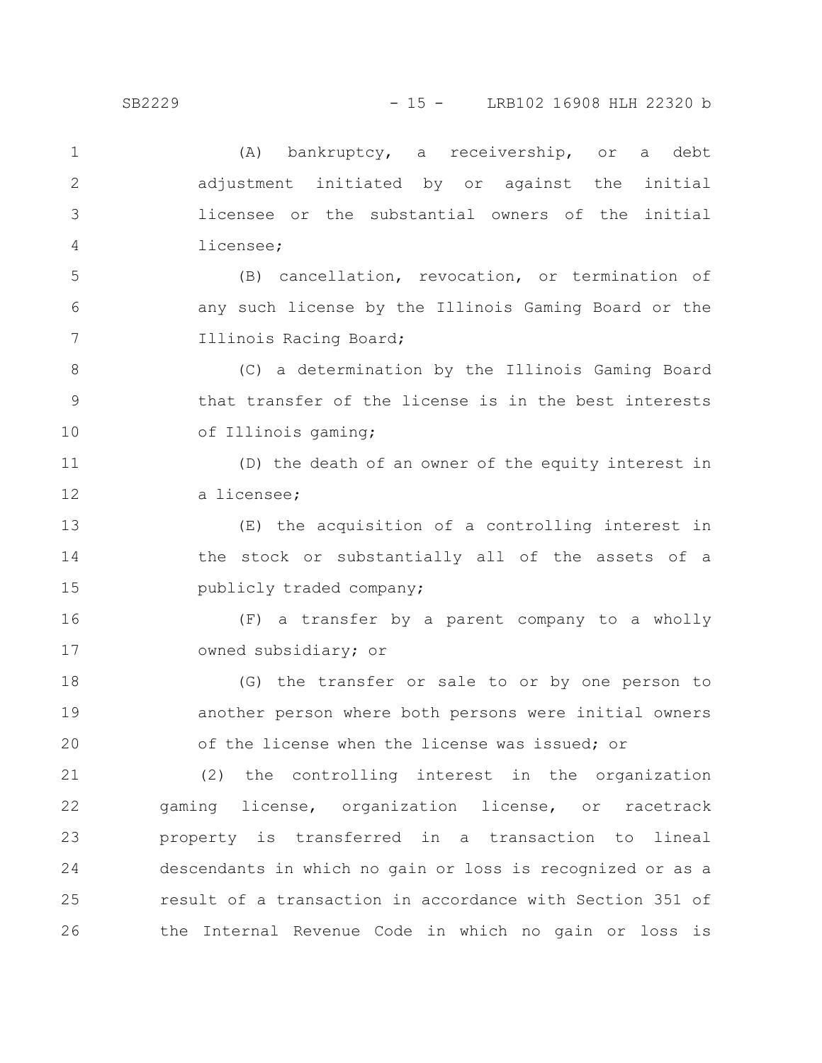(A) bankruptcy, a receivership, or a debt adjustment initiated by or against the initial licensee or the substantial owners of the initial licensee;

(B) cancellation, revocation, or termination of any such license by the Illinois Gaming Board or the Illinois Racing Board;

(C) a determination by the Illinois Gaming Board that transfer of the license is in the best interests of Illinois gaming;

(D) the death of an owner of the equity interest in a licensee;

(E) the acquisition of a controlling interest in the stock or substantially all of the assets of a publicly traded company;

(F) a transfer by a parent company to a wholly owned subsidiary; or

(G) the transfer or sale to or by one person to another person where both persons were initial owners of the license when the license was issued; or

(2) the controlling interest in the organization gaming license, organization license, or racetrack property is transferred in a transaction to lineal descendants in which no gain or loss is recognized or as a result of a transaction in accordance with Section 351 of the Internal Revenue Code in which no gain or loss is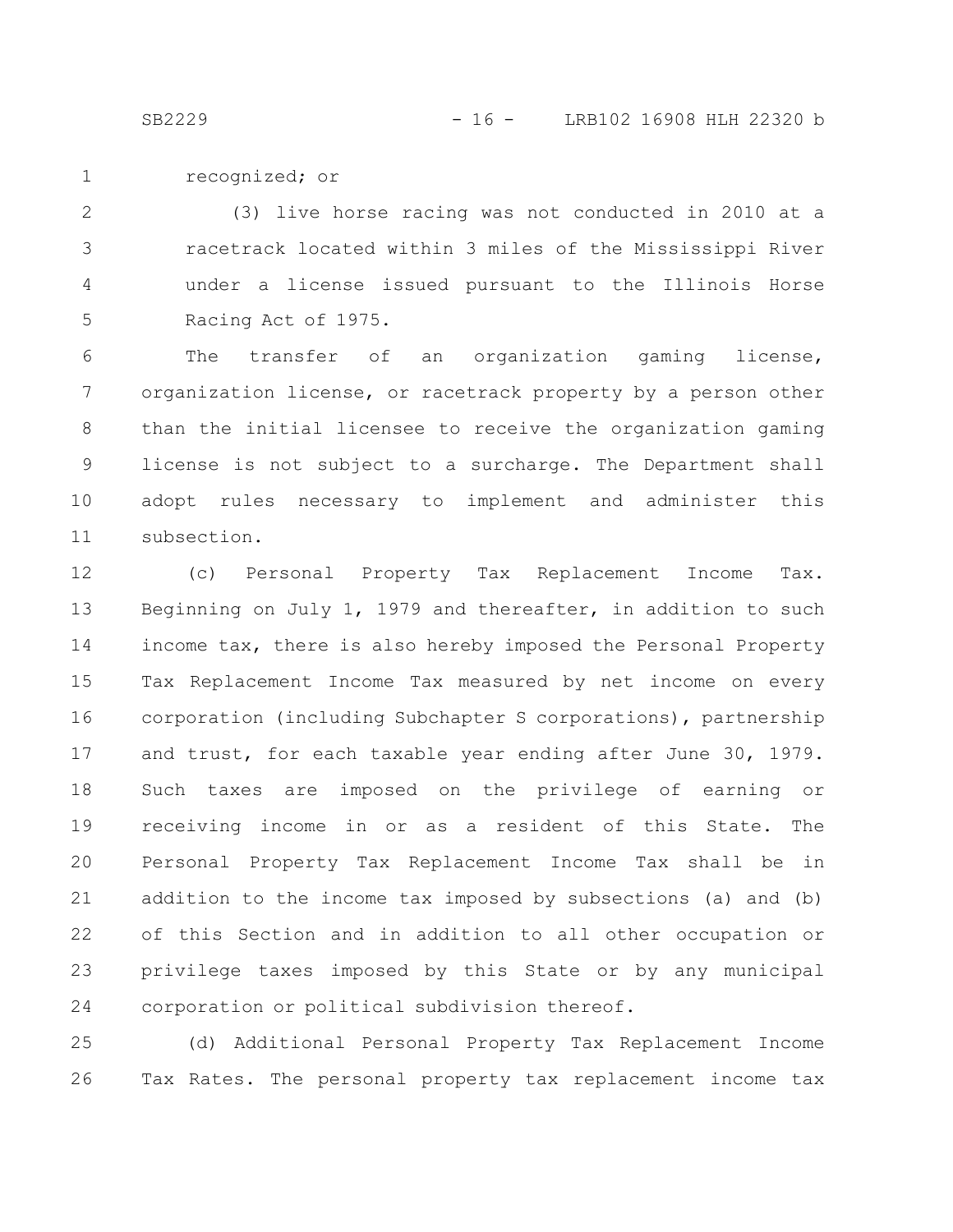recognized; or

(3) live horse racing was not conducted in 2010 at a racetrack located within 3 miles of the Mississippi River under a license issued pursuant to the Illinois Horse Racing Act of 1975.

The transfer of an organization gaming license, organization license, or racetrack property by a person other than the initial licensee to receive the organization gaming license is not subject to a surcharge. The Department shall adopt rules necessary to implement and administer this subsection.

(c) Personal Property Tax Replacement Income Tax. Beginning on July 1, 1979 and thereafter, in addition to such income tax, there is also hereby imposed the Personal Property Tax Replacement Income Tax measured by net income on every corporation (including Subchapter S corporations), partnership and trust, for each taxable year ending after June 30, 1979. Such taxes are imposed on the privilege of earning or receiving income in or as a resident of this State. The Personal Property Tax Replacement Income Tax shall be in addition to the income tax imposed by subsections (a) and (b) of this Section and in addition to all other occupation or privilege taxes imposed by this State or by any municipal corporation or political subdivision thereof.

(d) Additional Personal Property Tax Replacement Income Tax Rates. The personal property tax replacement income tax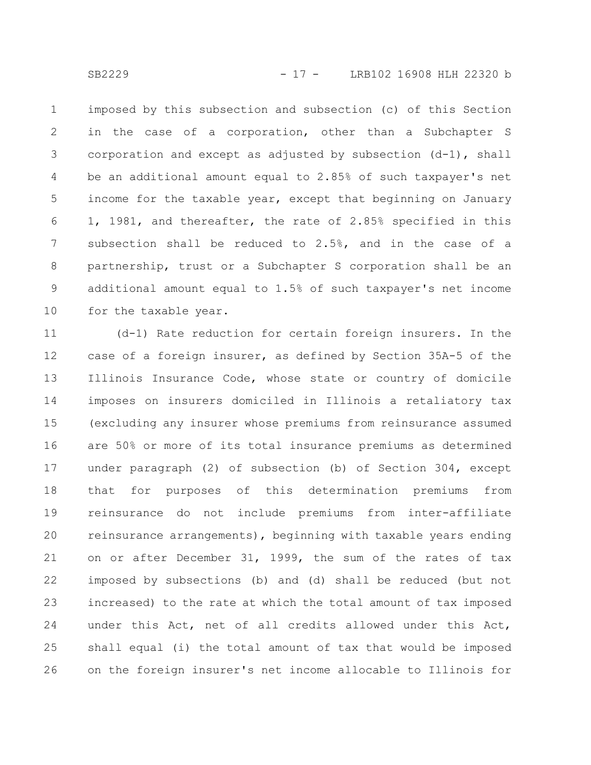imposed by this subsection and subsection (c) of this Section in the case of a corporation, other than a Subchapter S corporation and except as adjusted by subsection (d-1), shall be an additional amount equal to 2.85% of such taxpayer's net income for the taxable year, except that beginning on January 1, 1981, and thereafter, the rate of 2.85% specified in this subsection shall be reduced to 2.5%, and in the case of a partnership, trust or a Subchapter S corporation shall be an additional amount equal to 1.5% of such taxpayer's net income for the taxable year.

(d-1) Rate reduction for certain foreign insurers. In the case of a foreign insurer, as defined by Section 35A-5 of the Illinois Insurance Code, whose state or country of domicile imposes on insurers domiciled in Illinois a retaliatory tax (excluding any insurer whose premiums from reinsurance assumed are 50% or more of its total insurance premiums as determined under paragraph (2) of subsection (b) of Section 304, except that for purposes of this determination premiums from reinsurance do not include premiums from inter-affiliate reinsurance arrangements), beginning with taxable years ending on or after December 31, 1999, the sum of the rates of tax imposed by subsections (b) and (d) shall be reduced (but not increased) to the rate at which the total amount of tax imposed under this Act, net of all credits allowed under this Act, shall equal (i) the total amount of tax that would be imposed on the foreign insurer's net income allocable to Illinois for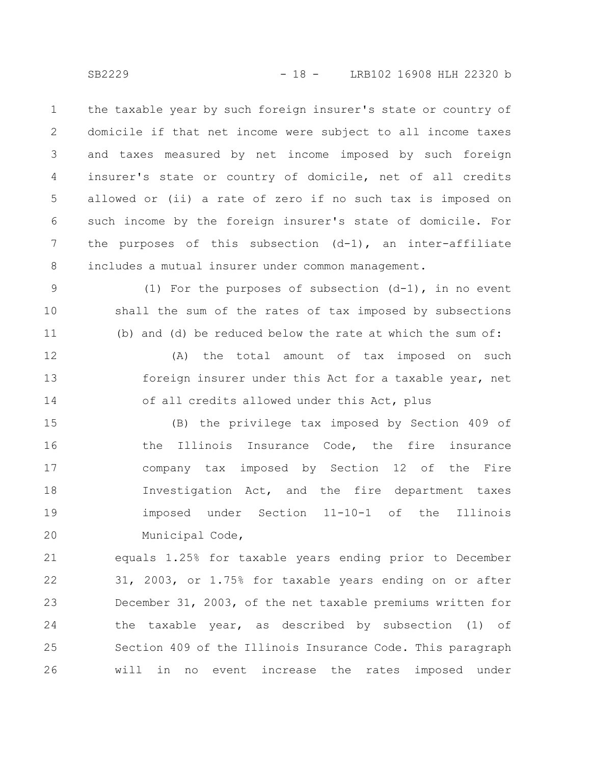the taxable year by such foreign insurer's state or country of domicile if that net income were subject to all income taxes and taxes measured by net income imposed by such foreign insurer's state or country of domicile, net of all credits allowed or (ii) a rate of zero if no such tax is imposed on such income by the foreign insurer's state of domicile. For the purposes of this subsection (d-1), an inter-affiliate includes a mutual insurer under common management.

(1) For the purposes of subsection (d-1), in no event shall the sum of the rates of tax imposed by subsections (b) and (d) be reduced below the rate at which the sum of:

(A) the total amount of tax imposed on such foreign insurer under this Act for a taxable year, net of all credits allowed under this Act, plus

(B) the privilege tax imposed by Section 409 of the Illinois Insurance Code, the fire insurance company tax imposed by Section 12 of the Fire Investigation Act, and the fire department taxes imposed under Section 11-10-1 of the Illinois Municipal Code,

equals 1.25% for taxable years ending prior to December 31, 2003, or 1.75% for taxable years ending on or after December 31, 2003, of the net taxable premiums written for the taxable year, as described by subsection (1) of Section 409 of the Illinois Insurance Code. This paragraph will in no event increase the rates imposed under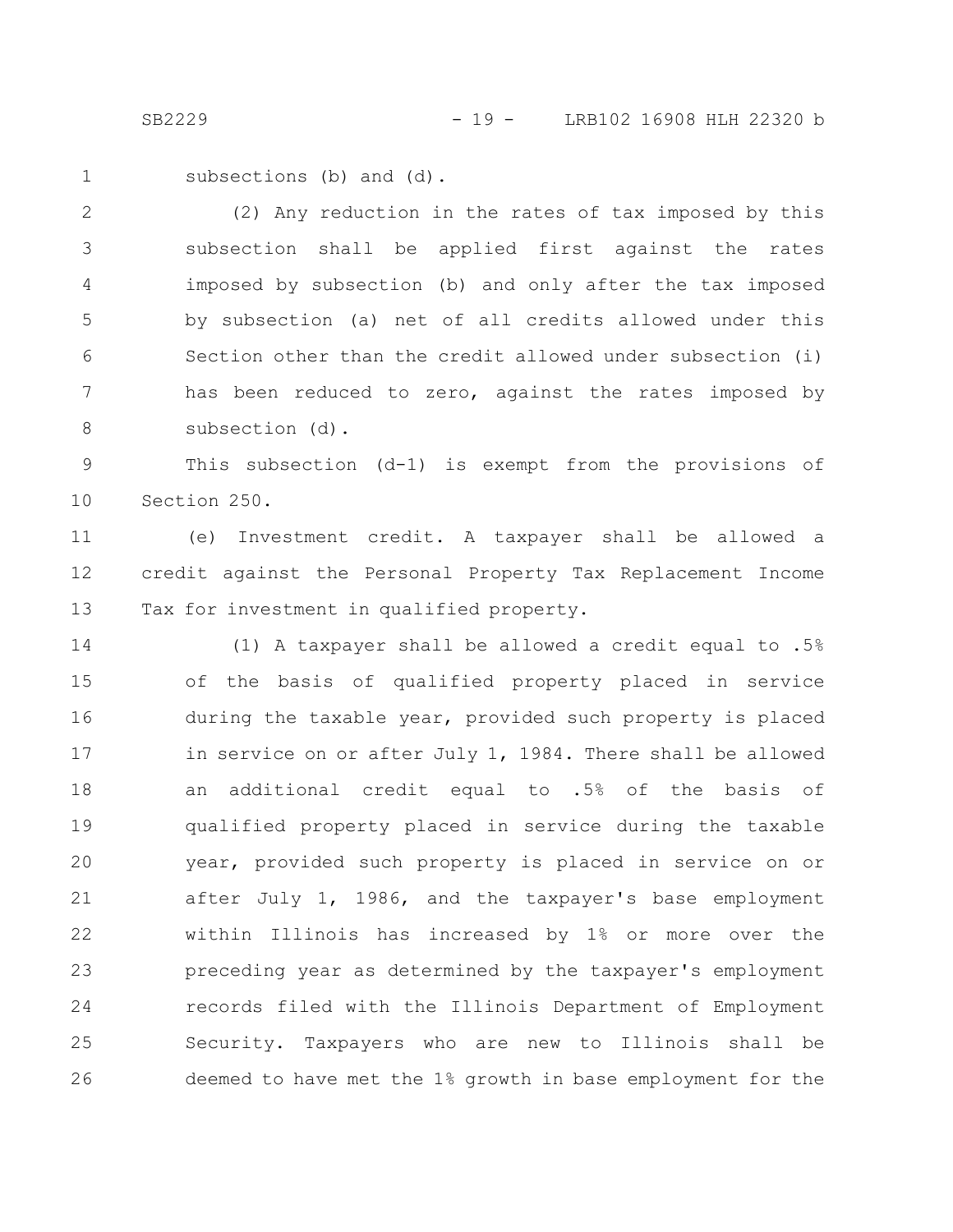subsections (b) and (d).

(2) Any reduction in the rates of tax imposed by this subsection shall be applied first against the rates imposed by subsection (b) and only after the tax imposed by subsection (a) net of all credits allowed under this Section other than the credit allowed under subsection (i) has been reduced to zero, against the rates imposed by subsection (d).

This subsection (d-1) is exempt from the provisions of Section 250.

(e) Investment credit. A taxpayer shall be allowed a credit against the Personal Property Tax Replacement Income Tax for investment in qualified property.

(1) A taxpayer shall be allowed a credit equal to .5% of the basis of qualified property placed in service during the taxable year, provided such property is placed in service on or after July 1, 1984. There shall be allowed an additional credit equal to .5% of the basis of qualified property placed in service during the taxable year, provided such property is placed in service on or after July 1, 1986, and the taxpayer's base employment within Illinois has increased by 1% or more over the preceding year as determined by the taxpayer's employment records filed with the Illinois Department of Employment Security. Taxpayers who are new to Illinois shall be deemed to have met the 1% growth in base employment for the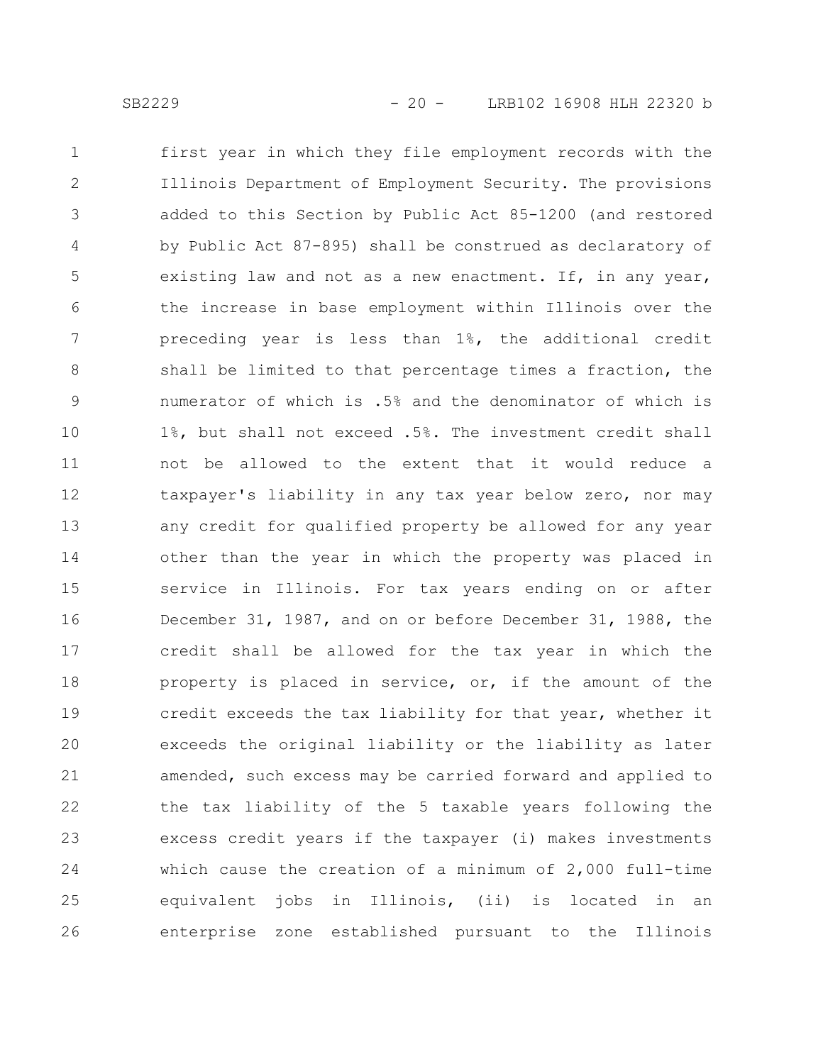first year in which they file employment records with the Illinois Department of Employment Security. The provisions added to this Section by Public Act 85-1200 (and restored by Public Act 87-895) shall be construed as declaratory of existing law and not as a new enactment. If, in any year, the increase in base employment within Illinois over the preceding year is less than 1%, the additional credit shall be limited to that percentage times a fraction, the numerator of which is .5% and the denominator of which is 1%, but shall not exceed .5%. The investment credit shall not be allowed to the extent that it would reduce a taxpayer's liability in any tax year below zero, nor may any credit for qualified property be allowed for any year other than the year in which the property was placed in service in Illinois. For tax years ending on or after December 31, 1987, and on or before December 31, 1988, the credit shall be allowed for the tax year in which the property is placed in service, or, if the amount of the credit exceeds the tax liability for that year, whether it exceeds the original liability or the liability as later amended, such excess may be carried forward and applied to the tax liability of the 5 taxable years following the excess credit years if the taxpayer (i) makes investments which cause the creation of a minimum of 2,000 full-time equivalent jobs in Illinois, (ii) is located in an enterprise zone established pursuant to the Illinois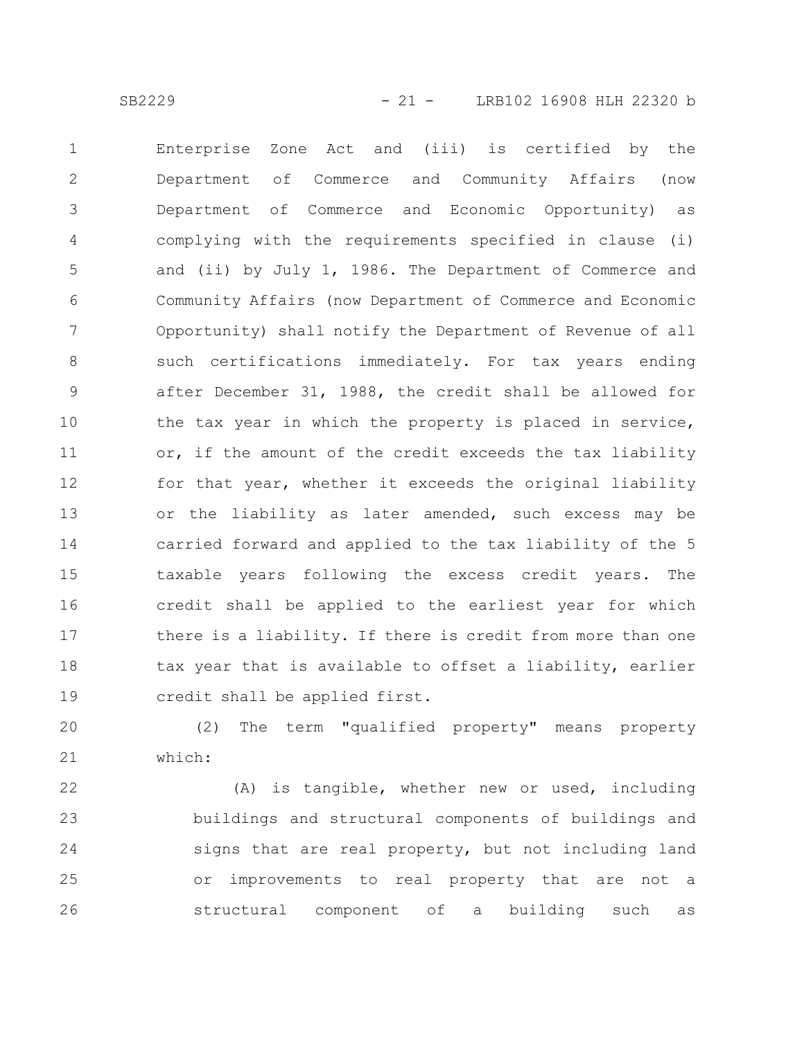Enterprise Zone Act and (iii) is certified by the Department of Commerce and Community Affairs (now Department of Commerce and Economic Opportunity) as complying with the requirements specified in clause (i) and (ii) by July 1, 1986. The Department of Commerce and Community Affairs (now Department of Commerce and Economic Opportunity) shall notify the Department of Revenue of all such certifications immediately. For tax years ending after December 31, 1988, the credit shall be allowed for the tax year in which the property is placed in service, or, if the amount of the credit exceeds the tax liability for that year, whether it exceeds the original liability or the liability as later amended, such excess may be carried forward and applied to the tax liability of the 5 taxable years following the excess credit years. The credit shall be applied to the earliest year for which there is a liability. If there is credit from more than one tax year that is available to offset a liability, earlier credit shall be applied first.

(2) The term "qualified property" means property which:

(A) is tangible, whether new or used, including buildings and structural components of buildings and signs that are real property, but not including land or improvements to real property that are not a structural component of a building such as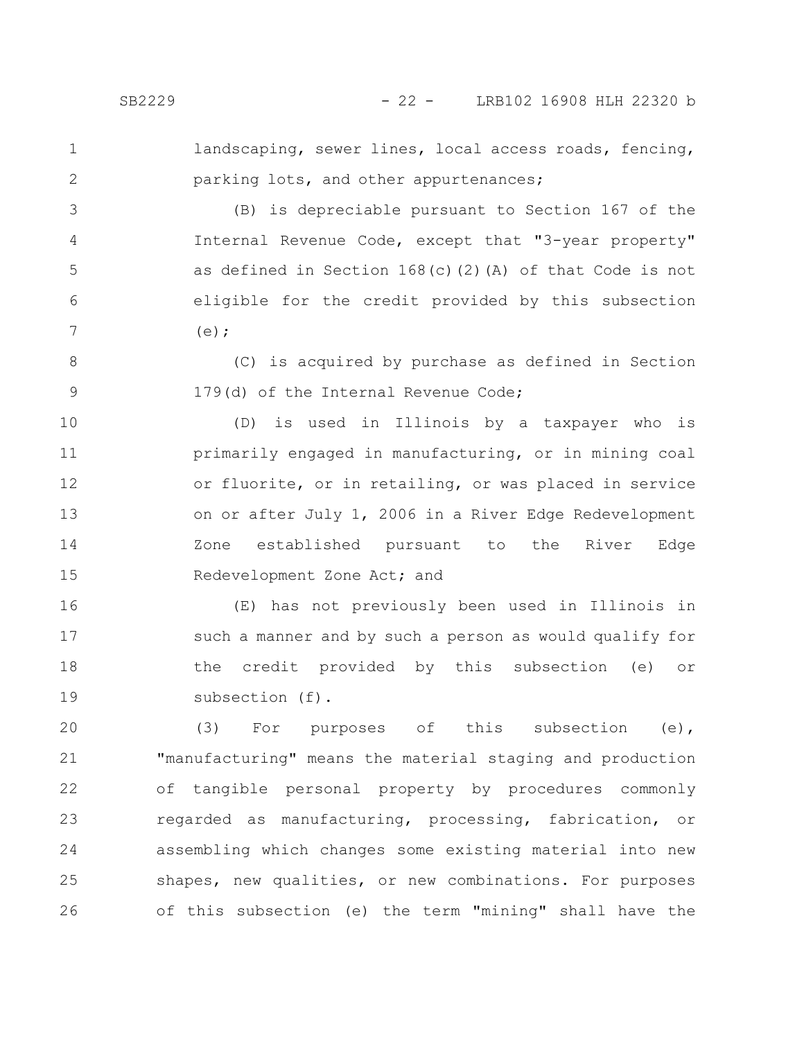landscaping, sewer lines, local access roads, fencing, parking lots, and other appurtenances;

(B) is depreciable pursuant to Section 167 of the Internal Revenue Code, except that "3-year property" as defined in Section 168(c)(2)(A) of that Code is not eligible for the credit provided by this subsection (e);

(C) is acquired by purchase as defined in Section 179(d) of the Internal Revenue Code;

(D) is used in Illinois by a taxpayer who is primarily engaged in manufacturing, or in mining coal or fluorite, or in retailing, or was placed in service on or after July 1, 2006 in a River Edge Redevelopment Zone established pursuant to the River Edge Redevelopment Zone Act; and

(E) has not previously been used in Illinois in such a manner and by such a person as would qualify for the credit provided by this subsection (e) or subsection (f).

(3) For purposes of this subsection (e), "manufacturing" means the material staging and production of tangible personal property by procedures commonly regarded as manufacturing, processing, fabrication, or assembling which changes some existing material into new shapes, new qualities, or new combinations. For purposes of this subsection (e) the term "mining" shall have the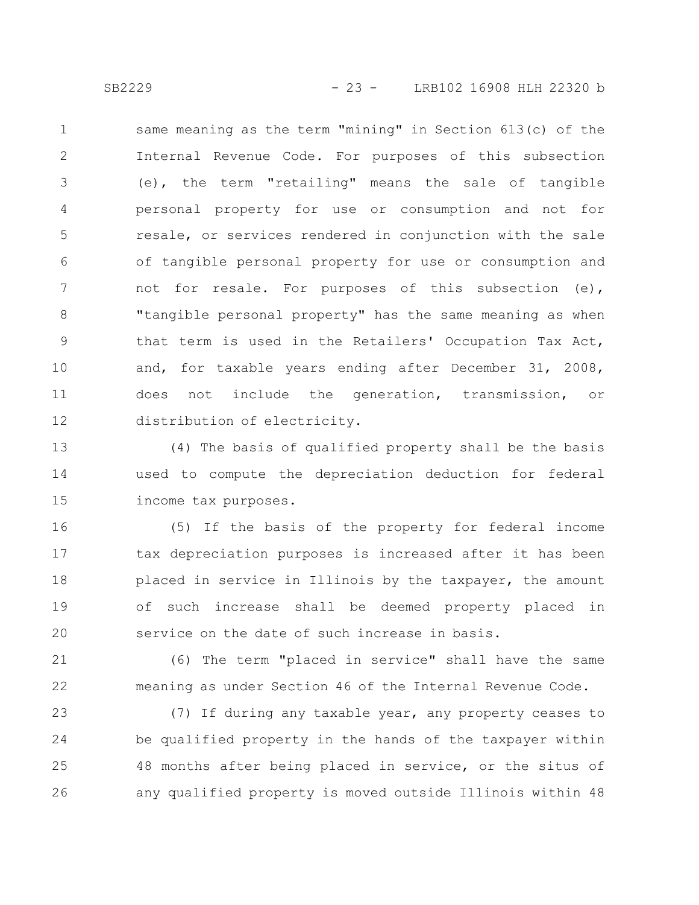same meaning as the term "mining" in Section 613(c) of the Internal Revenue Code. For purposes of this subsection (e), the term "retailing" means the sale of tangible personal property for use or consumption and not for resale, or services rendered in conjunction with the sale of tangible personal property for use or consumption and not for resale. For purposes of this subsection (e), "tangible personal property" has the same meaning as when that term is used in the Retailers' Occupation Tax Act, and, for taxable years ending after December 31, 2008, does not include the generation, transmission, or distribution of electricity.

(4) The basis of qualified property shall be the basis used to compute the depreciation deduction for federal income tax purposes.

(5) If the basis of the property for federal income tax depreciation purposes is increased after it has been placed in service in Illinois by the taxpayer, the amount of such increase shall be deemed property placed in service on the date of such increase in basis.

(6) The term "placed in service" shall have the same meaning as under Section 46 of the Internal Revenue Code.

(7) If during any taxable year, any property ceases to be qualified property in the hands of the taxpayer within 48 months after being placed in service, or the situs of any qualified property is moved outside Illinois within 48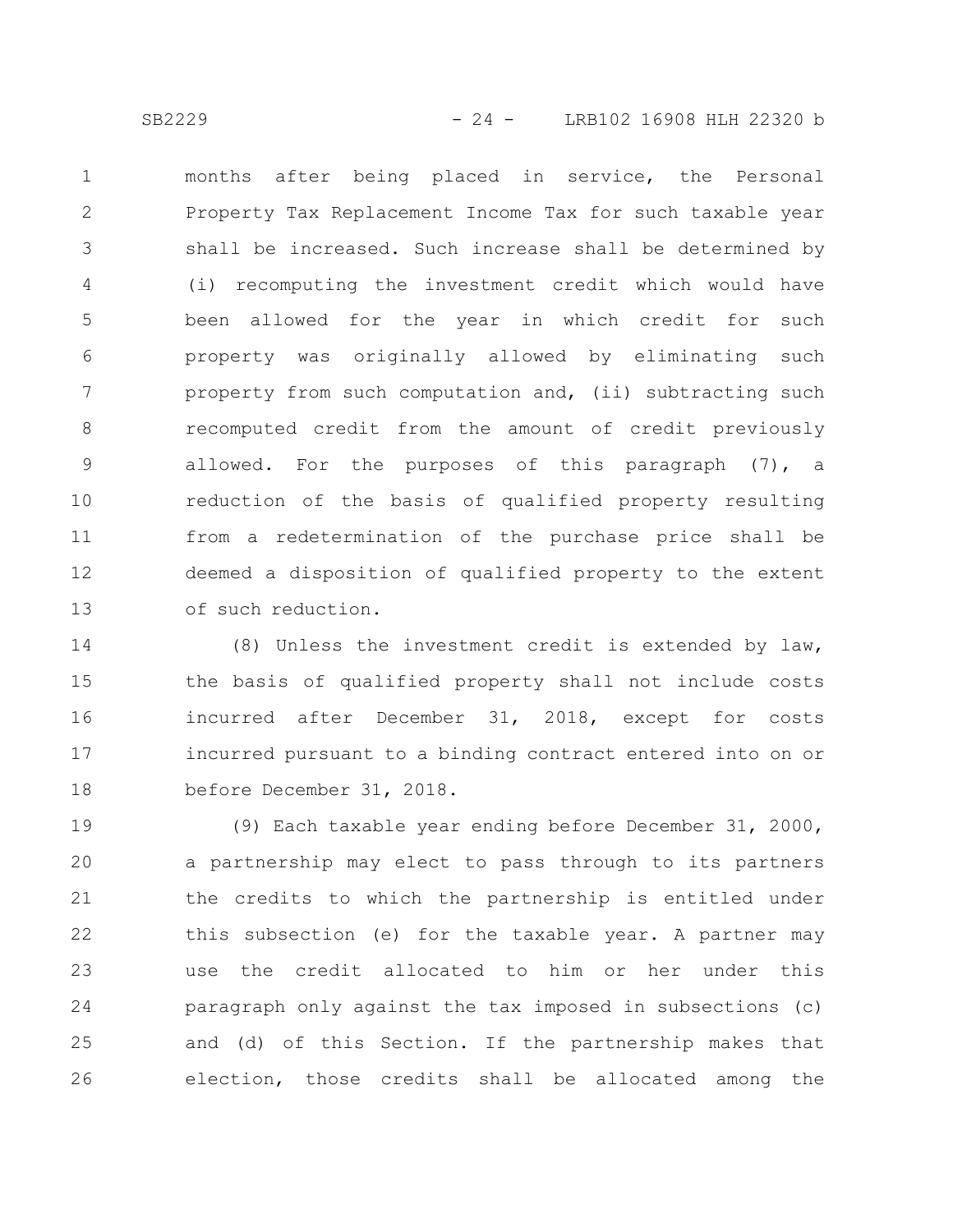months after being placed in service, the Personal Property Tax Replacement Income Tax for such taxable year shall be increased. Such increase shall be determined by (i) recomputing the investment credit which would have been allowed for the year in which credit for such property was originally allowed by eliminating such property from such computation and, (ii) subtracting such recomputed credit from the amount of credit previously allowed. For the purposes of this paragraph (7), a reduction of the basis of qualified property resulting from a redetermination of the purchase price shall be deemed a disposition of qualified property to the extent of such reduction.

(8) Unless the investment credit is extended by law, the basis of qualified property shall not include costs incurred after December 31, 2018, except for costs incurred pursuant to a binding contract entered into on or before December 31, 2018.

(9) Each taxable year ending before December 31, 2000, a partnership may elect to pass through to its partners the credits to which the partnership is entitled under this subsection (e) for the taxable year. A partner may use the credit allocated to him or her under this paragraph only against the tax imposed in subsections (c) and (d) of this Section. If the partnership makes that election, those credits shall be allocated among the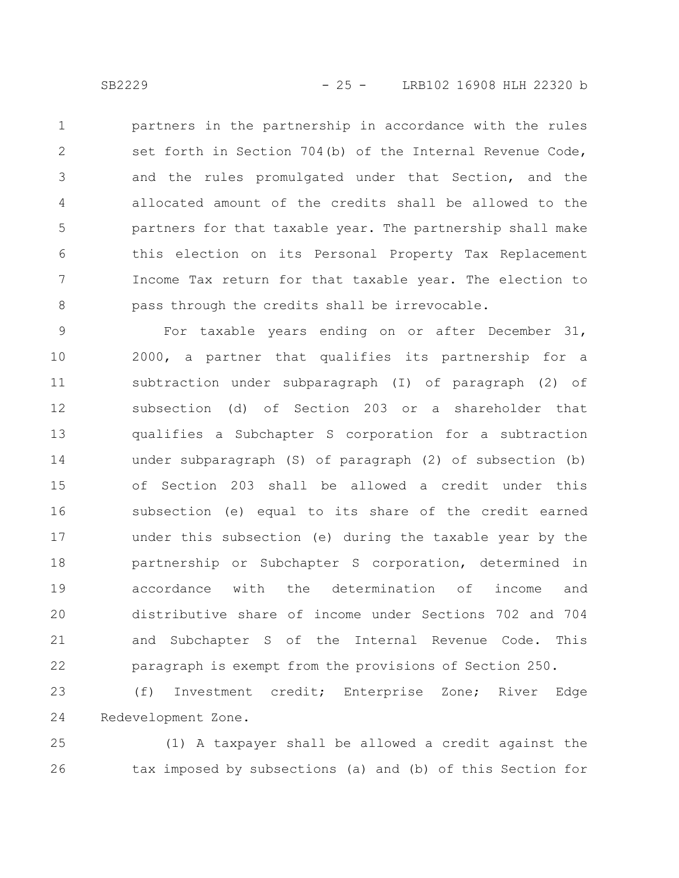partners in the partnership in accordance with the rules set forth in Section 704(b) of the Internal Revenue Code, and the rules promulgated under that Section, and the allocated amount of the credits shall be allowed to the partners for that taxable year. The partnership shall make this election on its Personal Property Tax Replacement Income Tax return for that taxable year. The election to pass through the credits shall be irrevocable.

For taxable years ending on or after December 31, 2000, a partner that qualifies its partnership for a subtraction under subparagraph (I) of paragraph (2) of subsection (d) of Section 203 or a shareholder that qualifies a Subchapter S corporation for a subtraction under subparagraph (S) of paragraph (2) of subsection (b) of Section 203 shall be allowed a credit under this subsection (e) equal to its share of the credit earned under this subsection (e) during the taxable year by the partnership or Subchapter S corporation, determined in accordance with the determination of income and distributive share of income under Sections 702 and 704 and Subchapter S of the Internal Revenue Code. This paragraph is exempt from the provisions of Section 250.

(f) Investment credit; Enterprise Zone; River Edge Redevelopment Zone.

(1) A taxpayer shall be allowed a credit against the tax imposed by subsections (a) and (b) of this Section for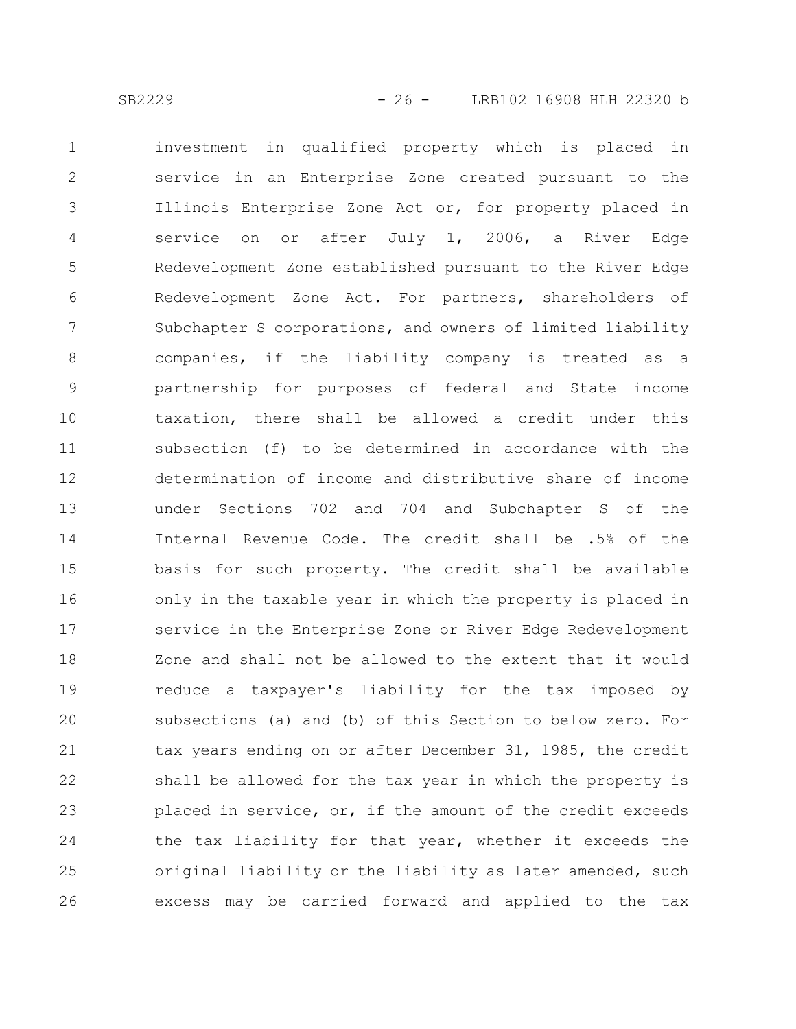investment in qualified property which is placed in service in an Enterprise Zone created pursuant to the Illinois Enterprise Zone Act or, for property placed in service on or after July 1, 2006, a River Edge Redevelopment Zone established pursuant to the River Edge Redevelopment Zone Act. For partners, shareholders of Subchapter S corporations, and owners of limited liability companies, if the liability company is treated as a partnership for purposes of federal and State income taxation, there shall be allowed a credit under this subsection (f) to be determined in accordance with the determination of income and distributive share of income under Sections 702 and 704 and Subchapter S of the Internal Revenue Code. The credit shall be .5% of the basis for such property. The credit shall be available only in the taxable year in which the property is placed in service in the Enterprise Zone or River Edge Redevelopment Zone and shall not be allowed to the extent that it would reduce a taxpayer's liability for the tax imposed by subsections (a) and (b) of this Section to below zero. For tax years ending on or after December 31, 1985, the credit shall be allowed for the tax year in which the property is placed in service, or, if the amount of the credit exceeds the tax liability for that year, whether it exceeds the original liability or the liability as later amended, such excess may be carried forward and applied to the tax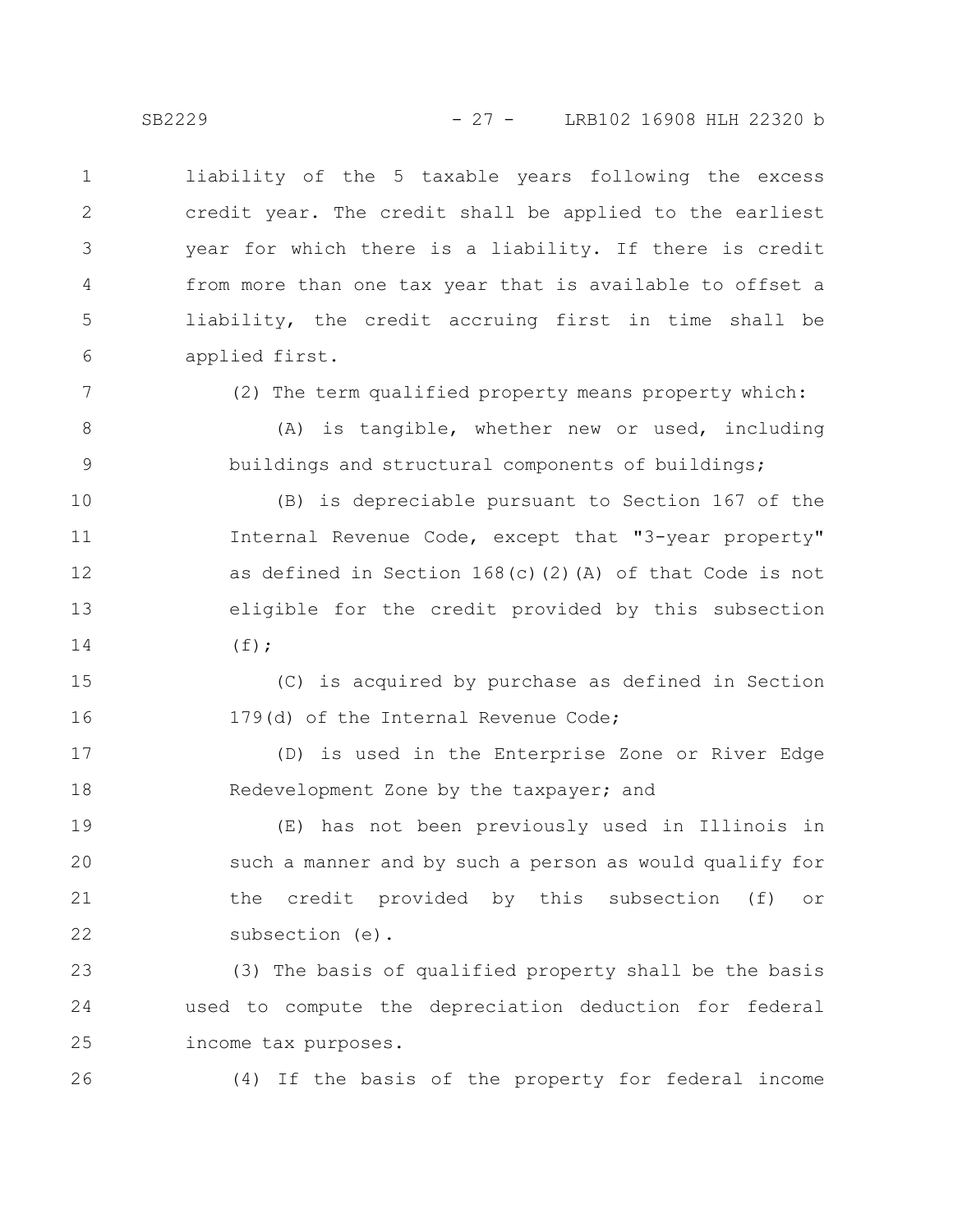liability of the 5 taxable years following the excess credit year. The credit shall be applied to the earliest year for which there is a liability. If there is credit from more than one tax year that is available to offset a liability, the credit accruing first in time shall be applied first.

(2) The term qualified property means property which:

(A) is tangible, whether new or used, including buildings and structural components of buildings;

(B) is depreciable pursuant to Section 167 of the Internal Revenue Code, except that "3-year property" as defined in Section 168(c)(2)(A) of that Code is not eligible for the credit provided by this subsection (f);

(C) is acquired by purchase as defined in Section 179(d) of the Internal Revenue Code;

(D) is used in the Enterprise Zone or River Edge Redevelopment Zone by the taxpayer; and

(E) has not been previously used in Illinois in such a manner and by such a person as would qualify for the credit provided by this subsection (f) or subsection (e).

(3) The basis of qualified property shall be the basis used to compute the depreciation deduction for federal income tax purposes.

(4) If the basis of the property for federal income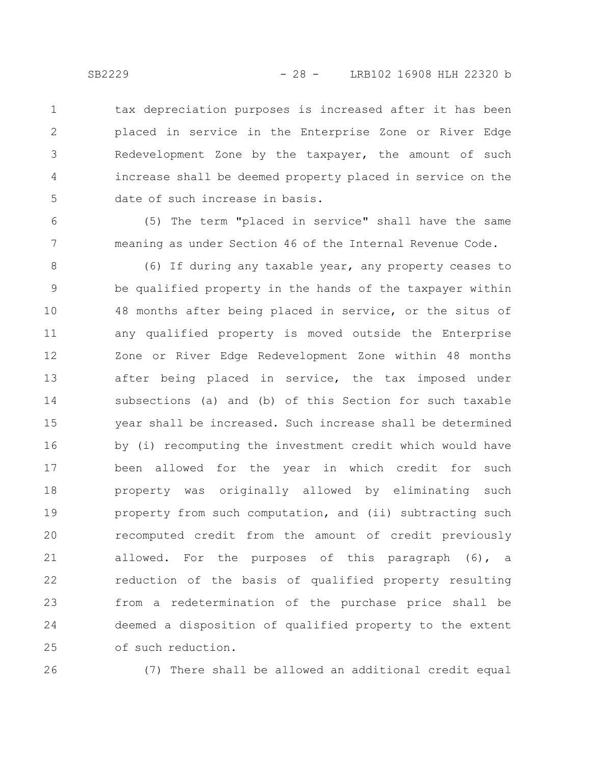tax depreciation purposes is increased after it has been placed in service in the Enterprise Zone or River Edge Redevelopment Zone by the taxpayer, the amount of such increase shall be deemed property placed in service on the date of such increase in basis.

(5) The term "placed in service" shall have the same meaning as under Section 46 of the Internal Revenue Code.

(6) If during any taxable year, any property ceases to be qualified property in the hands of the taxpayer within 48 months after being placed in service, or the situs of any qualified property is moved outside the Enterprise Zone or River Edge Redevelopment Zone within 48 months after being placed in service, the tax imposed under subsections (a) and (b) of this Section for such taxable year shall be increased. Such increase shall be determined by (i) recomputing the investment credit which would have been allowed for the year in which credit for such property was originally allowed by eliminating such property from such computation, and (ii) subtracting such recomputed credit from the amount of credit previously allowed. For the purposes of this paragraph (6), a reduction of the basis of qualified property resulting from a redetermination of the purchase price shall be deemed a disposition of qualified property to the extent of such reduction.

(7) There shall be allowed an additional credit equal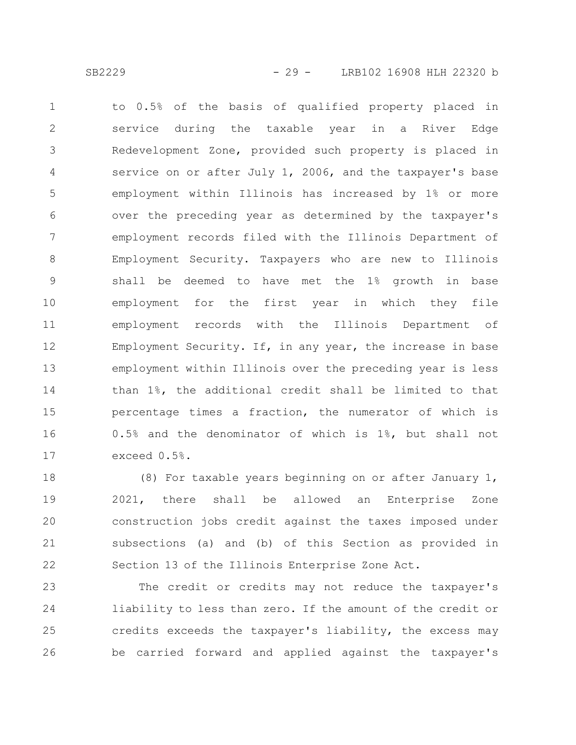to 0.5% of the basis of qualified property placed in service during the taxable year in a River Edge Redevelopment Zone, provided such property is placed in service on or after July 1, 2006, and the taxpayer's base employment within Illinois has increased by 1% or more over the preceding year as determined by the taxpayer's employment records filed with the Illinois Department of Employment Security. Taxpayers who are new to Illinois shall be deemed to have met the 1% growth in base employment for the first year in which they file employment records with the Illinois Department of Employment Security. If, in any year, the increase in base employment within Illinois over the preceding year is less than 1%, the additional credit shall be limited to that percentage times a fraction, the numerator of which is 0.5% and the denominator of which is 1%, but shall not exceed 0.5%.

(8) For taxable years beginning on or after January 1, 2021, there shall be allowed an Enterprise Zone construction jobs credit against the taxes imposed under subsections (a) and (b) of this Section as provided in Section 13 of the Illinois Enterprise Zone Act.

The credit or credits may not reduce the taxpayer's liability to less than zero. If the amount of the credit or credits exceeds the taxpayer's liability, the excess may be carried forward and applied against the taxpayer's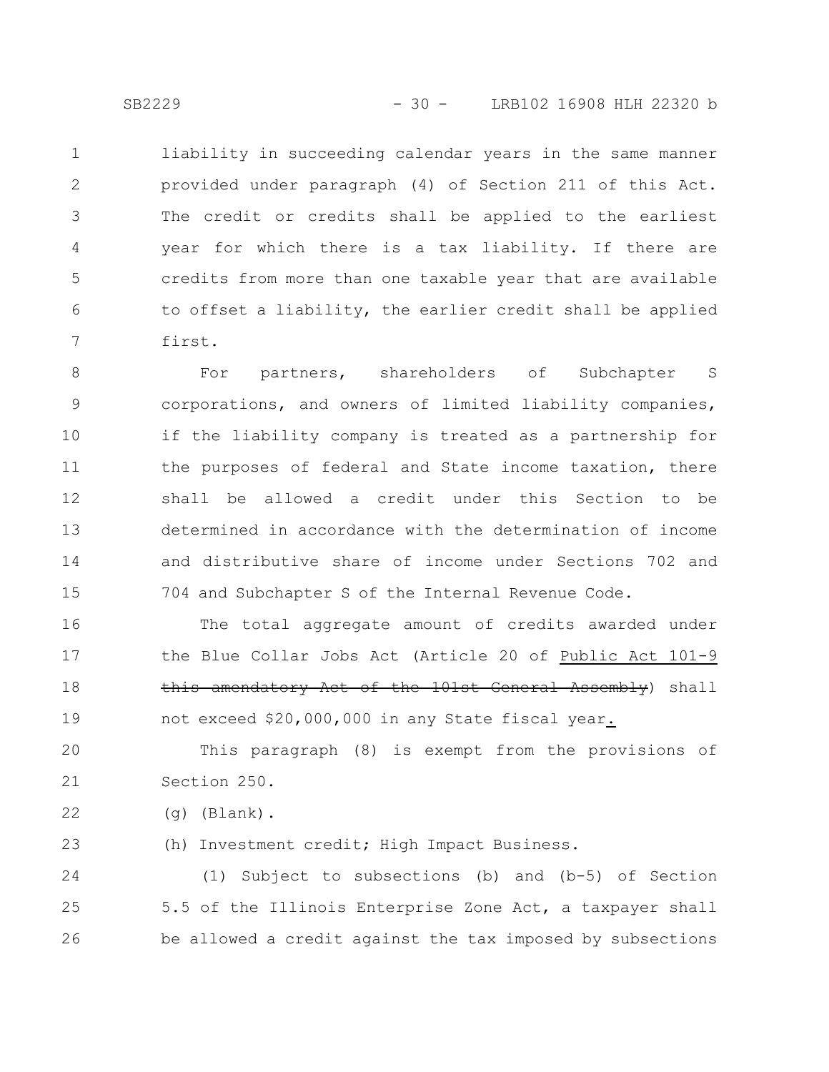liability in succeeding calendar years in the same manner provided under paragraph (4) of Section 211 of this Act. The credit or credits shall be applied to the earliest year for which there is a tax liability. If there are credits from more than one taxable year that are available to offset a liability, the earlier credit shall be applied first.

For partners, shareholders of Subchapter S corporations, and owners of limited liability companies, if the liability company is treated as a partnership for the purposes of federal and State income taxation, there shall be allowed a credit under this Section to be determined in accordance with the determination of income and distributive share of income under Sections 702 and 704 and Subchapter S of the Internal Revenue Code.

The total aggregate amount of credits awarded under the Blue Collar Jobs Act (Article 20 of Public Act 101-9 ~~this amendatory Act of the 101st General Assembly~~) shall not exceed $20,000,000 in any State fiscal year.

This paragraph (8) is exempt from the provisions of Section 250.

(g) (Blank).

(h) Investment credit; High Impact Business.

(1) Subject to subsections (b) and (b-5) of Section 5.5 of the Illinois Enterprise Zone Act, a taxpayer shall be allowed a credit against the tax imposed by subsections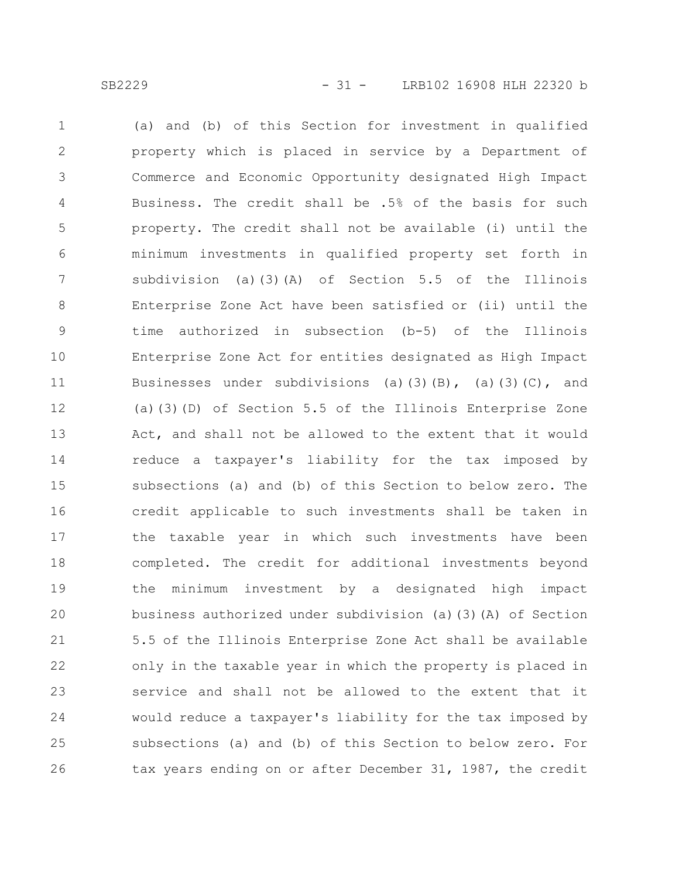(a) and (b) of this Section for investment in qualified property which is placed in service by a Department of Commerce and Economic Opportunity designated High Impact Business. The credit shall be .5% of the basis for such property. The credit shall not be available (i) until the minimum investments in qualified property set forth in subdivision (a)(3)(A) of Section 5.5 of the Illinois Enterprise Zone Act have been satisfied or (ii) until the time authorized in subsection (b-5) of the Illinois Enterprise Zone Act for entities designated as High Impact Businesses under subdivisions (a)(3)(B), (a)(3)(C), and (a)(3)(D) of Section 5.5 of the Illinois Enterprise Zone Act, and shall not be allowed to the extent that it would reduce a taxpayer's liability for the tax imposed by subsections (a) and (b) of this Section to below zero. The credit applicable to such investments shall be taken in the taxable year in which such investments have been completed. The credit for additional investments beyond the minimum investment by a designated high impact business authorized under subdivision (a)(3)(A) of Section 5.5 of the Illinois Enterprise Zone Act shall be available only in the taxable year in which the property is placed in service and shall not be allowed to the extent that it would reduce a taxpayer's liability for the tax imposed by subsections (a) and (b) of this Section to below zero. For tax years ending on or after December 31, 1987, the credit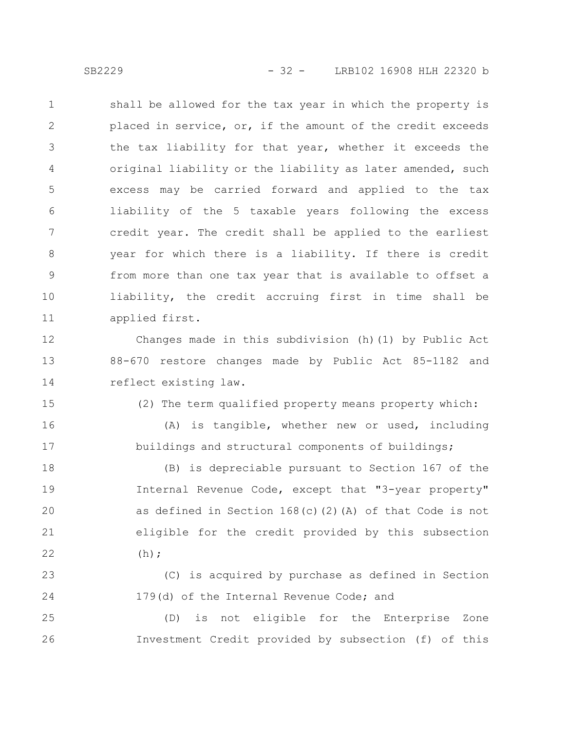shall be allowed for the tax year in which the property is placed in service, or, if the amount of the credit exceeds the tax liability for that year, whether it exceeds the original liability or the liability as later amended, such excess may be carried forward and applied to the tax liability of the 5 taxable years following the excess credit year. The credit shall be applied to the earliest year for which there is a liability. If there is credit from more than one tax year that is available to offset a liability, the credit accruing first in time shall be applied first.

Changes made in this subdivision (h)(1) by Public Act 88-670 restore changes made by Public Act 85-1182 and reflect existing law.

(2) The term qualified property means property which:

(A) is tangible, whether new or used, including buildings and structural components of buildings;

(B) is depreciable pursuant to Section 167 of the Internal Revenue Code, except that "3-year property" as defined in Section 168(c)(2)(A) of that Code is not eligible for the credit provided by this subsection (h);

(C) is acquired by purchase as defined in Section 179(d) of the Internal Revenue Code; and

(D) is not eligible for the Enterprise Zone Investment Credit provided by subsection (f) of this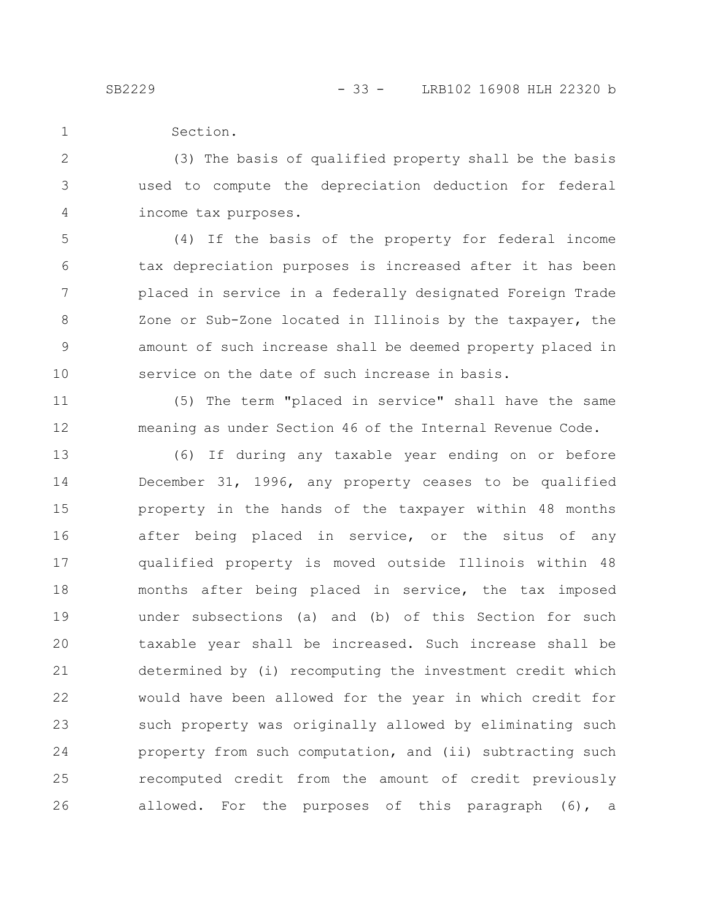Section.

(3) The basis of qualified property shall be the basis used to compute the depreciation deduction for federal income tax purposes.

(4) If the basis of the property for federal income tax depreciation purposes is increased after it has been placed in service in a federally designated Foreign Trade Zone or Sub-Zone located in Illinois by the taxpayer, the amount of such increase shall be deemed property placed in service on the date of such increase in basis.

(5) The term "placed in service" shall have the same meaning as under Section 46 of the Internal Revenue Code.

(6) If during any taxable year ending on or before December 31, 1996, any property ceases to be qualified property in the hands of the taxpayer within 48 months after being placed in service, or the situs of any qualified property is moved outside Illinois within 48 months after being placed in service, the tax imposed under subsections (a) and (b) of this Section for such taxable year shall be increased. Such increase shall be determined by (i) recomputing the investment credit which would have been allowed for the year in which credit for such property was originally allowed by eliminating such property from such computation, and (ii) subtracting such recomputed credit from the amount of credit previously allowed. For the purposes of this paragraph (6), a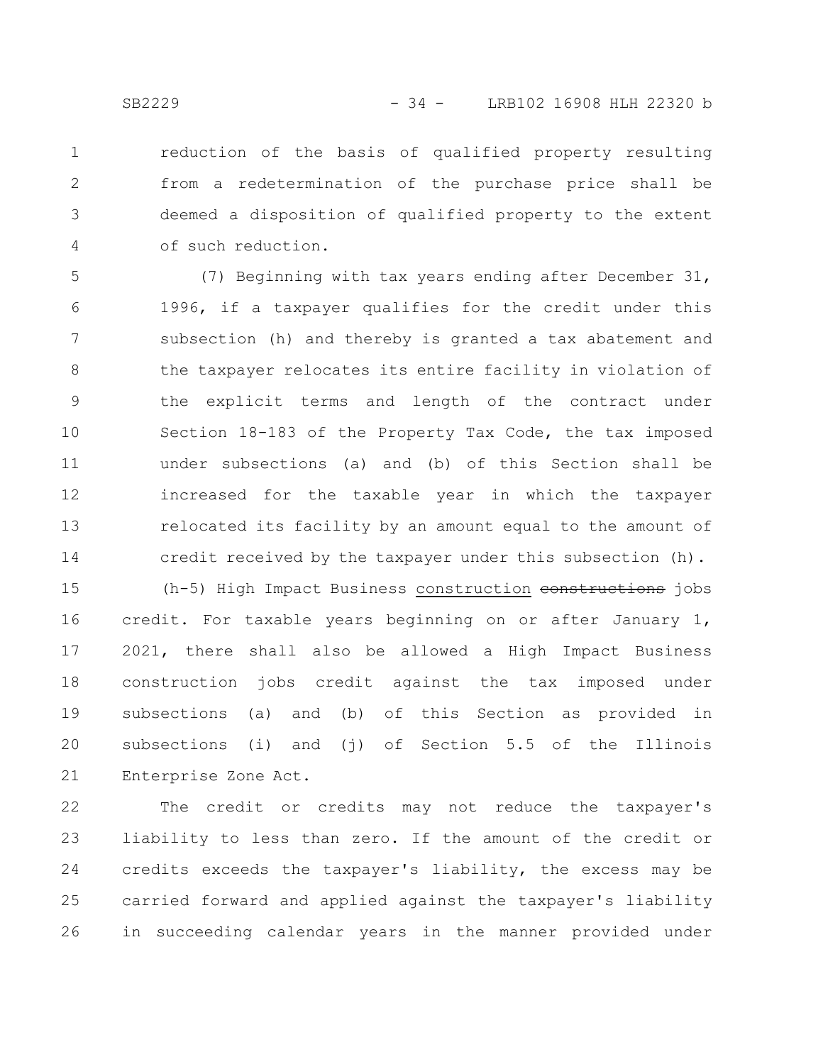reduction of the basis of qualified property resulting from a redetermination of the purchase price shall be deemed a disposition of qualified property to the extent of such reduction.

(7) Beginning with tax years ending after December 31, 1996, if a taxpayer qualifies for the credit under this subsection (h) and thereby is granted a tax abatement and the taxpayer relocates its entire facility in violation of the explicit terms and length of the contract under Section 18-183 of the Property Tax Code, the tax imposed under subsections (a) and (b) of this Section shall be increased for the taxable year in which the taxpayer relocated its facility by an amount equal to the amount of credit received by the taxpayer under this subsection (h).

(h-5) High Impact Business construction ~~constructions~~ jobs credit. For taxable years beginning on or after January 1, 2021, there shall also be allowed a High Impact Business construction jobs credit against the tax imposed under subsections (a) and (b) of this Section as provided in subsections (i) and (j) of Section 5.5 of the Illinois Enterprise Zone Act.

The credit or credits may not reduce the taxpayer's liability to less than zero. If the amount of the credit or credits exceeds the taxpayer's liability, the excess may be carried forward and applied against the taxpayer's liability in succeeding calendar years in the manner provided under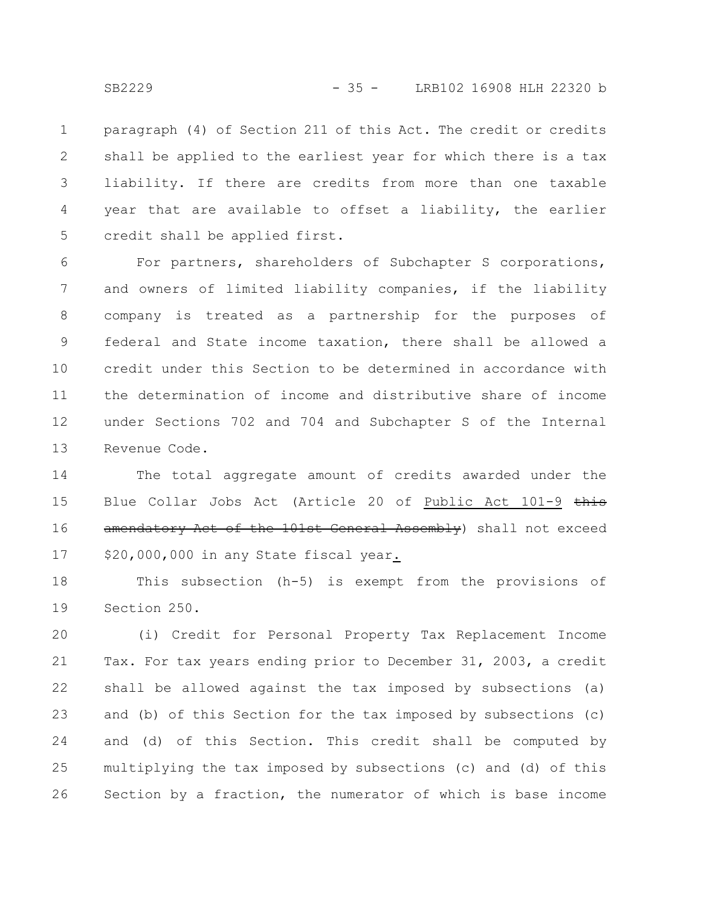paragraph (4) of Section 211 of this Act. The credit or credits shall be applied to the earliest year for which there is a tax liability. If there are credits from more than one taxable year that are available to offset a liability, the earlier credit shall be applied first.

For partners, shareholders of Subchapter S corporations, and owners of limited liability companies, if the liability company is treated as a partnership for the purposes of federal and State income taxation, there shall be allowed a credit under this Section to be determined in accordance with the determination of income and distributive share of income under Sections 702 and 704 and Subchapter S of the Internal Revenue Code.

The total aggregate amount of credits awarded under the Blue Collar Jobs Act (Article 20 of Public Act 101-9 ~~this amendatory Act of the 101st General Assembly~~) shall not exceed $20,000,000 in any State fiscal year.

This subsection (h-5) is exempt from the provisions of Section 250.

(i) Credit for Personal Property Tax Replacement Income Tax. For tax years ending prior to December 31, 2003, a credit shall be allowed against the tax imposed by subsections (a) and (b) of this Section for the tax imposed by subsections (c) and (d) of this Section. This credit shall be computed by multiplying the tax imposed by subsections (c) and (d) of this Section by a fraction, the numerator of which is base income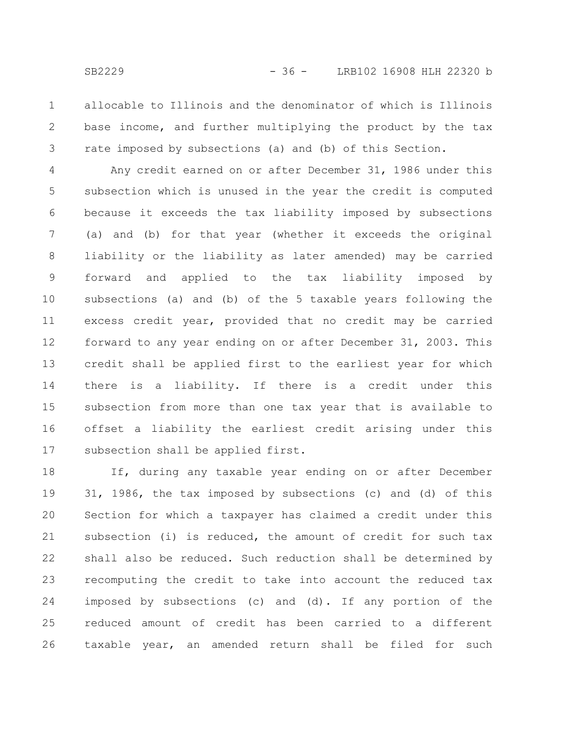allocable to Illinois and the denominator of which is Illinois base income, and further multiplying the product by the tax rate imposed by subsections (a) and (b) of this Section.

Any credit earned on or after December 31, 1986 under this subsection which is unused in the year the credit is computed because it exceeds the tax liability imposed by subsections (a) and (b) for that year (whether it exceeds the original liability or the liability as later amended) may be carried forward and applied to the tax liability imposed by subsections (a) and (b) of the 5 taxable years following the excess credit year, provided that no credit may be carried forward to any year ending on or after December 31, 2003. This credit shall be applied first to the earliest year for which there is a liability. If there is a credit under this subsection from more than one tax year that is available to offset a liability the earliest credit arising under this subsection shall be applied first.

If, during any taxable year ending on or after December 31, 1986, the tax imposed by subsections (c) and (d) of this Section for which a taxpayer has claimed a credit under this subsection (i) is reduced, the amount of credit for such tax shall also be reduced. Such reduction shall be determined by recomputing the credit to take into account the reduced tax imposed by subsections (c) and (d). If any portion of the reduced amount of credit has been carried to a different taxable year, an amended return shall be filed for such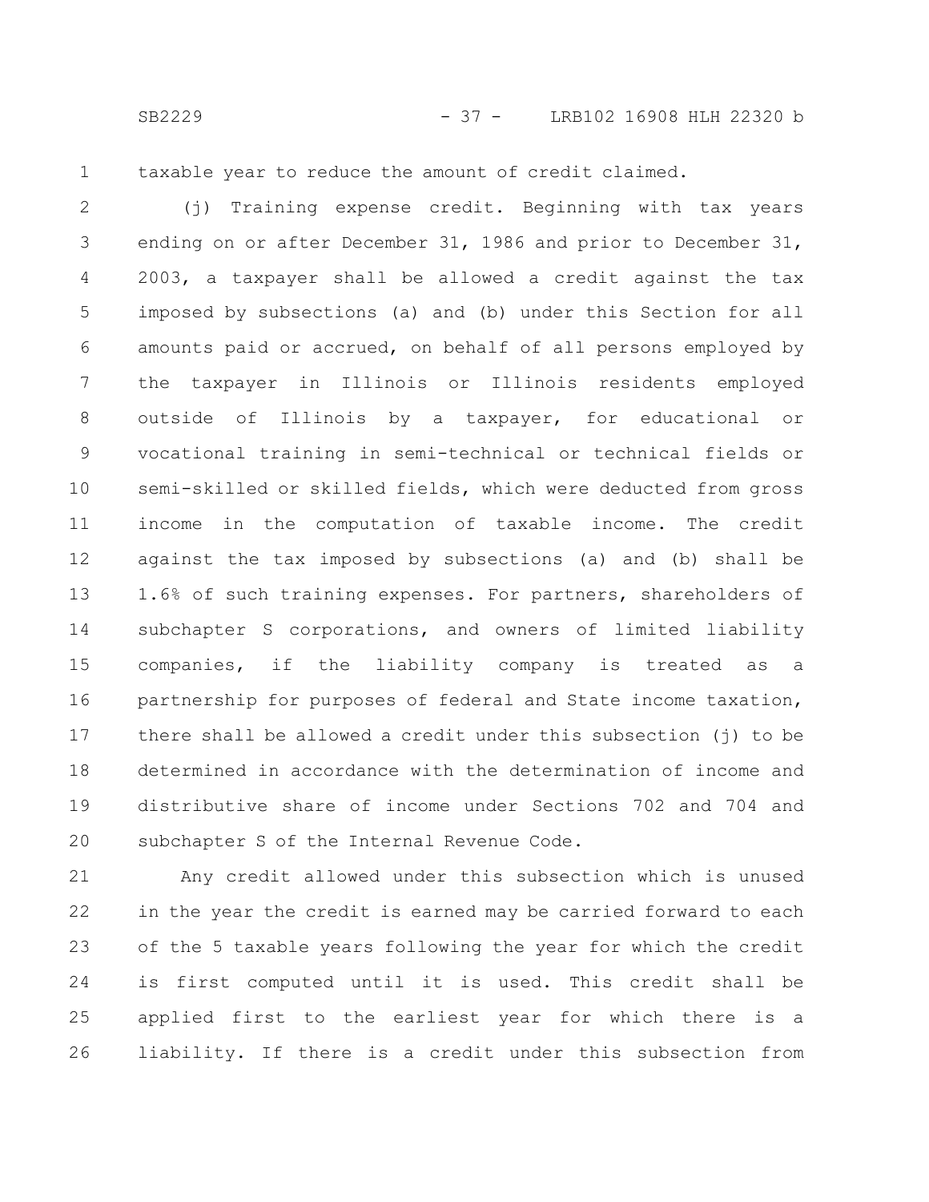taxable year to reduce the amount of credit claimed.

(j) Training expense credit. Beginning with tax years ending on or after December 31, 1986 and prior to December 31, 2003, a taxpayer shall be allowed a credit against the tax imposed by subsections (a) and (b) under this Section for all amounts paid or accrued, on behalf of all persons employed by the taxpayer in Illinois or Illinois residents employed outside of Illinois by a taxpayer, for educational or vocational training in semi-technical or technical fields or semi-skilled or skilled fields, which were deducted from gross income in the computation of taxable income. The credit against the tax imposed by subsections (a) and (b) shall be 1.6% of such training expenses. For partners, shareholders of subchapter S corporations, and owners of limited liability companies, if the liability company is treated as a partnership for purposes of federal and State income taxation, there shall be allowed a credit under this subsection (j) to be determined in accordance with the determination of income and distributive share of income under Sections 702 and 704 and subchapter S of the Internal Revenue Code.

Any credit allowed under this subsection which is unused in the year the credit is earned may be carried forward to each of the 5 taxable years following the year for which the credit is first computed until it is used. This credit shall be applied first to the earliest year for which there is a liability. If there is a credit under this subsection from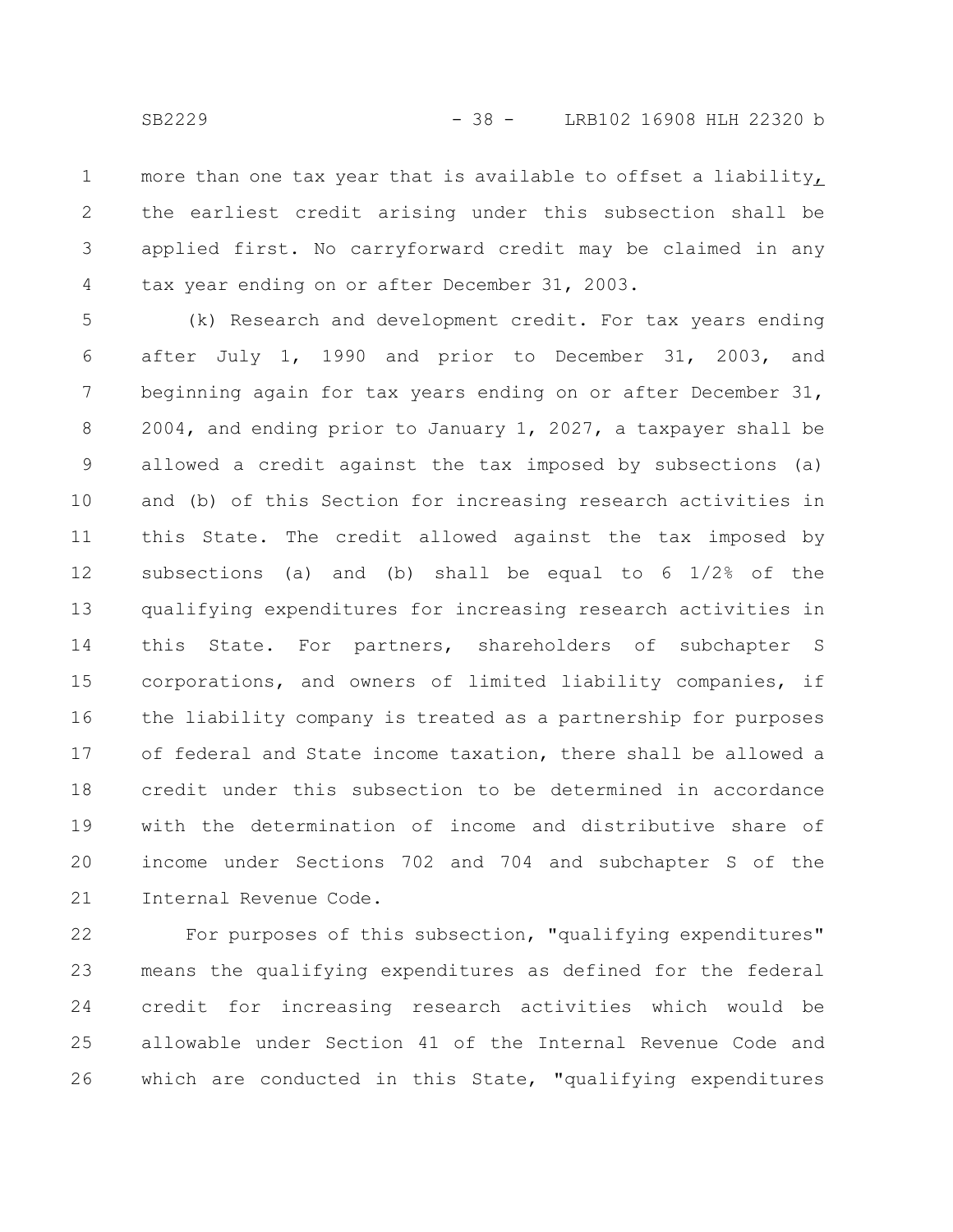more than one tax year that is available to offset a liability, the earliest credit arising under this subsection shall be applied first. No carryforward credit may be claimed in any tax year ending on or after December 31, 2003.

(k) Research and development credit. For tax years ending after July 1, 1990 and prior to December 31, 2003, and beginning again for tax years ending on or after December 31, 2004, and ending prior to January 1, 2027, a taxpayer shall be allowed a credit against the tax imposed by subsections (a) and (b) of this Section for increasing research activities in this State. The credit allowed against the tax imposed by subsections (a) and (b) shall be equal to 6 1/2% of the qualifying expenditures for increasing research activities in this State. For partners, shareholders of subchapter S corporations, and owners of limited liability companies, if the liability company is treated as a partnership for purposes of federal and State income taxation, there shall be allowed a credit under this subsection to be determined in accordance with the determination of income and distributive share of income under Sections 702 and 704 and subchapter S of the Internal Revenue Code.

For purposes of this subsection, "qualifying expenditures" means the qualifying expenditures as defined for the federal credit for increasing research activities which would be allowable under Section 41 of the Internal Revenue Code and which are conducted in this State, "qualifying expenditures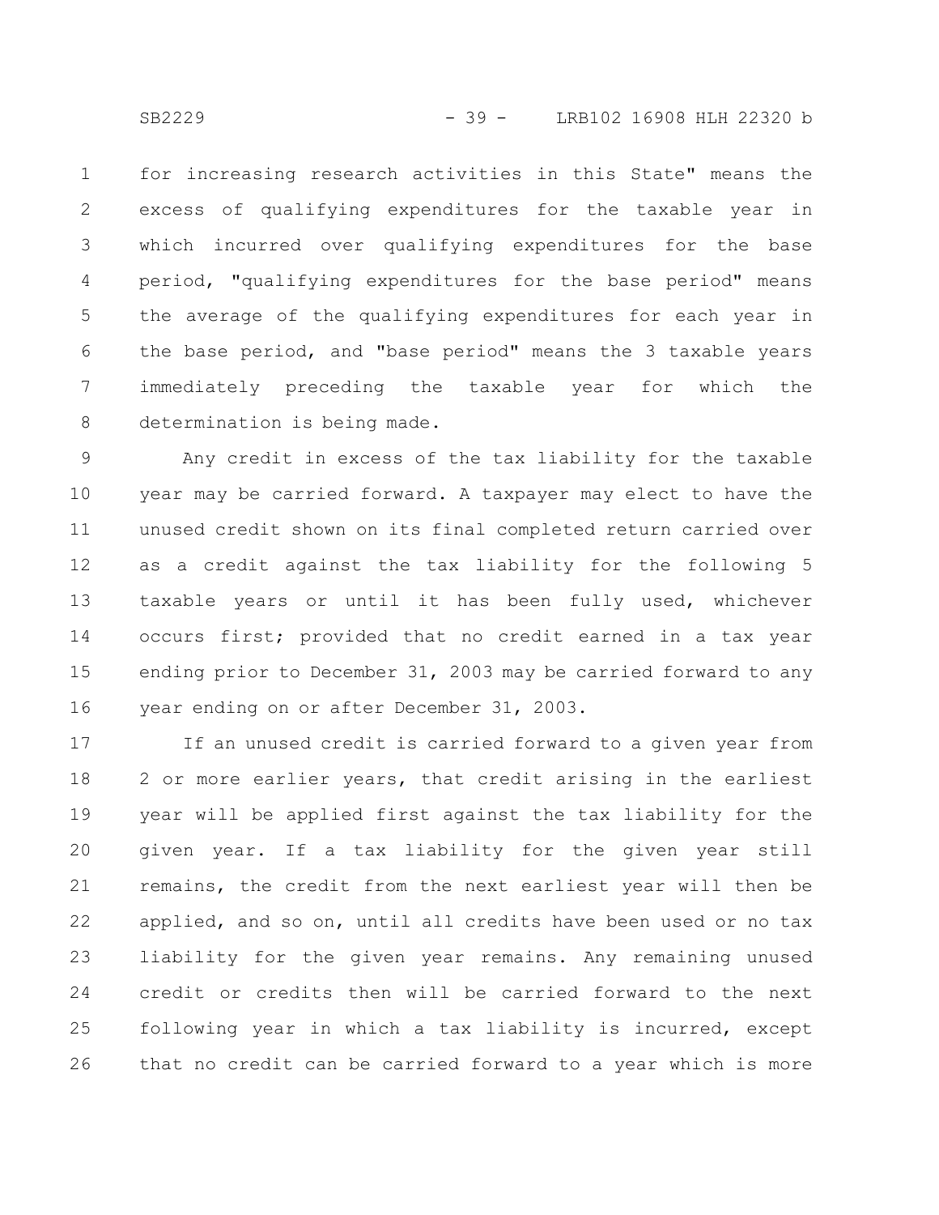for increasing research activities in this State" means the excess of qualifying expenditures for the taxable year in which incurred over qualifying expenditures for the base period, "qualifying expenditures for the base period" means the average of the qualifying expenditures for each year in the base period, and "base period" means the 3 taxable years immediately preceding the taxable year for which the determination is being made.

Any credit in excess of the tax liability for the taxable year may be carried forward. A taxpayer may elect to have the unused credit shown on its final completed return carried over as a credit against the tax liability for the following 5 taxable years or until it has been fully used, whichever occurs first; provided that no credit earned in a tax year ending prior to December 31, 2003 may be carried forward to any year ending on or after December 31, 2003.

If an unused credit is carried forward to a given year from 2 or more earlier years, that credit arising in the earliest year will be applied first against the tax liability for the given year. If a tax liability for the given year still remains, the credit from the next earliest year will then be applied, and so on, until all credits have been used or no tax liability for the given year remains. Any remaining unused credit or credits then will be carried forward to the next following year in which a tax liability is incurred, except that no credit can be carried forward to a year which is more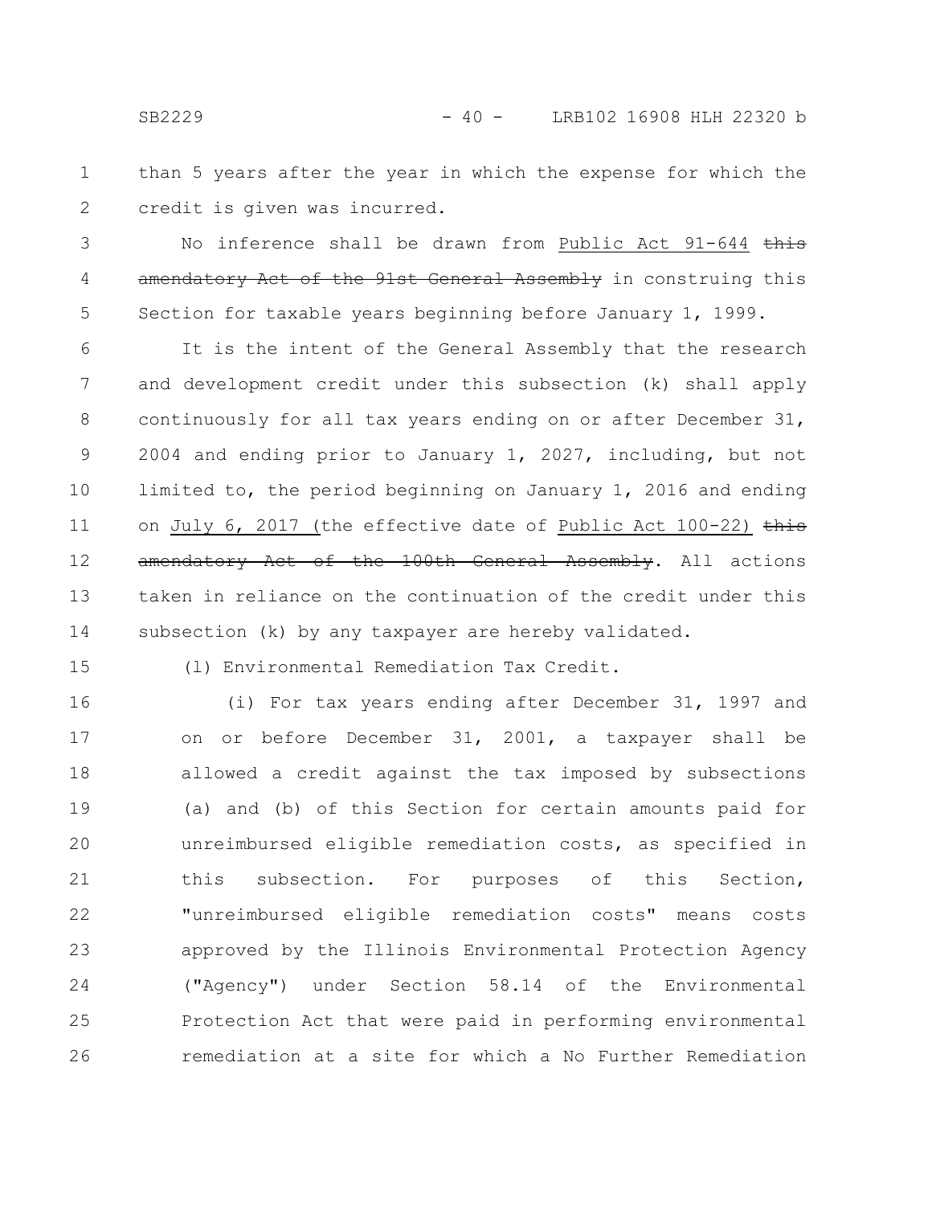than 5 years after the year in which the expense for which the credit is given was incurred.

No inference shall be drawn from Public Act 91-644 ~~this amendatory Act of the 91st General Assembly~~ in construing this Section for taxable years beginning before January 1, 1999.

It is the intent of the General Assembly that the research and development credit under this subsection (k) shall apply continuously for all tax years ending on or after December 31, 2004 and ending prior to January 1, 2027, including, but not limited to, the period beginning on January 1, 2016 and ending on July 6, 2017 (the effective date of Public Act 100-22) ~~this amendatory Act of the 100th General Assembly~~. All actions taken in reliance on the continuation of the credit under this subsection (k) by any taxpayer are hereby validated.

(l) Environmental Remediation Tax Credit.

(i) For tax years ending after December 31, 1997 and on or before December 31, 2001, a taxpayer shall be allowed a credit against the tax imposed by subsections (a) and (b) of this Section for certain amounts paid for unreimbursed eligible remediation costs, as specified in this subsection. For purposes of this Section, "unreimbursed eligible remediation costs" means costs approved by the Illinois Environmental Protection Agency ("Agency") under Section 58.14 of the Environmental Protection Act that were paid in performing environmental remediation at a site for which a No Further Remediation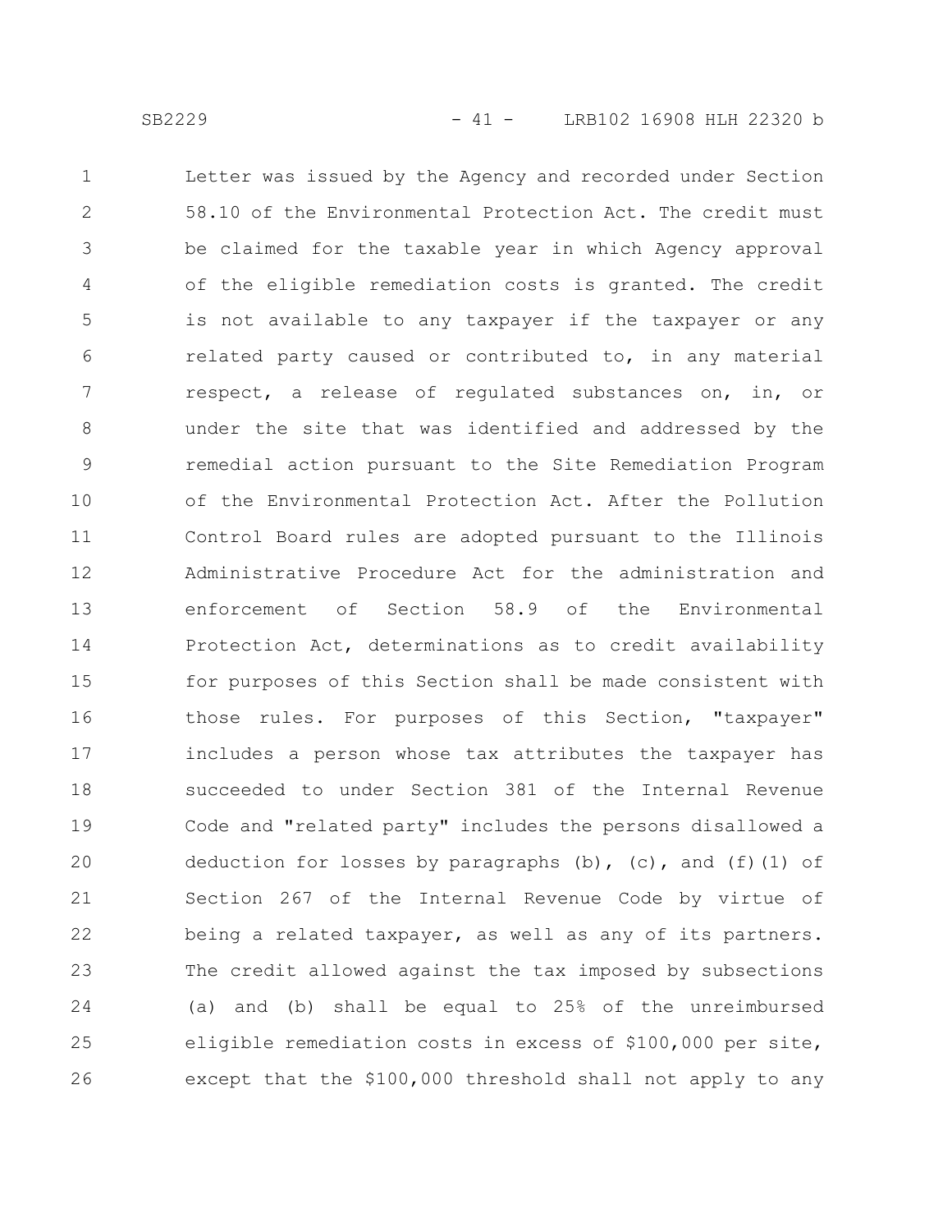Letter was issued by the Agency and recorded under Section 58.10 of the Environmental Protection Act. The credit must be claimed for the taxable year in which Agency approval of the eligible remediation costs is granted. The credit is not available to any taxpayer if the taxpayer or any related party caused or contributed to, in any material respect, a release of regulated substances on, in, or under the site that was identified and addressed by the remedial action pursuant to the Site Remediation Program of the Environmental Protection Act. After the Pollution Control Board rules are adopted pursuant to the Illinois Administrative Procedure Act for the administration and enforcement of Section 58.9 of the Environmental Protection Act, determinations as to credit availability for purposes of this Section shall be made consistent with those rules. For purposes of this Section, "taxpayer" includes a person whose tax attributes the taxpayer has succeeded to under Section 381 of the Internal Revenue Code and "related party" includes the persons disallowed a deduction for losses by paragraphs (b), (c), and (f)(1) of Section 267 of the Internal Revenue Code by virtue of being a related taxpayer, as well as any of its partners. The credit allowed against the tax imposed by subsections (a) and (b) shall be equal to 25% of the unreimbursed eligible remediation costs in excess of $100,000 per site, except that the $100,000 threshold shall not apply to any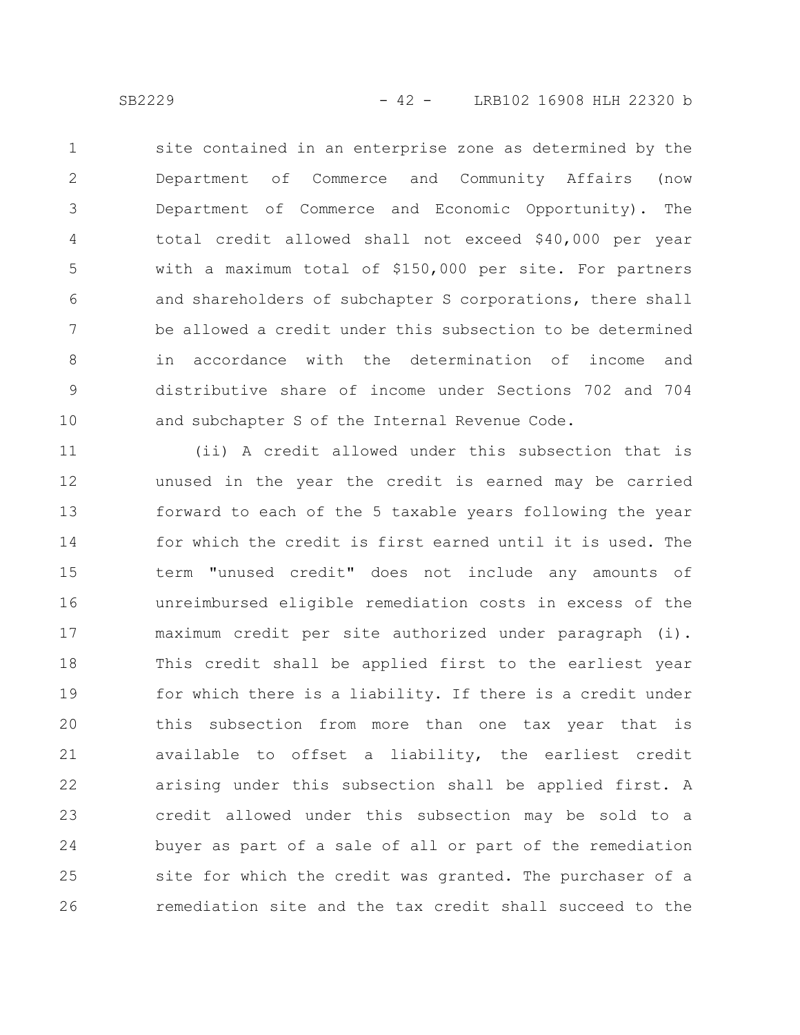site contained in an enterprise zone as determined by the Department of Commerce and Community Affairs (now Department of Commerce and Economic Opportunity). The total credit allowed shall not exceed $40,000 per year with a maximum total of $150,000 per site. For partners and shareholders of subchapter S corporations, there shall be allowed a credit under this subsection to be determined in accordance with the determination of income and distributive share of income under Sections 702 and 704 and subchapter S of the Internal Revenue Code.

(ii) A credit allowed under this subsection that is unused in the year the credit is earned may be carried forward to each of the 5 taxable years following the year for which the credit is first earned until it is used. The term "unused credit" does not include any amounts of unreimbursed eligible remediation costs in excess of the maximum credit per site authorized under paragraph (i). This credit shall be applied first to the earliest year for which there is a liability. If there is a credit under this subsection from more than one tax year that is available to offset a liability, the earliest credit arising under this subsection shall be applied first. A credit allowed under this subsection may be sold to a buyer as part of a sale of all or part of the remediation site for which the credit was granted. The purchaser of a remediation site and the tax credit shall succeed to the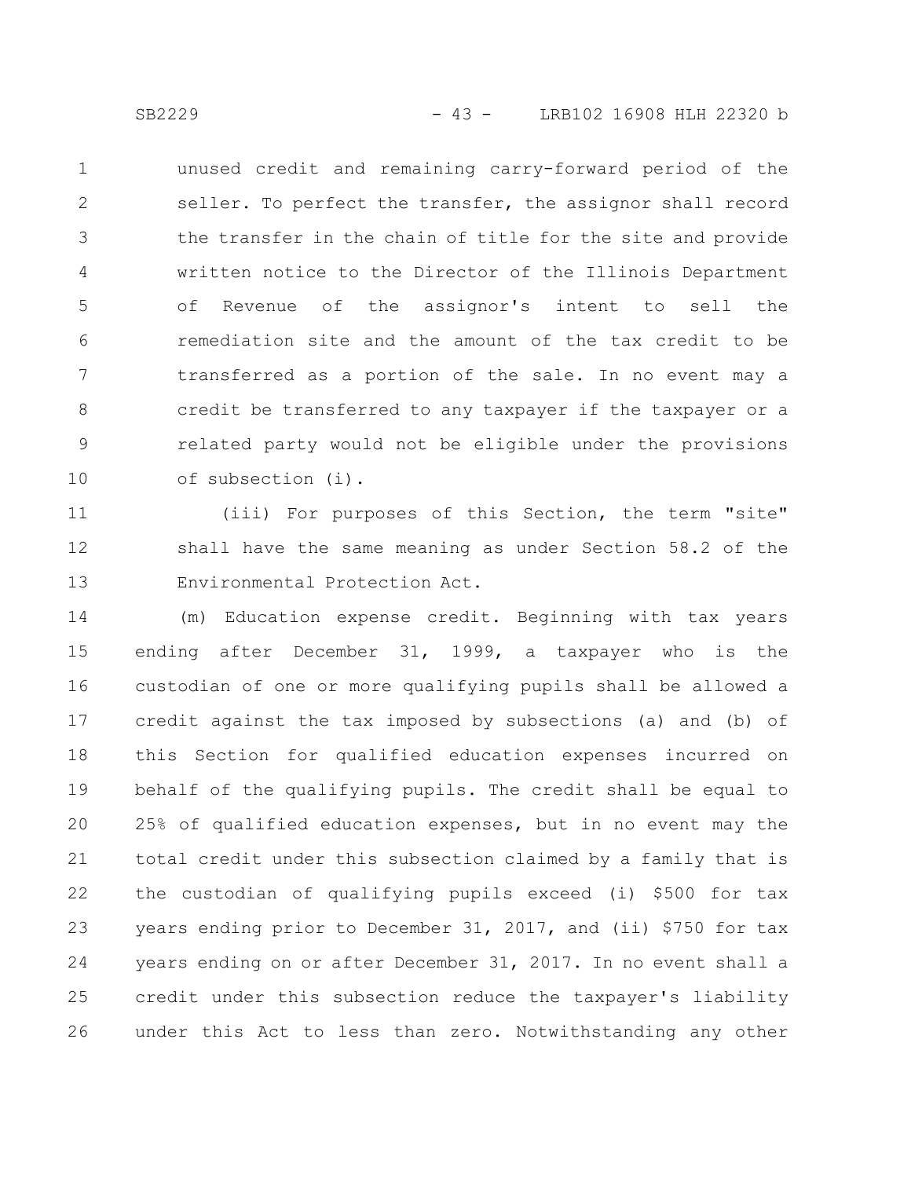unused credit and remaining carry-forward period of the seller. To perfect the transfer, the assignor shall record the transfer in the chain of title for the site and provide written notice to the Director of the Illinois Department of Revenue of the assignor's intent to sell the remediation site and the amount of the tax credit to be transferred as a portion of the sale. In no event may a credit be transferred to any taxpayer if the taxpayer or a related party would not be eligible under the provisions of subsection (i).

(iii) For purposes of this Section, the term "site" shall have the same meaning as under Section 58.2 of the Environmental Protection Act.

(m) Education expense credit. Beginning with tax years ending after December 31, 1999, a taxpayer who is the custodian of one or more qualifying pupils shall be allowed a credit against the tax imposed by subsections (a) and (b) of this Section for qualified education expenses incurred on behalf of the qualifying pupils. The credit shall be equal to 25% of qualified education expenses, but in no event may the total credit under this subsection claimed by a family that is the custodian of qualifying pupils exceed (i) $500 for tax years ending prior to December 31, 2017, and (ii) $750 for tax years ending on or after December 31, 2017. In no event shall a credit under this subsection reduce the taxpayer's liability under this Act to less than zero. Notwithstanding any other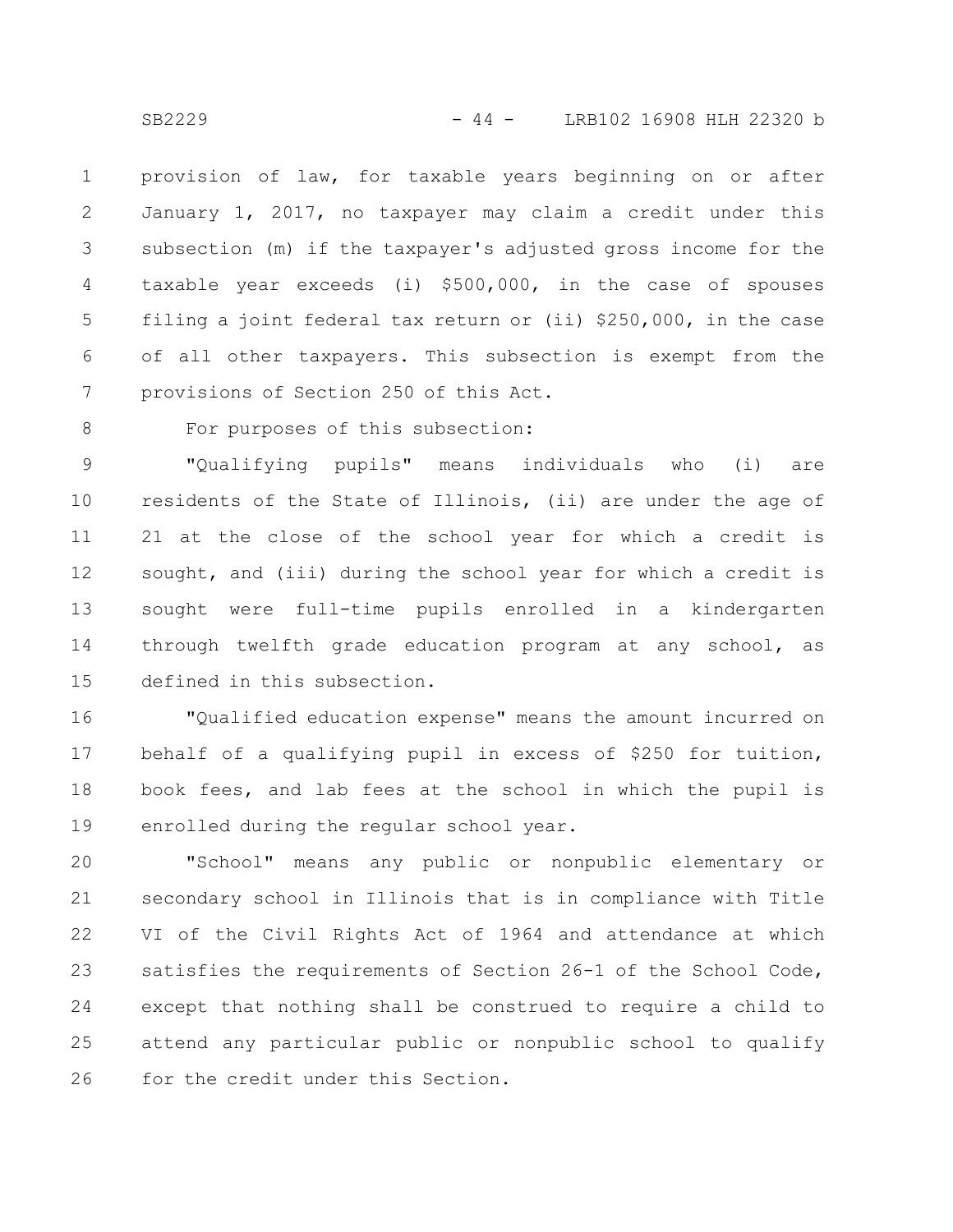provision of law, for taxable years beginning on or after January 1, 2017, no taxpayer may claim a credit under this subsection (m) if the taxpayer's adjusted gross income for the taxable year exceeds (i) $500,000, in the case of spouses filing a joint federal tax return or (ii) $250,000, in the case of all other taxpayers. This subsection is exempt from the provisions of Section 250 of this Act.

For purposes of this subsection:

"Qualifying pupils" means individuals who (i) are residents of the State of Illinois, (ii) are under the age of 21 at the close of the school year for which a credit is sought, and (iii) during the school year for which a credit is sought were full-time pupils enrolled in a kindergarten through twelfth grade education program at any school, as defined in this subsection.

"Qualified education expense" means the amount incurred on behalf of a qualifying pupil in excess of $250 for tuition, book fees, and lab fees at the school in which the pupil is enrolled during the regular school year.

"School" means any public or nonpublic elementary or secondary school in Illinois that is in compliance with Title VI of the Civil Rights Act of 1964 and attendance at which satisfies the requirements of Section 26-1 of the School Code, except that nothing shall be construed to require a child to attend any particular public or nonpublic school to qualify for the credit under this Section.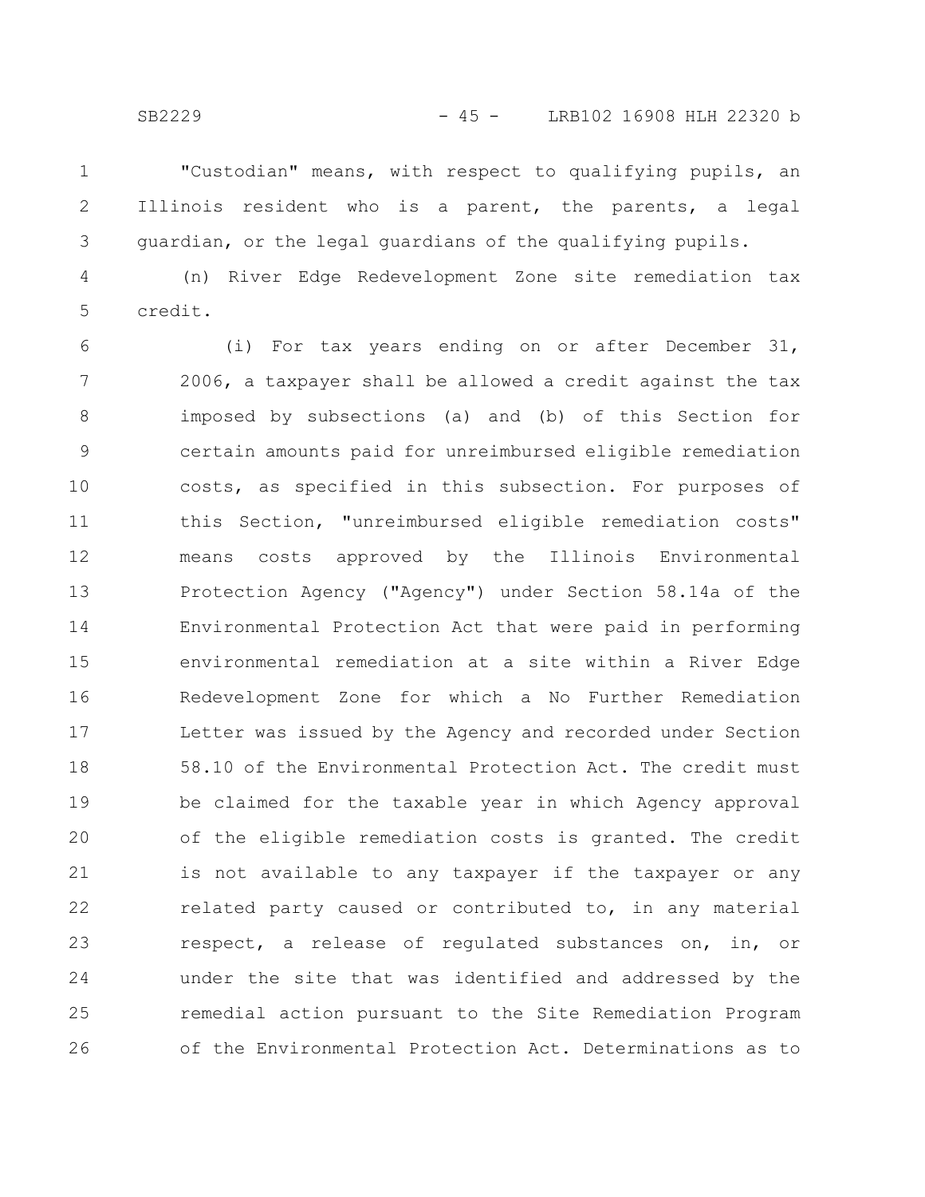"Custodian" means, with respect to qualifying pupils, an Illinois resident who is a parent, the parents, a legal guardian, or the legal guardians of the qualifying pupils.

(n) River Edge Redevelopment Zone site remediation tax credit.

(i) For tax years ending on or after December 31, 2006, a taxpayer shall be allowed a credit against the tax imposed by subsections (a) and (b) of this Section for certain amounts paid for unreimbursed eligible remediation costs, as specified in this subsection. For purposes of this Section, "unreimbursed eligible remediation costs" means costs approved by the Illinois Environmental Protection Agency ("Agency") under Section 58.14a of the Environmental Protection Act that were paid in performing environmental remediation at a site within a River Edge Redevelopment Zone for which a No Further Remediation Letter was issued by the Agency and recorded under Section 58.10 of the Environmental Protection Act. The credit must be claimed for the taxable year in which Agency approval of the eligible remediation costs is granted. The credit is not available to any taxpayer if the taxpayer or any related party caused or contributed to, in any material respect, a release of regulated substances on, in, or under the site that was identified and addressed by the remedial action pursuant to the Site Remediation Program of the Environmental Protection Act. Determinations as to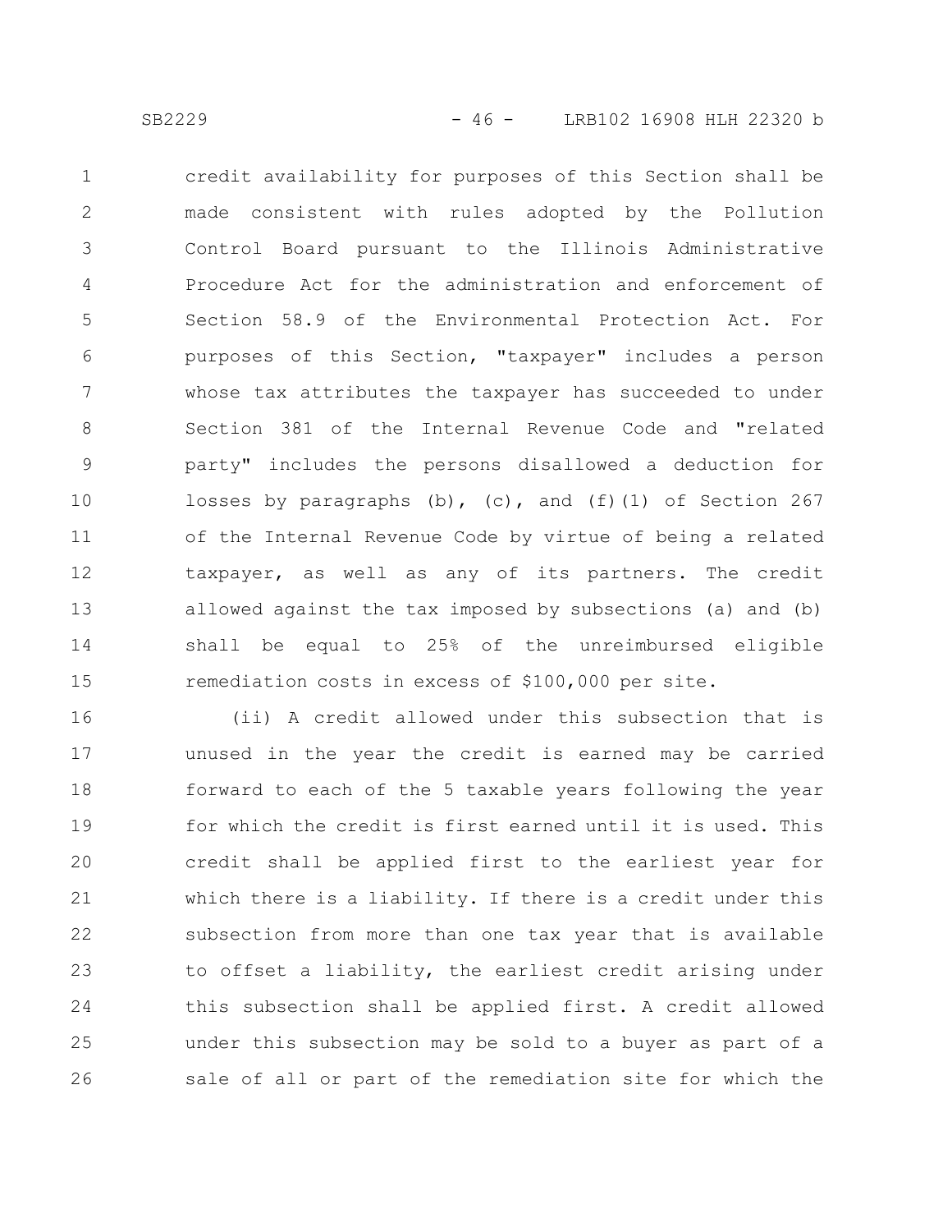credit availability for purposes of this Section shall be made consistent with rules adopted by the Pollution Control Board pursuant to the Illinois Administrative Procedure Act for the administration and enforcement of Section 58.9 of the Environmental Protection Act. For purposes of this Section, "taxpayer" includes a person whose tax attributes the taxpayer has succeeded to under Section 381 of the Internal Revenue Code and "related party" includes the persons disallowed a deduction for losses by paragraphs (b), (c), and (f)(1) of Section 267 of the Internal Revenue Code by virtue of being a related taxpayer, as well as any of its partners. The credit allowed against the tax imposed by subsections (a) and (b) shall be equal to 25% of the unreimbursed eligible remediation costs in excess of $100,000 per site.

(ii) A credit allowed under this subsection that is unused in the year the credit is earned may be carried forward to each of the 5 taxable years following the year for which the credit is first earned until it is used. This credit shall be applied first to the earliest year for which there is a liability. If there is a credit under this subsection from more than one tax year that is available to offset a liability, the earliest credit arising under this subsection shall be applied first. A credit allowed under this subsection may be sold to a buyer as part of a sale of all or part of the remediation site for which the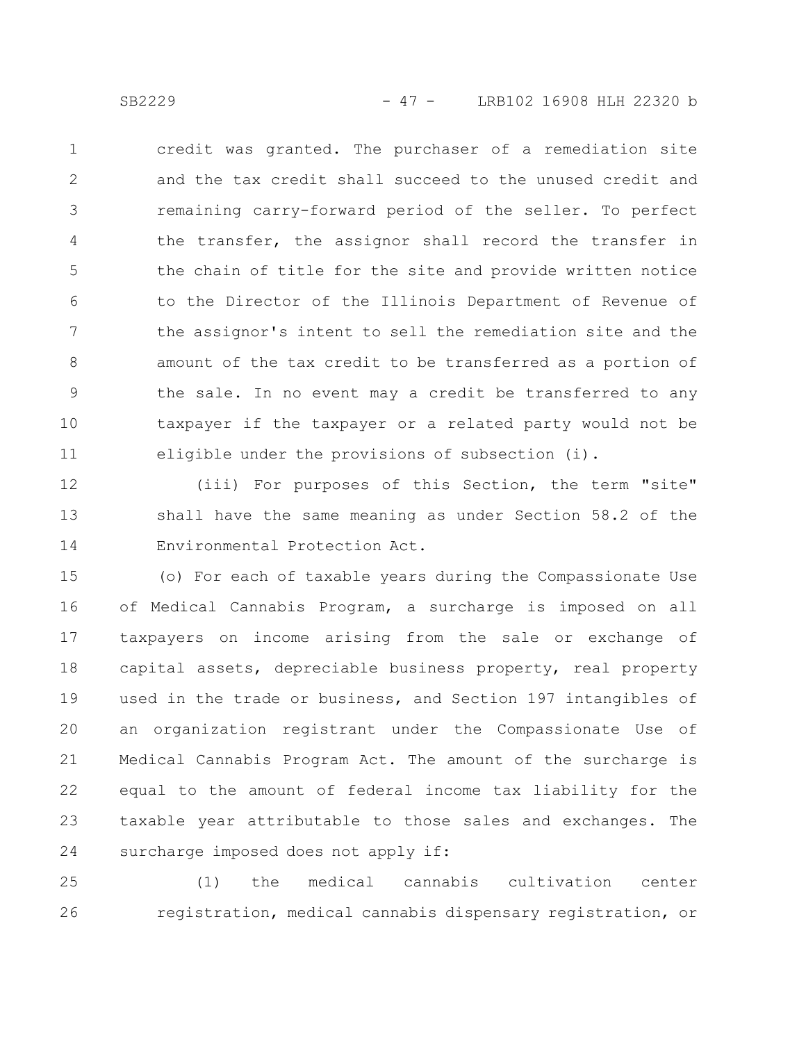credit was granted. The purchaser of a remediation site and the tax credit shall succeed to the unused credit and remaining carry-forward period of the seller. To perfect the transfer, the assignor shall record the transfer in the chain of title for the site and provide written notice to the Director of the Illinois Department of Revenue of the assignor's intent to sell the remediation site and the amount of the tax credit to be transferred as a portion of the sale. In no event may a credit be transferred to any taxpayer if the taxpayer or a related party would not be eligible under the provisions of subsection (i).

(iii) For purposes of this Section, the term "site" shall have the same meaning as under Section 58.2 of the Environmental Protection Act.

(o) For each of taxable years during the Compassionate Use of Medical Cannabis Program, a surcharge is imposed on all taxpayers on income arising from the sale or exchange of capital assets, depreciable business property, real property used in the trade or business, and Section 197 intangibles of an organization registrant under the Compassionate Use of Medical Cannabis Program Act. The amount of the surcharge is equal to the amount of federal income tax liability for the taxable year attributable to those sales and exchanges. The surcharge imposed does not apply if:

(1) the medical cannabis cultivation center registration, medical cannabis dispensary registration, or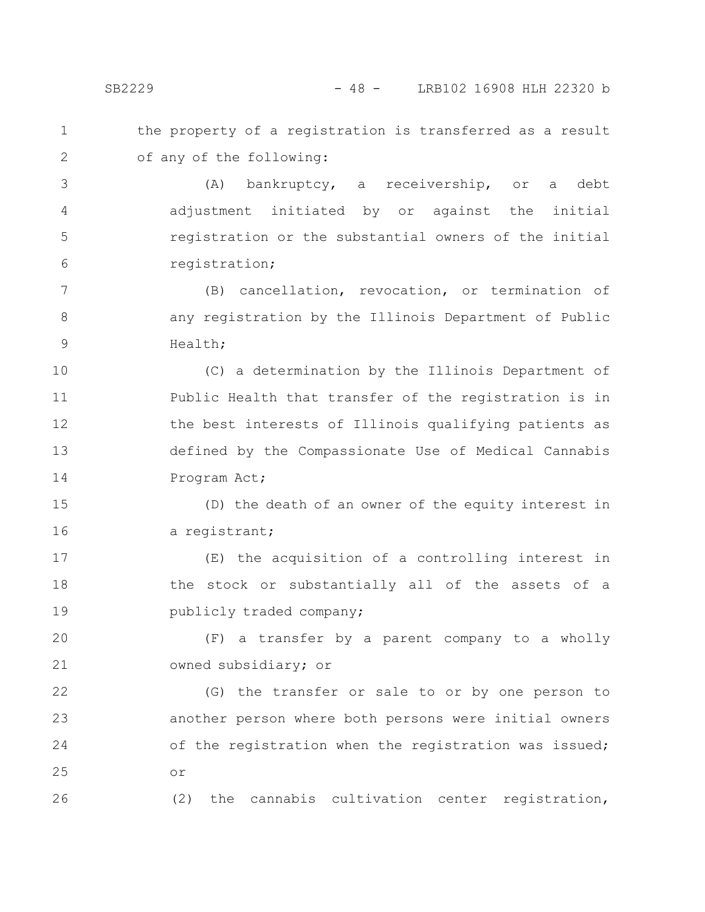the property of a registration is transferred as a result of any of the following:

(A) bankruptcy, a receivership, or a debt adjustment initiated by or against the initial registration or the substantial owners of the initial registration;

(B) cancellation, revocation, or termination of any registration by the Illinois Department of Public Health;

(C) a determination by the Illinois Department of Public Health that transfer of the registration is in the best interests of Illinois qualifying patients as defined by the Compassionate Use of Medical Cannabis Program Act;

(D) the death of an owner of the equity interest in a registrant;

(E) the acquisition of a controlling interest in the stock or substantially all of the assets of a publicly traded company;

(F) a transfer by a parent company to a wholly owned subsidiary; or

(G) the transfer or sale to or by one person to another person where both persons were initial owners of the registration when the registration was issued; or

(2) the cannabis cultivation center registration,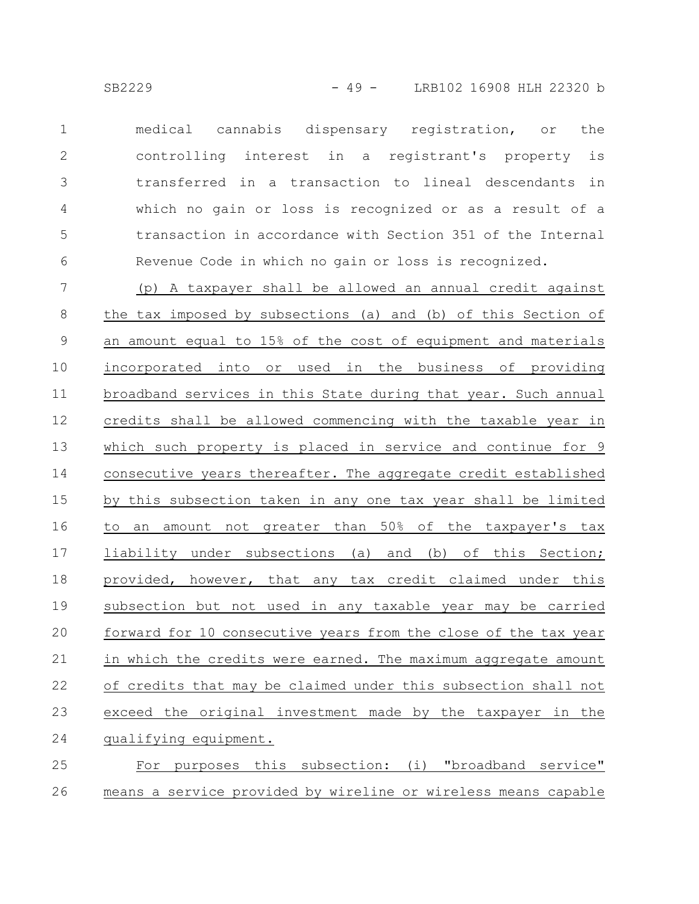medical cannabis dispensary registration, or the controlling interest in a registrant's property is transferred in a transaction to lineal descendants in which no gain or loss is recognized or as a result of a transaction in accordance with Section 351 of the Internal Revenue Code in which no gain or loss is recognized.

(p) A taxpayer shall be allowed an annual credit against the tax imposed by subsections (a) and (b) of this Section of an amount equal to 15% of the cost of equipment and materials incorporated into or used in the business of providing broadband services in this State during that year. Such annual credits shall be allowed commencing with the taxable year in which such property is placed in service and continue for 9 consecutive years thereafter. The aggregate credit established by this subsection taken in any one tax year shall be limited to an amount not greater than 50% of the taxpayer's tax liability under subsections (a) and (b) of this Section; provided, however, that any tax credit claimed under this subsection but not used in any taxable year may be carried forward for 10 consecutive years from the close of the tax year in which the credits were earned. The maximum aggregate amount of credits that may be claimed under this subsection shall not exceed the original investment made by the taxpayer in the qualifying equipment.

For purposes this subsection: (i) "broadband service" means a service provided by wireline or wireless means capable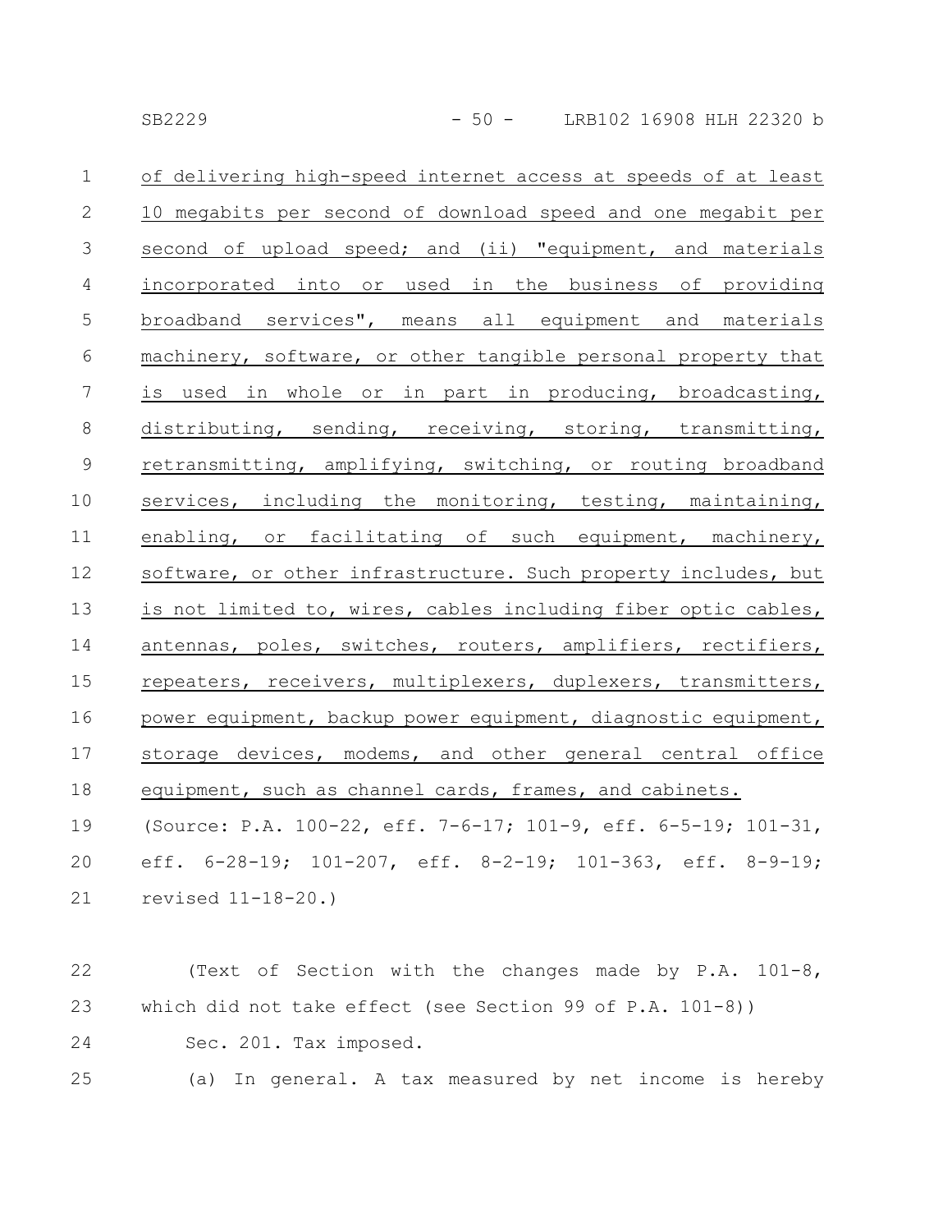of delivering high-speed internet access at speeds of at least 10 megabits per second of download speed and one megabit per second of upload speed; and (ii) "equipment, and materials incorporated into or used in the business of providing broadband services", means all equipment and materials machinery, software, or other tangible personal property that is used in whole or in part in producing, broadcasting, distributing, sending, receiving, storing, transmitting, retransmitting, amplifying, switching, or routing broadband services, including the monitoring, testing, maintaining, enabling, or facilitating of such equipment, machinery, software, or other infrastructure. Such property includes, but is not limited to, wires, cables including fiber optic cables, antennas, poles, switches, routers, amplifiers, rectifiers, repeaters, receivers, multiplexers, duplexers, transmitters, power equipment, backup power equipment, diagnostic equipment, storage devices, modems, and other general central office equipment, such as channel cards, frames, and cabinets.

(Source: P.A. 100-22, eff. 7-6-17; 101-9, eff. 6-5-19; 101-31, eff. 6-28-19; 101-207, eff. 8-2-19; 101-363, eff. 8-9-19; revised 11-18-20.)

(Text of Section with the changes made by P.A. 101-8, which did not take effect (see Section 99 of P.A. 101-8))

Sec. 201. Tax imposed.

(a) In general. A tax measured by net income is hereby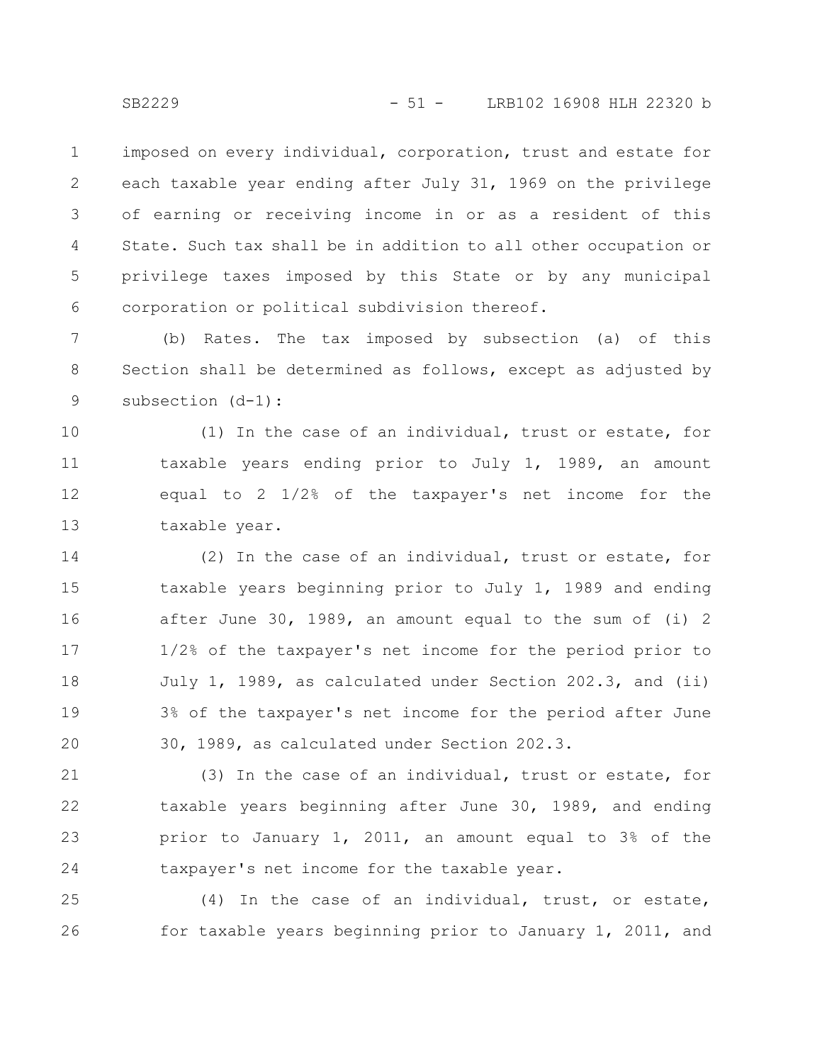imposed on every individual, corporation, trust and estate for each taxable year ending after July 31, 1969 on the privilege of earning or receiving income in or as a resident of this State. Such tax shall be in addition to all other occupation or privilege taxes imposed by this State or by any municipal corporation or political subdivision thereof.

(b) Rates. The tax imposed by subsection (a) of this Section shall be determined as follows, except as adjusted by subsection (d-1):

(1) In the case of an individual, trust or estate, for taxable years ending prior to July 1, 1989, an amount equal to 2 1/2% of the taxpayer's net income for the taxable year.

(2) In the case of an individual, trust or estate, for taxable years beginning prior to July 1, 1989 and ending after June 30, 1989, an amount equal to the sum of (i) 2 1/2% of the taxpayer's net income for the period prior to July 1, 1989, as calculated under Section 202.3, and (ii) 3% of the taxpayer's net income for the period after June 30, 1989, as calculated under Section 202.3.

(3) In the case of an individual, trust or estate, for taxable years beginning after June 30, 1989, and ending prior to January 1, 2011, an amount equal to 3% of the taxpayer's net income for the taxable year.

(4) In the case of an individual, trust, or estate, for taxable years beginning prior to January 1, 2011, and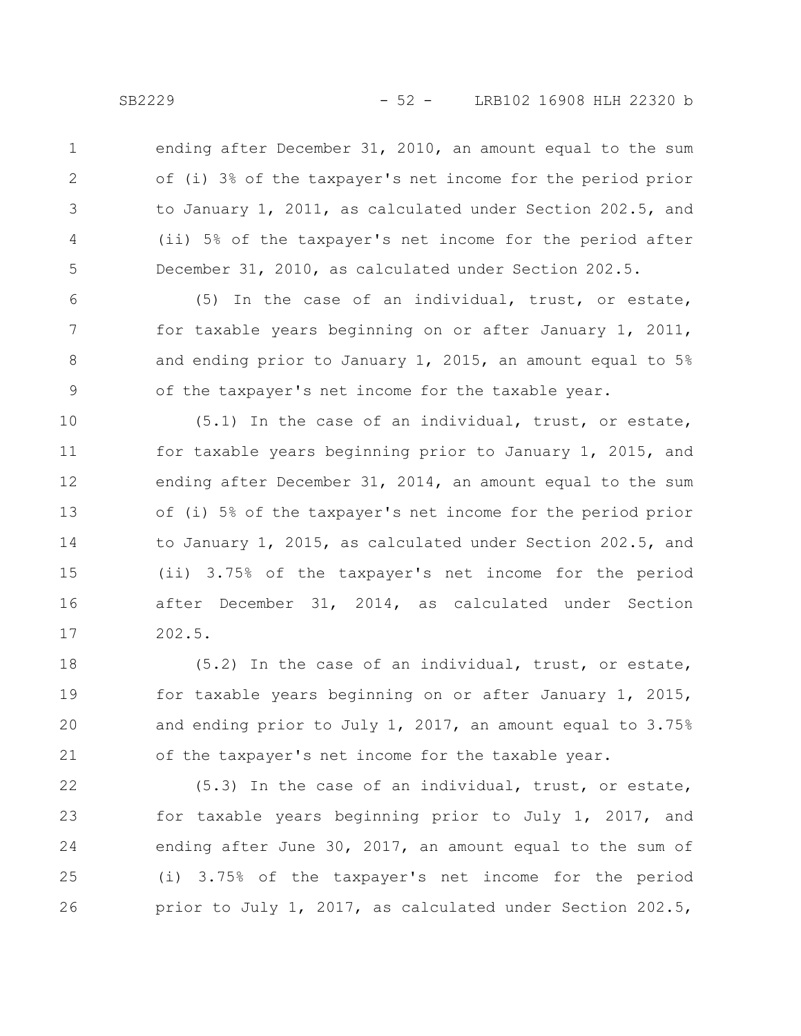ending after December 31, 2010, an amount equal to the sum of (i) 3% of the taxpayer's net income for the period prior to January 1, 2011, as calculated under Section 202.5, and (ii) 5% of the taxpayer's net income for the period after December 31, 2010, as calculated under Section 202.5.

(5) In the case of an individual, trust, or estate, for taxable years beginning on or after January 1, 2011, and ending prior to January 1, 2015, an amount equal to 5% of the taxpayer's net income for the taxable year.

(5.1) In the case of an individual, trust, or estate, for taxable years beginning prior to January 1, 2015, and ending after December 31, 2014, an amount equal to the sum of (i) 5% of the taxpayer's net income for the period prior to January 1, 2015, as calculated under Section 202.5, and (ii) 3.75% of the taxpayer's net income for the period after December 31, 2014, as calculated under Section 202.5.

(5.2) In the case of an individual, trust, or estate, for taxable years beginning on or after January 1, 2015, and ending prior to July 1, 2017, an amount equal to 3.75% of the taxpayer's net income for the taxable year.

(5.3) In the case of an individual, trust, or estate, for taxable years beginning prior to July 1, 2017, and ending after June 30, 2017, an amount equal to the sum of (i) 3.75% of the taxpayer's net income for the period prior to July 1, 2017, as calculated under Section 202.5,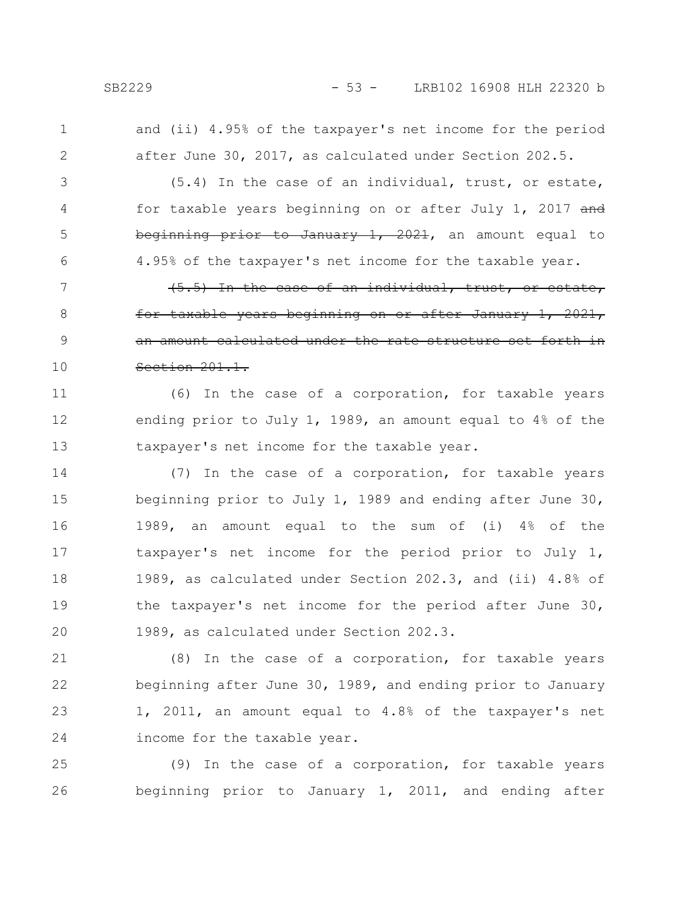and (ii) 4.95% of the taxpayer's net income for the period after June 30, 2017, as calculated under Section 202.5.

(5.4) In the case of an individual, trust, or estate, for taxable years beginning on or after July 1, 2017 ~~and beginning prior to January 1, 2021~~, an amount equal to 4.95% of the taxpayer's net income for the taxable year.

~~(5.5) In the case of an individual, trust, or estate, for taxable years beginning on or after January 1, 2021, an amount calculated under the rate structure set forth in Section 201.1.~~

(6) In the case of a corporation, for taxable years ending prior to July 1, 1989, an amount equal to 4% of the taxpayer's net income for the taxable year.

(7) In the case of a corporation, for taxable years beginning prior to July 1, 1989 and ending after June 30, 1989, an amount equal to the sum of (i) 4% of the taxpayer's net income for the period prior to July 1, 1989, as calculated under Section 202.3, and (ii) 4.8% of the taxpayer's net income for the period after June 30, 1989, as calculated under Section 202.3.

(8) In the case of a corporation, for taxable years beginning after June 30, 1989, and ending prior to January 1, 2011, an amount equal to 4.8% of the taxpayer's net income for the taxable year.

(9) In the case of a corporation, for taxable years beginning prior to January 1, 2011, and ending after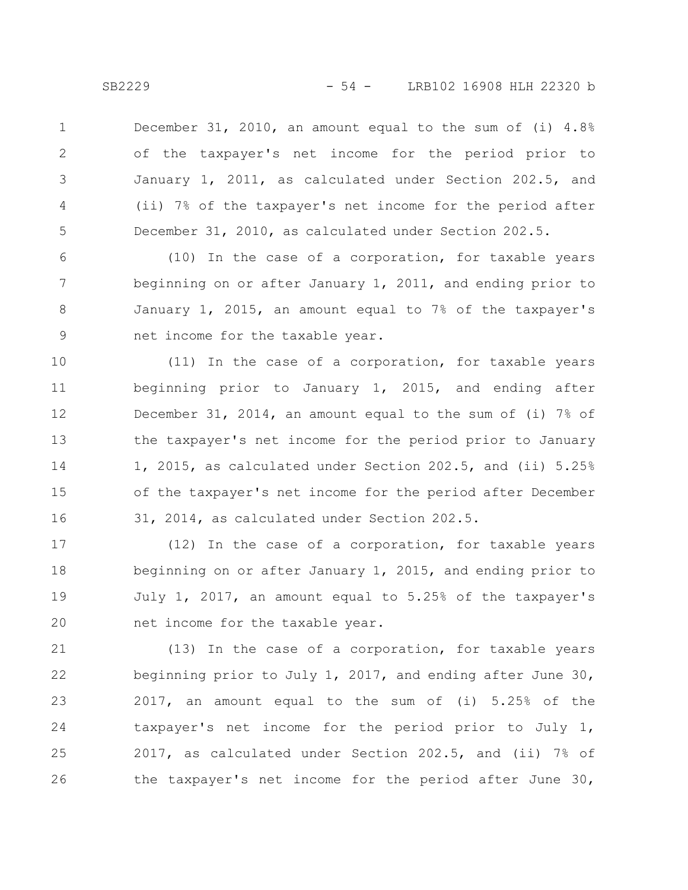December 31, 2010, an amount equal to the sum of (i) 4.8% of the taxpayer's net income for the period prior to January 1, 2011, as calculated under Section 202.5, and (ii) 7% of the taxpayer's net income for the period after December 31, 2010, as calculated under Section 202.5.

(10) In the case of a corporation, for taxable years beginning on or after January 1, 2011, and ending prior to January 1, 2015, an amount equal to 7% of the taxpayer's net income for the taxable year.

(11) In the case of a corporation, for taxable years beginning prior to January 1, 2015, and ending after December 31, 2014, an amount equal to the sum of (i) 7% of the taxpayer's net income for the period prior to January 1, 2015, as calculated under Section 202.5, and (ii) 5.25% of the taxpayer's net income for the period after December 31, 2014, as calculated under Section 202.5.

(12) In the case of a corporation, for taxable years beginning on or after January 1, 2015, and ending prior to July 1, 2017, an amount equal to 5.25% of the taxpayer's net income for the taxable year.

(13) In the case of a corporation, for taxable years beginning prior to July 1, 2017, and ending after June 30, 2017, an amount equal to the sum of (i) 5.25% of the taxpayer's net income for the period prior to July 1, 2017, as calculated under Section 202.5, and (ii) 7% of the taxpayer's net income for the period after June 30,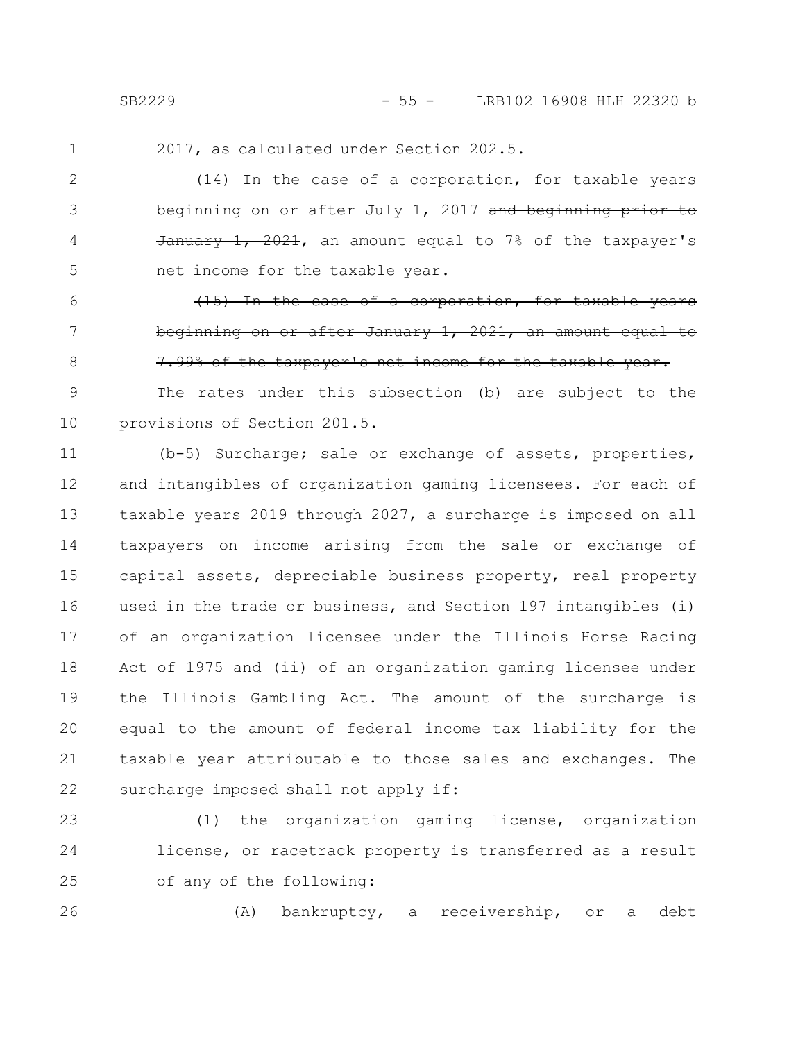2017, as calculated under Section 202.5.

(14) In the case of a corporation, for taxable years beginning on or after July 1, 2017 ~~and beginning prior to January 1, 2021~~, an amount equal to 7% of the taxpayer's net income for the taxable year.

~~(15) In the case of a corporation, for taxable years beginning on or after January 1, 2021, an amount equal to 7.99% of the taxpayer's net income for the taxable year.~~

The rates under this subsection (b) are subject to the provisions of Section 201.5.

(b-5) Surcharge; sale or exchange of assets, properties, and intangibles of organization gaming licensees. For each of taxable years 2019 through 2027, a surcharge is imposed on all taxpayers on income arising from the sale or exchange of capital assets, depreciable business property, real property used in the trade or business, and Section 197 intangibles (i) of an organization licensee under the Illinois Horse Racing Act of 1975 and (ii) of an organization gaming licensee under the Illinois Gambling Act. The amount of the surcharge is equal to the amount of federal income tax liability for the taxable year attributable to those sales and exchanges. The surcharge imposed shall not apply if:

(1) the organization gaming license, organization license, or racetrack property is transferred as a result of any of the following:

(A) bankruptcy, a receivership, or a debt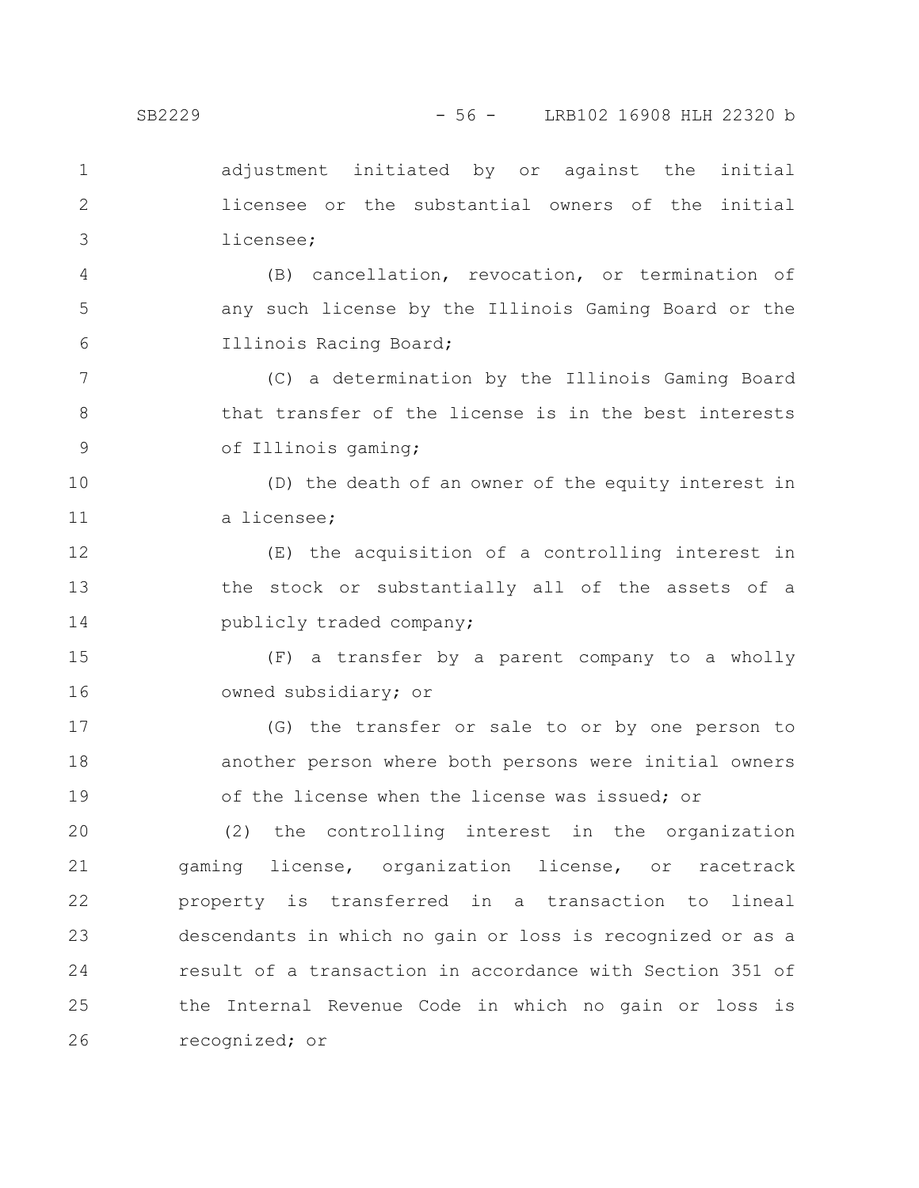adjustment initiated by or against the initial licensee or the substantial owners of the initial licensee;

(B) cancellation, revocation, or termination of any such license by the Illinois Gaming Board or the Illinois Racing Board;

(C) a determination by the Illinois Gaming Board that transfer of the license is in the best interests of Illinois gaming;

(D) the death of an owner of the equity interest in a licensee;

(E) the acquisition of a controlling interest in the stock or substantially all of the assets of a publicly traded company;

(F) a transfer by a parent company to a wholly owned subsidiary; or

(G) the transfer or sale to or by one person to another person where both persons were initial owners of the license when the license was issued; or

(2) the controlling interest in the organization gaming license, organization license, or racetrack property is transferred in a transaction to lineal descendants in which no gain or loss is recognized or as a result of a transaction in accordance with Section 351 of the Internal Revenue Code in which no gain or loss is recognized; or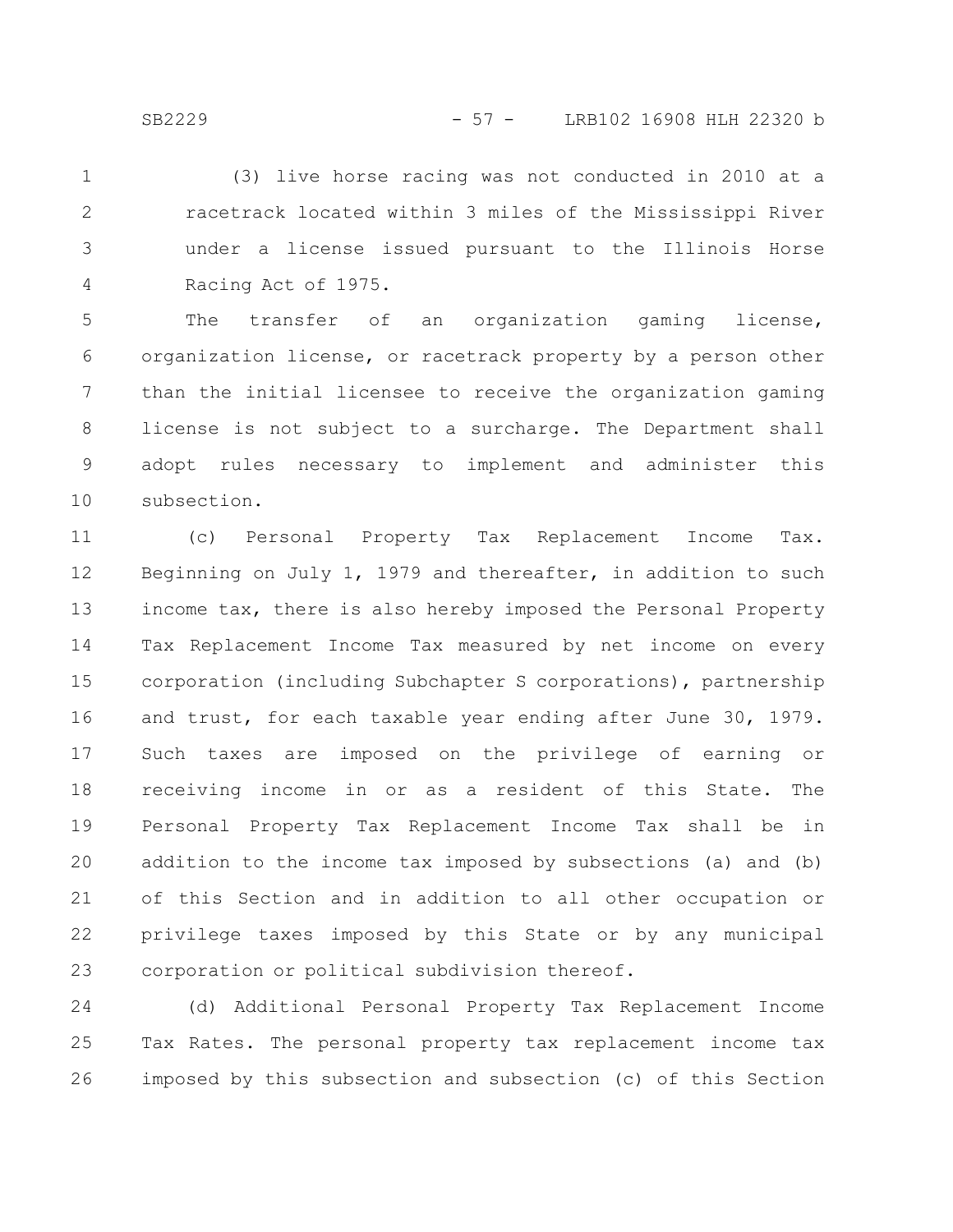(3) live horse racing was not conducted in 2010 at a racetrack located within 3 miles of the Mississippi River under a license issued pursuant to the Illinois Horse Racing Act of 1975.

The transfer of an organization gaming license, organization license, or racetrack property by a person other than the initial licensee to receive the organization gaming license is not subject to a surcharge. The Department shall adopt rules necessary to implement and administer this subsection.

(c) Personal Property Tax Replacement Income Tax. Beginning on July 1, 1979 and thereafter, in addition to such income tax, there is also hereby imposed the Personal Property Tax Replacement Income Tax measured by net income on every corporation (including Subchapter S corporations), partnership and trust, for each taxable year ending after June 30, 1979. Such taxes are imposed on the privilege of earning or receiving income in or as a resident of this State. The Personal Property Tax Replacement Income Tax shall be in addition to the income tax imposed by subsections (a) and (b) of this Section and in addition to all other occupation or privilege taxes imposed by this State or by any municipal corporation or political subdivision thereof.

(d) Additional Personal Property Tax Replacement Income Tax Rates. The personal property tax replacement income tax imposed by this subsection and subsection (c) of this Section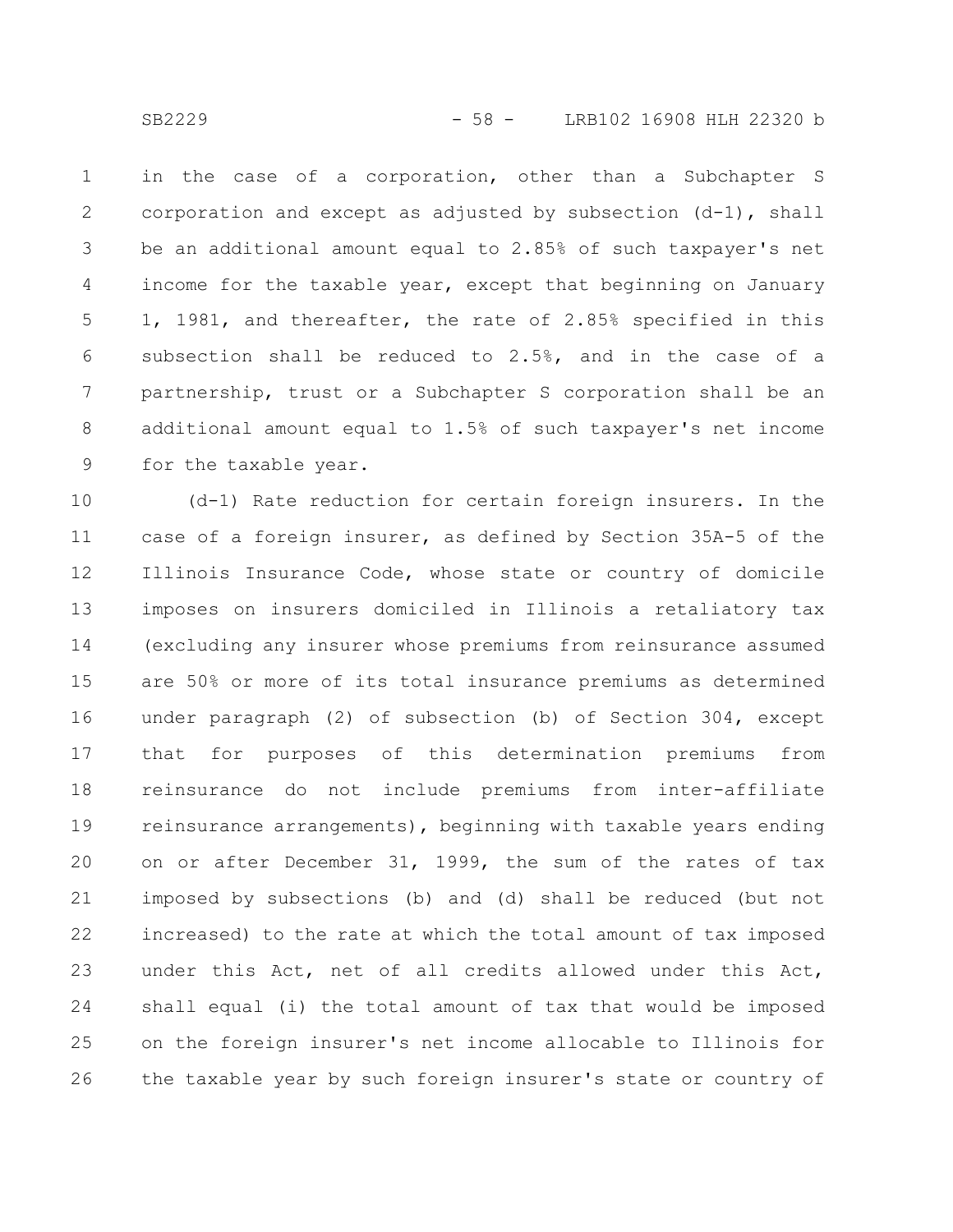in the case of a corporation, other than a Subchapter S corporation and except as adjusted by subsection (d-1), shall be an additional amount equal to 2.85% of such taxpayer's net income for the taxable year, except that beginning on January 1, 1981, and thereafter, the rate of 2.85% specified in this subsection shall be reduced to 2.5%, and in the case of a partnership, trust or a Subchapter S corporation shall be an additional amount equal to 1.5% of such taxpayer's net income for the taxable year.

(d-1) Rate reduction for certain foreign insurers. In the case of a foreign insurer, as defined by Section 35A-5 of the Illinois Insurance Code, whose state or country of domicile imposes on insurers domiciled in Illinois a retaliatory tax (excluding any insurer whose premiums from reinsurance assumed are 50% or more of its total insurance premiums as determined under paragraph (2) of subsection (b) of Section 304, except that for purposes of this determination premiums from reinsurance do not include premiums from inter-affiliate reinsurance arrangements), beginning with taxable years ending on or after December 31, 1999, the sum of the rates of tax imposed by subsections (b) and (d) shall be reduced (but not increased) to the rate at which the total amount of tax imposed under this Act, net of all credits allowed under this Act, shall equal (i) the total amount of tax that would be imposed on the foreign insurer's net income allocable to Illinois for the taxable year by such foreign insurer's state or country of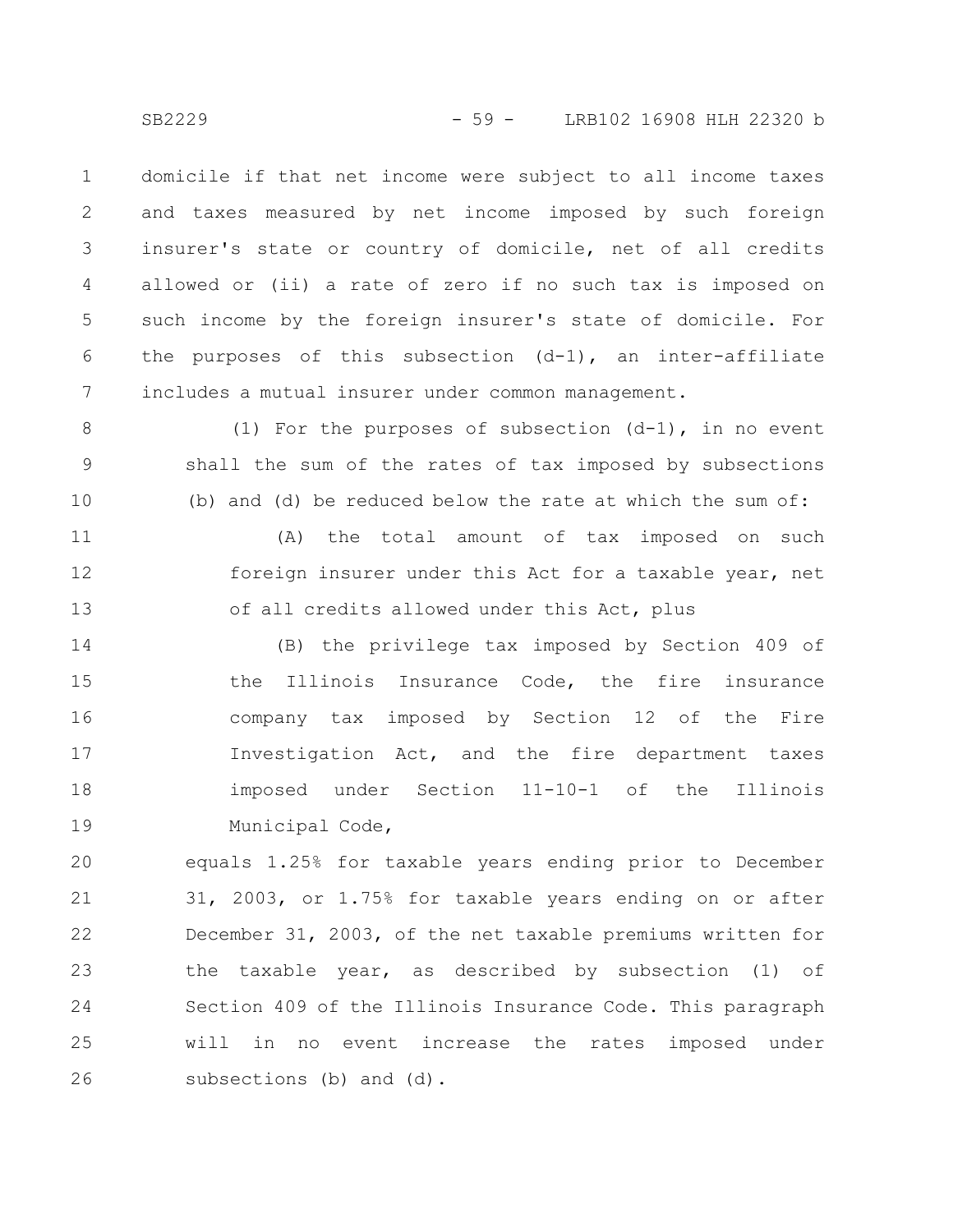domicile if that net income were subject to all income taxes and taxes measured by net income imposed by such foreign insurer's state or country of domicile, net of all credits allowed or (ii) a rate of zero if no such tax is imposed on such income by the foreign insurer's state of domicile. For the purposes of this subsection (d-1), an inter-affiliate includes a mutual insurer under common management.

(1) For the purposes of subsection (d-1), in no event shall the sum of the rates of tax imposed by subsections (b) and (d) be reduced below the rate at which the sum of:

(A) the total amount of tax imposed on such foreign insurer under this Act for a taxable year, net of all credits allowed under this Act, plus

(B) the privilege tax imposed by Section 409 of the Illinois Insurance Code, the fire insurance company tax imposed by Section 12 of the Fire Investigation Act, and the fire department taxes imposed under Section 11-10-1 of the Illinois Municipal Code,

equals 1.25% for taxable years ending prior to December 31, 2003, or 1.75% for taxable years ending on or after December 31, 2003, of the net taxable premiums written for the taxable year, as described by subsection (1) of Section 409 of the Illinois Insurance Code. This paragraph will in no event increase the rates imposed under subsections (b) and (d).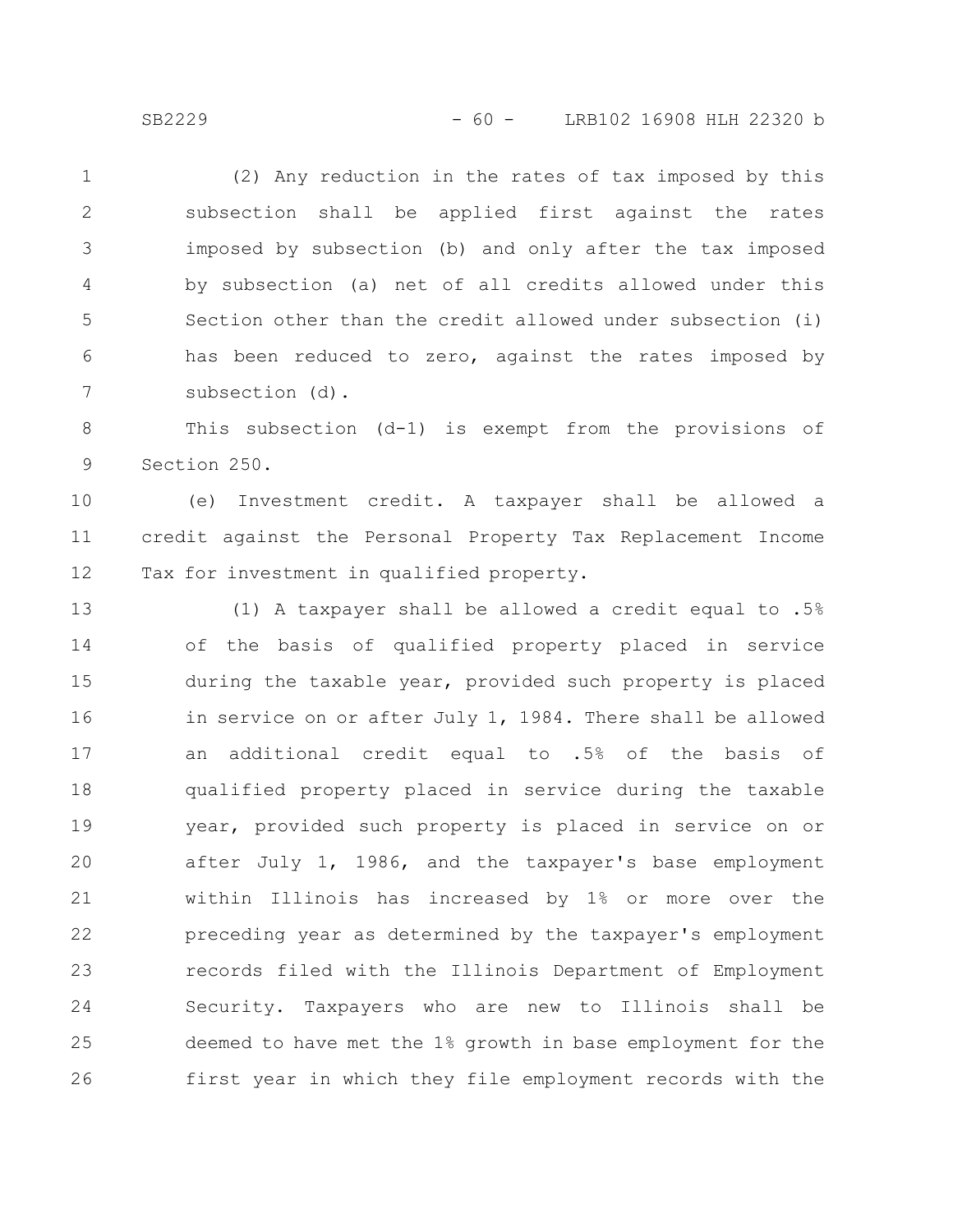(2) Any reduction in the rates of tax imposed by this subsection shall be applied first against the rates imposed by subsection (b) and only after the tax imposed by subsection (a) net of all credits allowed under this Section other than the credit allowed under subsection (i) has been reduced to zero, against the rates imposed by subsection (d).

This subsection (d-1) is exempt from the provisions of Section 250.

(e) Investment credit. A taxpayer shall be allowed a credit against the Personal Property Tax Replacement Income Tax for investment in qualified property.

(1) A taxpayer shall be allowed a credit equal to .5% of the basis of qualified property placed in service during the taxable year, provided such property is placed in service on or after July 1, 1984. There shall be allowed an additional credit equal to .5% of the basis of qualified property placed in service during the taxable year, provided such property is placed in service on or after July 1, 1986, and the taxpayer's base employment within Illinois has increased by 1% or more over the preceding year as determined by the taxpayer's employment records filed with the Illinois Department of Employment Security. Taxpayers who are new to Illinois shall be deemed to have met the 1% growth in base employment for the first year in which they file employment records with the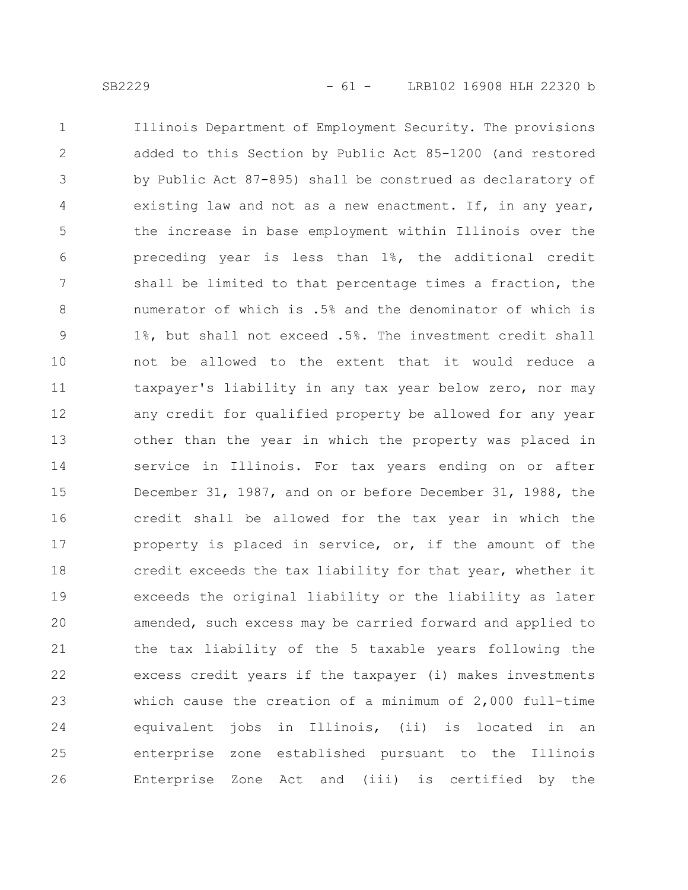Illinois Department of Employment Security. The provisions added to this Section by Public Act 85-1200 (and restored by Public Act 87-895) shall be construed as declaratory of existing law and not as a new enactment. If, in any year, the increase in base employment within Illinois over the preceding year is less than 1%, the additional credit shall be limited to that percentage times a fraction, the numerator of which is .5% and the denominator of which is 1%, but shall not exceed .5%. The investment credit shall not be allowed to the extent that it would reduce a taxpayer's liability in any tax year below zero, nor may any credit for qualified property be allowed for any year other than the year in which the property was placed in service in Illinois. For tax years ending on or after December 31, 1987, and on or before December 31, 1988, the credit shall be allowed for the tax year in which the property is placed in service, or, if the amount of the credit exceeds the tax liability for that year, whether it exceeds the original liability or the liability as later amended, such excess may be carried forward and applied to the tax liability of the 5 taxable years following the excess credit years if the taxpayer (i) makes investments which cause the creation of a minimum of 2,000 full-time equivalent jobs in Illinois, (ii) is located in an enterprise zone established pursuant to the Illinois Enterprise Zone Act and (iii) is certified by the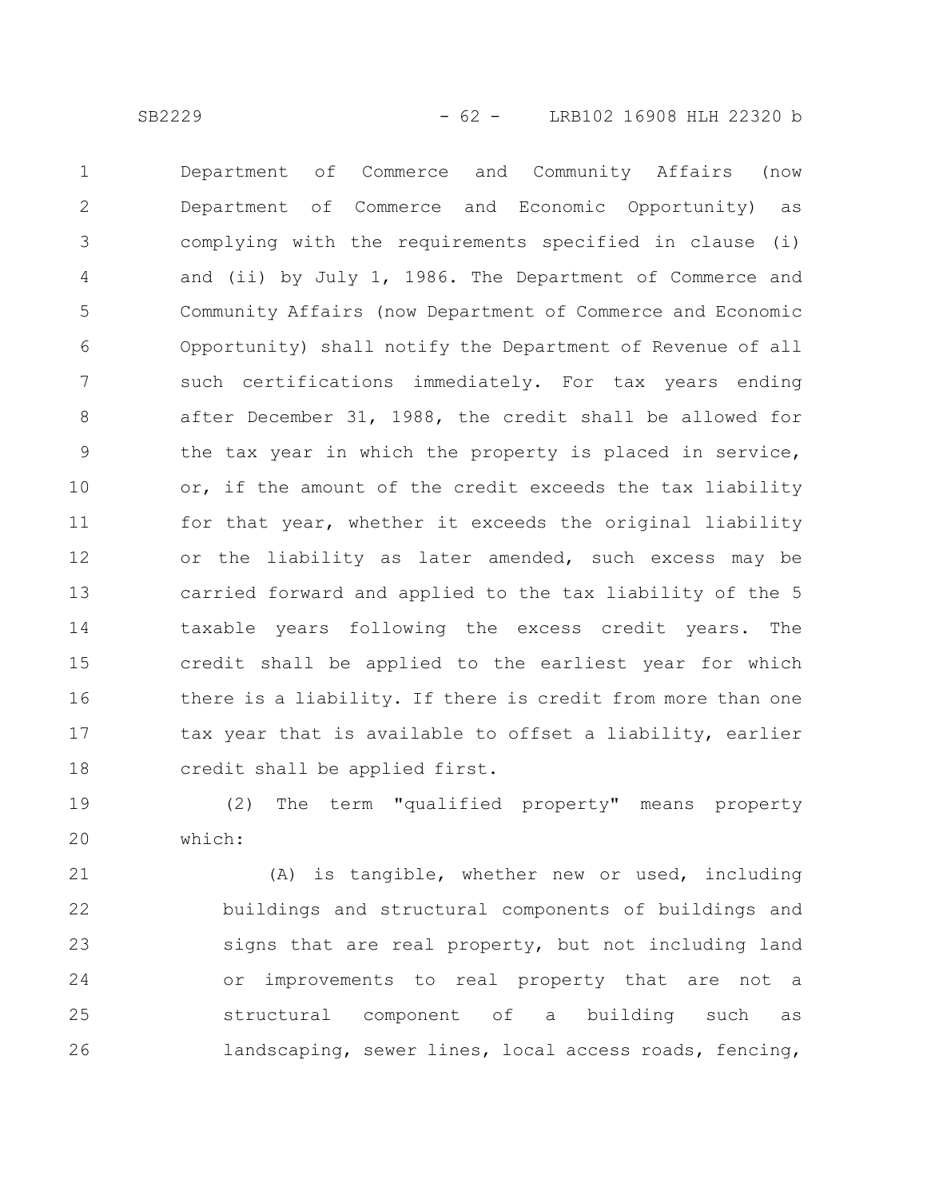Department of Commerce and Community Affairs (now Department of Commerce and Economic Opportunity) as complying with the requirements specified in clause (i) and (ii) by July 1, 1986. The Department of Commerce and Community Affairs (now Department of Commerce and Economic Opportunity) shall notify the Department of Revenue of all such certifications immediately. For tax years ending after December 31, 1988, the credit shall be allowed for the tax year in which the property is placed in service, or, if the amount of the credit exceeds the tax liability for that year, whether it exceeds the original liability or the liability as later amended, such excess may be carried forward and applied to the tax liability of the 5 taxable years following the excess credit years. The credit shall be applied to the earliest year for which there is a liability. If there is credit from more than one tax year that is available to offset a liability, earlier credit shall be applied first.

(2) The term "qualified property" means property which:

(A) is tangible, whether new or used, including buildings and structural components of buildings and signs that are real property, but not including land or improvements to real property that are not a structural component of a building such as landscaping, sewer lines, local access roads, fencing,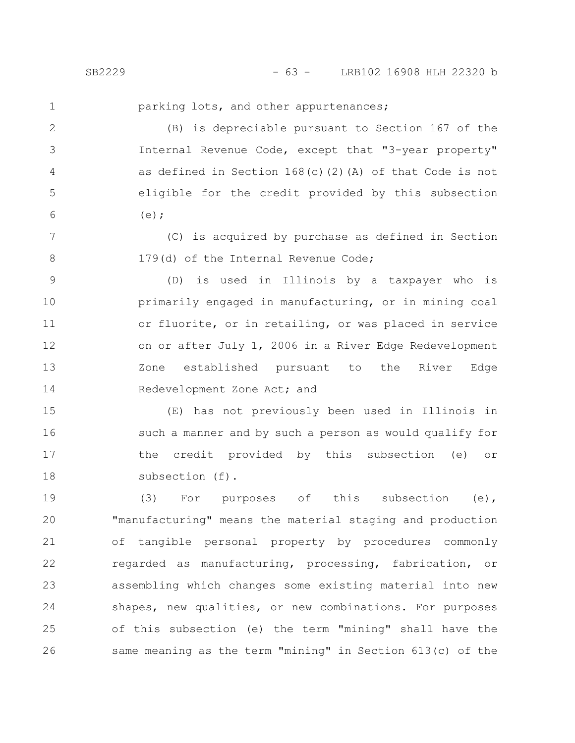parking lots, and other appurtenances;

(B) is depreciable pursuant to Section 167 of the Internal Revenue Code, except that "3-year property" as defined in Section 168(c)(2)(A) of that Code is not eligible for the credit provided by this subsection (e);

(C) is acquired by purchase as defined in Section 179(d) of the Internal Revenue Code;

(D) is used in Illinois by a taxpayer who is primarily engaged in manufacturing, or in mining coal or fluorite, or in retailing, or was placed in service on or after July 1, 2006 in a River Edge Redevelopment Zone established pursuant to the River Edge Redevelopment Zone Act; and

(E) has not previously been used in Illinois in such a manner and by such a person as would qualify for the credit provided by this subsection (e) or subsection (f).

(3) For purposes of this subsection (e), "manufacturing" means the material staging and production of tangible personal property by procedures commonly regarded as manufacturing, processing, fabrication, or assembling which changes some existing material into new shapes, new qualities, or new combinations. For purposes of this subsection (e) the term "mining" shall have the same meaning as the term "mining" in Section 613(c) of the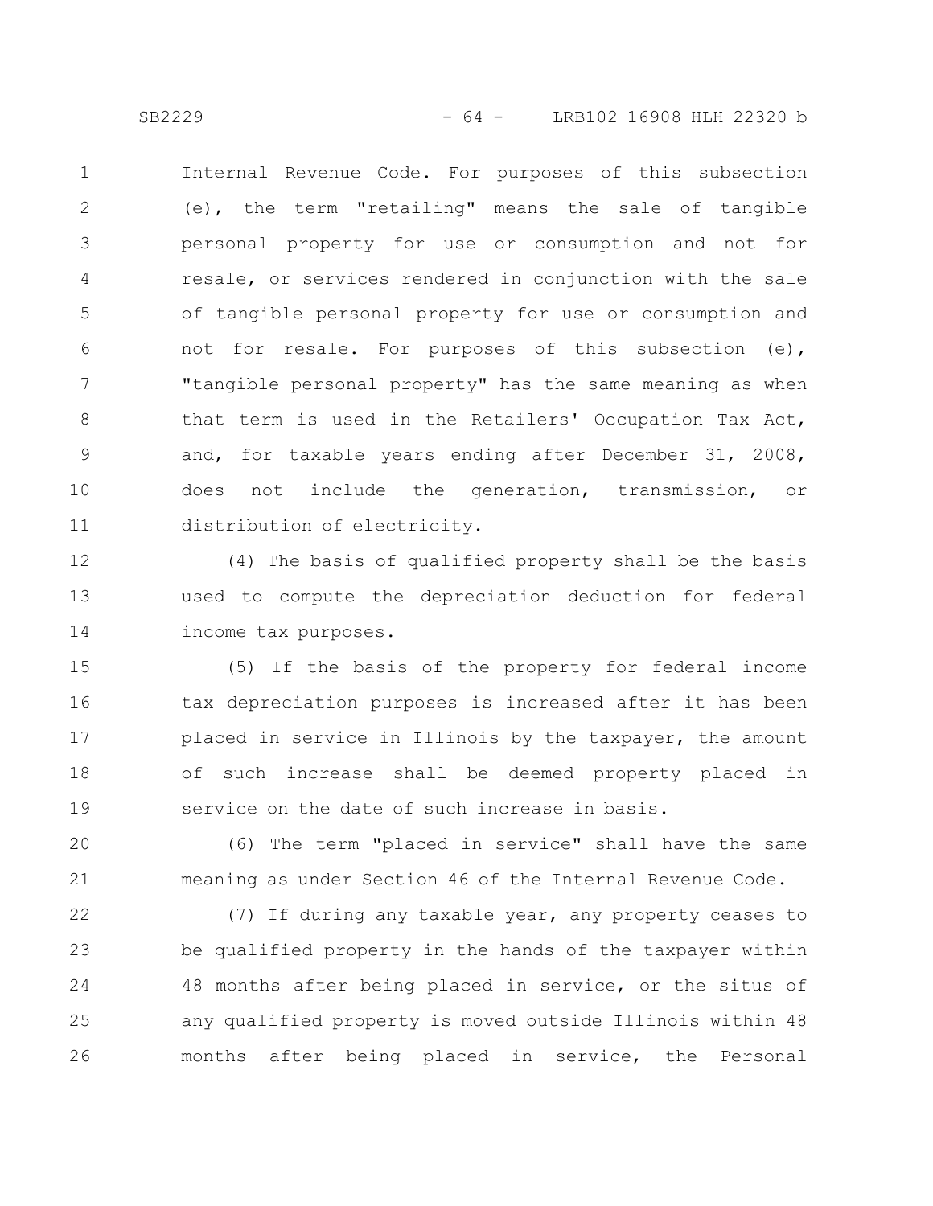Internal Revenue Code. For purposes of this subsection (e), the term "retailing" means the sale of tangible personal property for use or consumption and not for resale, or services rendered in conjunction with the sale of tangible personal property for use or consumption and not for resale. For purposes of this subsection (e), "tangible personal property" has the same meaning as when that term is used in the Retailers' Occupation Tax Act, and, for taxable years ending after December 31, 2008, does not include the generation, transmission, or distribution of electricity.

(4) The basis of qualified property shall be the basis used to compute the depreciation deduction for federal income tax purposes.

(5) If the basis of the property for federal income tax depreciation purposes is increased after it has been placed in service in Illinois by the taxpayer, the amount of such increase shall be deemed property placed in service on the date of such increase in basis.

(6) The term "placed in service" shall have the same meaning as under Section 46 of the Internal Revenue Code.

(7) If during any taxable year, any property ceases to be qualified property in the hands of the taxpayer within 48 months after being placed in service, or the situs of any qualified property is moved outside Illinois within 48 months after being placed in service, the Personal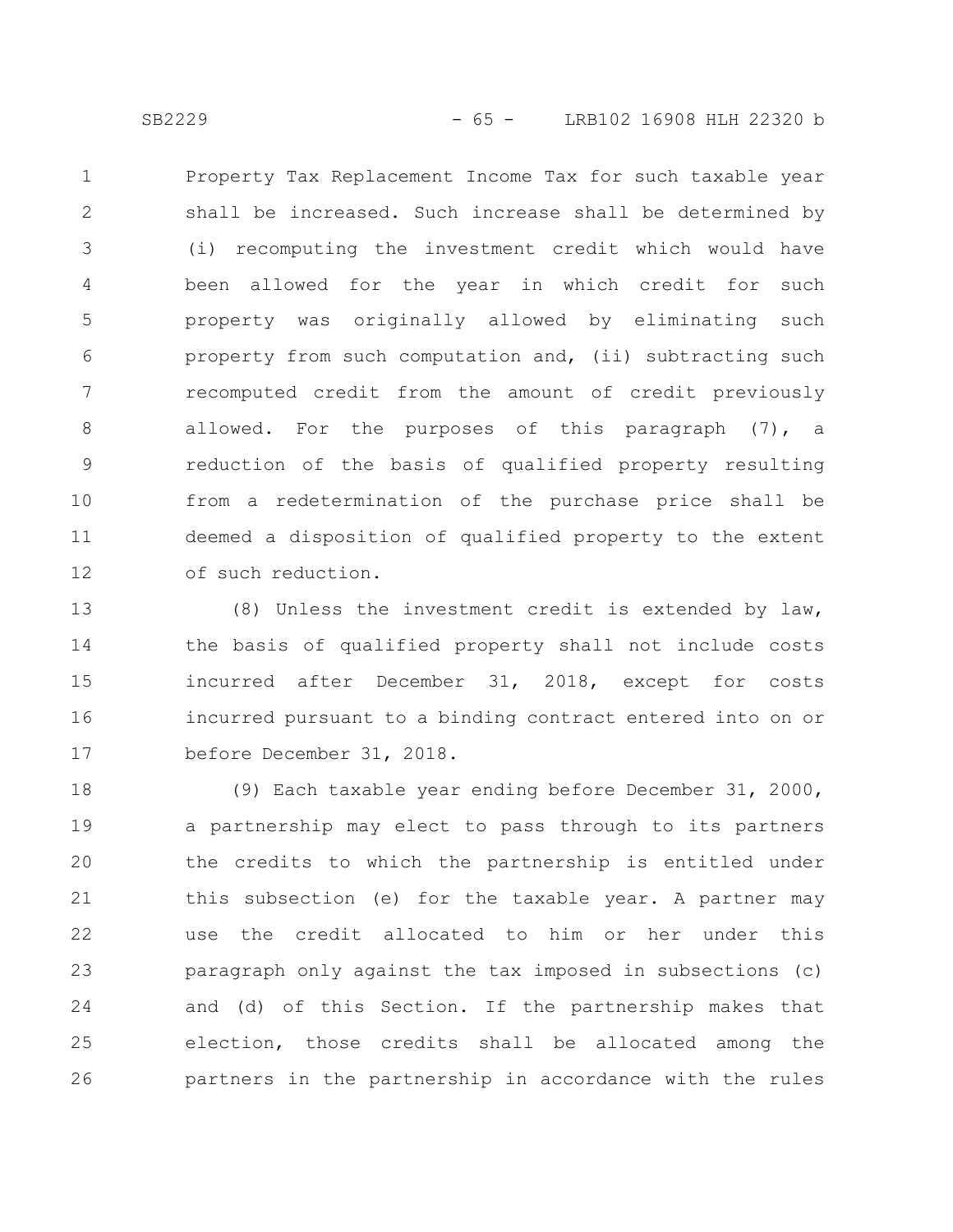Property Tax Replacement Income Tax for such taxable year shall be increased. Such increase shall be determined by (i) recomputing the investment credit which would have been allowed for the year in which credit for such property was originally allowed by eliminating such property from such computation and, (ii) subtracting such recomputed credit from the amount of credit previously allowed. For the purposes of this paragraph (7), a reduction of the basis of qualified property resulting from a redetermination of the purchase price shall be deemed a disposition of qualified property to the extent of such reduction.

(8) Unless the investment credit is extended by law, the basis of qualified property shall not include costs incurred after December 31, 2018, except for costs incurred pursuant to a binding contract entered into on or before December 31, 2018.

(9) Each taxable year ending before December 31, 2000, a partnership may elect to pass through to its partners the credits to which the partnership is entitled under this subsection (e) for the taxable year. A partner may use the credit allocated to him or her under this paragraph only against the tax imposed in subsections (c) and (d) of this Section. If the partnership makes that election, those credits shall be allocated among the partners in the partnership in accordance with the rules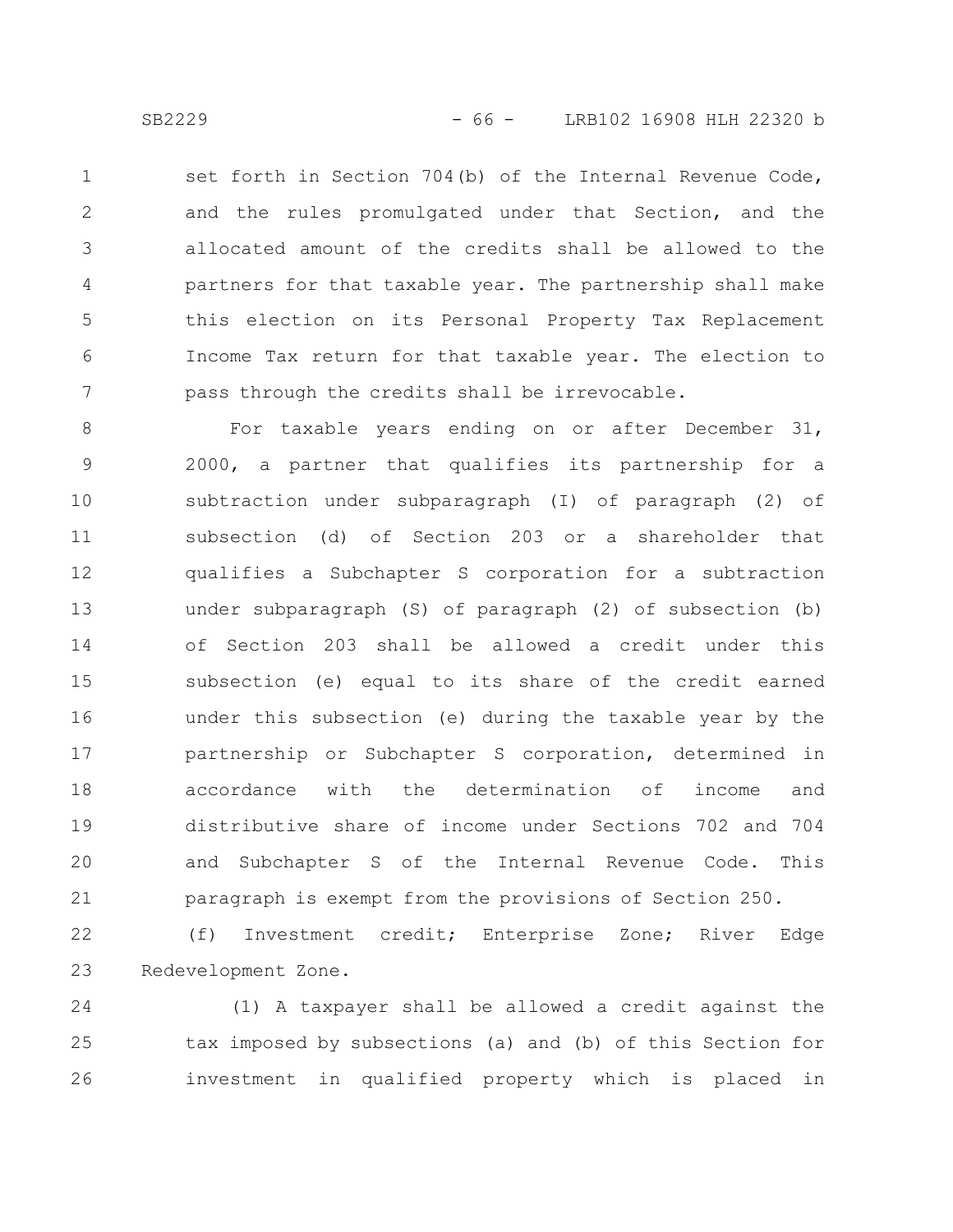set forth in Section 704(b) of the Internal Revenue Code, and the rules promulgated under that Section, and the allocated amount of the credits shall be allowed to the partners for that taxable year. The partnership shall make this election on its Personal Property Tax Replacement Income Tax return for that taxable year. The election to pass through the credits shall be irrevocable.

For taxable years ending on or after December 31, 2000, a partner that qualifies its partnership for a subtraction under subparagraph (I) of paragraph (2) of subsection (d) of Section 203 or a shareholder that qualifies a Subchapter S corporation for a subtraction under subparagraph (S) of paragraph (2) of subsection (b) of Section 203 shall be allowed a credit under this subsection (e) equal to its share of the credit earned under this subsection (e) during the taxable year by the partnership or Subchapter S corporation, determined in accordance with the determination of income and distributive share of income under Sections 702 and 704 and Subchapter S of the Internal Revenue Code. This paragraph is exempt from the provisions of Section 250.

(f) Investment credit; Enterprise Zone; River Edge Redevelopment Zone.

(1) A taxpayer shall be allowed a credit against the tax imposed by subsections (a) and (b) of this Section for investment in qualified property which is placed in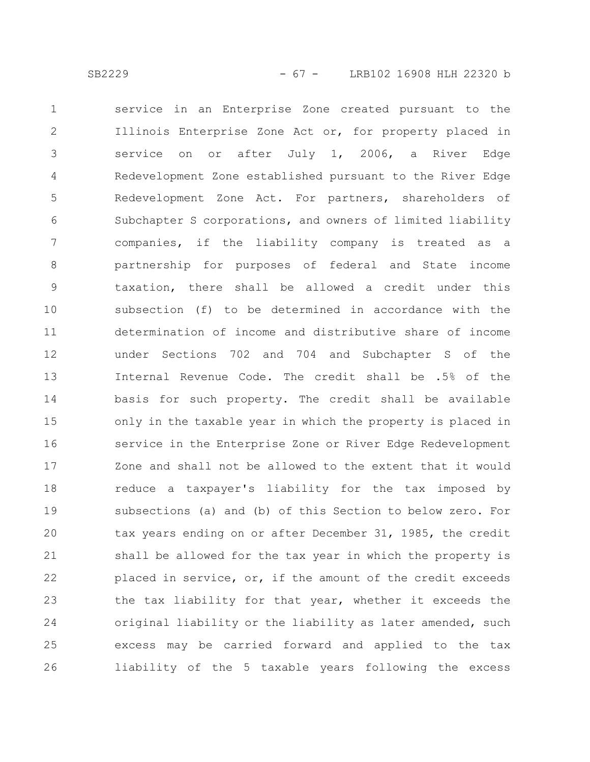service in an Enterprise Zone created pursuant to the Illinois Enterprise Zone Act or, for property placed in service on or after July 1, 2006, a River Edge Redevelopment Zone established pursuant to the River Edge Redevelopment Zone Act. For partners, shareholders of Subchapter S corporations, and owners of limited liability companies, if the liability company is treated as a partnership for purposes of federal and State income taxation, there shall be allowed a credit under this subsection (f) to be determined in accordance with the determination of income and distributive share of income under Sections 702 and 704 and Subchapter S of the Internal Revenue Code. The credit shall be .5% of the basis for such property. The credit shall be available only in the taxable year in which the property is placed in service in the Enterprise Zone or River Edge Redevelopment Zone and shall not be allowed to the extent that it would reduce a taxpayer's liability for the tax imposed by subsections (a) and (b) of this Section to below zero. For tax years ending on or after December 31, 1985, the credit shall be allowed for the tax year in which the property is placed in service, or, if the amount of the credit exceeds the tax liability for that year, whether it exceeds the original liability or the liability as later amended, such excess may be carried forward and applied to the tax liability of the 5 taxable years following the excess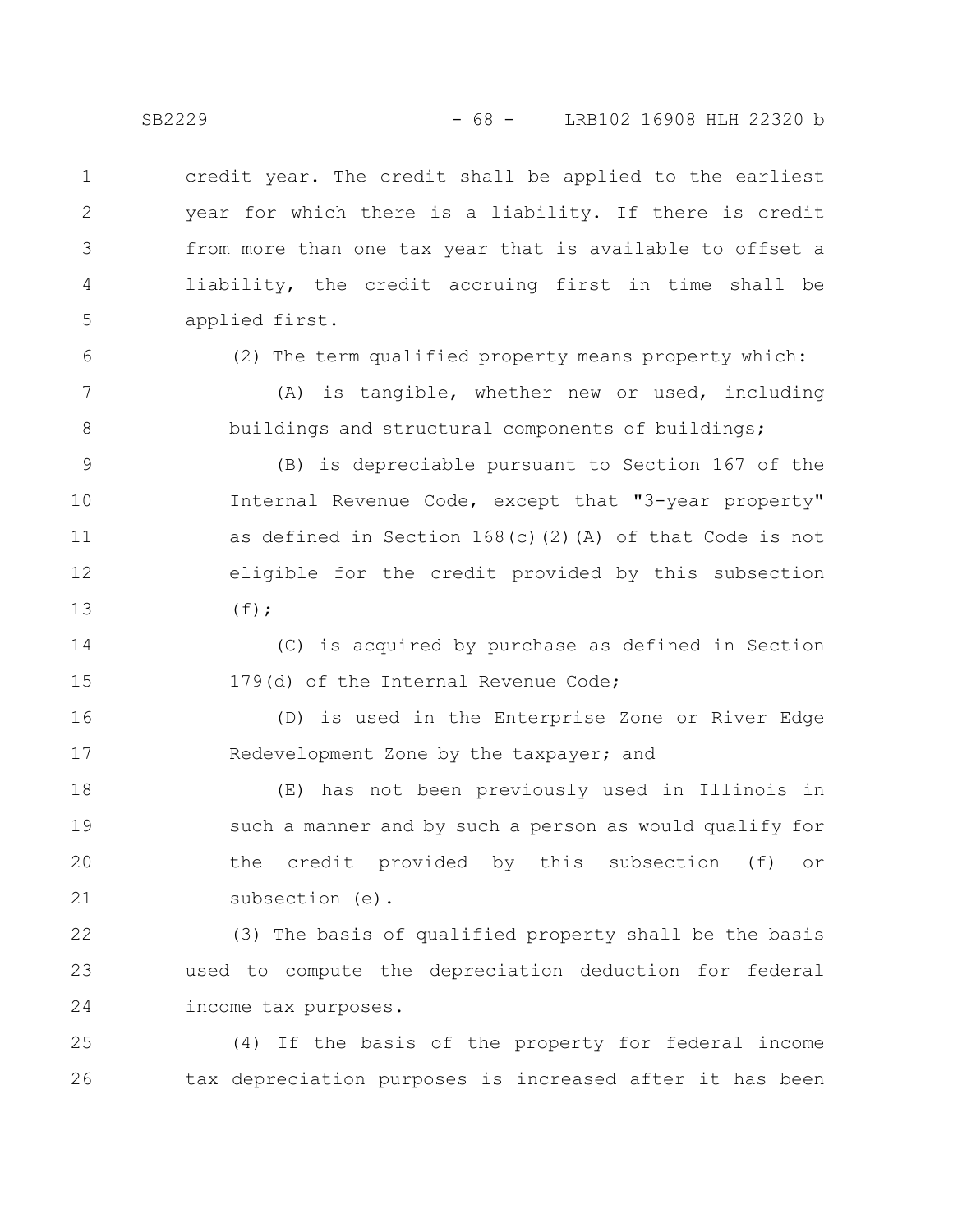credit year. The credit shall be applied to the earliest year for which there is a liability. If there is credit from more than one tax year that is available to offset a liability, the credit accruing first in time shall be applied first.

(2) The term qualified property means property which:

(A) is tangible, whether new or used, including buildings and structural components of buildings;

(B) is depreciable pursuant to Section 167 of the Internal Revenue Code, except that "3-year property" as defined in Section 168(c)(2)(A) of that Code is not eligible for the credit provided by this subsection (f);

(C) is acquired by purchase as defined in Section 179(d) of the Internal Revenue Code;

(D) is used in the Enterprise Zone or River Edge Redevelopment Zone by the taxpayer; and

(E) has not been previously used in Illinois in such a manner and by such a person as would qualify for the credit provided by this subsection (f) or subsection (e).

(3) The basis of qualified property shall be the basis used to compute the depreciation deduction for federal income tax purposes.

(4) If the basis of the property for federal income tax depreciation purposes is increased after it has been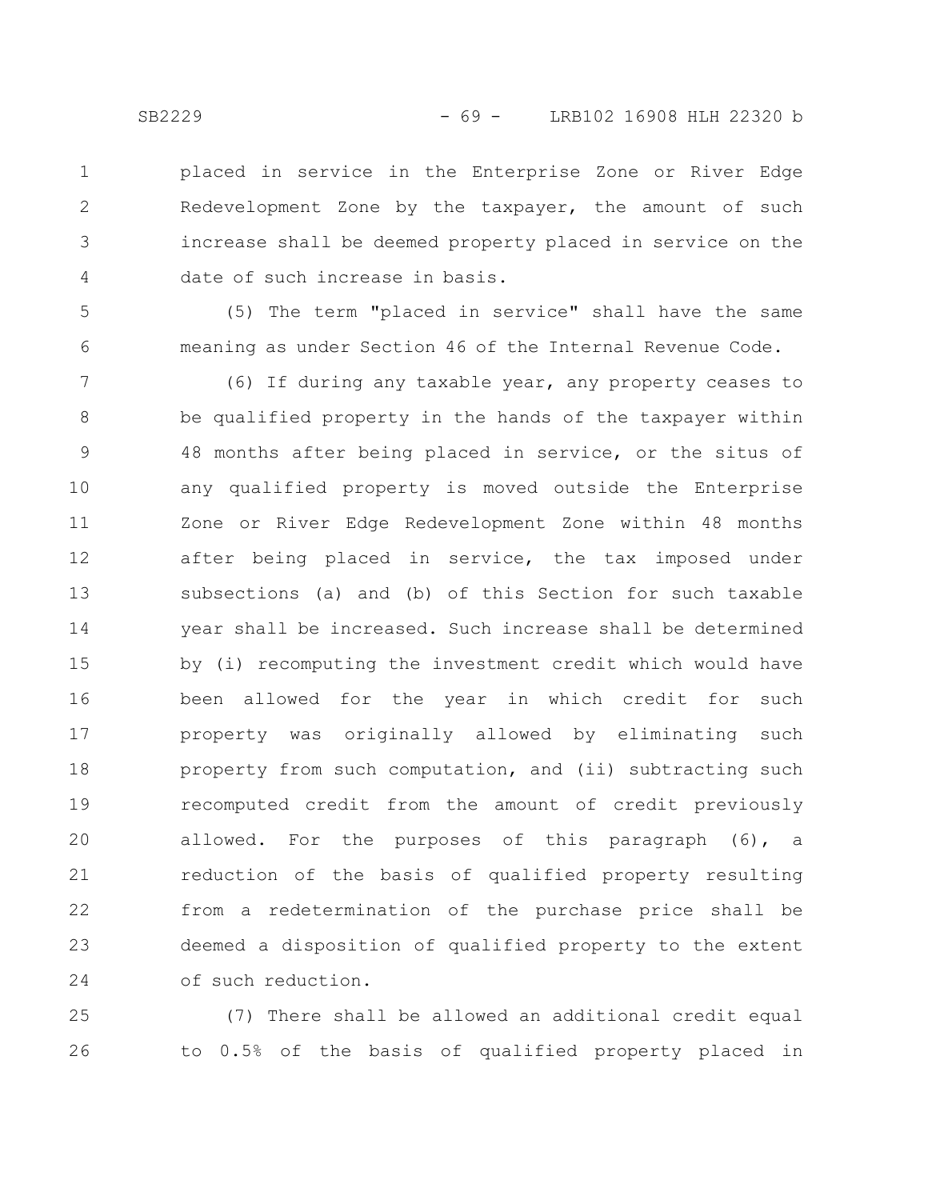placed in service in the Enterprise Zone or River Edge Redevelopment Zone by the taxpayer, the amount of such increase shall be deemed property placed in service on the date of such increase in basis.

(5) The term "placed in service" shall have the same meaning as under Section 46 of the Internal Revenue Code.

(6) If during any taxable year, any property ceases to be qualified property in the hands of the taxpayer within 48 months after being placed in service, or the situs of any qualified property is moved outside the Enterprise Zone or River Edge Redevelopment Zone within 48 months after being placed in service, the tax imposed under subsections (a) and (b) of this Section for such taxable year shall be increased. Such increase shall be determined by (i) recomputing the investment credit which would have been allowed for the year in which credit for such property was originally allowed by eliminating such property from such computation, and (ii) subtracting such recomputed credit from the amount of credit previously allowed. For the purposes of this paragraph (6), a reduction of the basis of qualified property resulting from a redetermination of the purchase price shall be deemed a disposition of qualified property to the extent of such reduction.

(7) There shall be allowed an additional credit equal to 0.5% of the basis of qualified property placed in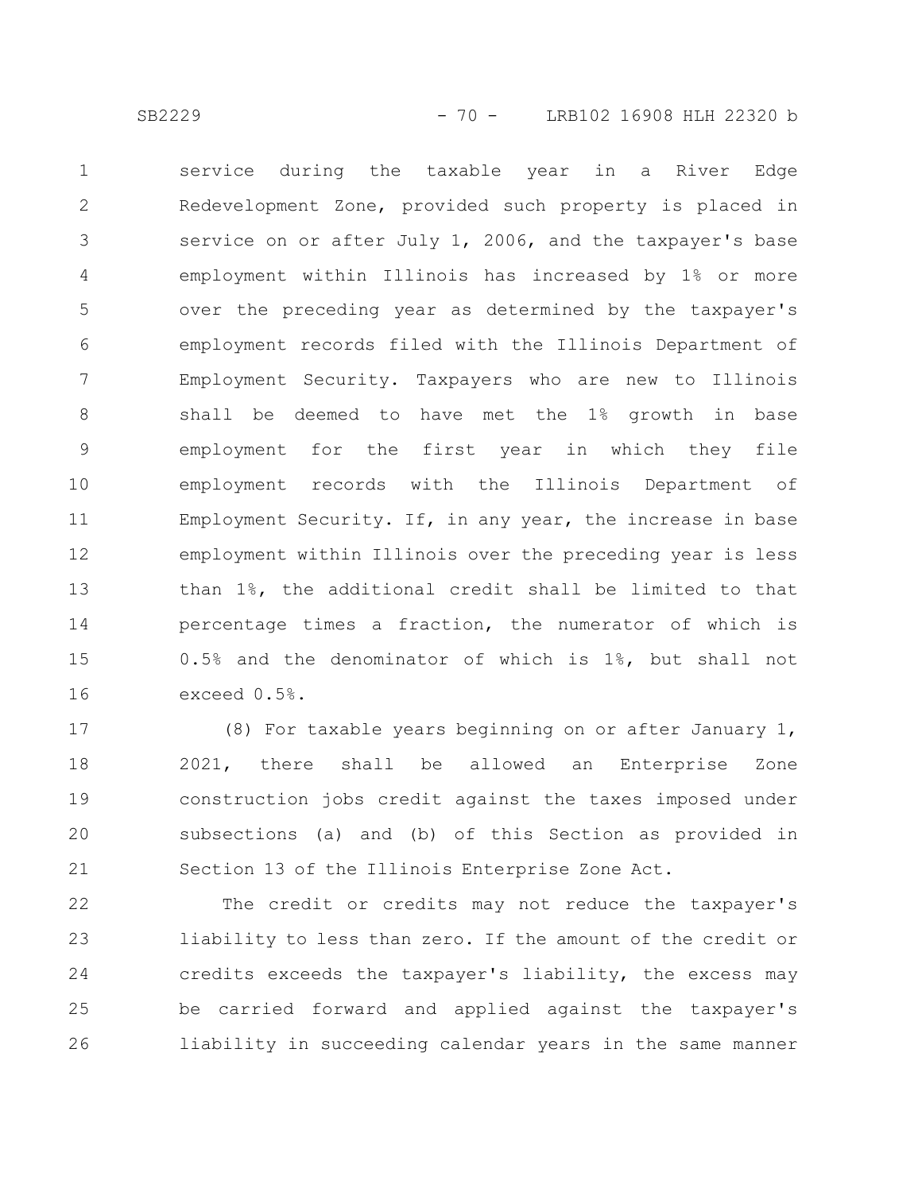service during the taxable year in a River Edge Redevelopment Zone, provided such property is placed in service on or after July 1, 2006, and the taxpayer's base employment within Illinois has increased by 1% or more over the preceding year as determined by the taxpayer's employment records filed with the Illinois Department of Employment Security. Taxpayers who are new to Illinois shall be deemed to have met the 1% growth in base employment for the first year in which they file employment records with the Illinois Department of Employment Security. If, in any year, the increase in base employment within Illinois over the preceding year is less than 1%, the additional credit shall be limited to that percentage times a fraction, the numerator of which is 0.5% and the denominator of which is 1%, but shall not exceed 0.5%.

(8) For taxable years beginning on or after January 1, 2021, there shall be allowed an Enterprise Zone construction jobs credit against the taxes imposed under subsections (a) and (b) of this Section as provided in Section 13 of the Illinois Enterprise Zone Act.

The credit or credits may not reduce the taxpayer's liability to less than zero. If the amount of the credit or credits exceeds the taxpayer's liability, the excess may be carried forward and applied against the taxpayer's liability in succeeding calendar years in the same manner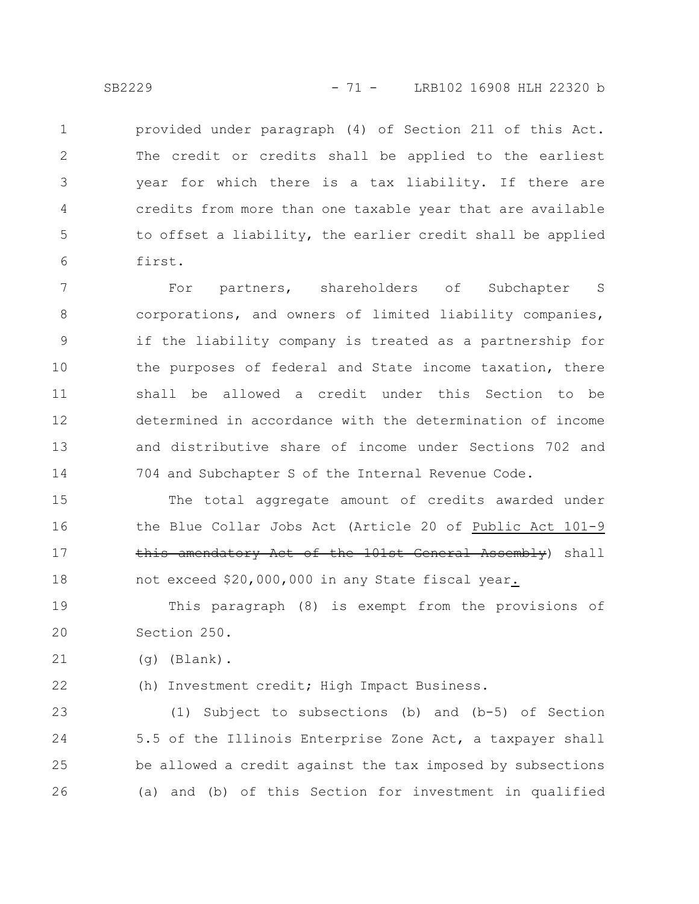provided under paragraph (4) of Section 211 of this Act. The credit or credits shall be applied to the earliest year for which there is a tax liability. If there are credits from more than one taxable year that are available to offset a liability, the earlier credit shall be applied first.

For partners, shareholders of Subchapter S corporations, and owners of limited liability companies, if the liability company is treated as a partnership for the purposes of federal and State income taxation, there shall be allowed a credit under this Section to be determined in accordance with the determination of income and distributive share of income under Sections 702 and 704 and Subchapter S of the Internal Revenue Code.

The total aggregate amount of credits awarded under the Blue Collar Jobs Act (Article 20 of Public Act 101-9 ~~this amendatory Act of the 101st General Assembly~~) shall not exceed $20,000,000 in any State fiscal year.

This paragraph (8) is exempt from the provisions of Section 250.

(g) (Blank).

(h) Investment credit; High Impact Business.

(1) Subject to subsections (b) and (b-5) of Section 5.5 of the Illinois Enterprise Zone Act, a taxpayer shall be allowed a credit against the tax imposed by subsections (a) and (b) of this Section for investment in qualified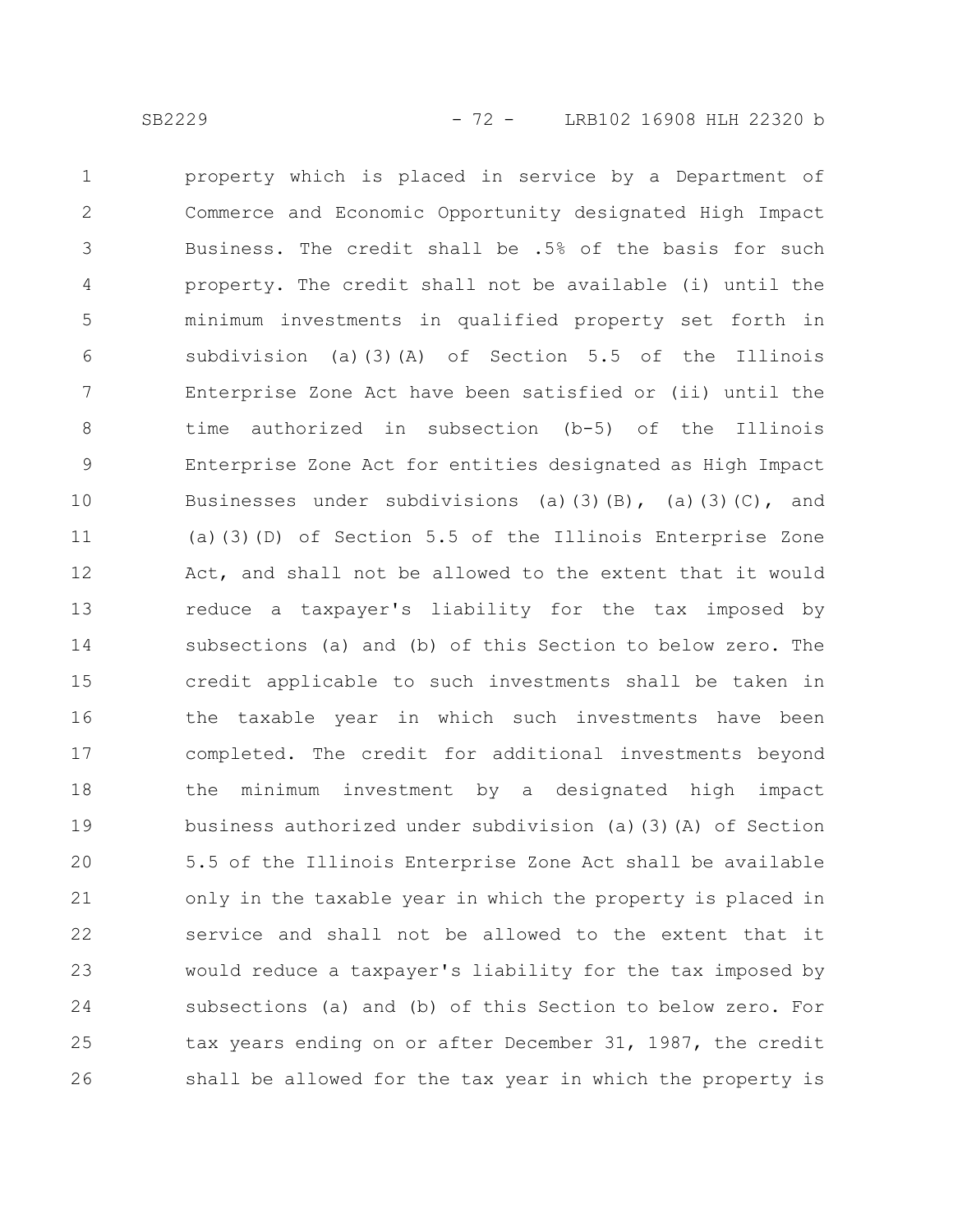property which is placed in service by a Department of Commerce and Economic Opportunity designated High Impact Business. The credit shall be .5% of the basis for such property. The credit shall not be available (i) until the minimum investments in qualified property set forth in subdivision (a)(3)(A) of Section 5.5 of the Illinois Enterprise Zone Act have been satisfied or (ii) until the time authorized in subsection (b-5) of the Illinois Enterprise Zone Act for entities designated as High Impact Businesses under subdivisions (a)(3)(B), (a)(3)(C), and (a)(3)(D) of Section 5.5 of the Illinois Enterprise Zone Act, and shall not be allowed to the extent that it would reduce a taxpayer's liability for the tax imposed by subsections (a) and (b) of this Section to below zero. The credit applicable to such investments shall be taken in the taxable year in which such investments have been completed. The credit for additional investments beyond the minimum investment by a designated high impact business authorized under subdivision (a)(3)(A) of Section 5.5 of the Illinois Enterprise Zone Act shall be available only in the taxable year in which the property is placed in service and shall not be allowed to the extent that it would reduce a taxpayer's liability for the tax imposed by subsections (a) and (b) of this Section to below zero. For tax years ending on or after December 31, 1987, the credit shall be allowed for the tax year in which the property is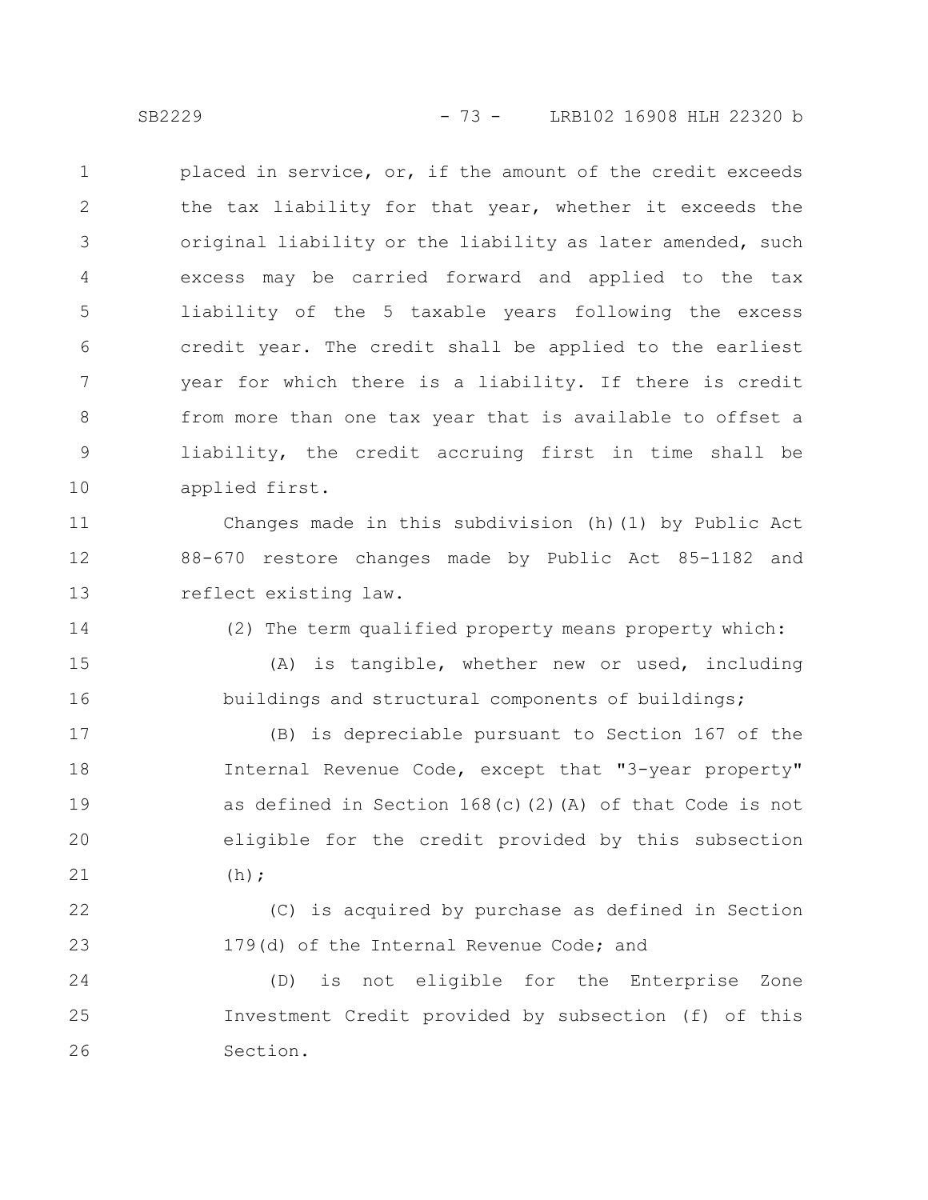placed in service, or, if the amount of the credit exceeds the tax liability for that year, whether it exceeds the original liability or the liability as later amended, such excess may be carried forward and applied to the tax liability of the 5 taxable years following the excess credit year. The credit shall be applied to the earliest year for which there is a liability. If there is credit from more than one tax year that is available to offset a liability, the credit accruing first in time shall be applied first.

Changes made in this subdivision (h)(1) by Public Act 88-670 restore changes made by Public Act 85-1182 and reflect existing law.

(2) The term qualified property means property which:

(A) is tangible, whether new or used, including buildings and structural components of buildings;

(B) is depreciable pursuant to Section 167 of the Internal Revenue Code, except that "3-year property" as defined in Section 168(c)(2)(A) of that Code is not eligible for the credit provided by this subsection (h);

(C) is acquired by purchase as defined in Section 179(d) of the Internal Revenue Code; and

(D) is not eligible for the Enterprise Zone Investment Credit provided by subsection (f) of this Section.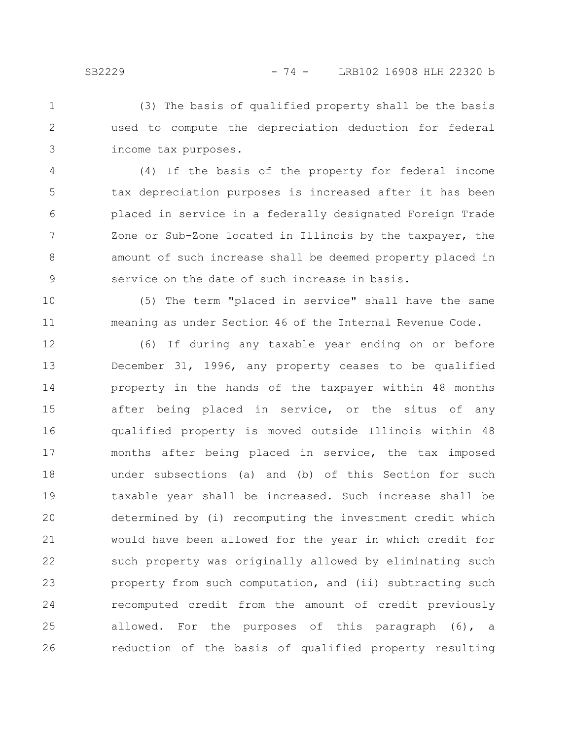(3) The basis of qualified property shall be the basis used to compute the depreciation deduction for federal income tax purposes.

(4) If the basis of the property for federal income tax depreciation purposes is increased after it has been placed in service in a federally designated Foreign Trade Zone or Sub-Zone located in Illinois by the taxpayer, the amount of such increase shall be deemed property placed in service on the date of such increase in basis.

(5) The term "placed in service" shall have the same meaning as under Section 46 of the Internal Revenue Code.

(6) If during any taxable year ending on or before December 31, 1996, any property ceases to be qualified property in the hands of the taxpayer within 48 months after being placed in service, or the situs of any qualified property is moved outside Illinois within 48 months after being placed in service, the tax imposed under subsections (a) and (b) of this Section for such taxable year shall be increased. Such increase shall be determined by (i) recomputing the investment credit which would have been allowed for the year in which credit for such property was originally allowed by eliminating such property from such computation, and (ii) subtracting such recomputed credit from the amount of credit previously allowed. For the purposes of this paragraph (6), a reduction of the basis of qualified property resulting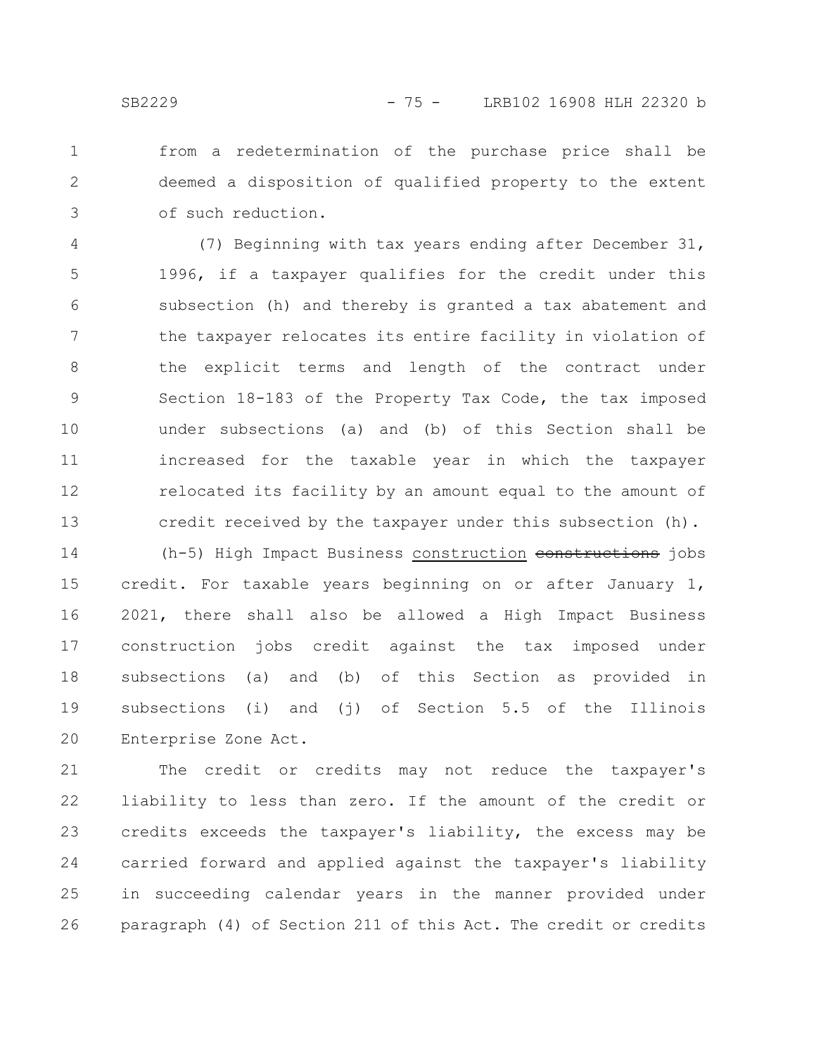from a redetermination of the purchase price shall be deemed a disposition of qualified property to the extent of such reduction.

(7) Beginning with tax years ending after December 31, 1996, if a taxpayer qualifies for the credit under this subsection (h) and thereby is granted a tax abatement and the taxpayer relocates its entire facility in violation of the explicit terms and length of the contract under Section 18-183 of the Property Tax Code, the tax imposed under subsections (a) and (b) of this Section shall be increased for the taxable year in which the taxpayer relocated its facility by an amount equal to the amount of credit received by the taxpayer under this subsection (h).

(h-5) High Impact Business construction ~~constructions~~ jobs credit. For taxable years beginning on or after January 1, 2021, there shall also be allowed a High Impact Business construction jobs credit against the tax imposed under subsections (a) and (b) of this Section as provided in subsections (i) and (j) of Section 5.5 of the Illinois Enterprise Zone Act.

The credit or credits may not reduce the taxpayer's liability to less than zero. If the amount of the credit or credits exceeds the taxpayer's liability, the excess may be carried forward and applied against the taxpayer's liability in succeeding calendar years in the manner provided under paragraph (4) of Section 211 of this Act. The credit or credits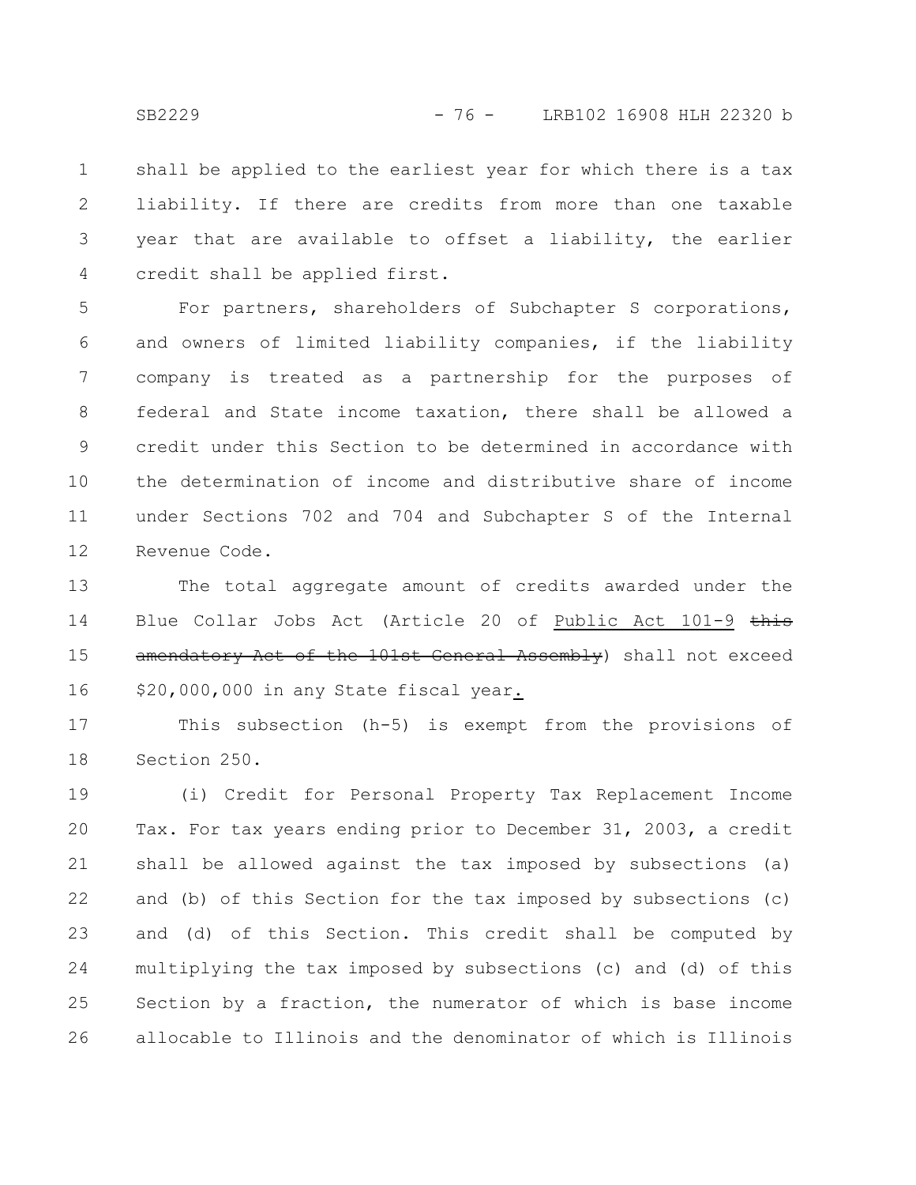shall be applied to the earliest year for which there is a tax liability. If there are credits from more than one taxable year that are available to offset a liability, the earlier credit shall be applied first.

For partners, shareholders of Subchapter S corporations, and owners of limited liability companies, if the liability company is treated as a partnership for the purposes of federal and State income taxation, there shall be allowed a credit under this Section to be determined in accordance with the determination of income and distributive share of income under Sections 702 and 704 and Subchapter S of the Internal Revenue Code.

The total aggregate amount of credits awarded under the Blue Collar Jobs Act (Article 20 of Public Act 101-9 ~~this amendatory Act of the 101st General Assembly~~) shall not exceed \$20,000,000 in any State fiscal year.

This subsection (h-5) is exempt from the provisions of Section 250.

(i) Credit for Personal Property Tax Replacement Income Tax. For tax years ending prior to December 31, 2003, a credit shall be allowed against the tax imposed by subsections (a) and (b) of this Section for the tax imposed by subsections (c) and (d) of this Section. This credit shall be computed by multiplying the tax imposed by subsections (c) and (d) of this Section by a fraction, the numerator of which is base income allocable to Illinois and the denominator of which is Illinois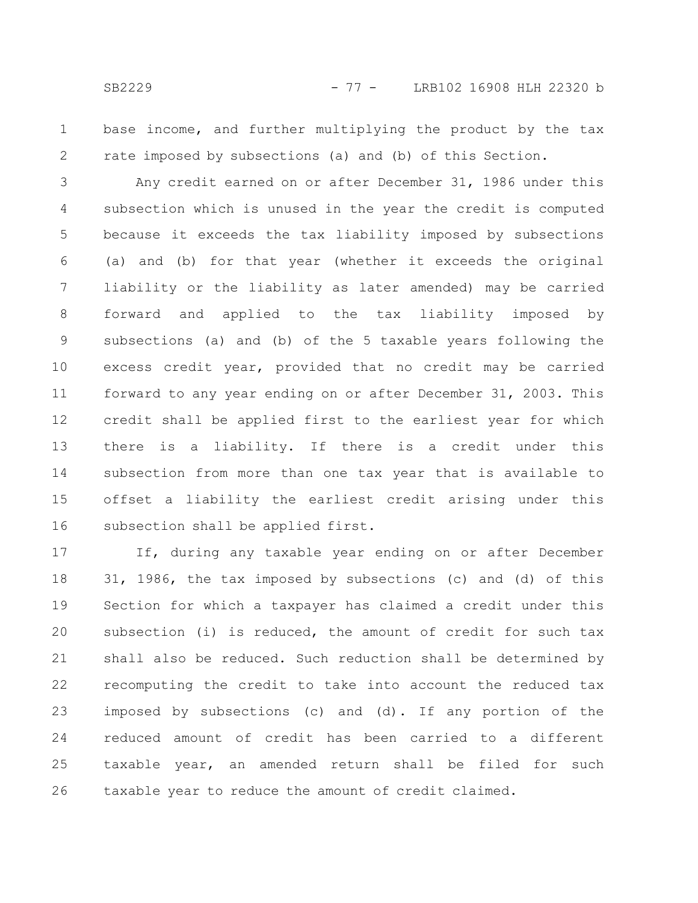base income, and further multiplying the product by the tax rate imposed by subsections (a) and (b) of this Section.

Any credit earned on or after December 31, 1986 under this subsection which is unused in the year the credit is computed because it exceeds the tax liability imposed by subsections (a) and (b) for that year (whether it exceeds the original liability or the liability as later amended) may be carried forward and applied to the tax liability imposed by subsections (a) and (b) of the 5 taxable years following the excess credit year, provided that no credit may be carried forward to any year ending on or after December 31, 2003. This credit shall be applied first to the earliest year for which there is a liability. If there is a credit under this subsection from more than one tax year that is available to offset a liability the earliest credit arising under this subsection shall be applied first.

If, during any taxable year ending on or after December 31, 1986, the tax imposed by subsections (c) and (d) of this Section for which a taxpayer has claimed a credit under this subsection (i) is reduced, the amount of credit for such tax shall also be reduced. Such reduction shall be determined by recomputing the credit to take into account the reduced tax imposed by subsections (c) and (d). If any portion of the reduced amount of credit has been carried to a different taxable year, an amended return shall be filed for such taxable year to reduce the amount of credit claimed.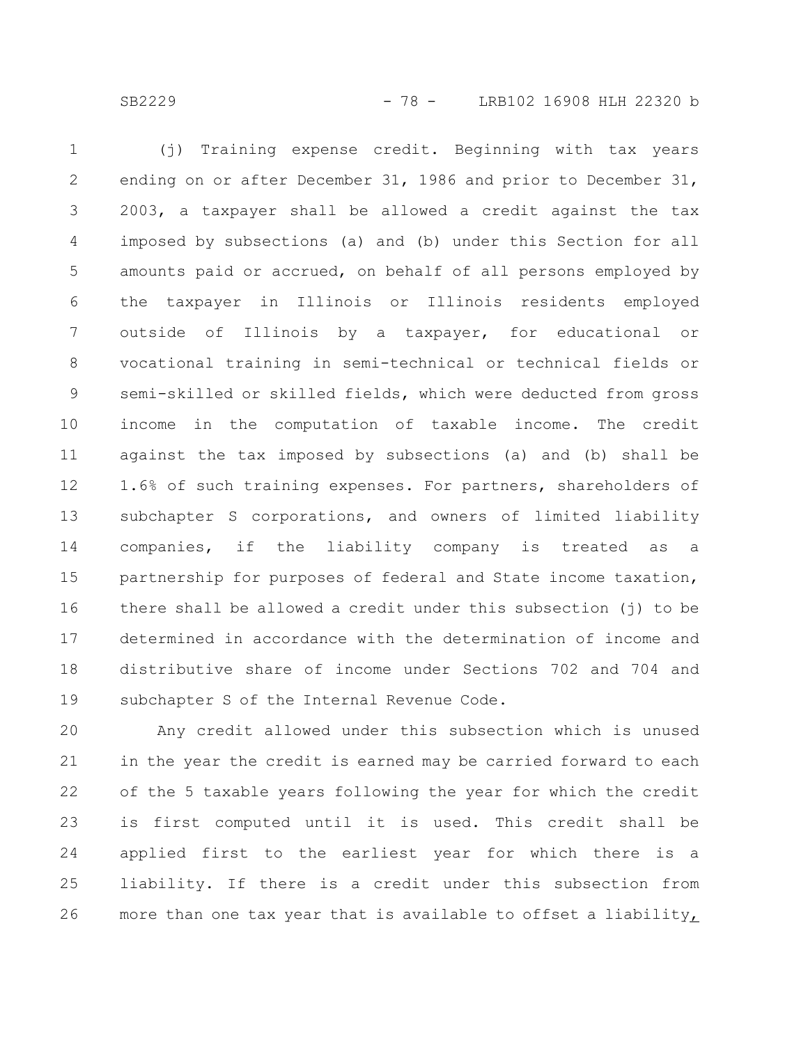(j) Training expense credit. Beginning with tax years ending on or after December 31, 1986 and prior to December 31, 2003, a taxpayer shall be allowed a credit against the tax imposed by subsections (a) and (b) under this Section for all amounts paid or accrued, on behalf of all persons employed by the taxpayer in Illinois or Illinois residents employed outside of Illinois by a taxpayer, for educational or vocational training in semi-technical or technical fields or semi-skilled or skilled fields, which were deducted from gross income in the computation of taxable income. The credit against the tax imposed by subsections (a) and (b) shall be 1.6% of such training expenses. For partners, shareholders of subchapter S corporations, and owners of limited liability companies, if the liability company is treated as a partnership for purposes of federal and State income taxation, there shall be allowed a credit under this subsection (j) to be determined in accordance with the determination of income and distributive share of income under Sections 702 and 704 and subchapter S of the Internal Revenue Code.

Any credit allowed under this subsection which is unused in the year the credit is earned may be carried forward to each of the 5 taxable years following the year for which the credit is first computed until it is used. This credit shall be applied first to the earliest year for which there is a liability. If there is a credit under this subsection from more than one tax year that is available to offset a liability,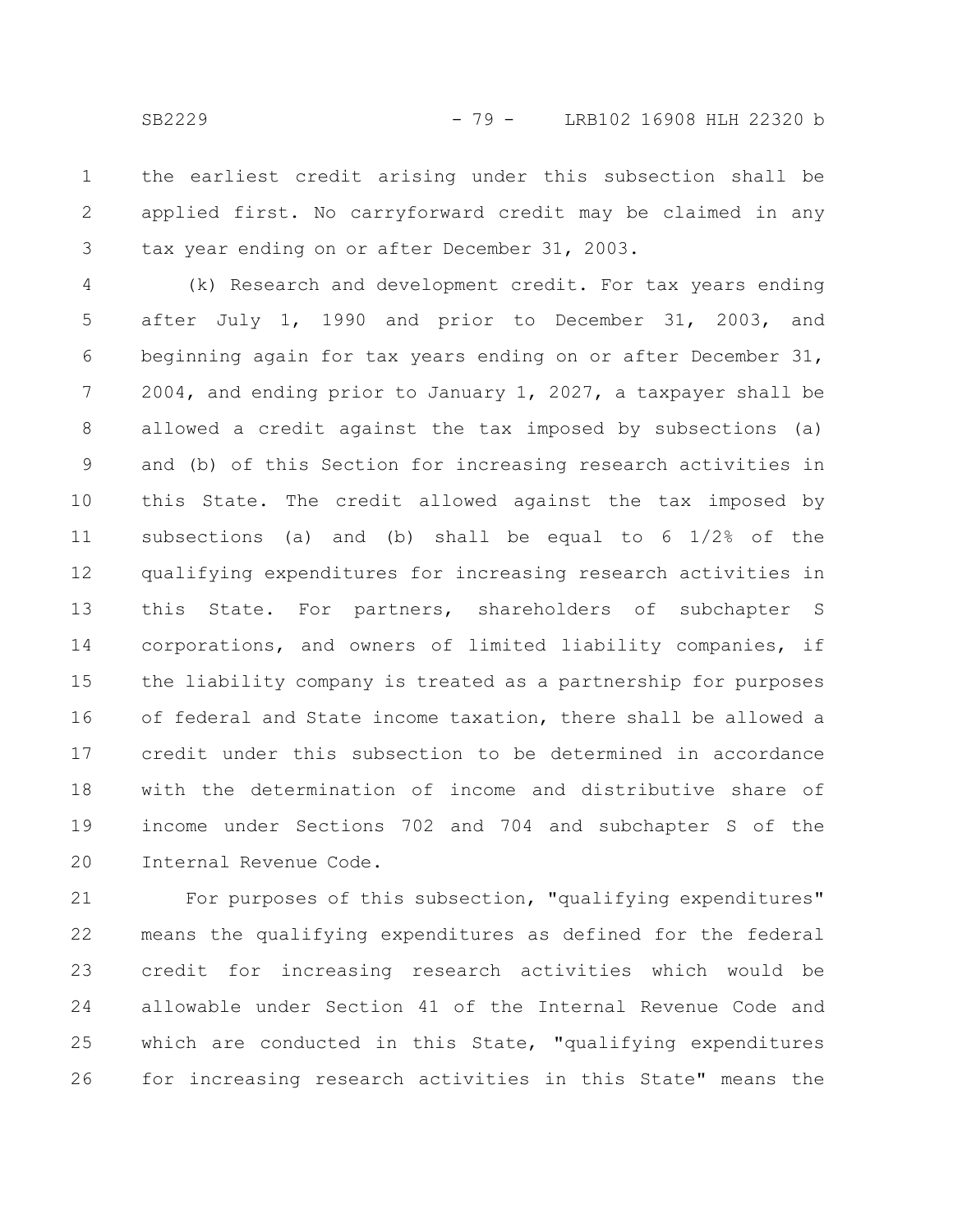the earliest credit arising under this subsection shall be applied first. No carryforward credit may be claimed in any tax year ending on or after December 31, 2003.

(k) Research and development credit. For tax years ending after July 1, 1990 and prior to December 31, 2003, and beginning again for tax years ending on or after December 31, 2004, and ending prior to January 1, 2027, a taxpayer shall be allowed a credit against the tax imposed by subsections (a) and (b) of this Section for increasing research activities in this State. The credit allowed against the tax imposed by subsections (a) and (b) shall be equal to 6 1/2% of the qualifying expenditures for increasing research activities in this State. For partners, shareholders of subchapter S corporations, and owners of limited liability companies, if the liability company is treated as a partnership for purposes of federal and State income taxation, there shall be allowed a credit under this subsection to be determined in accordance with the determination of income and distributive share of income under Sections 702 and 704 and subchapter S of the Internal Revenue Code.

For purposes of this subsection, "qualifying expenditures" means the qualifying expenditures as defined for the federal credit for increasing research activities which would be allowable under Section 41 of the Internal Revenue Code and which are conducted in this State, "qualifying expenditures for increasing research activities in this State" means the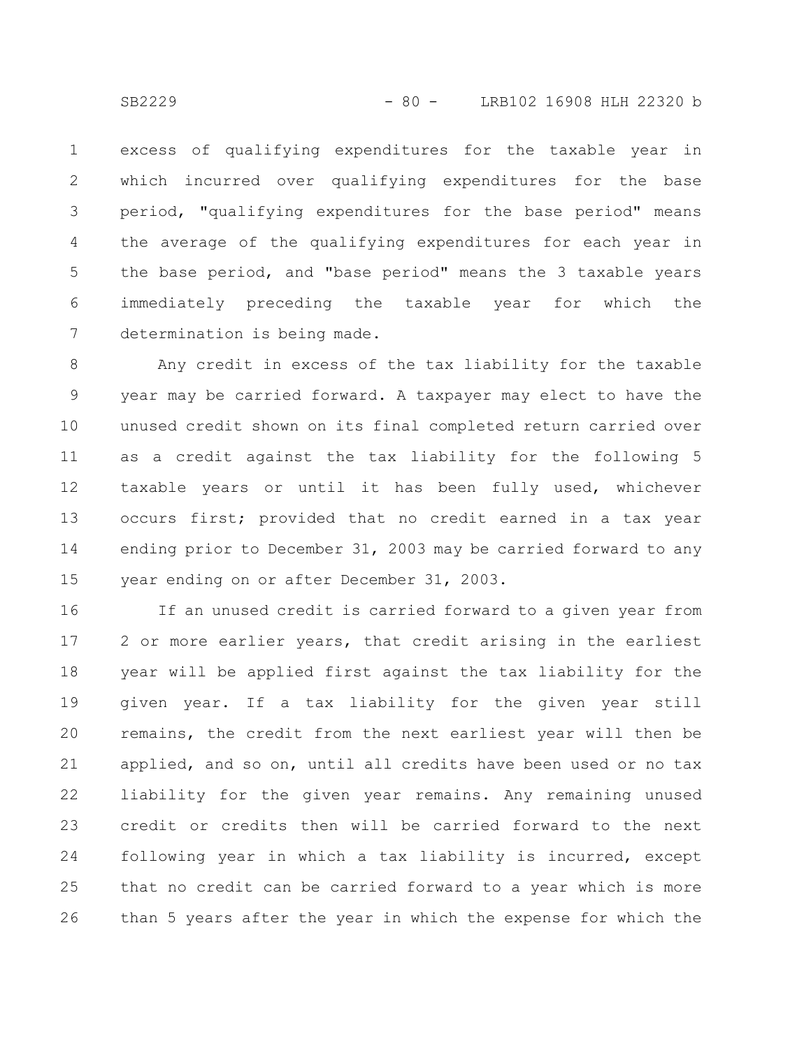excess of qualifying expenditures for the taxable year in which incurred over qualifying expenditures for the base period, "qualifying expenditures for the base period" means the average of the qualifying expenditures for each year in the base period, and "base period" means the 3 taxable years immediately preceding the taxable year for which the determination is being made.

Any credit in excess of the tax liability for the taxable year may be carried forward. A taxpayer may elect to have the unused credit shown on its final completed return carried over as a credit against the tax liability for the following 5 taxable years or until it has been fully used, whichever occurs first; provided that no credit earned in a tax year ending prior to December 31, 2003 may be carried forward to any year ending on or after December 31, 2003.

If an unused credit is carried forward to a given year from 2 or more earlier years, that credit arising in the earliest year will be applied first against the tax liability for the given year. If a tax liability for the given year still remains, the credit from the next earliest year will then be applied, and so on, until all credits have been used or no tax liability for the given year remains. Any remaining unused credit or credits then will be carried forward to the next following year in which a tax liability is incurred, except that no credit can be carried forward to a year which is more than 5 years after the year in which the expense for which the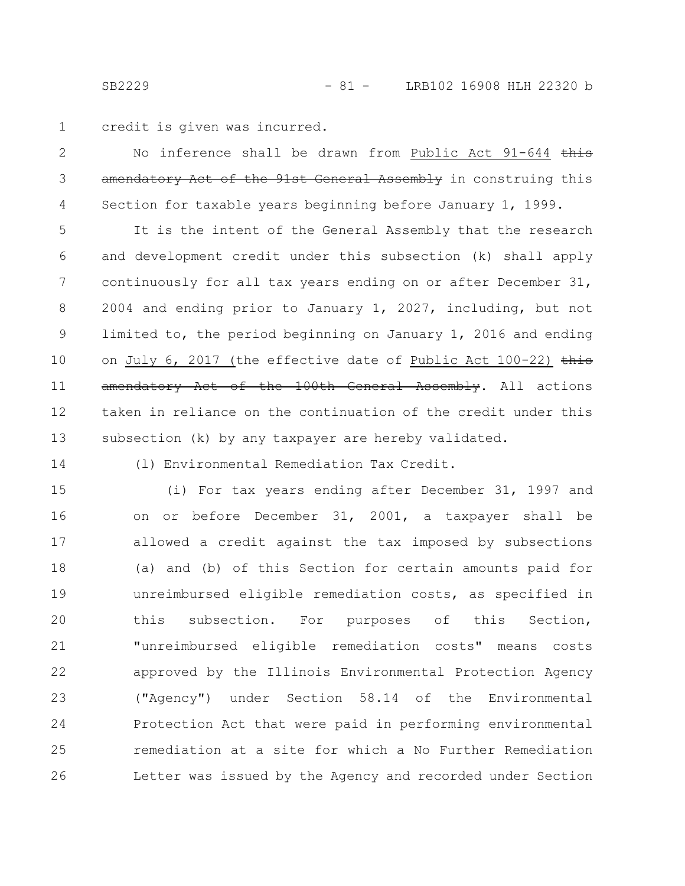credit is given was incurred.

No inference shall be drawn from Public Act 91-644 ~~this amendatory Act of the 91st General Assembly~~ in construing this Section for taxable years beginning before January 1, 1999.

It is the intent of the General Assembly that the research and development credit under this subsection (k) shall apply continuously for all tax years ending on or after December 31, 2004 and ending prior to January 1, 2027, including, but not limited to, the period beginning on January 1, 2016 and ending on July 6, 2017 (the effective date of Public Act 100-22) ~~this amendatory Act of the 100th General Assembly~~. All actions taken in reliance on the continuation of the credit under this subsection (k) by any taxpayer are hereby validated.

(l) Environmental Remediation Tax Credit.

(i) For tax years ending after December 31, 1997 and on or before December 31, 2001, a taxpayer shall be allowed a credit against the tax imposed by subsections (a) and (b) of this Section for certain amounts paid for unreimbursed eligible remediation costs, as specified in this subsection. For purposes of this Section, "unreimbursed eligible remediation costs" means costs approved by the Illinois Environmental Protection Agency ("Agency") under Section 58.14 of the Environmental Protection Act that were paid in performing environmental remediation at a site for which a No Further Remediation Letter was issued by the Agency and recorded under Section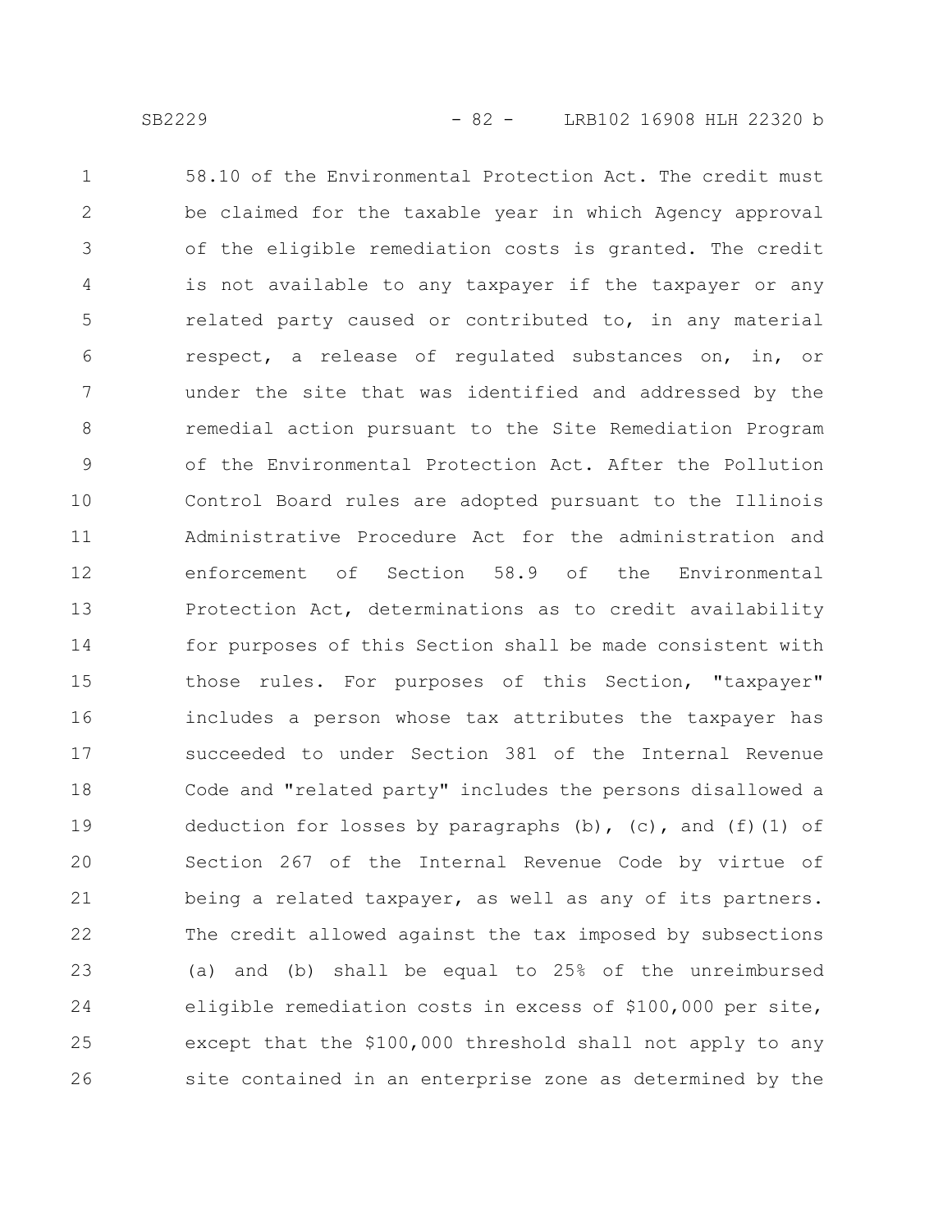58.10 of the Environmental Protection Act. The credit must be claimed for the taxable year in which Agency approval of the eligible remediation costs is granted. The credit is not available to any taxpayer if the taxpayer or any related party caused or contributed to, in any material respect, a release of regulated substances on, in, or under the site that was identified and addressed by the remedial action pursuant to the Site Remediation Program of the Environmental Protection Act. After the Pollution Control Board rules are adopted pursuant to the Illinois Administrative Procedure Act for the administration and enforcement of Section 58.9 of the Environmental Protection Act, determinations as to credit availability for purposes of this Section shall be made consistent with those rules. For purposes of this Section, "taxpayer" includes a person whose tax attributes the taxpayer has succeeded to under Section 381 of the Internal Revenue Code and "related party" includes the persons disallowed a deduction for losses by paragraphs (b), (c), and (f)(1) of Section 267 of the Internal Revenue Code by virtue of being a related taxpayer, as well as any of its partners. The credit allowed against the tax imposed by subsections (a) and (b) shall be equal to 25% of the unreimbursed eligible remediation costs in excess of $100,000 per site, except that the $100,000 threshold shall not apply to any site contained in an enterprise zone as determined by the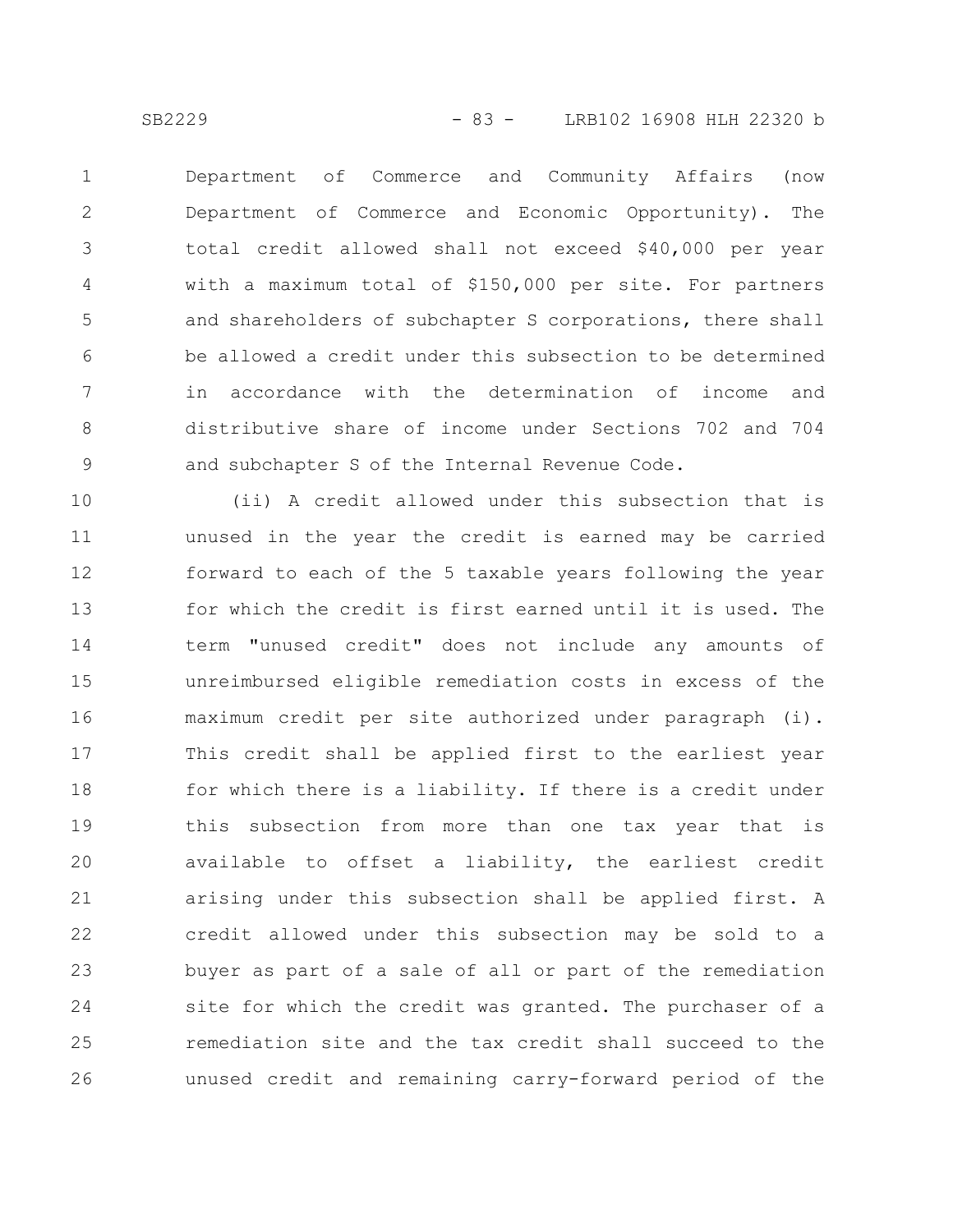Department of Commerce and Community Affairs (now Department of Commerce and Economic Opportunity). The total credit allowed shall not exceed $40,000 per year with a maximum total of $150,000 per site. For partners and shareholders of subchapter S corporations, there shall be allowed a credit under this subsection to be determined in accordance with the determination of income and distributive share of income under Sections 702 and 704 and subchapter S of the Internal Revenue Code.

(ii) A credit allowed under this subsection that is unused in the year the credit is earned may be carried forward to each of the 5 taxable years following the year for which the credit is first earned until it is used. The term "unused credit" does not include any amounts of unreimbursed eligible remediation costs in excess of the maximum credit per site authorized under paragraph (i). This credit shall be applied first to the earliest year for which there is a liability. If there is a credit under this subsection from more than one tax year that is available to offset a liability, the earliest credit arising under this subsection shall be applied first. A credit allowed under this subsection may be sold to a buyer as part of a sale of all or part of the remediation site for which the credit was granted. The purchaser of a remediation site and the tax credit shall succeed to the unused credit and remaining carry-forward period of the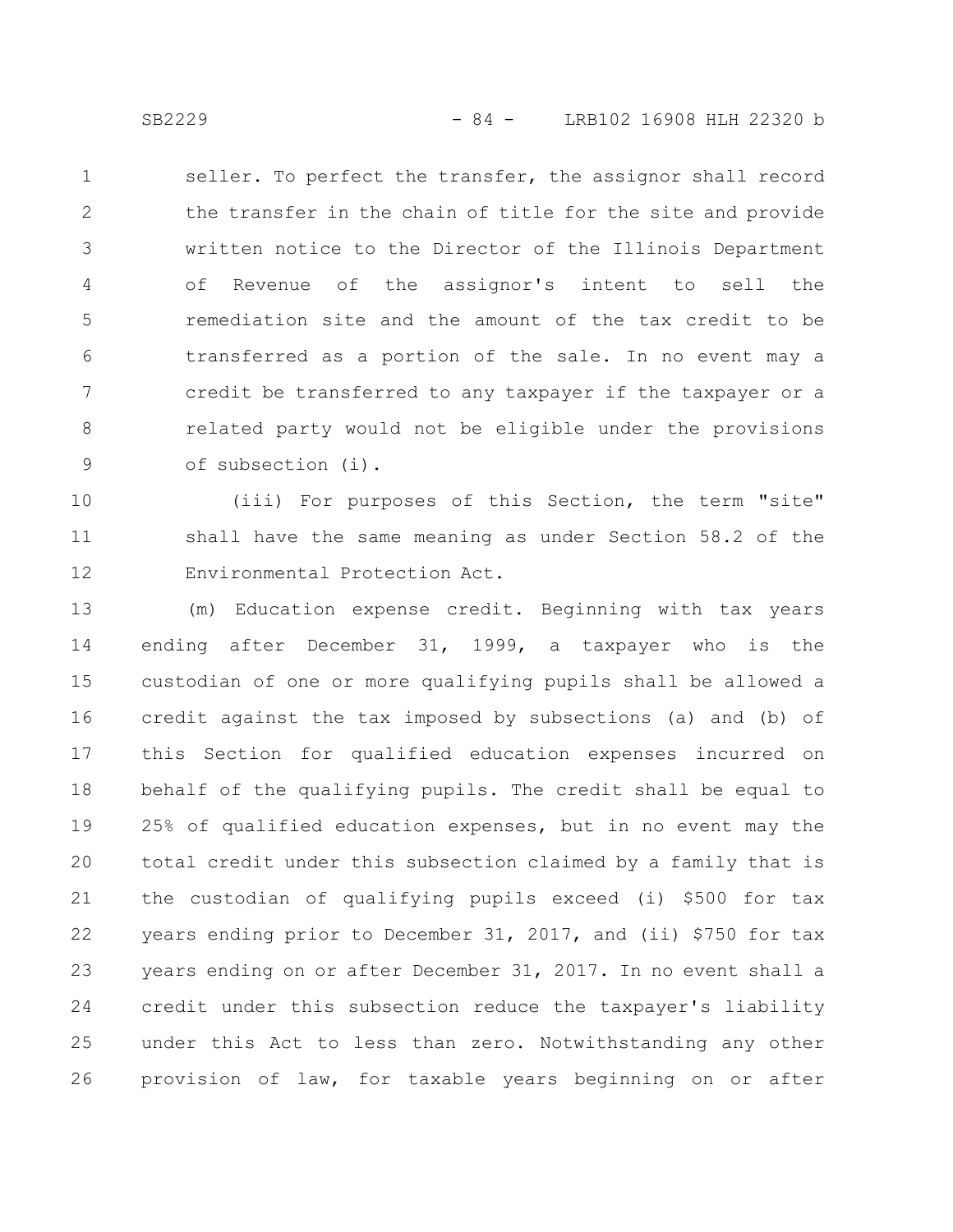seller. To perfect the transfer, the assignor shall record the transfer in the chain of title for the site and provide written notice to the Director of the Illinois Department of Revenue of the assignor's intent to sell the remediation site and the amount of the tax credit to be transferred as a portion of the sale. In no event may a credit be transferred to any taxpayer if the taxpayer or a related party would not be eligible under the provisions of subsection (i).

(iii) For purposes of this Section, the term "site" shall have the same meaning as under Section 58.2 of the Environmental Protection Act.

(m) Education expense credit. Beginning with tax years ending after December 31, 1999, a taxpayer who is the custodian of one or more qualifying pupils shall be allowed a credit against the tax imposed by subsections (a) and (b) of this Section for qualified education expenses incurred on behalf of the qualifying pupils. The credit shall be equal to 25% of qualified education expenses, but in no event may the total credit under this subsection claimed by a family that is the custodian of qualifying pupils exceed (i) $500 for tax years ending prior to December 31, 2017, and (ii) $750 for tax years ending on or after December 31, 2017. In no event shall a credit under this subsection reduce the taxpayer's liability under this Act to less than zero. Notwithstanding any other provision of law, for taxable years beginning on or after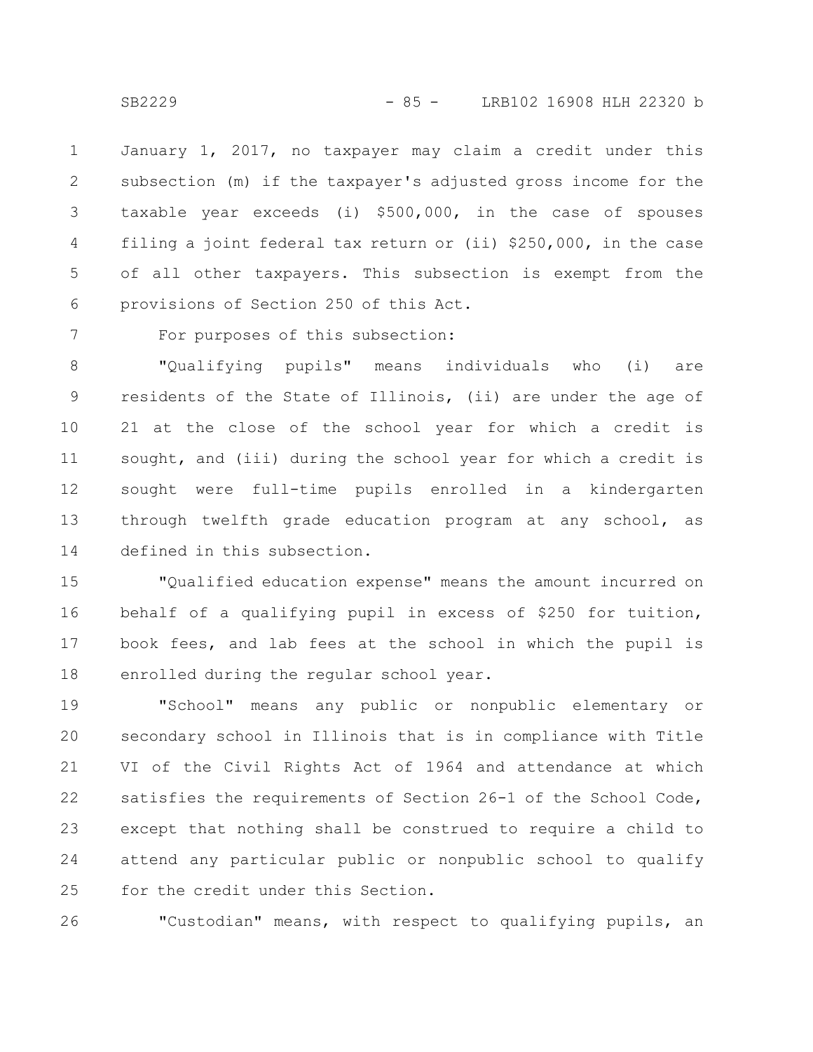January 1, 2017, no taxpayer may claim a credit under this subsection (m) if the taxpayer's adjusted gross income for the taxable year exceeds (i) $500,000, in the case of spouses filing a joint federal tax return or (ii) $250,000, in the case of all other taxpayers. This subsection is exempt from the provisions of Section 250 of this Act.

For purposes of this subsection:

"Qualifying pupils" means individuals who (i) are residents of the State of Illinois, (ii) are under the age of 21 at the close of the school year for which a credit is sought, and (iii) during the school year for which a credit is sought were full-time pupils enrolled in a kindergarten through twelfth grade education program at any school, as defined in this subsection.

"Qualified education expense" means the amount incurred on behalf of a qualifying pupil in excess of $250 for tuition, book fees, and lab fees at the school in which the pupil is enrolled during the regular school year.

"School" means any public or nonpublic elementary or secondary school in Illinois that is in compliance with Title VI of the Civil Rights Act of 1964 and attendance at which satisfies the requirements of Section 26-1 of the School Code, except that nothing shall be construed to require a child to attend any particular public or nonpublic school to qualify for the credit under this Section.

"Custodian" means, with respect to qualifying pupils, an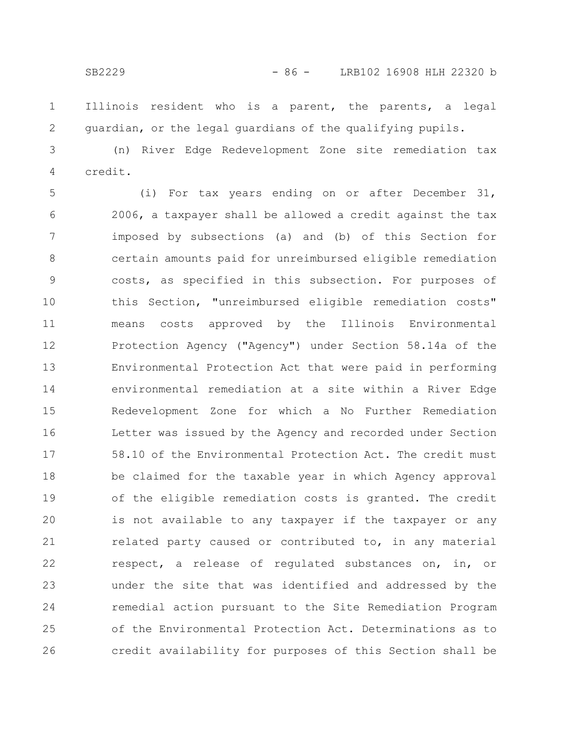Illinois resident who is a parent, the parents, a legal guardian, or the legal guardians of the qualifying pupils.

(n) River Edge Redevelopment Zone site remediation tax credit.

(i) For tax years ending on or after December 31, 2006, a taxpayer shall be allowed a credit against the tax imposed by subsections (a) and (b) of this Section for certain amounts paid for unreimbursed eligible remediation costs, as specified in this subsection. For purposes of this Section, "unreimbursed eligible remediation costs" means costs approved by the Illinois Environmental Protection Agency ("Agency") under Section 58.14a of the Environmental Protection Act that were paid in performing environmental remediation at a site within a River Edge Redevelopment Zone for which a No Further Remediation Letter was issued by the Agency and recorded under Section 58.10 of the Environmental Protection Act. The credit must be claimed for the taxable year in which Agency approval of the eligible remediation costs is granted. The credit is not available to any taxpayer if the taxpayer or any related party caused or contributed to, in any material respect, a release of regulated substances on, in, or under the site that was identified and addressed by the remedial action pursuant to the Site Remediation Program of the Environmental Protection Act. Determinations as to credit availability for purposes of this Section shall be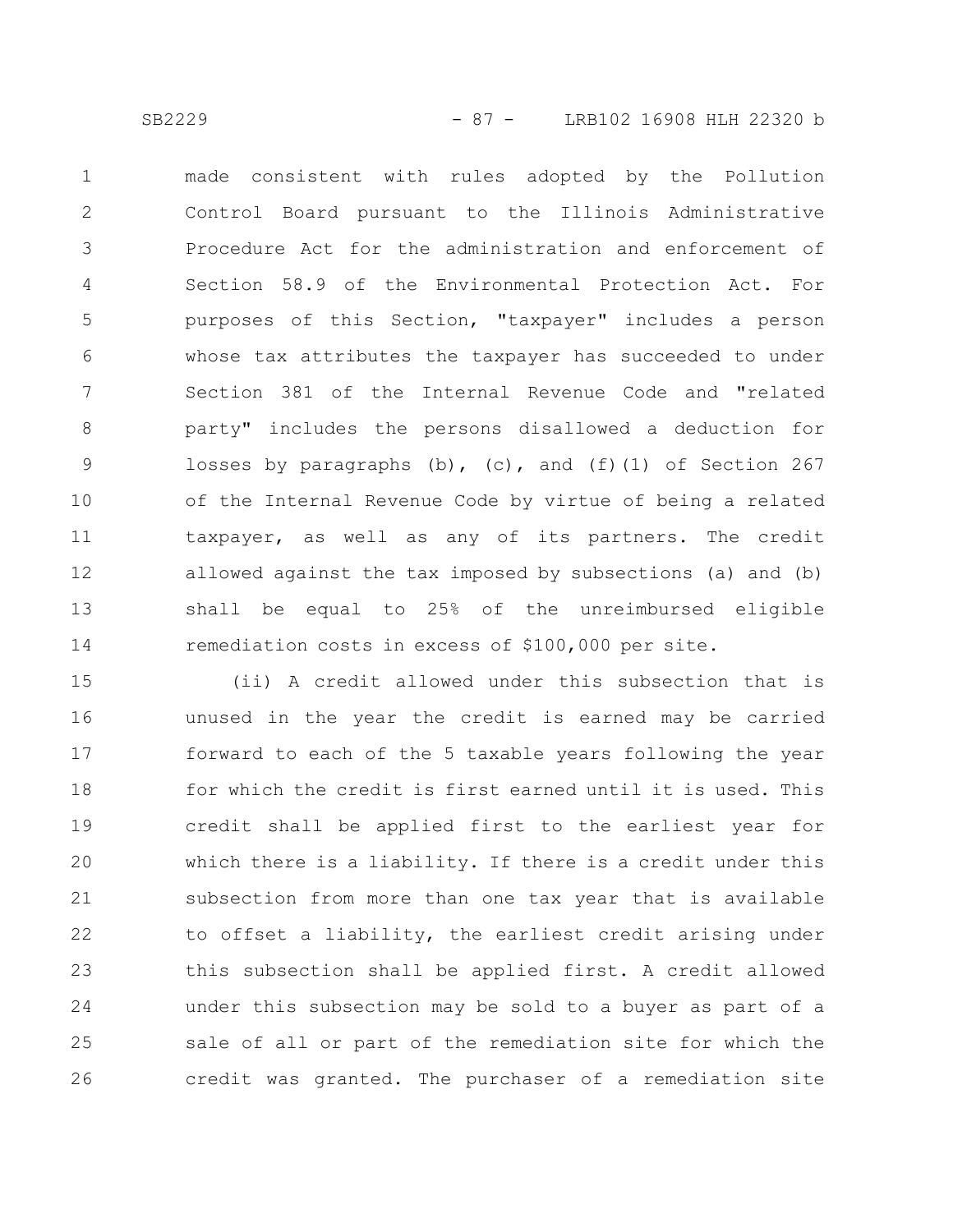made consistent with rules adopted by the Pollution Control Board pursuant to the Illinois Administrative Procedure Act for the administration and enforcement of Section 58.9 of the Environmental Protection Act. For purposes of this Section, "taxpayer" includes a person whose tax attributes the taxpayer has succeeded to under Section 381 of the Internal Revenue Code and "related party" includes the persons disallowed a deduction for losses by paragraphs (b), (c), and (f)(1) of Section 267 of the Internal Revenue Code by virtue of being a related taxpayer, as well as any of its partners. The credit allowed against the tax imposed by subsections (a) and (b) shall be equal to 25% of the unreimbursed eligible remediation costs in excess of $100,000 per site.

(ii) A credit allowed under this subsection that is unused in the year the credit is earned may be carried forward to each of the 5 taxable years following the year for which the credit is first earned until it is used. This credit shall be applied first to the earliest year for which there is a liability. If there is a credit under this subsection from more than one tax year that is available to offset a liability, the earliest credit arising under this subsection shall be applied first. A credit allowed under this subsection may be sold to a buyer as part of a sale of all or part of the remediation site for which the credit was granted. The purchaser of a remediation site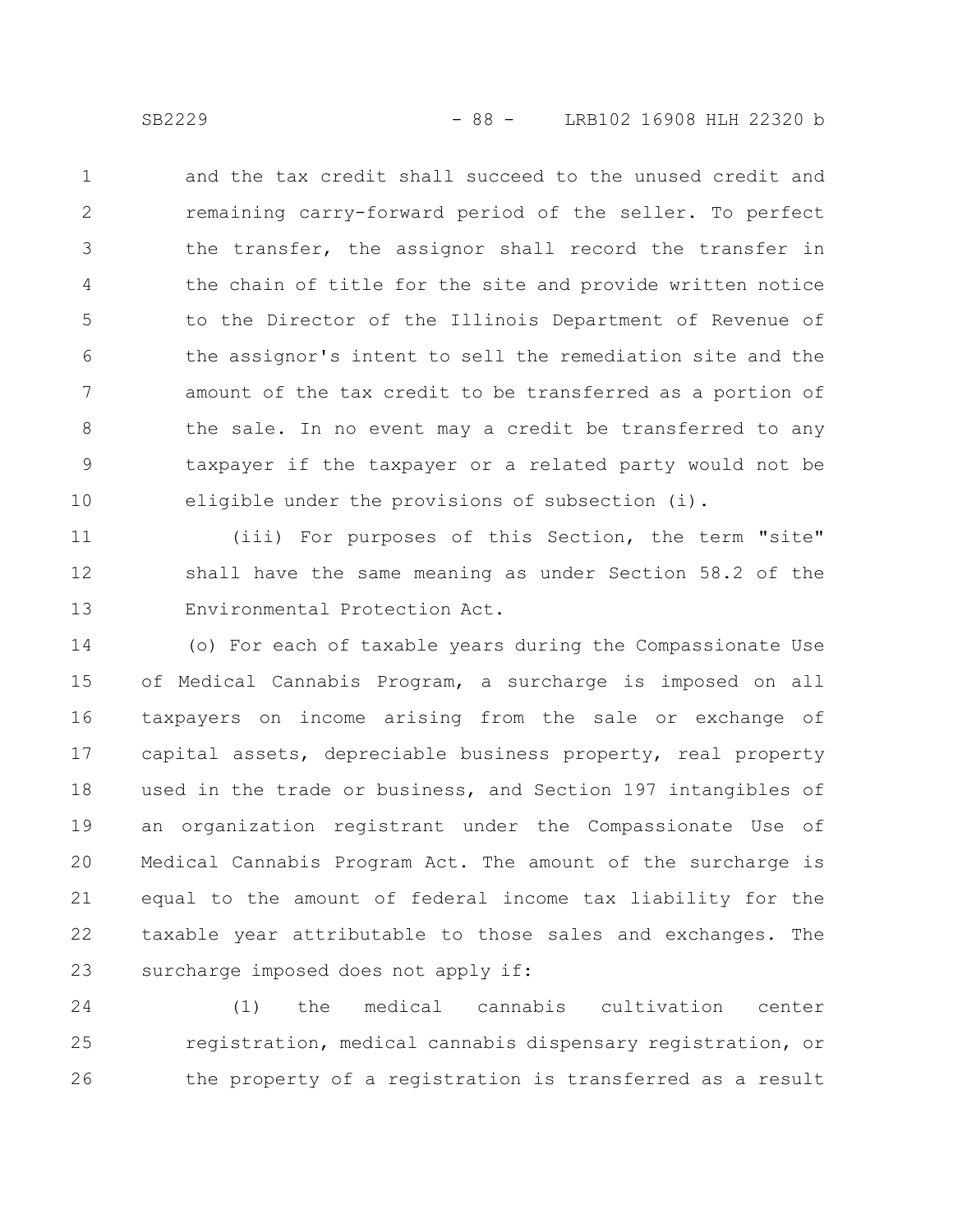and the tax credit shall succeed to the unused credit and remaining carry-forward period of the seller. To perfect the transfer, the assignor shall record the transfer in the chain of title for the site and provide written notice to the Director of the Illinois Department of Revenue of the assignor's intent to sell the remediation site and the amount of the tax credit to be transferred as a portion of the sale. In no event may a credit be transferred to any taxpayer if the taxpayer or a related party would not be eligible under the provisions of subsection (i).

(iii) For purposes of this Section, the term "site" shall have the same meaning as under Section 58.2 of the Environmental Protection Act.

(o) For each of taxable years during the Compassionate Use of Medical Cannabis Program, a surcharge is imposed on all taxpayers on income arising from the sale or exchange of capital assets, depreciable business property, real property used in the trade or business, and Section 197 intangibles of an organization registrant under the Compassionate Use of Medical Cannabis Program Act. The amount of the surcharge is equal to the amount of federal income tax liability for the taxable year attributable to those sales and exchanges. The surcharge imposed does not apply if:

(1) the medical cannabis cultivation center registration, medical cannabis dispensary registration, or the property of a registration is transferred as a result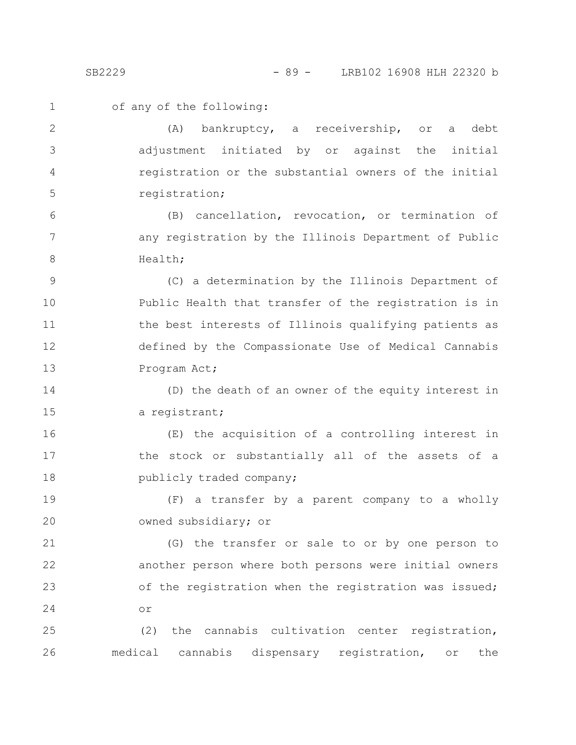of any of the following:

(A) bankruptcy, a receivership, or a debt adjustment initiated by or against the initial registration or the substantial owners of the initial registration;

(B) cancellation, revocation, or termination of any registration by the Illinois Department of Public Health;

(C) a determination by the Illinois Department of Public Health that transfer of the registration is in the best interests of Illinois qualifying patients as defined by the Compassionate Use of Medical Cannabis Program Act;

(D) the death of an owner of the equity interest in a registrant;

(E) the acquisition of a controlling interest in the stock or substantially all of the assets of a publicly traded company;

(F) a transfer by a parent company to a wholly owned subsidiary; or

(G) the transfer or sale to or by one person to another person where both persons were initial owners of the registration when the registration was issued; or

(2) the cannabis cultivation center registration, medical cannabis dispensary registration, or the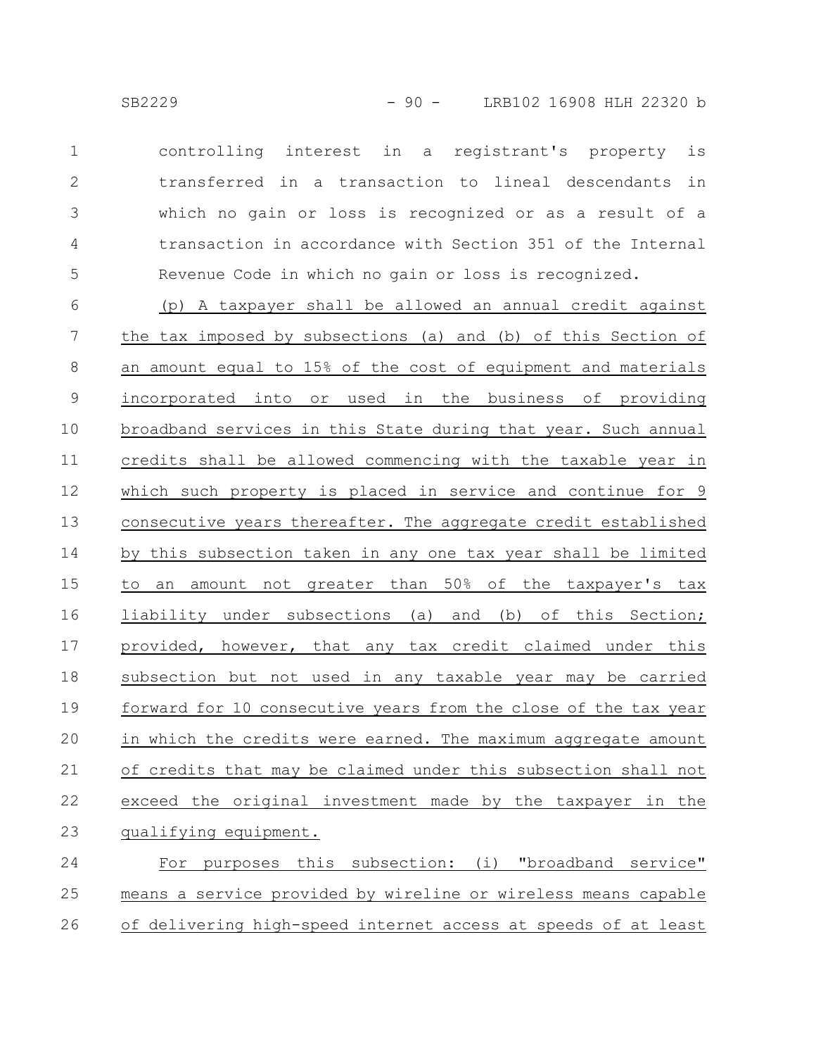controlling interest in a registrant's property is transferred in a transaction to lineal descendants in which no gain or loss is recognized or as a result of a transaction in accordance with Section 351 of the Internal Revenue Code in which no gain or loss is recognized.

(p) A taxpayer shall be allowed an annual credit against the tax imposed by subsections (a) and (b) of this Section of an amount equal to 15% of the cost of equipment and materials incorporated into or used in the business of providing broadband services in this State during that year. Such annual credits shall be allowed commencing with the taxable year in which such property is placed in service and continue for 9 consecutive years thereafter. The aggregate credit established by this subsection taken in any one tax year shall be limited to an amount not greater than 50% of the taxpayer's tax liability under subsections (a) and (b) of this Section; provided, however, that any tax credit claimed under this subsection but not used in any taxable year may be carried forward for 10 consecutive years from the close of the tax year in which the credits were earned. The maximum aggregate amount of credits that may be claimed under this subsection shall not exceed the original investment made by the taxpayer in the qualifying equipment.

For purposes this subsection: (i) "broadband service" means a service provided by wireline or wireless means capable of delivering high-speed internet access at speeds of at least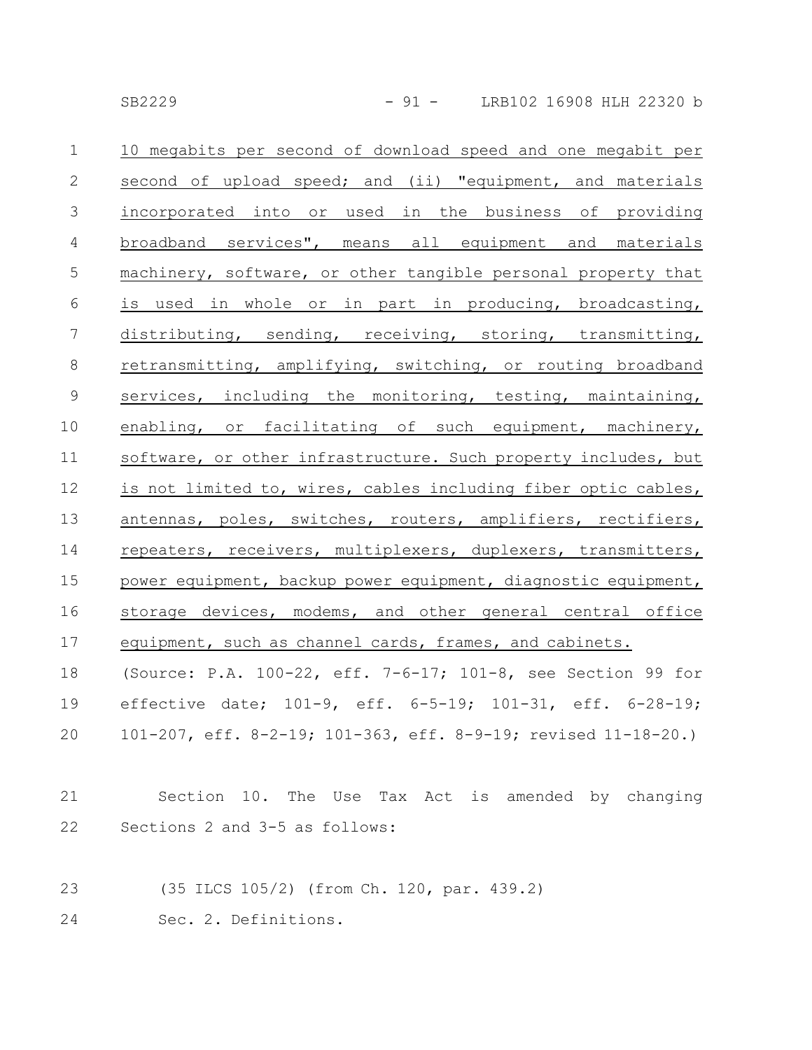10 megabits per second of download speed and one megabit per second of upload speed; and (ii) "equipment, and materials incorporated into or used in the business of providing broadband services", means all equipment and materials machinery, software, or other tangible personal property that is used in whole or in part in producing, broadcasting, distributing, sending, receiving, storing, transmitting, retransmitting, amplifying, switching, or routing broadband services, including the monitoring, testing, maintaining, enabling, or facilitating of such equipment, machinery, software, or other infrastructure. Such property includes, but is not limited to, wires, cables including fiber optic cables, antennas, poles, switches, routers, amplifiers, rectifiers, repeaters, receivers, multiplexers, duplexers, transmitters, power equipment, backup power equipment, diagnostic equipment, storage devices, modems, and other general central office equipment, such as channel cards, frames, and cabinets.

(Source: P.A. 100-22, eff. 7-6-17; 101-8, see Section 99 for effective date; 101-9, eff. 6-5-19; 101-31, eff. 6-28-19; 101-207, eff. 8-2-19; 101-363, eff. 8-9-19; revised 11-18-20.)

Section 10. The Use Tax Act is amended by changing Sections 2 and 3-5 as follows:

(35 ILCS 105/2) (from Ch. 120, par. 439.2)

Sec. 2. Definitions.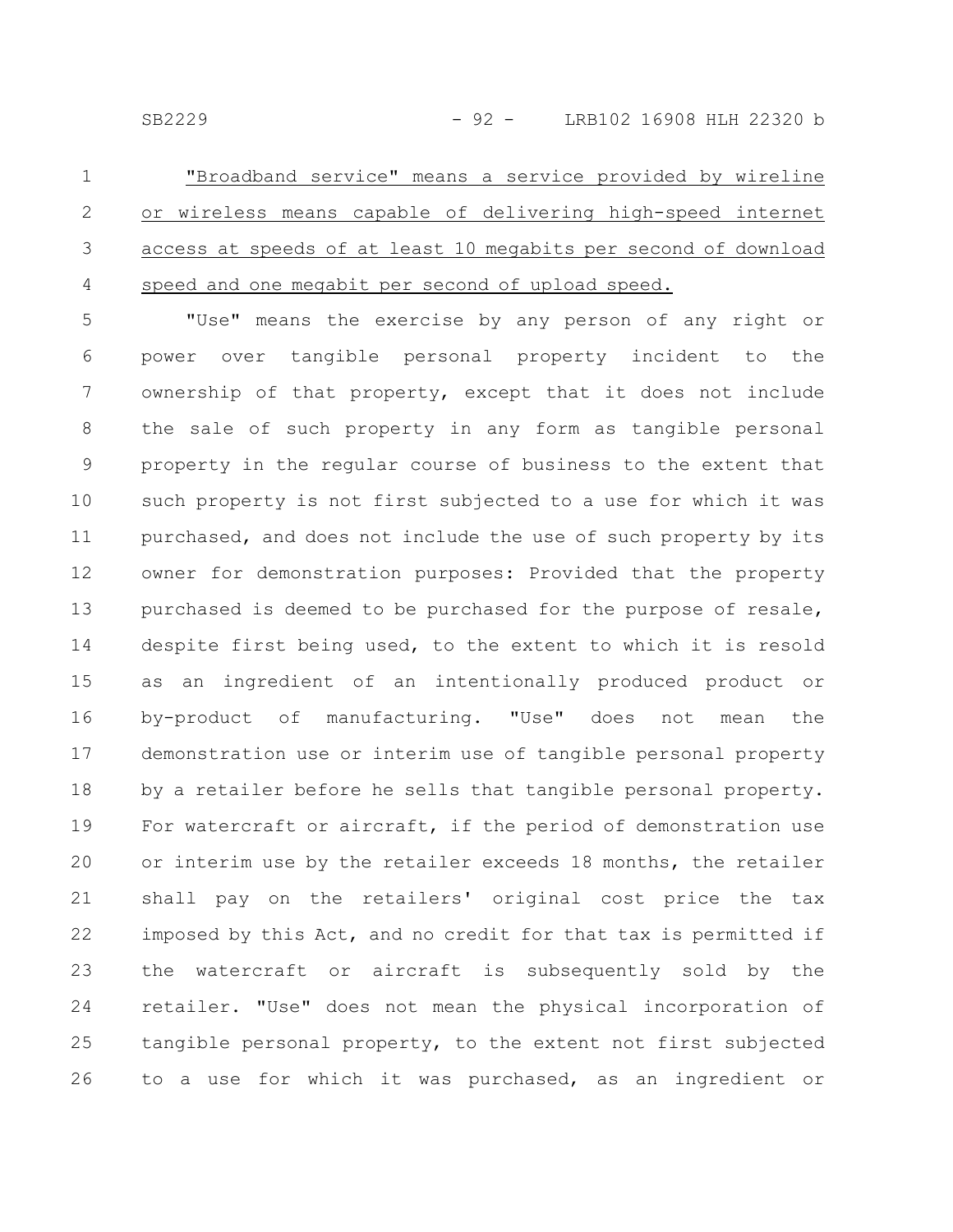<u>"Broadband service" means a service provided by wireline or wireless means capable of delivering high-speed internet access at speeds of at least 10 megabits per second of download speed and one megabit per second of upload speed.</u>

"Use" means the exercise by any person of any right or power over tangible personal property incident to the ownership of that property, except that it does not include the sale of such property in any form as tangible personal property in the regular course of business to the extent that such property is not first subjected to a use for which it was purchased, and does not include the use of such property by its owner for demonstration purposes: Provided that the property purchased is deemed to be purchased for the purpose of resale, despite first being used, to the extent to which it is resold as an ingredient of an intentionally produced product or by-product of manufacturing. "Use" does not mean the demonstration use or interim use of tangible personal property by a retailer before he sells that tangible personal property. For watercraft or aircraft, if the period of demonstration use or interim use by the retailer exceeds 18 months, the retailer shall pay on the retailers' original cost price the tax imposed by this Act, and no credit for that tax is permitted if the watercraft or aircraft is subsequently sold by the retailer. "Use" does not mean the physical incorporation of tangible personal property, to the extent not first subjected to a use for which it was purchased, as an ingredient or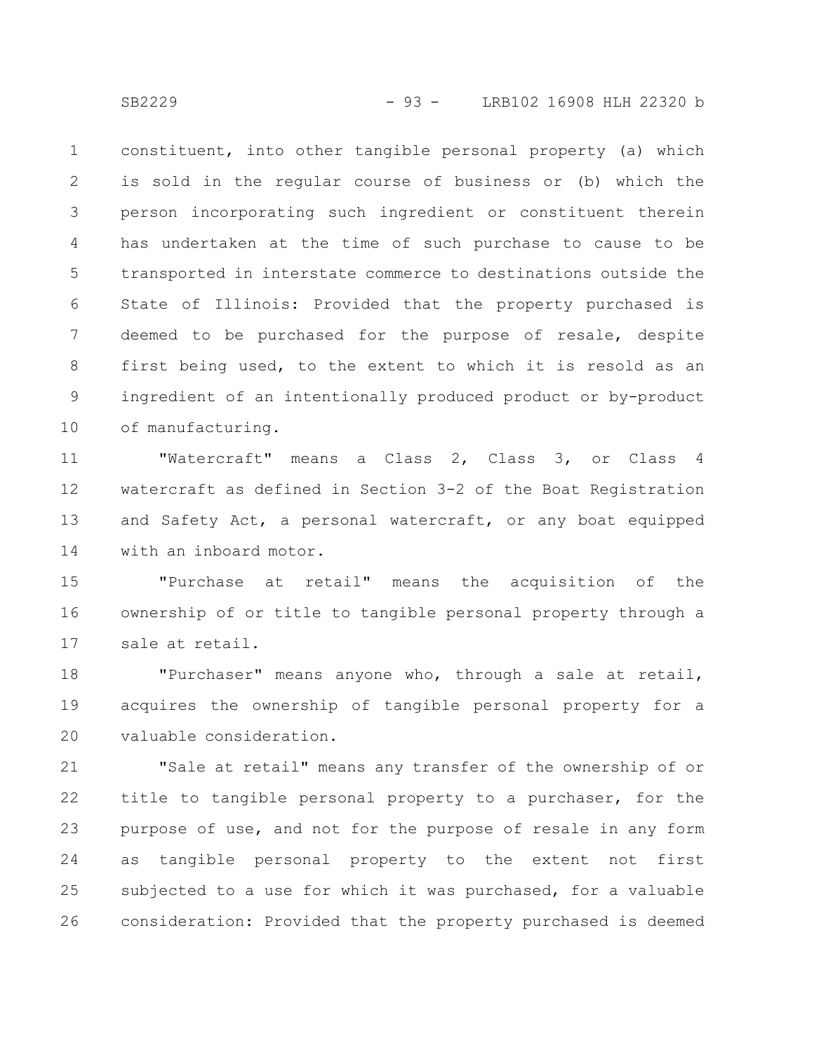constituent, into other tangible personal property (a) which is sold in the regular course of business or (b) which the person incorporating such ingredient or constituent therein has undertaken at the time of such purchase to cause to be transported in interstate commerce to destinations outside the State of Illinois: Provided that the property purchased is deemed to be purchased for the purpose of resale, despite first being used, to the extent to which it is resold as an ingredient of an intentionally produced product or by-product of manufacturing.

"Watercraft" means a Class 2, Class 3, or Class 4 watercraft as defined in Section 3-2 of the Boat Registration and Safety Act, a personal watercraft, or any boat equipped with an inboard motor.

"Purchase at retail" means the acquisition of the ownership of or title to tangible personal property through a sale at retail.

"Purchaser" means anyone who, through a sale at retail, acquires the ownership of tangible personal property for a valuable consideration.

"Sale at retail" means any transfer of the ownership of or title to tangible personal property to a purchaser, for the purpose of use, and not for the purpose of resale in any form as tangible personal property to the extent not first subjected to a use for which it was purchased, for a valuable consideration: Provided that the property purchased is deemed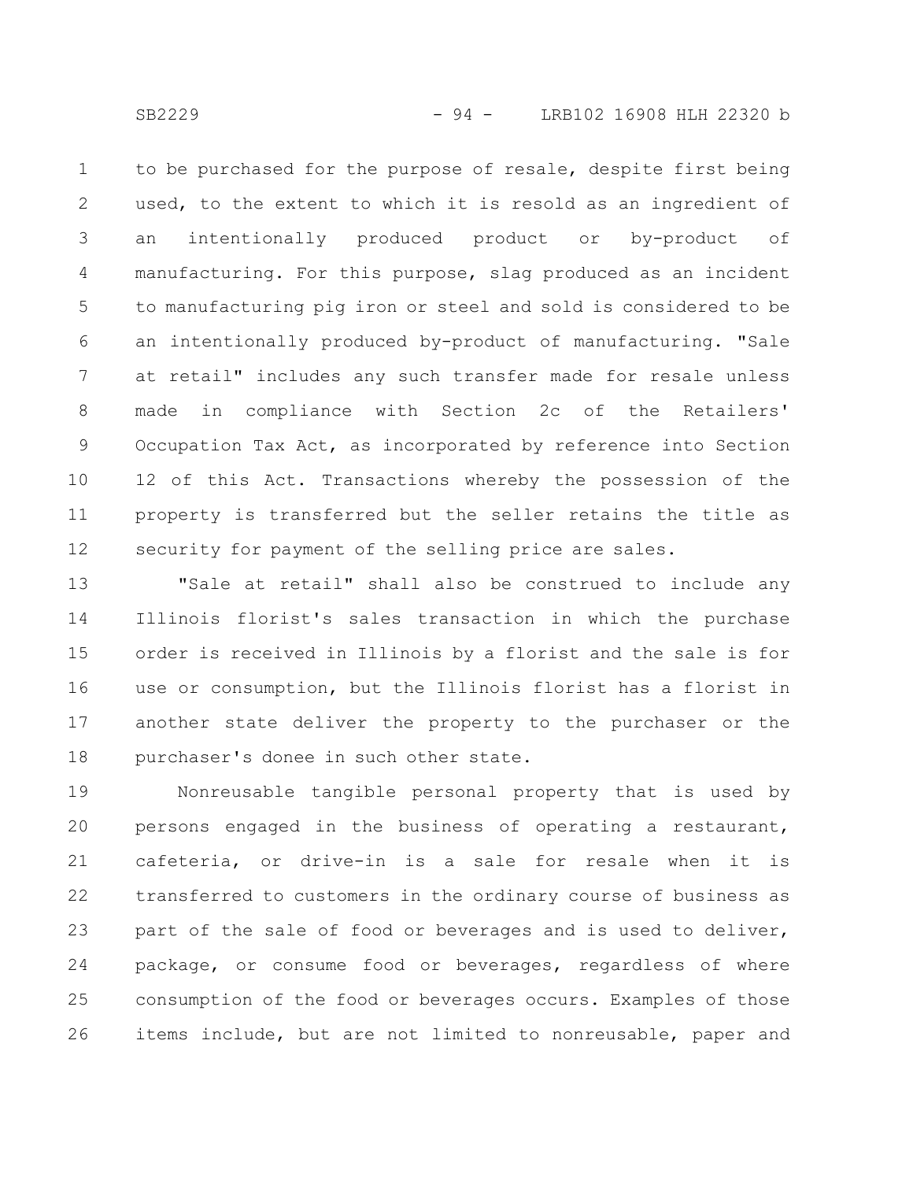to be purchased for the purpose of resale, despite first being used, to the extent to which it is resold as an ingredient of an intentionally produced product or by-product of manufacturing. For this purpose, slag produced as an incident to manufacturing pig iron or steel and sold is considered to be an intentionally produced by-product of manufacturing. "Sale at retail" includes any such transfer made for resale unless made in compliance with Section 2c of the Retailers' Occupation Tax Act, as incorporated by reference into Section 12 of this Act. Transactions whereby the possession of the property is transferred but the seller retains the title as security for payment of the selling price are sales.

"Sale at retail" shall also be construed to include any Illinois florist's sales transaction in which the purchase order is received in Illinois by a florist and the sale is for use or consumption, but the Illinois florist has a florist in another state deliver the property to the purchaser or the purchaser's donee in such other state.

Nonreusable tangible personal property that is used by persons engaged in the business of operating a restaurant, cafeteria, or drive-in is a sale for resale when it is transferred to customers in the ordinary course of business as part of the sale of food or beverages and is used to deliver, package, or consume food or beverages, regardless of where consumption of the food or beverages occurs. Examples of those items include, but are not limited to nonreusable, paper and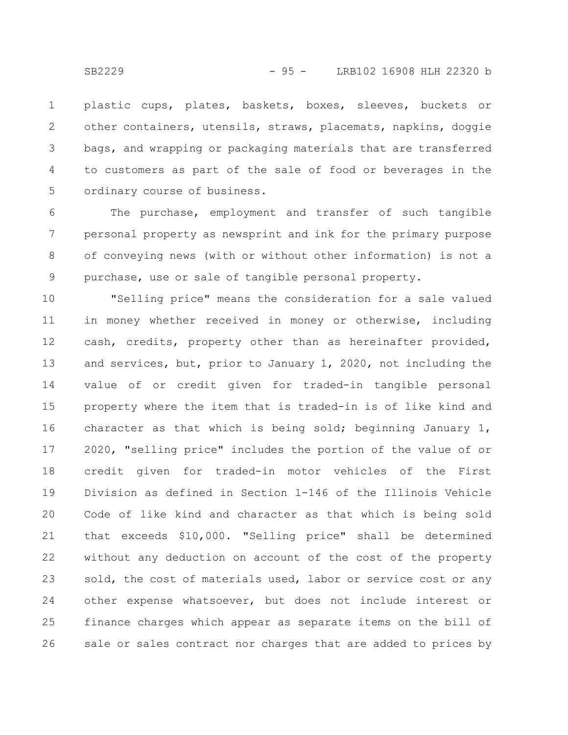plastic cups, plates, baskets, boxes, sleeves, buckets or other containers, utensils, straws, placemats, napkins, doggie bags, and wrapping or packaging materials that are transferred to customers as part of the sale of food or beverages in the ordinary course of business.

The purchase, employment and transfer of such tangible personal property as newsprint and ink for the primary purpose of conveying news (with or without other information) is not a purchase, use or sale of tangible personal property.

"Selling price" means the consideration for a sale valued in money whether received in money or otherwise, including cash, credits, property other than as hereinafter provided, and services, but, prior to January 1, 2020, not including the value of or credit given for traded-in tangible personal property where the item that is traded-in is of like kind and character as that which is being sold; beginning January 1, 2020, "selling price" includes the portion of the value of or credit given for traded-in motor vehicles of the First Division as defined in Section 1-146 of the Illinois Vehicle Code of like kind and character as that which is being sold that exceeds $10,000. "Selling price" shall be determined without any deduction on account of the cost of the property sold, the cost of materials used, labor or service cost or any other expense whatsoever, but does not include interest or finance charges which appear as separate items on the bill of sale or sales contract nor charges that are added to prices by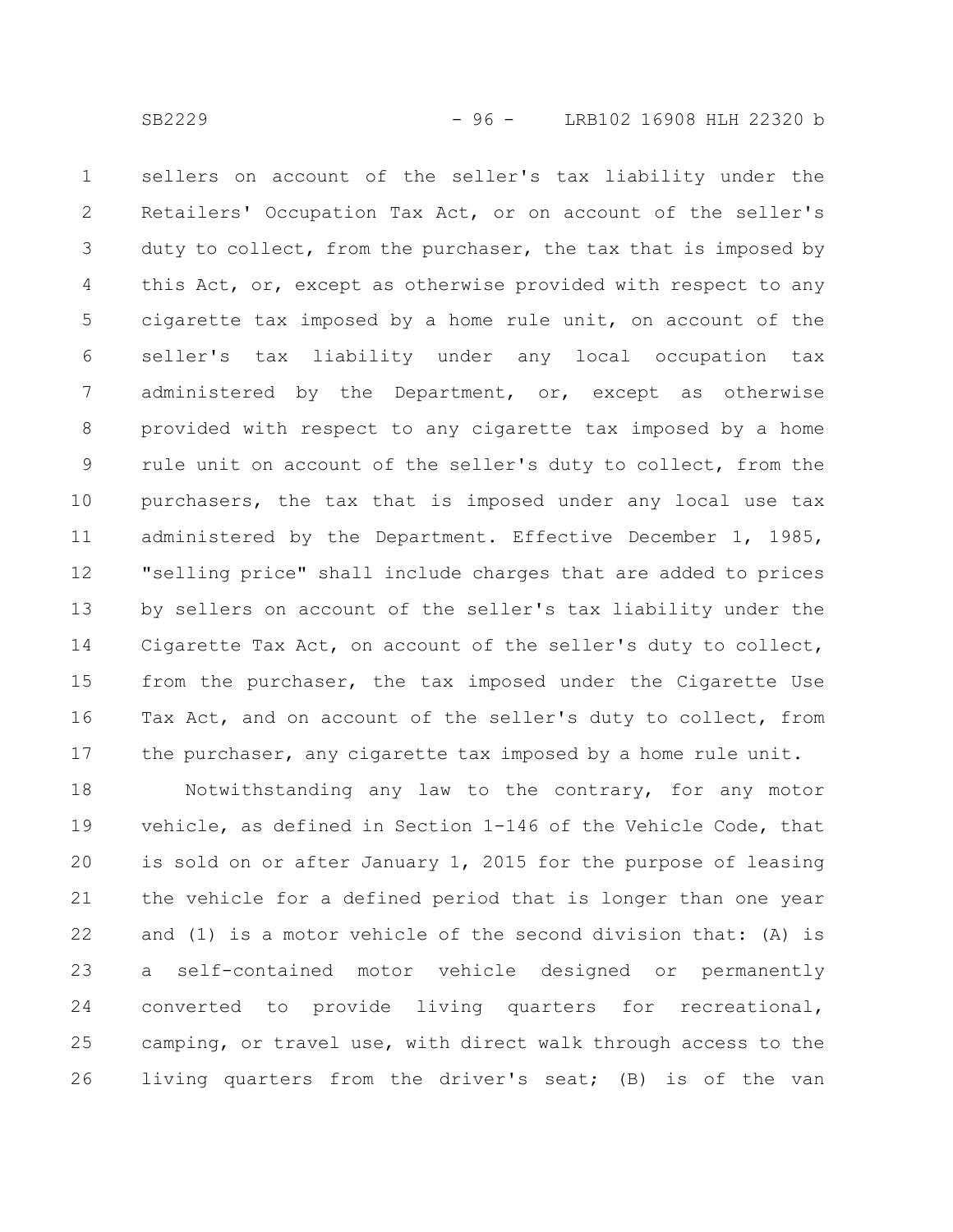sellers on account of the seller's tax liability under the Retailers' Occupation Tax Act, or on account of the seller's duty to collect, from the purchaser, the tax that is imposed by this Act, or, except as otherwise provided with respect to any cigarette tax imposed by a home rule unit, on account of the seller's tax liability under any local occupation tax administered by the Department, or, except as otherwise provided with respect to any cigarette tax imposed by a home rule unit on account of the seller's duty to collect, from the purchasers, the tax that is imposed under any local use tax administered by the Department. Effective December 1, 1985, "selling price" shall include charges that are added to prices by sellers on account of the seller's tax liability under the Cigarette Tax Act, on account of the seller's duty to collect, from the purchaser, the tax imposed under the Cigarette Use Tax Act, and on account of the seller's duty to collect, from the purchaser, any cigarette tax imposed by a home rule unit.

Notwithstanding any law to the contrary, for any motor vehicle, as defined in Section 1-146 of the Vehicle Code, that is sold on or after January 1, 2015 for the purpose of leasing the vehicle for a defined period that is longer than one year and (1) is a motor vehicle of the second division that: (A) is a self-contained motor vehicle designed or permanently converted to provide living quarters for recreational, camping, or travel use, with direct walk through access to the living quarters from the driver's seat; (B) is of the van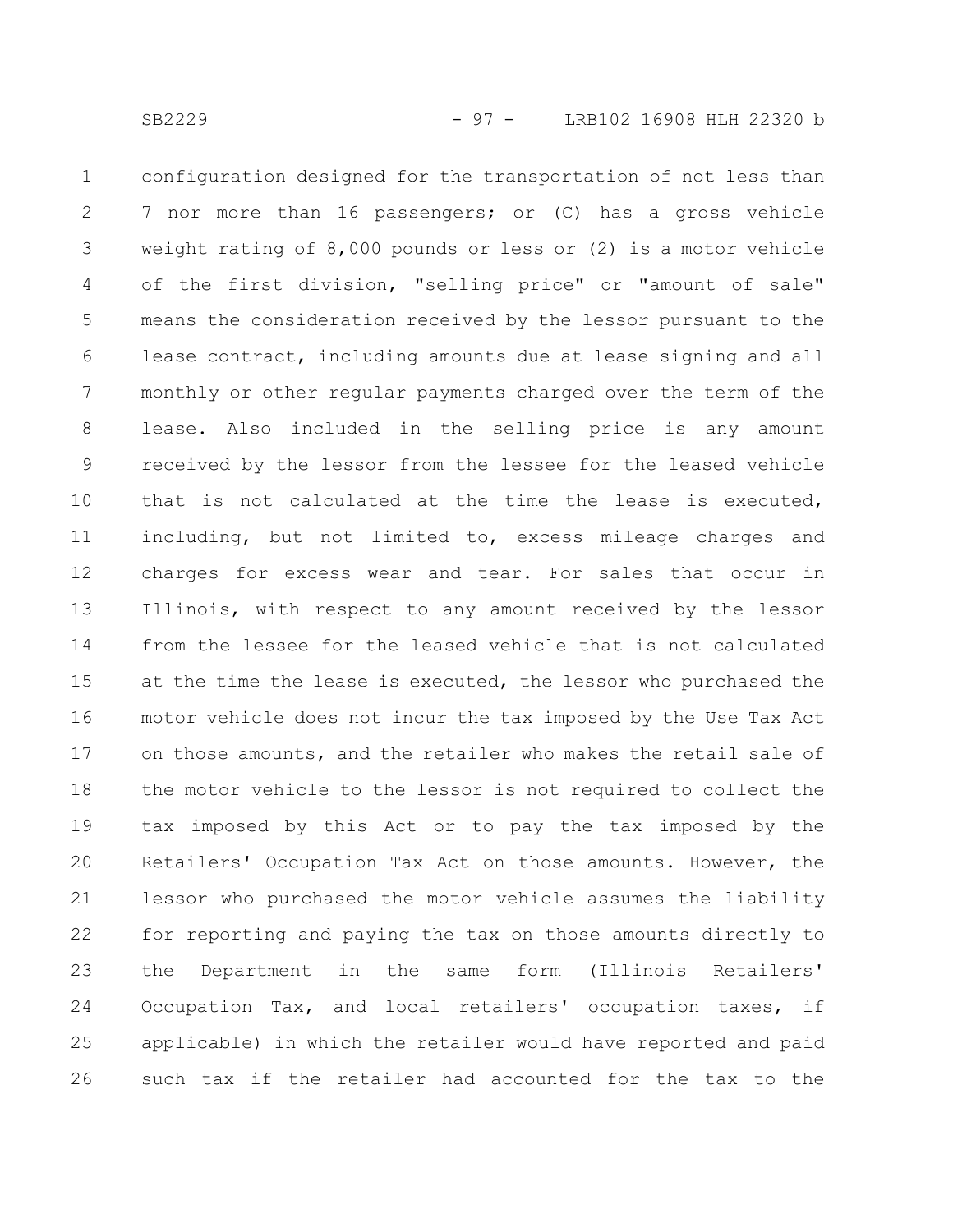configuration designed for the transportation of not less than 7 nor more than 16 passengers; or (C) has a gross vehicle weight rating of 8,000 pounds or less or (2) is a motor vehicle of the first division, "selling price" or "amount of sale" means the consideration received by the lessor pursuant to the lease contract, including amounts due at lease signing and all monthly or other regular payments charged over the term of the lease. Also included in the selling price is any amount received by the lessor from the lessee for the leased vehicle that is not calculated at the time the lease is executed, including, but not limited to, excess mileage charges and charges for excess wear and tear. For sales that occur in Illinois, with respect to any amount received by the lessor from the lessee for the leased vehicle that is not calculated at the time the lease is executed, the lessor who purchased the motor vehicle does not incur the tax imposed by the Use Tax Act on those amounts, and the retailer who makes the retail sale of the motor vehicle to the lessor is not required to collect the tax imposed by this Act or to pay the tax imposed by the Retailers' Occupation Tax Act on those amounts. However, the lessor who purchased the motor vehicle assumes the liability for reporting and paying the tax on those amounts directly to the Department in the same form (Illinois Retailers' Occupation Tax, and local retailers' occupation taxes, if applicable) in which the retailer would have reported and paid such tax if the retailer had accounted for the tax to the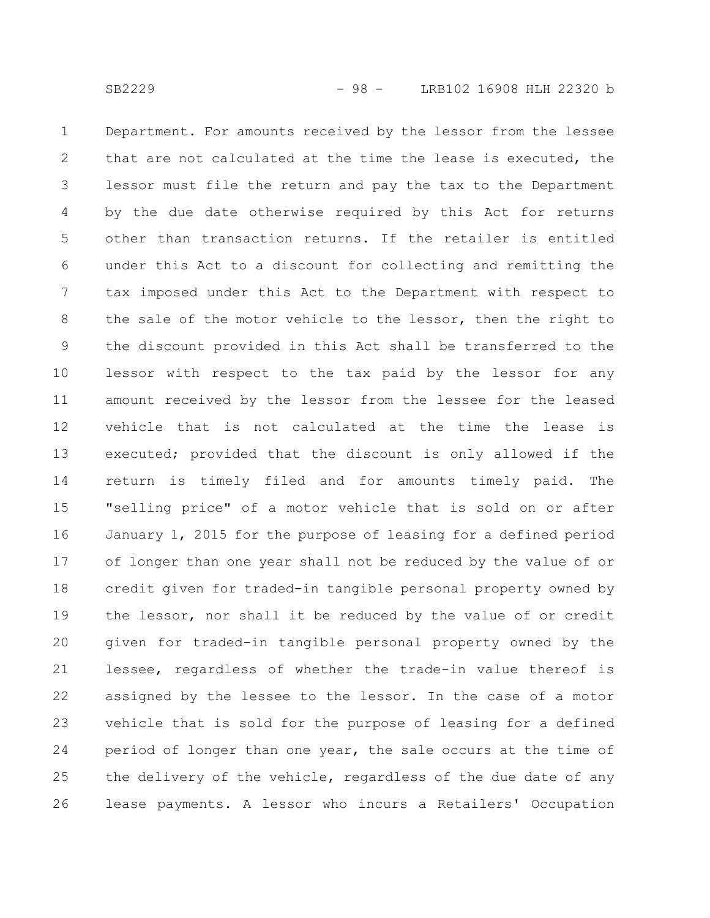Department. For amounts received by the lessor from the lessee that are not calculated at the time the lease is executed, the lessor must file the return and pay the tax to the Department by the due date otherwise required by this Act for returns other than transaction returns. If the retailer is entitled under this Act to a discount for collecting and remitting the tax imposed under this Act to the Department with respect to the sale of the motor vehicle to the lessor, then the right to the discount provided in this Act shall be transferred to the lessor with respect to the tax paid by the lessor for any amount received by the lessor from the lessee for the leased vehicle that is not calculated at the time the lease is executed; provided that the discount is only allowed if the return is timely filed and for amounts timely paid. The "selling price" of a motor vehicle that is sold on or after January 1, 2015 for the purpose of leasing for a defined period of longer than one year shall not be reduced by the value of or credit given for traded-in tangible personal property owned by the lessor, nor shall it be reduced by the value of or credit given for traded-in tangible personal property owned by the lessee, regardless of whether the trade-in value thereof is assigned by the lessee to the lessor. In the case of a motor vehicle that is sold for the purpose of leasing for a defined period of longer than one year, the sale occurs at the time of the delivery of the vehicle, regardless of the due date of any lease payments. A lessor who incurs a Retailers' Occupation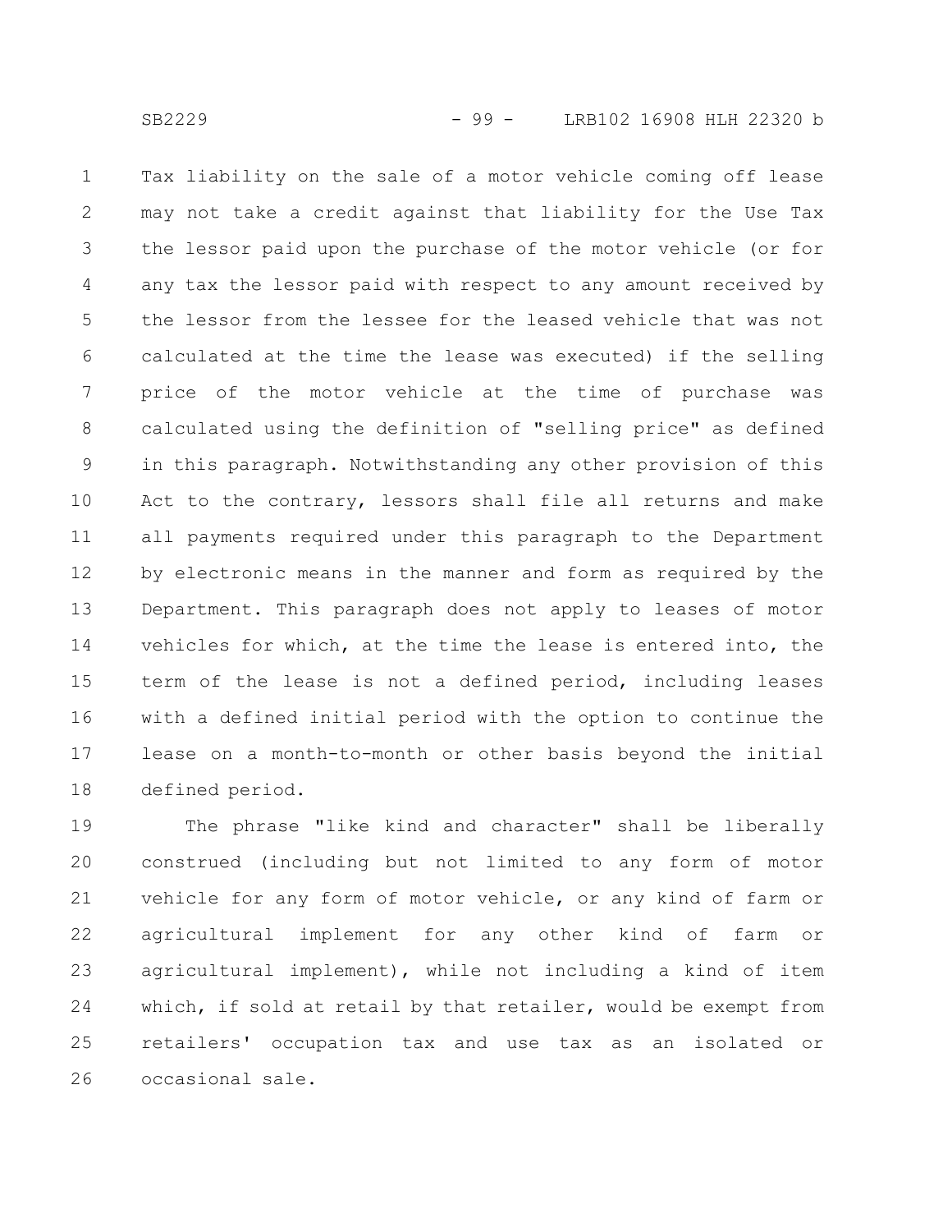Tax liability on the sale of a motor vehicle coming off lease may not take a credit against that liability for the Use Tax the lessor paid upon the purchase of the motor vehicle (or for any tax the lessor paid with respect to any amount received by the lessor from the lessee for the leased vehicle that was not calculated at the time the lease was executed) if the selling price of the motor vehicle at the time of purchase was calculated using the definition of "selling price" as defined in this paragraph. Notwithstanding any other provision of this Act to the contrary, lessors shall file all returns and make all payments required under this paragraph to the Department by electronic means in the manner and form as required by the Department. This paragraph does not apply to leases of motor vehicles for which, at the time the lease is entered into, the term of the lease is not a defined period, including leases with a defined initial period with the option to continue the lease on a month-to-month or other basis beyond the initial defined period.

The phrase "like kind and character" shall be liberally construed (including but not limited to any form of motor vehicle for any form of motor vehicle, or any kind of farm or agricultural implement for any other kind of farm or agricultural implement), while not including a kind of item which, if sold at retail by that retailer, would be exempt from retailers' occupation tax and use tax as an isolated or occasional sale.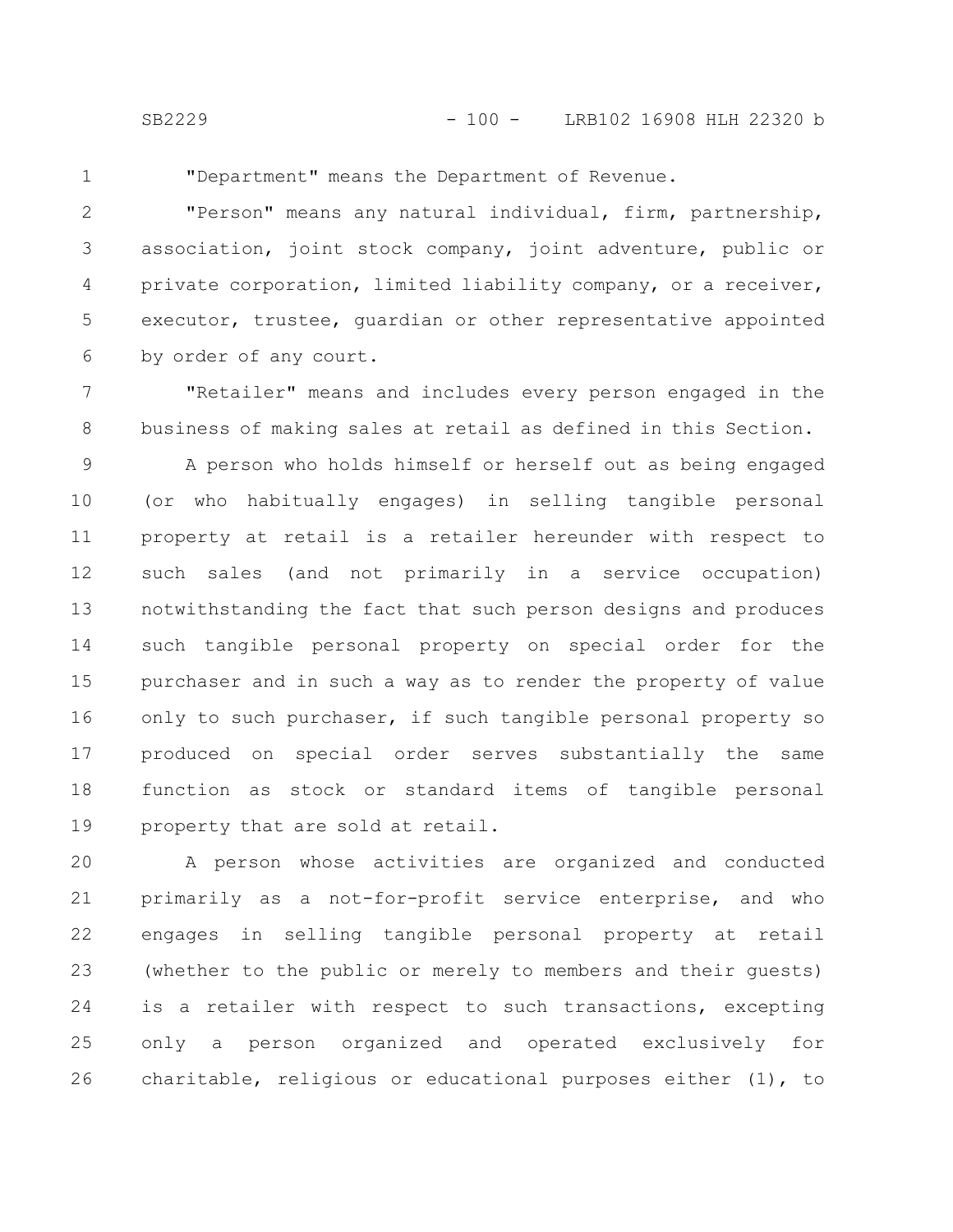"Department" means the Department of Revenue.

"Person" means any natural individual, firm, partnership, association, joint stock company, joint adventure, public or private corporation, limited liability company, or a receiver, executor, trustee, guardian or other representative appointed by order of any court.

"Retailer" means and includes every person engaged in the business of making sales at retail as defined in this Section.

A person who holds himself or herself out as being engaged (or who habitually engages) in selling tangible personal property at retail is a retailer hereunder with respect to such sales (and not primarily in a service occupation) notwithstanding the fact that such person designs and produces such tangible personal property on special order for the purchaser and in such a way as to render the property of value only to such purchaser, if such tangible personal property so produced on special order serves substantially the same function as stock or standard items of tangible personal property that are sold at retail.

A person whose activities are organized and conducted primarily as a not-for-profit service enterprise, and who engages in selling tangible personal property at retail (whether to the public or merely to members and their guests) is a retailer with respect to such transactions, excepting only a person organized and operated exclusively for charitable, religious or educational purposes either (1), to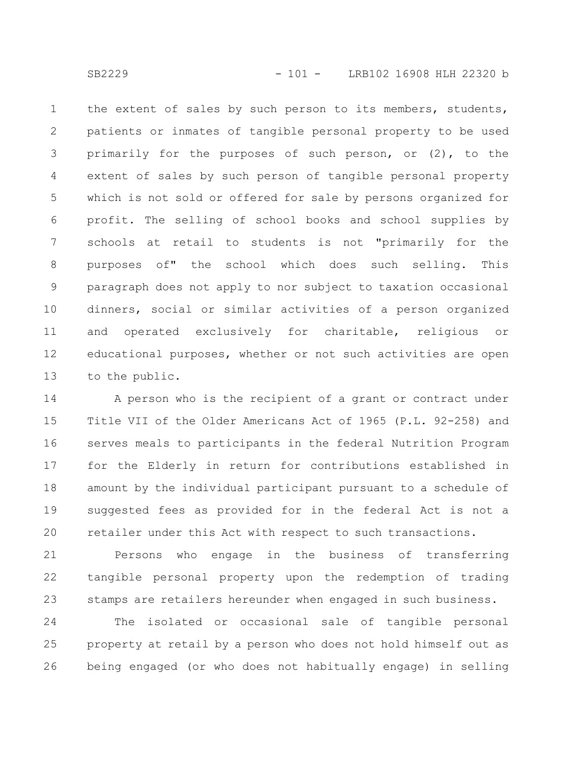the extent of sales by such person to its members, students, patients or inmates of tangible personal property to be used primarily for the purposes of such person, or (2), to the extent of sales by such person of tangible personal property which is not sold or offered for sale by persons organized for profit. The selling of school books and school supplies by schools at retail to students is not "primarily for the purposes of" the school which does such selling. This paragraph does not apply to nor subject to taxation occasional dinners, social or similar activities of a person organized and operated exclusively for charitable, religious or educational purposes, whether or not such activities are open to the public.

A person who is the recipient of a grant or contract under Title VII of the Older Americans Act of 1965 (P.L. 92-258) and serves meals to participants in the federal Nutrition Program for the Elderly in return for contributions established in amount by the individual participant pursuant to a schedule of suggested fees as provided for in the federal Act is not a retailer under this Act with respect to such transactions.

Persons who engage in the business of transferring tangible personal property upon the redemption of trading stamps are retailers hereunder when engaged in such business.

The isolated or occasional sale of tangible personal property at retail by a person who does not hold himself out as being engaged (or who does not habitually engage) in selling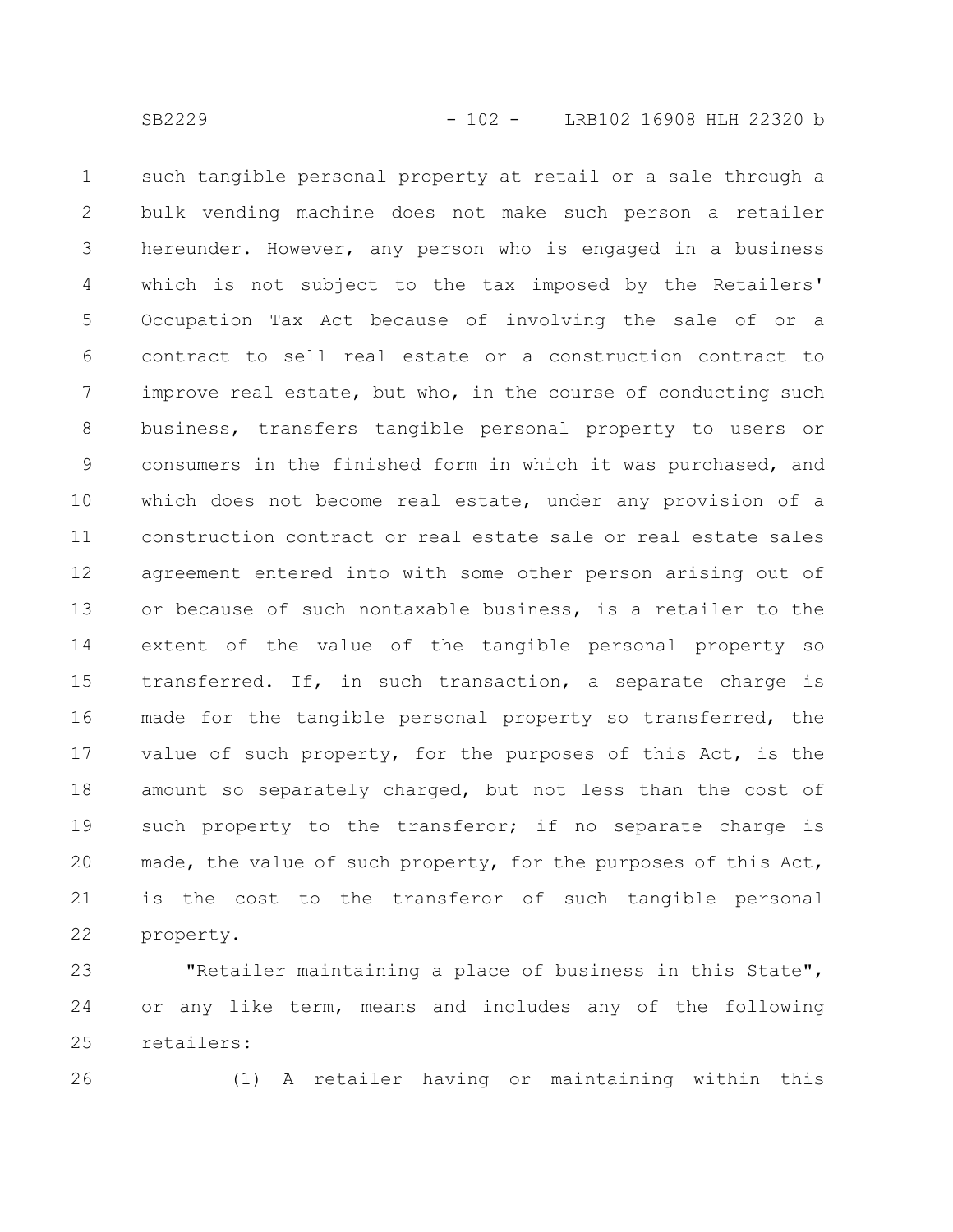such tangible personal property at retail or a sale through a bulk vending machine does not make such person a retailer hereunder. However, any person who is engaged in a business which is not subject to the tax imposed by the Retailers' Occupation Tax Act because of involving the sale of or a contract to sell real estate or a construction contract to improve real estate, but who, in the course of conducting such business, transfers tangible personal property to users or consumers in the finished form in which it was purchased, and which does not become real estate, under any provision of a construction contract or real estate sale or real estate sales agreement entered into with some other person arising out of or because of such nontaxable business, is a retailer to the extent of the value of the tangible personal property so transferred. If, in such transaction, a separate charge is made for the tangible personal property so transferred, the value of such property, for the purposes of this Act, is the amount so separately charged, but not less than the cost of such property to the transferor; if no separate charge is made, the value of such property, for the purposes of this Act, is the cost to the transferor of such tangible personal property.

"Retailer maintaining a place of business in this State", or any like term, means and includes any of the following retailers:

(1) A retailer having or maintaining within this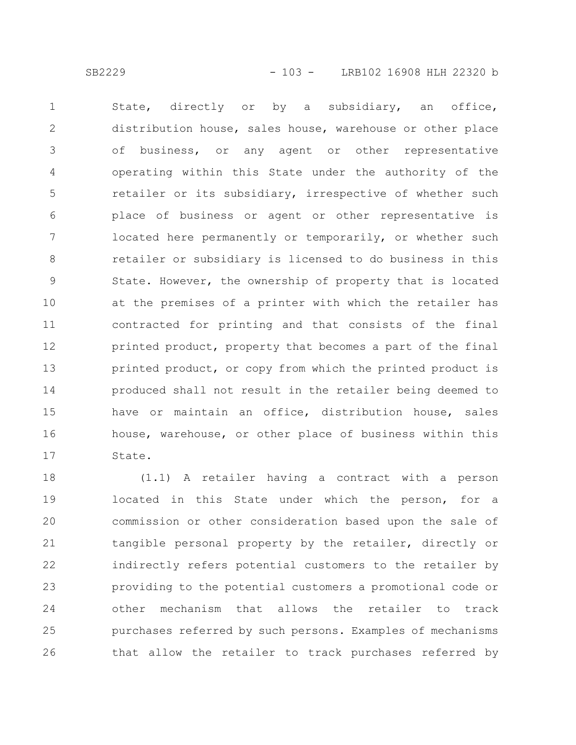State, directly or by a subsidiary, an office, distribution house, sales house, warehouse or other place of business, or any agent or other representative operating within this State under the authority of the retailer or its subsidiary, irrespective of whether such place of business or agent or other representative is located here permanently or temporarily, or whether such retailer or subsidiary is licensed to do business in this State. However, the ownership of property that is located at the premises of a printer with which the retailer has contracted for printing and that consists of the final printed product, property that becomes a part of the final printed product, or copy from which the printed product is produced shall not result in the retailer being deemed to have or maintain an office, distribution house, sales house, warehouse, or other place of business within this State.

(1.1) A retailer having a contract with a person located in this State under which the person, for a commission or other consideration based upon the sale of tangible personal property by the retailer, directly or indirectly refers potential customers to the retailer by providing to the potential customers a promotional code or other mechanism that allows the retailer to track purchases referred by such persons. Examples of mechanisms that allow the retailer to track purchases referred by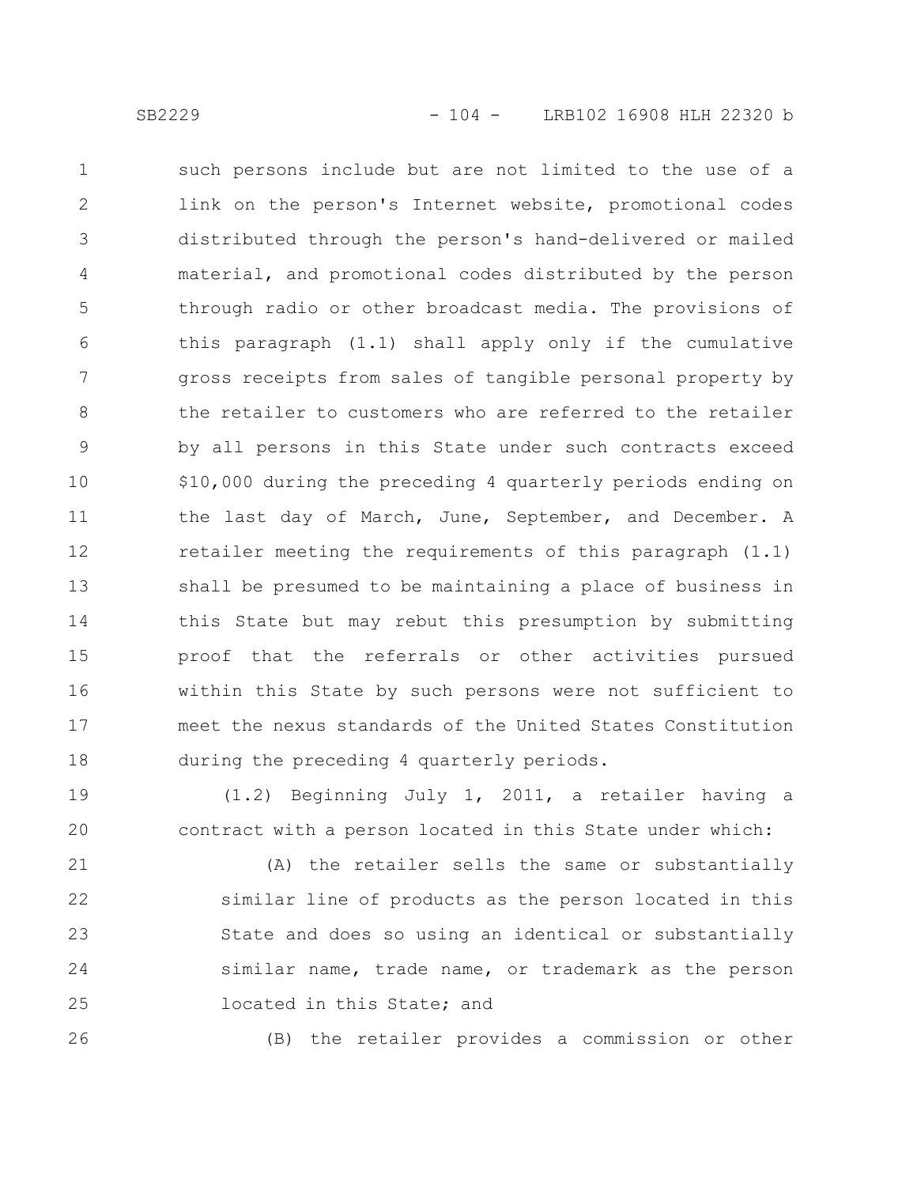such persons include but are not limited to the use of a link on the person's Internet website, promotional codes distributed through the person's hand-delivered or mailed material, and promotional codes distributed by the person through radio or other broadcast media. The provisions of this paragraph (1.1) shall apply only if the cumulative gross receipts from sales of tangible personal property by the retailer to customers who are referred to the retailer by all persons in this State under such contracts exceed $10,000 during the preceding 4 quarterly periods ending on the last day of March, June, September, and December. A retailer meeting the requirements of this paragraph (1.1) shall be presumed to be maintaining a place of business in this State but may rebut this presumption by submitting proof that the referrals or other activities pursued within this State by such persons were not sufficient to meet the nexus standards of the United States Constitution during the preceding 4 quarterly periods.

(1.2) Beginning July 1, 2011, a retailer having a contract with a person located in this State under which:

(A) the retailer sells the same or substantially similar line of products as the person located in this State and does so using an identical or substantially similar name, trade name, or trademark as the person located in this State; and

(B) the retailer provides a commission or other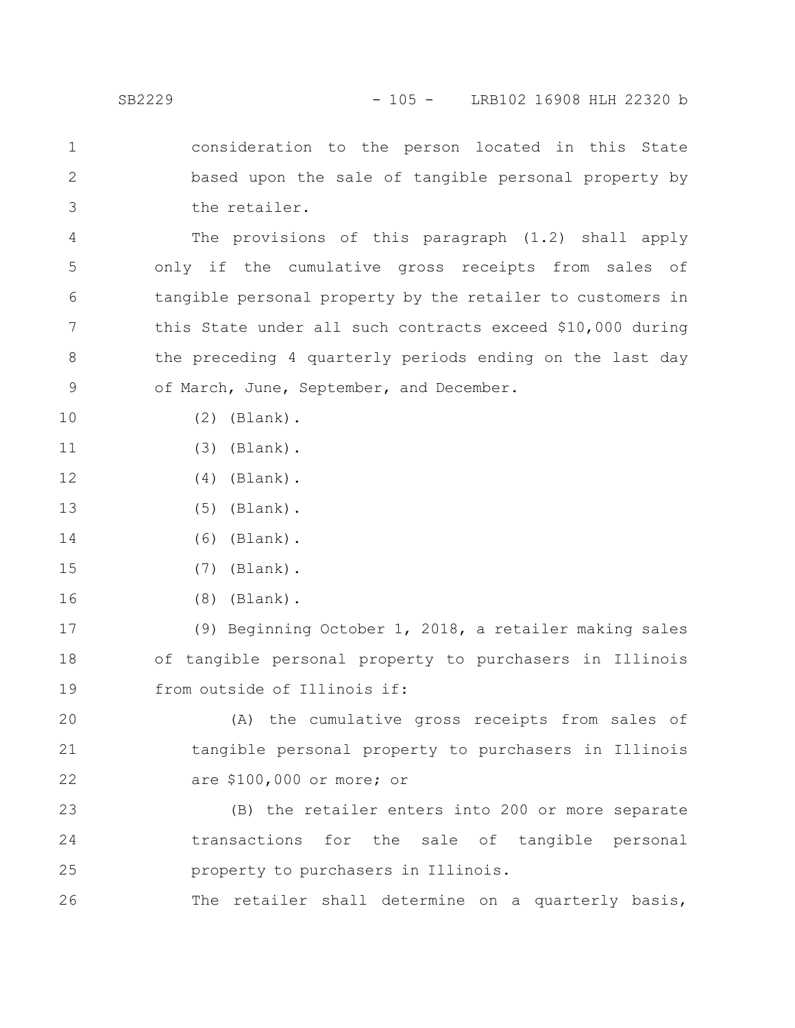consideration to the person located in this State based upon the sale of tangible personal property by the retailer.

The provisions of this paragraph (1.2) shall apply only if the cumulative gross receipts from sales of tangible personal property by the retailer to customers in this State under all such contracts exceed $10,000 during the preceding 4 quarterly periods ending on the last day of March, June, September, and December.

(2) (Blank).

(3) (Blank).

(4) (Blank).

(5) (Blank).

(6) (Blank).

(7) (Blank).

(8) (Blank).

(9) Beginning October 1, 2018, a retailer making sales of tangible personal property to purchasers in Illinois from outside of Illinois if:

(A) the cumulative gross receipts from sales of tangible personal property to purchasers in Illinois are $100,000 or more; or

(B) the retailer enters into 200 or more separate transactions for the sale of tangible personal property to purchasers in Illinois.

The retailer shall determine on a quarterly basis,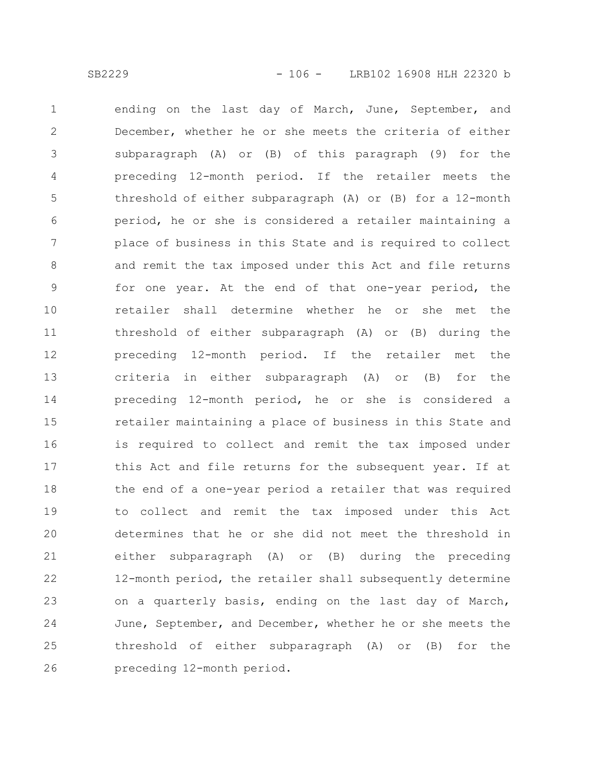ending on the last day of March, June, September, and December, whether he or she meets the criteria of either subparagraph (A) or (B) of this paragraph (9) for the preceding 12-month period. If the retailer meets the threshold of either subparagraph (A) or (B) for a 12-month period, he or she is considered a retailer maintaining a place of business in this State and is required to collect and remit the tax imposed under this Act and file returns for one year. At the end of that one-year period, the retailer shall determine whether he or she met the threshold of either subparagraph (A) or (B) during the preceding 12-month period. If the retailer met the criteria in either subparagraph (A) or (B) for the preceding 12-month period, he or she is considered a retailer maintaining a place of business in this State and is required to collect and remit the tax imposed under this Act and file returns for the subsequent year. If at the end of a one-year period a retailer that was required to collect and remit the tax imposed under this Act determines that he or she did not meet the threshold in either subparagraph (A) or (B) during the preceding 12-month period, the retailer shall subsequently determine on a quarterly basis, ending on the last day of March, June, September, and December, whether he or she meets the threshold of either subparagraph (A) or (B) for the preceding 12-month period.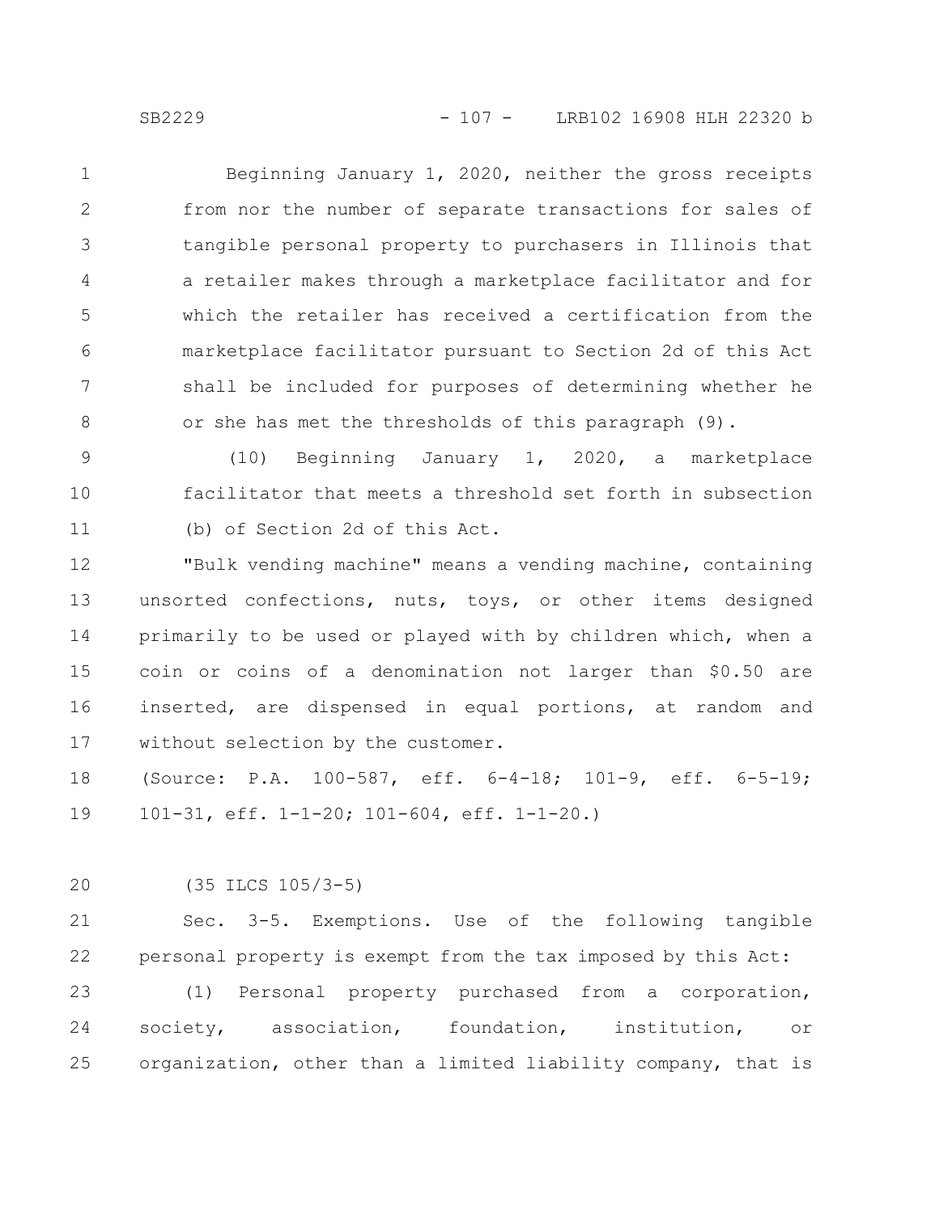Beginning January 1, 2020, neither the gross receipts from nor the number of separate transactions for sales of tangible personal property to purchasers in Illinois that a retailer makes through a marketplace facilitator and for which the retailer has received a certification from the marketplace facilitator pursuant to Section 2d of this Act shall be included for purposes of determining whether he or she has met the thresholds of this paragraph (9).

(10) Beginning January 1, 2020, a marketplace facilitator that meets a threshold set forth in subsection (b) of Section 2d of this Act.

"Bulk vending machine" means a vending machine, containing unsorted confections, nuts, toys, or other items designed primarily to be used or played with by children which, when a coin or coins of a denomination not larger than $0.50 are inserted, are dispensed in equal portions, at random and without selection by the customer.

(Source: P.A. 100-587, eff. 6-4-18; 101-9, eff. 6-5-19; 101-31, eff. 1-1-20; 101-604, eff. 1-1-20.)

(35 ILCS 105/3-5)

Sec. 3-5. Exemptions. Use of the following tangible personal property is exempt from the tax imposed by this Act:

(1) Personal property purchased from a corporation, society, association, foundation, institution, or organization, other than a limited liability company, that is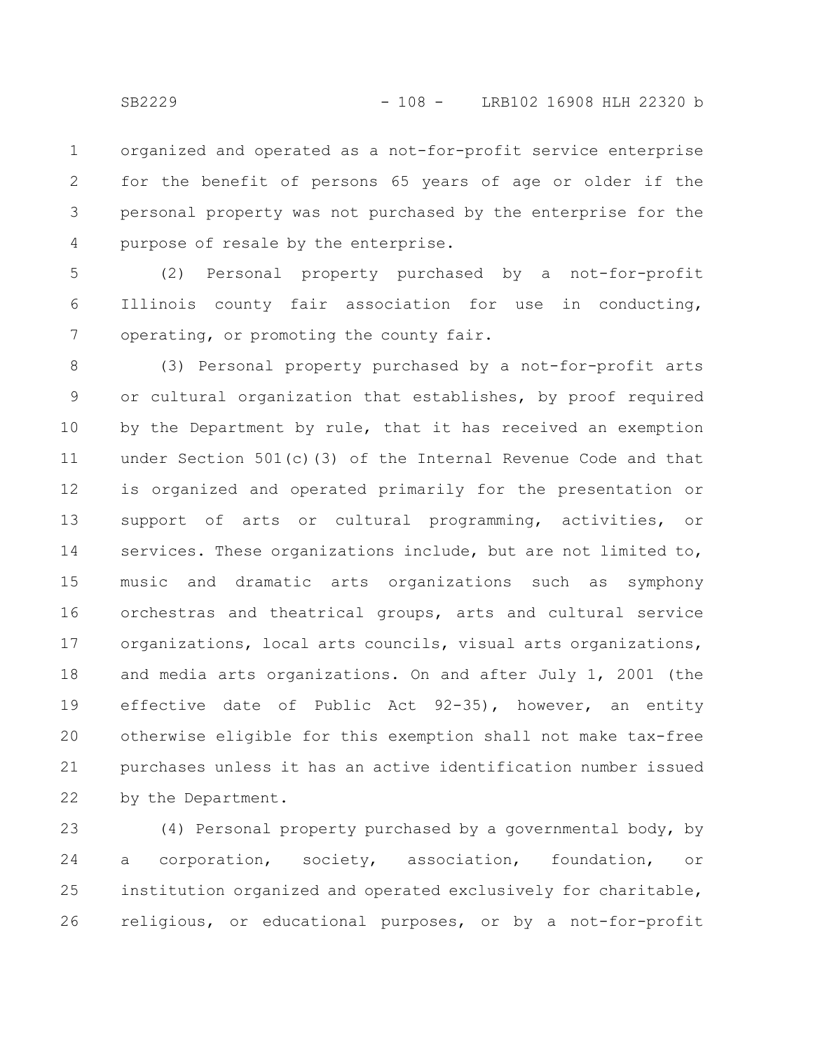organized and operated as a not-for-profit service enterprise for the benefit of persons 65 years of age or older if the personal property was not purchased by the enterprise for the purpose of resale by the enterprise.

(2) Personal property purchased by a not-for-profit Illinois county fair association for use in conducting, operating, or promoting the county fair.

(3) Personal property purchased by a not-for-profit arts or cultural organization that establishes, by proof required by the Department by rule, that it has received an exemption under Section 501(c)(3) of the Internal Revenue Code and that is organized and operated primarily for the presentation or support of arts or cultural programming, activities, or services. These organizations include, but are not limited to, music and dramatic arts organizations such as symphony orchestras and theatrical groups, arts and cultural service organizations, local arts councils, visual arts organizations, and media arts organizations. On and after July 1, 2001 (the effective date of Public Act 92-35), however, an entity otherwise eligible for this exemption shall not make tax-free purchases unless it has an active identification number issued by the Department.

(4) Personal property purchased by a governmental body, by a corporation, society, association, foundation, or institution organized and operated exclusively for charitable, religious, or educational purposes, or by a not-for-profit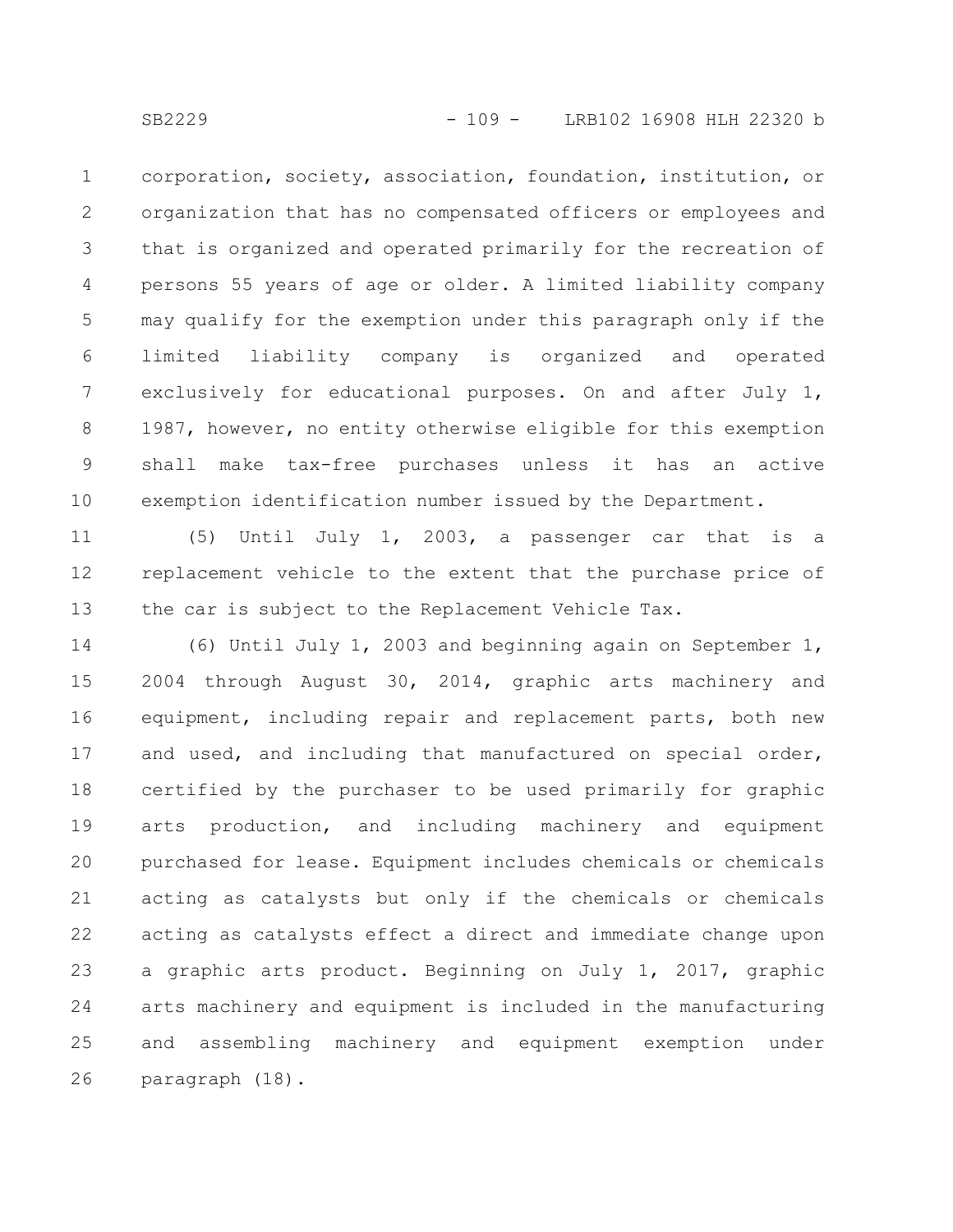corporation, society, association, foundation, institution, or organization that has no compensated officers or employees and that is organized and operated primarily for the recreation of persons 55 years of age or older. A limited liability company may qualify for the exemption under this paragraph only if the limited liability company is organized and operated exclusively for educational purposes. On and after July 1, 1987, however, no entity otherwise eligible for this exemption shall make tax-free purchases unless it has an active exemption identification number issued by the Department.

(5) Until July 1, 2003, a passenger car that is a replacement vehicle to the extent that the purchase price of the car is subject to the Replacement Vehicle Tax.

(6) Until July 1, 2003 and beginning again on September 1, 2004 through August 30, 2014, graphic arts machinery and equipment, including repair and replacement parts, both new and used, and including that manufactured on special order, certified by the purchaser to be used primarily for graphic arts production, and including machinery and equipment purchased for lease. Equipment includes chemicals or chemicals acting as catalysts but only if the chemicals or chemicals acting as catalysts effect a direct and immediate change upon a graphic arts product. Beginning on July 1, 2017, graphic arts machinery and equipment is included in the manufacturing and assembling machinery and equipment exemption under paragraph (18).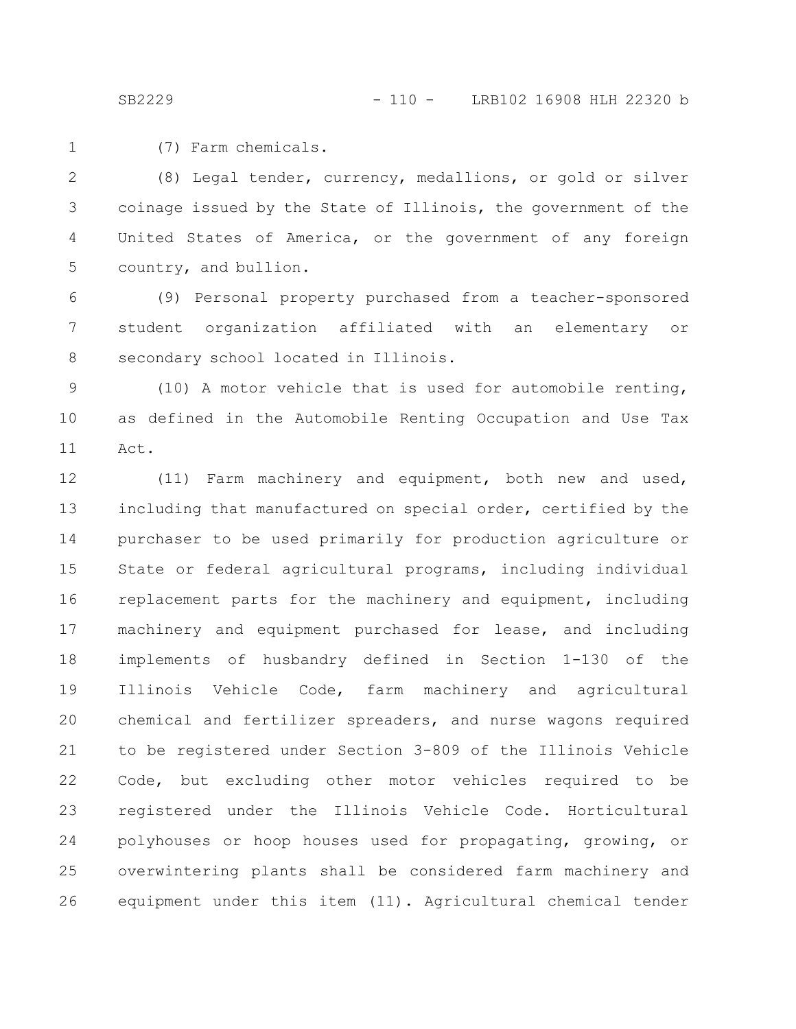(7) Farm chemicals.

(8) Legal tender, currency, medallions, or gold or silver coinage issued by the State of Illinois, the government of the United States of America, or the government of any foreign country, and bullion.

(9) Personal property purchased from a teacher-sponsored student organization affiliated with an elementary or secondary school located in Illinois.

(10) A motor vehicle that is used for automobile renting, as defined in the Automobile Renting Occupation and Use Tax Act.

(11) Farm machinery and equipment, both new and used, including that manufactured on special order, certified by the purchaser to be used primarily for production agriculture or State or federal agricultural programs, including individual replacement parts for the machinery and equipment, including machinery and equipment purchased for lease, and including implements of husbandry defined in Section 1-130 of the Illinois Vehicle Code, farm machinery and agricultural chemical and fertilizer spreaders, and nurse wagons required to be registered under Section 3-809 of the Illinois Vehicle Code, but excluding other motor vehicles required to be registered under the Illinois Vehicle Code. Horticultural polyhouses or hoop houses used for propagating, growing, or overwintering plants shall be considered farm machinery and equipment under this item (11). Agricultural chemical tender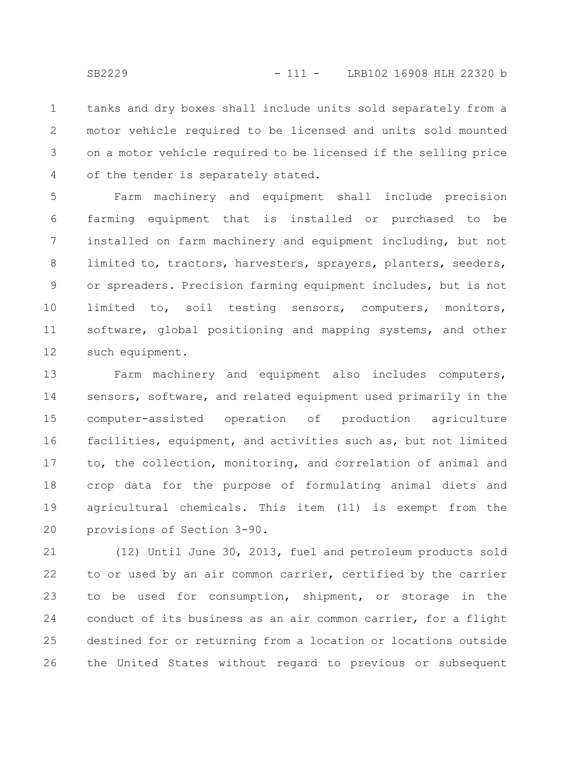tanks and dry boxes shall include units sold separately from a motor vehicle required to be licensed and units sold mounted on a motor vehicle required to be licensed if the selling price of the tender is separately stated.

Farm machinery and equipment shall include precision farming equipment that is installed or purchased to be installed on farm machinery and equipment including, but not limited to, tractors, harvesters, sprayers, planters, seeders, or spreaders. Precision farming equipment includes, but is not limited to, soil testing sensors, computers, monitors, software, global positioning and mapping systems, and other such equipment.

Farm machinery and equipment also includes computers, sensors, software, and related equipment used primarily in the computer-assisted operation of production agriculture facilities, equipment, and activities such as, but not limited to, the collection, monitoring, and correlation of animal and crop data for the purpose of formulating animal diets and agricultural chemicals. This item (11) is exempt from the provisions of Section 3-90.

(12) Until June 30, 2013, fuel and petroleum products sold to or used by an air common carrier, certified by the carrier to be used for consumption, shipment, or storage in the conduct of its business as an air common carrier, for a flight destined for or returning from a location or locations outside the United States without regard to previous or subsequent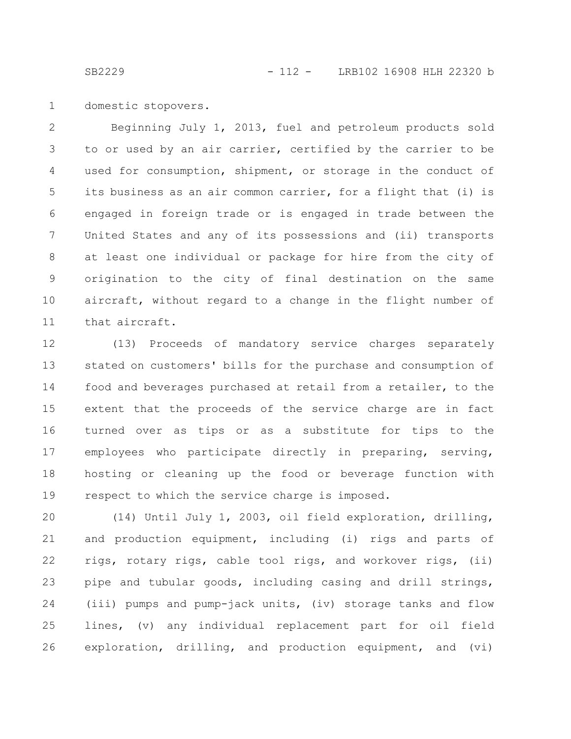domestic stopovers.

Beginning July 1, 2013, fuel and petroleum products sold to or used by an air carrier, certified by the carrier to be used for consumption, shipment, or storage in the conduct of its business as an air common carrier, for a flight that (i) is engaged in foreign trade or is engaged in trade between the United States and any of its possessions and (ii) transports at least one individual or package for hire from the city of origination to the city of final destination on the same aircraft, without regard to a change in the flight number of that aircraft.

(13) Proceeds of mandatory service charges separately stated on customers' bills for the purchase and consumption of food and beverages purchased at retail from a retailer, to the extent that the proceeds of the service charge are in fact turned over as tips or as a substitute for tips to the employees who participate directly in preparing, serving, hosting or cleaning up the food or beverage function with respect to which the service charge is imposed.

(14) Until July 1, 2003, oil field exploration, drilling, and production equipment, including (i) rigs and parts of rigs, rotary rigs, cable tool rigs, and workover rigs, (ii) pipe and tubular goods, including casing and drill strings, (iii) pumps and pump-jack units, (iv) storage tanks and flow lines, (v) any individual replacement part for oil field exploration, drilling, and production equipment, and (vi)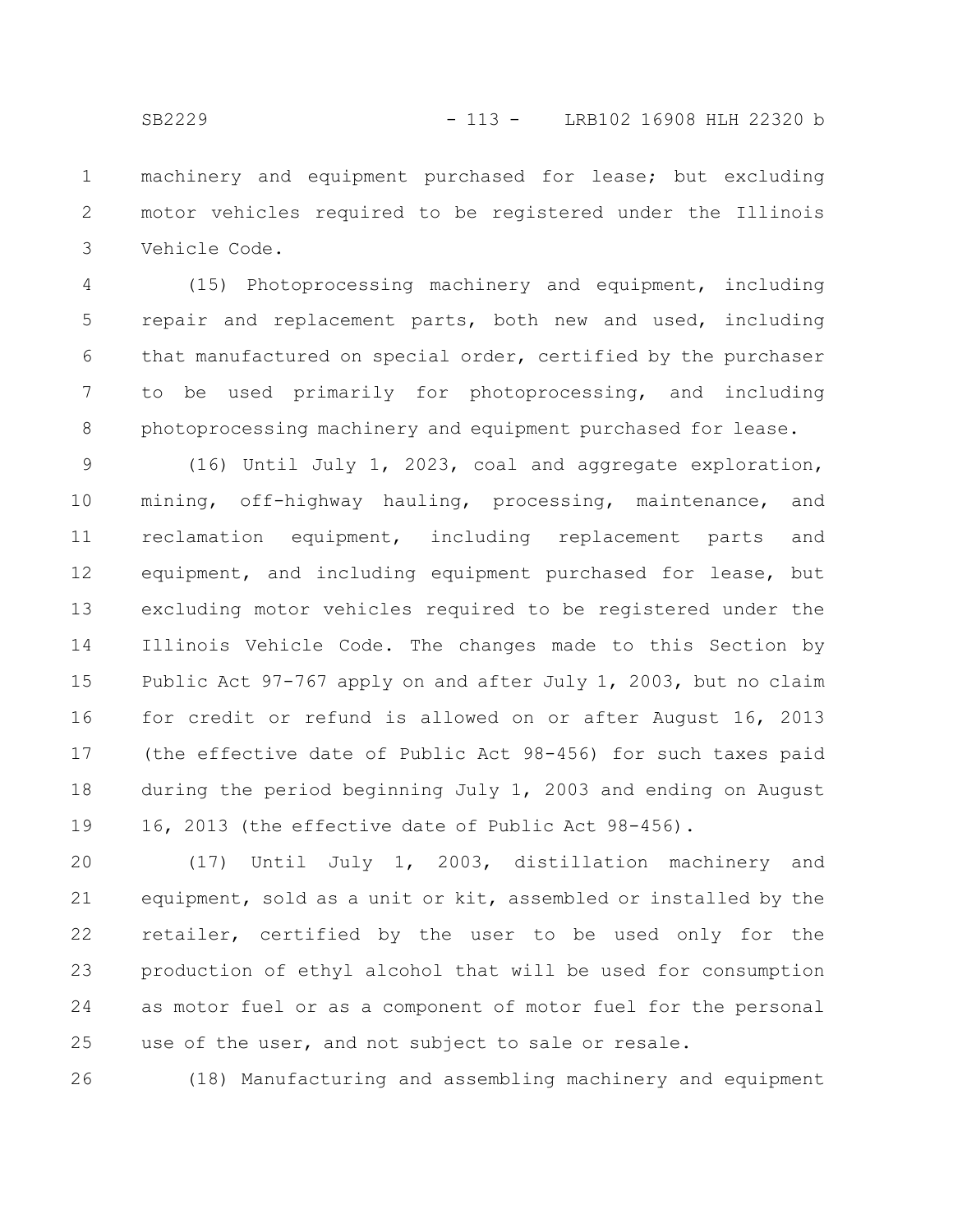machinery and equipment purchased for lease; but excluding motor vehicles required to be registered under the Illinois Vehicle Code.

(15) Photoprocessing machinery and equipment, including repair and replacement parts, both new and used, including that manufactured on special order, certified by the purchaser to be used primarily for photoprocessing, and including photoprocessing machinery and equipment purchased for lease.

(16) Until July 1, 2023, coal and aggregate exploration, mining, off-highway hauling, processing, maintenance, and reclamation equipment, including replacement parts and equipment, and including equipment purchased for lease, but excluding motor vehicles required to be registered under the Illinois Vehicle Code. The changes made to this Section by Public Act 97-767 apply on and after July 1, 2003, but no claim for credit or refund is allowed on or after August 16, 2013 (the effective date of Public Act 98-456) for such taxes paid during the period beginning July 1, 2003 and ending on August 16, 2013 (the effective date of Public Act 98-456).

(17) Until July 1, 2003, distillation machinery and equipment, sold as a unit or kit, assembled or installed by the retailer, certified by the user to be used only for the production of ethyl alcohol that will be used for consumption as motor fuel or as a component of motor fuel for the personal use of the user, and not subject to sale or resale.

(18) Manufacturing and assembling machinery and equipment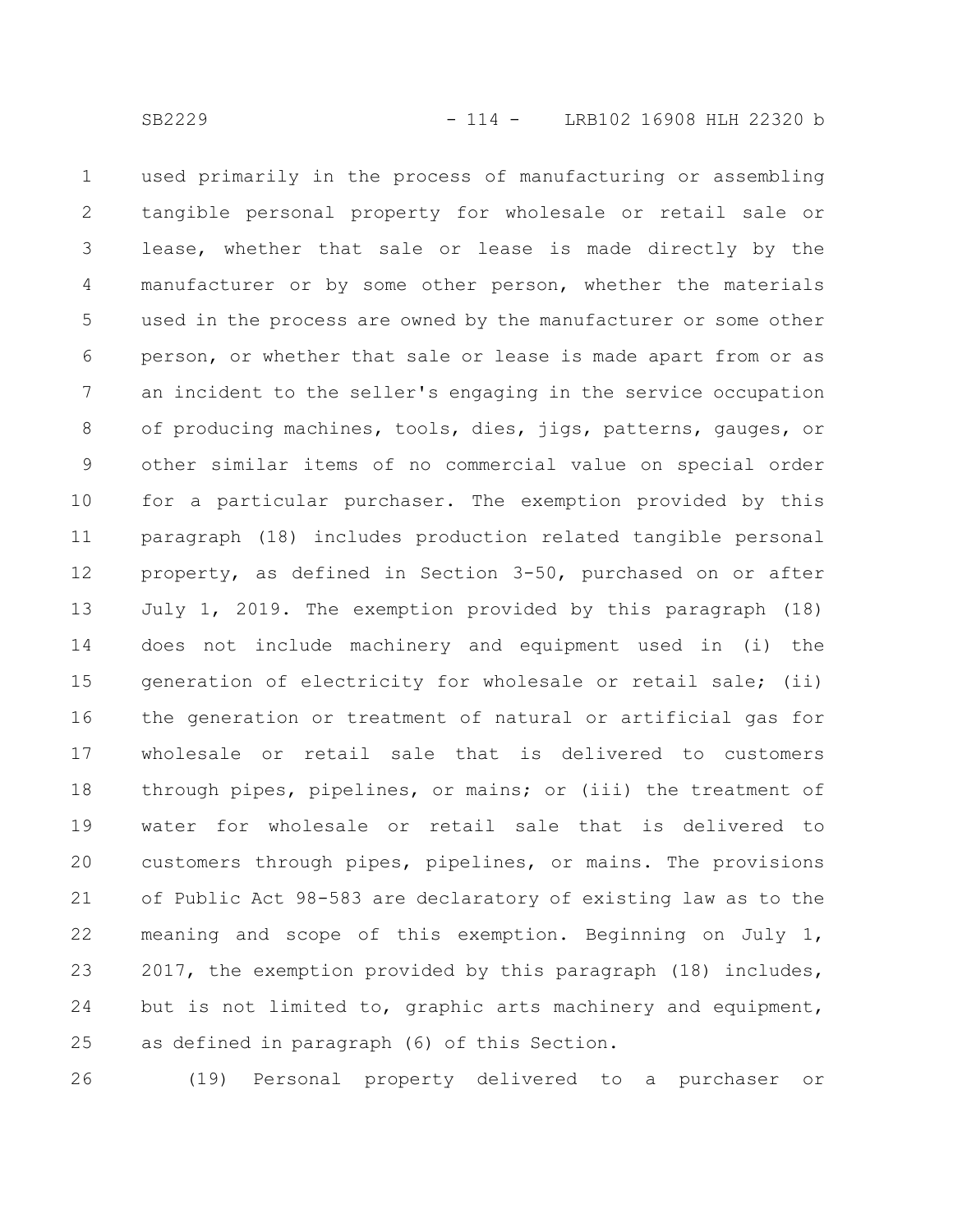used primarily in the process of manufacturing or assembling tangible personal property for wholesale or retail sale or lease, whether that sale or lease is made directly by the manufacturer or by some other person, whether the materials used in the process are owned by the manufacturer or some other person, or whether that sale or lease is made apart from or as an incident to the seller's engaging in the service occupation of producing machines, tools, dies, jigs, patterns, gauges, or other similar items of no commercial value on special order for a particular purchaser. The exemption provided by this paragraph (18) includes production related tangible personal property, as defined in Section 3-50, purchased on or after July 1, 2019. The exemption provided by this paragraph (18) does not include machinery and equipment used in (i) the generation of electricity for wholesale or retail sale; (ii) the generation or treatment of natural or artificial gas for wholesale or retail sale that is delivered to customers through pipes, pipelines, or mains; or (iii) the treatment of water for wholesale or retail sale that is delivered to customers through pipes, pipelines, or mains. The provisions of Public Act 98-583 are declaratory of existing law as to the meaning and scope of this exemption. Beginning on July 1, 2017, the exemption provided by this paragraph (18) includes, but is not limited to, graphic arts machinery and equipment, as defined in paragraph (6) of this Section.

(19) Personal property delivered to a purchaser or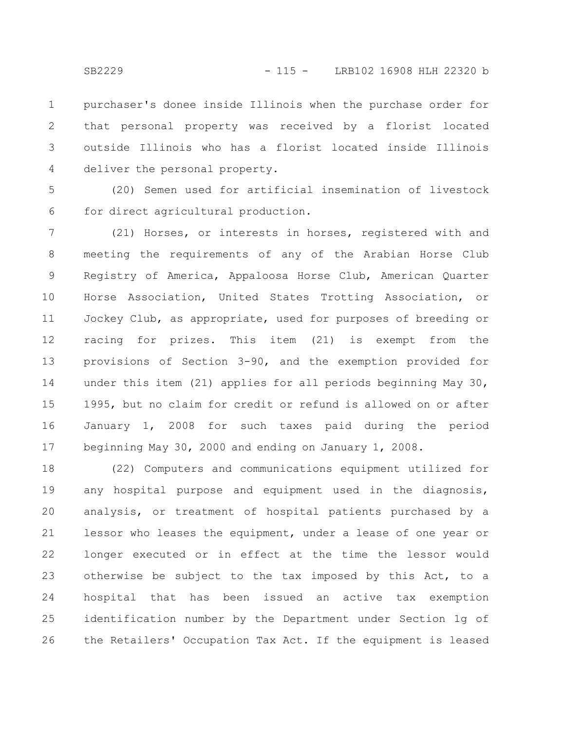purchaser's donee inside Illinois when the purchase order for that personal property was received by a florist located outside Illinois who has a florist located inside Illinois deliver the personal property.

(20) Semen used for artificial insemination of livestock for direct agricultural production.

(21) Horses, or interests in horses, registered with and meeting the requirements of any of the Arabian Horse Club Registry of America, Appaloosa Horse Club, American Quarter Horse Association, United States Trotting Association, or Jockey Club, as appropriate, used for purposes of breeding or racing for prizes. This item (21) is exempt from the provisions of Section 3-90, and the exemption provided for under this item (21) applies for all periods beginning May 30, 1995, but no claim for credit or refund is allowed on or after January 1, 2008 for such taxes paid during the period beginning May 30, 2000 and ending on January 1, 2008.

(22) Computers and communications equipment utilized for any hospital purpose and equipment used in the diagnosis, analysis, or treatment of hospital patients purchased by a lessor who leases the equipment, under a lease of one year or longer executed or in effect at the time the lessor would otherwise be subject to the tax imposed by this Act, to a hospital that has been issued an active tax exemption identification number by the Department under Section 1g of the Retailers' Occupation Tax Act. If the equipment is leased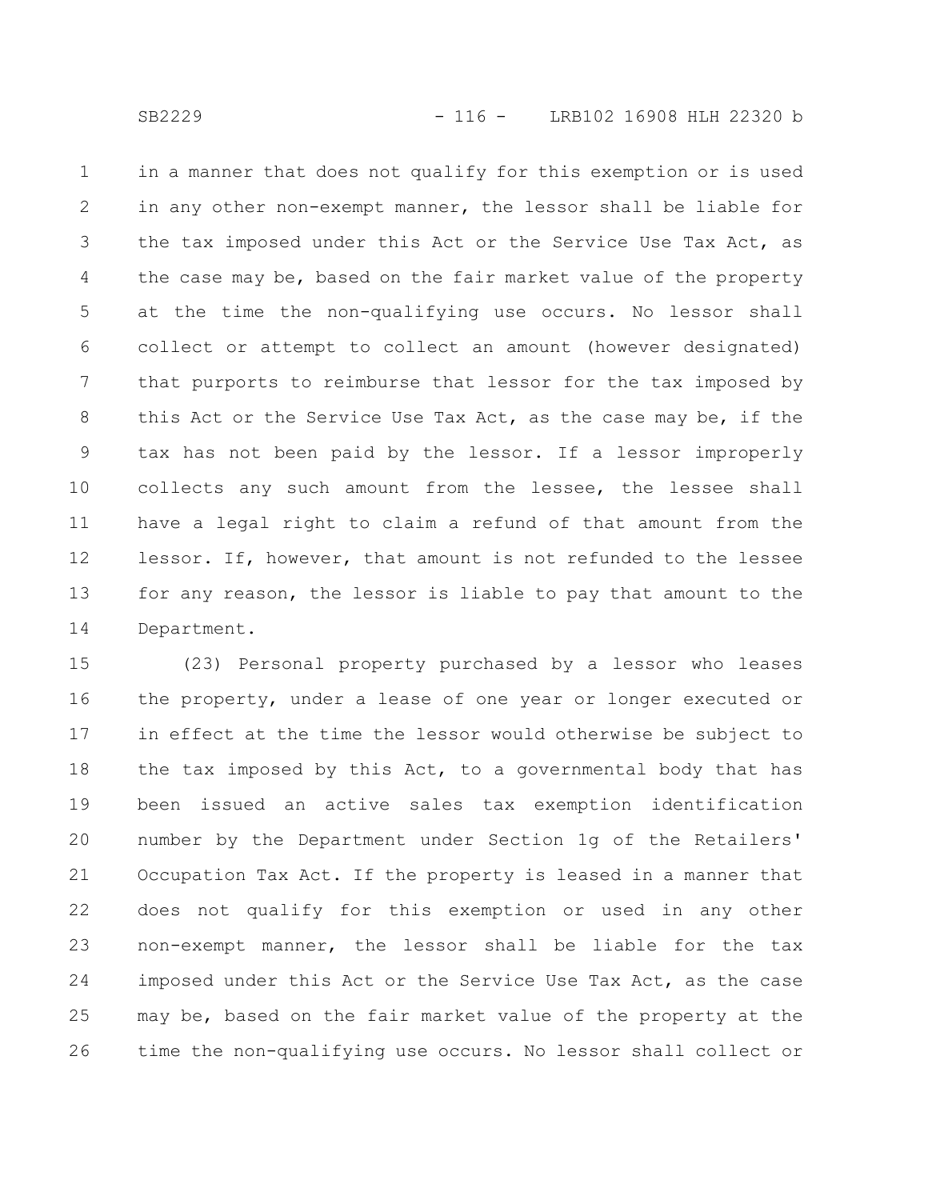in a manner that does not qualify for this exemption or is used in any other non-exempt manner, the lessor shall be liable for the tax imposed under this Act or the Service Use Tax Act, as the case may be, based on the fair market value of the property at the time the non-qualifying use occurs. No lessor shall collect or attempt to collect an amount (however designated) that purports to reimburse that lessor for the tax imposed by this Act or the Service Use Tax Act, as the case may be, if the tax has not been paid by the lessor. If a lessor improperly collects any such amount from the lessee, the lessee shall have a legal right to claim a refund of that amount from the lessor. If, however, that amount is not refunded to the lessee for any reason, the lessor is liable to pay that amount to the Department.

(23) Personal property purchased by a lessor who leases the property, under a lease of one year or longer executed or in effect at the time the lessor would otherwise be subject to the tax imposed by this Act, to a governmental body that has been issued an active sales tax exemption identification number by the Department under Section 1g of the Retailers' Occupation Tax Act. If the property is leased in a manner that does not qualify for this exemption or used in any other non-exempt manner, the lessor shall be liable for the tax imposed under this Act or the Service Use Tax Act, as the case may be, based on the fair market value of the property at the time the non-qualifying use occurs. No lessor shall collect or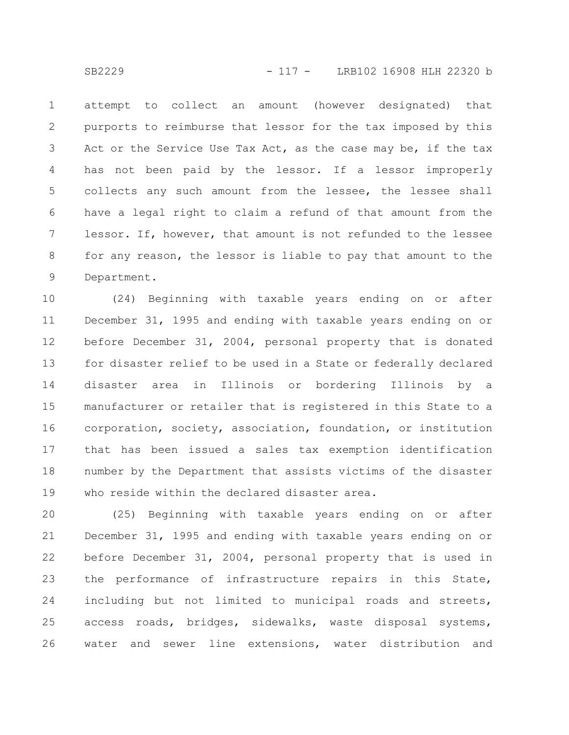attempt to collect an amount (however designated) that purports to reimburse that lessor for the tax imposed by this Act or the Service Use Tax Act, as the case may be, if the tax has not been paid by the lessor. If a lessor improperly collects any such amount from the lessee, the lessee shall have a legal right to claim a refund of that amount from the lessor. If, however, that amount is not refunded to the lessee for any reason, the lessor is liable to pay that amount to the Department.

(24) Beginning with taxable years ending on or after December 31, 1995 and ending with taxable years ending on or before December 31, 2004, personal property that is donated for disaster relief to be used in a State or federally declared disaster area in Illinois or bordering Illinois by a manufacturer or retailer that is registered in this State to a corporation, society, association, foundation, or institution that has been issued a sales tax exemption identification number by the Department that assists victims of the disaster who reside within the declared disaster area.

(25) Beginning with taxable years ending on or after December 31, 1995 and ending with taxable years ending on or before December 31, 2004, personal property that is used in the performance of infrastructure repairs in this State, including but not limited to municipal roads and streets, access roads, bridges, sidewalks, waste disposal systems, water and sewer line extensions, water distribution and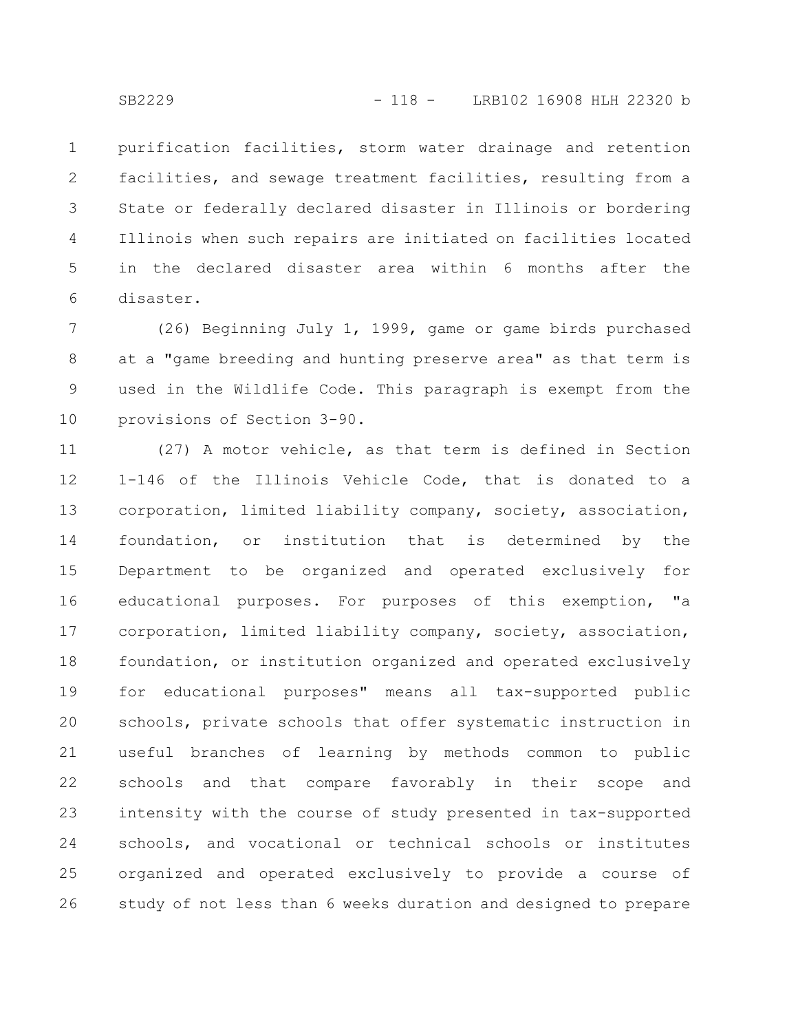purification facilities, storm water drainage and retention facilities, and sewage treatment facilities, resulting from a State or federally declared disaster in Illinois or bordering Illinois when such repairs are initiated on facilities located in the declared disaster area within 6 months after the disaster.

(26) Beginning July 1, 1999, game or game birds purchased at a "game breeding and hunting preserve area" as that term is used in the Wildlife Code. This paragraph is exempt from the provisions of Section 3-90.

(27) A motor vehicle, as that term is defined in Section 1-146 of the Illinois Vehicle Code, that is donated to a corporation, limited liability company, society, association, foundation, or institution that is determined by the Department to be organized and operated exclusively for educational purposes. For purposes of this exemption, "a corporation, limited liability company, society, association, foundation, or institution organized and operated exclusively for educational purposes" means all tax-supported public schools, private schools that offer systematic instruction in useful branches of learning by methods common to public schools and that compare favorably in their scope and intensity with the course of study presented in tax-supported schools, and vocational or technical schools or institutes organized and operated exclusively to provide a course of study of not less than 6 weeks duration and designed to prepare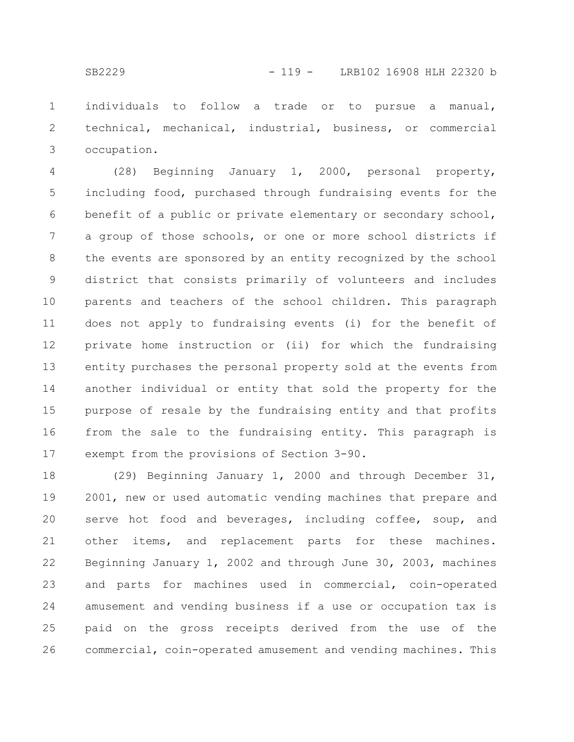individuals to follow a trade or to pursue a manual, technical, mechanical, industrial, business, or commercial occupation.

(28) Beginning January 1, 2000, personal property, including food, purchased through fundraising events for the benefit of a public or private elementary or secondary school, a group of those schools, or one or more school districts if the events are sponsored by an entity recognized by the school district that consists primarily of volunteers and includes parents and teachers of the school children. This paragraph does not apply to fundraising events (i) for the benefit of private home instruction or (ii) for which the fundraising entity purchases the personal property sold at the events from another individual or entity that sold the property for the purpose of resale by the fundraising entity and that profits from the sale to the fundraising entity. This paragraph is exempt from the provisions of Section 3-90.

(29) Beginning January 1, 2000 and through December 31, 2001, new or used automatic vending machines that prepare and serve hot food and beverages, including coffee, soup, and other items, and replacement parts for these machines. Beginning January 1, 2002 and through June 30, 2003, machines and parts for machines used in commercial, coin-operated amusement and vending business if a use or occupation tax is paid on the gross receipts derived from the use of the commercial, coin-operated amusement and vending machines. This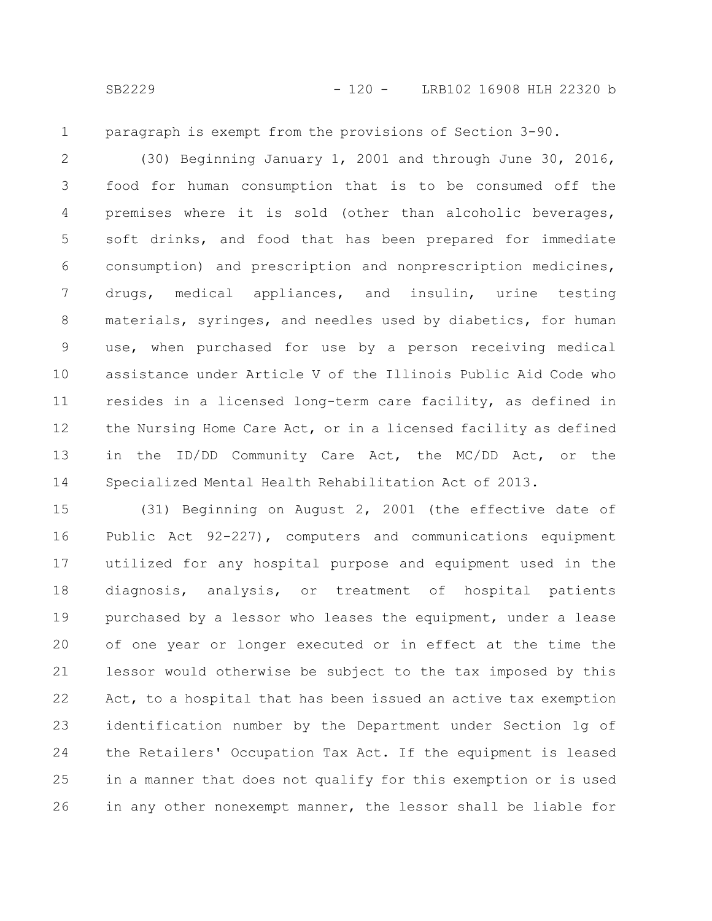paragraph is exempt from the provisions of Section 3-90.

(30) Beginning January 1, 2001 and through June 30, 2016, food for human consumption that is to be consumed off the premises where it is sold (other than alcoholic beverages, soft drinks, and food that has been prepared for immediate consumption) and prescription and nonprescription medicines, drugs, medical appliances, and insulin, urine testing materials, syringes, and needles used by diabetics, for human use, when purchased for use by a person receiving medical assistance under Article V of the Illinois Public Aid Code who resides in a licensed long-term care facility, as defined in the Nursing Home Care Act, or in a licensed facility as defined in the ID/DD Community Care Act, the MC/DD Act, or the Specialized Mental Health Rehabilitation Act of 2013.

(31) Beginning on August 2, 2001 (the effective date of Public Act 92-227), computers and communications equipment utilized for any hospital purpose and equipment used in the diagnosis, analysis, or treatment of hospital patients purchased by a lessor who leases the equipment, under a lease of one year or longer executed or in effect at the time the lessor would otherwise be subject to the tax imposed by this Act, to a hospital that has been issued an active tax exemption identification number by the Department under Section 1g of the Retailers' Occupation Tax Act. If the equipment is leased in a manner that does not qualify for this exemption or is used in any other nonexempt manner, the lessor shall be liable for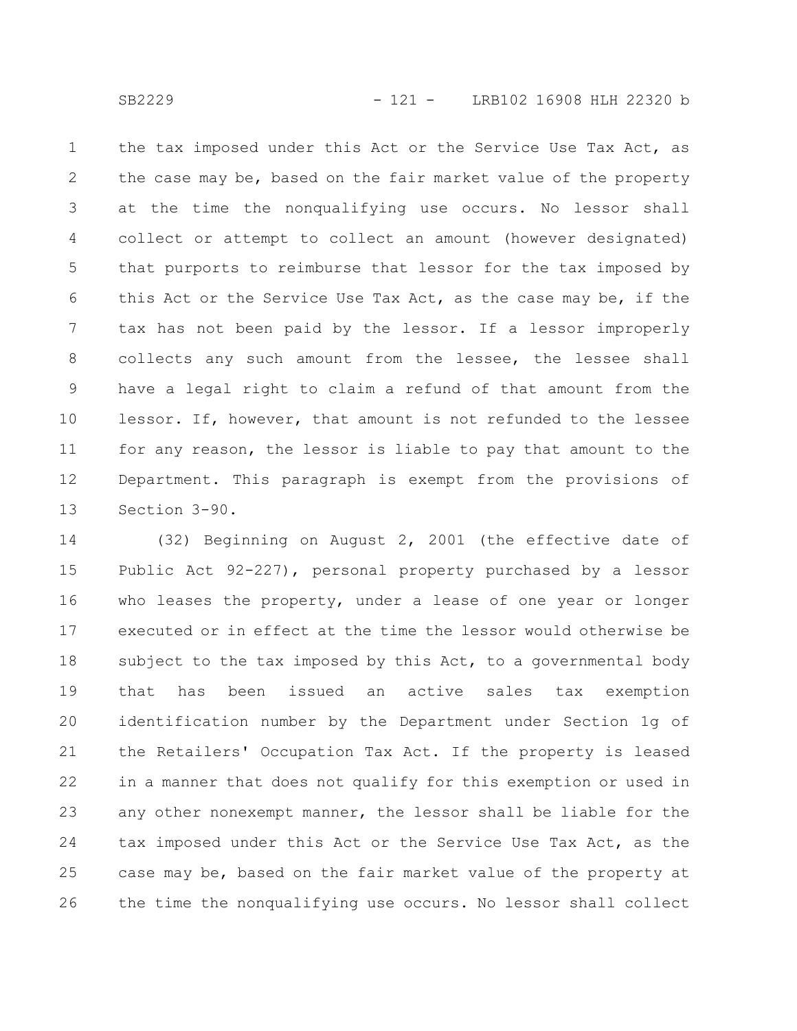the tax imposed under this Act or the Service Use Tax Act, as the case may be, based on the fair market value of the property at the time the nonqualifying use occurs. No lessor shall collect or attempt to collect an amount (however designated) that purports to reimburse that lessor for the tax imposed by this Act or the Service Use Tax Act, as the case may be, if the tax has not been paid by the lessor. If a lessor improperly collects any such amount from the lessee, the lessee shall have a legal right to claim a refund of that amount from the lessor. If, however, that amount is not refunded to the lessee for any reason, the lessor is liable to pay that amount to the Department. This paragraph is exempt from the provisions of Section 3-90.

(32) Beginning on August 2, 2001 (the effective date of Public Act 92-227), personal property purchased by a lessor who leases the property, under a lease of one year or longer executed or in effect at the time the lessor would otherwise be subject to the tax imposed by this Act, to a governmental body that has been issued an active sales tax exemption identification number by the Department under Section 1g of the Retailers' Occupation Tax Act. If the property is leased in a manner that does not qualify for this exemption or used in any other nonexempt manner, the lessor shall be liable for the tax imposed under this Act or the Service Use Tax Act, as the case may be, based on the fair market value of the property at the time the nonqualifying use occurs. No lessor shall collect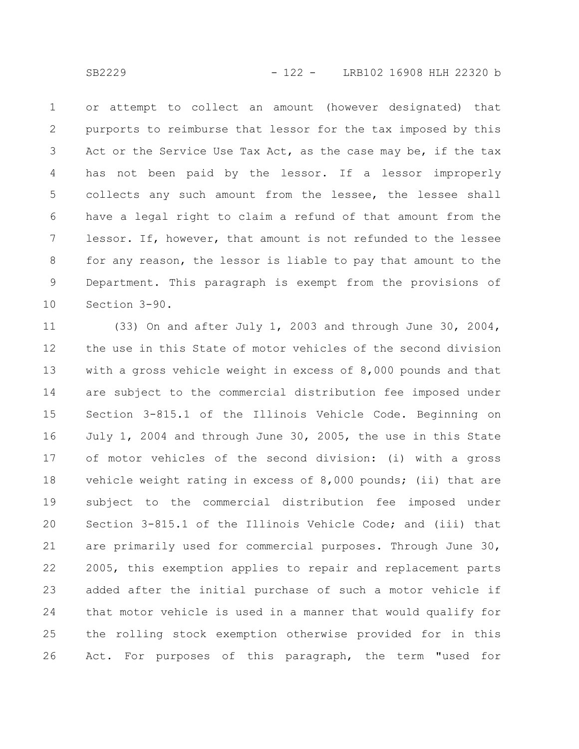or attempt to collect an amount (however designated) that purports to reimburse that lessor for the tax imposed by this Act or the Service Use Tax Act, as the case may be, if the tax has not been paid by the lessor. If a lessor improperly collects any such amount from the lessee, the lessee shall have a legal right to claim a refund of that amount from the lessor. If, however, that amount is not refunded to the lessee for any reason, the lessor is liable to pay that amount to the Department. This paragraph is exempt from the provisions of Section 3-90.

(33) On and after July 1, 2003 and through June 30, 2004, the use in this State of motor vehicles of the second division with a gross vehicle weight in excess of 8,000 pounds and that are subject to the commercial distribution fee imposed under Section 3-815.1 of the Illinois Vehicle Code. Beginning on July 1, 2004 and through June 30, 2005, the use in this State of motor vehicles of the second division: (i) with a gross vehicle weight rating in excess of 8,000 pounds; (ii) that are subject to the commercial distribution fee imposed under Section 3-815.1 of the Illinois Vehicle Code; and (iii) that are primarily used for commercial purposes. Through June 30, 2005, this exemption applies to repair and replacement parts added after the initial purchase of such a motor vehicle if that motor vehicle is used in a manner that would qualify for the rolling stock exemption otherwise provided for in this Act. For purposes of this paragraph, the term "used for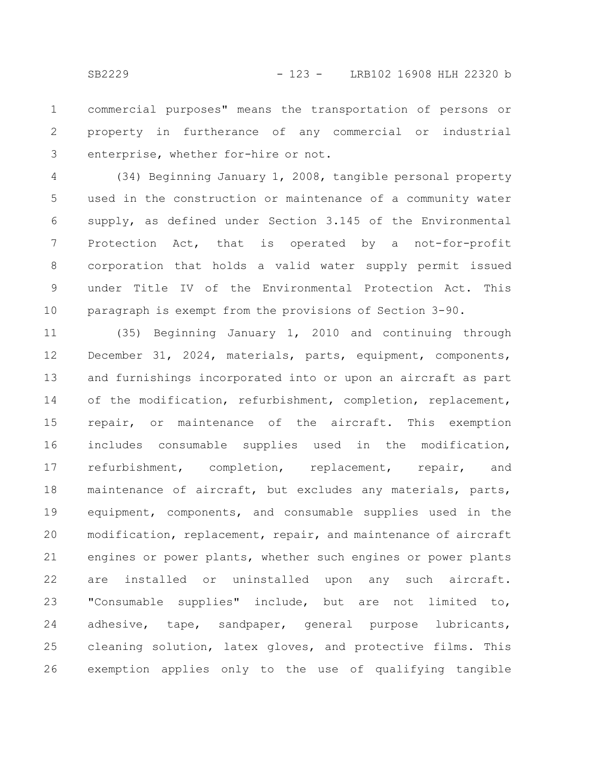commercial purposes" means the transportation of persons or property in furtherance of any commercial or industrial enterprise, whether for-hire or not.

(34) Beginning January 1, 2008, tangible personal property used in the construction or maintenance of a community water supply, as defined under Section 3.145 of the Environmental Protection Act, that is operated by a not-for-profit corporation that holds a valid water supply permit issued under Title IV of the Environmental Protection Act. This paragraph is exempt from the provisions of Section 3-90.

(35) Beginning January 1, 2010 and continuing through December 31, 2024, materials, parts, equipment, components, and furnishings incorporated into or upon an aircraft as part of the modification, refurbishment, completion, replacement, repair, or maintenance of the aircraft. This exemption includes consumable supplies used in the modification, refurbishment, completion, replacement, repair, and maintenance of aircraft, but excludes any materials, parts, equipment, components, and consumable supplies used in the modification, replacement, repair, and maintenance of aircraft engines or power plants, whether such engines or power plants are installed or uninstalled upon any such aircraft. "Consumable supplies" include, but are not limited to, adhesive, tape, sandpaper, general purpose lubricants, cleaning solution, latex gloves, and protective films. This exemption applies only to the use of qualifying tangible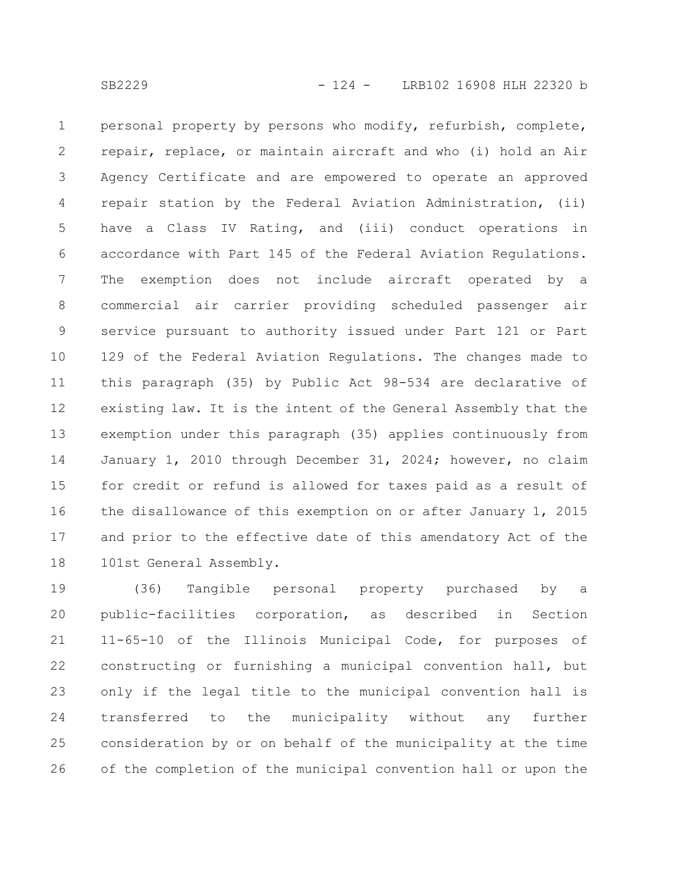personal property by persons who modify, refurbish, complete, repair, replace, or maintain aircraft and who (i) hold an Air Agency Certificate and are empowered to operate an approved repair station by the Federal Aviation Administration, (ii) have a Class IV Rating, and (iii) conduct operations in accordance with Part 145 of the Federal Aviation Regulations. The exemption does not include aircraft operated by a commercial air carrier providing scheduled passenger air service pursuant to authority issued under Part 121 or Part 129 of the Federal Aviation Regulations. The changes made to this paragraph (35) by Public Act 98-534 are declarative of existing law. It is the intent of the General Assembly that the exemption under this paragraph (35) applies continuously from January 1, 2010 through December 31, 2024; however, no claim for credit or refund is allowed for taxes paid as a result of the disallowance of this exemption on or after January 1, 2015 and prior to the effective date of this amendatory Act of the 101st General Assembly.

(36) Tangible personal property purchased by a public-facilities corporation, as described in Section 11-65-10 of the Illinois Municipal Code, for purposes of constructing or furnishing a municipal convention hall, but only if the legal title to the municipal convention hall is transferred to the municipality without any further consideration by or on behalf of the municipality at the time of the completion of the municipal convention hall or upon the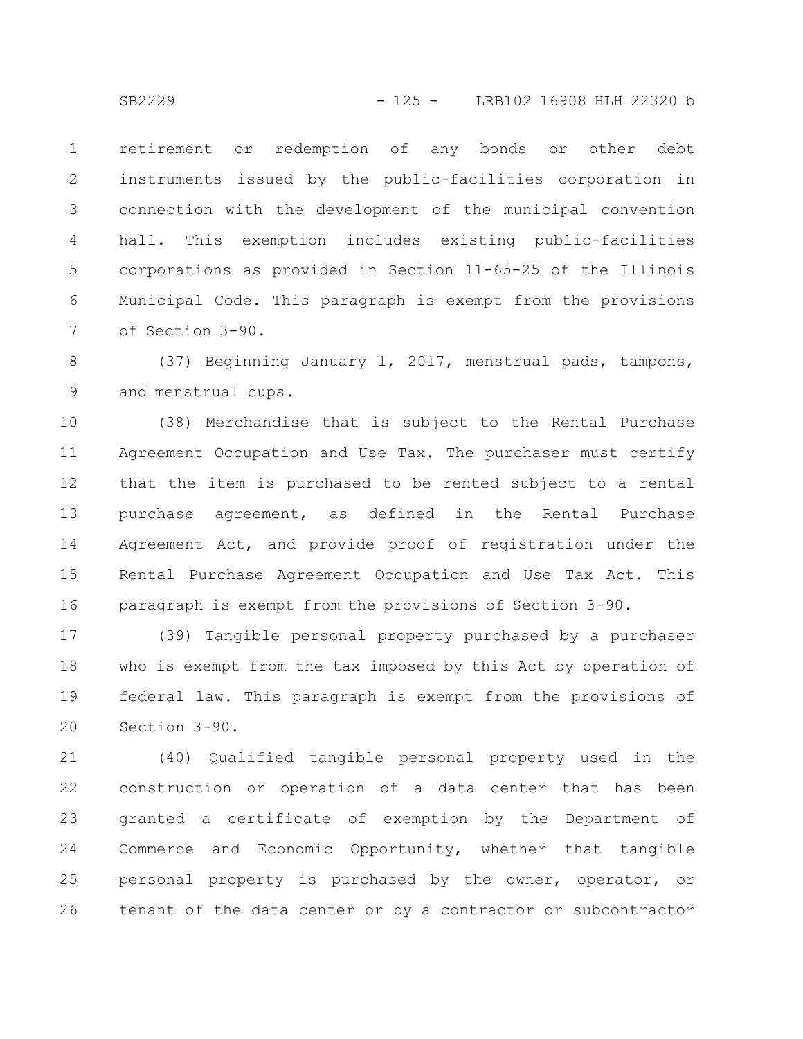retirement or redemption of any bonds or other debt instruments issued by the public-facilities corporation in connection with the development of the municipal convention hall. This exemption includes existing public-facilities corporations as provided in Section 11-65-25 of the Illinois Municipal Code. This paragraph is exempt from the provisions of Section 3-90.

(37) Beginning January 1, 2017, menstrual pads, tampons, and menstrual cups.

(38) Merchandise that is subject to the Rental Purchase Agreement Occupation and Use Tax. The purchaser must certify that the item is purchased to be rented subject to a rental purchase agreement, as defined in the Rental Purchase Agreement Act, and provide proof of registration under the Rental Purchase Agreement Occupation and Use Tax Act. This paragraph is exempt from the provisions of Section 3-90.

(39) Tangible personal property purchased by a purchaser who is exempt from the tax imposed by this Act by operation of federal law. This paragraph is exempt from the provisions of Section 3-90.

(40) Qualified tangible personal property used in the construction or operation of a data center that has been granted a certificate of exemption by the Department of Commerce and Economic Opportunity, whether that tangible personal property is purchased by the owner, operator, or tenant of the data center or by a contractor or subcontractor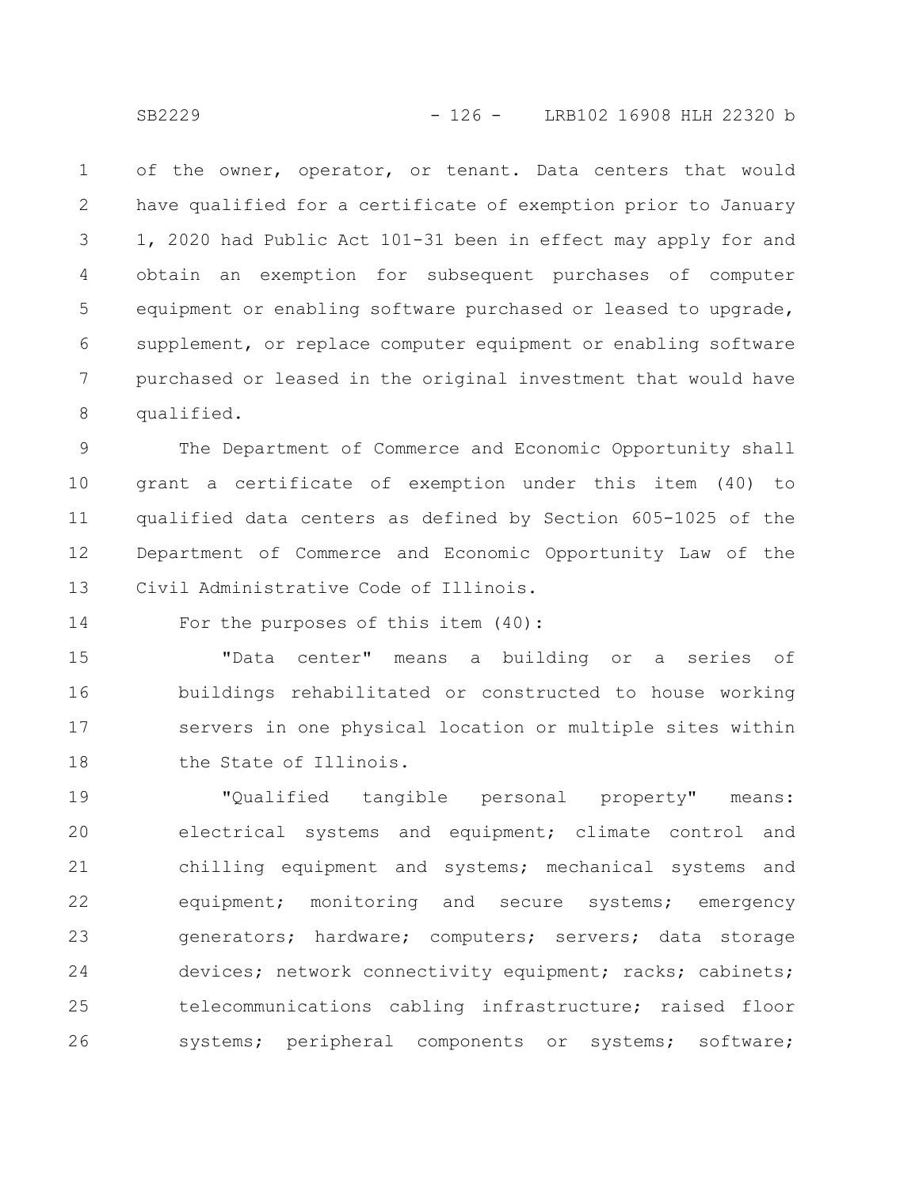of the owner, operator, or tenant. Data centers that would have qualified for a certificate of exemption prior to January 1, 2020 had Public Act 101-31 been in effect may apply for and obtain an exemption for subsequent purchases of computer equipment or enabling software purchased or leased to upgrade, supplement, or replace computer equipment or enabling software purchased or leased in the original investment that would have qualified.

The Department of Commerce and Economic Opportunity shall grant a certificate of exemption under this item (40) to qualified data centers as defined by Section 605-1025 of the Department of Commerce and Economic Opportunity Law of the Civil Administrative Code of Illinois.

For the purposes of this item (40):

"Data center" means a building or a series of buildings rehabilitated or constructed to house working servers in one physical location or multiple sites within the State of Illinois.

"Qualified tangible personal property" means: electrical systems and equipment; climate control and chilling equipment and systems; mechanical systems and equipment; monitoring and secure systems; emergency generators; hardware; computers; servers; data storage devices; network connectivity equipment; racks; cabinets; telecommunications cabling infrastructure; raised floor systems; peripheral components or systems; software;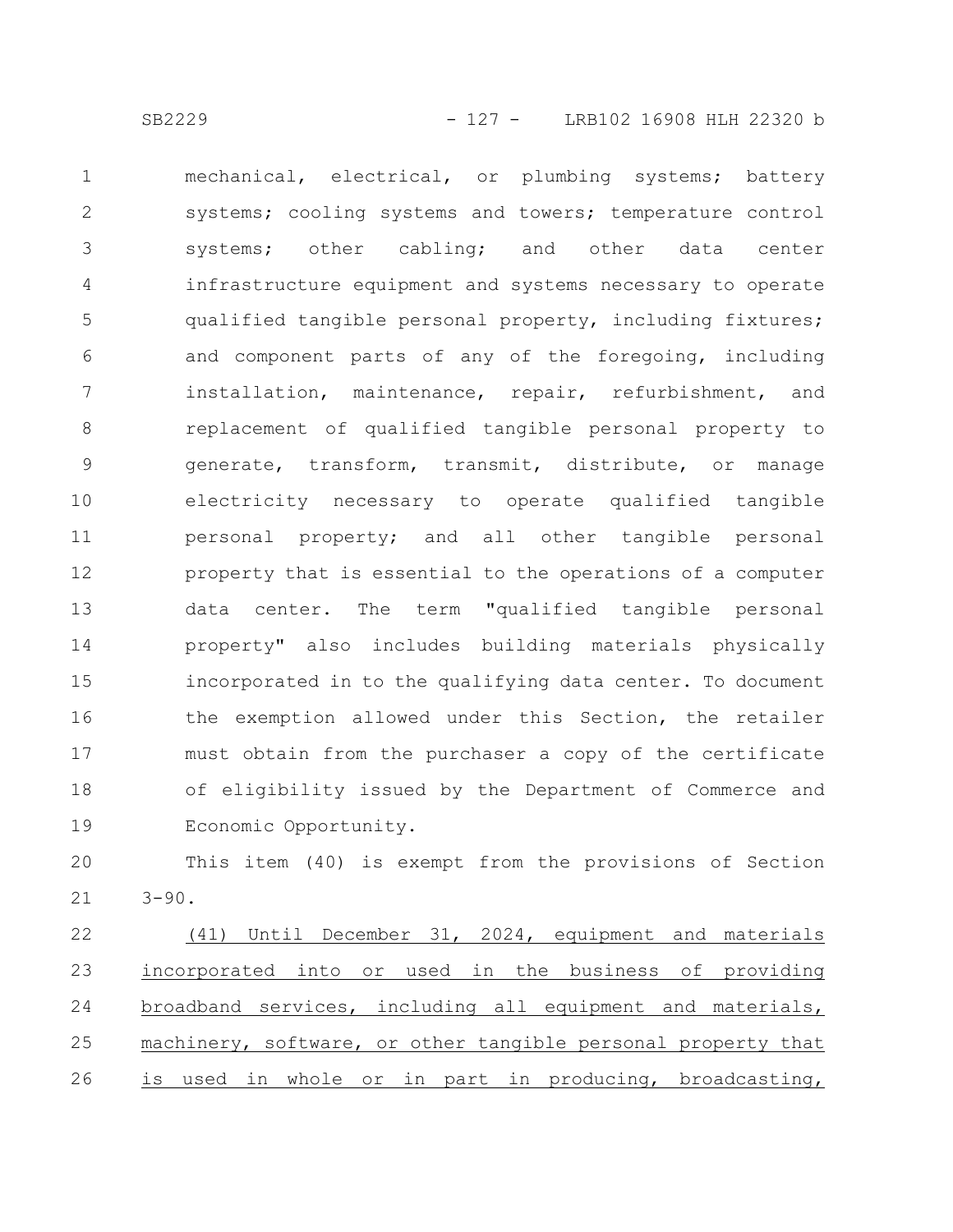mechanical, electrical, or plumbing systems; battery systems; cooling systems and towers; temperature control systems; other cabling; and other data center infrastructure equipment and systems necessary to operate qualified tangible personal property, including fixtures; and component parts of any of the foregoing, including installation, maintenance, repair, refurbishment, and replacement of qualified tangible personal property to generate, transform, transmit, distribute, or manage electricity necessary to operate qualified tangible personal property; and all other tangible personal property that is essential to the operations of a computer data center. The term "qualified tangible personal property" also includes building materials physically incorporated in to the qualifying data center. To document the exemption allowed under this Section, the retailer must obtain from the purchaser a copy of the certificate of eligibility issued by the Department of Commerce and Economic Opportunity.

This item (40) is exempt from the provisions of Section 3-90.

(41) Until December 31, 2024, equipment and materials incorporated into or used in the business of providing broadband services, including all equipment and materials, machinery, software, or other tangible personal property that is used in whole or in part in producing, broadcasting,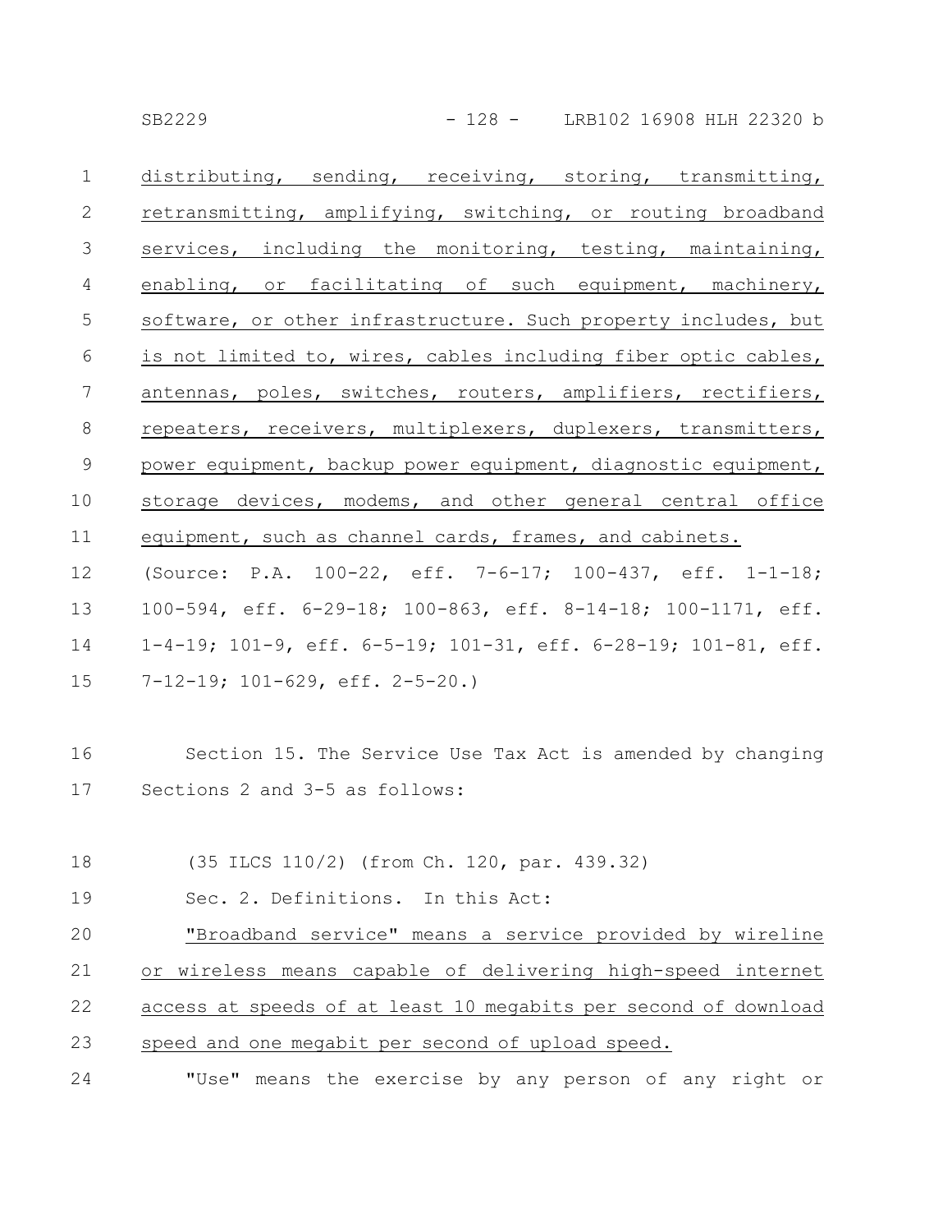distributing, sending, receiving, storing, transmitting, retransmitting, amplifying, switching, or routing broadband services, including the monitoring, testing, maintaining, enabling, or facilitating of such equipment, machinery, software, or other infrastructure. Such property includes, but is not limited to, wires, cables including fiber optic cables, antennas, poles, switches, routers, amplifiers, rectifiers, repeaters, receivers, multiplexers, duplexers, transmitters, power equipment, backup power equipment, diagnostic equipment, storage devices, modems, and other general central office equipment, such as channel cards, frames, and cabinets.

(Source: P.A. 100-22, eff. 7-6-17; 100-437, eff. 1-1-18; 100-594, eff. 6-29-18; 100-863, eff. 8-14-18; 100-1171, eff. 1-4-19; 101-9, eff. 6-5-19; 101-31, eff. 6-28-19; 101-81, eff. 7-12-19; 101-629, eff. 2-5-20.)

Section 15. The Service Use Tax Act is amended by changing Sections 2 and 3-5 as follows:

(35 ILCS 110/2) (from Ch. 120, par. 439.32)

Sec. 2. Definitions. In this Act:

"Broadband service" means a service provided by wireline or wireless means capable of delivering high-speed internet access at speeds of at least 10 megabits per second of download speed and one megabit per second of upload speed.

"Use" means the exercise by any person of any right or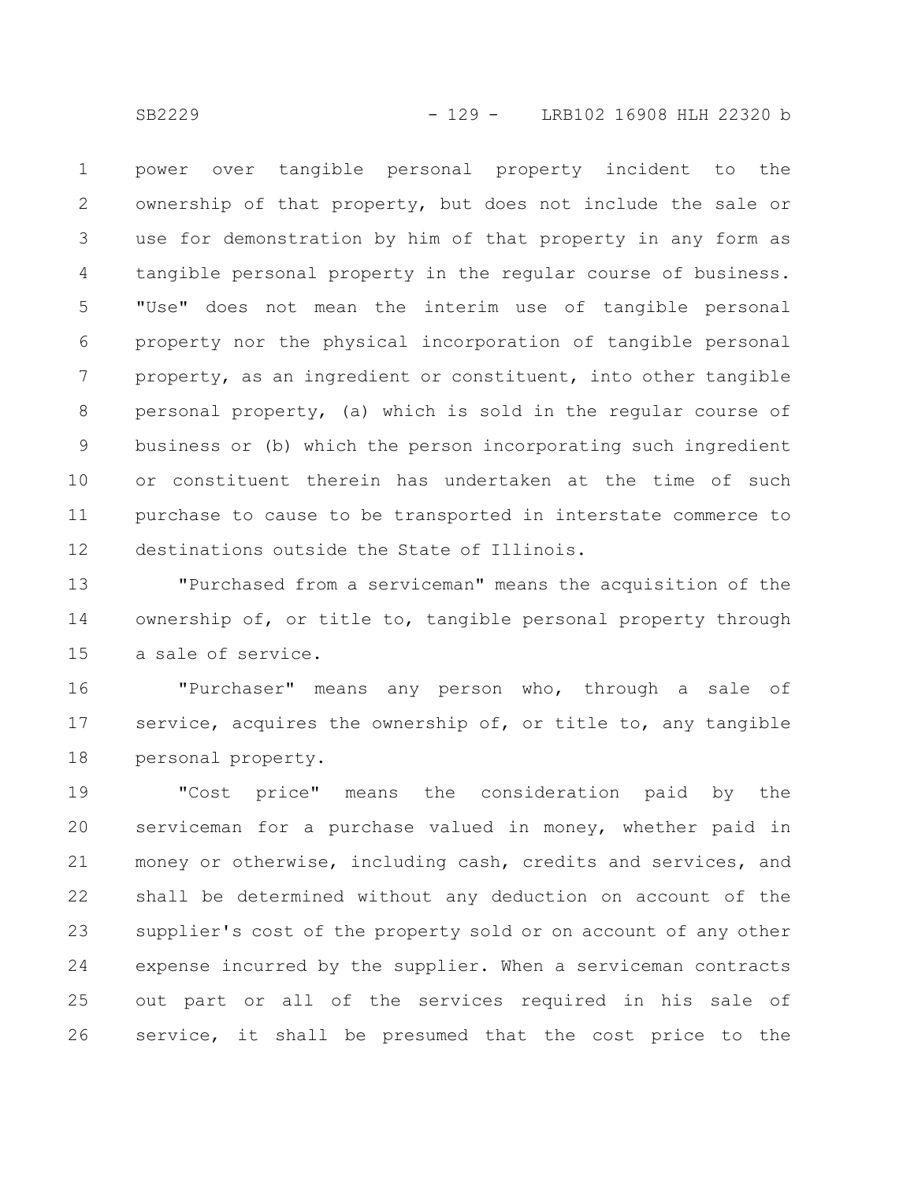power over tangible personal property incident to the ownership of that property, but does not include the sale or use for demonstration by him of that property in any form as tangible personal property in the regular course of business. "Use" does not mean the interim use of tangible personal property nor the physical incorporation of tangible personal property, as an ingredient or constituent, into other tangible personal property, (a) which is sold in the regular course of business or (b) which the person incorporating such ingredient or constituent therein has undertaken at the time of such purchase to cause to be transported in interstate commerce to destinations outside the State of Illinois.

"Purchased from a serviceman" means the acquisition of the ownership of, or title to, tangible personal property through a sale of service.

"Purchaser" means any person who, through a sale of service, acquires the ownership of, or title to, any tangible personal property.

"Cost price" means the consideration paid by the serviceman for a purchase valued in money, whether paid in money or otherwise, including cash, credits and services, and shall be determined without any deduction on account of the supplier's cost of the property sold or on account of any other expense incurred by the supplier. When a serviceman contracts out part or all of the services required in his sale of service, it shall be presumed that the cost price to the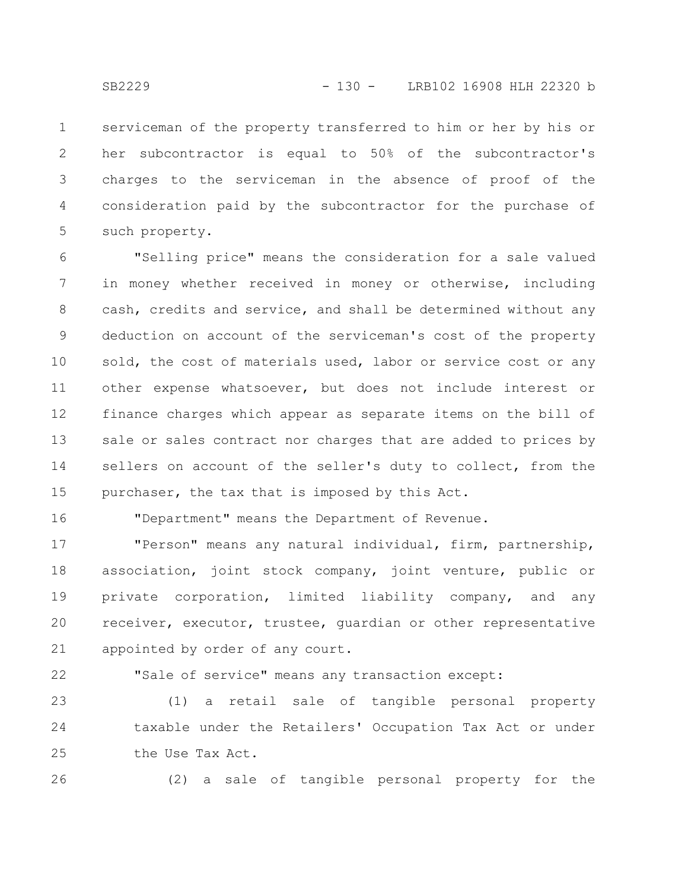serviceman of the property transferred to him or her by his or her subcontractor is equal to 50% of the subcontractor's charges to the serviceman in the absence of proof of the consideration paid by the subcontractor for the purchase of such property.

"Selling price" means the consideration for a sale valued in money whether received in money or otherwise, including cash, credits and service, and shall be determined without any deduction on account of the serviceman's cost of the property sold, the cost of materials used, labor or service cost or any other expense whatsoever, but does not include interest or finance charges which appear as separate items on the bill of sale or sales contract nor charges that are added to prices by sellers on account of the seller's duty to collect, from the purchaser, the tax that is imposed by this Act.

"Department" means the Department of Revenue.

"Person" means any natural individual, firm, partnership, association, joint stock company, joint venture, public or private corporation, limited liability company, and any receiver, executor, trustee, guardian or other representative appointed by order of any court.

"Sale of service" means any transaction except:

(1) a retail sale of tangible personal property taxable under the Retailers' Occupation Tax Act or under the Use Tax Act.

(2) a sale of tangible personal property for the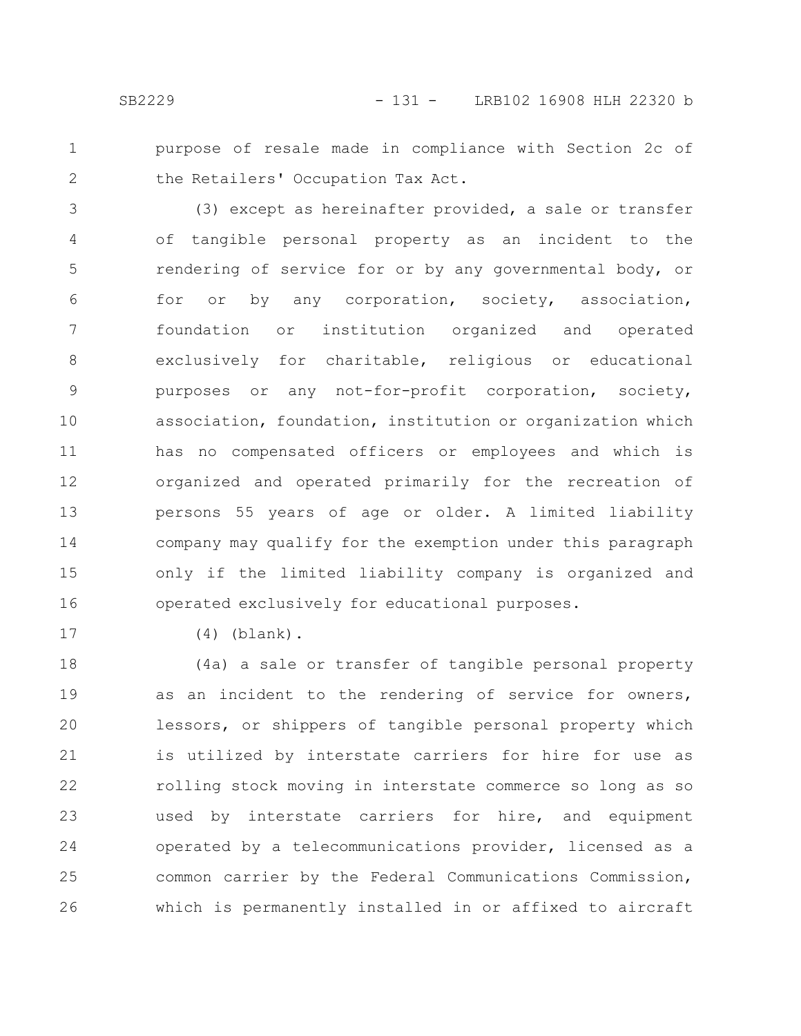purpose of resale made in compliance with Section 2c of the Retailers' Occupation Tax Act.

(3) except as hereinafter provided, a sale or transfer of tangible personal property as an incident to the rendering of service for or by any governmental body, or for or by any corporation, society, association, foundation or institution organized and operated exclusively for charitable, religious or educational purposes or any not-for-profit corporation, society, association, foundation, institution or organization which has no compensated officers or employees and which is organized and operated primarily for the recreation of persons 55 years of age or older. A limited liability company may qualify for the exemption under this paragraph only if the limited liability company is organized and operated exclusively for educational purposes.

(4) (blank).

(4a) a sale or transfer of tangible personal property as an incident to the rendering of service for owners, lessors, or shippers of tangible personal property which is utilized by interstate carriers for hire for use as rolling stock moving in interstate commerce so long as so used by interstate carriers for hire, and equipment operated by a telecommunications provider, licensed as a common carrier by the Federal Communications Commission, which is permanently installed in or affixed to aircraft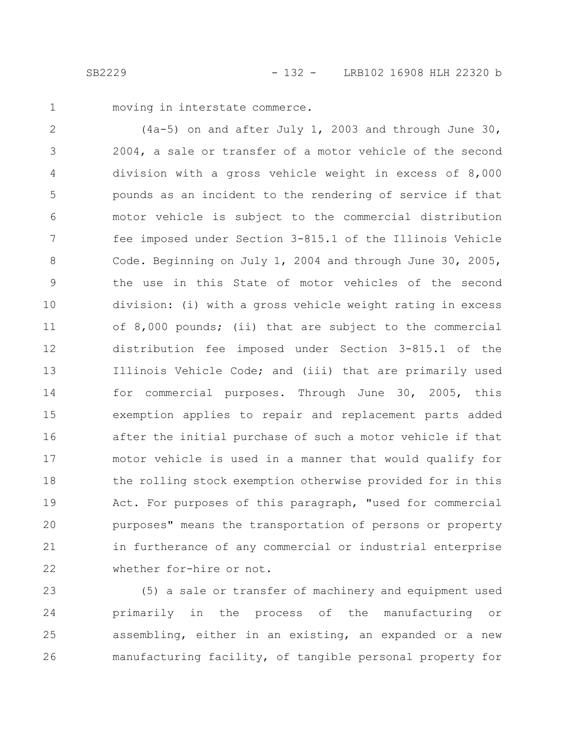moving in interstate commerce.

(4a-5) on and after July 1, 2003 and through June 30, 2004, a sale or transfer of a motor vehicle of the second division with a gross vehicle weight in excess of 8,000 pounds as an incident to the rendering of service if that motor vehicle is subject to the commercial distribution fee imposed under Section 3-815.1 of the Illinois Vehicle Code. Beginning on July 1, 2004 and through June 30, 2005, the use in this State of motor vehicles of the second division: (i) with a gross vehicle weight rating in excess of 8,000 pounds; (ii) that are subject to the commercial distribution fee imposed under Section 3-815.1 of the Illinois Vehicle Code; and (iii) that are primarily used for commercial purposes. Through June 30, 2005, this exemption applies to repair and replacement parts added after the initial purchase of such a motor vehicle if that motor vehicle is used in a manner that would qualify for the rolling stock exemption otherwise provided for in this Act. For purposes of this paragraph, "used for commercial purposes" means the transportation of persons or property in furtherance of any commercial or industrial enterprise whether for-hire or not.

(5) a sale or transfer of machinery and equipment used primarily in the process of the manufacturing or assembling, either in an existing, an expanded or a new manufacturing facility, of tangible personal property for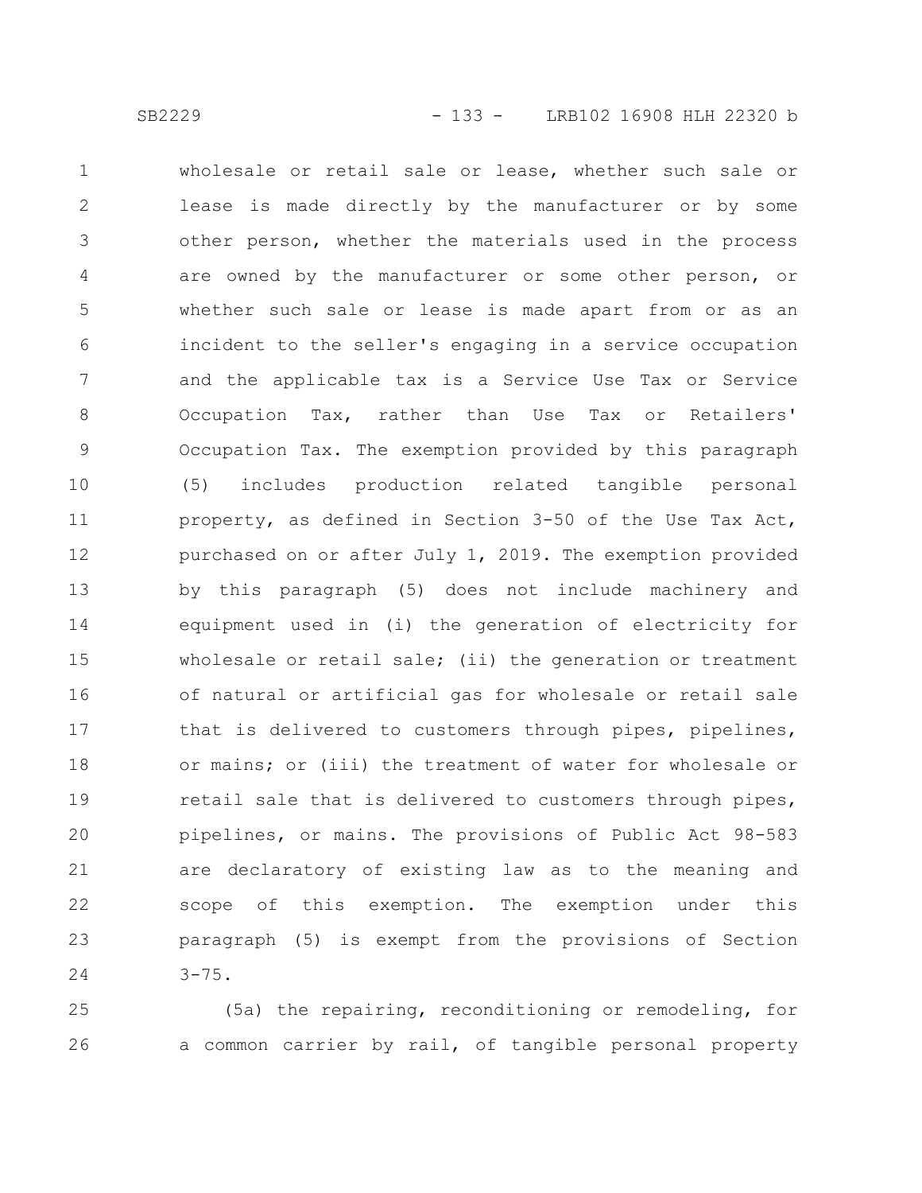wholesale or retail sale or lease, whether such sale or lease is made directly by the manufacturer or by some other person, whether the materials used in the process are owned by the manufacturer or some other person, or whether such sale or lease is made apart from or as an incident to the seller's engaging in a service occupation and the applicable tax is a Service Use Tax or Service Occupation Tax, rather than Use Tax or Retailers' Occupation Tax. The exemption provided by this paragraph (5) includes production related tangible personal property, as defined in Section 3-50 of the Use Tax Act, purchased on or after July 1, 2019. The exemption provided by this paragraph (5) does not include machinery and equipment used in (i) the generation of electricity for wholesale or retail sale; (ii) the generation or treatment of natural or artificial gas for wholesale or retail sale that is delivered to customers through pipes, pipelines, or mains; or (iii) the treatment of water for wholesale or retail sale that is delivered to customers through pipes, pipelines, or mains. The provisions of Public Act 98-583 are declaratory of existing law as to the meaning and scope of this exemption. The exemption under this paragraph (5) is exempt from the provisions of Section 3-75.

(5a) the repairing, reconditioning or remodeling, for a common carrier by rail, of tangible personal property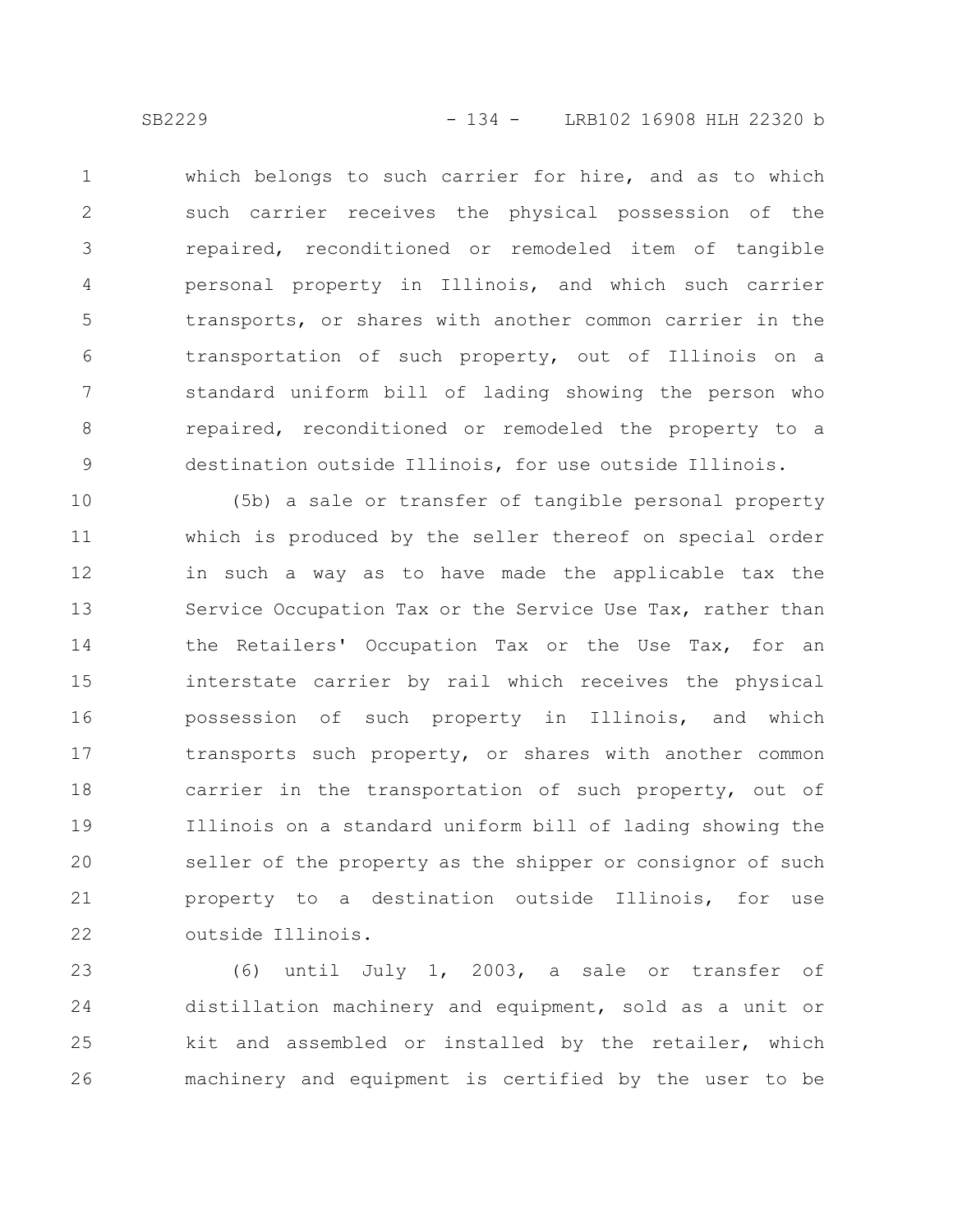which belongs to such carrier for hire, and as to which such carrier receives the physical possession of the repaired, reconditioned or remodeled item of tangible personal property in Illinois, and which such carrier transports, or shares with another common carrier in the transportation of such property, out of Illinois on a standard uniform bill of lading showing the person who repaired, reconditioned or remodeled the property to a destination outside Illinois, for use outside Illinois.

(5b) a sale or transfer of tangible personal property which is produced by the seller thereof on special order in such a way as to have made the applicable tax the Service Occupation Tax or the Service Use Tax, rather than the Retailers' Occupation Tax or the Use Tax, for an interstate carrier by rail which receives the physical possession of such property in Illinois, and which transports such property, or shares with another common carrier in the transportation of such property, out of Illinois on a standard uniform bill of lading showing the seller of the property as the shipper or consignor of such property to a destination outside Illinois, for use outside Illinois.

(6) until July 1, 2003, a sale or transfer of distillation machinery and equipment, sold as a unit or kit and assembled or installed by the retailer, which machinery and equipment is certified by the user to be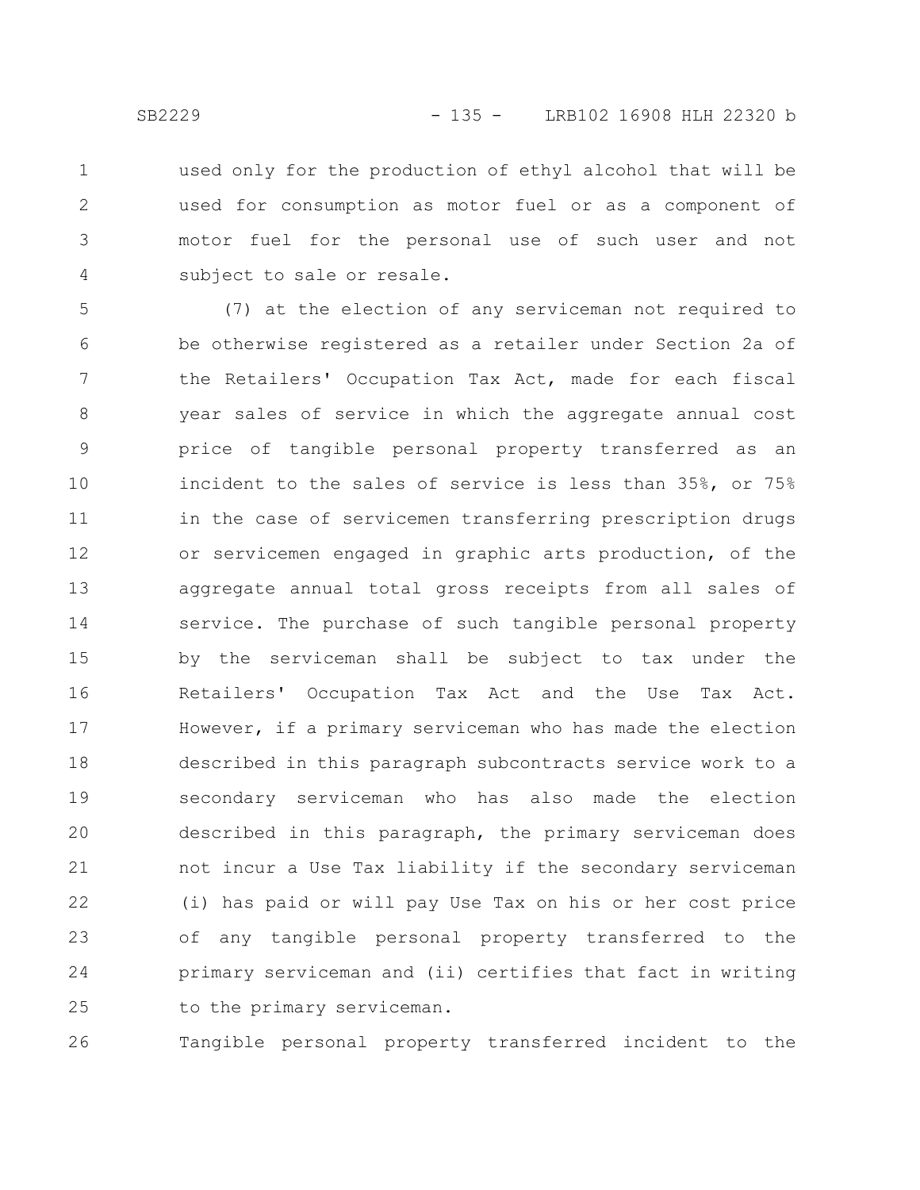used only for the production of ethyl alcohol that will be used for consumption as motor fuel or as a component of motor fuel for the personal use of such user and not subject to sale or resale.

(7) at the election of any serviceman not required to be otherwise registered as a retailer under Section 2a of the Retailers' Occupation Tax Act, made for each fiscal year sales of service in which the aggregate annual cost price of tangible personal property transferred as an incident to the sales of service is less than 35%, or 75% in the case of servicemen transferring prescription drugs or servicemen engaged in graphic arts production, of the aggregate annual total gross receipts from all sales of service. The purchase of such tangible personal property by the serviceman shall be subject to tax under the Retailers' Occupation Tax Act and the Use Tax Act. However, if a primary serviceman who has made the election described in this paragraph subcontracts service work to a secondary serviceman who has also made the election described in this paragraph, the primary serviceman does not incur a Use Tax liability if the secondary serviceman (i) has paid or will pay Use Tax on his or her cost price of any tangible personal property transferred to the primary serviceman and (ii) certifies that fact in writing to the primary serviceman.

Tangible personal property transferred incident to the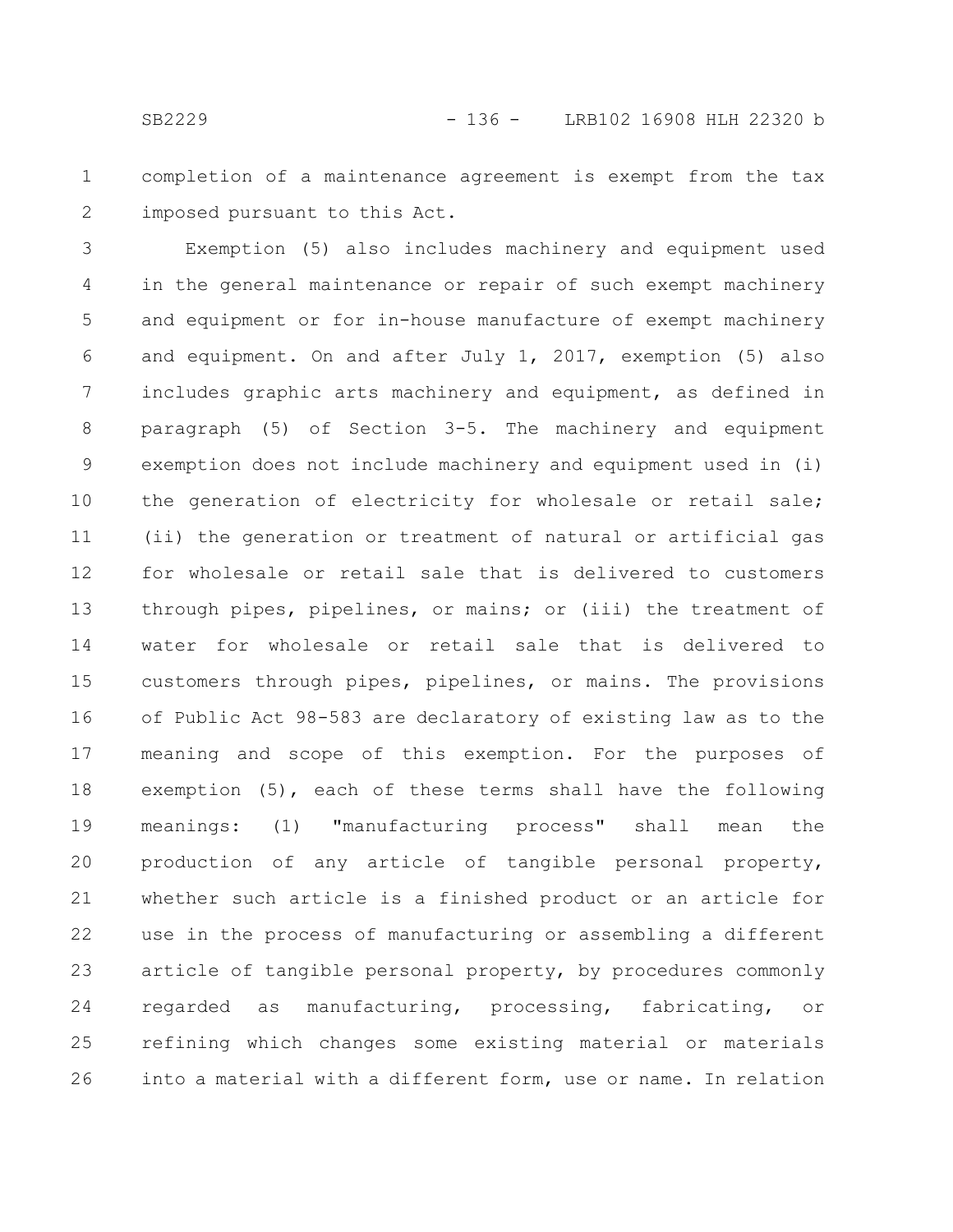completion of a maintenance agreement is exempt from the tax imposed pursuant to this Act.

Exemption (5) also includes machinery and equipment used in the general maintenance or repair of such exempt machinery and equipment or for in-house manufacture of exempt machinery and equipment. On and after July 1, 2017, exemption (5) also includes graphic arts machinery and equipment, as defined in paragraph (5) of Section 3-5. The machinery and equipment exemption does not include machinery and equipment used in (i) the generation of electricity for wholesale or retail sale; (ii) the generation or treatment of natural or artificial gas for wholesale or retail sale that is delivered to customers through pipes, pipelines, or mains; or (iii) the treatment of water for wholesale or retail sale that is delivered to customers through pipes, pipelines, or mains. The provisions of Public Act 98-583 are declaratory of existing law as to the meaning and scope of this exemption. For the purposes of exemption (5), each of these terms shall have the following meanings: (1) "manufacturing process" shall mean the production of any article of tangible personal property, whether such article is a finished product or an article for use in the process of manufacturing or assembling a different article of tangible personal property, by procedures commonly regarded as manufacturing, processing, fabricating, or refining which changes some existing material or materials into a material with a different form, use or name. In relation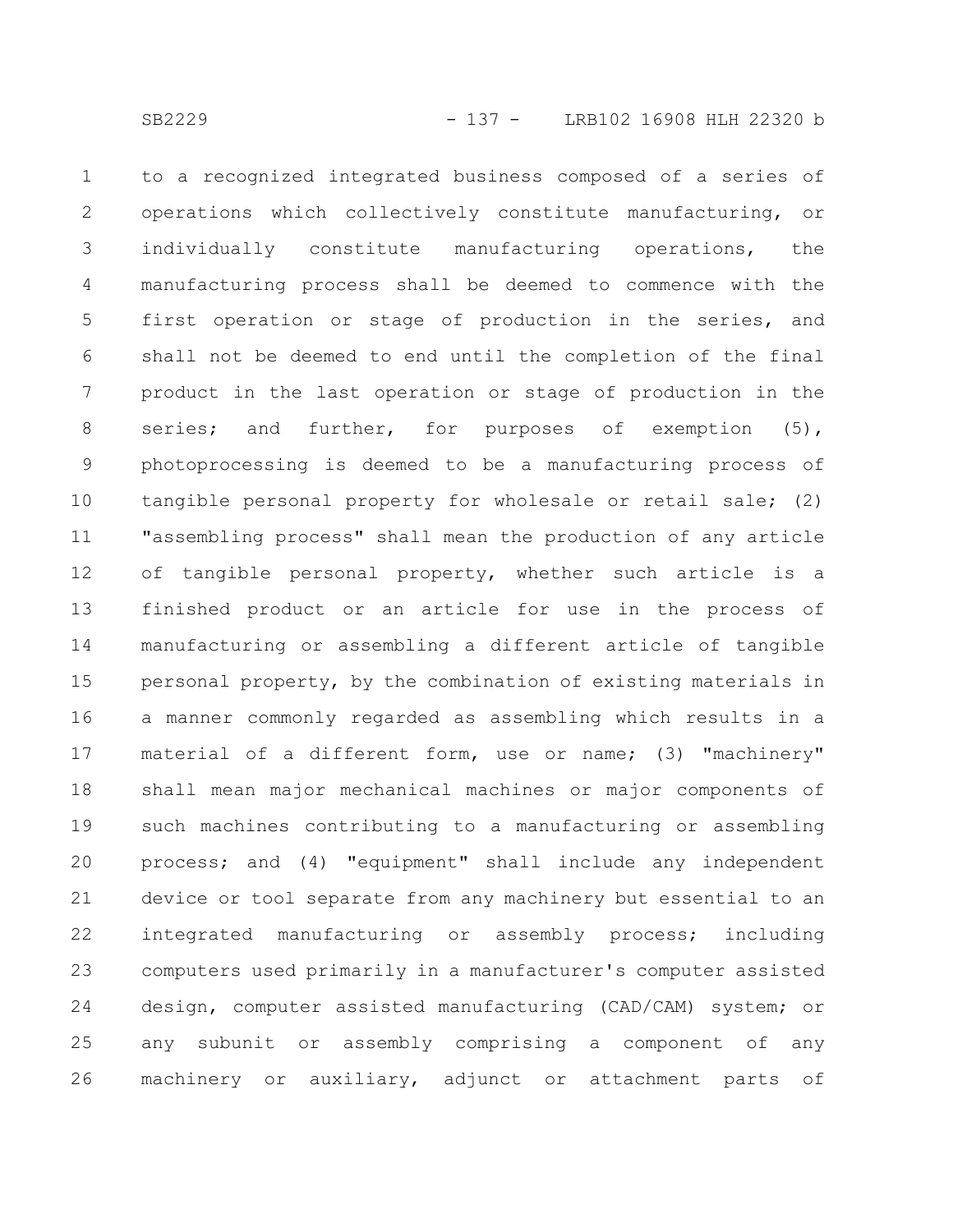to a recognized integrated business composed of a series of operations which collectively constitute manufacturing, or individually constitute manufacturing operations, the manufacturing process shall be deemed to commence with the first operation or stage of production in the series, and shall not be deemed to end until the completion of the final product in the last operation or stage of production in the series; and further, for purposes of exemption (5), photoprocessing is deemed to be a manufacturing process of tangible personal property for wholesale or retail sale; (2) "assembling process" shall mean the production of any article of tangible personal property, whether such article is a finished product or an article for use in the process of manufacturing or assembling a different article of tangible personal property, by the combination of existing materials in a manner commonly regarded as assembling which results in a material of a different form, use or name; (3) "machinery" shall mean major mechanical machines or major components of such machines contributing to a manufacturing or assembling process; and (4) "equipment" shall include any independent device or tool separate from any machinery but essential to an integrated manufacturing or assembly process; including computers used primarily in a manufacturer's computer assisted design, computer assisted manufacturing (CAD/CAM) system; or any subunit or assembly comprising a component of any machinery or auxiliary, adjunct or attachment parts of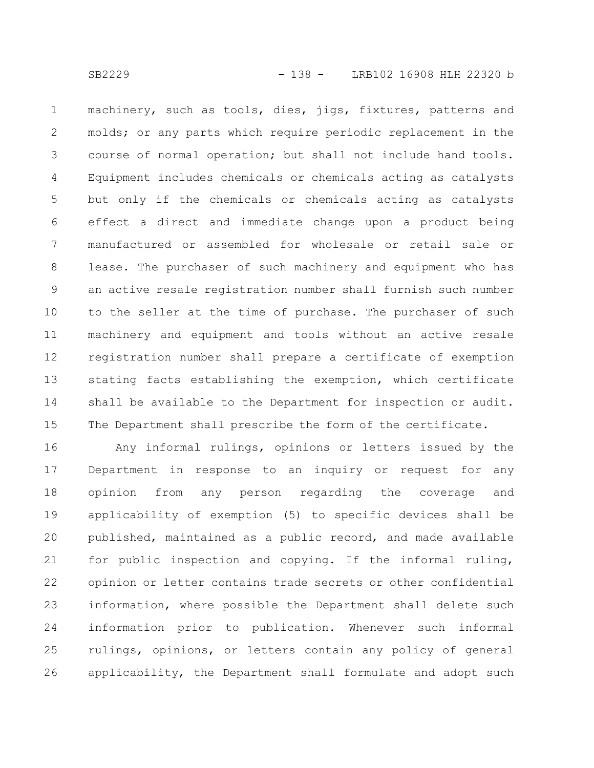machinery, such as tools, dies, jigs, fixtures, patterns and molds; or any parts which require periodic replacement in the course of normal operation; but shall not include hand tools. Equipment includes chemicals or chemicals acting as catalysts but only if the chemicals or chemicals acting as catalysts effect a direct and immediate change upon a product being manufactured or assembled for wholesale or retail sale or lease. The purchaser of such machinery and equipment who has an active resale registration number shall furnish such number to the seller at the time of purchase. The purchaser of such machinery and equipment and tools without an active resale registration number shall prepare a certificate of exemption stating facts establishing the exemption, which certificate shall be available to the Department for inspection or audit. The Department shall prescribe the form of the certificate.

Any informal rulings, opinions or letters issued by the Department in response to an inquiry or request for any opinion from any person regarding the coverage and applicability of exemption (5) to specific devices shall be published, maintained as a public record, and made available for public inspection and copying. If the informal ruling, opinion or letter contains trade secrets or other confidential information, where possible the Department shall delete such information prior to publication. Whenever such informal rulings, opinions, or letters contain any policy of general applicability, the Department shall formulate and adopt such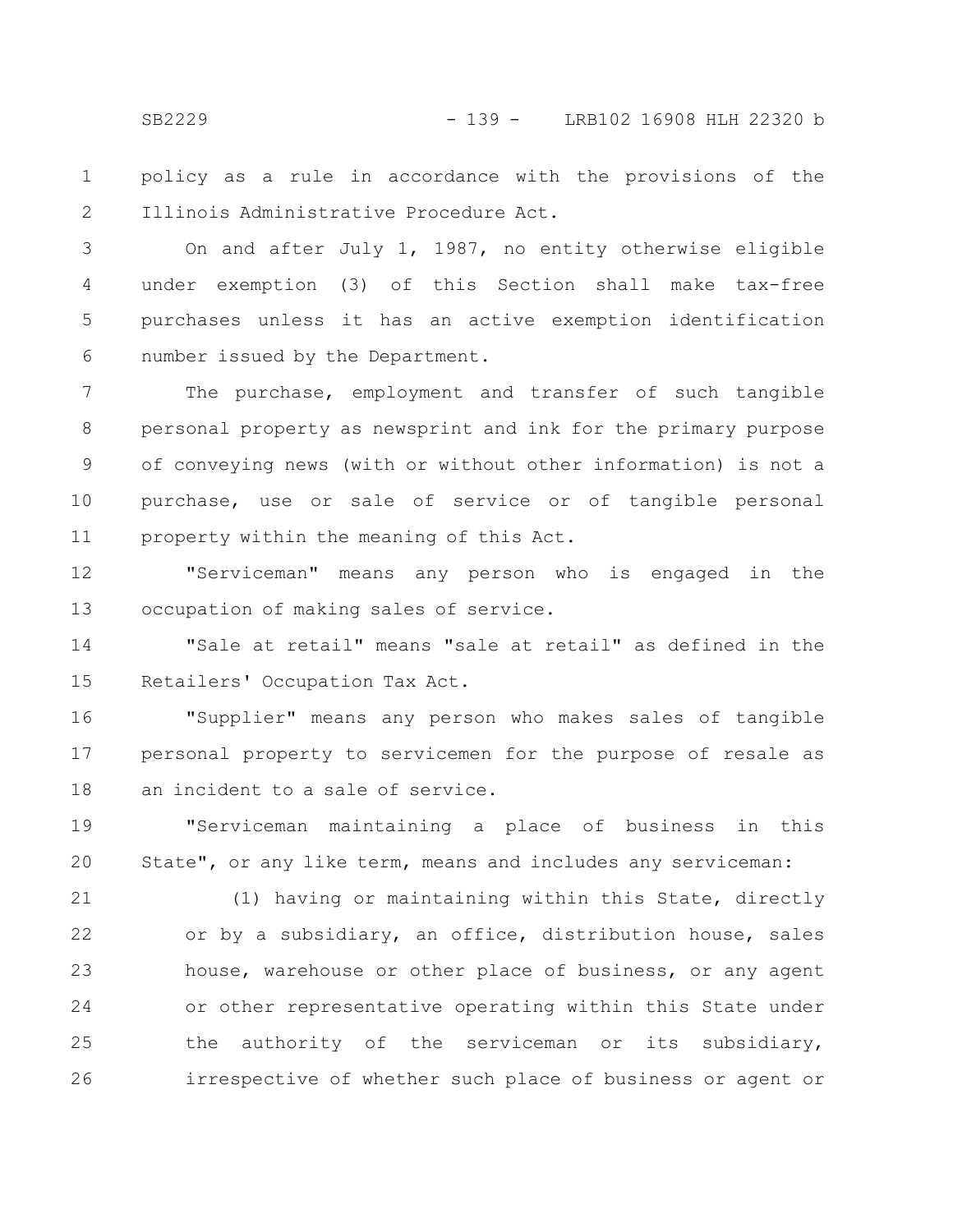policy as a rule in accordance with the provisions of the Illinois Administrative Procedure Act.

On and after July 1, 1987, no entity otherwise eligible under exemption (3) of this Section shall make tax-free purchases unless it has an active exemption identification number issued by the Department.

The purchase, employment and transfer of such tangible personal property as newsprint and ink for the primary purpose of conveying news (with or without other information) is not a purchase, use or sale of service or of tangible personal property within the meaning of this Act.

"Serviceman" means any person who is engaged in the occupation of making sales of service.

"Sale at retail" means "sale at retail" as defined in the Retailers' Occupation Tax Act.

"Supplier" means any person who makes sales of tangible personal property to servicemen for the purpose of resale as an incident to a sale of service.

"Serviceman maintaining a place of business in this State", or any like term, means and includes any serviceman:

(1) having or maintaining within this State, directly or by a subsidiary, an office, distribution house, sales house, warehouse or other place of business, or any agent or other representative operating within this State under the authority of the serviceman or its subsidiary, irrespective of whether such place of business or agent or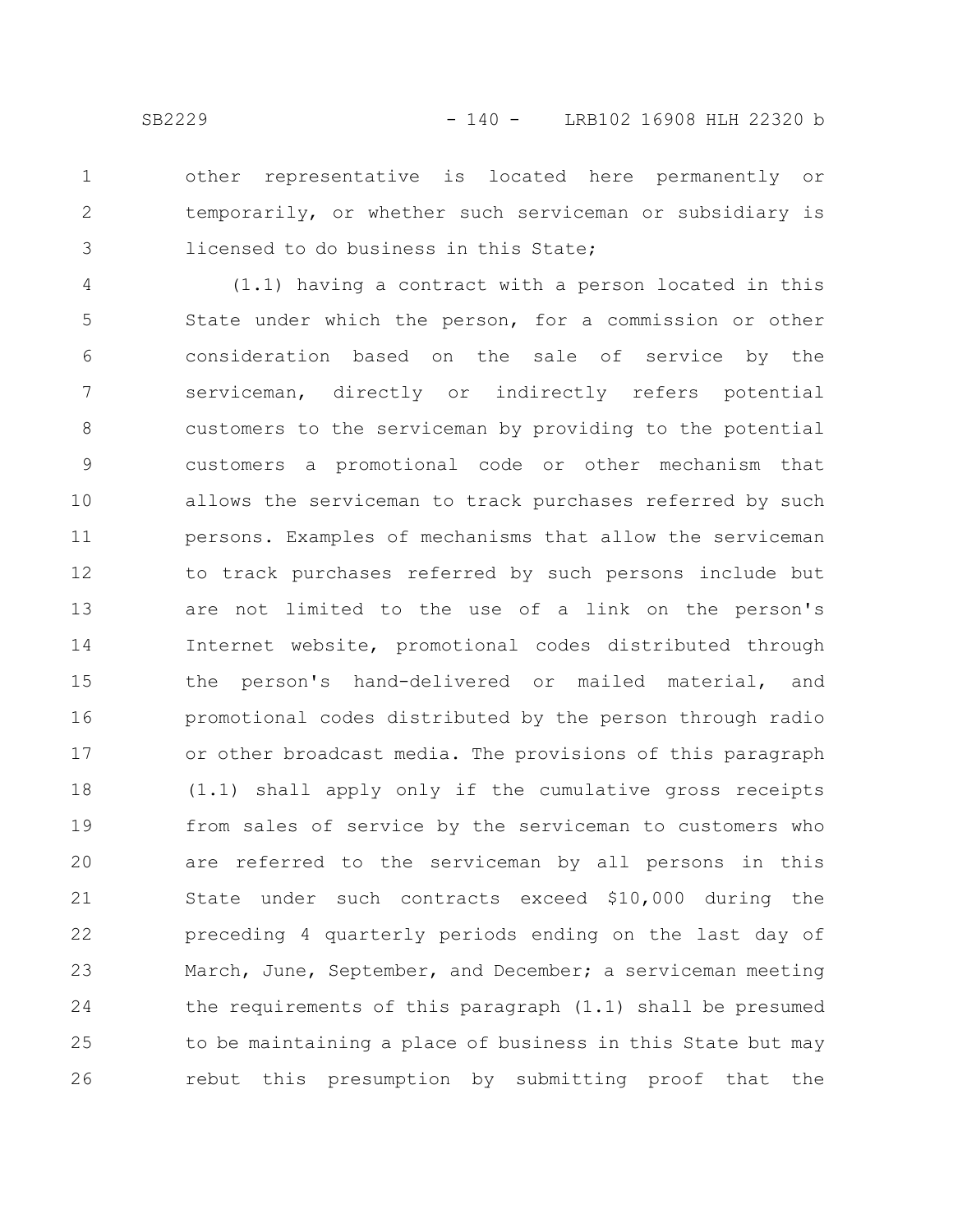other representative is located here permanently or temporarily, or whether such serviceman or subsidiary is licensed to do business in this State;

(1.1) having a contract with a person located in this State under which the person, for a commission or other consideration based on the sale of service by the serviceman, directly or indirectly refers potential customers to the serviceman by providing to the potential customers a promotional code or other mechanism that allows the serviceman to track purchases referred by such persons. Examples of mechanisms that allow the serviceman to track purchases referred by such persons include but are not limited to the use of a link on the person's Internet website, promotional codes distributed through the person's hand-delivered or mailed material, and promotional codes distributed by the person through radio or other broadcast media. The provisions of this paragraph (1.1) shall apply only if the cumulative gross receipts from sales of service by the serviceman to customers who are referred to the serviceman by all persons in this State under such contracts exceed $10,000 during the preceding 4 quarterly periods ending on the last day of March, June, September, and December; a serviceman meeting the requirements of this paragraph (1.1) shall be presumed to be maintaining a place of business in this State but may rebut this presumption by submitting proof that the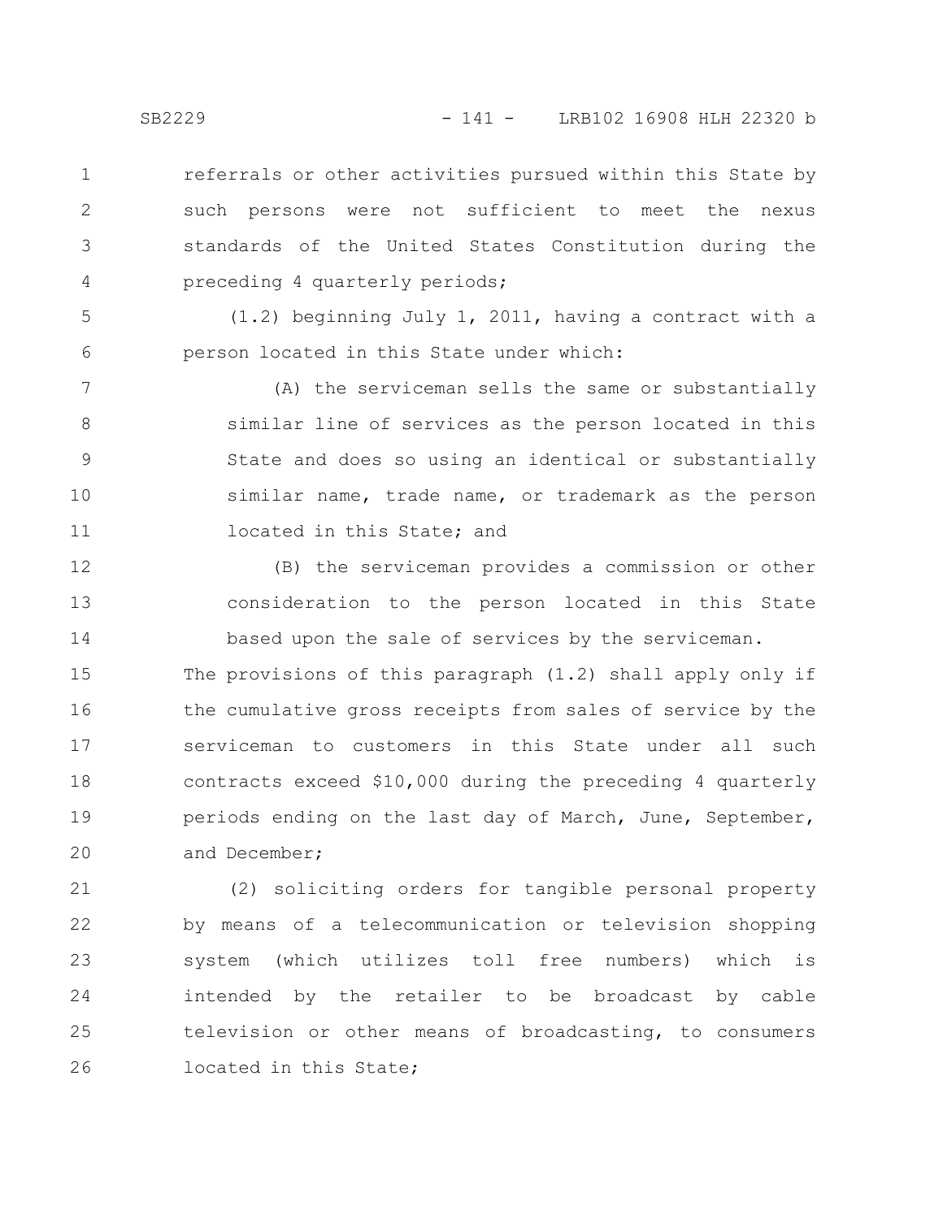referrals or other activities pursued within this State by such persons were not sufficient to meet the nexus standards of the United States Constitution during the preceding 4 quarterly periods;

(1.2) beginning July 1, 2011, having a contract with a person located in this State under which:

(A) the serviceman sells the same or substantially similar line of services as the person located in this State and does so using an identical or substantially similar name, trade name, or trademark as the person located in this State; and

(B) the serviceman provides a commission or other consideration to the person located in this State based upon the sale of services by the serviceman.

The provisions of this paragraph (1.2) shall apply only if the cumulative gross receipts from sales of service by the serviceman to customers in this State under all such contracts exceed $10,000 during the preceding 4 quarterly periods ending on the last day of March, June, September, and December;

(2) soliciting orders for tangible personal property by means of a telecommunication or television shopping system (which utilizes toll free numbers) which is intended by the retailer to be broadcast by cable television or other means of broadcasting, to consumers located in this State;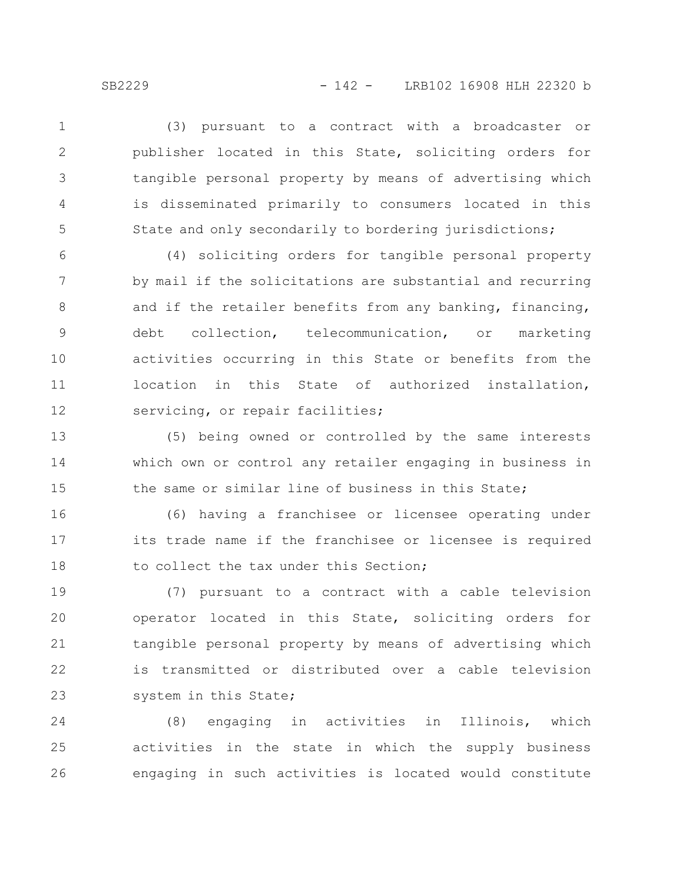(3) pursuant to a contract with a broadcaster or publisher located in this State, soliciting orders for tangible personal property by means of advertising which is disseminated primarily to consumers located in this State and only secondarily to bordering jurisdictions;

(4) soliciting orders for tangible personal property by mail if the solicitations are substantial and recurring and if the retailer benefits from any banking, financing, debt collection, telecommunication, or marketing activities occurring in this State or benefits from the location in this State of authorized installation, servicing, or repair facilities;

(5) being owned or controlled by the same interests which own or control any retailer engaging in business in the same or similar line of business in this State;

(6) having a franchisee or licensee operating under its trade name if the franchisee or licensee is required to collect the tax under this Section;

(7) pursuant to a contract with a cable television operator located in this State, soliciting orders for tangible personal property by means of advertising which is transmitted or distributed over a cable television system in this State;

(8) engaging in activities in Illinois, which activities in the state in which the supply business engaging in such activities is located would constitute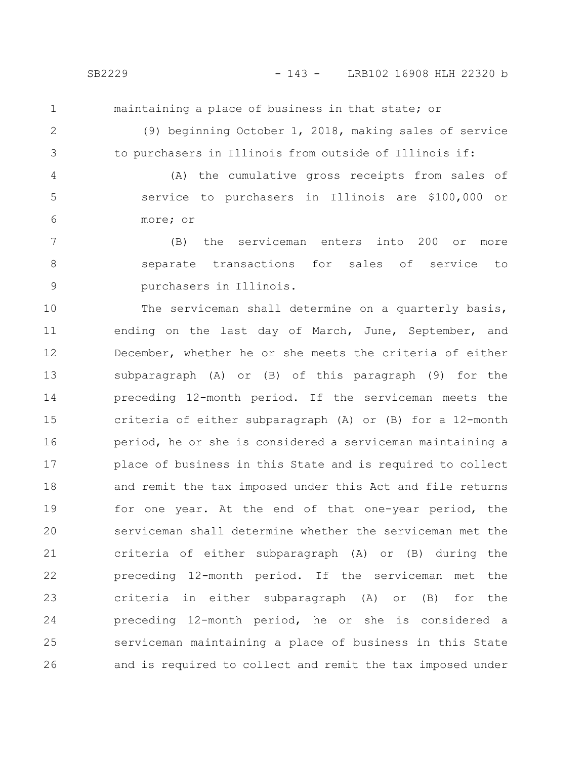maintaining a place of business in that state; or

(9) beginning October 1, 2018, making sales of service to purchasers in Illinois from outside of Illinois if:

(A) the cumulative gross receipts from sales of service to purchasers in Illinois are $100,000 or more; or

(B) the serviceman enters into 200 or more separate transactions for sales of service to purchasers in Illinois.

The serviceman shall determine on a quarterly basis, ending on the last day of March, June, September, and December, whether he or she meets the criteria of either subparagraph (A) or (B) of this paragraph (9) for the preceding 12-month period. If the serviceman meets the criteria of either subparagraph (A) or (B) for a 12-month period, he or she is considered a serviceman maintaining a place of business in this State and is required to collect and remit the tax imposed under this Act and file returns for one year. At the end of that one-year period, the serviceman shall determine whether the serviceman met the criteria of either subparagraph (A) or (B) during the preceding 12-month period. If the serviceman met the criteria in either subparagraph (A) or (B) for the preceding 12-month period, he or she is considered a serviceman maintaining a place of business in this State and is required to collect and remit the tax imposed under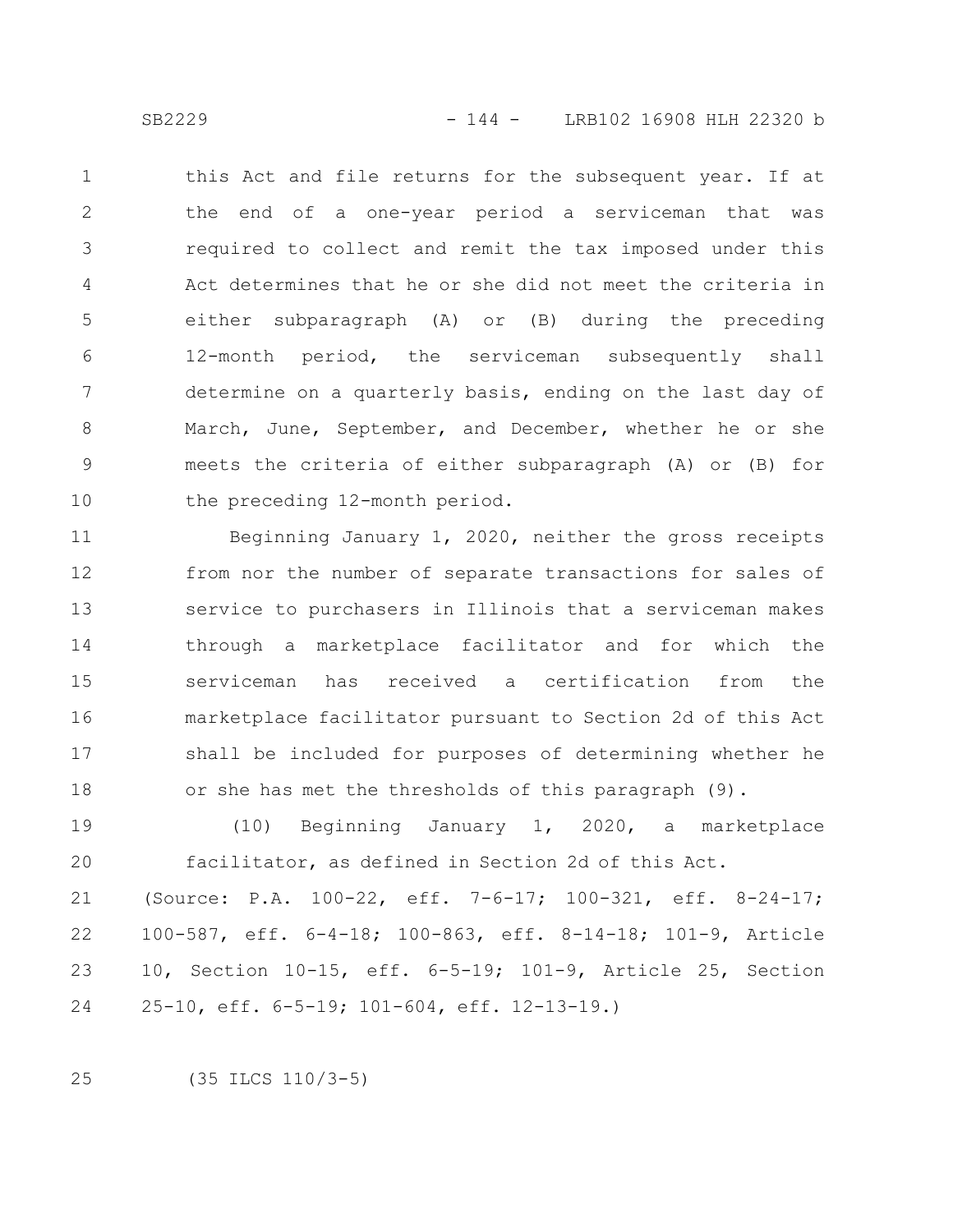this Act and file returns for the subsequent year. If at the end of a one-year period a serviceman that was required to collect and remit the tax imposed under this Act determines that he or she did not meet the criteria in either subparagraph (A) or (B) during the preceding 12-month period, the serviceman subsequently shall determine on a quarterly basis, ending on the last day of March, June, September, and December, whether he or she meets the criteria of either subparagraph (A) or (B) for the preceding 12-month period.

Beginning January 1, 2020, neither the gross receipts from nor the number of separate transactions for sales of service to purchasers in Illinois that a serviceman makes through a marketplace facilitator and for which the serviceman has received a certification from the marketplace facilitator pursuant to Section 2d of this Act shall be included for purposes of determining whether he or she has met the thresholds of this paragraph (9).

(10) Beginning January 1, 2020, a marketplace facilitator, as defined in Section 2d of this Act.

(Source: P.A. 100-22, eff. 7-6-17; 100-321, eff. 8-24-17; 100-587, eff. 6-4-18; 100-863, eff. 8-14-18; 101-9, Article 10, Section 10-15, eff. 6-5-19; 101-9, Article 25, Section 25-10, eff. 6-5-19; 101-604, eff. 12-13-19.)

(35 ILCS 110/3-5)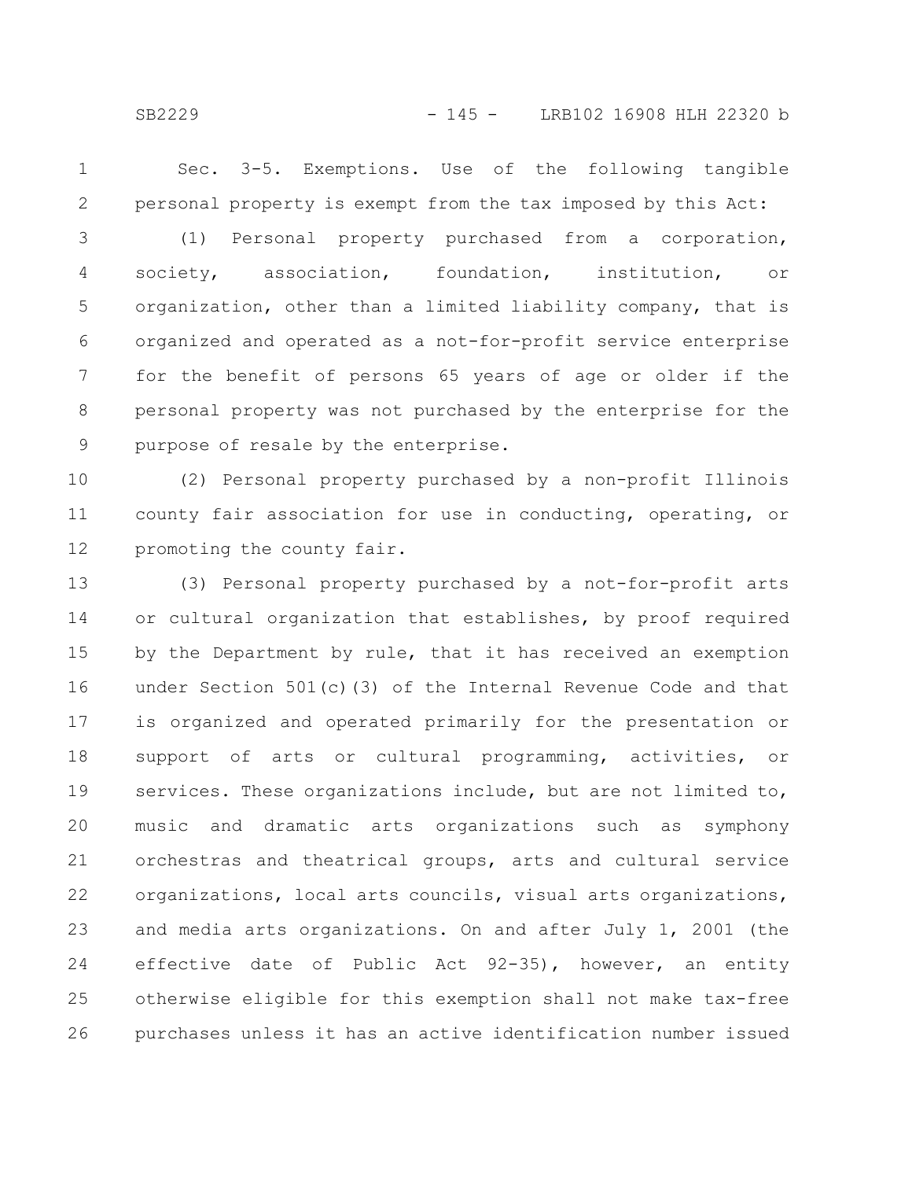Sec. 3-5. Exemptions. Use of the following tangible personal property is exempt from the tax imposed by this Act:

(1) Personal property purchased from a corporation, society, association, foundation, institution, or organization, other than a limited liability company, that is organized and operated as a not-for-profit service enterprise for the benefit of persons 65 years of age or older if the personal property was not purchased by the enterprise for the purpose of resale by the enterprise.

(2) Personal property purchased by a non-profit Illinois county fair association for use in conducting, operating, or promoting the county fair.

(3) Personal property purchased by a not-for-profit arts or cultural organization that establishes, by proof required by the Department by rule, that it has received an exemption under Section 501(c)(3) of the Internal Revenue Code and that is organized and operated primarily for the presentation or support of arts or cultural programming, activities, or services. These organizations include, but are not limited to, music and dramatic arts organizations such as symphony orchestras and theatrical groups, arts and cultural service organizations, local arts councils, visual arts organizations, and media arts organizations. On and after July 1, 2001 (the effective date of Public Act 92-35), however, an entity otherwise eligible for this exemption shall not make tax-free purchases unless it has an active identification number issued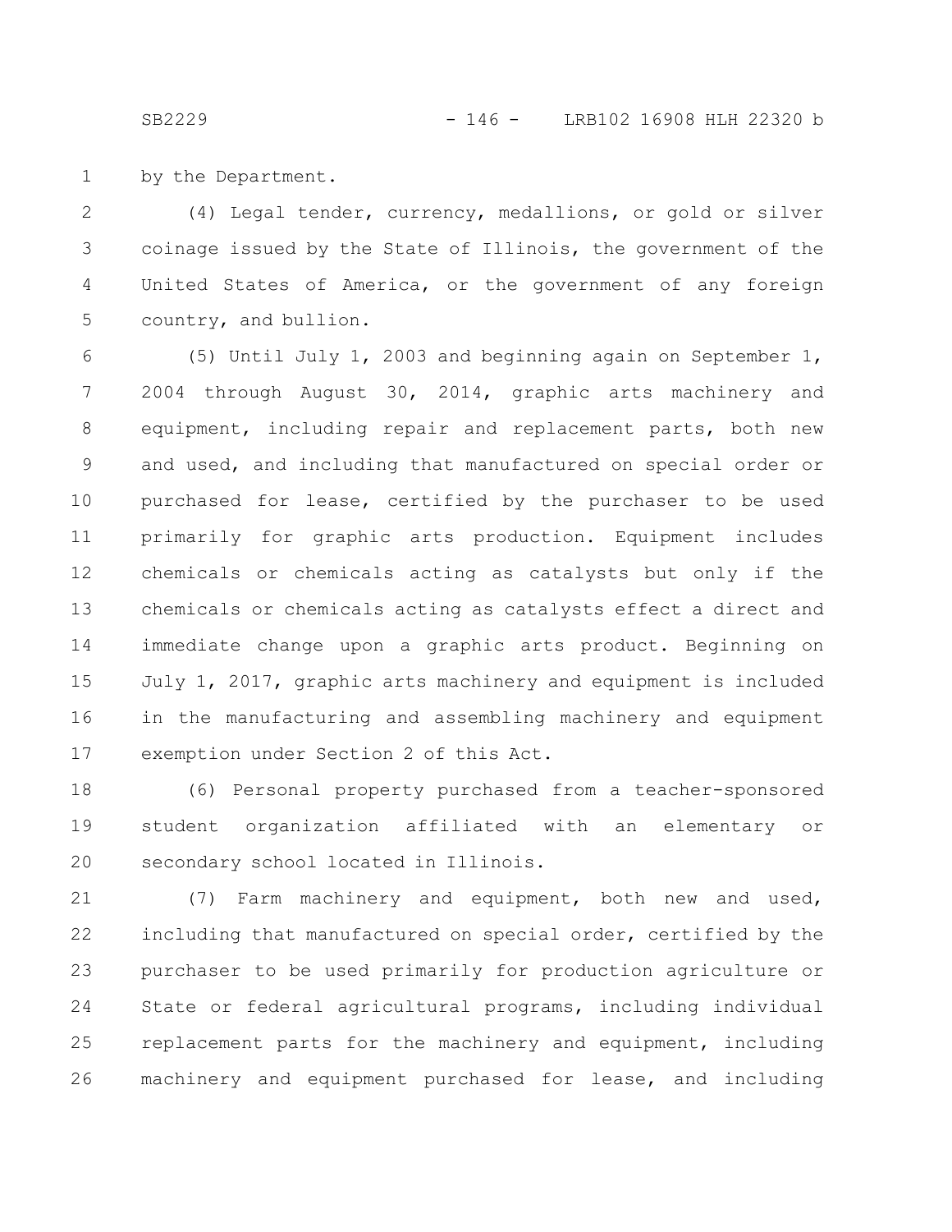by the Department.

(4) Legal tender, currency, medallions, or gold or silver coinage issued by the State of Illinois, the government of the United States of America, or the government of any foreign country, and bullion.

(5) Until July 1, 2003 and beginning again on September 1, 2004 through August 30, 2014, graphic arts machinery and equipment, including repair and replacement parts, both new and used, and including that manufactured on special order or purchased for lease, certified by the purchaser to be used primarily for graphic arts production. Equipment includes chemicals or chemicals acting as catalysts but only if the chemicals or chemicals acting as catalysts effect a direct and immediate change upon a graphic arts product. Beginning on July 1, 2017, graphic arts machinery and equipment is included in the manufacturing and assembling machinery and equipment exemption under Section 2 of this Act.

(6) Personal property purchased from a teacher-sponsored student organization affiliated with an elementary or secondary school located in Illinois.

(7) Farm machinery and equipment, both new and used, including that manufactured on special order, certified by the purchaser to be used primarily for production agriculture or State or federal agricultural programs, including individual replacement parts for the machinery and equipment, including machinery and equipment purchased for lease, and including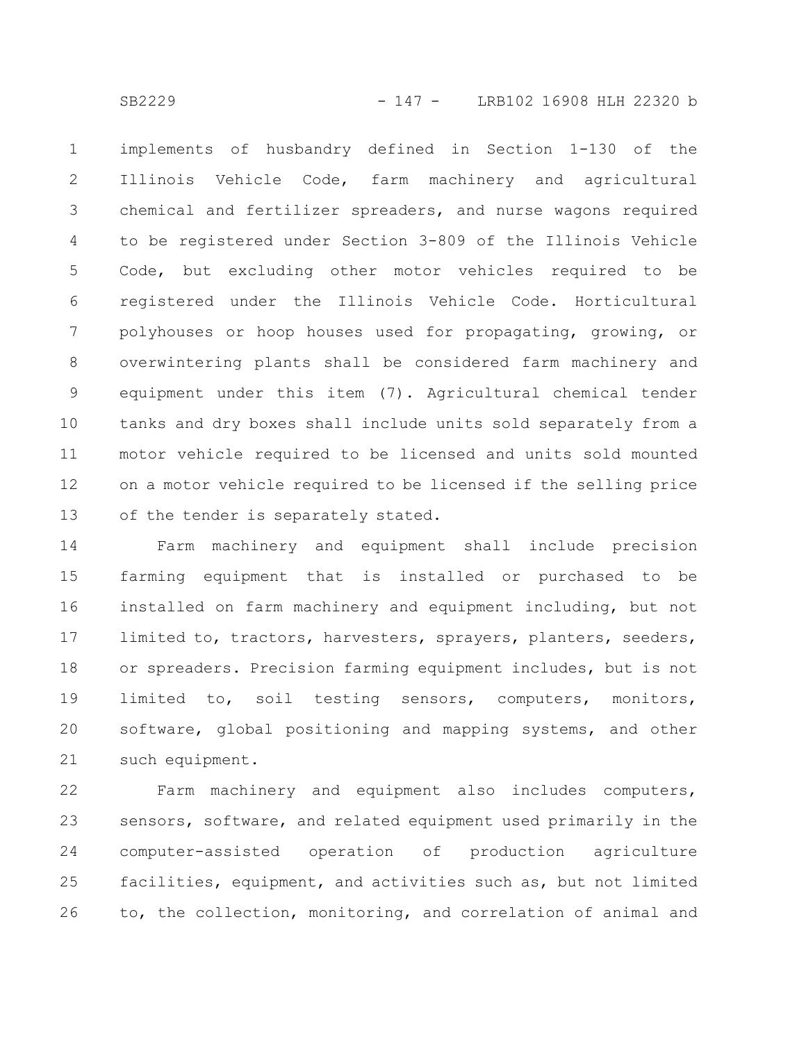implements of husbandry defined in Section 1-130 of the Illinois Vehicle Code, farm machinery and agricultural chemical and fertilizer spreaders, and nurse wagons required to be registered under Section 3-809 of the Illinois Vehicle Code, but excluding other motor vehicles required to be registered under the Illinois Vehicle Code. Horticultural polyhouses or hoop houses used for propagating, growing, or overwintering plants shall be considered farm machinery and equipment under this item (7). Agricultural chemical tender tanks and dry boxes shall include units sold separately from a motor vehicle required to be licensed and units sold mounted on a motor vehicle required to be licensed if the selling price of the tender is separately stated.

Farm machinery and equipment shall include precision farming equipment that is installed or purchased to be installed on farm machinery and equipment including, but not limited to, tractors, harvesters, sprayers, planters, seeders, or spreaders. Precision farming equipment includes, but is not limited to, soil testing sensors, computers, monitors, software, global positioning and mapping systems, and other such equipment.

Farm machinery and equipment also includes computers, sensors, software, and related equipment used primarily in the computer-assisted operation of production agriculture facilities, equipment, and activities such as, but not limited to, the collection, monitoring, and correlation of animal and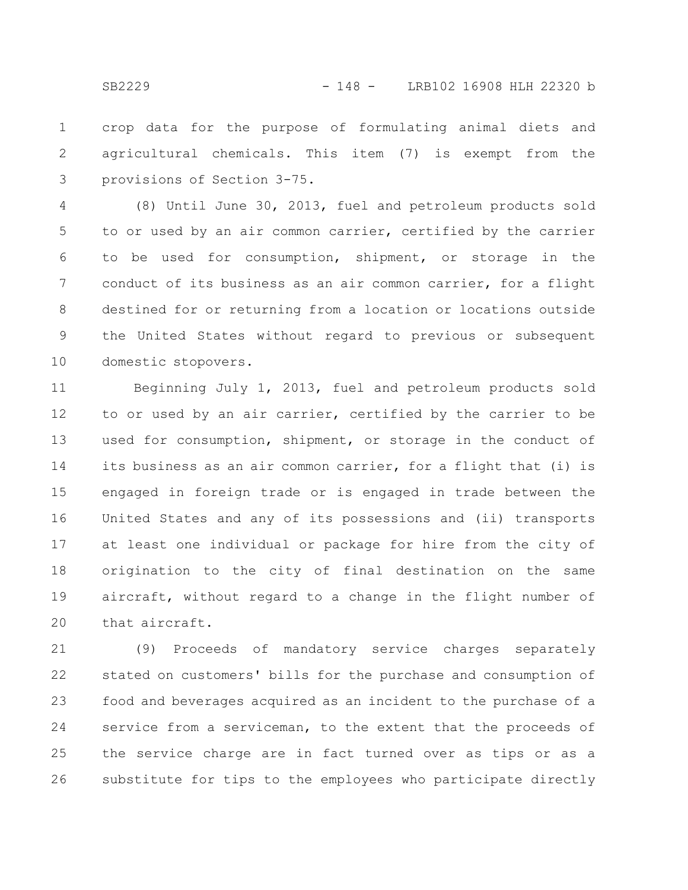crop data for the purpose of formulating animal diets and agricultural chemicals. This item (7) is exempt from the provisions of Section 3-75.

(8) Until June 30, 2013, fuel and petroleum products sold to or used by an air common carrier, certified by the carrier to be used for consumption, shipment, or storage in the conduct of its business as an air common carrier, for a flight destined for or returning from a location or locations outside the United States without regard to previous or subsequent domestic stopovers.

Beginning July 1, 2013, fuel and petroleum products sold to or used by an air carrier, certified by the carrier to be used for consumption, shipment, or storage in the conduct of its business as an air common carrier, for a flight that (i) is engaged in foreign trade or is engaged in trade between the United States and any of its possessions and (ii) transports at least one individual or package for hire from the city of origination to the city of final destination on the same aircraft, without regard to a change in the flight number of that aircraft.

(9) Proceeds of mandatory service charges separately stated on customers' bills for the purchase and consumption of food and beverages acquired as an incident to the purchase of a service from a serviceman, to the extent that the proceeds of the service charge are in fact turned over as tips or as a substitute for tips to the employees who participate directly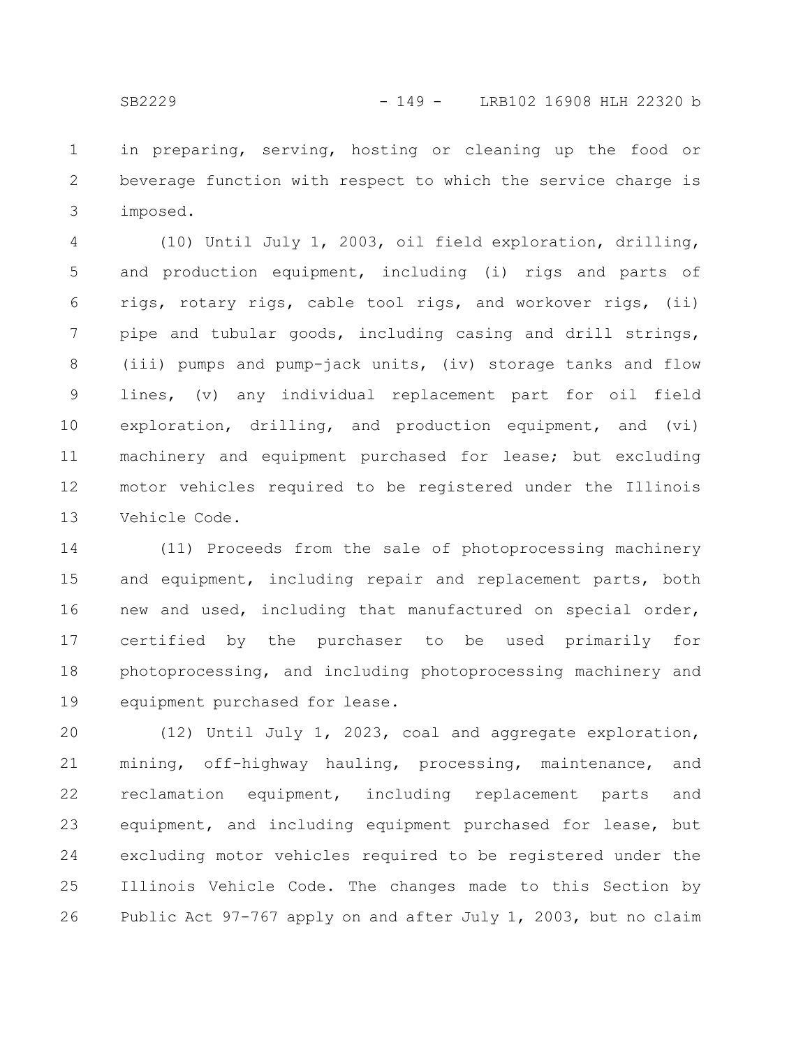in preparing, serving, hosting or cleaning up the food or beverage function with respect to which the service charge is imposed.

(10) Until July 1, 2003, oil field exploration, drilling, and production equipment, including (i) rigs and parts of rigs, rotary rigs, cable tool rigs, and workover rigs, (ii) pipe and tubular goods, including casing and drill strings, (iii) pumps and pump-jack units, (iv) storage tanks and flow lines, (v) any individual replacement part for oil field exploration, drilling, and production equipment, and (vi) machinery and equipment purchased for lease; but excluding motor vehicles required to be registered under the Illinois Vehicle Code.

(11) Proceeds from the sale of photoprocessing machinery and equipment, including repair and replacement parts, both new and used, including that manufactured on special order, certified by the purchaser to be used primarily for photoprocessing, and including photoprocessing machinery and equipment purchased for lease.

(12) Until July 1, 2023, coal and aggregate exploration, mining, off-highway hauling, processing, maintenance, and reclamation equipment, including replacement parts and equipment, and including equipment purchased for lease, but excluding motor vehicles required to be registered under the Illinois Vehicle Code. The changes made to this Section by Public Act 97-767 apply on and after July 1, 2003, but no claim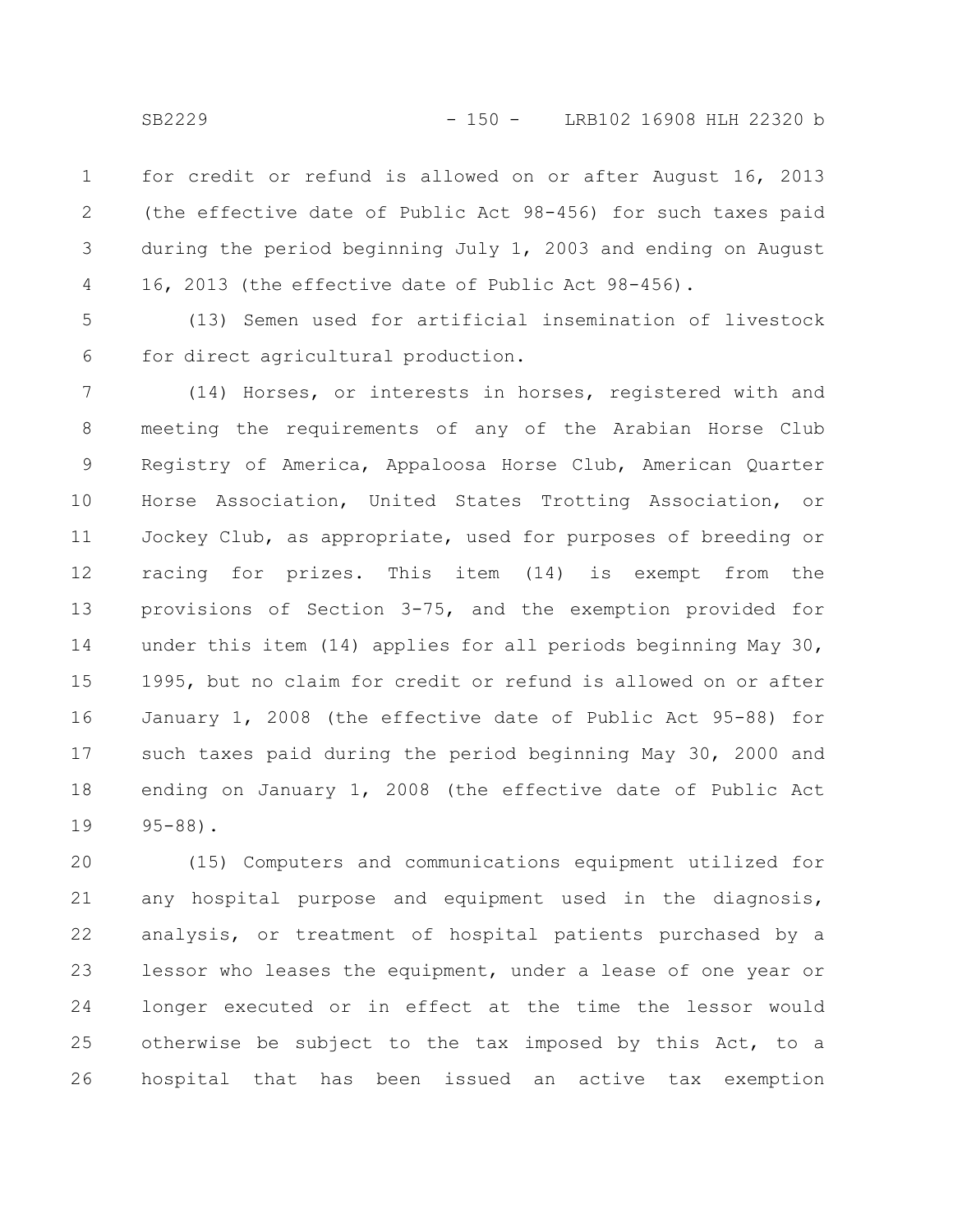for credit or refund is allowed on or after August 16, 2013 (the effective date of Public Act 98-456) for such taxes paid during the period beginning July 1, 2003 and ending on August 16, 2013 (the effective date of Public Act 98-456).

(13) Semen used for artificial insemination of livestock for direct agricultural production.

(14) Horses, or interests in horses, registered with and meeting the requirements of any of the Arabian Horse Club Registry of America, Appaloosa Horse Club, American Quarter Horse Association, United States Trotting Association, or Jockey Club, as appropriate, used for purposes of breeding or racing for prizes. This item (14) is exempt from the provisions of Section 3-75, and the exemption provided for under this item (14) applies for all periods beginning May 30, 1995, but no claim for credit or refund is allowed on or after January 1, 2008 (the effective date of Public Act 95-88) for such taxes paid during the period beginning May 30, 2000 and ending on January 1, 2008 (the effective date of Public Act 95-88).

(15) Computers and communications equipment utilized for any hospital purpose and equipment used in the diagnosis, analysis, or treatment of hospital patients purchased by a lessor who leases the equipment, under a lease of one year or longer executed or in effect at the time the lessor would otherwise be subject to the tax imposed by this Act, to a hospital that has been issued an active tax exemption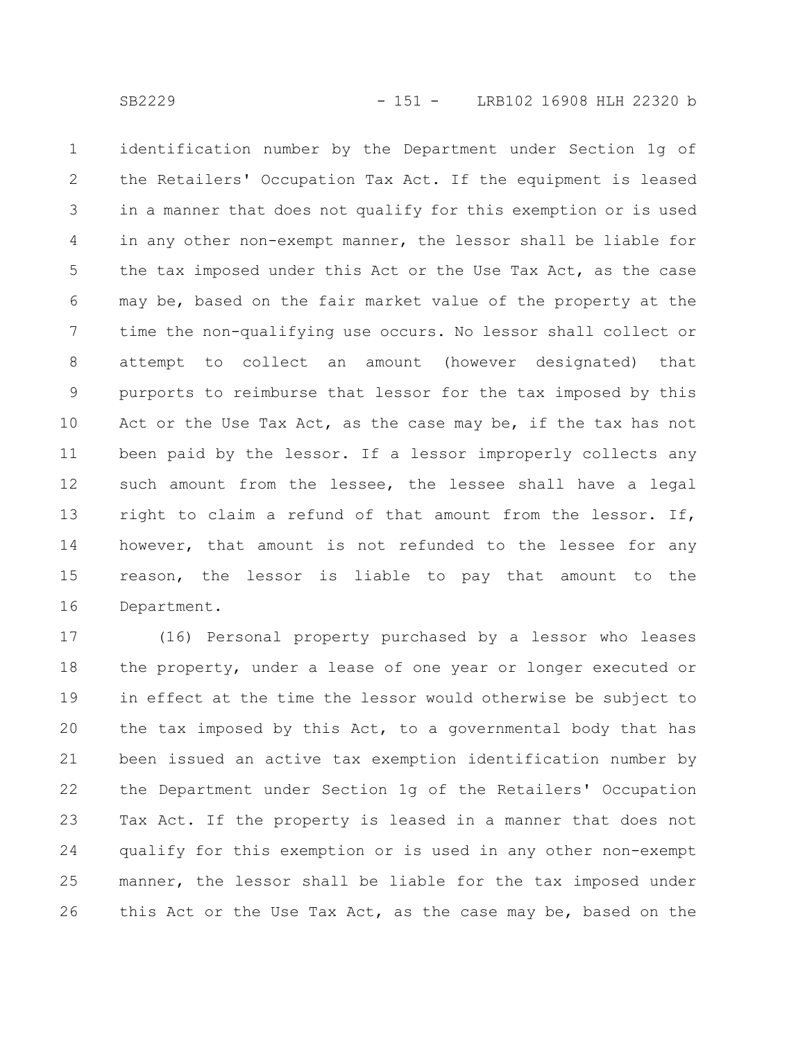identification number by the Department under Section 1g of the Retailers' Occupation Tax Act. If the equipment is leased in a manner that does not qualify for this exemption or is used in any other non-exempt manner, the lessor shall be liable for the tax imposed under this Act or the Use Tax Act, as the case may be, based on the fair market value of the property at the time the non-qualifying use occurs. No lessor shall collect or attempt to collect an amount (however designated) that purports to reimburse that lessor for the tax imposed by this Act or the Use Tax Act, as the case may be, if the tax has not been paid by the lessor. If a lessor improperly collects any such amount from the lessee, the lessee shall have a legal right to claim a refund of that amount from the lessor. If, however, that amount is not refunded to the lessee for any reason, the lessor is liable to pay that amount to the Department.

(16) Personal property purchased by a lessor who leases the property, under a lease of one year or longer executed or in effect at the time the lessor would otherwise be subject to the tax imposed by this Act, to a governmental body that has been issued an active tax exemption identification number by the Department under Section 1g of the Retailers' Occupation Tax Act. If the property is leased in a manner that does not qualify for this exemption or is used in any other non-exempt manner, the lessor shall be liable for the tax imposed under this Act or the Use Tax Act, as the case may be, based on the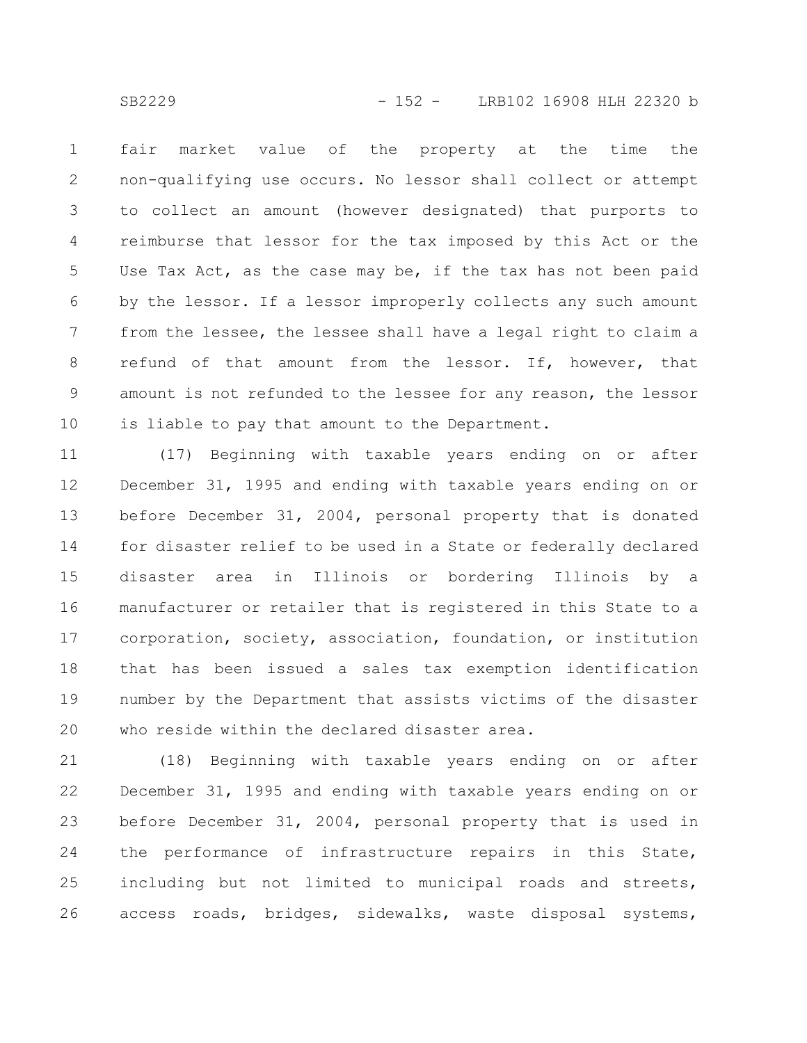fair market value of the property at the time the non-qualifying use occurs. No lessor shall collect or attempt to collect an amount (however designated) that purports to reimburse that lessor for the tax imposed by this Act or the Use Tax Act, as the case may be, if the tax has not been paid by the lessor. If a lessor improperly collects any such amount from the lessee, the lessee shall have a legal right to claim a refund of that amount from the lessor. If, however, that amount is not refunded to the lessee for any reason, the lessor is liable to pay that amount to the Department.

(17) Beginning with taxable years ending on or after December 31, 1995 and ending with taxable years ending on or before December 31, 2004, personal property that is donated for disaster relief to be used in a State or federally declared disaster area in Illinois or bordering Illinois by a manufacturer or retailer that is registered in this State to a corporation, society, association, foundation, or institution that has been issued a sales tax exemption identification number by the Department that assists victims of the disaster who reside within the declared disaster area.

(18) Beginning with taxable years ending on or after December 31, 1995 and ending with taxable years ending on or before December 31, 2004, personal property that is used in the performance of infrastructure repairs in this State, including but not limited to municipal roads and streets, access roads, bridges, sidewalks, waste disposal systems,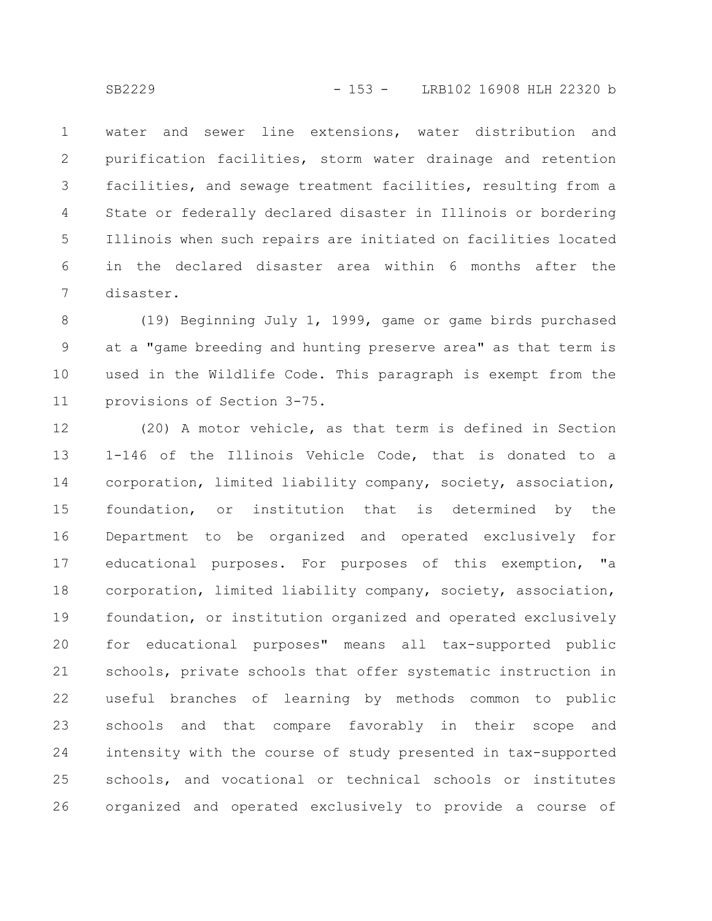water and sewer line extensions, water distribution and purification facilities, storm water drainage and retention facilities, and sewage treatment facilities, resulting from a State or federally declared disaster in Illinois or bordering Illinois when such repairs are initiated on facilities located in the declared disaster area within 6 months after the disaster.

(19) Beginning July 1, 1999, game or game birds purchased at a "game breeding and hunting preserve area" as that term is used in the Wildlife Code. This paragraph is exempt from the provisions of Section 3-75.

(20) A motor vehicle, as that term is defined in Section 1-146 of the Illinois Vehicle Code, that is donated to a corporation, limited liability company, society, association, foundation, or institution that is determined by the Department to be organized and operated exclusively for educational purposes. For purposes of this exemption, "a corporation, limited liability company, society, association, foundation, or institution organized and operated exclusively for educational purposes" means all tax-supported public schools, private schools that offer systematic instruction in useful branches of learning by methods common to public schools and that compare favorably in their scope and intensity with the course of study presented in tax-supported schools, and vocational or technical schools or institutes organized and operated exclusively to provide a course of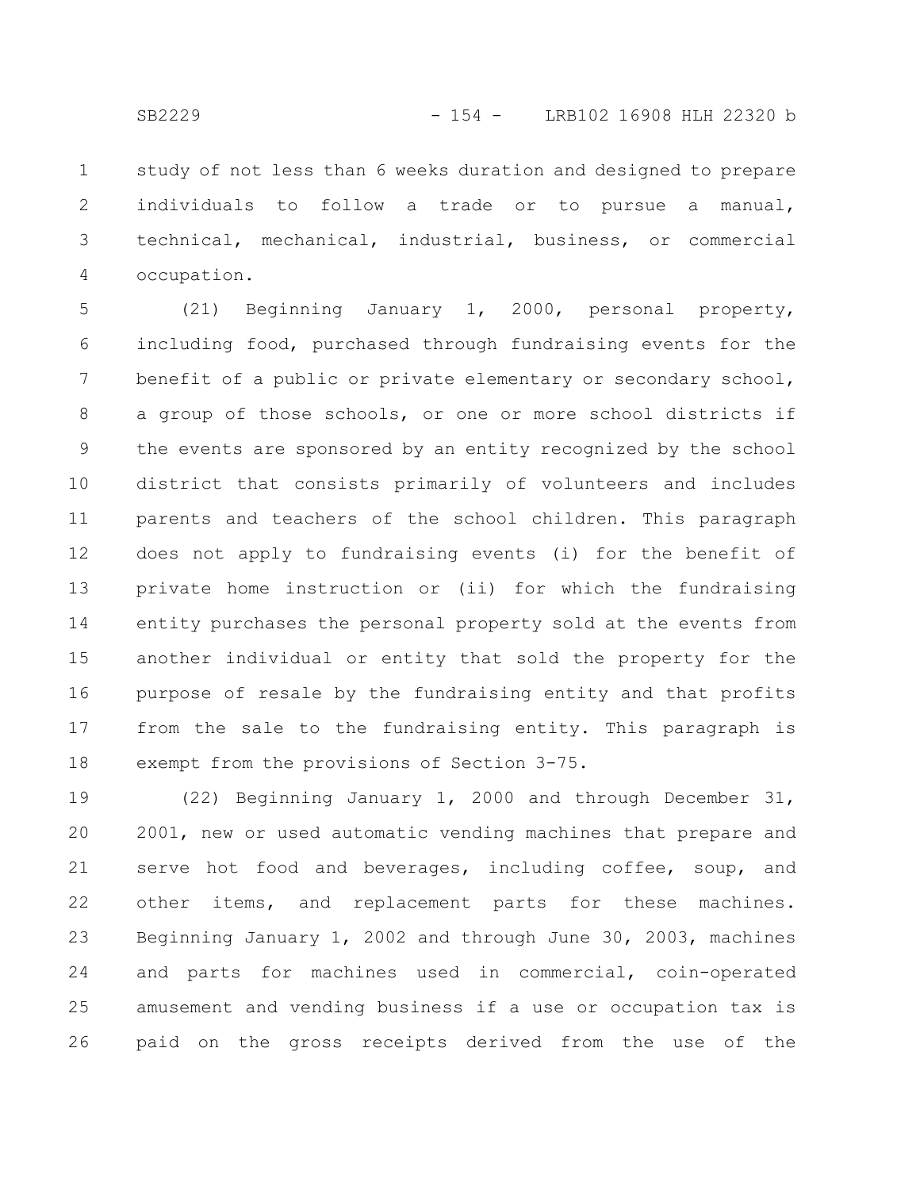study of not less than 6 weeks duration and designed to prepare individuals to follow a trade or to pursue a manual, technical, mechanical, industrial, business, or commercial occupation.

(21) Beginning January 1, 2000, personal property, including food, purchased through fundraising events for the benefit of a public or private elementary or secondary school, a group of those schools, or one or more school districts if the events are sponsored by an entity recognized by the school district that consists primarily of volunteers and includes parents and teachers of the school children. This paragraph does not apply to fundraising events (i) for the benefit of private home instruction or (ii) for which the fundraising entity purchases the personal property sold at the events from another individual or entity that sold the property for the purpose of resale by the fundraising entity and that profits from the sale to the fundraising entity. This paragraph is exempt from the provisions of Section 3-75.

(22) Beginning January 1, 2000 and through December 31, 2001, new or used automatic vending machines that prepare and serve hot food and beverages, including coffee, soup, and other items, and replacement parts for these machines. Beginning January 1, 2002 and through June 30, 2003, machines and parts for machines used in commercial, coin-operated amusement and vending business if a use or occupation tax is paid on the gross receipts derived from the use of the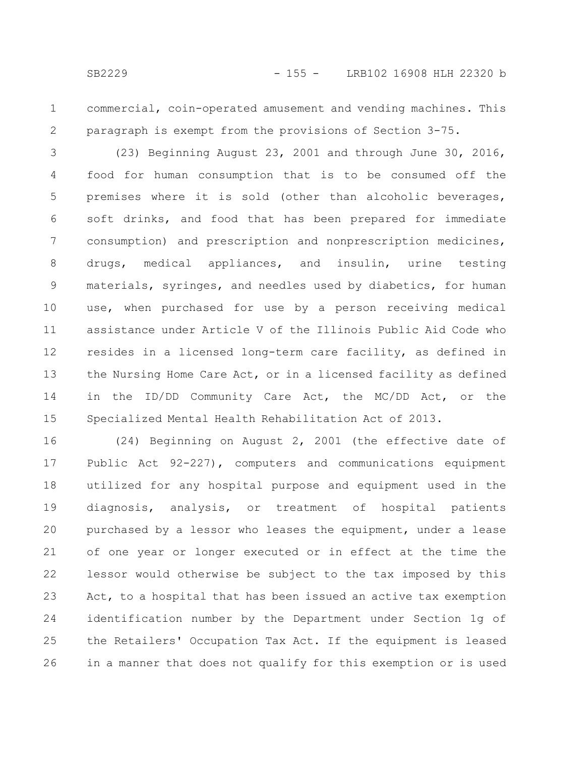commercial, coin-operated amusement and vending machines. This paragraph is exempt from the provisions of Section 3-75.

(23) Beginning August 23, 2001 and through June 30, 2016, food for human consumption that is to be consumed off the premises where it is sold (other than alcoholic beverages, soft drinks, and food that has been prepared for immediate consumption) and prescription and nonprescription medicines, drugs, medical appliances, and insulin, urine testing materials, syringes, and needles used by diabetics, for human use, when purchased for use by a person receiving medical assistance under Article V of the Illinois Public Aid Code who resides in a licensed long-term care facility, as defined in the Nursing Home Care Act, or in a licensed facility as defined in the ID/DD Community Care Act, the MC/DD Act, or the Specialized Mental Health Rehabilitation Act of 2013.

(24) Beginning on August 2, 2001 (the effective date of Public Act 92-227), computers and communications equipment utilized for any hospital purpose and equipment used in the diagnosis, analysis, or treatment of hospital patients purchased by a lessor who leases the equipment, under a lease of one year or longer executed or in effect at the time the lessor would otherwise be subject to the tax imposed by this Act, to a hospital that has been issued an active tax exemption identification number by the Department under Section 1g of the Retailers' Occupation Tax Act. If the equipment is leased in a manner that does not qualify for this exemption or is used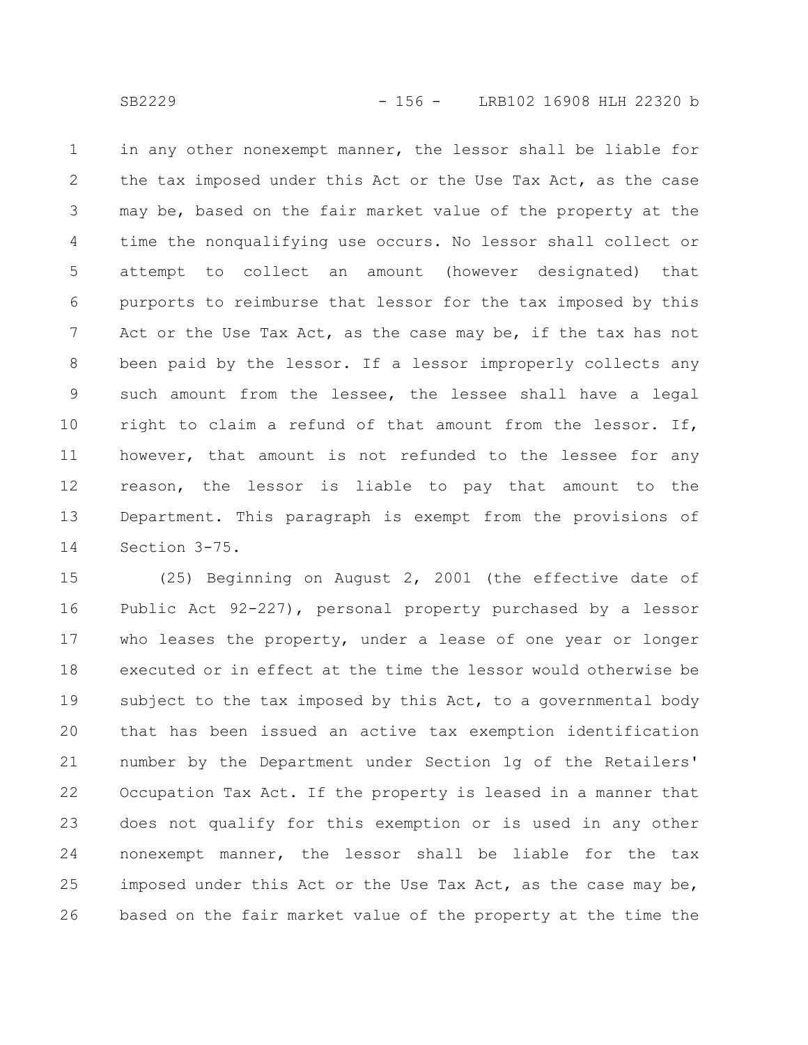in any other nonexempt manner, the lessor shall be liable for the tax imposed under this Act or the Use Tax Act, as the case may be, based on the fair market value of the property at the time the nonqualifying use occurs. No lessor shall collect or attempt to collect an amount (however designated) that purports to reimburse that lessor for the tax imposed by this Act or the Use Tax Act, as the case may be, if the tax has not been paid by the lessor. If a lessor improperly collects any such amount from the lessee, the lessee shall have a legal right to claim a refund of that amount from the lessor. If, however, that amount is not refunded to the lessee for any reason, the lessor is liable to pay that amount to the Department. This paragraph is exempt from the provisions of Section 3-75.

(25) Beginning on August 2, 2001 (the effective date of Public Act 92-227), personal property purchased by a lessor who leases the property, under a lease of one year or longer executed or in effect at the time the lessor would otherwise be subject to the tax imposed by this Act, to a governmental body that has been issued an active tax exemption identification number by the Department under Section 1g of the Retailers' Occupation Tax Act. If the property is leased in a manner that does not qualify for this exemption or is used in any other nonexempt manner, the lessor shall be liable for the tax imposed under this Act or the Use Tax Act, as the case may be, based on the fair market value of the property at the time the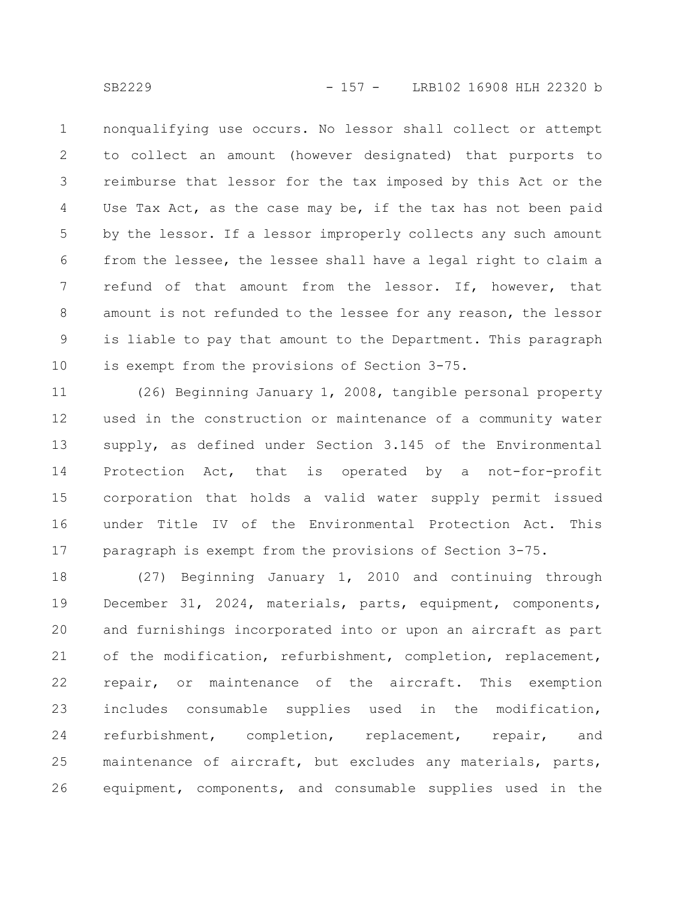nonqualifying use occurs. No lessor shall collect or attempt to collect an amount (however designated) that purports to reimburse that lessor for the tax imposed by this Act or the Use Tax Act, as the case may be, if the tax has not been paid by the lessor. If a lessor improperly collects any such amount from the lessee, the lessee shall have a legal right to claim a refund of that amount from the lessor. If, however, that amount is not refunded to the lessee for any reason, the lessor is liable to pay that amount to the Department. This paragraph is exempt from the provisions of Section 3-75.

(26) Beginning January 1, 2008, tangible personal property used in the construction or maintenance of a community water supply, as defined under Section 3.145 of the Environmental Protection Act, that is operated by a not-for-profit corporation that holds a valid water supply permit issued under Title IV of the Environmental Protection Act. This paragraph is exempt from the provisions of Section 3-75.

(27) Beginning January 1, 2010 and continuing through December 31, 2024, materials, parts, equipment, components, and furnishings incorporated into or upon an aircraft as part of the modification, refurbishment, completion, replacement, repair, or maintenance of the aircraft. This exemption includes consumable supplies used in the modification, refurbishment, completion, replacement, repair, and maintenance of aircraft, but excludes any materials, parts, equipment, components, and consumable supplies used in the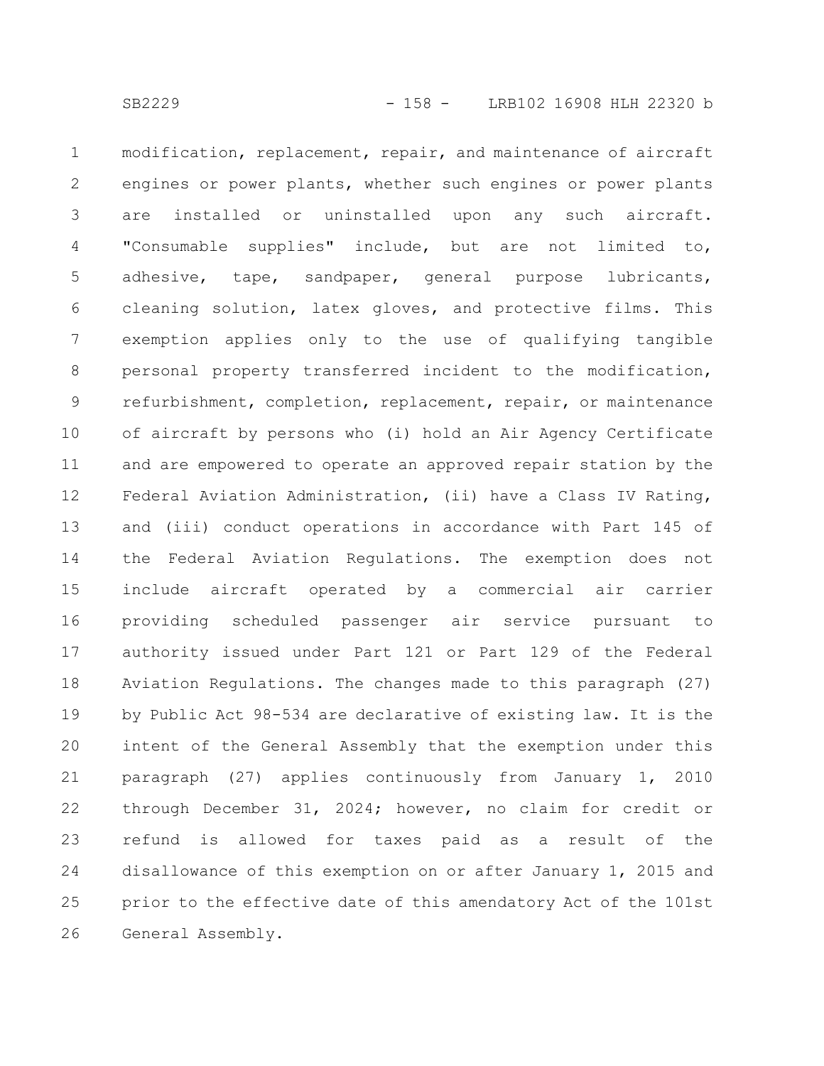modification, replacement, repair, and maintenance of aircraft engines or power plants, whether such engines or power plants are installed or uninstalled upon any such aircraft. "Consumable supplies" include, but are not limited to, adhesive, tape, sandpaper, general purpose lubricants, cleaning solution, latex gloves, and protective films. This exemption applies only to the use of qualifying tangible personal property transferred incident to the modification, refurbishment, completion, replacement, repair, or maintenance of aircraft by persons who (i) hold an Air Agency Certificate and are empowered to operate an approved repair station by the Federal Aviation Administration, (ii) have a Class IV Rating, and (iii) conduct operations in accordance with Part 145 of the Federal Aviation Regulations. The exemption does not include aircraft operated by a commercial air carrier providing scheduled passenger air service pursuant to authority issued under Part 121 or Part 129 of the Federal Aviation Regulations. The changes made to this paragraph (27) by Public Act 98-534 are declarative of existing law. It is the intent of the General Assembly that the exemption under this paragraph (27) applies continuously from January 1, 2010 through December 31, 2024; however, no claim for credit or refund is allowed for taxes paid as a result of the disallowance of this exemption on or after January 1, 2015 and prior to the effective date of this amendatory Act of the 101st General Assembly.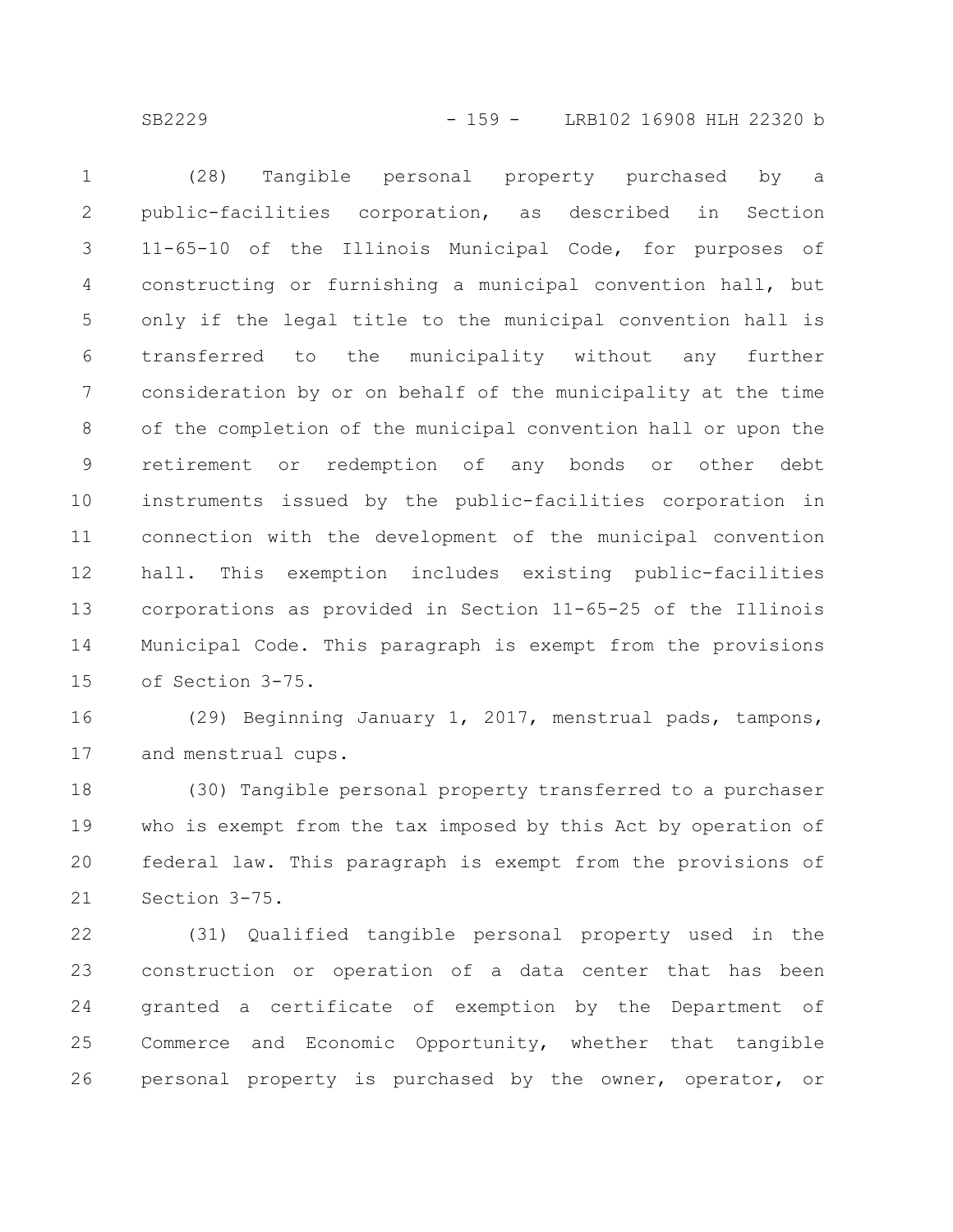(28) Tangible personal property purchased by a public-facilities corporation, as described in Section 11-65-10 of the Illinois Municipal Code, for purposes of constructing or furnishing a municipal convention hall, but only if the legal title to the municipal convention hall is transferred to the municipality without any further consideration by or on behalf of the municipality at the time of the completion of the municipal convention hall or upon the retirement or redemption of any bonds or other debt instruments issued by the public-facilities corporation in connection with the development of the municipal convention hall. This exemption includes existing public-facilities corporations as provided in Section 11-65-25 of the Illinois Municipal Code. This paragraph is exempt from the provisions of Section 3-75.

(29) Beginning January 1, 2017, menstrual pads, tampons, and menstrual cups.

(30) Tangible personal property transferred to a purchaser who is exempt from the tax imposed by this Act by operation of federal law. This paragraph is exempt from the provisions of Section 3-75.

(31) Qualified tangible personal property used in the construction or operation of a data center that has been granted a certificate of exemption by the Department of Commerce and Economic Opportunity, whether that tangible personal property is purchased by the owner, operator, or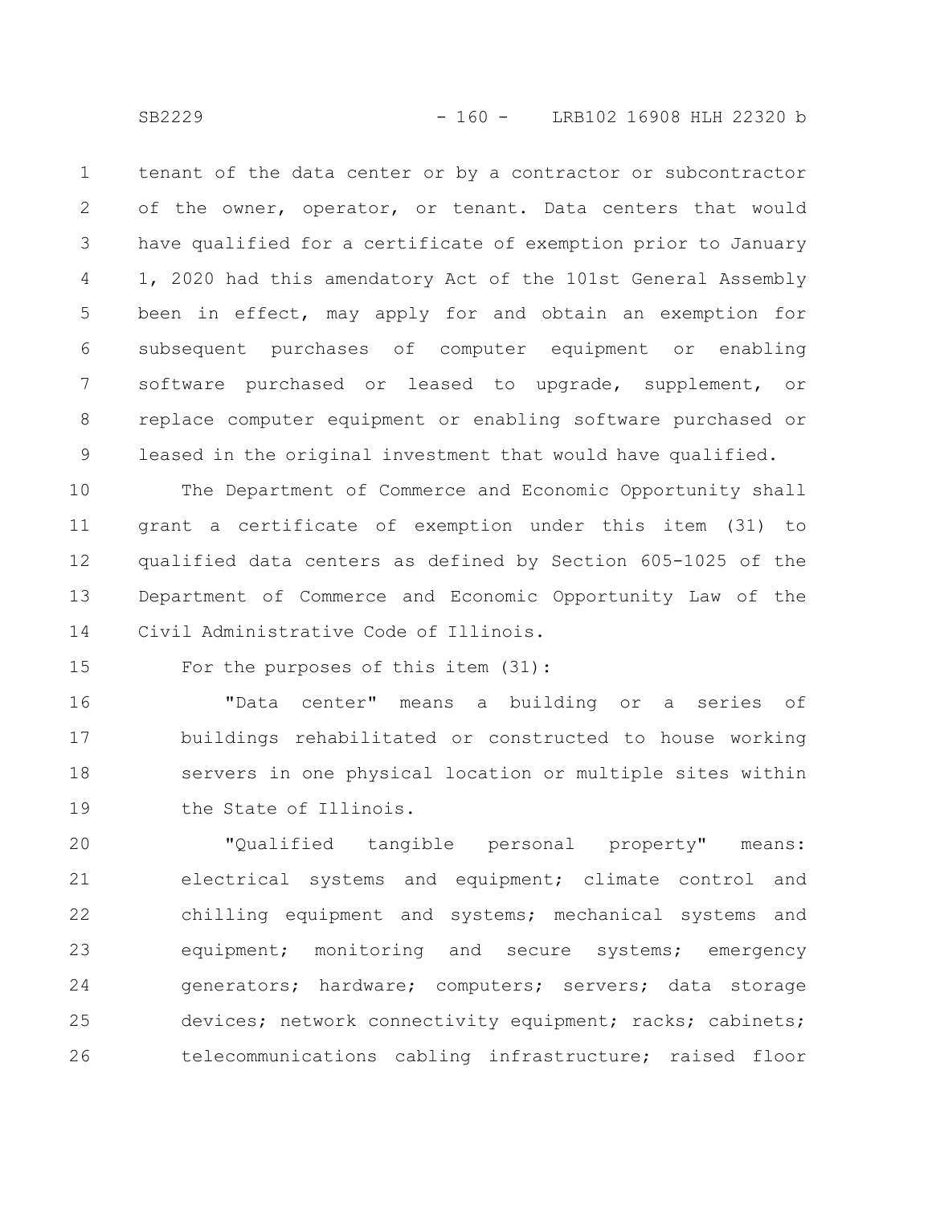tenant of the data center or by a contractor or subcontractor of the owner, operator, or tenant. Data centers that would have qualified for a certificate of exemption prior to January 1, 2020 had this amendatory Act of the 101st General Assembly been in effect, may apply for and obtain an exemption for subsequent purchases of computer equipment or enabling software purchased or leased to upgrade, supplement, or replace computer equipment or enabling software purchased or leased in the original investment that would have qualified.

The Department of Commerce and Economic Opportunity shall grant a certificate of exemption under this item (31) to qualified data centers as defined by Section 605-1025 of the Department of Commerce and Economic Opportunity Law of the Civil Administrative Code of Illinois.

For the purposes of this item (31):

"Data center" means a building or a series of buildings rehabilitated or constructed to house working servers in one physical location or multiple sites within the State of Illinois.

"Qualified tangible personal property" means: electrical systems and equipment; climate control and chilling equipment and systems; mechanical systems and equipment; monitoring and secure systems; emergency generators; hardware; computers; servers; data storage devices; network connectivity equipment; racks; cabinets; telecommunications cabling infrastructure; raised floor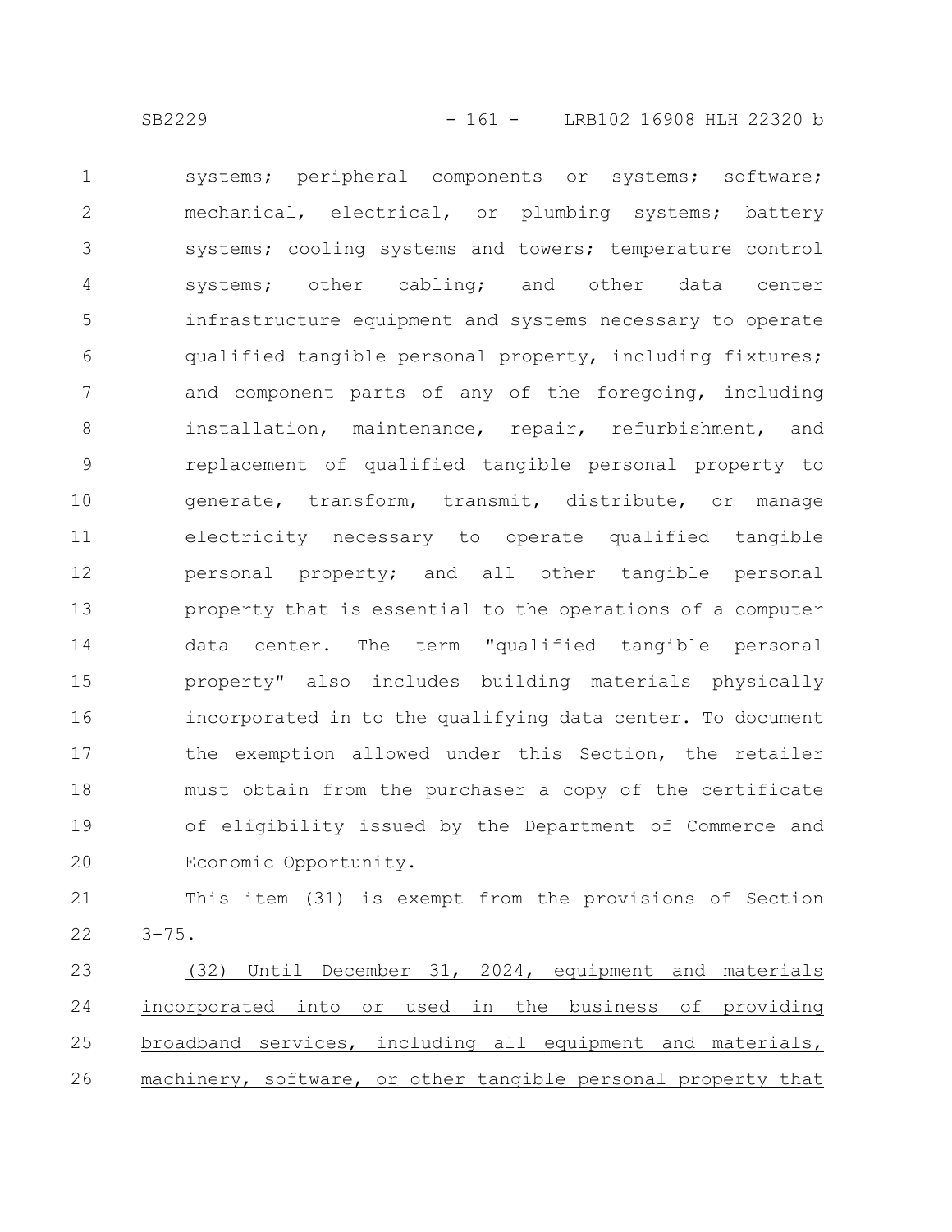systems; peripheral components or systems; software; mechanical, electrical, or plumbing systems; battery systems; cooling systems and towers; temperature control systems; other cabling; and other data center infrastructure equipment and systems necessary to operate qualified tangible personal property, including fixtures; and component parts of any of the foregoing, including installation, maintenance, repair, refurbishment, and replacement of qualified tangible personal property to generate, transform, transmit, distribute, or manage electricity necessary to operate qualified tangible personal property; and all other tangible personal property that is essential to the operations of a computer data center. The term "qualified tangible personal property" also includes building materials physically incorporated in to the qualifying data center. To document the exemption allowed under this Section, the retailer must obtain from the purchaser a copy of the certificate of eligibility issued by the Department of Commerce and Economic Opportunity.

This item (31) is exempt from the provisions of Section 3-75.

(32) Until December 31, 2024, equipment and materials incorporated into or used in the business of providing broadband services, including all equipment and materials, machinery, software, or other tangible personal property that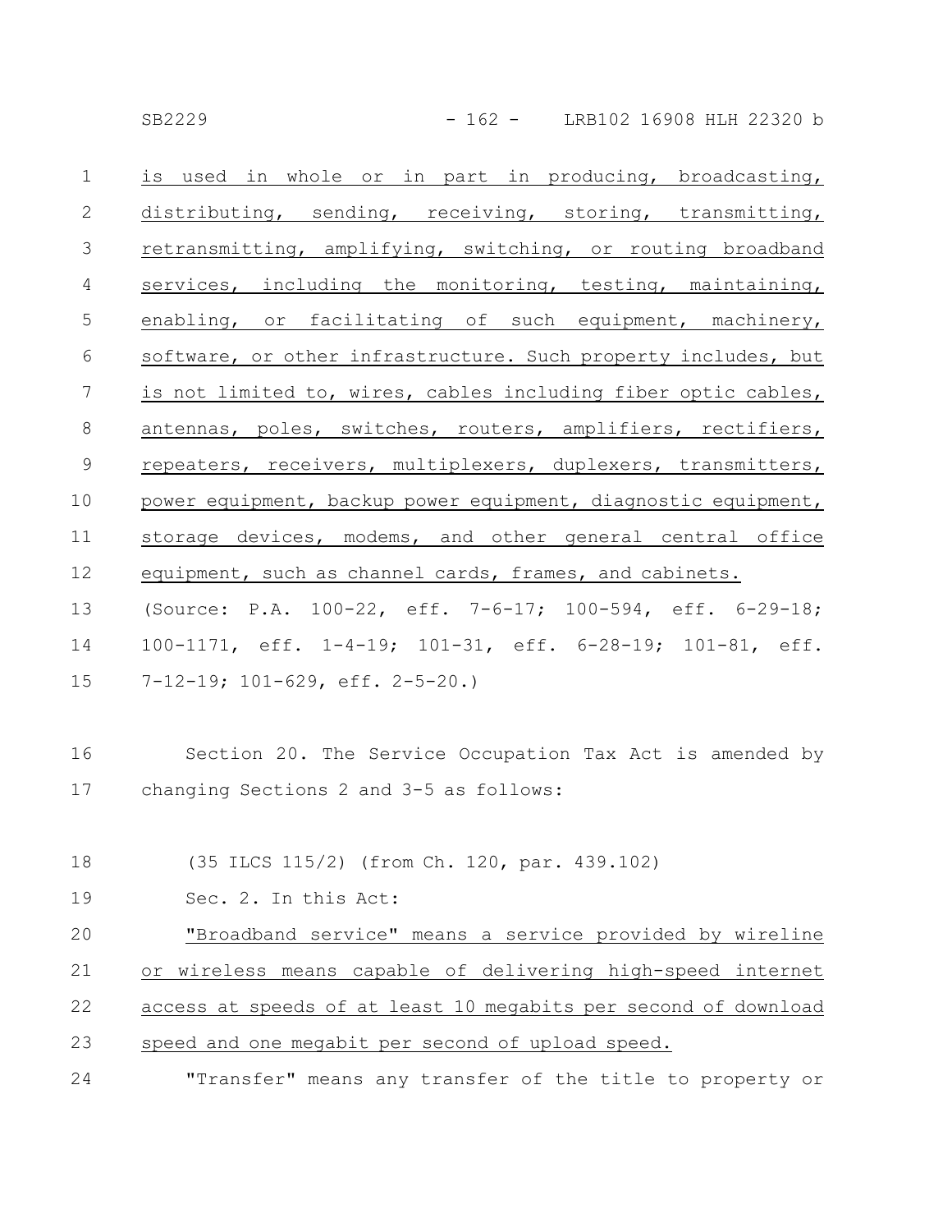is used in whole or in part in producing, broadcasting, distributing, sending, receiving, storing, transmitting, retransmitting, amplifying, switching, or routing broadband services, including the monitoring, testing, maintaining, enabling, or facilitating of such equipment, machinery, software, or other infrastructure. Such property includes, but is not limited to, wires, cables including fiber optic cables, antennas, poles, switches, routers, amplifiers, rectifiers, repeaters, receivers, multiplexers, duplexers, transmitters, power equipment, backup power equipment, diagnostic equipment, storage devices, modems, and other general central office equipment, such as channel cards, frames, and cabinets.

(Source: P.A. 100-22, eff. 7-6-17; 100-594, eff. 6-29-18; 100-1171, eff. 1-4-19; 101-31, eff. 6-28-19; 101-81, eff. 7-12-19; 101-629, eff. 2-5-20.)

Section 20. The Service Occupation Tax Act is amended by changing Sections 2 and 3-5 as follows:

(35 ILCS 115/2) (from Ch. 120, par. 439.102)

Sec. 2. In this Act:

"Broadband service" means a service provided by wireline or wireless means capable of delivering high-speed internet access at speeds of at least 10 megabits per second of download speed and one megabit per second of upload speed.

"Transfer" means any transfer of the title to property or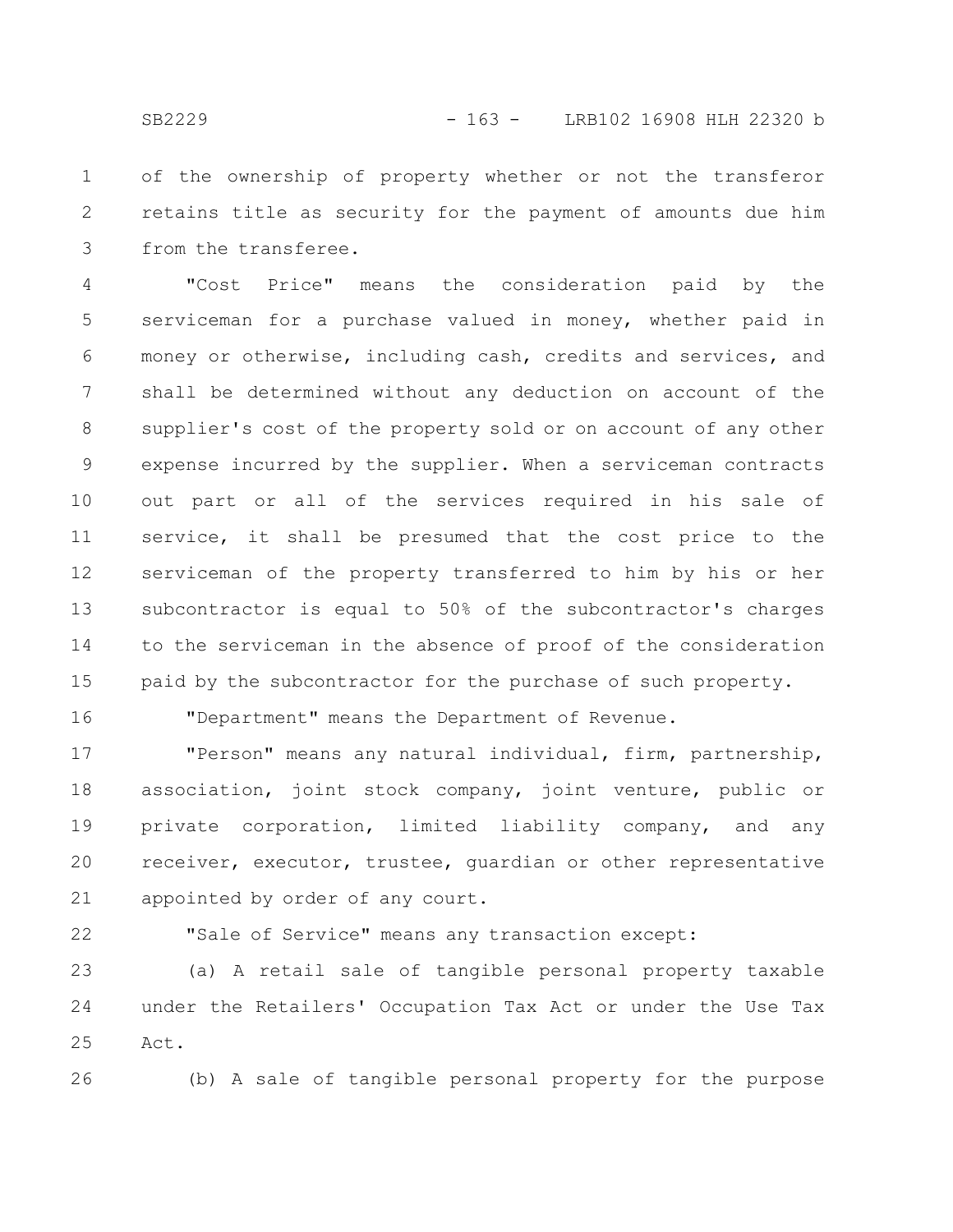of the ownership of property whether or not the transferor retains title as security for the payment of amounts due him from the transferee.

"Cost Price" means the consideration paid by the serviceman for a purchase valued in money, whether paid in money or otherwise, including cash, credits and services, and shall be determined without any deduction on account of the supplier's cost of the property sold or on account of any other expense incurred by the supplier. When a serviceman contracts out part or all of the services required in his sale of service, it shall be presumed that the cost price to the serviceman of the property transferred to him by his or her subcontractor is equal to 50% of the subcontractor's charges to the serviceman in the absence of proof of the consideration paid by the subcontractor for the purchase of such property.

"Department" means the Department of Revenue.

"Person" means any natural individual, firm, partnership, association, joint stock company, joint venture, public or private corporation, limited liability company, and any receiver, executor, trustee, guardian or other representative appointed by order of any court.

"Sale of Service" means any transaction except:

(a) A retail sale of tangible personal property taxable under the Retailers' Occupation Tax Act or under the Use Tax Act.

(b) A sale of tangible personal property for the purpose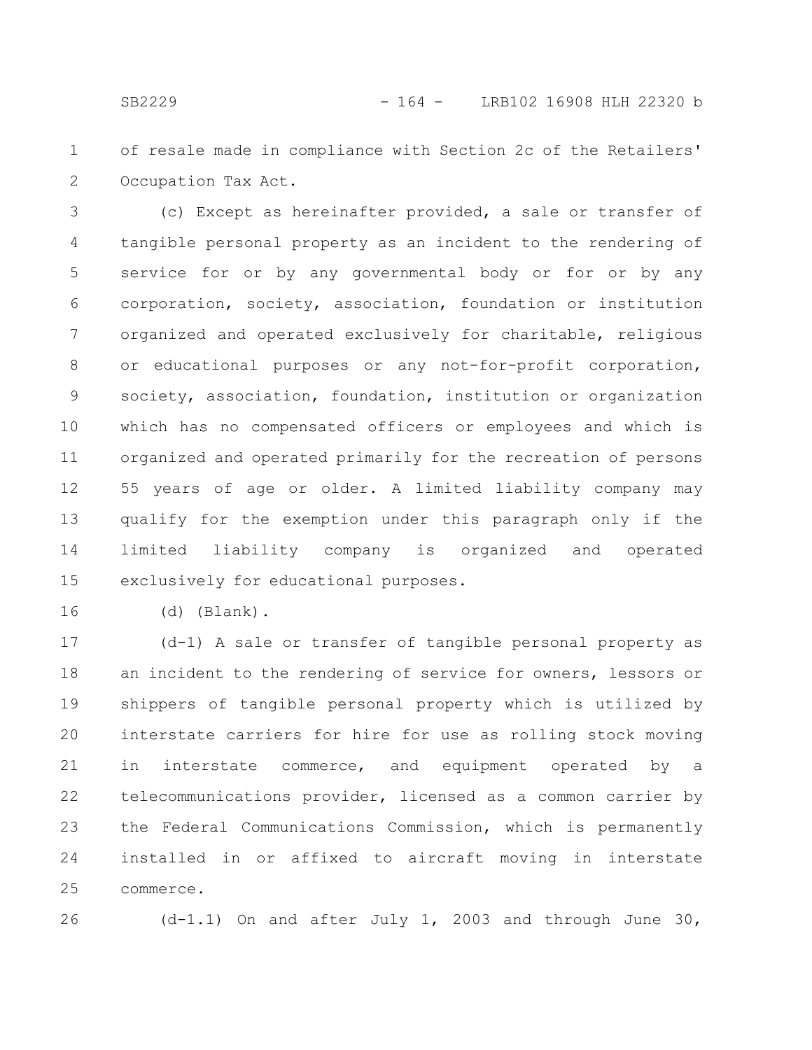of resale made in compliance with Section 2c of the Retailers' Occupation Tax Act.

(c) Except as hereinafter provided, a sale or transfer of tangible personal property as an incident to the rendering of service for or by any governmental body or for or by any corporation, society, association, foundation or institution organized and operated exclusively for charitable, religious or educational purposes or any not-for-profit corporation, society, association, foundation, institution or organization which has no compensated officers or employees and which is organized and operated primarily for the recreation of persons 55 years of age or older. A limited liability company may qualify for the exemption under this paragraph only if the limited liability company is organized and operated exclusively for educational purposes.

(d) (Blank).

(d-1) A sale or transfer of tangible personal property as an incident to the rendering of service for owners, lessors or shippers of tangible personal property which is utilized by interstate carriers for hire for use as rolling stock moving in interstate commerce, and equipment operated by a telecommunications provider, licensed as a common carrier by the Federal Communications Commission, which is permanently installed in or affixed to aircraft moving in interstate commerce.

(d-1.1) On and after July 1, 2003 and through June 30,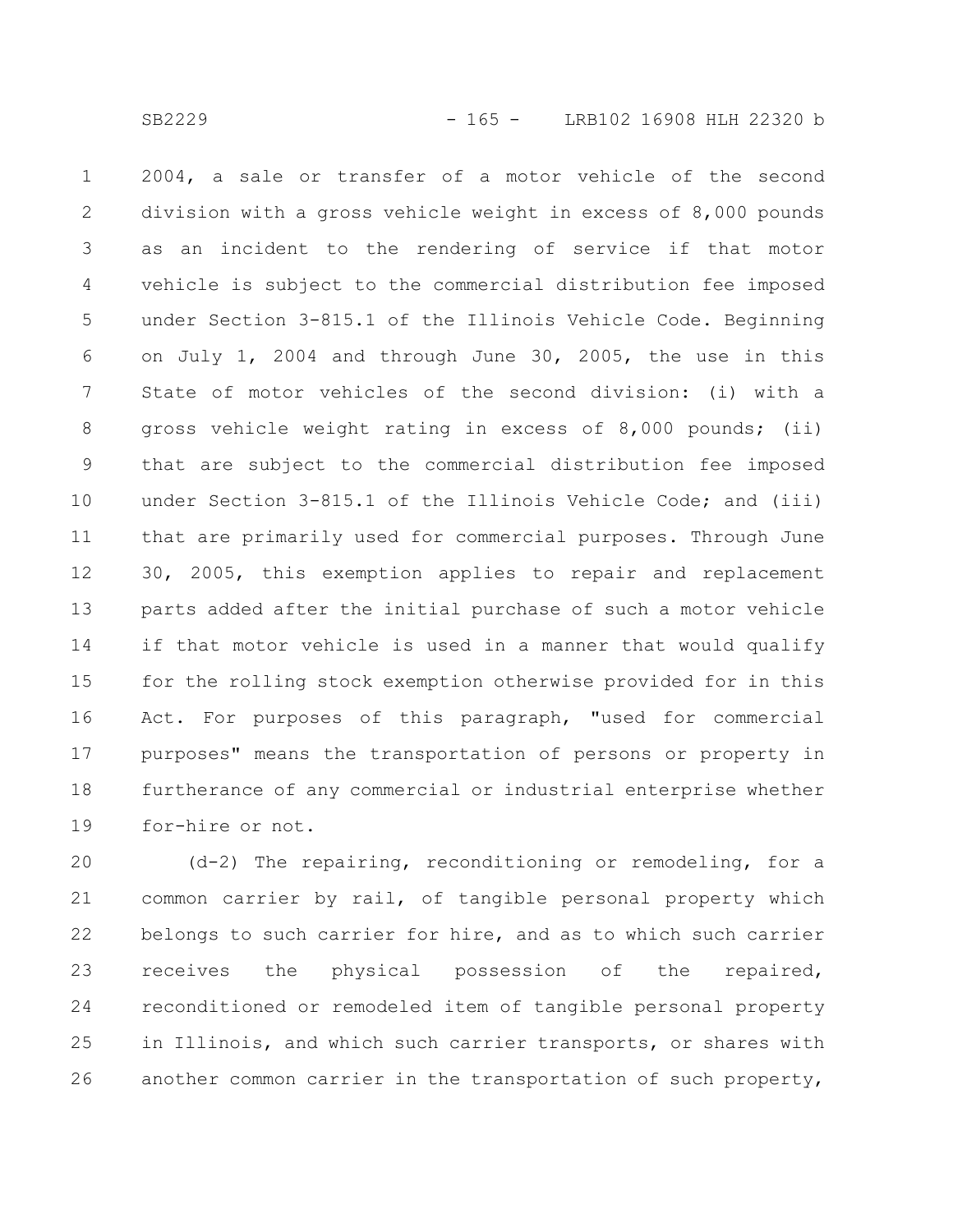2004, a sale or transfer of a motor vehicle of the second division with a gross vehicle weight in excess of 8,000 pounds as an incident to the rendering of service if that motor vehicle is subject to the commercial distribution fee imposed under Section 3-815.1 of the Illinois Vehicle Code. Beginning on July 1, 2004 and through June 30, 2005, the use in this State of motor vehicles of the second division: (i) with a gross vehicle weight rating in excess of 8,000 pounds; (ii) that are subject to the commercial distribution fee imposed under Section 3-815.1 of the Illinois Vehicle Code; and (iii) that are primarily used for commercial purposes. Through June 30, 2005, this exemption applies to repair and replacement parts added after the initial purchase of such a motor vehicle if that motor vehicle is used in a manner that would qualify for the rolling stock exemption otherwise provided for in this Act. For purposes of this paragraph, "used for commercial purposes" means the transportation of persons or property in furtherance of any commercial or industrial enterprise whether for-hire or not.

(d-2) The repairing, reconditioning or remodeling, for a common carrier by rail, of tangible personal property which belongs to such carrier for hire, and as to which such carrier receives the physical possession of the repaired, reconditioned or remodeled item of tangible personal property in Illinois, and which such carrier transports, or shares with another common carrier in the transportation of such property,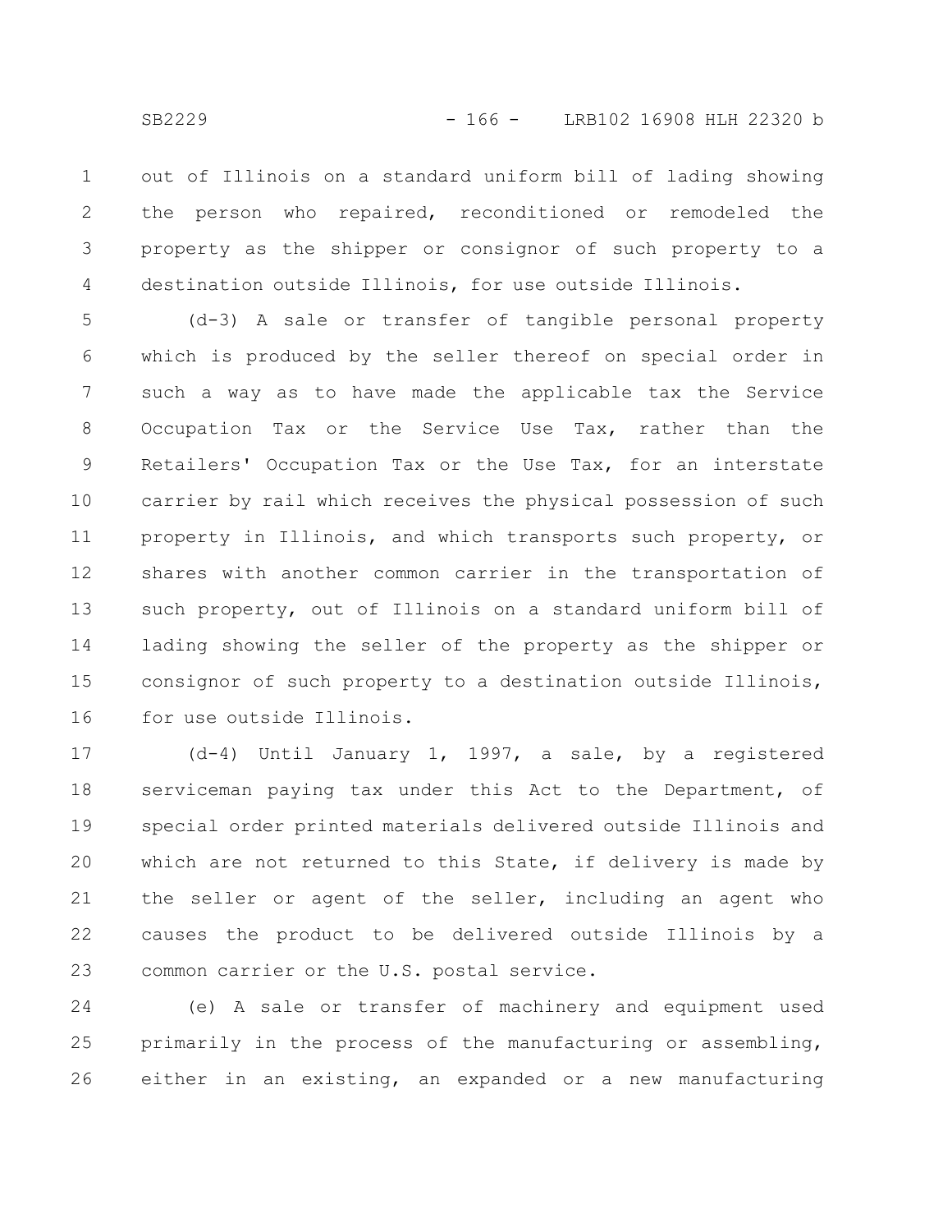out of Illinois on a standard uniform bill of lading showing the person who repaired, reconditioned or remodeled the property as the shipper or consignor of such property to a destination outside Illinois, for use outside Illinois.

(d-3) A sale or transfer of tangible personal property which is produced by the seller thereof on special order in such a way as to have made the applicable tax the Service Occupation Tax or the Service Use Tax, rather than the Retailers' Occupation Tax or the Use Tax, for an interstate carrier by rail which receives the physical possession of such property in Illinois, and which transports such property, or shares with another common carrier in the transportation of such property, out of Illinois on a standard uniform bill of lading showing the seller of the property as the shipper or consignor of such property to a destination outside Illinois, for use outside Illinois.

(d-4) Until January 1, 1997, a sale, by a registered serviceman paying tax under this Act to the Department, of special order printed materials delivered outside Illinois and which are not returned to this State, if delivery is made by the seller or agent of the seller, including an agent who causes the product to be delivered outside Illinois by a common carrier or the U.S. postal service.

(e) A sale or transfer of machinery and equipment used primarily in the process of the manufacturing or assembling, either in an existing, an expanded or a new manufacturing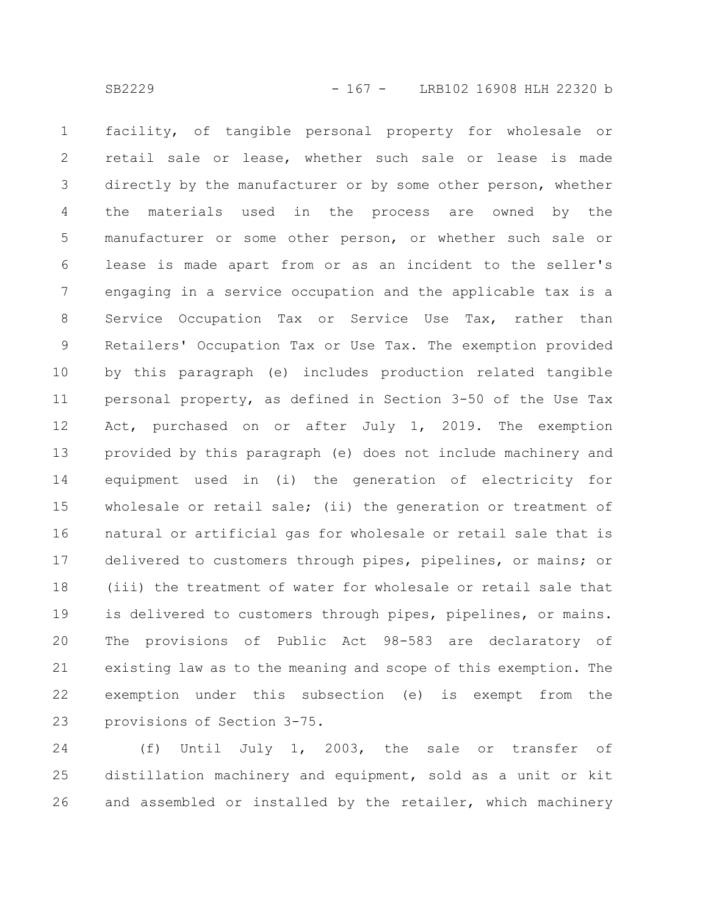facility, of tangible personal property for wholesale or retail sale or lease, whether such sale or lease is made directly by the manufacturer or by some other person, whether the materials used in the process are owned by the manufacturer or some other person, or whether such sale or lease is made apart from or as an incident to the seller's engaging in a service occupation and the applicable tax is a Service Occupation Tax or Service Use Tax, rather than Retailers' Occupation Tax or Use Tax. The exemption provided by this paragraph (e) includes production related tangible personal property, as defined in Section 3-50 of the Use Tax Act, purchased on or after July 1, 2019. The exemption provided by this paragraph (e) does not include machinery and equipment used in (i) the generation of electricity for wholesale or retail sale; (ii) the generation or treatment of natural or artificial gas for wholesale or retail sale that is delivered to customers through pipes, pipelines, or mains; or (iii) the treatment of water for wholesale or retail sale that is delivered to customers through pipes, pipelines, or mains. The provisions of Public Act 98-583 are declaratory of existing law as to the meaning and scope of this exemption. The exemption under this subsection (e) is exempt from the provisions of Section 3-75.

(f) Until July 1, 2003, the sale or transfer of distillation machinery and equipment, sold as a unit or kit and assembled or installed by the retailer, which machinery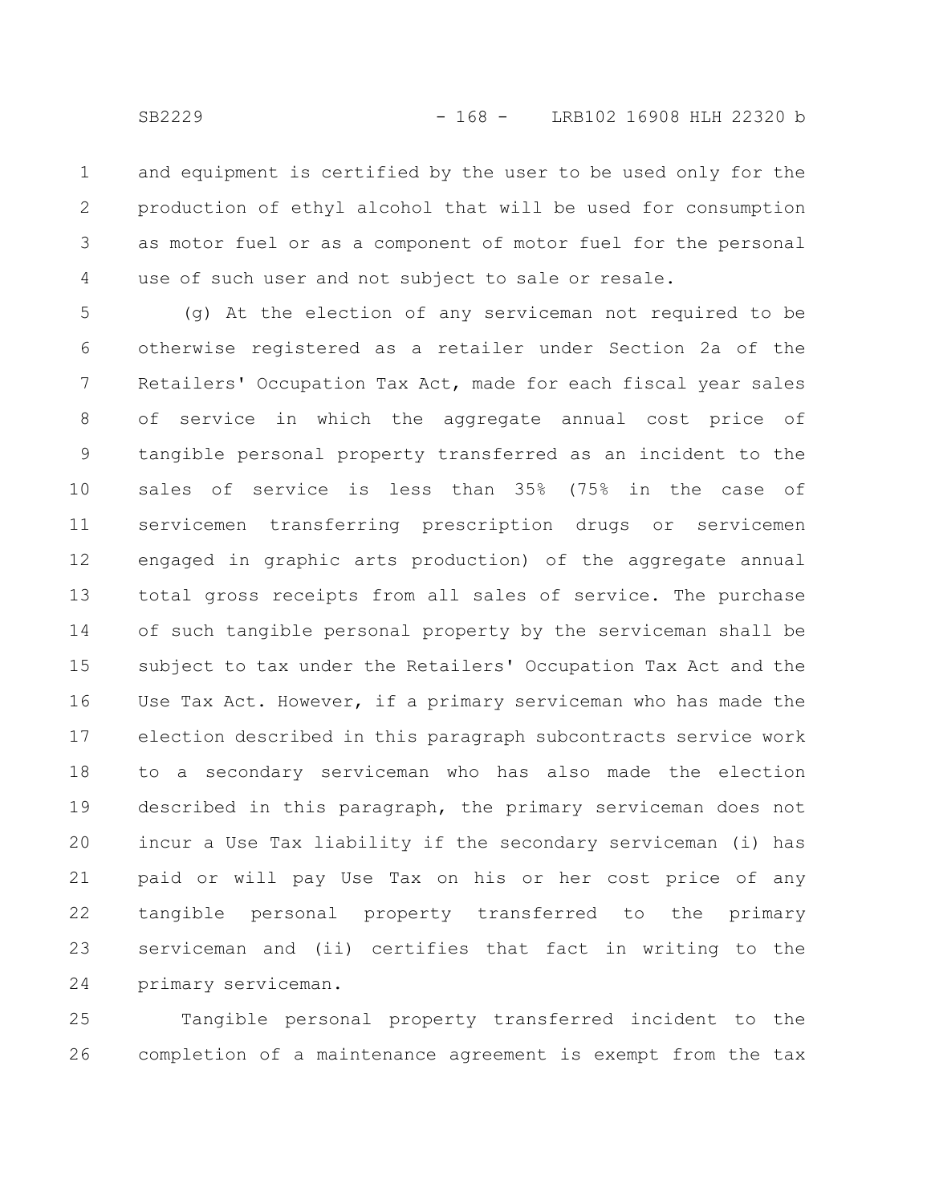and equipment is certified by the user to be used only for the production of ethyl alcohol that will be used for consumption as motor fuel or as a component of motor fuel for the personal use of such user and not subject to sale or resale.

(g) At the election of any serviceman not required to be otherwise registered as a retailer under Section 2a of the Retailers' Occupation Tax Act, made for each fiscal year sales of service in which the aggregate annual cost price of tangible personal property transferred as an incident to the sales of service is less than 35% (75% in the case of servicemen transferring prescription drugs or servicemen engaged in graphic arts production) of the aggregate annual total gross receipts from all sales of service. The purchase of such tangible personal property by the serviceman shall be subject to tax under the Retailers' Occupation Tax Act and the Use Tax Act. However, if a primary serviceman who has made the election described in this paragraph subcontracts service work to a secondary serviceman who has also made the election described in this paragraph, the primary serviceman does not incur a Use Tax liability if the secondary serviceman (i) has paid or will pay Use Tax on his or her cost price of any tangible personal property transferred to the primary serviceman and (ii) certifies that fact in writing to the primary serviceman.

Tangible personal property transferred incident to the completion of a maintenance agreement is exempt from the tax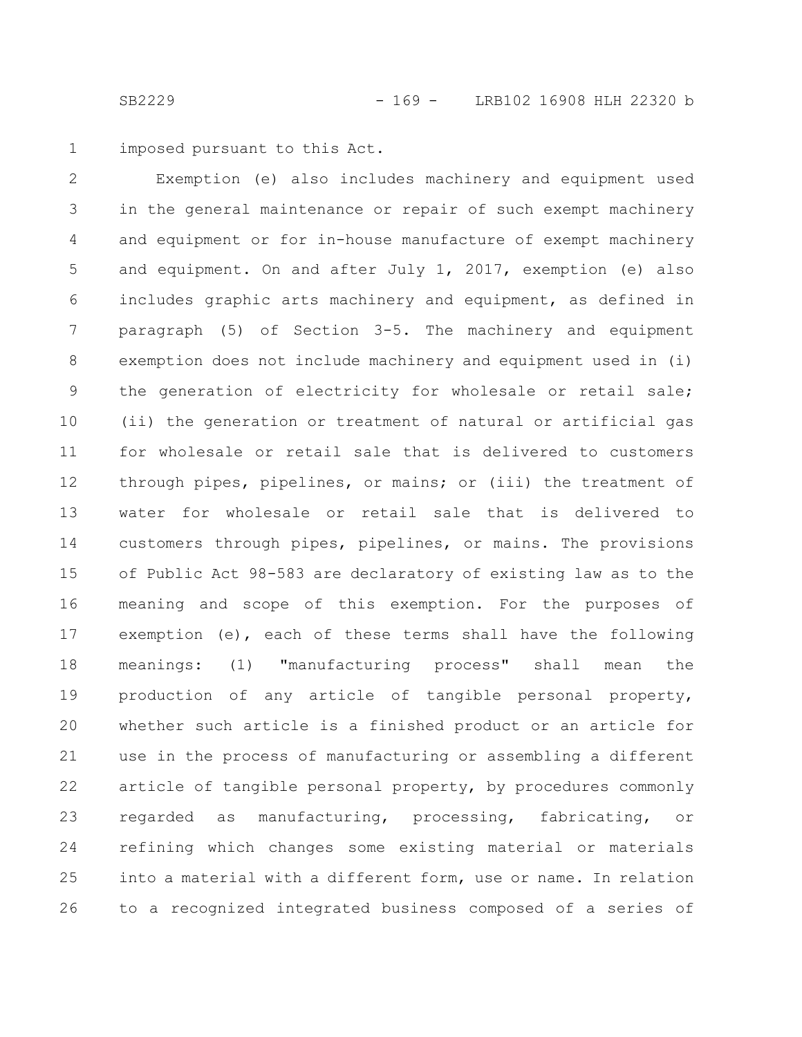imposed pursuant to this Act.

Exemption (e) also includes machinery and equipment used in the general maintenance or repair of such exempt machinery and equipment or for in-house manufacture of exempt machinery and equipment. On and after July 1, 2017, exemption (e) also includes graphic arts machinery and equipment, as defined in paragraph (5) of Section 3-5. The machinery and equipment exemption does not include machinery and equipment used in (i) the generation of electricity for wholesale or retail sale; (ii) the generation or treatment of natural or artificial gas for wholesale or retail sale that is delivered to customers through pipes, pipelines, or mains; or (iii) the treatment of water for wholesale or retail sale that is delivered to customers through pipes, pipelines, or mains. The provisions of Public Act 98-583 are declaratory of existing law as to the meaning and scope of this exemption. For the purposes of exemption (e), each of these terms shall have the following meanings: (1) "manufacturing process" shall mean the production of any article of tangible personal property, whether such article is a finished product or an article for use in the process of manufacturing or assembling a different article of tangible personal property, by procedures commonly regarded as manufacturing, processing, fabricating, or refining which changes some existing material or materials into a material with a different form, use or name. In relation to a recognized integrated business composed of a series of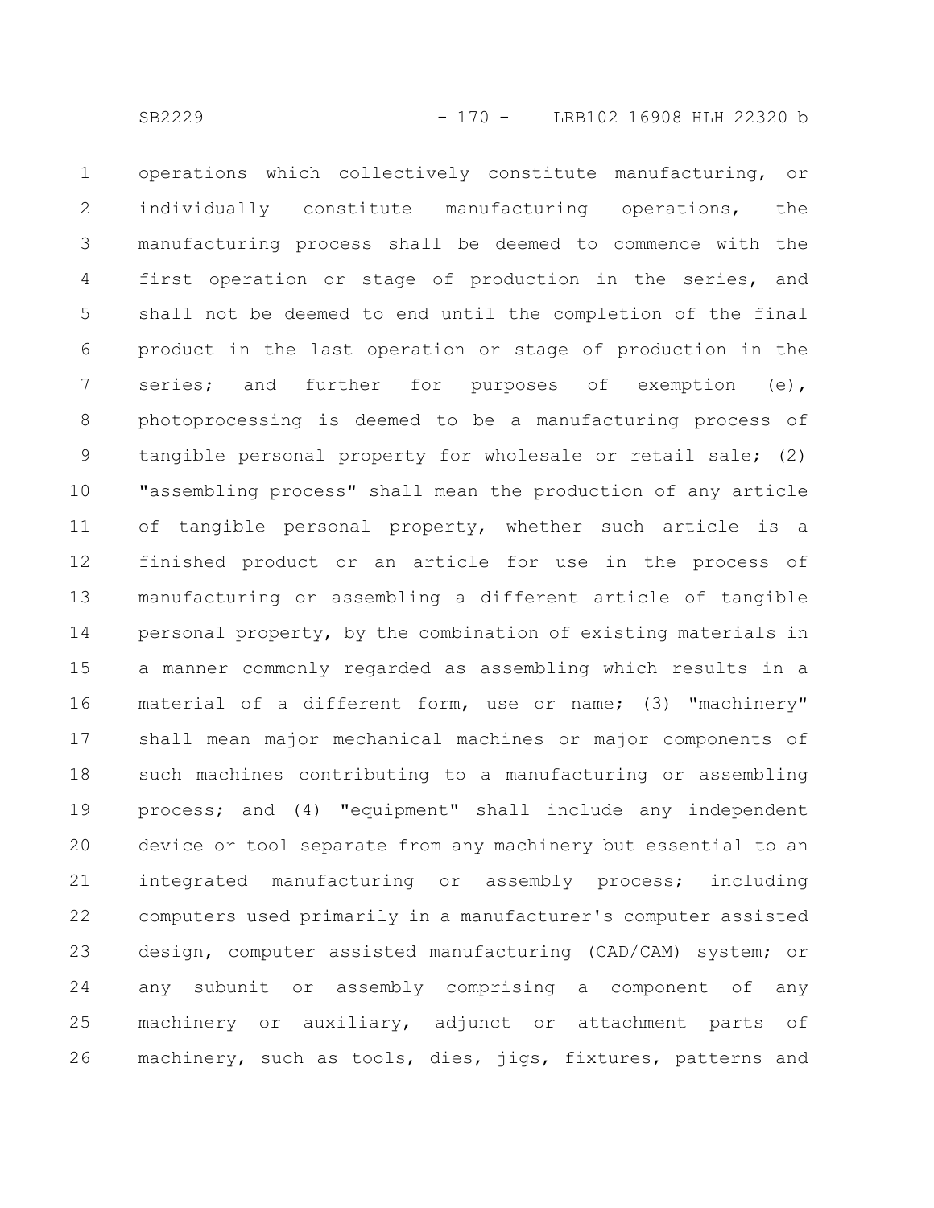operations which collectively constitute manufacturing, or individually constitute manufacturing operations, the manufacturing process shall be deemed to commence with the first operation or stage of production in the series, and shall not be deemed to end until the completion of the final product in the last operation or stage of production in the series; and further for purposes of exemption (e), photoprocessing is deemed to be a manufacturing process of tangible personal property for wholesale or retail sale; (2) "assembling process" shall mean the production of any article of tangible personal property, whether such article is a finished product or an article for use in the process of manufacturing or assembling a different article of tangible personal property, by the combination of existing materials in a manner commonly regarded as assembling which results in a material of a different form, use or name; (3) "machinery" shall mean major mechanical machines or major components of such machines contributing to a manufacturing or assembling process; and (4) "equipment" shall include any independent device or tool separate from any machinery but essential to an integrated manufacturing or assembly process; including computers used primarily in a manufacturer's computer assisted design, computer assisted manufacturing (CAD/CAM) system; or any subunit or assembly comprising a component of any machinery or auxiliary, adjunct or attachment parts of machinery, such as tools, dies, jigs, fixtures, patterns and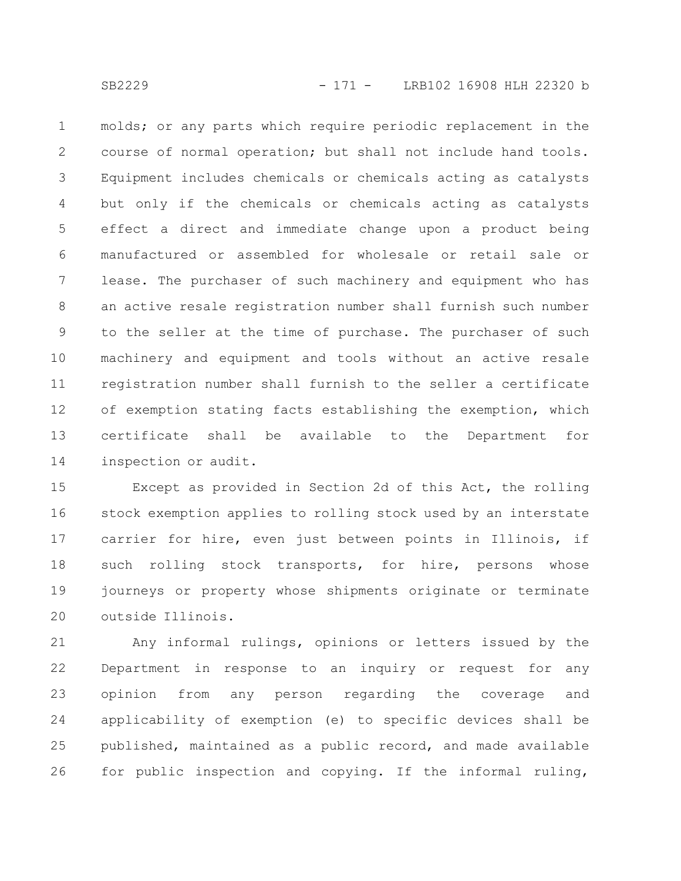molds; or any parts which require periodic replacement in the course of normal operation; but shall not include hand tools. Equipment includes chemicals or chemicals acting as catalysts but only if the chemicals or chemicals acting as catalysts effect a direct and immediate change upon a product being manufactured or assembled for wholesale or retail sale or lease. The purchaser of such machinery and equipment who has an active resale registration number shall furnish such number to the seller at the time of purchase. The purchaser of such machinery and equipment and tools without an active resale registration number shall furnish to the seller a certificate of exemption stating facts establishing the exemption, which certificate shall be available to the Department for inspection or audit.

Except as provided in Section 2d of this Act, the rolling stock exemption applies to rolling stock used by an interstate carrier for hire, even just between points in Illinois, if such rolling stock transports, for hire, persons whose journeys or property whose shipments originate or terminate outside Illinois.

Any informal rulings, opinions or letters issued by the Department in response to an inquiry or request for any opinion from any person regarding the coverage and applicability of exemption (e) to specific devices shall be published, maintained as a public record, and made available for public inspection and copying. If the informal ruling,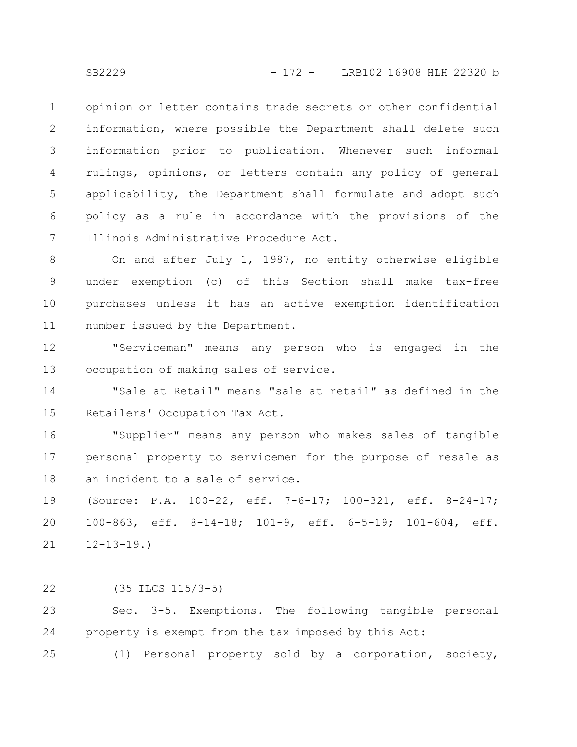opinion or letter contains trade secrets or other confidential information, where possible the Department shall delete such information prior to publication. Whenever such informal rulings, opinions, or letters contain any policy of general applicability, the Department shall formulate and adopt such policy as a rule in accordance with the provisions of the Illinois Administrative Procedure Act.

On and after July 1, 1987, no entity otherwise eligible under exemption (c) of this Section shall make tax-free purchases unless it has an active exemption identification number issued by the Department.

"Serviceman" means any person who is engaged in the occupation of making sales of service.

"Sale at Retail" means "sale at retail" as defined in the Retailers' Occupation Tax Act.

"Supplier" means any person who makes sales of tangible personal property to servicemen for the purpose of resale as an incident to a sale of service.

(Source: P.A. 100-22, eff. 7-6-17; 100-321, eff. 8-24-17; 100-863, eff. 8-14-18; 101-9, eff. 6-5-19; 101-604, eff. 12-13-19.)

(35 ILCS 115/3-5)

Sec. 3-5. Exemptions. The following tangible personal property is exempt from the tax imposed by this Act:

(1) Personal property sold by a corporation, society,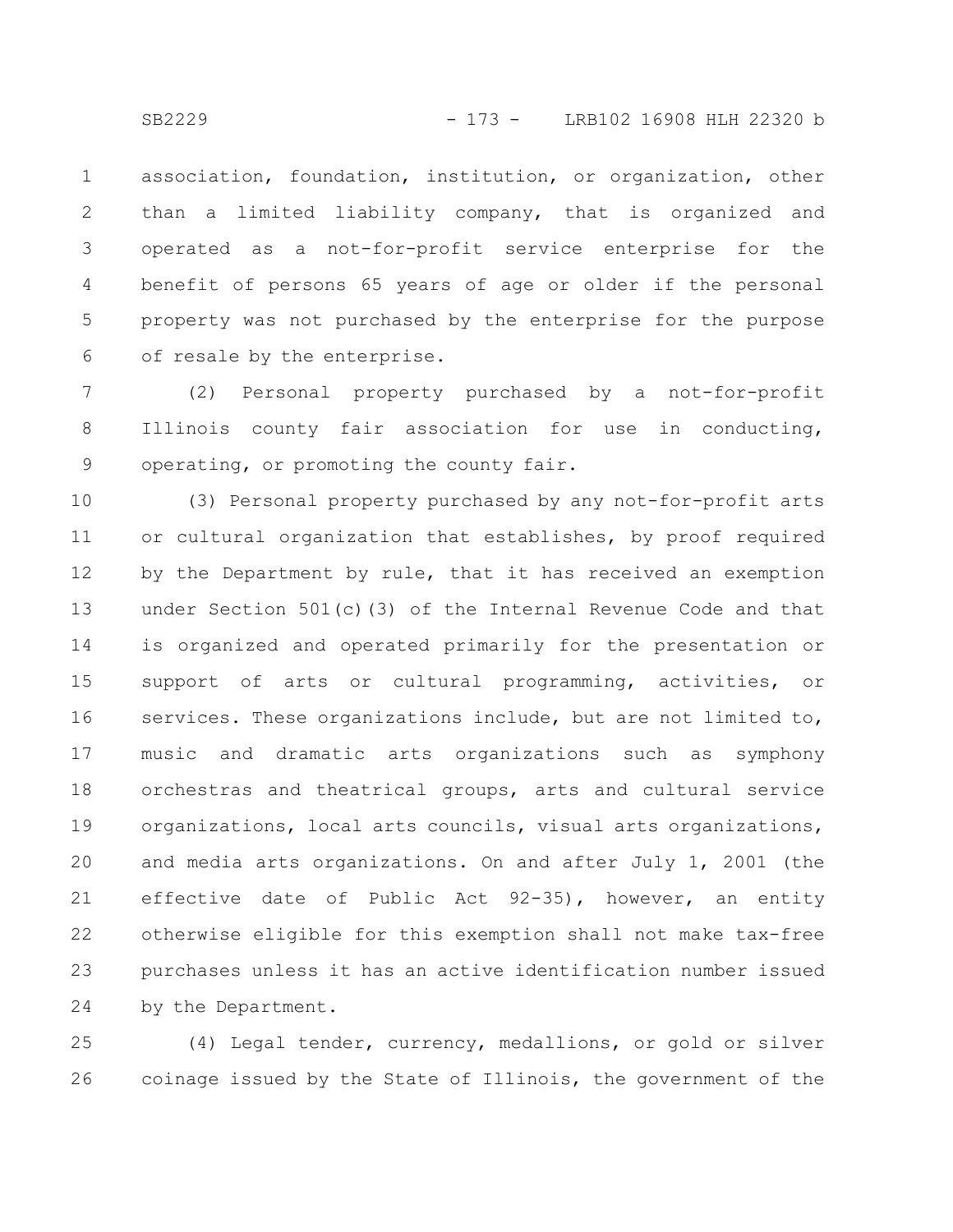association, foundation, institution, or organization, other than a limited liability company, that is organized and operated as a not-for-profit service enterprise for the benefit of persons 65 years of age or older if the personal property was not purchased by the enterprise for the purpose of resale by the enterprise.

(2) Personal property purchased by a not-for-profit Illinois county fair association for use in conducting, operating, or promoting the county fair.

(3) Personal property purchased by any not-for-profit arts or cultural organization that establishes, by proof required by the Department by rule, that it has received an exemption under Section 501(c)(3) of the Internal Revenue Code and that is organized and operated primarily for the presentation or support of arts or cultural programming, activities, or services. These organizations include, but are not limited to, music and dramatic arts organizations such as symphony orchestras and theatrical groups, arts and cultural service organizations, local arts councils, visual arts organizations, and media arts organizations. On and after July 1, 2001 (the effective date of Public Act 92-35), however, an entity otherwise eligible for this exemption shall not make tax-free purchases unless it has an active identification number issued by the Department.

(4) Legal tender, currency, medallions, or gold or silver coinage issued by the State of Illinois, the government of the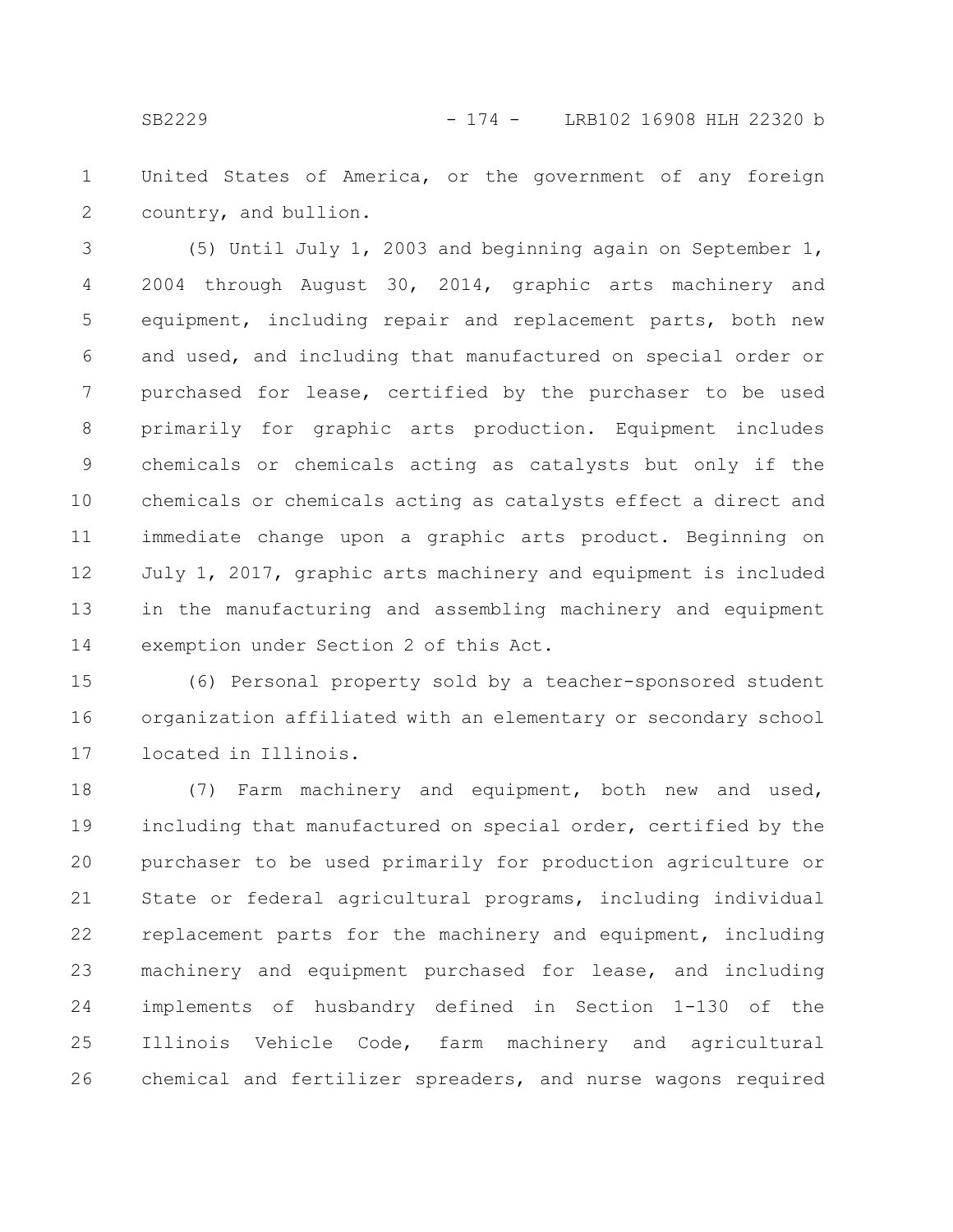United States of America, or the government of any foreign country, and bullion.

(5) Until July 1, 2003 and beginning again on September 1, 2004 through August 30, 2014, graphic arts machinery and equipment, including repair and replacement parts, both new and used, and including that manufactured on special order or purchased for lease, certified by the purchaser to be used primarily for graphic arts production. Equipment includes chemicals or chemicals acting as catalysts but only if the chemicals or chemicals acting as catalysts effect a direct and immediate change upon a graphic arts product. Beginning on July 1, 2017, graphic arts machinery and equipment is included in the manufacturing and assembling machinery and equipment exemption under Section 2 of this Act.

(6) Personal property sold by a teacher-sponsored student organization affiliated with an elementary or secondary school located in Illinois.

(7) Farm machinery and equipment, both new and used, including that manufactured on special order, certified by the purchaser to be used primarily for production agriculture or State or federal agricultural programs, including individual replacement parts for the machinery and equipment, including machinery and equipment purchased for lease, and including implements of husbandry defined in Section 1-130 of the Illinois Vehicle Code, farm machinery and agricultural chemical and fertilizer spreaders, and nurse wagons required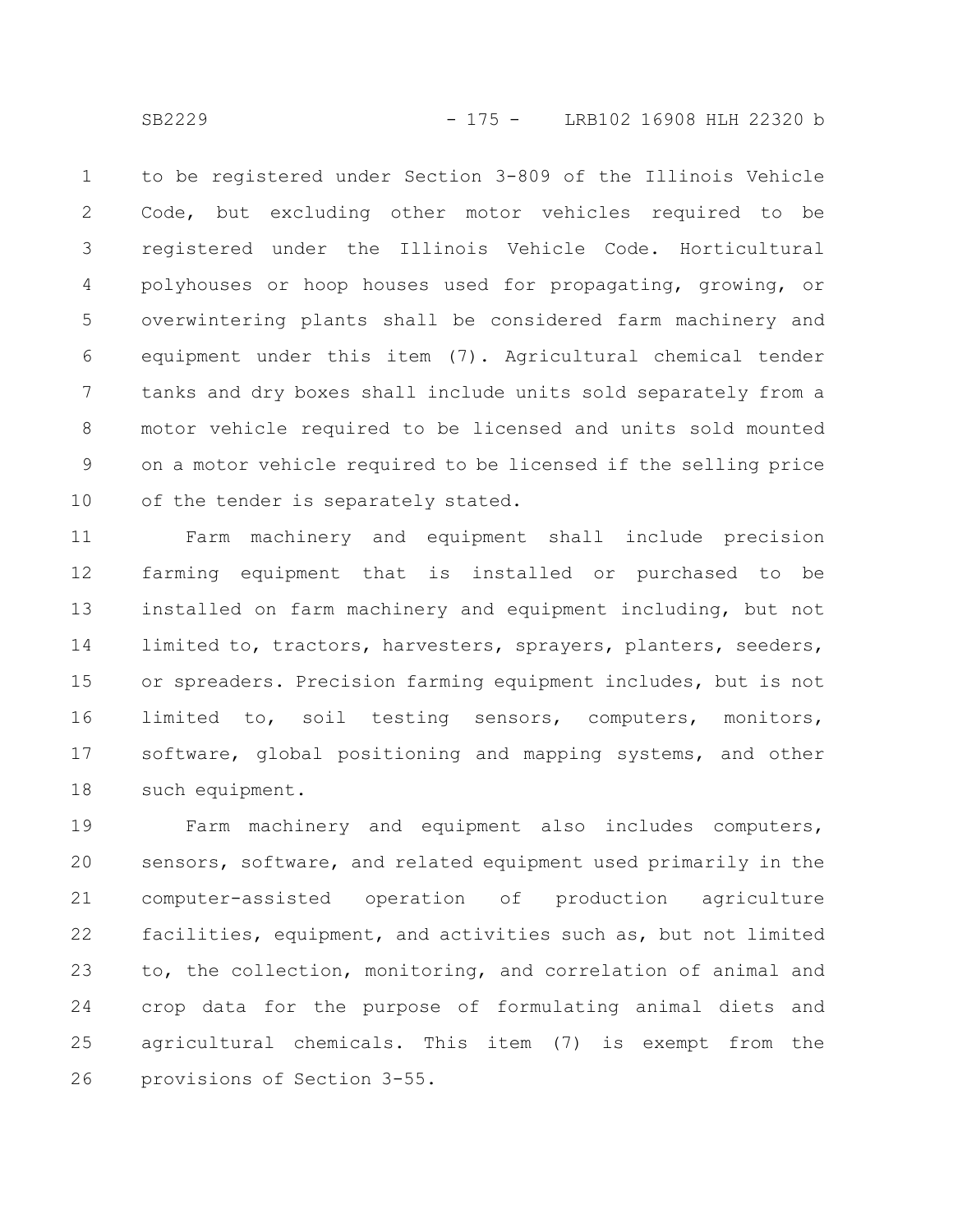to be registered under Section 3-809 of the Illinois Vehicle Code, but excluding other motor vehicles required to be registered under the Illinois Vehicle Code. Horticultural polyhouses or hoop houses used for propagating, growing, or overwintering plants shall be considered farm machinery and equipment under this item (7). Agricultural chemical tender tanks and dry boxes shall include units sold separately from a motor vehicle required to be licensed and units sold mounted on a motor vehicle required to be licensed if the selling price of the tender is separately stated.

Farm machinery and equipment shall include precision farming equipment that is installed or purchased to be installed on farm machinery and equipment including, but not limited to, tractors, harvesters, sprayers, planters, seeders, or spreaders. Precision farming equipment includes, but is not limited to, soil testing sensors, computers, monitors, software, global positioning and mapping systems, and other such equipment.

Farm machinery and equipment also includes computers, sensors, software, and related equipment used primarily in the computer-assisted operation of production agriculture facilities, equipment, and activities such as, but not limited to, the collection, monitoring, and correlation of animal and crop data for the purpose of formulating animal diets and agricultural chemicals. This item (7) is exempt from the provisions of Section 3-55.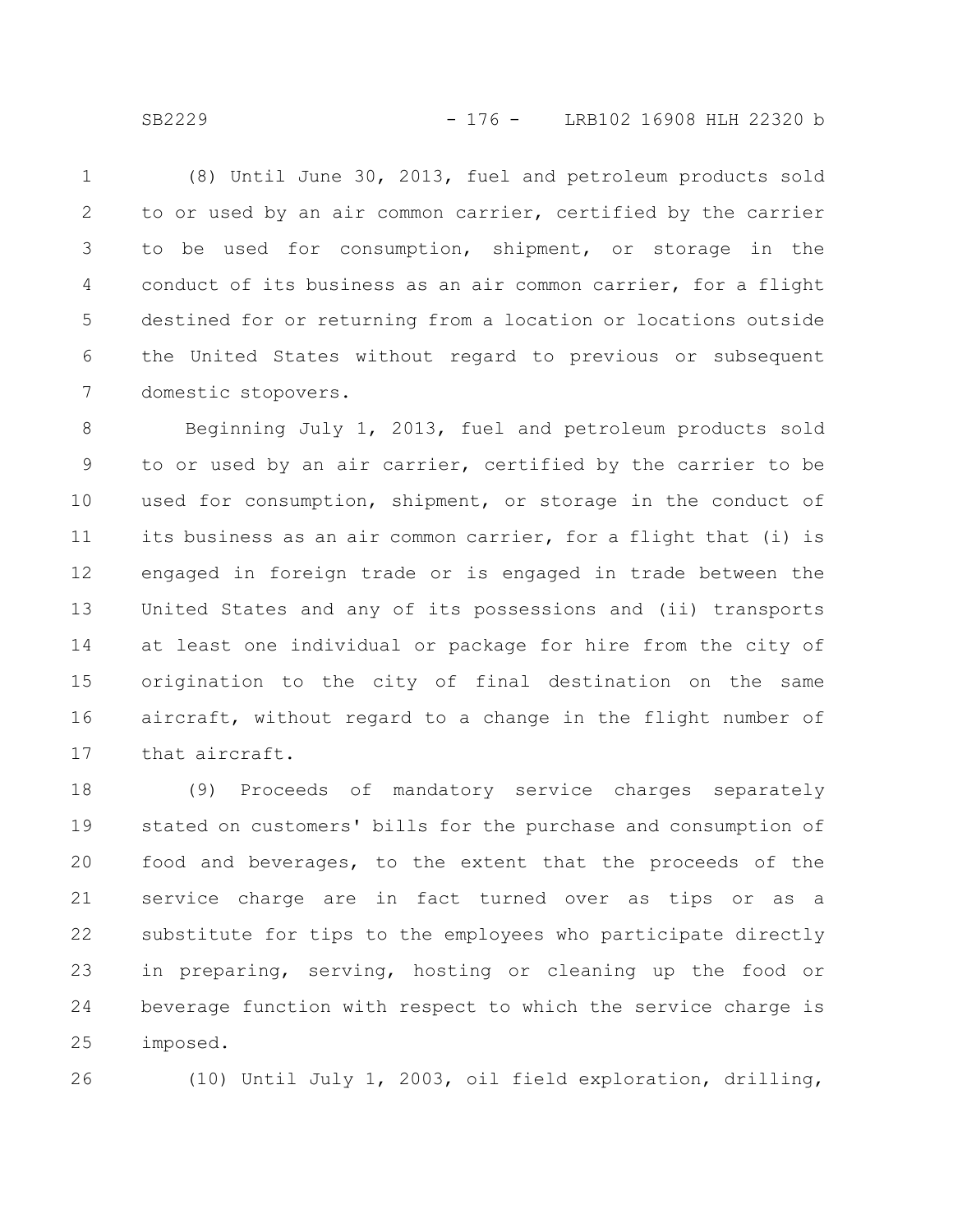(8) Until June 30, 2013, fuel and petroleum products sold to or used by an air common carrier, certified by the carrier to be used for consumption, shipment, or storage in the conduct of its business as an air common carrier, for a flight destined for or returning from a location or locations outside the United States without regard to previous or subsequent domestic stopovers.

Beginning July 1, 2013, fuel and petroleum products sold to or used by an air carrier, certified by the carrier to be used for consumption, shipment, or storage in the conduct of its business as an air common carrier, for a flight that (i) is engaged in foreign trade or is engaged in trade between the United States and any of its possessions and (ii) transports at least one individual or package for hire from the city of origination to the city of final destination on the same aircraft, without regard to a change in the flight number of that aircraft.

(9) Proceeds of mandatory service charges separately stated on customers' bills for the purchase and consumption of food and beverages, to the extent that the proceeds of the service charge are in fact turned over as tips or as a substitute for tips to the employees who participate directly in preparing, serving, hosting or cleaning up the food or beverage function with respect to which the service charge is imposed.

(10) Until July 1, 2003, oil field exploration, drilling,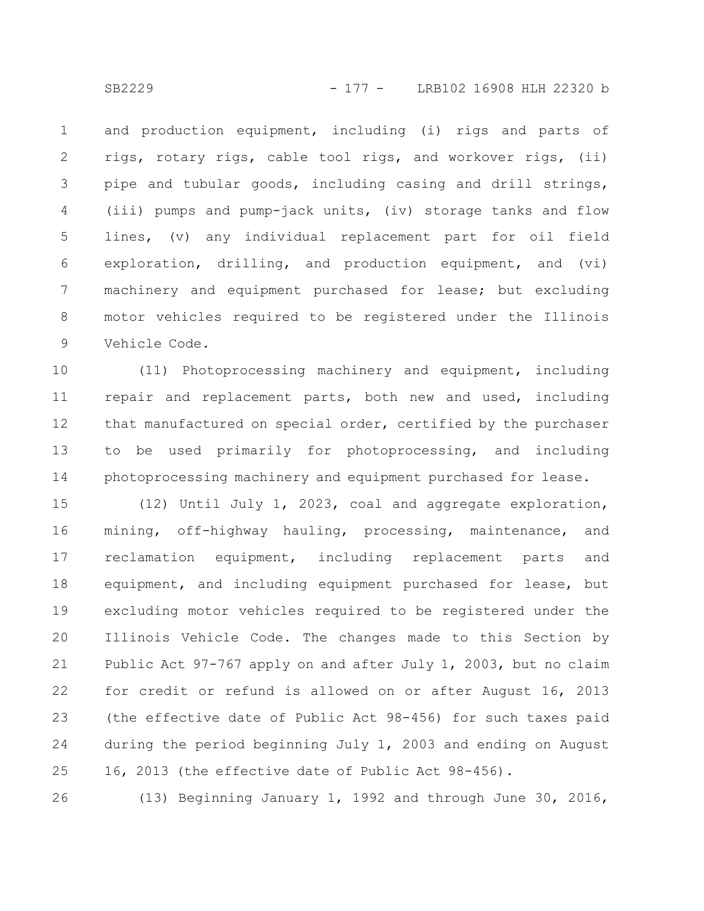and production equipment, including (i) rigs and parts of rigs, rotary rigs, cable tool rigs, and workover rigs, (ii) pipe and tubular goods, including casing and drill strings, (iii) pumps and pump-jack units, (iv) storage tanks and flow lines, (v) any individual replacement part for oil field exploration, drilling, and production equipment, and (vi) machinery and equipment purchased for lease; but excluding motor vehicles required to be registered under the Illinois Vehicle Code.

(11) Photoprocessing machinery and equipment, including repair and replacement parts, both new and used, including that manufactured on special order, certified by the purchaser to be used primarily for photoprocessing, and including photoprocessing machinery and equipment purchased for lease.

(12) Until July 1, 2023, coal and aggregate exploration, mining, off-highway hauling, processing, maintenance, and reclamation equipment, including replacement parts and equipment, and including equipment purchased for lease, but excluding motor vehicles required to be registered under the Illinois Vehicle Code. The changes made to this Section by Public Act 97-767 apply on and after July 1, 2003, but no claim for credit or refund is allowed on or after August 16, 2013 (the effective date of Public Act 98-456) for such taxes paid during the period beginning July 1, 2003 and ending on August 16, 2013 (the effective date of Public Act 98-456).

(13) Beginning January 1, 1992 and through June 30, 2016,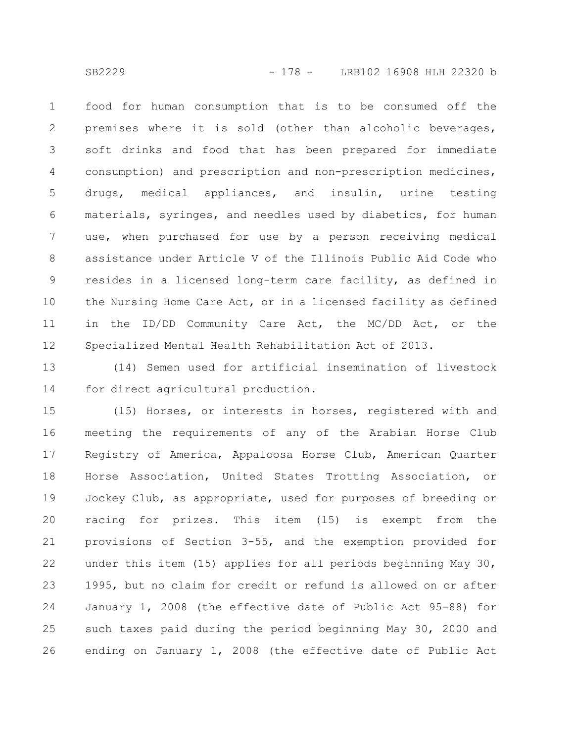food for human consumption that is to be consumed off the premises where it is sold (other than alcoholic beverages, soft drinks and food that has been prepared for immediate consumption) and prescription and non-prescription medicines, drugs, medical appliances, and insulin, urine testing materials, syringes, and needles used by diabetics, for human use, when purchased for use by a person receiving medical assistance under Article V of the Illinois Public Aid Code who resides in a licensed long-term care facility, as defined in the Nursing Home Care Act, or in a licensed facility as defined in the ID/DD Community Care Act, the MC/DD Act, or the Specialized Mental Health Rehabilitation Act of 2013.

(14) Semen used for artificial insemination of livestock for direct agricultural production.

(15) Horses, or interests in horses, registered with and meeting the requirements of any of the Arabian Horse Club Registry of America, Appaloosa Horse Club, American Quarter Horse Association, United States Trotting Association, or Jockey Club, as appropriate, used for purposes of breeding or racing for prizes. This item (15) is exempt from the provisions of Section 3-55, and the exemption provided for under this item (15) applies for all periods beginning May 30, 1995, but no claim for credit or refund is allowed on or after January 1, 2008 (the effective date of Public Act 95-88) for such taxes paid during the period beginning May 30, 2000 and ending on January 1, 2008 (the effective date of Public Act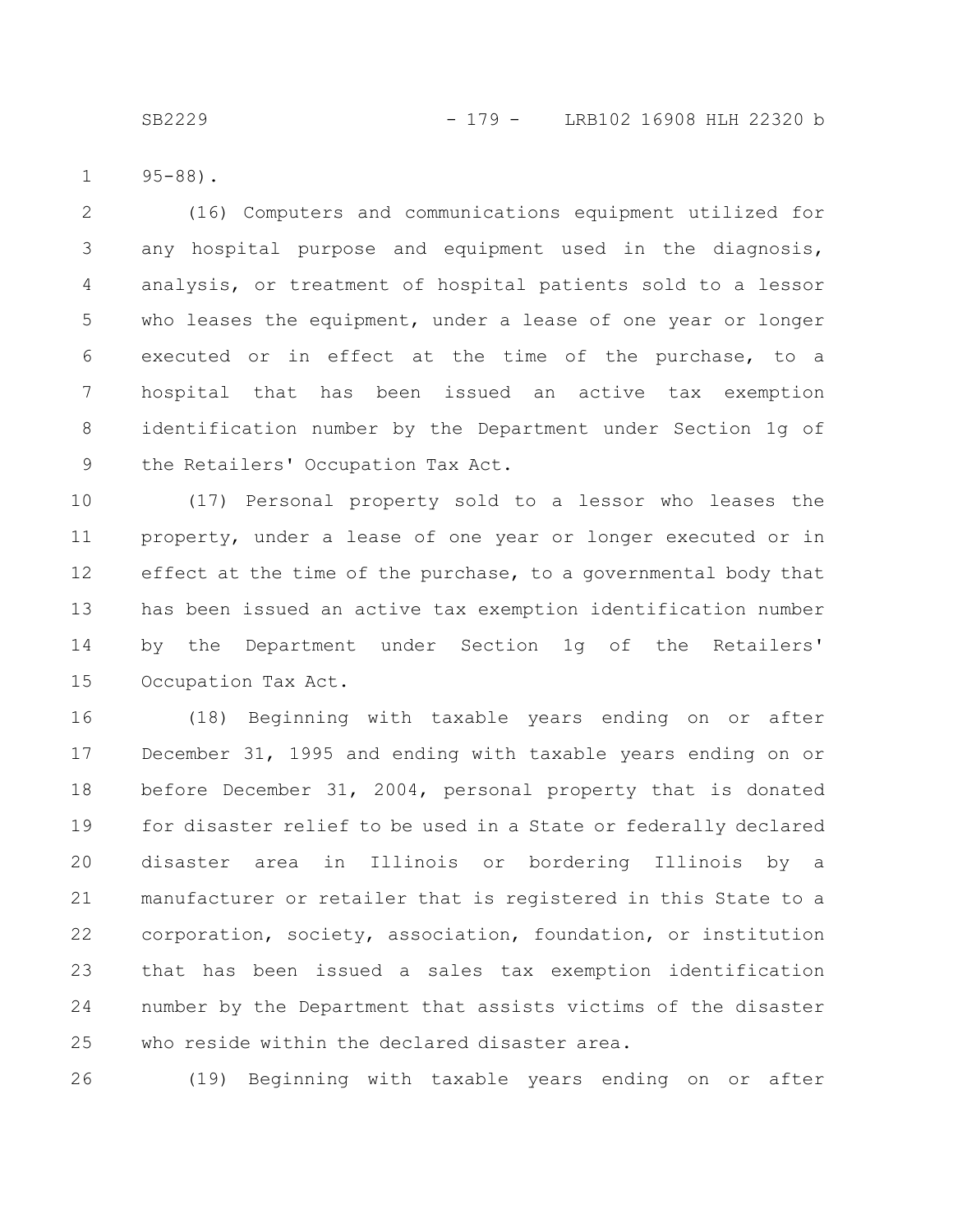95-88).

(16) Computers and communications equipment utilized for any hospital purpose and equipment used in the diagnosis, analysis, or treatment of hospital patients sold to a lessor who leases the equipment, under a lease of one year or longer executed or in effect at the time of the purchase, to a hospital that has been issued an active tax exemption identification number by the Department under Section 1g of the Retailers' Occupation Tax Act.

(17) Personal property sold to a lessor who leases the property, under a lease of one year or longer executed or in effect at the time of the purchase, to a governmental body that has been issued an active tax exemption identification number by the Department under Section 1g of the Retailers' Occupation Tax Act.

(18) Beginning with taxable years ending on or after December 31, 1995 and ending with taxable years ending on or before December 31, 2004, personal property that is donated for disaster relief to be used in a State or federally declared disaster area in Illinois or bordering Illinois by a manufacturer or retailer that is registered in this State to a corporation, society, association, foundation, or institution that has been issued a sales tax exemption identification number by the Department that assists victims of the disaster who reside within the declared disaster area.

(19) Beginning with taxable years ending on or after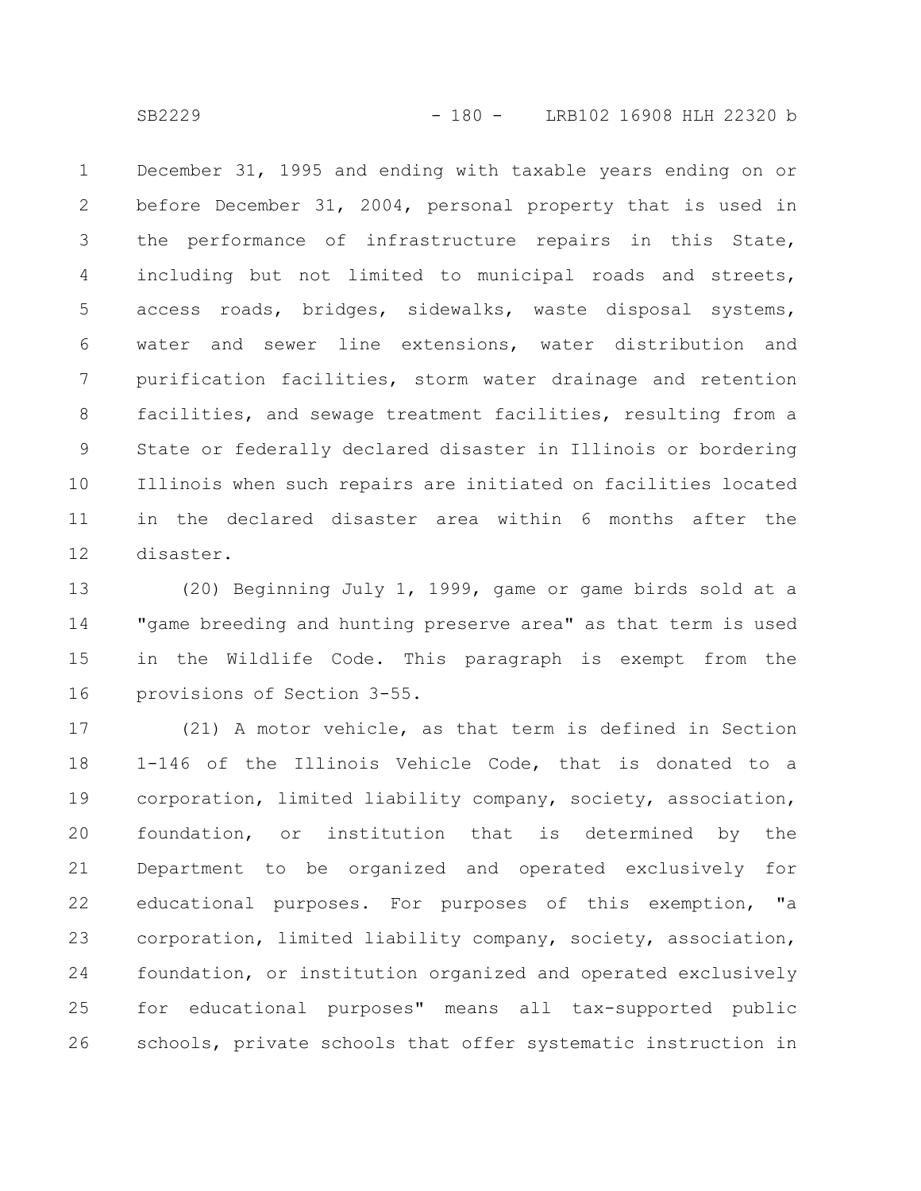December 31, 1995 and ending with taxable years ending on or before December 31, 2004, personal property that is used in the performance of infrastructure repairs in this State, including but not limited to municipal roads and streets, access roads, bridges, sidewalks, waste disposal systems, water and sewer line extensions, water distribution and purification facilities, storm water drainage and retention facilities, and sewage treatment facilities, resulting from a State or federally declared disaster in Illinois or bordering Illinois when such repairs are initiated on facilities located in the declared disaster area within 6 months after the disaster.

(20) Beginning July 1, 1999, game or game birds sold at a "game breeding and hunting preserve area" as that term is used in the Wildlife Code. This paragraph is exempt from the provisions of Section 3-55.

(21) A motor vehicle, as that term is defined in Section 1-146 of the Illinois Vehicle Code, that is donated to a corporation, limited liability company, society, association, foundation, or institution that is determined by the Department to be organized and operated exclusively for educational purposes. For purposes of this exemption, "a corporation, limited liability company, society, association, foundation, or institution organized and operated exclusively for educational purposes" means all tax-supported public schools, private schools that offer systematic instruction in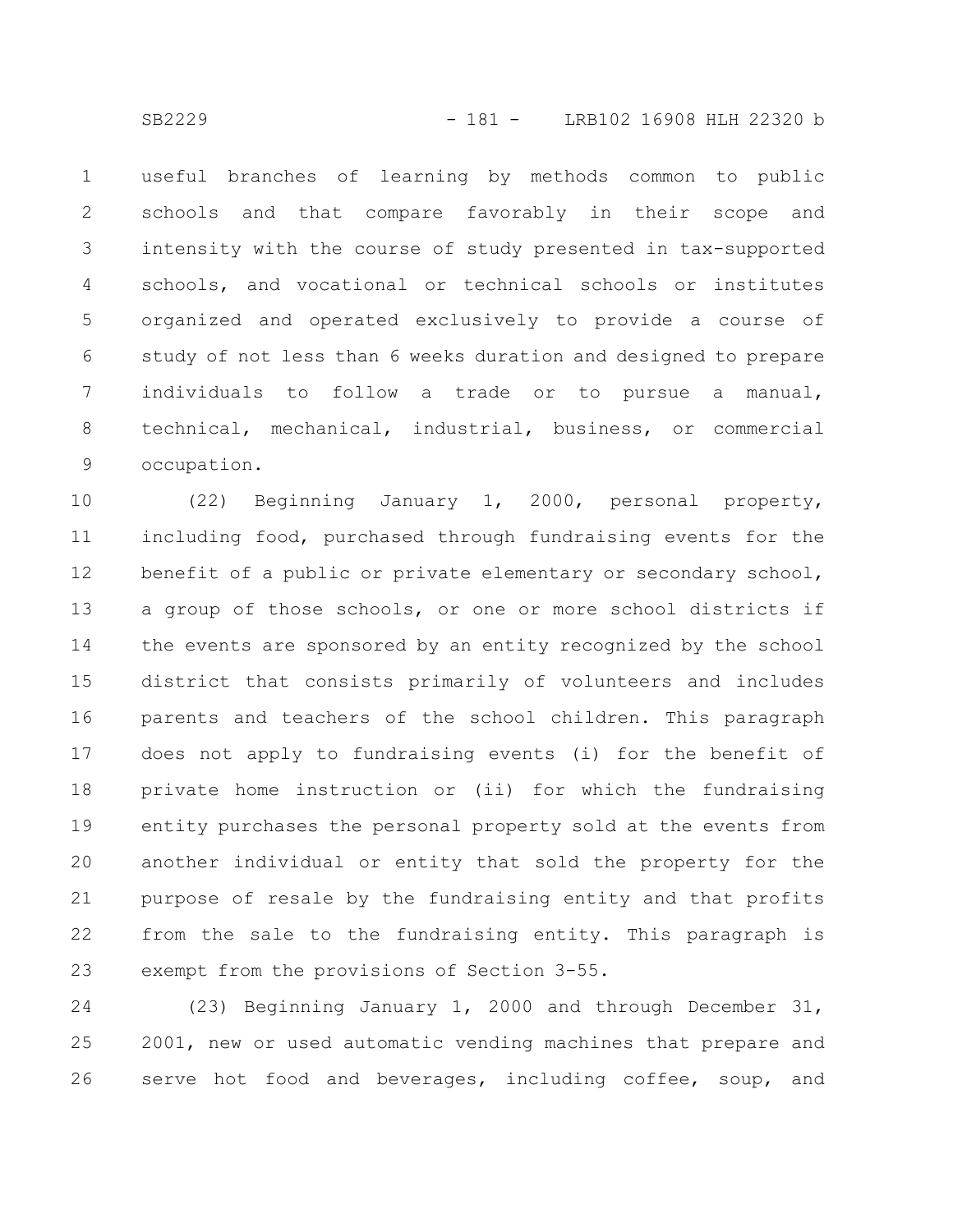useful branches of learning by methods common to public schools and that compare favorably in their scope and intensity with the course of study presented in tax-supported schools, and vocational or technical schools or institutes organized and operated exclusively to provide a course of study of not less than 6 weeks duration and designed to prepare individuals to follow a trade or to pursue a manual, technical, mechanical, industrial, business, or commercial occupation.

(22) Beginning January 1, 2000, personal property, including food, purchased through fundraising events for the benefit of a public or private elementary or secondary school, a group of those schools, or one or more school districts if the events are sponsored by an entity recognized by the school district that consists primarily of volunteers and includes parents and teachers of the school children. This paragraph does not apply to fundraising events (i) for the benefit of private home instruction or (ii) for which the fundraising entity purchases the personal property sold at the events from another individual or entity that sold the property for the purpose of resale by the fundraising entity and that profits from the sale to the fundraising entity. This paragraph is exempt from the provisions of Section 3-55.

(23) Beginning January 1, 2000 and through December 31, 2001, new or used automatic vending machines that prepare and serve hot food and beverages, including coffee, soup, and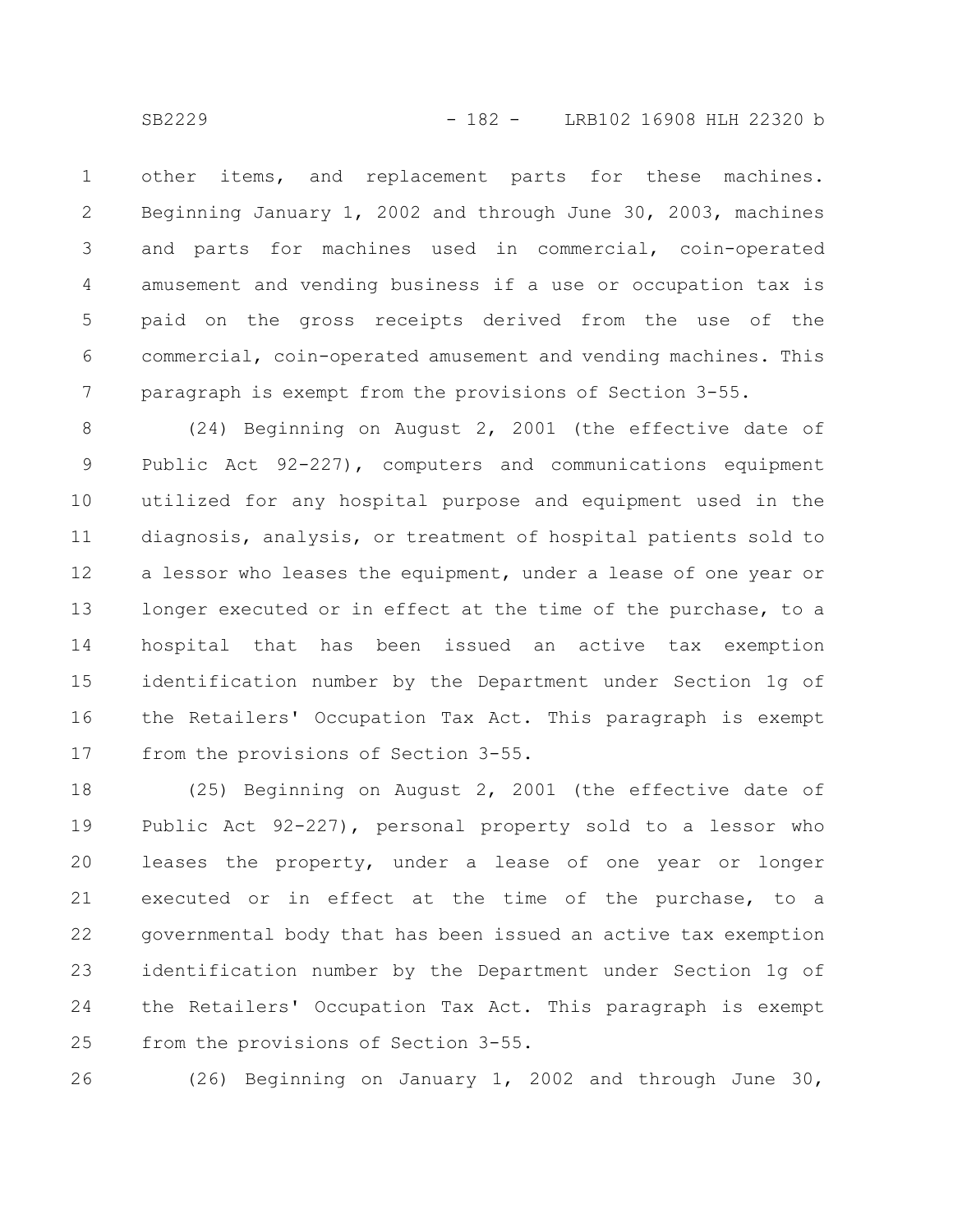other items, and replacement parts for these machines. Beginning January 1, 2002 and through June 30, 2003, machines and parts for machines used in commercial, coin-operated amusement and vending business if a use or occupation tax is paid on the gross receipts derived from the use of the commercial, coin-operated amusement and vending machines. This paragraph is exempt from the provisions of Section 3-55.

(24) Beginning on August 2, 2001 (the effective date of Public Act 92-227), computers and communications equipment utilized for any hospital purpose and equipment used in the diagnosis, analysis, or treatment of hospital patients sold to a lessor who leases the equipment, under a lease of one year or longer executed or in effect at the time of the purchase, to a hospital that has been issued an active tax exemption identification number by the Department under Section 1g of the Retailers' Occupation Tax Act. This paragraph is exempt from the provisions of Section 3-55.

(25) Beginning on August 2, 2001 (the effective date of Public Act 92-227), personal property sold to a lessor who leases the property, under a lease of one year or longer executed or in effect at the time of the purchase, to a governmental body that has been issued an active tax exemption identification number by the Department under Section 1g of the Retailers' Occupation Tax Act. This paragraph is exempt from the provisions of Section 3-55.

(26) Beginning on January 1, 2002 and through June 30,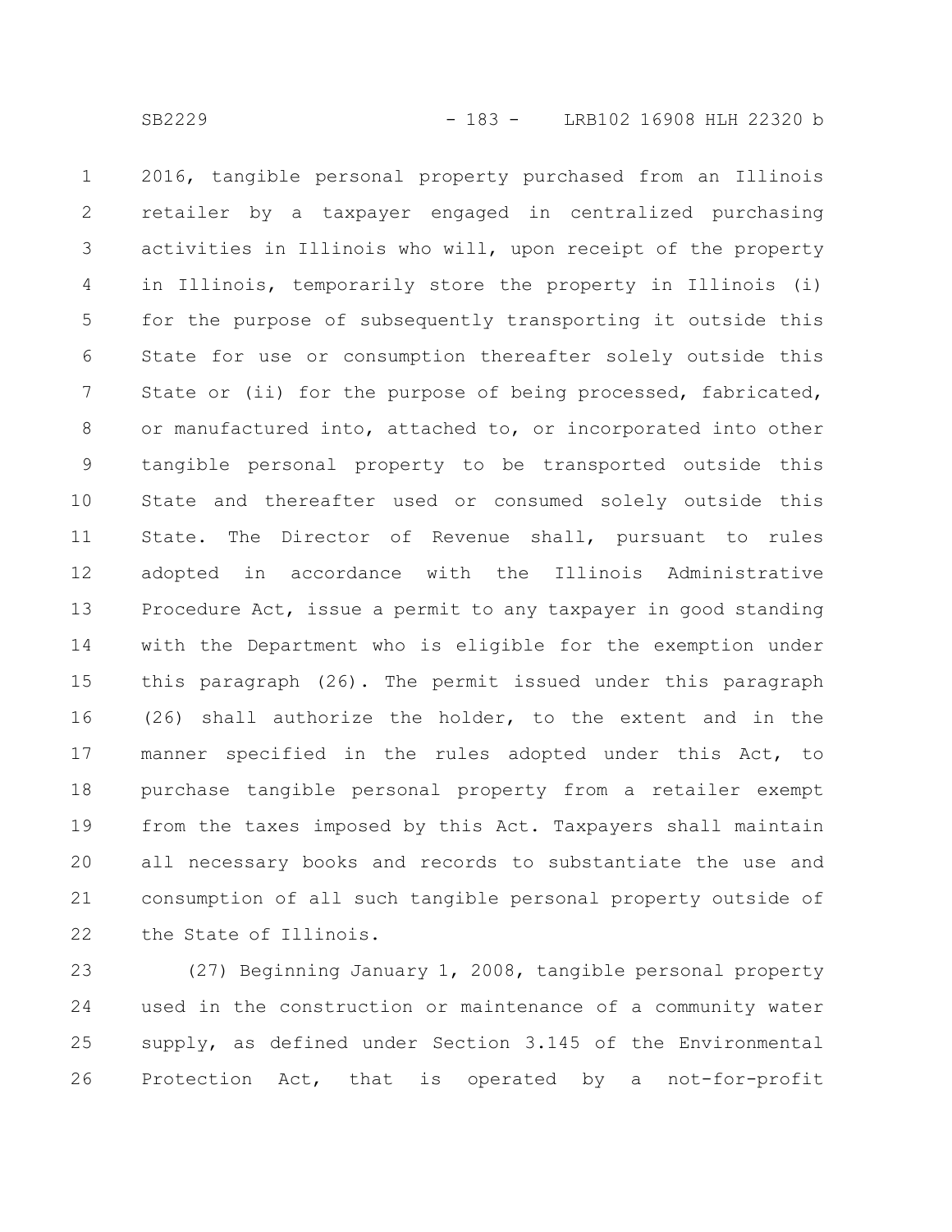2016, tangible personal property purchased from an Illinois retailer by a taxpayer engaged in centralized purchasing activities in Illinois who will, upon receipt of the property in Illinois, temporarily store the property in Illinois (i) for the purpose of subsequently transporting it outside this State for use or consumption thereafter solely outside this State or (ii) for the purpose of being processed, fabricated, or manufactured into, attached to, or incorporated into other tangible personal property to be transported outside this State and thereafter used or consumed solely outside this State. The Director of Revenue shall, pursuant to rules adopted in accordance with the Illinois Administrative Procedure Act, issue a permit to any taxpayer in good standing with the Department who is eligible for the exemption under this paragraph (26). The permit issued under this paragraph (26) shall authorize the holder, to the extent and in the manner specified in the rules adopted under this Act, to purchase tangible personal property from a retailer exempt from the taxes imposed by this Act. Taxpayers shall maintain all necessary books and records to substantiate the use and consumption of all such tangible personal property outside of the State of Illinois.

(27) Beginning January 1, 2008, tangible personal property used in the construction or maintenance of a community water supply, as defined under Section 3.145 of the Environmental Protection Act, that is operated by a not-for-profit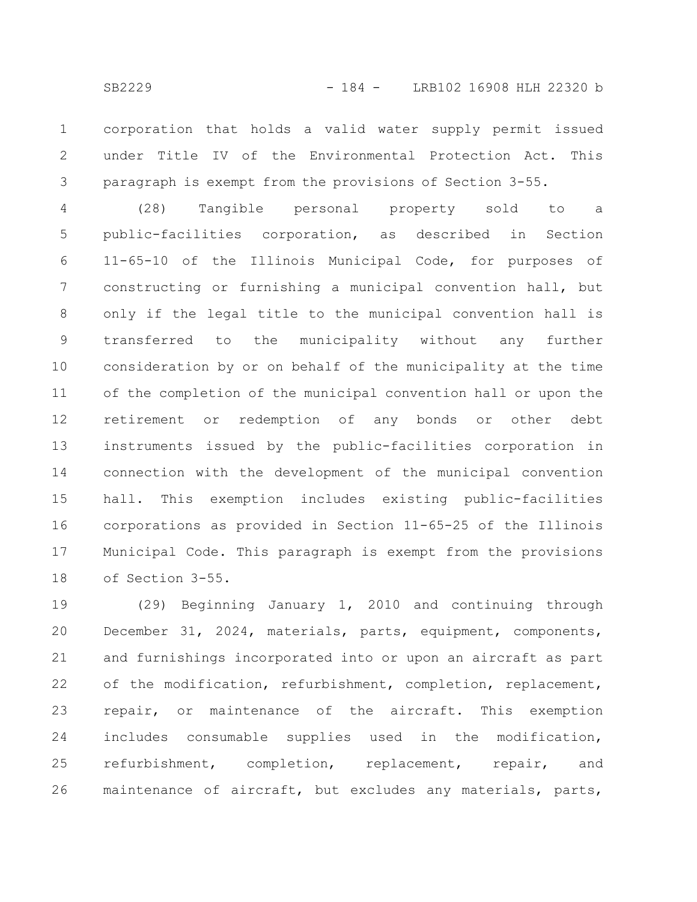corporation that holds a valid water supply permit issued under Title IV of the Environmental Protection Act. This paragraph is exempt from the provisions of Section 3-55.

(28) Tangible personal property sold to a public-facilities corporation, as described in Section 11-65-10 of the Illinois Municipal Code, for purposes of constructing or furnishing a municipal convention hall, but only if the legal title to the municipal convention hall is transferred to the municipality without any further consideration by or on behalf of the municipality at the time of the completion of the municipal convention hall or upon the retirement or redemption of any bonds or other debt instruments issued by the public-facilities corporation in connection with the development of the municipal convention hall. This exemption includes existing public-facilities corporations as provided in Section 11-65-25 of the Illinois Municipal Code. This paragraph is exempt from the provisions of Section 3-55.

(29) Beginning January 1, 2010 and continuing through December 31, 2024, materials, parts, equipment, components, and furnishings incorporated into or upon an aircraft as part of the modification, refurbishment, completion, replacement, repair, or maintenance of the aircraft. This exemption includes consumable supplies used in the modification, refurbishment, completion, replacement, repair, and maintenance of aircraft, but excludes any materials, parts,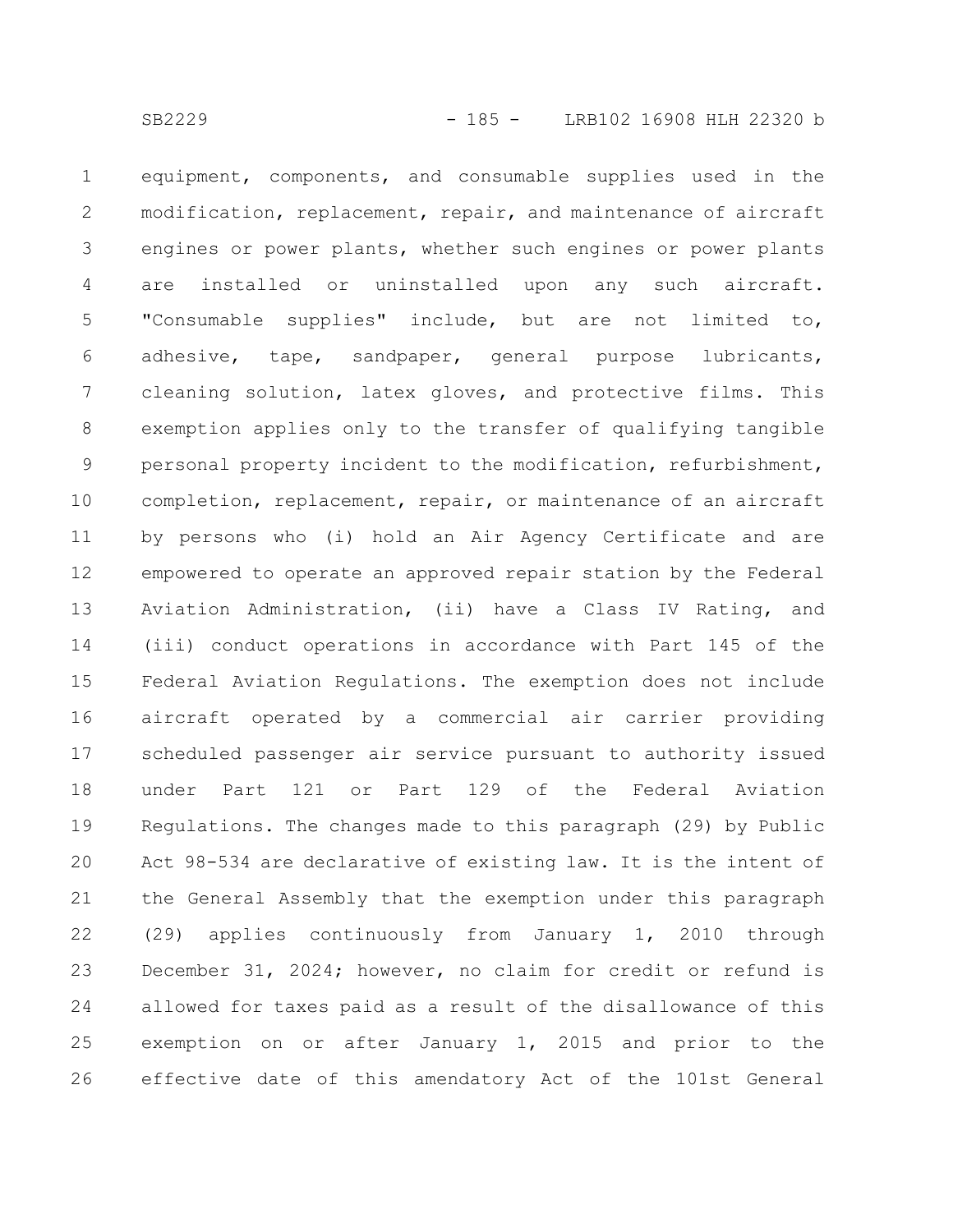equipment, components, and consumable supplies used in the modification, replacement, repair, and maintenance of aircraft engines or power plants, whether such engines or power plants are installed or uninstalled upon any such aircraft. "Consumable supplies" include, but are not limited to, adhesive, tape, sandpaper, general purpose lubricants, cleaning solution, latex gloves, and protective films. This exemption applies only to the transfer of qualifying tangible personal property incident to the modification, refurbishment, completion, replacement, repair, or maintenance of an aircraft by persons who (i) hold an Air Agency Certificate and are empowered to operate an approved repair station by the Federal Aviation Administration, (ii) have a Class IV Rating, and (iii) conduct operations in accordance with Part 145 of the Federal Aviation Regulations. The exemption does not include aircraft operated by a commercial air carrier providing scheduled passenger air service pursuant to authority issued under Part 121 or Part 129 of the Federal Aviation Regulations. The changes made to this paragraph (29) by Public Act 98-534 are declarative of existing law. It is the intent of the General Assembly that the exemption under this paragraph (29) applies continuously from January 1, 2010 through December 31, 2024; however, no claim for credit or refund is allowed for taxes paid as a result of the disallowance of this exemption on or after January 1, 2015 and prior to the effective date of this amendatory Act of the 101st General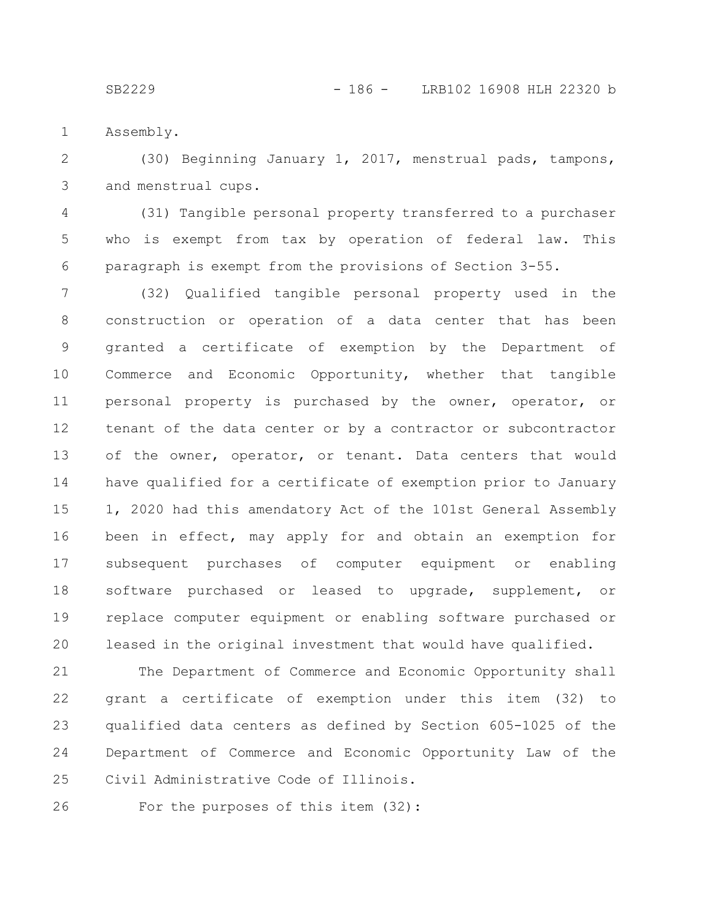Assembly.

(30) Beginning January 1, 2017, menstrual pads, tampons, and menstrual cups.

(31) Tangible personal property transferred to a purchaser who is exempt from tax by operation of federal law. This paragraph is exempt from the provisions of Section 3-55.

(32) Qualified tangible personal property used in the construction or operation of a data center that has been granted a certificate of exemption by the Department of Commerce and Economic Opportunity, whether that tangible personal property is purchased by the owner, operator, or tenant of the data center or by a contractor or subcontractor of the owner, operator, or tenant. Data centers that would have qualified for a certificate of exemption prior to January 1, 2020 had this amendatory Act of the 101st General Assembly been in effect, may apply for and obtain an exemption for subsequent purchases of computer equipment or enabling software purchased or leased to upgrade, supplement, or replace computer equipment or enabling software purchased or leased in the original investment that would have qualified.

The Department of Commerce and Economic Opportunity shall grant a certificate of exemption under this item (32) to qualified data centers as defined by Section 605-1025 of the Department of Commerce and Economic Opportunity Law of the Civil Administrative Code of Illinois.

For the purposes of this item (32):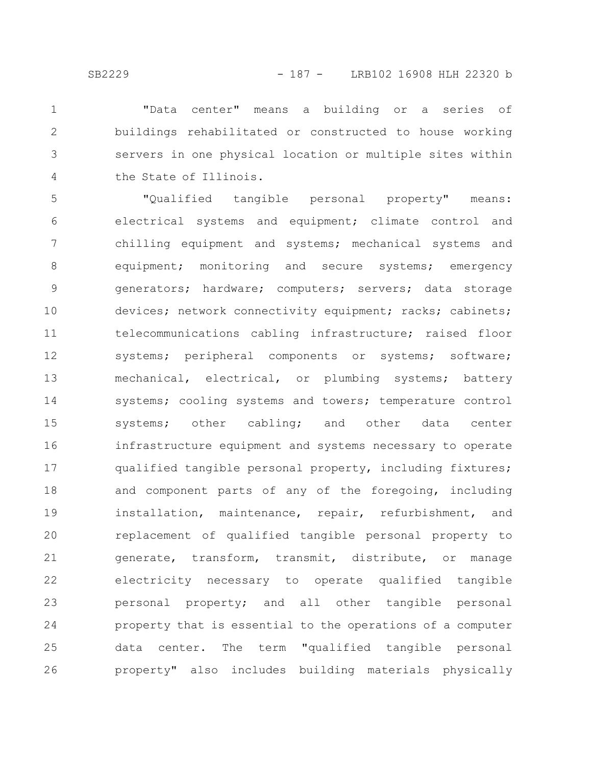"Data center" means a building or a series of buildings rehabilitated or constructed to house working servers in one physical location or multiple sites within the State of Illinois.

"Qualified tangible personal property" means: electrical systems and equipment; climate control and chilling equipment and systems; mechanical systems and equipment; monitoring and secure systems; emergency generators; hardware; computers; servers; data storage devices; network connectivity equipment; racks; cabinets; telecommunications cabling infrastructure; raised floor systems; peripheral components or systems; software; mechanical, electrical, or plumbing systems; battery systems; cooling systems and towers; temperature control systems; other cabling; and other data center infrastructure equipment and systems necessary to operate qualified tangible personal property, including fixtures; and component parts of any of the foregoing, including installation, maintenance, repair, refurbishment, and replacement of qualified tangible personal property to generate, transform, transmit, distribute, or manage electricity necessary to operate qualified tangible personal property; and all other tangible personal property that is essential to the operations of a computer data center. The term "qualified tangible personal property" also includes building materials physically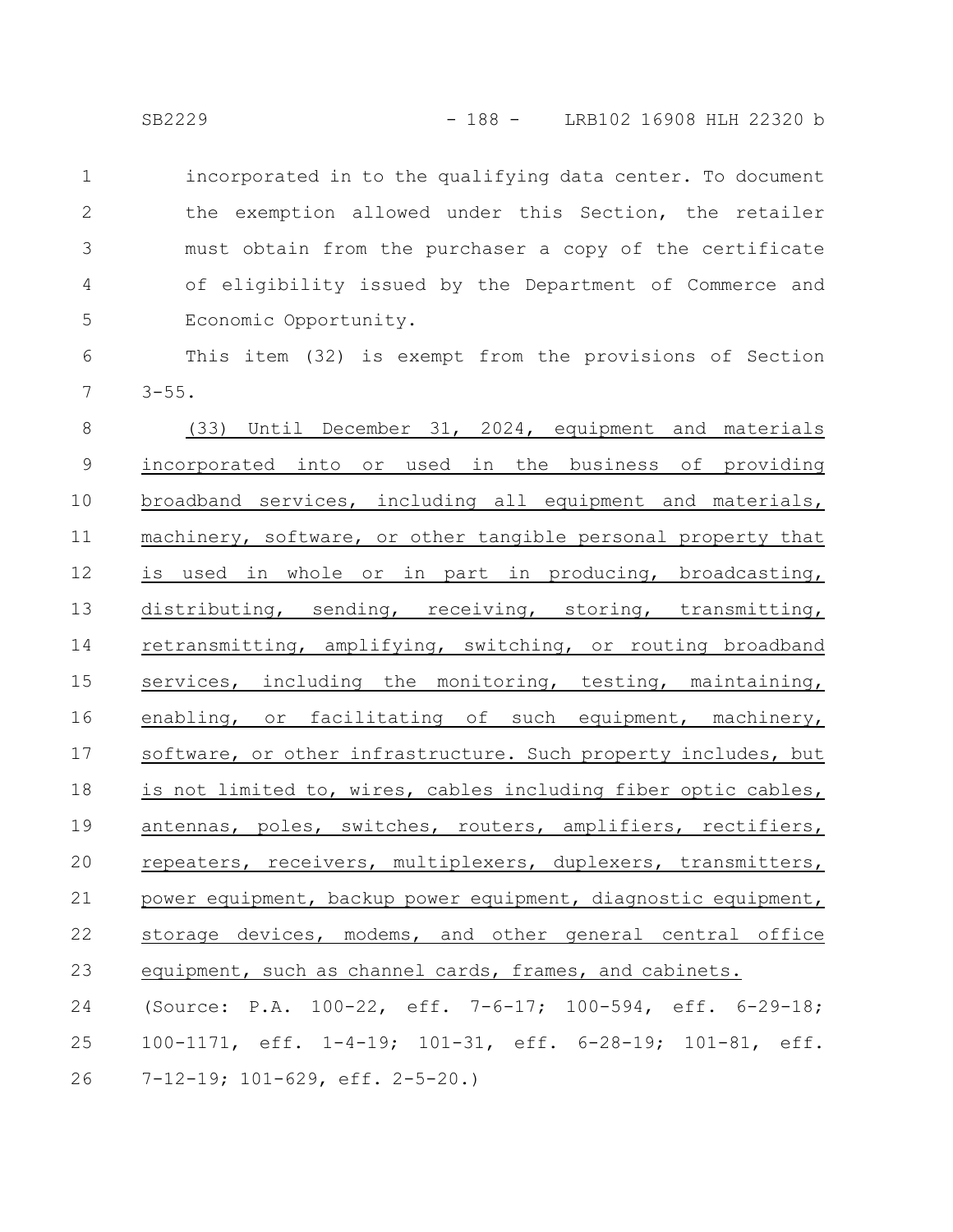incorporated in to the qualifying data center. To document the exemption allowed under this Section, the retailer must obtain from the purchaser a copy of the certificate of eligibility issued by the Department of Commerce and Economic Opportunity.

This item (32) is exempt from the provisions of Section 3-55.

(33) Until December 31, 2024, equipment and materials incorporated into or used in the business of providing broadband services, including all equipment and materials, machinery, software, or other tangible personal property that is used in whole or in part in producing, broadcasting, distributing, sending, receiving, storing, transmitting, retransmitting, amplifying, switching, or routing broadband services, including the monitoring, testing, maintaining, enabling, or facilitating of such equipment, machinery, software, or other infrastructure. Such property includes, but is not limited to, wires, cables including fiber optic cables, antennas, poles, switches, routers, amplifiers, rectifiers, repeaters, receivers, multiplexers, duplexers, transmitters, power equipment, backup power equipment, diagnostic equipment, storage devices, modems, and other general central office equipment, such as channel cards, frames, and cabinets.

(Source: P.A. 100-22, eff. 7-6-17; 100-594, eff. 6-29-18; 100-1171, eff. 1-4-19; 101-31, eff. 6-28-19; 101-81, eff. 7-12-19; 101-629, eff. 2-5-20.)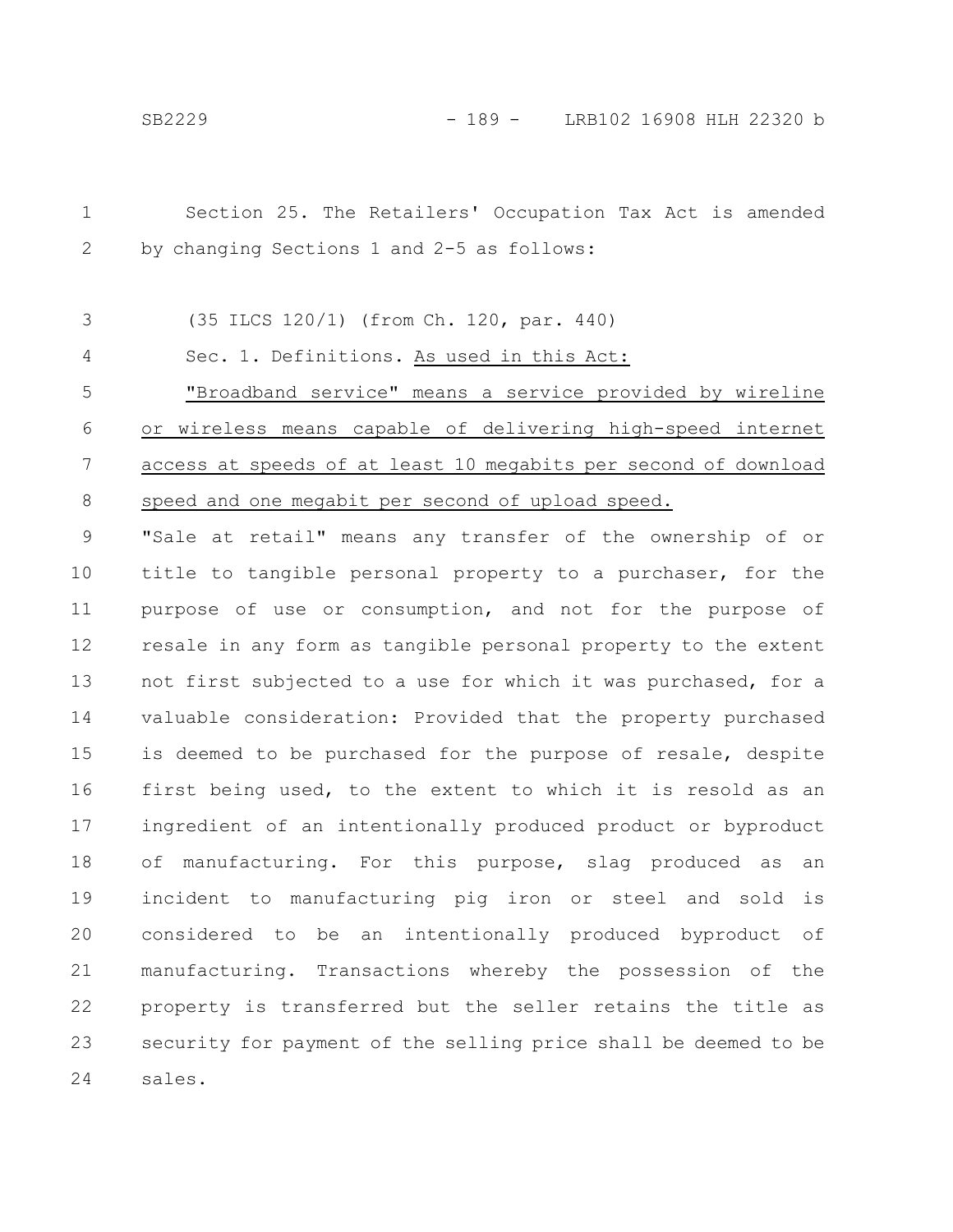Section 25. The Retailers' Occupation Tax Act is amended by changing Sections 1 and 2-5 as follows:

(35 ILCS 120/1) (from Ch. 120, par. 440)

Sec. 1. Definitions. As used in this Act:

"Broadband service" means a service provided by wireline or wireless means capable of delivering high-speed internet access at speeds of at least 10 megabits per second of download speed and one megabit per second of upload speed.

"Sale at retail" means any transfer of the ownership of or title to tangible personal property to a purchaser, for the purpose of use or consumption, and not for the purpose of resale in any form as tangible personal property to the extent not first subjected to a use for which it was purchased, for a valuable consideration: Provided that the property purchased is deemed to be purchased for the purpose of resale, despite first being used, to the extent to which it is resold as an ingredient of an intentionally produced product or byproduct of manufacturing. For this purpose, slag produced as an incident to manufacturing pig iron or steel and sold is considered to be an intentionally produced byproduct of manufacturing. Transactions whereby the possession of the property is transferred but the seller retains the title as security for payment of the selling price shall be deemed to be sales.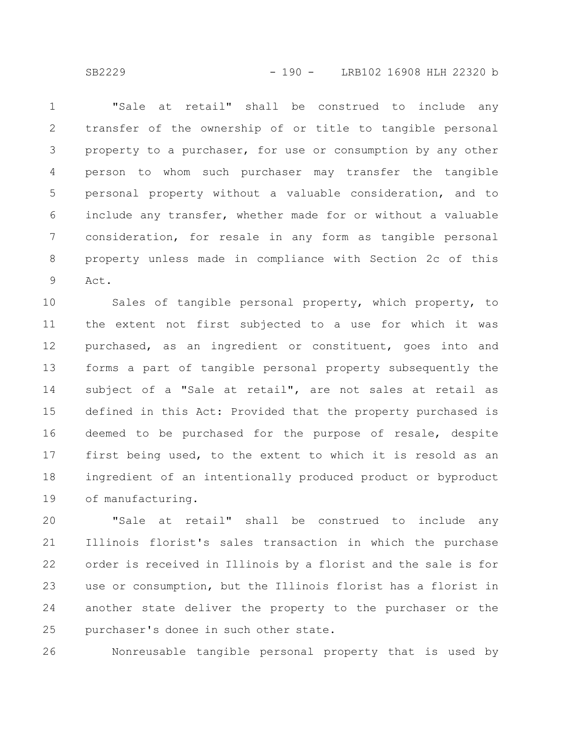"Sale at retail" shall be construed to include any transfer of the ownership of or title to tangible personal property to a purchaser, for use or consumption by any other person to whom such purchaser may transfer the tangible personal property without a valuable consideration, and to include any transfer, whether made for or without a valuable consideration, for resale in any form as tangible personal property unless made in compliance with Section 2c of this Act.

Sales of tangible personal property, which property, to the extent not first subjected to a use for which it was purchased, as an ingredient or constituent, goes into and forms a part of tangible personal property subsequently the subject of a "Sale at retail", are not sales at retail as defined in this Act: Provided that the property purchased is deemed to be purchased for the purpose of resale, despite first being used, to the extent to which it is resold as an ingredient of an intentionally produced product or byproduct of manufacturing.

"Sale at retail" shall be construed to include any Illinois florist's sales transaction in which the purchase order is received in Illinois by a florist and the sale is for use or consumption, but the Illinois florist has a florist in another state deliver the property to the purchaser or the purchaser's donee in such other state.

Nonreusable tangible personal property that is used by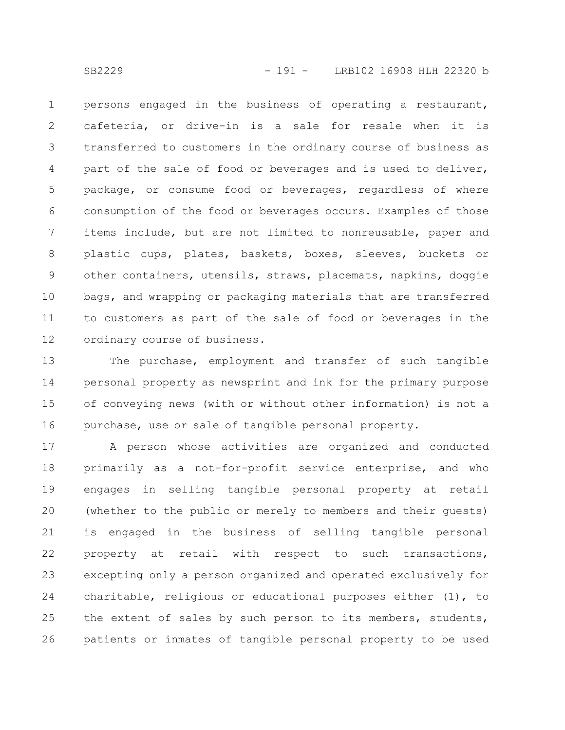persons engaged in the business of operating a restaurant, cafeteria, or drive-in is a sale for resale when it is transferred to customers in the ordinary course of business as part of the sale of food or beverages and is used to deliver, package, or consume food or beverages, regardless of where consumption of the food or beverages occurs. Examples of those items include, but are not limited to nonreusable, paper and plastic cups, plates, baskets, boxes, sleeves, buckets or other containers, utensils, straws, placemats, napkins, doggie bags, and wrapping or packaging materials that are transferred to customers as part of the sale of food or beverages in the ordinary course of business.

The purchase, employment and transfer of such tangible personal property as newsprint and ink for the primary purpose of conveying news (with or without other information) is not a purchase, use or sale of tangible personal property.

A person whose activities are organized and conducted primarily as a not-for-profit service enterprise, and who engages in selling tangible personal property at retail (whether to the public or merely to members and their guests) is engaged in the business of selling tangible personal property at retail with respect to such transactions, excepting only a person organized and operated exclusively for charitable, religious or educational purposes either (1), to the extent of sales by such person to its members, students, patients or inmates of tangible personal property to be used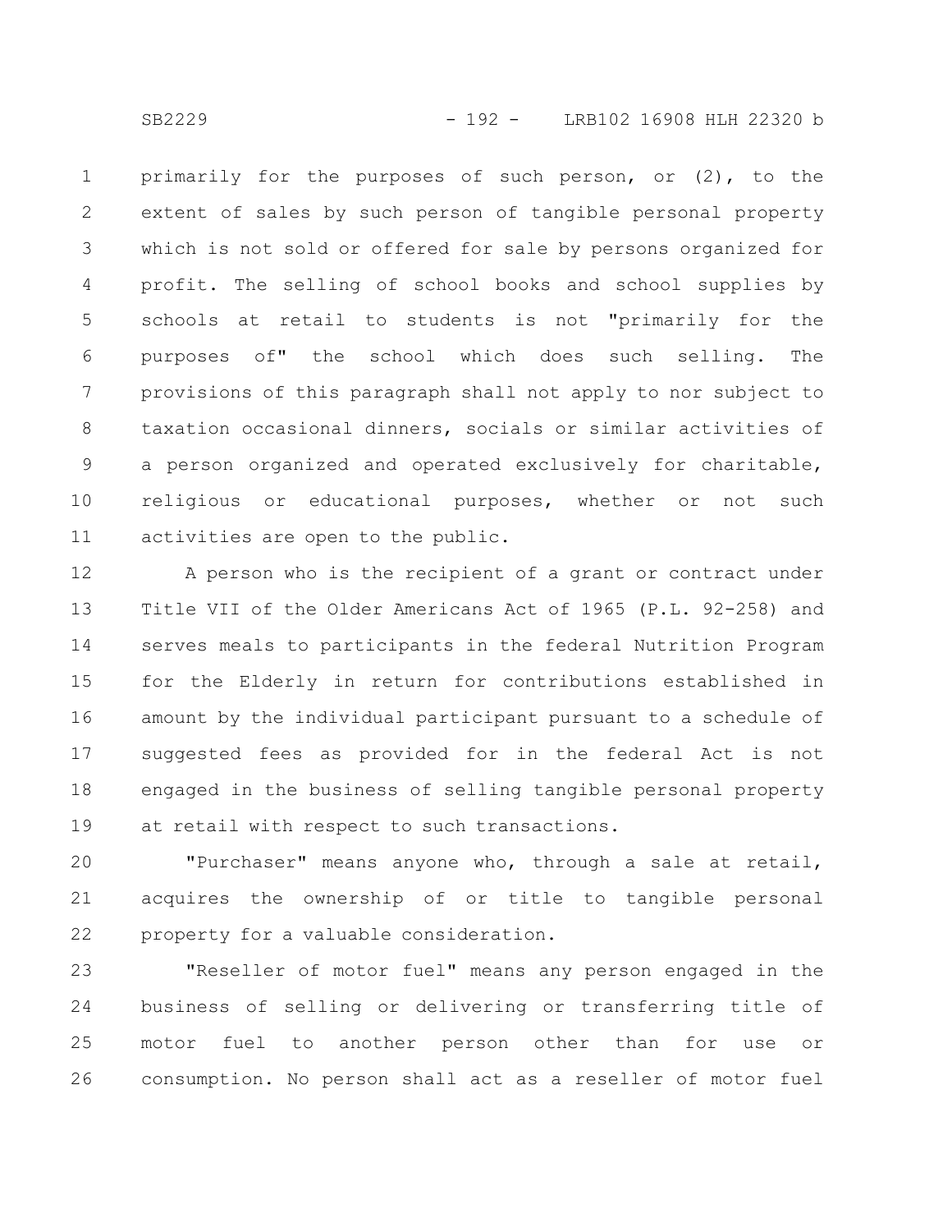primarily for the purposes of such person, or (2), to the extent of sales by such person of tangible personal property which is not sold or offered for sale by persons organized for profit. The selling of school books and school supplies by schools at retail to students is not "primarily for the purposes of" the school which does such selling. The provisions of this paragraph shall not apply to nor subject to taxation occasional dinners, socials or similar activities of a person organized and operated exclusively for charitable, religious or educational purposes, whether or not such activities are open to the public.

A person who is the recipient of a grant or contract under Title VII of the Older Americans Act of 1965 (P.L. 92-258) and serves meals to participants in the federal Nutrition Program for the Elderly in return for contributions established in amount by the individual participant pursuant to a schedule of suggested fees as provided for in the federal Act is not engaged in the business of selling tangible personal property at retail with respect to such transactions.

"Purchaser" means anyone who, through a sale at retail, acquires the ownership of or title to tangible personal property for a valuable consideration.

"Reseller of motor fuel" means any person engaged in the business of selling or delivering or transferring title of motor fuel to another person other than for use or consumption. No person shall act as a reseller of motor fuel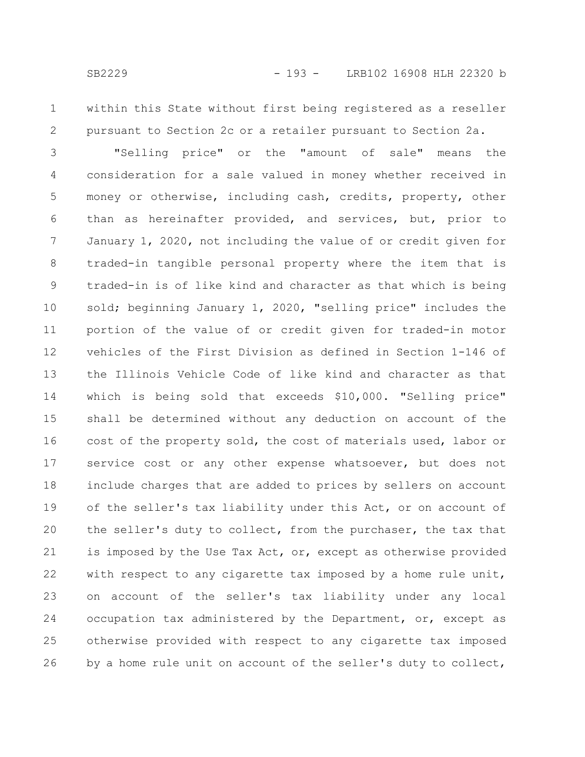within this State without first being registered as a reseller pursuant to Section 2c or a retailer pursuant to Section 2a.

"Selling price" or the "amount of sale" means the consideration for a sale valued in money whether received in money or otherwise, including cash, credits, property, other than as hereinafter provided, and services, but, prior to January 1, 2020, not including the value of or credit given for traded-in tangible personal property where the item that is traded-in is of like kind and character as that which is being sold; beginning January 1, 2020, "selling price" includes the portion of the value of or credit given for traded-in motor vehicles of the First Division as defined in Section 1-146 of the Illinois Vehicle Code of like kind and character as that which is being sold that exceeds $10,000. "Selling price" shall be determined without any deduction on account of the cost of the property sold, the cost of materials used, labor or service cost or any other expense whatsoever, but does not include charges that are added to prices by sellers on account of the seller's tax liability under this Act, or on account of the seller's duty to collect, from the purchaser, the tax that is imposed by the Use Tax Act, or, except as otherwise provided with respect to any cigarette tax imposed by a home rule unit, on account of the seller's tax liability under any local occupation tax administered by the Department, or, except as otherwise provided with respect to any cigarette tax imposed by a home rule unit on account of the seller's duty to collect,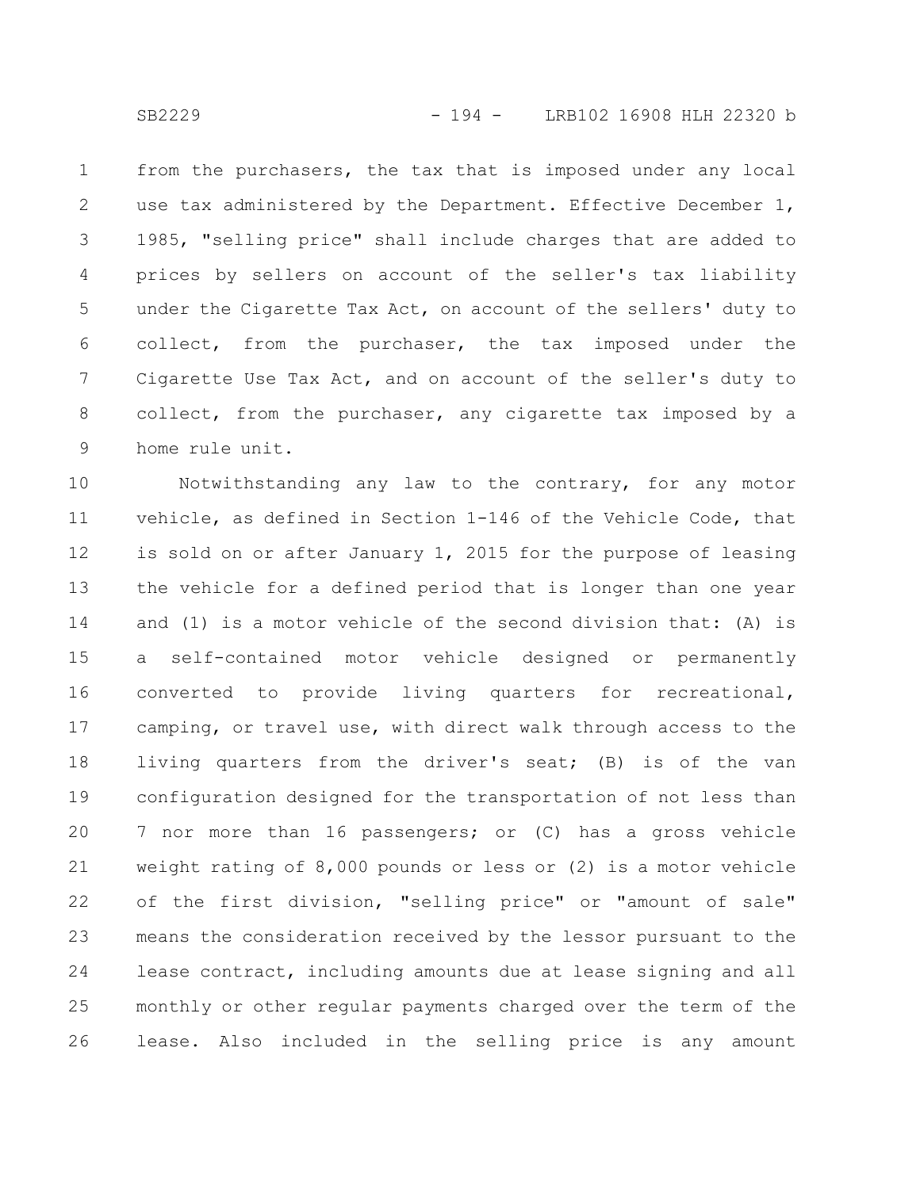from the purchasers, the tax that is imposed under any local use tax administered by the Department. Effective December 1, 1985, "selling price" shall include charges that are added to prices by sellers on account of the seller's tax liability under the Cigarette Tax Act, on account of the sellers' duty to collect, from the purchaser, the tax imposed under the Cigarette Use Tax Act, and on account of the seller's duty to collect, from the purchaser, any cigarette tax imposed by a home rule unit.

Notwithstanding any law to the contrary, for any motor vehicle, as defined in Section 1-146 of the Vehicle Code, that is sold on or after January 1, 2015 for the purpose of leasing the vehicle for a defined period that is longer than one year and (1) is a motor vehicle of the second division that: (A) is a self-contained motor vehicle designed or permanently converted to provide living quarters for recreational, camping, or travel use, with direct walk through access to the living quarters from the driver's seat; (B) is of the van configuration designed for the transportation of not less than 7 nor more than 16 passengers; or (C) has a gross vehicle weight rating of 8,000 pounds or less or (2) is a motor vehicle of the first division, "selling price" or "amount of sale" means the consideration received by the lessor pursuant to the lease contract, including amounts due at lease signing and all monthly or other regular payments charged over the term of the lease. Also included in the selling price is any amount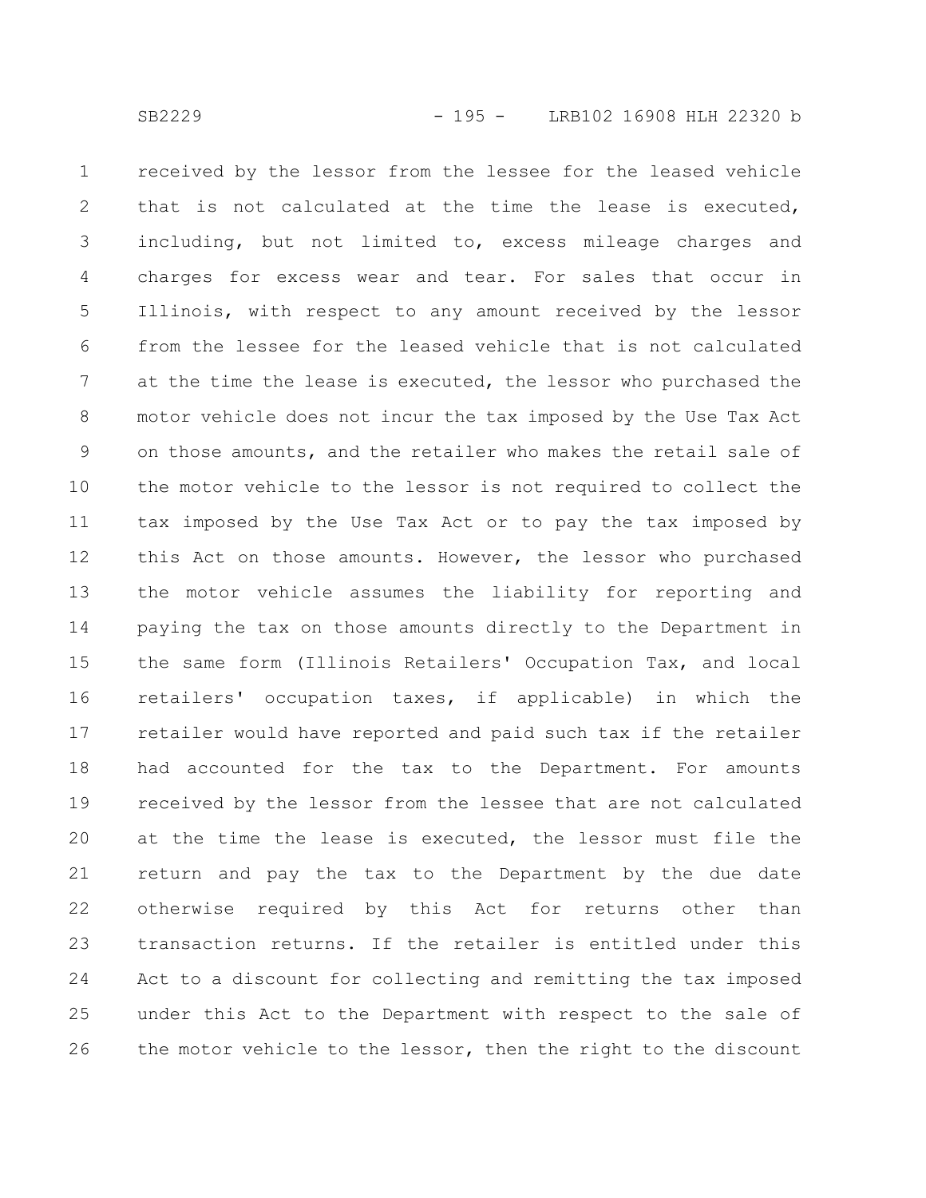received by the lessor from the lessee for the leased vehicle that is not calculated at the time the lease is executed, including, but not limited to, excess mileage charges and charges for excess wear and tear. For sales that occur in Illinois, with respect to any amount received by the lessor from the lessee for the leased vehicle that is not calculated at the time the lease is executed, the lessor who purchased the motor vehicle does not incur the tax imposed by the Use Tax Act on those amounts, and the retailer who makes the retail sale of the motor vehicle to the lessor is not required to collect the tax imposed by the Use Tax Act or to pay the tax imposed by this Act on those amounts. However, the lessor who purchased the motor vehicle assumes the liability for reporting and paying the tax on those amounts directly to the Department in the same form (Illinois Retailers' Occupation Tax, and local retailers' occupation taxes, if applicable) in which the retailer would have reported and paid such tax if the retailer had accounted for the tax to the Department. For amounts received by the lessor from the lessee that are not calculated at the time the lease is executed, the lessor must file the return and pay the tax to the Department by the due date otherwise required by this Act for returns other than transaction returns. If the retailer is entitled under this Act to a discount for collecting and remitting the tax imposed under this Act to the Department with respect to the sale of the motor vehicle to the lessor, then the right to the discount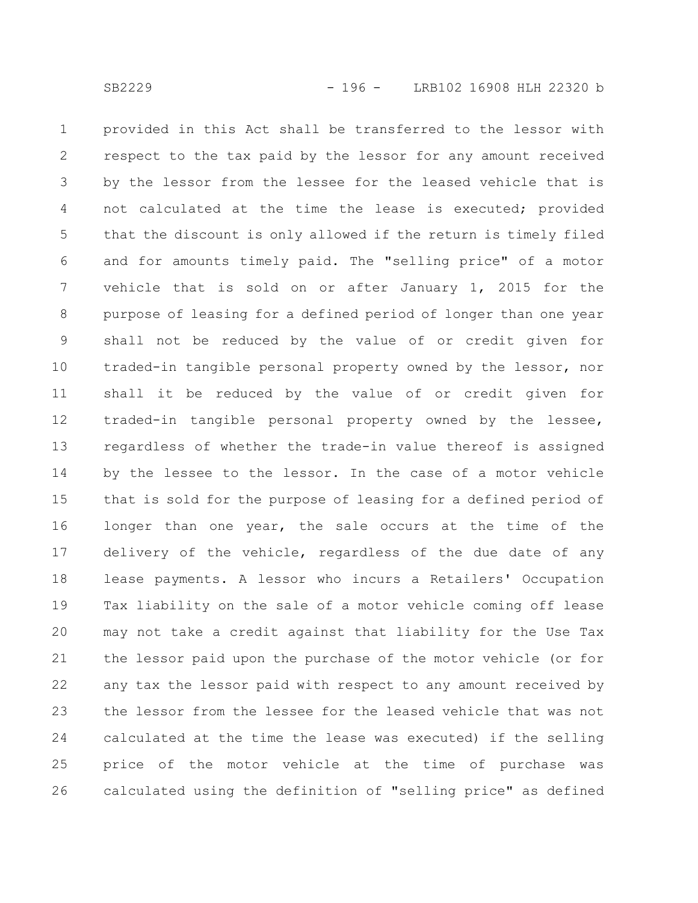provided in this Act shall be transferred to the lessor with respect to the tax paid by the lessor for any amount received by the lessor from the lessee for the leased vehicle that is not calculated at the time the lease is executed; provided that the discount is only allowed if the return is timely filed and for amounts timely paid. The "selling price" of a motor vehicle that is sold on or after January 1, 2015 for the purpose of leasing for a defined period of longer than one year shall not be reduced by the value of or credit given for traded-in tangible personal property owned by the lessor, nor shall it be reduced by the value of or credit given for traded-in tangible personal property owned by the lessee, regardless of whether the trade-in value thereof is assigned by the lessee to the lessor. In the case of a motor vehicle that is sold for the purpose of leasing for a defined period of longer than one year, the sale occurs at the time of the delivery of the vehicle, regardless of the due date of any lease payments. A lessor who incurs a Retailers' Occupation Tax liability on the sale of a motor vehicle coming off lease may not take a credit against that liability for the Use Tax the lessor paid upon the purchase of the motor vehicle (or for any tax the lessor paid with respect to any amount received by the lessor from the lessee for the leased vehicle that was not calculated at the time the lease was executed) if the selling price of the motor vehicle at the time of purchase was calculated using the definition of "selling price" as defined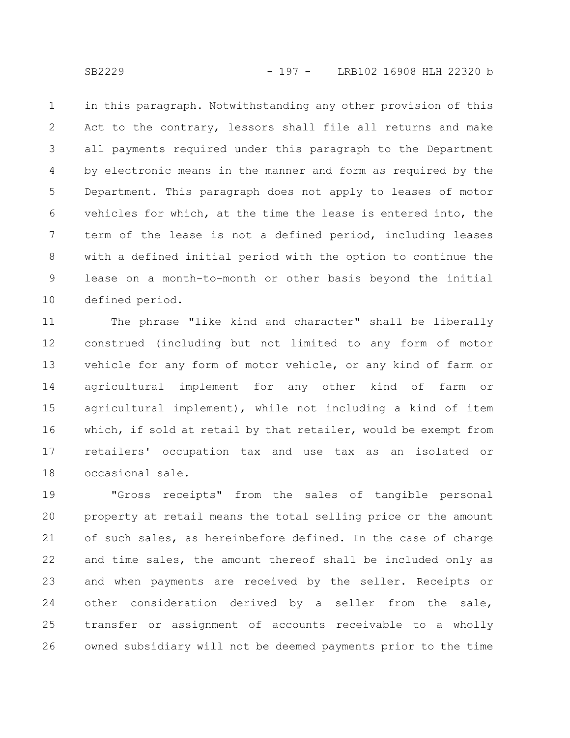in this paragraph. Notwithstanding any other provision of this Act to the contrary, lessors shall file all returns and make all payments required under this paragraph to the Department by electronic means in the manner and form as required by the Department. This paragraph does not apply to leases of motor vehicles for which, at the time the lease is entered into, the term of the lease is not a defined period, including leases with a defined initial period with the option to continue the lease on a month-to-month or other basis beyond the initial defined period.

The phrase "like kind and character" shall be liberally construed (including but not limited to any form of motor vehicle for any form of motor vehicle, or any kind of farm or agricultural implement for any other kind of farm or agricultural implement), while not including a kind of item which, if sold at retail by that retailer, would be exempt from retailers' occupation tax and use tax as an isolated or occasional sale.

"Gross receipts" from the sales of tangible personal property at retail means the total selling price or the amount of such sales, as hereinbefore defined. In the case of charge and time sales, the amount thereof shall be included only as and when payments are received by the seller. Receipts or other consideration derived by a seller from the sale, transfer or assignment of accounts receivable to a wholly owned subsidiary will not be deemed payments prior to the time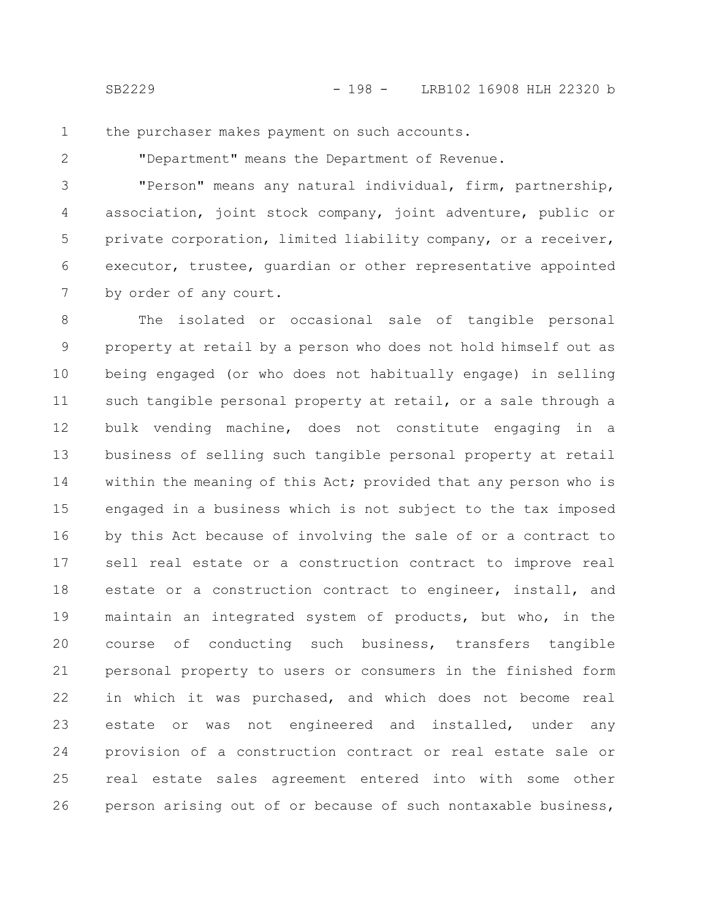the purchaser makes payment on such accounts.

"Department" means the Department of Revenue.

"Person" means any natural individual, firm, partnership, association, joint stock company, joint adventure, public or private corporation, limited liability company, or a receiver, executor, trustee, guardian or other representative appointed by order of any court.

The isolated or occasional sale of tangible personal property at retail by a person who does not hold himself out as being engaged (or who does not habitually engage) in selling such tangible personal property at retail, or a sale through a bulk vending machine, does not constitute engaging in a business of selling such tangible personal property at retail within the meaning of this Act; provided that any person who is engaged in a business which is not subject to the tax imposed by this Act because of involving the sale of or a contract to sell real estate or a construction contract to improve real estate or a construction contract to engineer, install, and maintain an integrated system of products, but who, in the course of conducting such business, transfers tangible personal property to users or consumers in the finished form in which it was purchased, and which does not become real estate or was not engineered and installed, under any provision of a construction contract or real estate sale or real estate sales agreement entered into with some other person arising out of or because of such nontaxable business,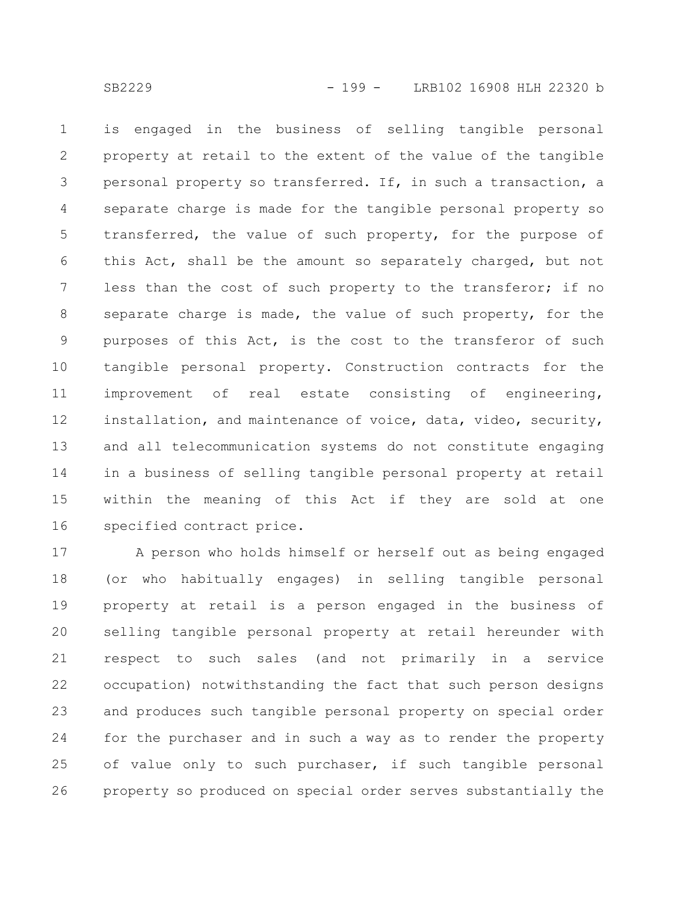is engaged in the business of selling tangible personal property at retail to the extent of the value of the tangible personal property so transferred. If, in such a transaction, a separate charge is made for the tangible personal property so transferred, the value of such property, for the purpose of this Act, shall be the amount so separately charged, but not less than the cost of such property to the transferor; if no separate charge is made, the value of such property, for the purposes of this Act, is the cost to the transferor of such tangible personal property. Construction contracts for the improvement of real estate consisting of engineering, installation, and maintenance of voice, data, video, security, and all telecommunication systems do not constitute engaging in a business of selling tangible personal property at retail within the meaning of this Act if they are sold at one specified contract price.

A person who holds himself or herself out as being engaged (or who habitually engages) in selling tangible personal property at retail is a person engaged in the business of selling tangible personal property at retail hereunder with respect to such sales (and not primarily in a service occupation) notwithstanding the fact that such person designs and produces such tangible personal property on special order for the purchaser and in such a way as to render the property of value only to such purchaser, if such tangible personal property so produced on special order serves substantially the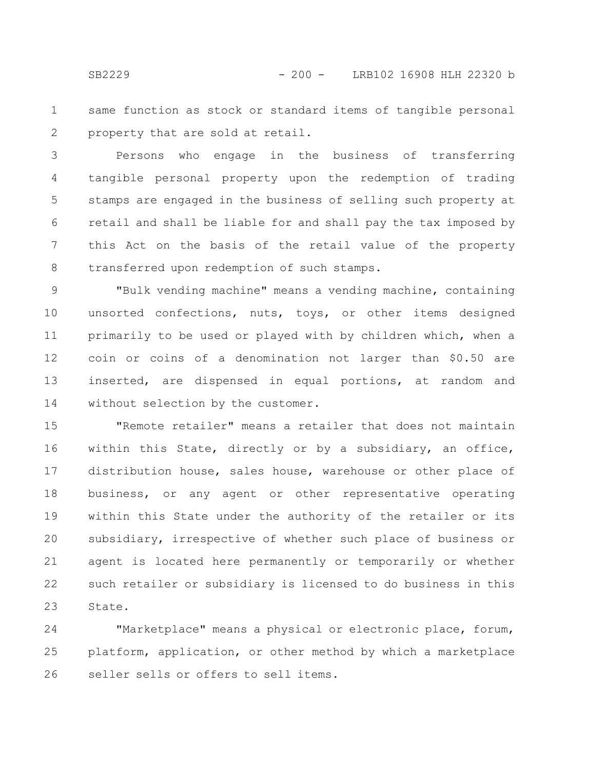same function as stock or standard items of tangible personal property that are sold at retail.

Persons who engage in the business of transferring tangible personal property upon the redemption of trading stamps are engaged in the business of selling such property at retail and shall be liable for and shall pay the tax imposed by this Act on the basis of the retail value of the property transferred upon redemption of such stamps.

"Bulk vending machine" means a vending machine, containing unsorted confections, nuts, toys, or other items designed primarily to be used or played with by children which, when a coin or coins of a denomination not larger than $0.50 are inserted, are dispensed in equal portions, at random and without selection by the customer.

"Remote retailer" means a retailer that does not maintain within this State, directly or by a subsidiary, an office, distribution house, sales house, warehouse or other place of business, or any agent or other representative operating within this State under the authority of the retailer or its subsidiary, irrespective of whether such place of business or agent is located here permanently or temporarily or whether such retailer or subsidiary is licensed to do business in this State.

"Marketplace" means a physical or electronic place, forum, platform, application, or other method by which a marketplace seller sells or offers to sell items.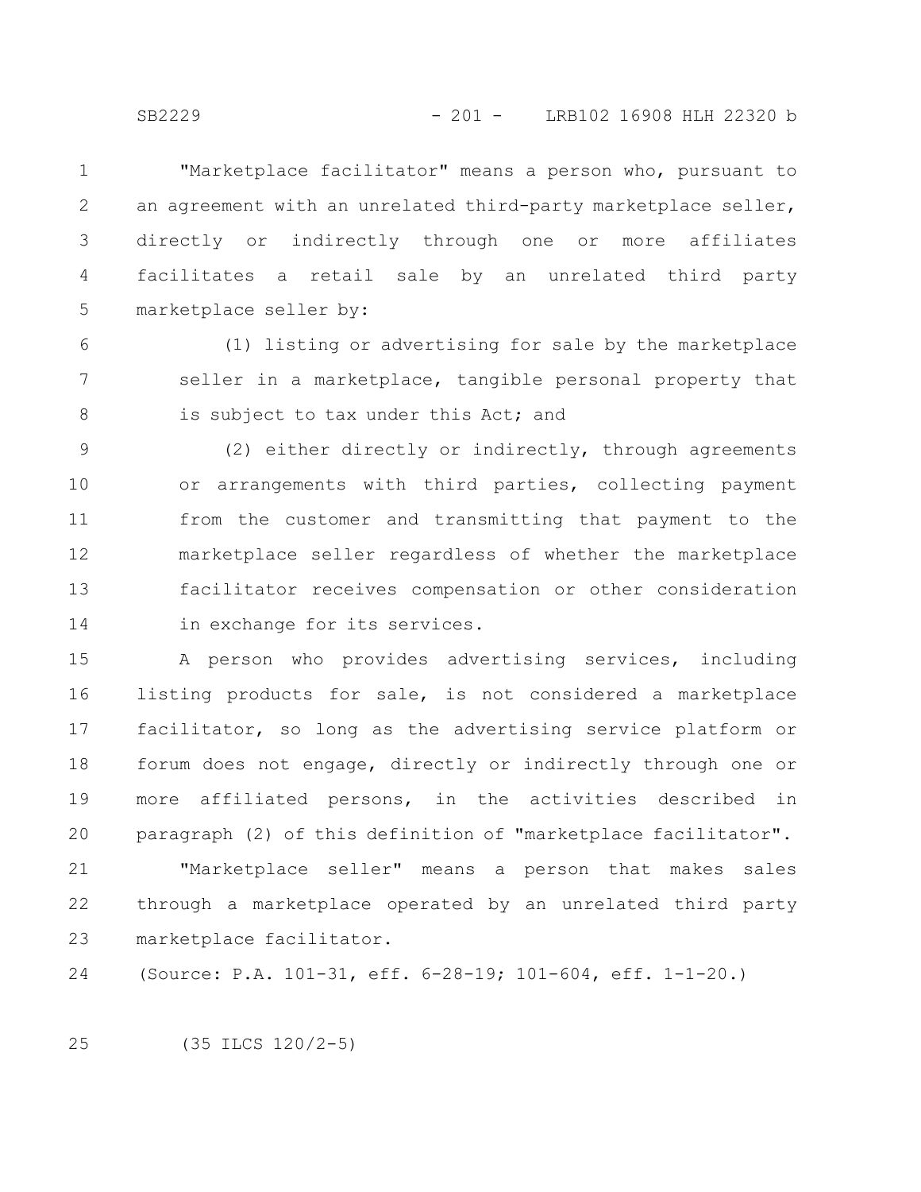"Marketplace facilitator" means a person who, pursuant to an agreement with an unrelated third-party marketplace seller, directly or indirectly through one or more affiliates facilitates a retail sale by an unrelated third party marketplace seller by:

(1) listing or advertising for sale by the marketplace seller in a marketplace, tangible personal property that is subject to tax under this Act; and

(2) either directly or indirectly, through agreements or arrangements with third parties, collecting payment from the customer and transmitting that payment to the marketplace seller regardless of whether the marketplace facilitator receives compensation or other consideration in exchange for its services.

A person who provides advertising services, including listing products for sale, is not considered a marketplace facilitator, so long as the advertising service platform or forum does not engage, directly or indirectly through one or more affiliated persons, in the activities described in paragraph (2) of this definition of "marketplace facilitator".

"Marketplace seller" means a person that makes sales through a marketplace operated by an unrelated third party marketplace facilitator.

(Source: P.A. 101-31, eff. 6-28-19; 101-604, eff. 1-1-20.)

(35 ILCS 120/2-5)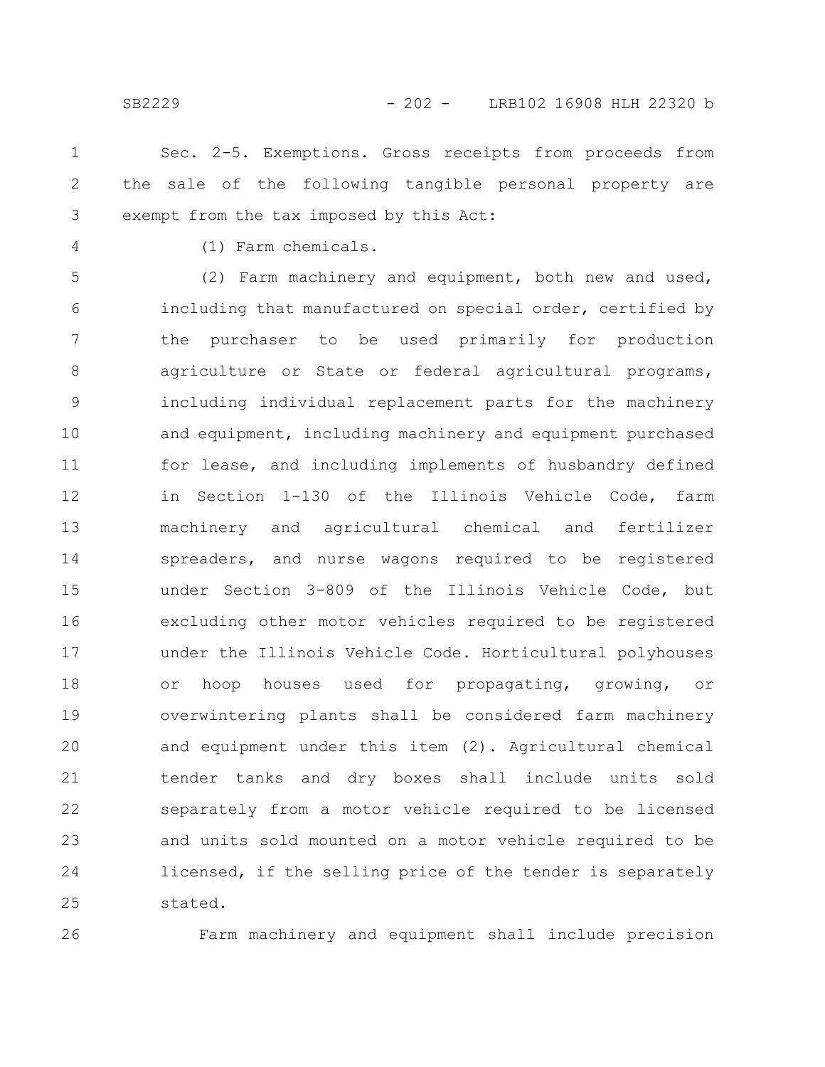Sec. 2-5. Exemptions. Gross receipts from proceeds from the sale of the following tangible personal property are exempt from the tax imposed by this Act:

(1) Farm chemicals.

(2) Farm machinery and equipment, both new and used, including that manufactured on special order, certified by the purchaser to be used primarily for production agriculture or State or federal agricultural programs, including individual replacement parts for the machinery and equipment, including machinery and equipment purchased for lease, and including implements of husbandry defined in Section 1-130 of the Illinois Vehicle Code, farm machinery and agricultural chemical and fertilizer spreaders, and nurse wagons required to be registered under Section 3-809 of the Illinois Vehicle Code, but excluding other motor vehicles required to be registered under the Illinois Vehicle Code. Horticultural polyhouses or hoop houses used for propagating, growing, or overwintering plants shall be considered farm machinery and equipment under this item (2). Agricultural chemical tender tanks and dry boxes shall include units sold separately from a motor vehicle required to be licensed and units sold mounted on a motor vehicle required to be licensed, if the selling price of the tender is separately stated.

Farm machinery and equipment shall include precision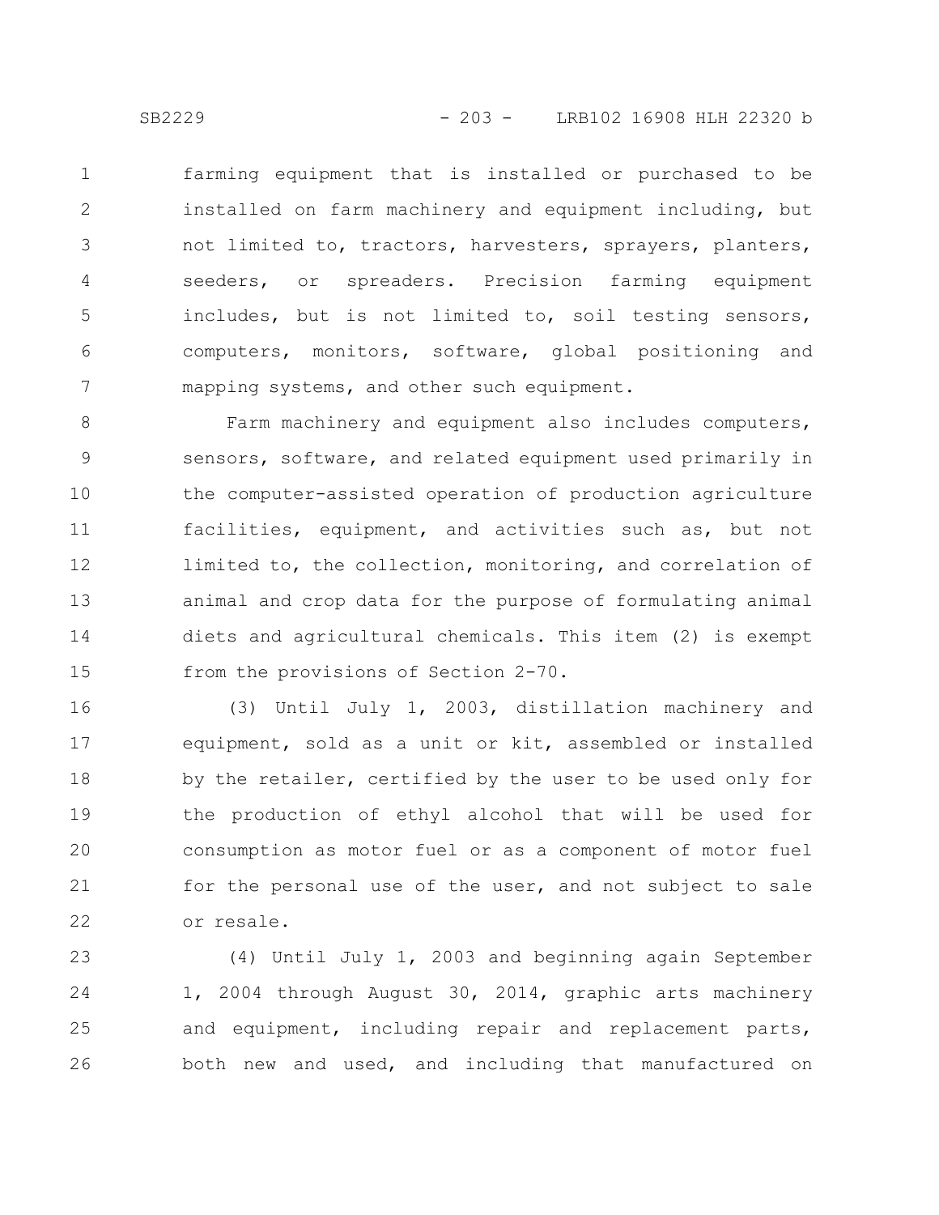farming equipment that is installed or purchased to be installed on farm machinery and equipment including, but not limited to, tractors, harvesters, sprayers, planters, seeders, or spreaders. Precision farming equipment includes, but is not limited to, soil testing sensors, computers, monitors, software, global positioning and mapping systems, and other such equipment.

Farm machinery and equipment also includes computers, sensors, software, and related equipment used primarily in the computer-assisted operation of production agriculture facilities, equipment, and activities such as, but not limited to, the collection, monitoring, and correlation of animal and crop data for the purpose of formulating animal diets and agricultural chemicals. This item (2) is exempt from the provisions of Section 2-70.

(3) Until July 1, 2003, distillation machinery and equipment, sold as a unit or kit, assembled or installed by the retailer, certified by the user to be used only for the production of ethyl alcohol that will be used for consumption as motor fuel or as a component of motor fuel for the personal use of the user, and not subject to sale or resale.

(4) Until July 1, 2003 and beginning again September 1, 2004 through August 30, 2014, graphic arts machinery and equipment, including repair and replacement parts, both new and used, and including that manufactured on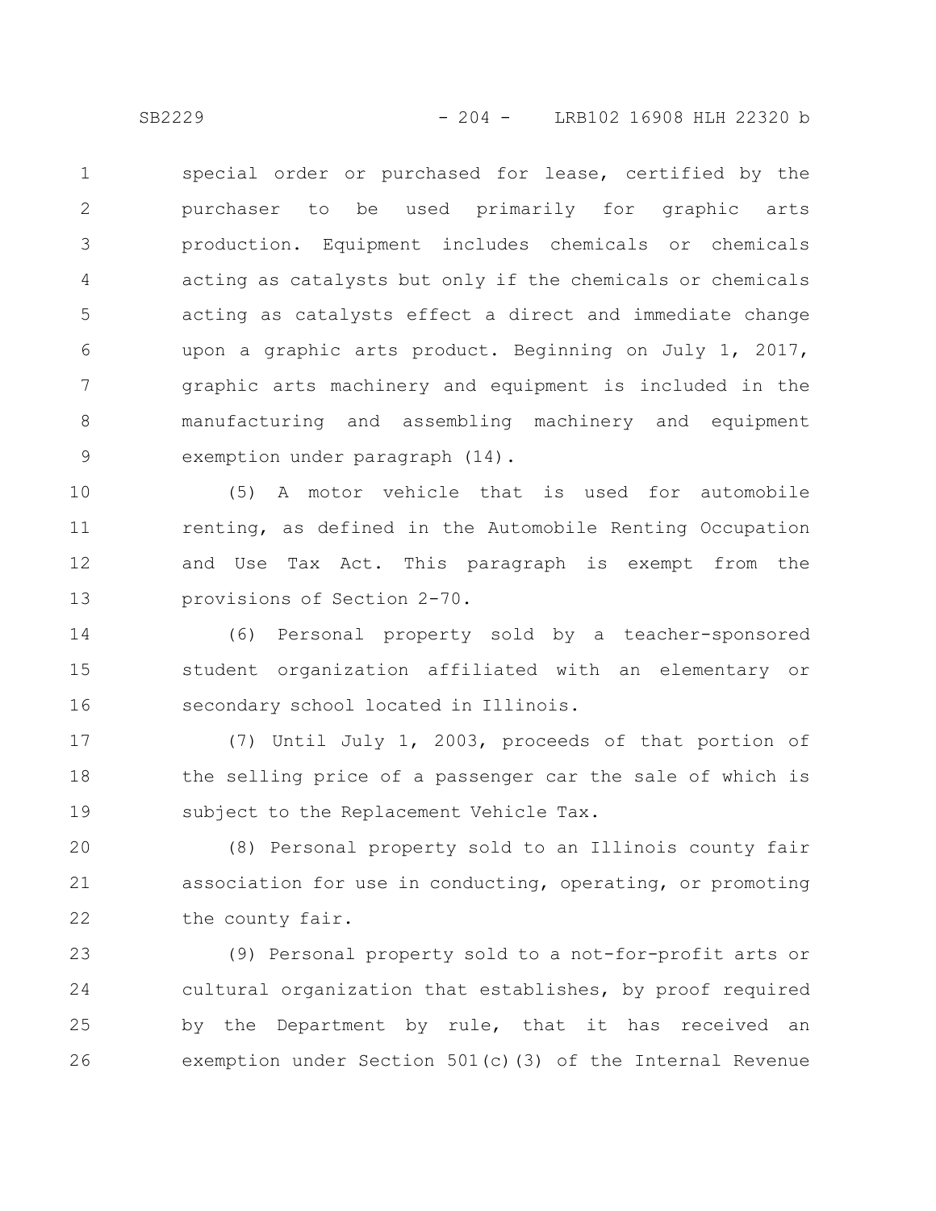special order or purchased for lease, certified by the purchaser to be used primarily for graphic arts production. Equipment includes chemicals or chemicals acting as catalysts but only if the chemicals or chemicals acting as catalysts effect a direct and immediate change upon a graphic arts product. Beginning on July 1, 2017, graphic arts machinery and equipment is included in the manufacturing and assembling machinery and equipment exemption under paragraph (14).

(5) A motor vehicle that is used for automobile renting, as defined in the Automobile Renting Occupation and Use Tax Act. This paragraph is exempt from the provisions of Section 2-70.

(6) Personal property sold by a teacher-sponsored student organization affiliated with an elementary or secondary school located in Illinois.

(7) Until July 1, 2003, proceeds of that portion of the selling price of a passenger car the sale of which is subject to the Replacement Vehicle Tax.

(8) Personal property sold to an Illinois county fair association for use in conducting, operating, or promoting the county fair.

(9) Personal property sold to a not-for-profit arts or cultural organization that establishes, by proof required by the Department by rule, that it has received an exemption under Section 501(c)(3) of the Internal Revenue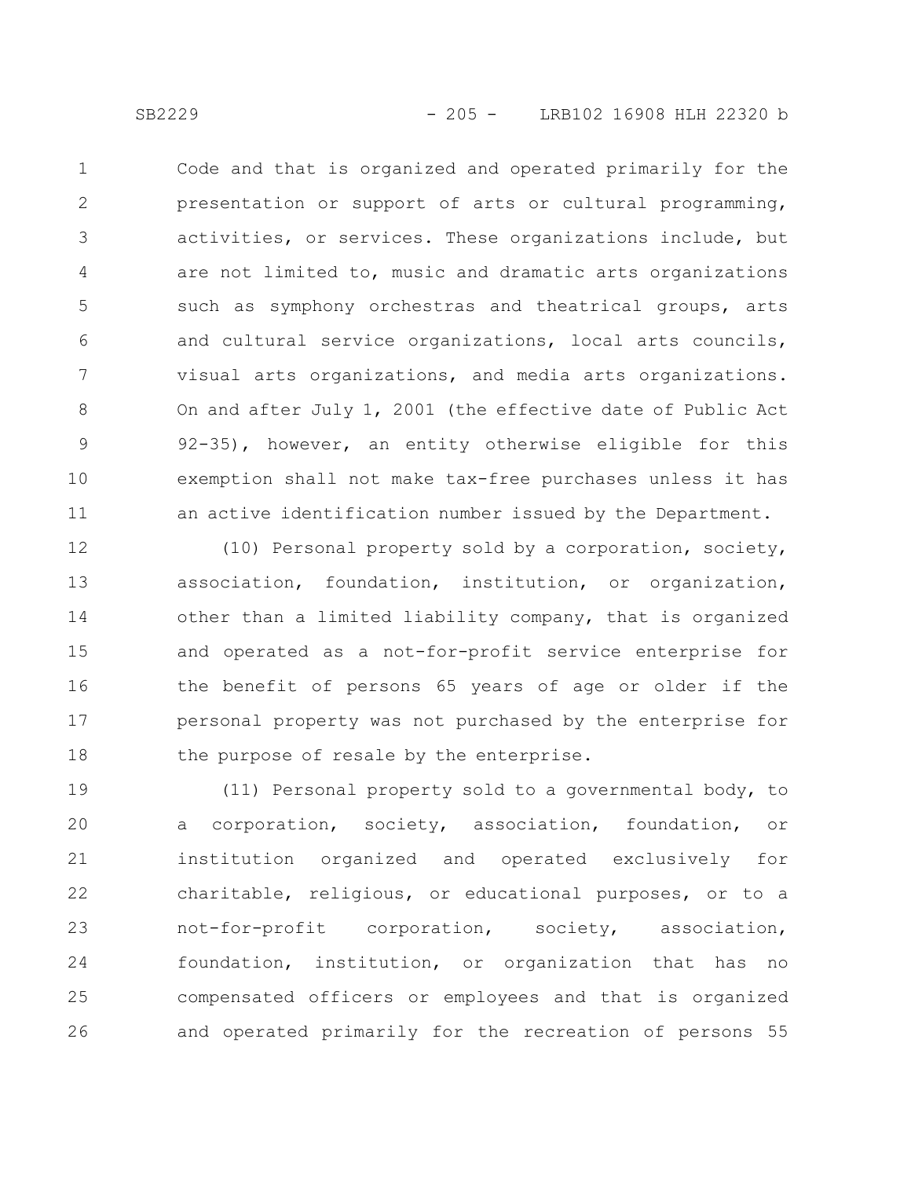Code and that is organized and operated primarily for the presentation or support of arts or cultural programming, activities, or services. These organizations include, but are not limited to, music and dramatic arts organizations such as symphony orchestras and theatrical groups, arts and cultural service organizations, local arts councils, visual arts organizations, and media arts organizations. On and after July 1, 2001 (the effective date of Public Act 92-35), however, an entity otherwise eligible for this exemption shall not make tax-free purchases unless it has an active identification number issued by the Department.

(10) Personal property sold by a corporation, society, association, foundation, institution, or organization, other than a limited liability company, that is organized and operated as a not-for-profit service enterprise for the benefit of persons 65 years of age or older if the personal property was not purchased by the enterprise for the purpose of resale by the enterprise.

(11) Personal property sold to a governmental body, to a corporation, society, association, foundation, or institution organized and operated exclusively for charitable, religious, or educational purposes, or to a not-for-profit corporation, society, association, foundation, institution, or organization that has no compensated officers or employees and that is organized and operated primarily for the recreation of persons 55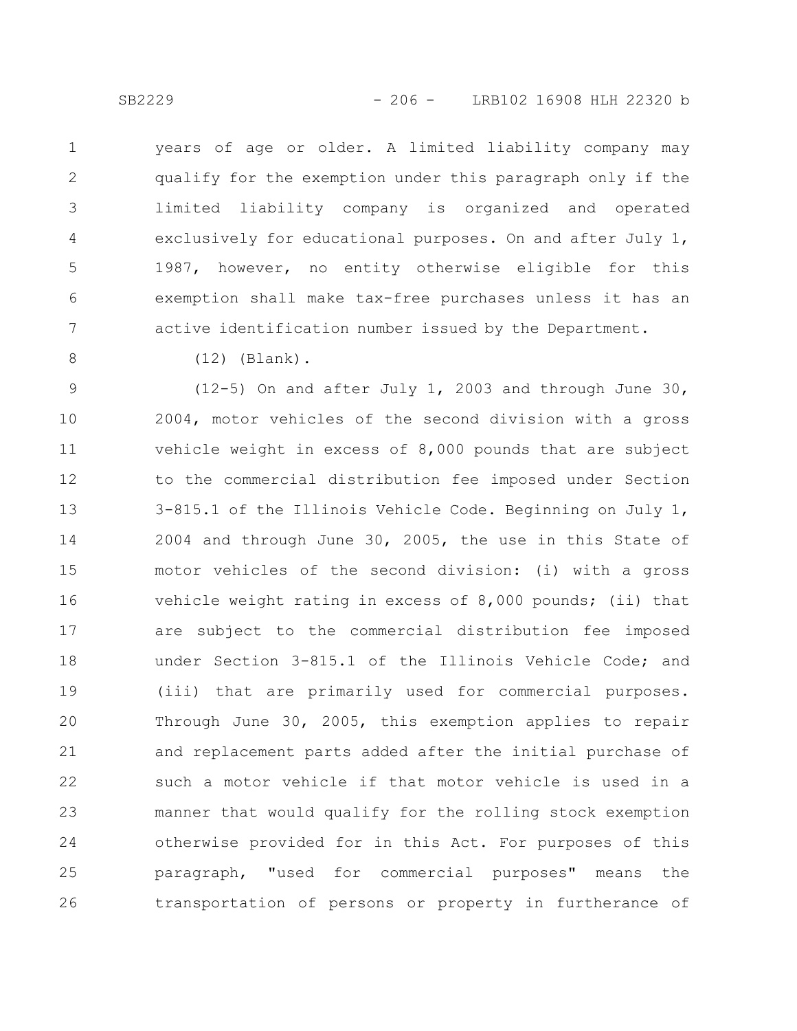years of age or older. A limited liability company may qualify for the exemption under this paragraph only if the limited liability company is organized and operated exclusively for educational purposes. On and after July 1, 1987, however, no entity otherwise eligible for this exemption shall make tax-free purchases unless it has an active identification number issued by the Department.

(12) (Blank).

(12-5) On and after July 1, 2003 and through June 30, 2004, motor vehicles of the second division with a gross vehicle weight in excess of 8,000 pounds that are subject to the commercial distribution fee imposed under Section 3-815.1 of the Illinois Vehicle Code. Beginning on July 1, 2004 and through June 30, 2005, the use in this State of motor vehicles of the second division: (i) with a gross vehicle weight rating in excess of 8,000 pounds; (ii) that are subject to the commercial distribution fee imposed under Section 3-815.1 of the Illinois Vehicle Code; and (iii) that are primarily used for commercial purposes. Through June 30, 2005, this exemption applies to repair and replacement parts added after the initial purchase of such a motor vehicle if that motor vehicle is used in a manner that would qualify for the rolling stock exemption otherwise provided for in this Act. For purposes of this paragraph, "used for commercial purposes" means the transportation of persons or property in furtherance of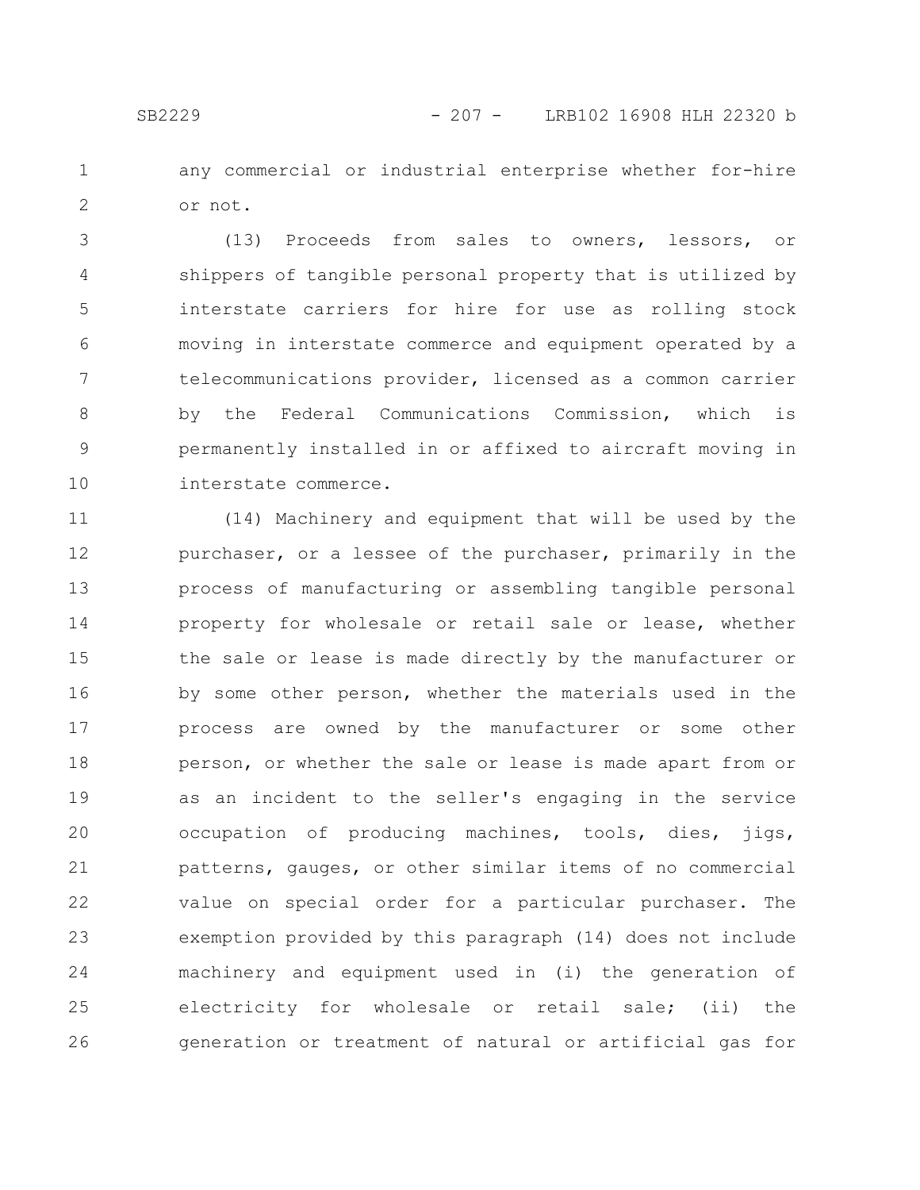any commercial or industrial enterprise whether for-hire or not.

(13) Proceeds from sales to owners, lessors, or shippers of tangible personal property that is utilized by interstate carriers for hire for use as rolling stock moving in interstate commerce and equipment operated by a telecommunications provider, licensed as a common carrier by the Federal Communications Commission, which is permanently installed in or affixed to aircraft moving in interstate commerce.

(14) Machinery and equipment that will be used by the purchaser, or a lessee of the purchaser, primarily in the process of manufacturing or assembling tangible personal property for wholesale or retail sale or lease, whether the sale or lease is made directly by the manufacturer or by some other person, whether the materials used in the process are owned by the manufacturer or some other person, or whether the sale or lease is made apart from or as an incident to the seller's engaging in the service occupation of producing machines, tools, dies, jigs, patterns, gauges, or other similar items of no commercial value on special order for a particular purchaser. The exemption provided by this paragraph (14) does not include machinery and equipment used in (i) the generation of electricity for wholesale or retail sale; (ii) the generation or treatment of natural or artificial gas for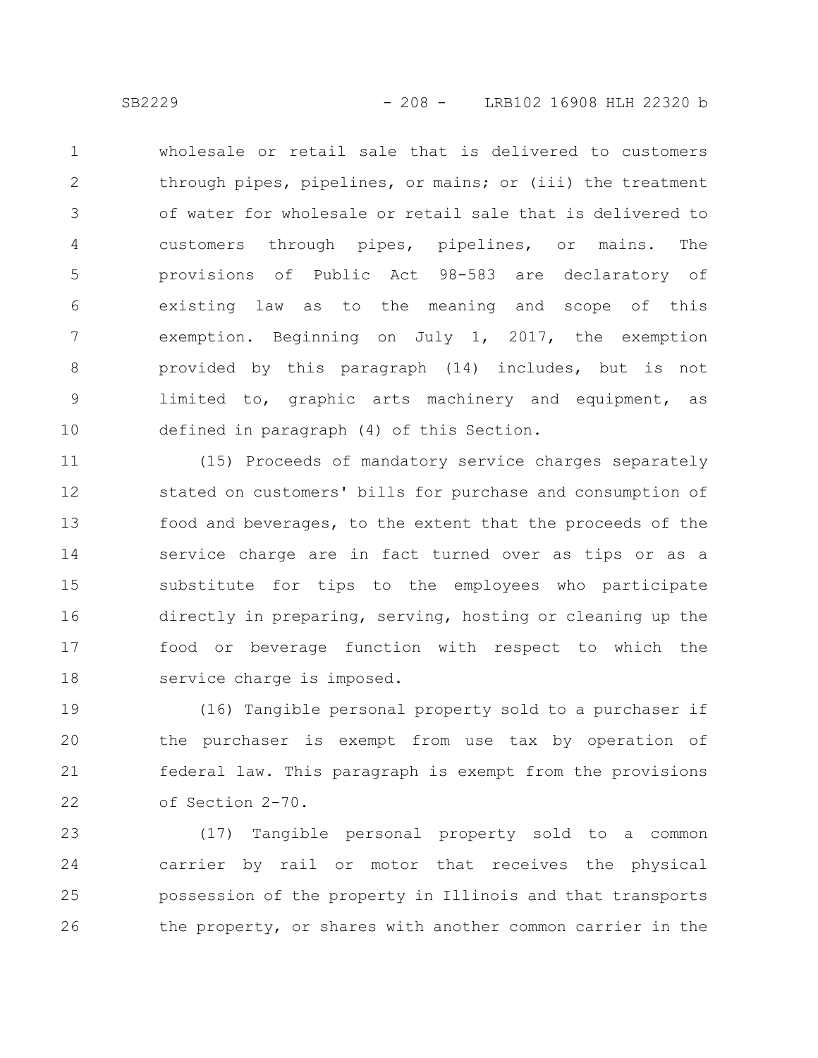wholesale or retail sale that is delivered to customers through pipes, pipelines, or mains; or (iii) the treatment of water for wholesale or retail sale that is delivered to customers through pipes, pipelines, or mains. The provisions of Public Act 98-583 are declaratory of existing law as to the meaning and scope of this exemption. Beginning on July 1, 2017, the exemption provided by this paragraph (14) includes, but is not limited to, graphic arts machinery and equipment, as defined in paragraph (4) of this Section.

(15) Proceeds of mandatory service charges separately stated on customers' bills for purchase and consumption of food and beverages, to the extent that the proceeds of the service charge are in fact turned over as tips or as a substitute for tips to the employees who participate directly in preparing, serving, hosting or cleaning up the food or beverage function with respect to which the service charge is imposed.

(16) Tangible personal property sold to a purchaser if the purchaser is exempt from use tax by operation of federal law. This paragraph is exempt from the provisions of Section 2-70.

(17) Tangible personal property sold to a common carrier by rail or motor that receives the physical possession of the property in Illinois and that transports the property, or shares with another common carrier in the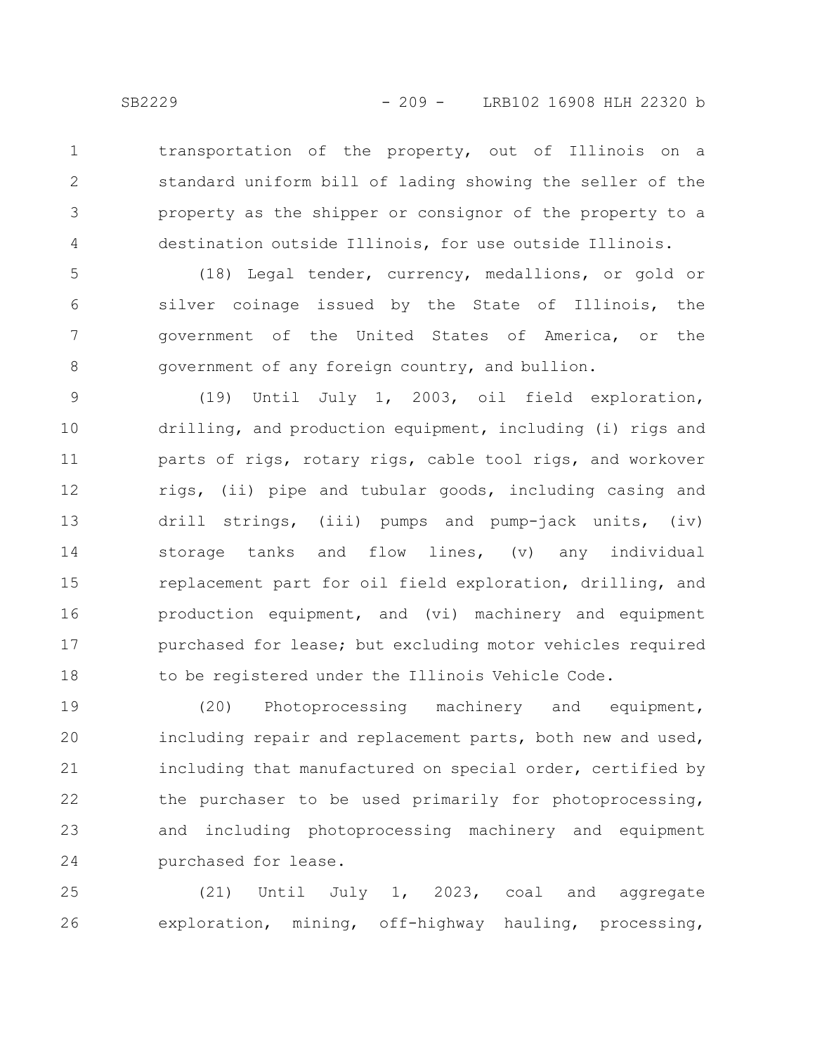transportation of the property, out of Illinois on a standard uniform bill of lading showing the seller of the property as the shipper or consignor of the property to a destination outside Illinois, for use outside Illinois.

(18) Legal tender, currency, medallions, or gold or silver coinage issued by the State of Illinois, the government of the United States of America, or the government of any foreign country, and bullion.

(19) Until July 1, 2003, oil field exploration, drilling, and production equipment, including (i) rigs and parts of rigs, rotary rigs, cable tool rigs, and workover rigs, (ii) pipe and tubular goods, including casing and drill strings, (iii) pumps and pump-jack units, (iv) storage tanks and flow lines, (v) any individual replacement part for oil field exploration, drilling, and production equipment, and (vi) machinery and equipment purchased for lease; but excluding motor vehicles required to be registered under the Illinois Vehicle Code.

(20) Photoprocessing machinery and equipment, including repair and replacement parts, both new and used, including that manufactured on special order, certified by the purchaser to be used primarily for photoprocessing, and including photoprocessing machinery and equipment purchased for lease.

(21) Until July 1, 2023, coal and aggregate exploration, mining, off-highway hauling, processing,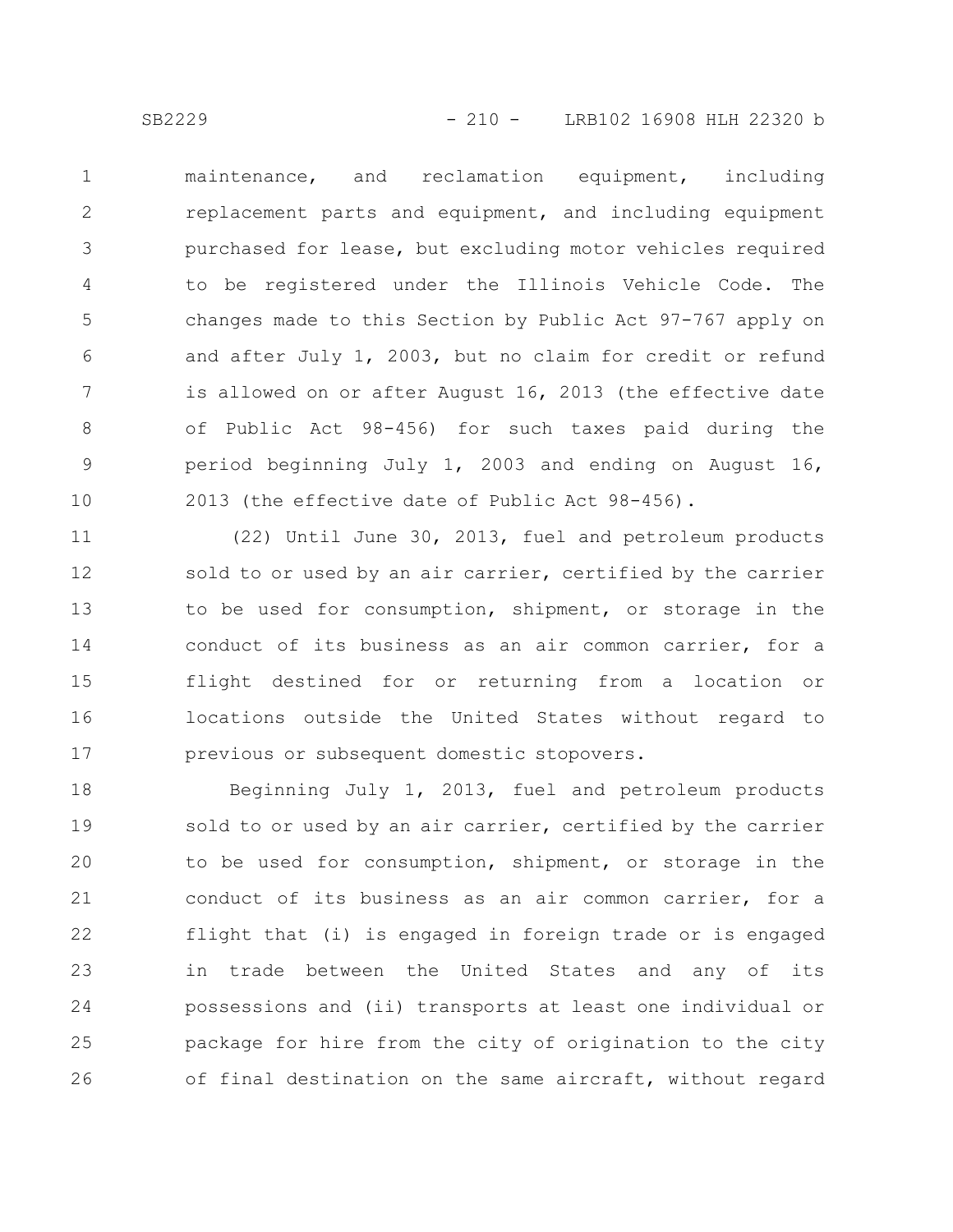maintenance, and reclamation equipment, including replacement parts and equipment, and including equipment purchased for lease, but excluding motor vehicles required to be registered under the Illinois Vehicle Code. The changes made to this Section by Public Act 97-767 apply on and after July 1, 2003, but no claim for credit or refund is allowed on or after August 16, 2013 (the effective date of Public Act 98-456) for such taxes paid during the period beginning July 1, 2003 and ending on August 16, 2013 (the effective date of Public Act 98-456).

(22) Until June 30, 2013, fuel and petroleum products sold to or used by an air carrier, certified by the carrier to be used for consumption, shipment, or storage in the conduct of its business as an air common carrier, for a flight destined for or returning from a location or locations outside the United States without regard to previous or subsequent domestic stopovers.

Beginning July 1, 2013, fuel and petroleum products sold to or used by an air carrier, certified by the carrier to be used for consumption, shipment, or storage in the conduct of its business as an air common carrier, for a flight that (i) is engaged in foreign trade or is engaged in trade between the United States and any of its possessions and (ii) transports at least one individual or package for hire from the city of origination to the city of final destination on the same aircraft, without regard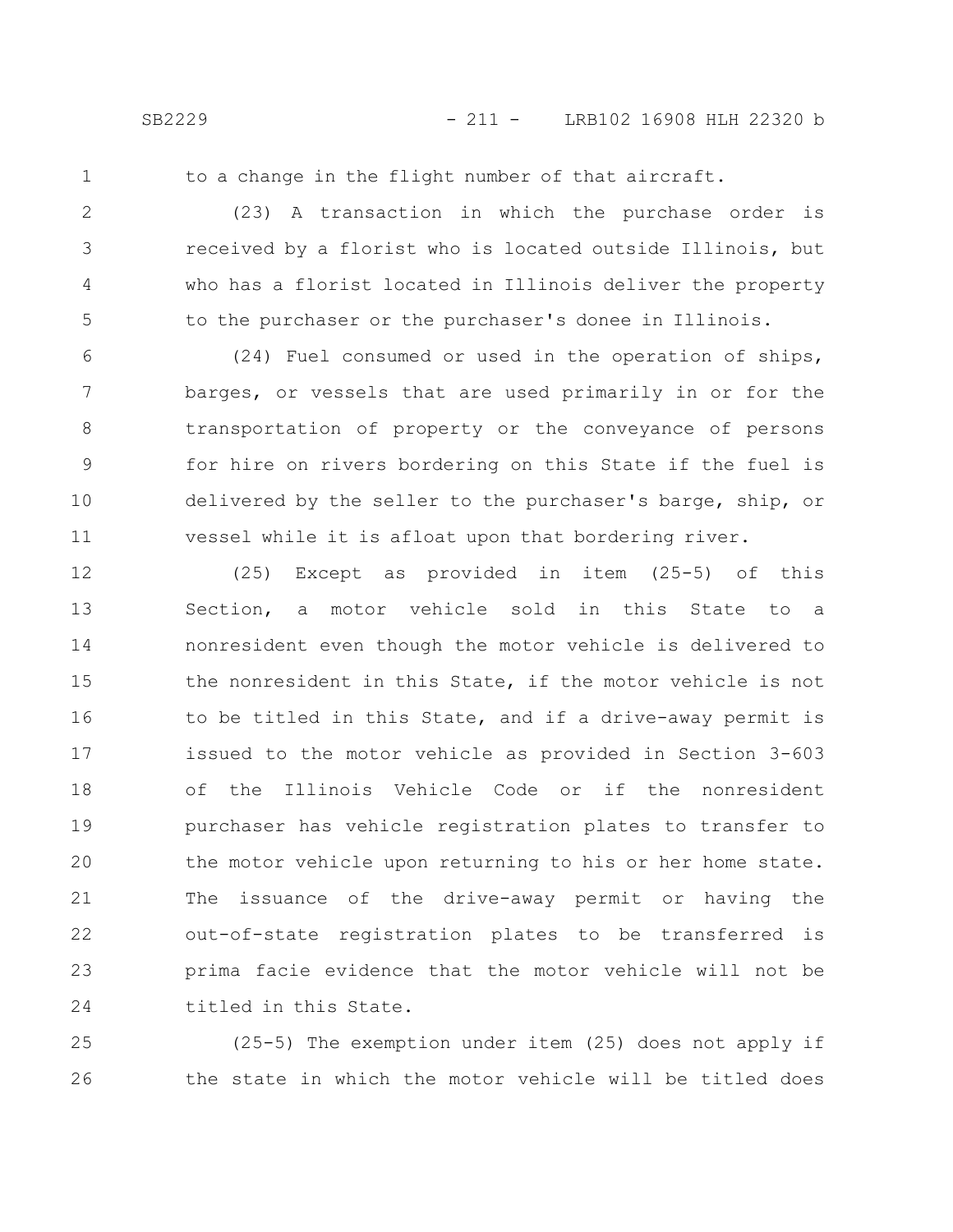to a change in the flight number of that aircraft.

(23) A transaction in which the purchase order is received by a florist who is located outside Illinois, but who has a florist located in Illinois deliver the property to the purchaser or the purchaser's donee in Illinois.

(24) Fuel consumed or used in the operation of ships, barges, or vessels that are used primarily in or for the transportation of property or the conveyance of persons for hire on rivers bordering on this State if the fuel is delivered by the seller to the purchaser's barge, ship, or vessel while it is afloat upon that bordering river.

(25) Except as provided in item (25-5) of this Section, a motor vehicle sold in this State to a nonresident even though the motor vehicle is delivered to the nonresident in this State, if the motor vehicle is not to be titled in this State, and if a drive-away permit is issued to the motor vehicle as provided in Section 3-603 of the Illinois Vehicle Code or if the nonresident purchaser has vehicle registration plates to transfer to the motor vehicle upon returning to his or her home state. The issuance of the drive-away permit or having the out-of-state registration plates to be transferred is prima facie evidence that the motor vehicle will not be titled in this State.

(25-5) The exemption under item (25) does not apply if the state in which the motor vehicle will be titled does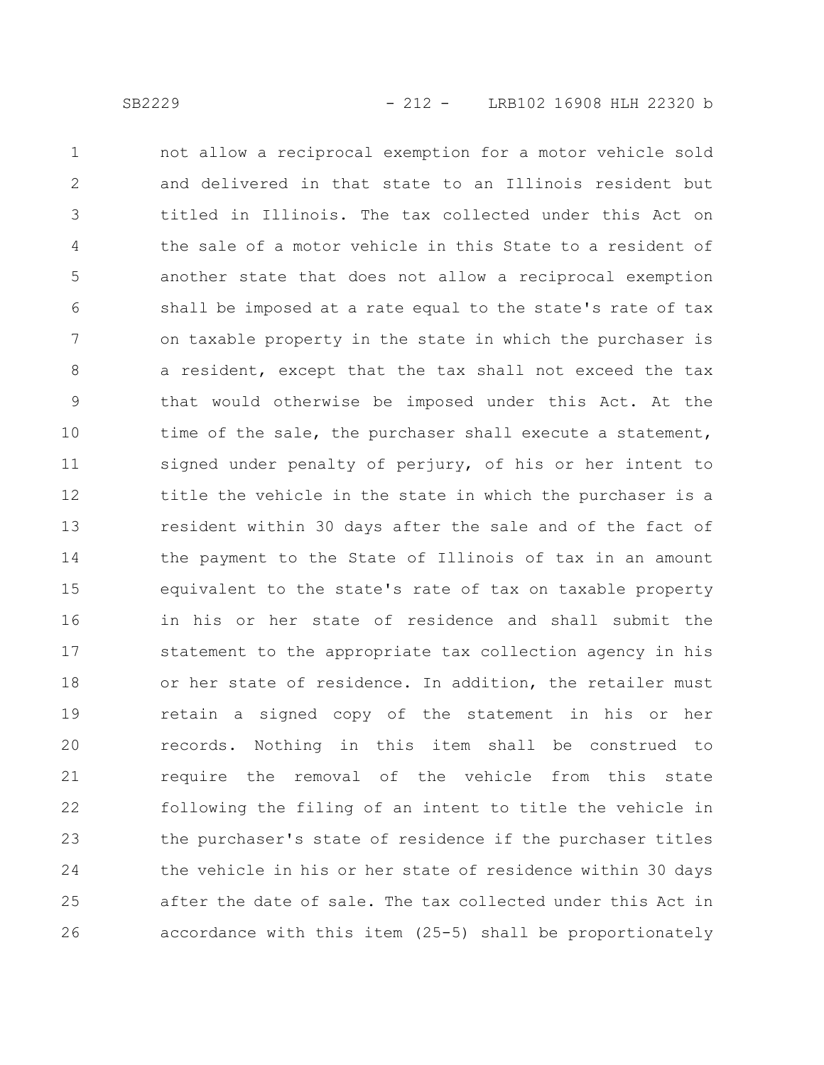not allow a reciprocal exemption for a motor vehicle sold and delivered in that state to an Illinois resident but titled in Illinois. The tax collected under this Act on the sale of a motor vehicle in this State to a resident of another state that does not allow a reciprocal exemption shall be imposed at a rate equal to the state's rate of tax on taxable property in the state in which the purchaser is a resident, except that the tax shall not exceed the tax that would otherwise be imposed under this Act. At the time of the sale, the purchaser shall execute a statement, signed under penalty of perjury, of his or her intent to title the vehicle in the state in which the purchaser is a resident within 30 days after the sale and of the fact of the payment to the State of Illinois of tax in an amount equivalent to the state's rate of tax on taxable property in his or her state of residence and shall submit the statement to the appropriate tax collection agency in his or her state of residence. In addition, the retailer must retain a signed copy of the statement in his or her records. Nothing in this item shall be construed to require the removal of the vehicle from this state following the filing of an intent to title the vehicle in the purchaser's state of residence if the purchaser titles the vehicle in his or her state of residence within 30 days after the date of sale. The tax collected under this Act in accordance with this item (25-5) shall be proportionately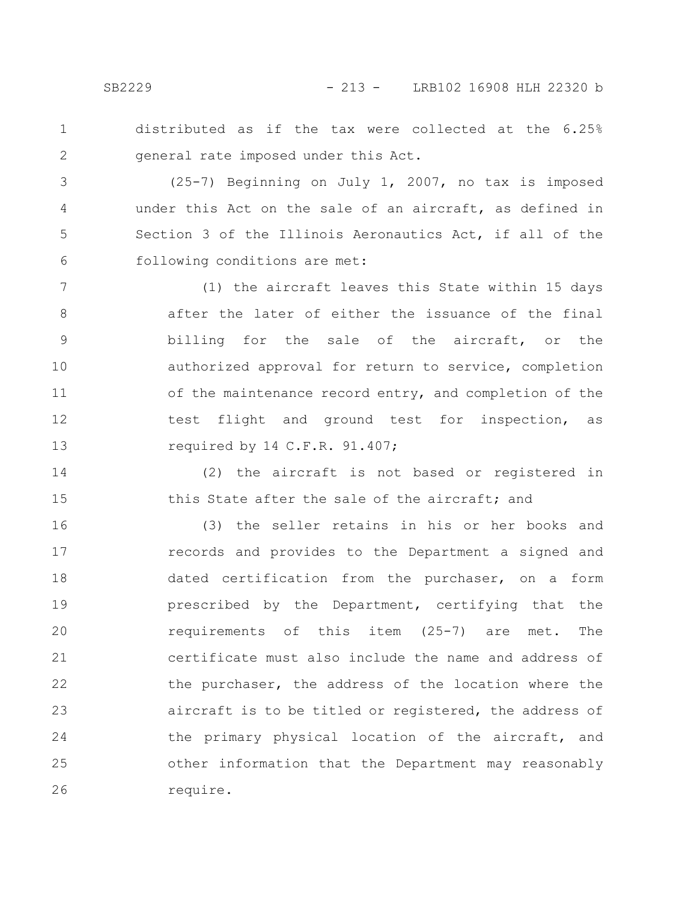distributed as if the tax were collected at the 6.25% general rate imposed under this Act.

(25-7) Beginning on July 1, 2007, no tax is imposed under this Act on the sale of an aircraft, as defined in Section 3 of the Illinois Aeronautics Act, if all of the following conditions are met:

(1) the aircraft leaves this State within 15 days after the later of either the issuance of the final billing for the sale of the aircraft, or the authorized approval for return to service, completion of the maintenance record entry, and completion of the test flight and ground test for inspection, as required by 14 C.F.R. 91.407;

(2) the aircraft is not based or registered in this State after the sale of the aircraft; and

(3) the seller retains in his or her books and records and provides to the Department a signed and dated certification from the purchaser, on a form prescribed by the Department, certifying that the requirements of this item (25-7) are met. The certificate must also include the name and address of the purchaser, the address of the location where the aircraft is to be titled or registered, the address of the primary physical location of the aircraft, and other information that the Department may reasonably require.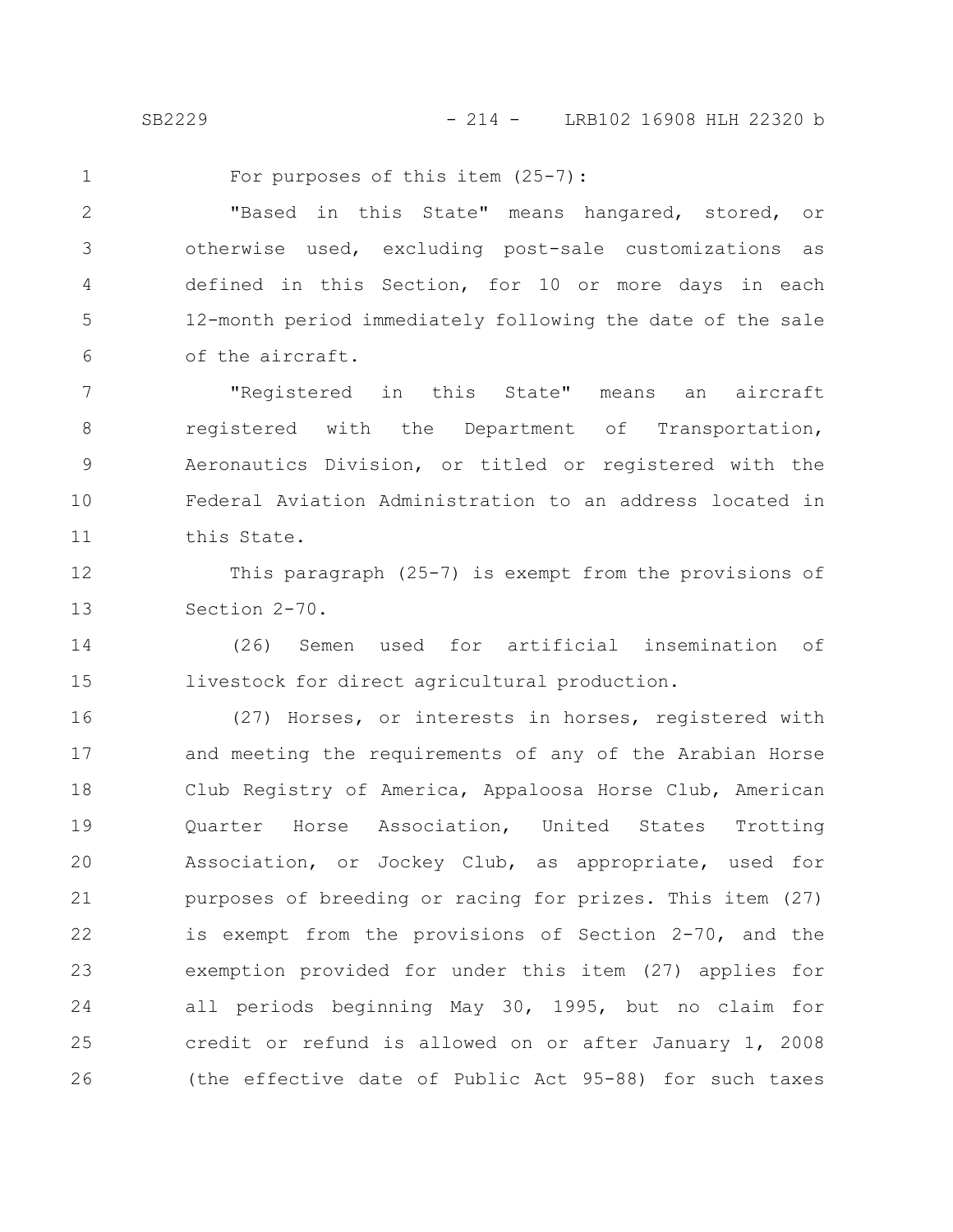For purposes of this item (25-7):

"Based in this State" means hangared, stored, or otherwise used, excluding post-sale customizations as defined in this Section, for 10 or more days in each 12-month period immediately following the date of the sale of the aircraft.

"Registered in this State" means an aircraft registered with the Department of Transportation, Aeronautics Division, or titled or registered with the Federal Aviation Administration to an address located in this State.

This paragraph (25-7) is exempt from the provisions of Section 2-70.

(26) Semen used for artificial insemination of livestock for direct agricultural production.

(27) Horses, or interests in horses, registered with and meeting the requirements of any of the Arabian Horse Club Registry of America, Appaloosa Horse Club, American Quarter Horse Association, United States Trotting Association, or Jockey Club, as appropriate, used for purposes of breeding or racing for prizes. This item (27) is exempt from the provisions of Section 2-70, and the exemption provided for under this item (27) applies for all periods beginning May 30, 1995, but no claim for credit or refund is allowed on or after January 1, 2008 (the effective date of Public Act 95-88) for such taxes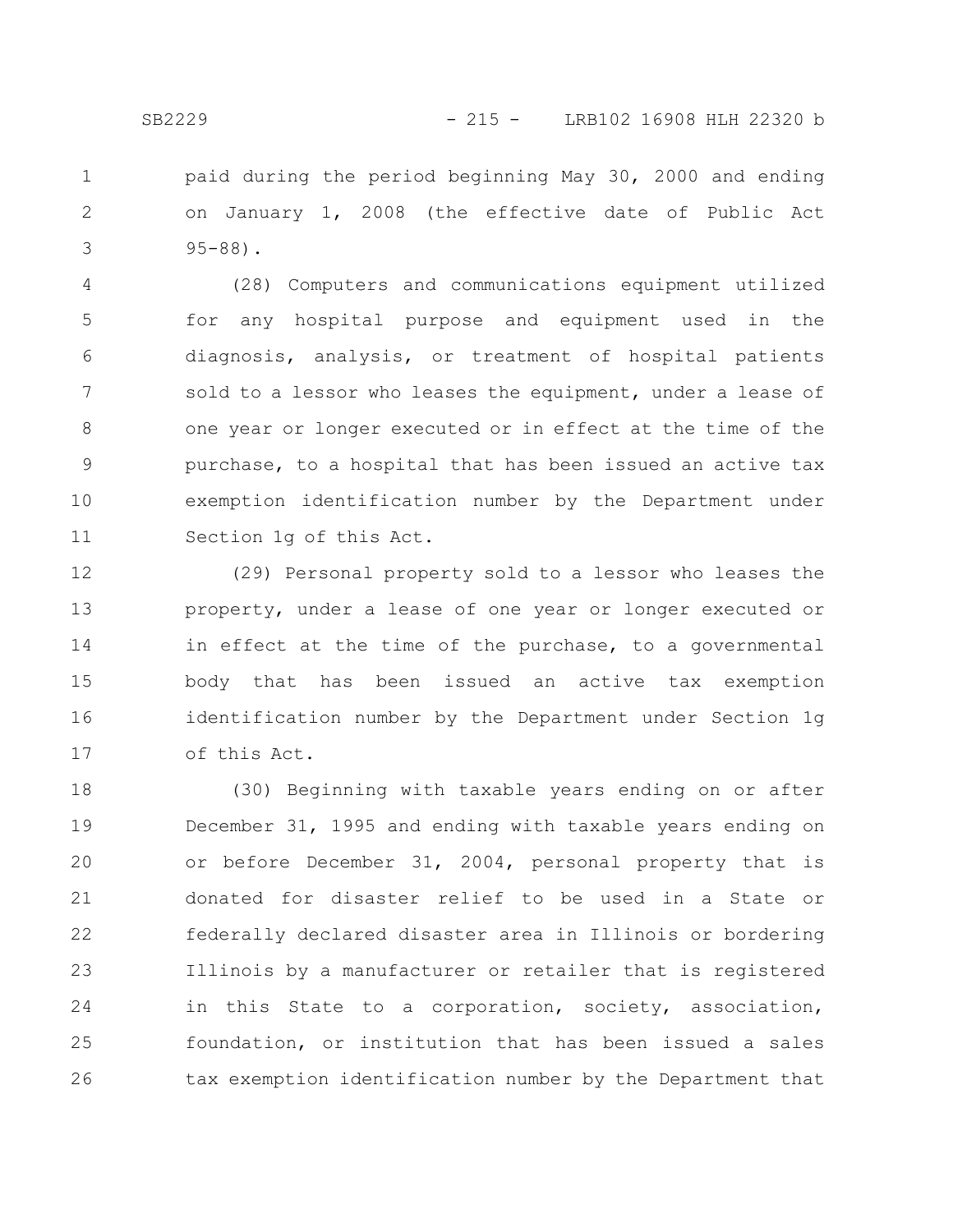paid during the period beginning May 30, 2000 and ending on January 1, 2008 (the effective date of Public Act 95-88).

(28) Computers and communications equipment utilized for any hospital purpose and equipment used in the diagnosis, analysis, or treatment of hospital patients sold to a lessor who leases the equipment, under a lease of one year or longer executed or in effect at the time of the purchase, to a hospital that has been issued an active tax exemption identification number by the Department under Section 1g of this Act.

(29) Personal property sold to a lessor who leases the property, under a lease of one year or longer executed or in effect at the time of the purchase, to a governmental body that has been issued an active tax exemption identification number by the Department under Section 1g of this Act.

(30) Beginning with taxable years ending on or after December 31, 1995 and ending with taxable years ending on or before December 31, 2004, personal property that is donated for disaster relief to be used in a State or federally declared disaster area in Illinois or bordering Illinois by a manufacturer or retailer that is registered in this State to a corporation, society, association, foundation, or institution that has been issued a sales tax exemption identification number by the Department that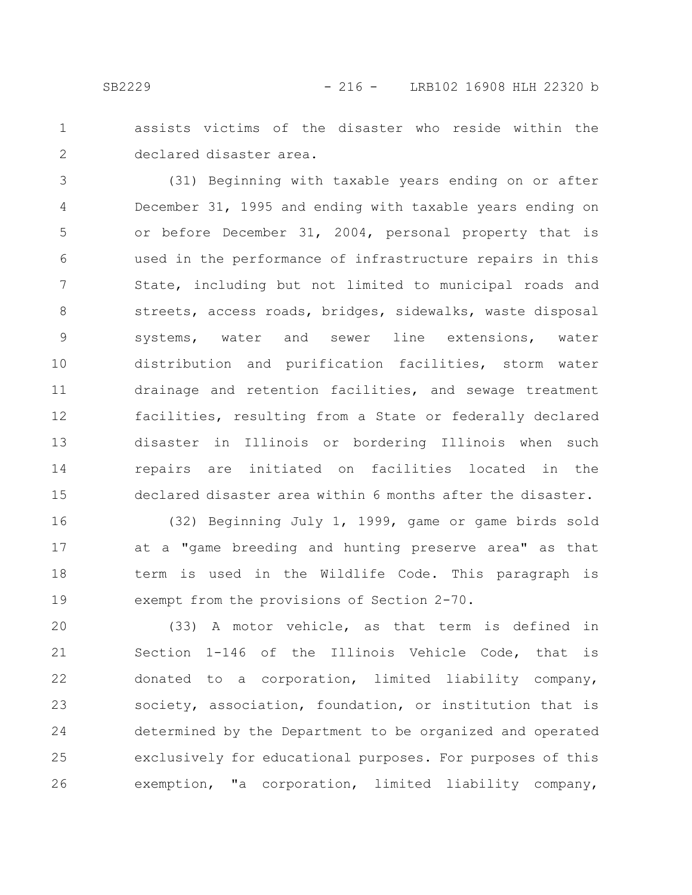assists victims of the disaster who reside within the declared disaster area.

(31) Beginning with taxable years ending on or after December 31, 1995 and ending with taxable years ending on or before December 31, 2004, personal property that is used in the performance of infrastructure repairs in this State, including but not limited to municipal roads and streets, access roads, bridges, sidewalks, waste disposal systems, water and sewer line extensions, water distribution and purification facilities, storm water drainage and retention facilities, and sewage treatment facilities, resulting from a State or federally declared disaster in Illinois or bordering Illinois when such repairs are initiated on facilities located in the declared disaster area within 6 months after the disaster.

(32) Beginning July 1, 1999, game or game birds sold at a "game breeding and hunting preserve area" as that term is used in the Wildlife Code. This paragraph is exempt from the provisions of Section 2-70.

(33) A motor vehicle, as that term is defined in Section 1-146 of the Illinois Vehicle Code, that is donated to a corporation, limited liability company, society, association, foundation, or institution that is determined by the Department to be organized and operated exclusively for educational purposes. For purposes of this exemption, "a corporation, limited liability company,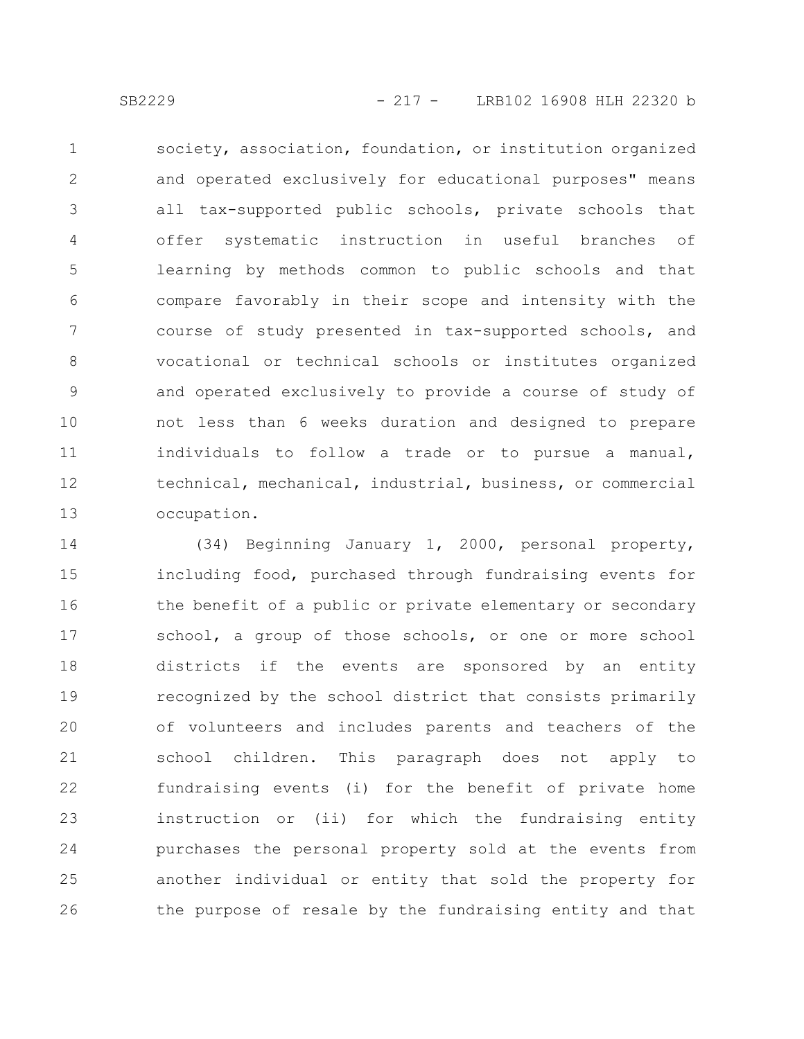society, association, foundation, or institution organized and operated exclusively for educational purposes" means all tax-supported public schools, private schools that offer systematic instruction in useful branches of learning by methods common to public schools and that compare favorably in their scope and intensity with the course of study presented in tax-supported schools, and vocational or technical schools or institutes organized and operated exclusively to provide a course of study of not less than 6 weeks duration and designed to prepare individuals to follow a trade or to pursue a manual, technical, mechanical, industrial, business, or commercial occupation.

(34) Beginning January 1, 2000, personal property, including food, purchased through fundraising events for the benefit of a public or private elementary or secondary school, a group of those schools, or one or more school districts if the events are sponsored by an entity recognized by the school district that consists primarily of volunteers and includes parents and teachers of the school children. This paragraph does not apply to fundraising events (i) for the benefit of private home instruction or (ii) for which the fundraising entity purchases the personal property sold at the events from another individual or entity that sold the property for the purpose of resale by the fundraising entity and that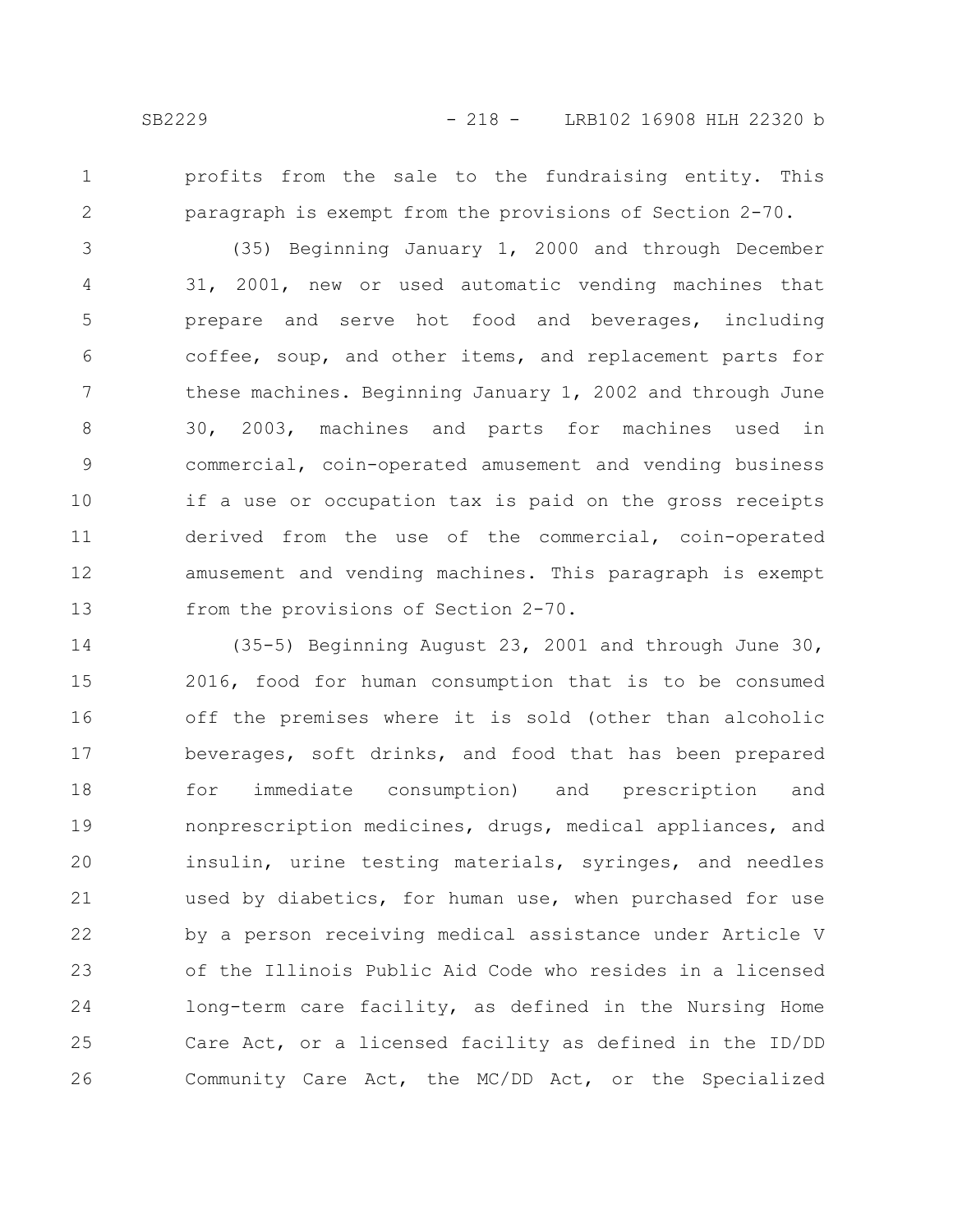profits from the sale to the fundraising entity. This paragraph is exempt from the provisions of Section 2-70.

(35) Beginning January 1, 2000 and through December 31, 2001, new or used automatic vending machines that prepare and serve hot food and beverages, including coffee, soup, and other items, and replacement parts for these machines. Beginning January 1, 2002 and through June 30, 2003, machines and parts for machines used in commercial, coin-operated amusement and vending business if a use or occupation tax is paid on the gross receipts derived from the use of the commercial, coin-operated amusement and vending machines. This paragraph is exempt from the provisions of Section 2-70.

(35-5) Beginning August 23, 2001 and through June 30, 2016, food for human consumption that is to be consumed off the premises where it is sold (other than alcoholic beverages, soft drinks, and food that has been prepared for immediate consumption) and prescription and nonprescription medicines, drugs, medical appliances, and insulin, urine testing materials, syringes, and needles used by diabetics, for human use, when purchased for use by a person receiving medical assistance under Article V of the Illinois Public Aid Code who resides in a licensed long-term care facility, as defined in the Nursing Home Care Act, or a licensed facility as defined in the ID/DD Community Care Act, the MC/DD Act, or the Specialized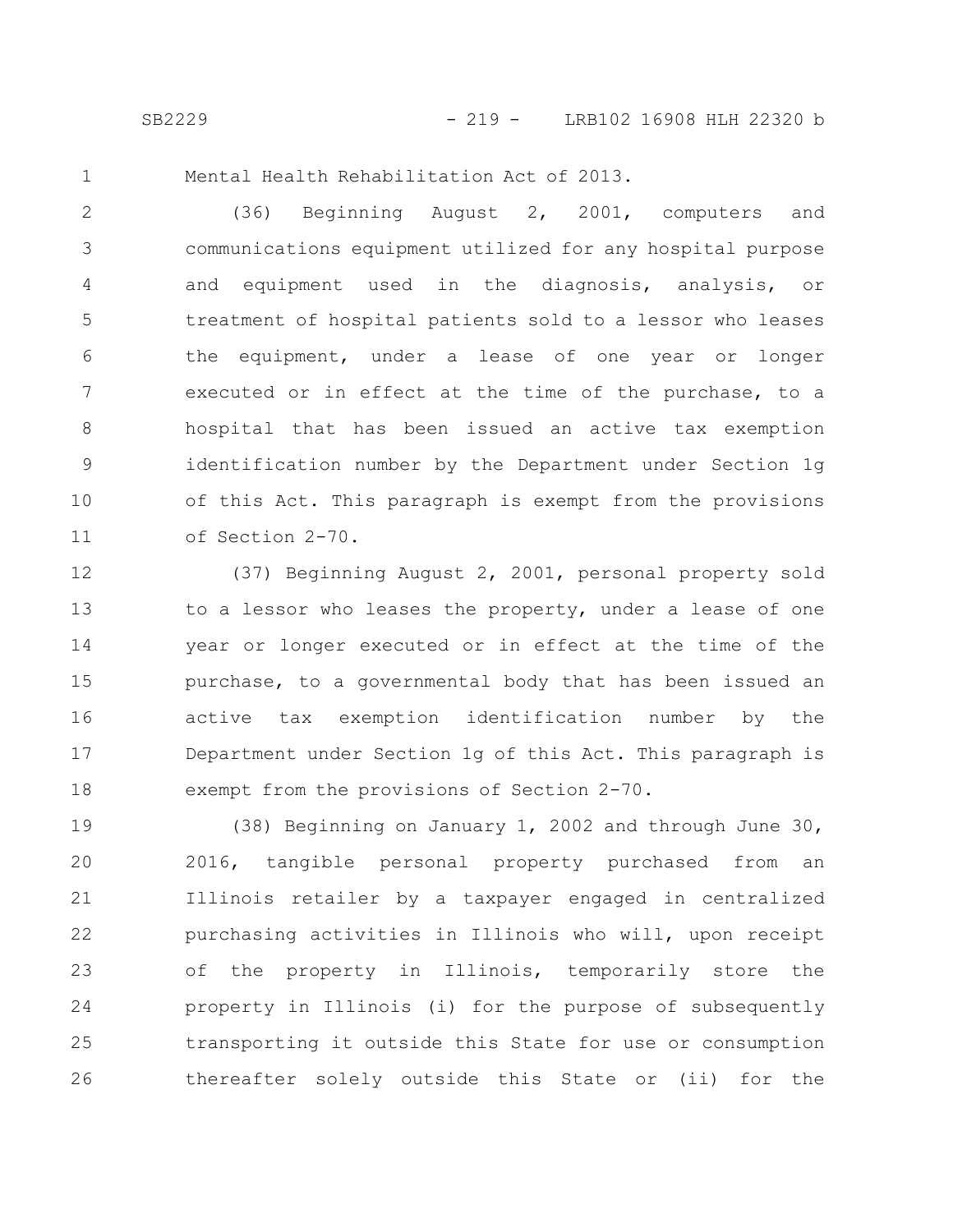Mental Health Rehabilitation Act of 2013.

(36) Beginning August 2, 2001, computers and communications equipment utilized for any hospital purpose and equipment used in the diagnosis, analysis, or treatment of hospital patients sold to a lessor who leases the equipment, under a lease of one year or longer executed or in effect at the time of the purchase, to a hospital that has been issued an active tax exemption identification number by the Department under Section 1g of this Act. This paragraph is exempt from the provisions of Section 2-70.

(37) Beginning August 2, 2001, personal property sold to a lessor who leases the property, under a lease of one year or longer executed or in effect at the time of the purchase, to a governmental body that has been issued an active tax exemption identification number by the Department under Section 1g of this Act. This paragraph is exempt from the provisions of Section 2-70.

(38) Beginning on January 1, 2002 and through June 30, 2016, tangible personal property purchased from an Illinois retailer by a taxpayer engaged in centralized purchasing activities in Illinois who will, upon receipt of the property in Illinois, temporarily store the property in Illinois (i) for the purpose of subsequently transporting it outside this State for use or consumption thereafter solely outside this State or (ii) for the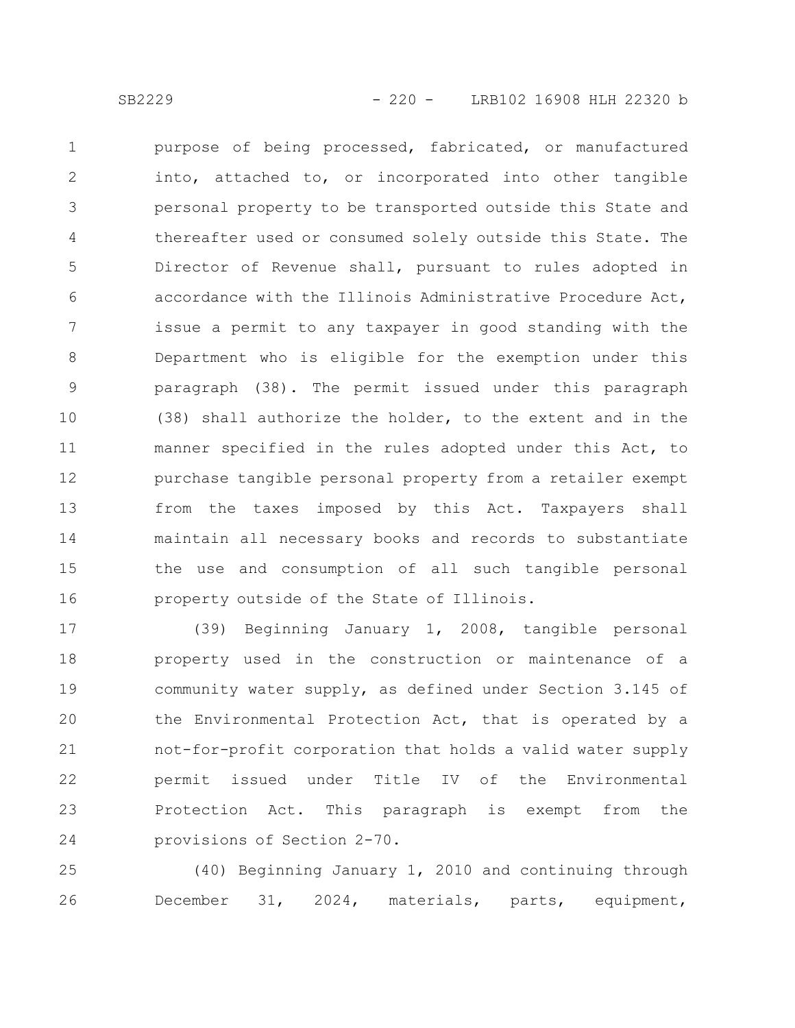purpose of being processed, fabricated, or manufactured into, attached to, or incorporated into other tangible personal property to be transported outside this State and thereafter used or consumed solely outside this State. The Director of Revenue shall, pursuant to rules adopted in accordance with the Illinois Administrative Procedure Act, issue a permit to any taxpayer in good standing with the Department who is eligible for the exemption under this paragraph (38). The permit issued under this paragraph (38) shall authorize the holder, to the extent and in the manner specified in the rules adopted under this Act, to purchase tangible personal property from a retailer exempt from the taxes imposed by this Act. Taxpayers shall maintain all necessary books and records to substantiate the use and consumption of all such tangible personal property outside of the State of Illinois.

(39) Beginning January 1, 2008, tangible personal property used in the construction or maintenance of a community water supply, as defined under Section 3.145 of the Environmental Protection Act, that is operated by a not-for-profit corporation that holds a valid water supply permit issued under Title IV of the Environmental Protection Act. This paragraph is exempt from the provisions of Section 2-70.

(40) Beginning January 1, 2010 and continuing through December 31, 2024, materials, parts, equipment,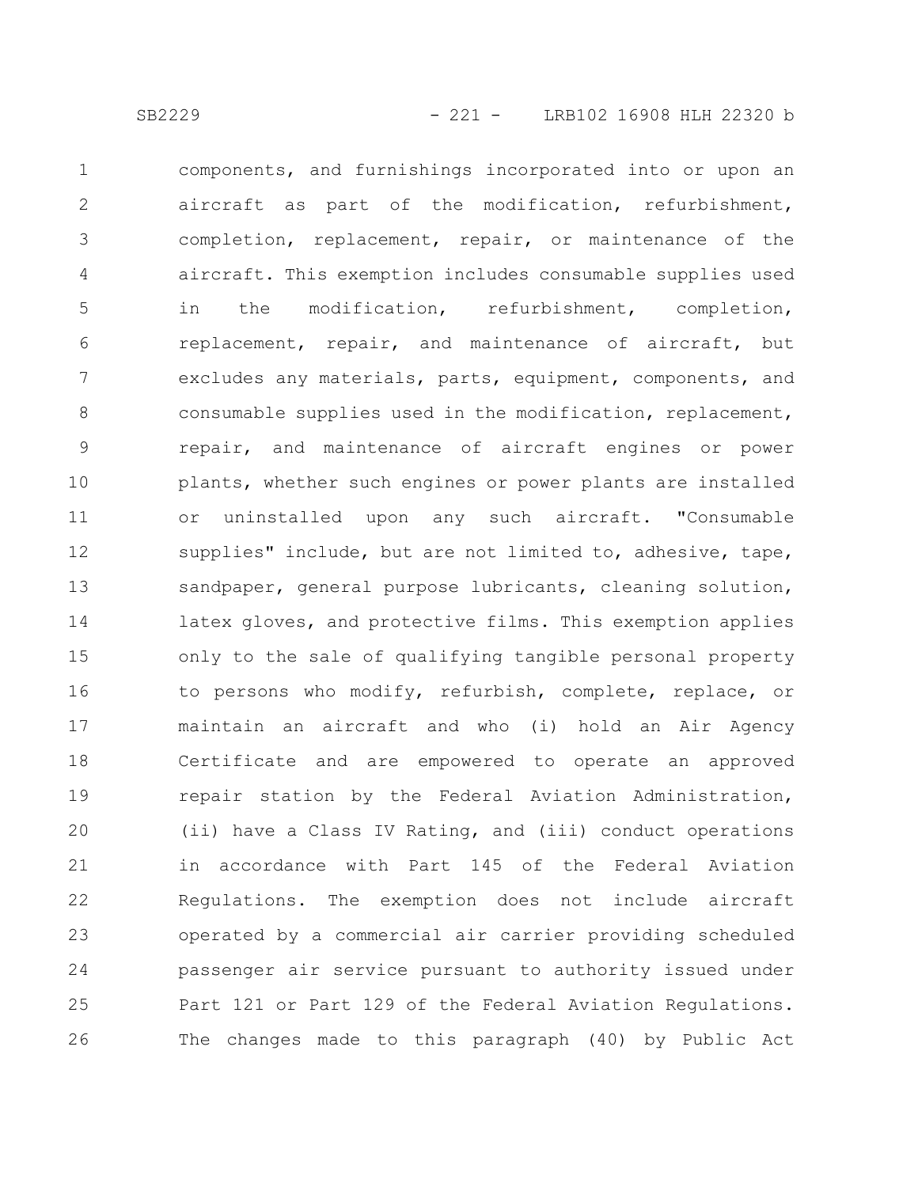components, and furnishings incorporated into or upon an aircraft as part of the modification, refurbishment, completion, replacement, repair, or maintenance of the aircraft. This exemption includes consumable supplies used in the modification, refurbishment, completion, replacement, repair, and maintenance of aircraft, but excludes any materials, parts, equipment, components, and consumable supplies used in the modification, replacement, repair, and maintenance of aircraft engines or power plants, whether such engines or power plants are installed or uninstalled upon any such aircraft. "Consumable supplies" include, but are not limited to, adhesive, tape, sandpaper, general purpose lubricants, cleaning solution, latex gloves, and protective films. This exemption applies only to the sale of qualifying tangible personal property to persons who modify, refurbish, complete, replace, or maintain an aircraft and who (i) hold an Air Agency Certificate and are empowered to operate an approved repair station by the Federal Aviation Administration, (ii) have a Class IV Rating, and (iii) conduct operations in accordance with Part 145 of the Federal Aviation Regulations. The exemption does not include aircraft operated by a commercial air carrier providing scheduled passenger air service pursuant to authority issued under Part 121 or Part 129 of the Federal Aviation Regulations. The changes made to this paragraph (40) by Public Act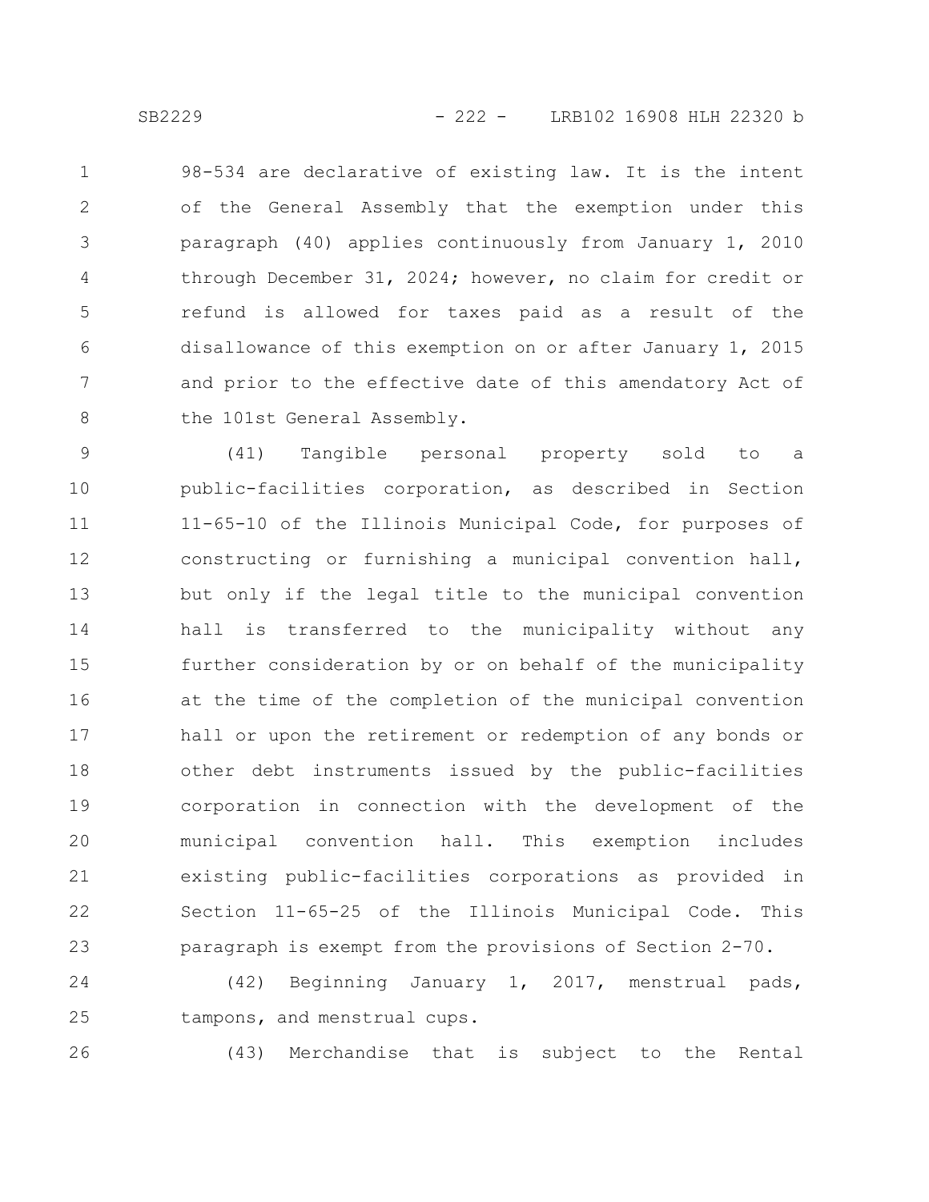98-534 are declarative of existing law. It is the intent of the General Assembly that the exemption under this paragraph (40) applies continuously from January 1, 2010 through December 31, 2024; however, no claim for credit or refund is allowed for taxes paid as a result of the disallowance of this exemption on or after January 1, 2015 and prior to the effective date of this amendatory Act of the 101st General Assembly.

(41) Tangible personal property sold to a public-facilities corporation, as described in Section 11-65-10 of the Illinois Municipal Code, for purposes of constructing or furnishing a municipal convention hall, but only if the legal title to the municipal convention hall is transferred to the municipality without any further consideration by or on behalf of the municipality at the time of the completion of the municipal convention hall or upon the retirement or redemption of any bonds or other debt instruments issued by the public-facilities corporation in connection with the development of the municipal convention hall. This exemption includes existing public-facilities corporations as provided in Section 11-65-25 of the Illinois Municipal Code. This paragraph is exempt from the provisions of Section 2-70.

(42) Beginning January 1, 2017, menstrual pads, tampons, and menstrual cups.

(43) Merchandise that is subject to the Rental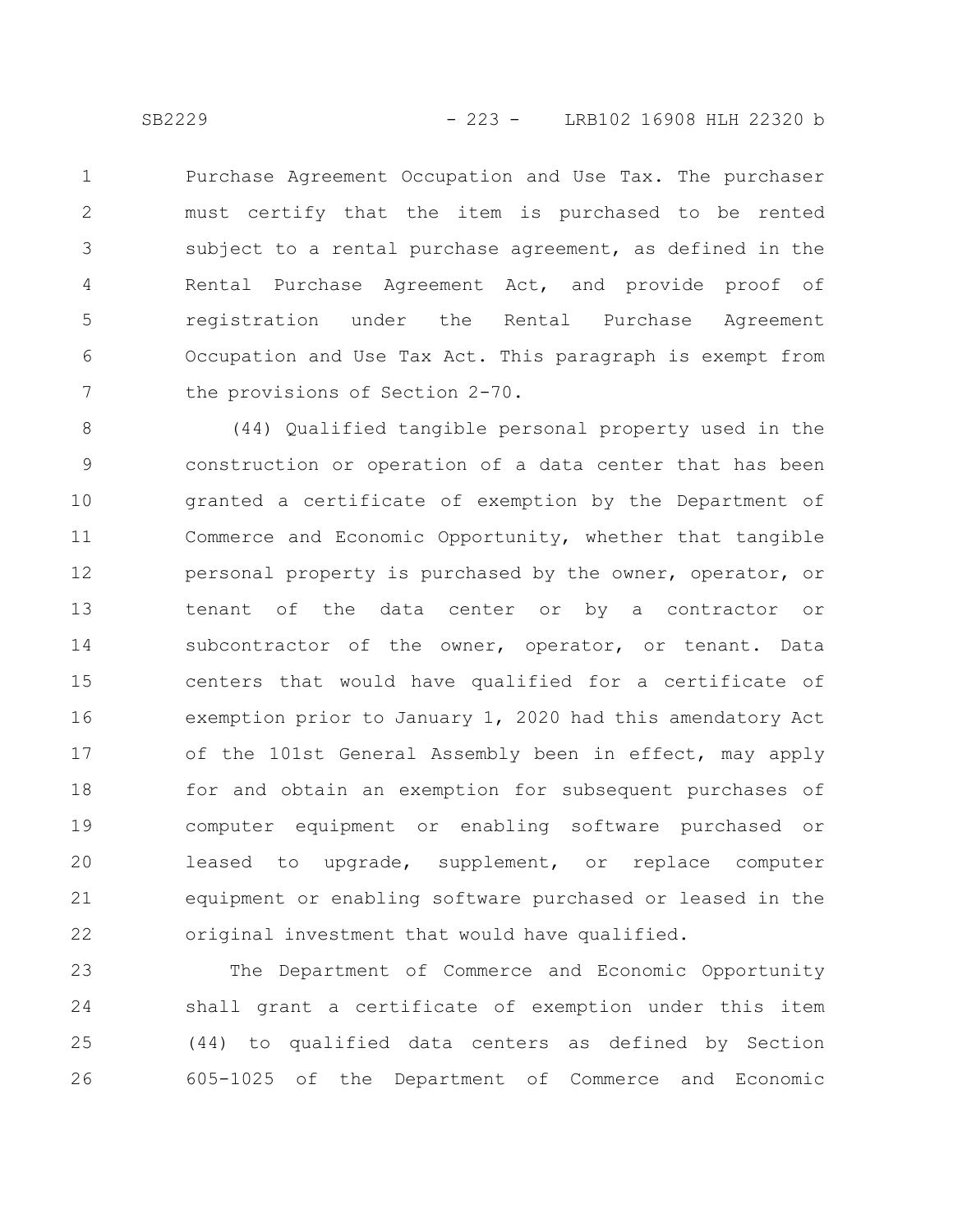Purchase Agreement Occupation and Use Tax. The purchaser must certify that the item is purchased to be rented subject to a rental purchase agreement, as defined in the Rental Purchase Agreement Act, and provide proof of registration under the Rental Purchase Agreement Occupation and Use Tax Act. This paragraph is exempt from the provisions of Section 2-70.

(44) Qualified tangible personal property used in the construction or operation of a data center that has been granted a certificate of exemption by the Department of Commerce and Economic Opportunity, whether that tangible personal property is purchased by the owner, operator, or tenant of the data center or by a contractor or subcontractor of the owner, operator, or tenant. Data centers that would have qualified for a certificate of exemption prior to January 1, 2020 had this amendatory Act of the 101st General Assembly been in effect, may apply for and obtain an exemption for subsequent purchases of computer equipment or enabling software purchased or leased to upgrade, supplement, or replace computer equipment or enabling software purchased or leased in the original investment that would have qualified.

The Department of Commerce and Economic Opportunity shall grant a certificate of exemption under this item (44) to qualified data centers as defined by Section 605-1025 of the Department of Commerce and Economic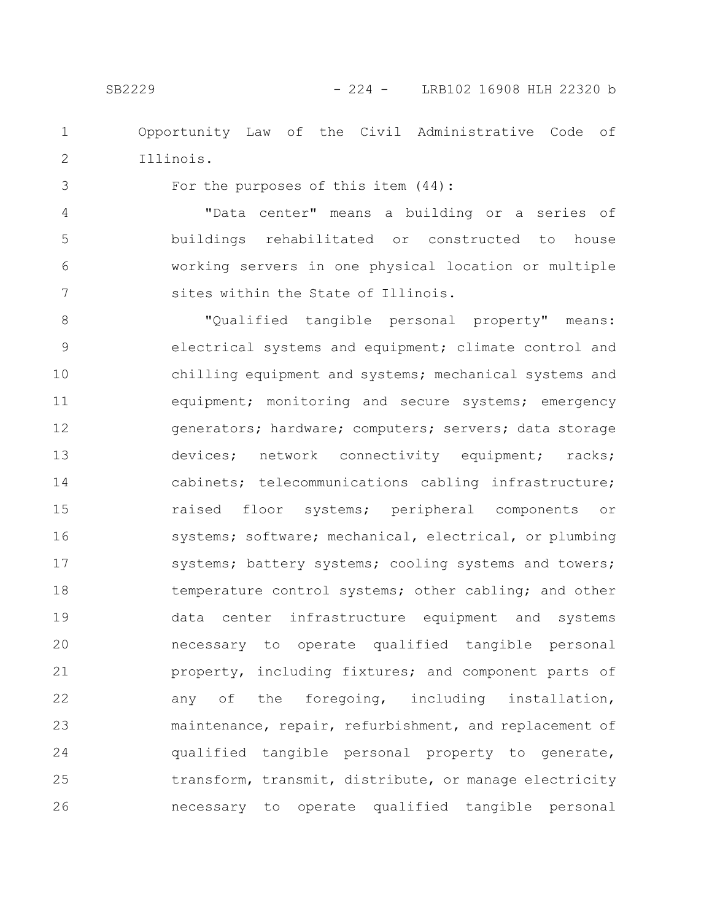Opportunity Law of the Civil Administrative Code of Illinois.

For the purposes of this item (44):

"Data center" means a building or a series of buildings rehabilitated or constructed to house working servers in one physical location or multiple sites within the State of Illinois.

"Qualified tangible personal property" means: electrical systems and equipment; climate control and chilling equipment and systems; mechanical systems and equipment; monitoring and secure systems; emergency generators; hardware; computers; servers; data storage devices; network connectivity equipment; racks; cabinets; telecommunications cabling infrastructure; raised floor systems; peripheral components or systems; software; mechanical, electrical, or plumbing systems; battery systems; cooling systems and towers; temperature control systems; other cabling; and other data center infrastructure equipment and systems necessary to operate qualified tangible personal property, including fixtures; and component parts of any of the foregoing, including installation, maintenance, repair, refurbishment, and replacement of qualified tangible personal property to generate, transform, transmit, distribute, or manage electricity necessary to operate qualified tangible personal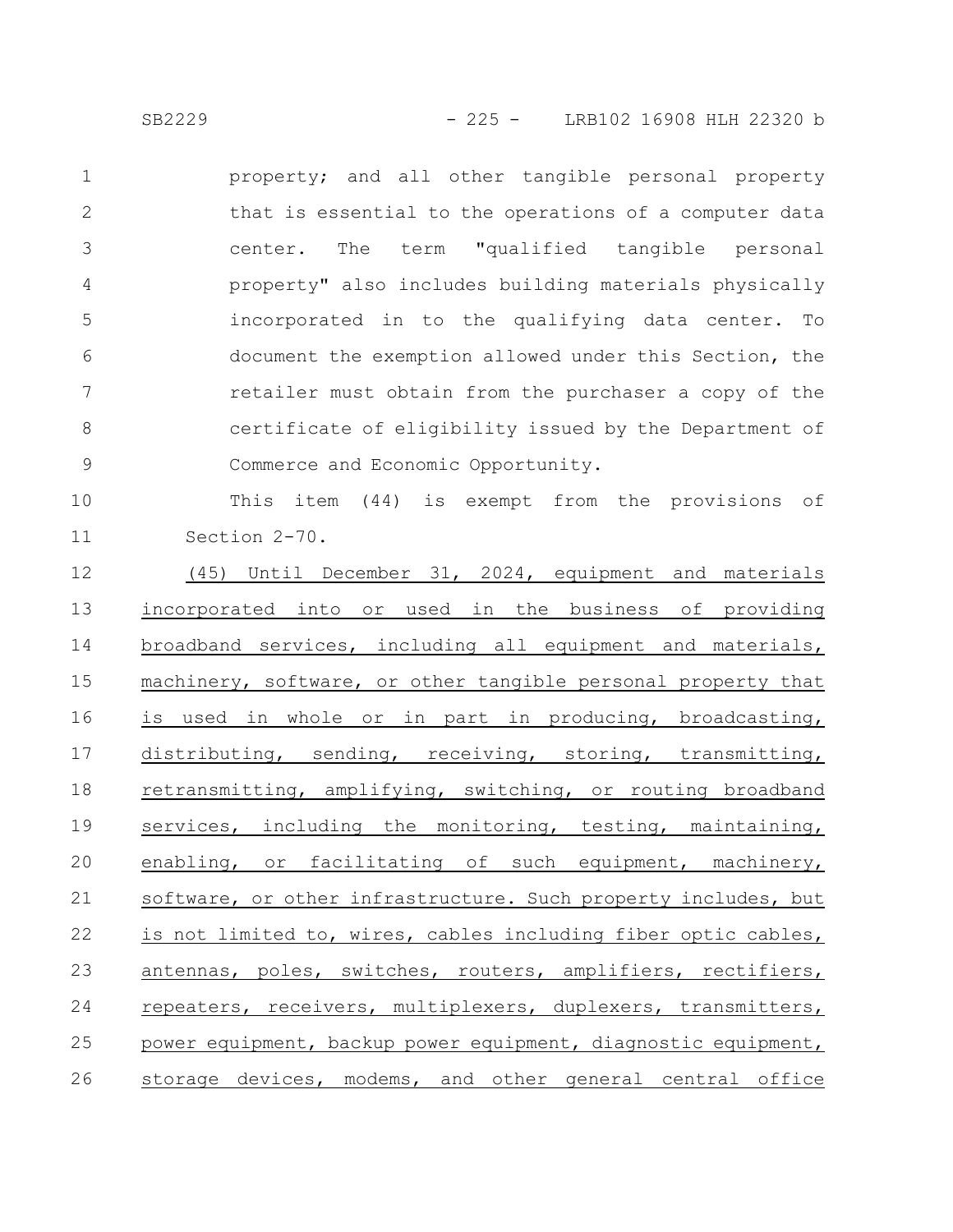property; and all other tangible personal property that is essential to the operations of a computer data center. The term "qualified tangible personal property" also includes building materials physically incorporated in to the qualifying data center. To document the exemption allowed under this Section, the retailer must obtain from the purchaser a copy of the certificate of eligibility issued by the Department of Commerce and Economic Opportunity.

This item (44) is exempt from the provisions of Section 2-70.

(45) Until December 31, 2024, equipment and materials incorporated into or used in the business of providing broadband services, including all equipment and materials, machinery, software, or other tangible personal property that is used in whole or in part in producing, broadcasting, distributing, sending, receiving, storing, transmitting, retransmitting, amplifying, switching, or routing broadband services, including the monitoring, testing, maintaining, enabling, or facilitating of such equipment, machinery, software, or other infrastructure. Such property includes, but is not limited to, wires, cables including fiber optic cables, antennas, poles, switches, routers, amplifiers, rectifiers, repeaters, receivers, multiplexers, duplexers, transmitters, power equipment, backup power equipment, diagnostic equipment, storage devices, modems, and other general central office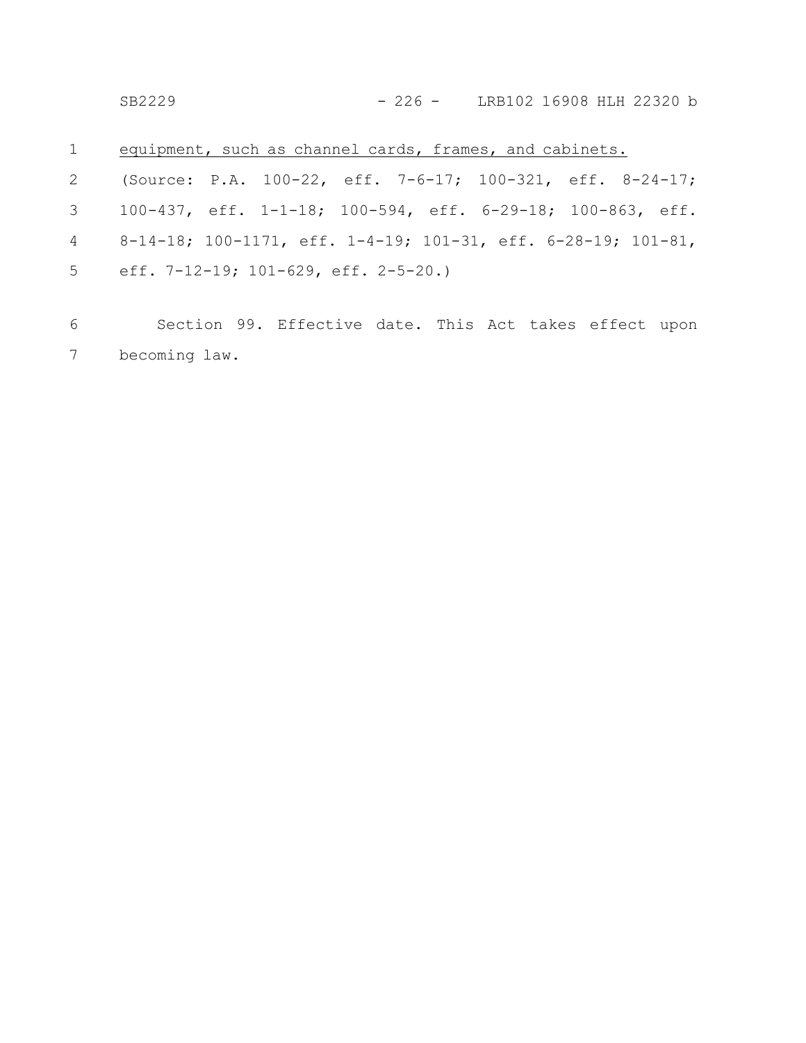equipment, such as channel cards, frames, and cabinets.

(Source: P.A. 100-22, eff. 7-6-17; 100-321, eff. 8-24-17; 100-437, eff. 1-1-18; 100-594, eff. 6-29-18; 100-863, eff. 8-14-18; 100-1171, eff. 1-4-19; 101-31, eff. 6-28-19; 101-81, eff. 7-12-19; 101-629, eff. 2-5-20.)

Section 99. Effective date. This Act takes effect upon becoming law.